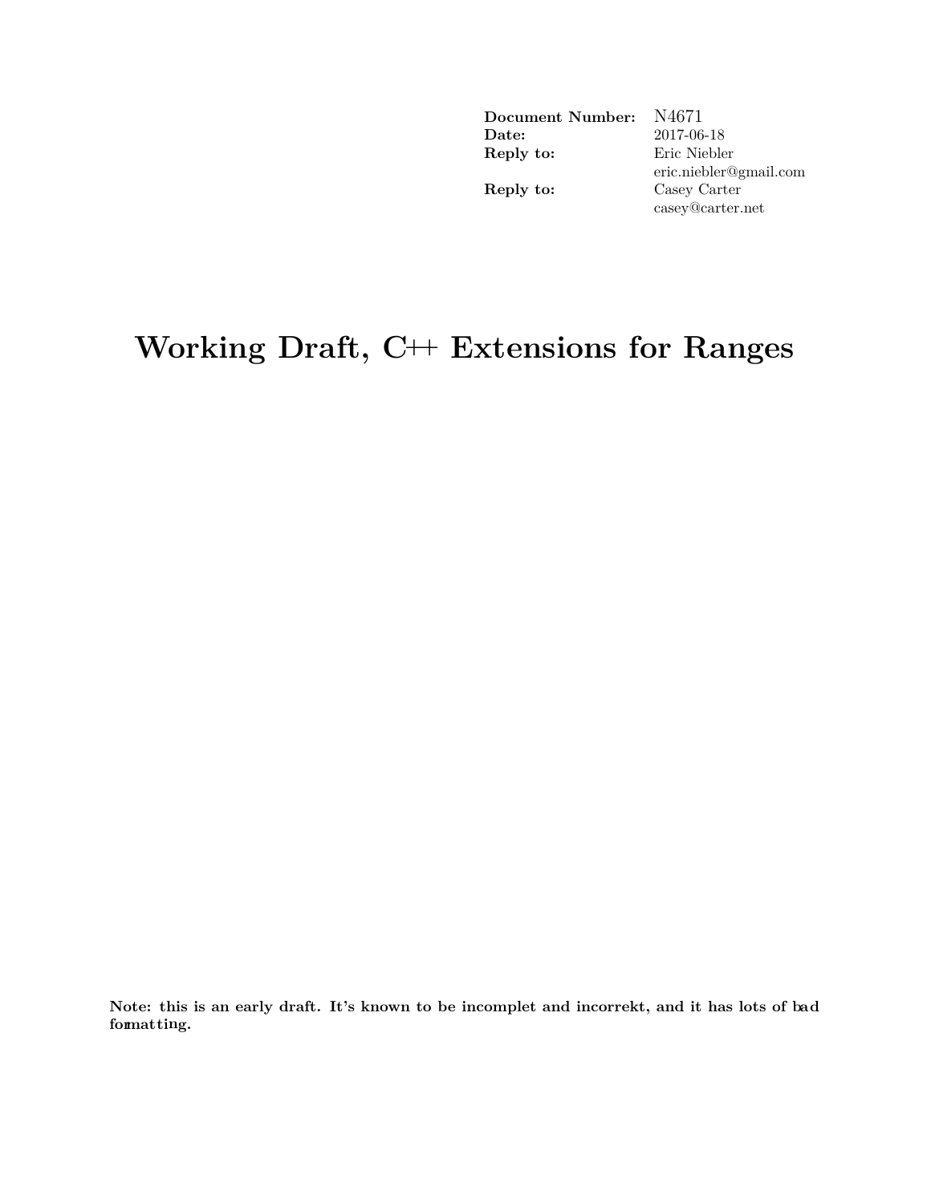| | |
|---|---|
| **Document Number:** | N4671 |
| **Date:** | 2017-06-18 |
| **Reply to:** | Eric Niebler<br>eric.niebler@gmail.com |
| **Reply to:** | Casey Carter<br>casey@carter.net |

# Working Draft, C++ Extensions for Ranges

**Note: this is an early draft. It's known to be incomplet and incorrekt, and it has lots of bad formatting.**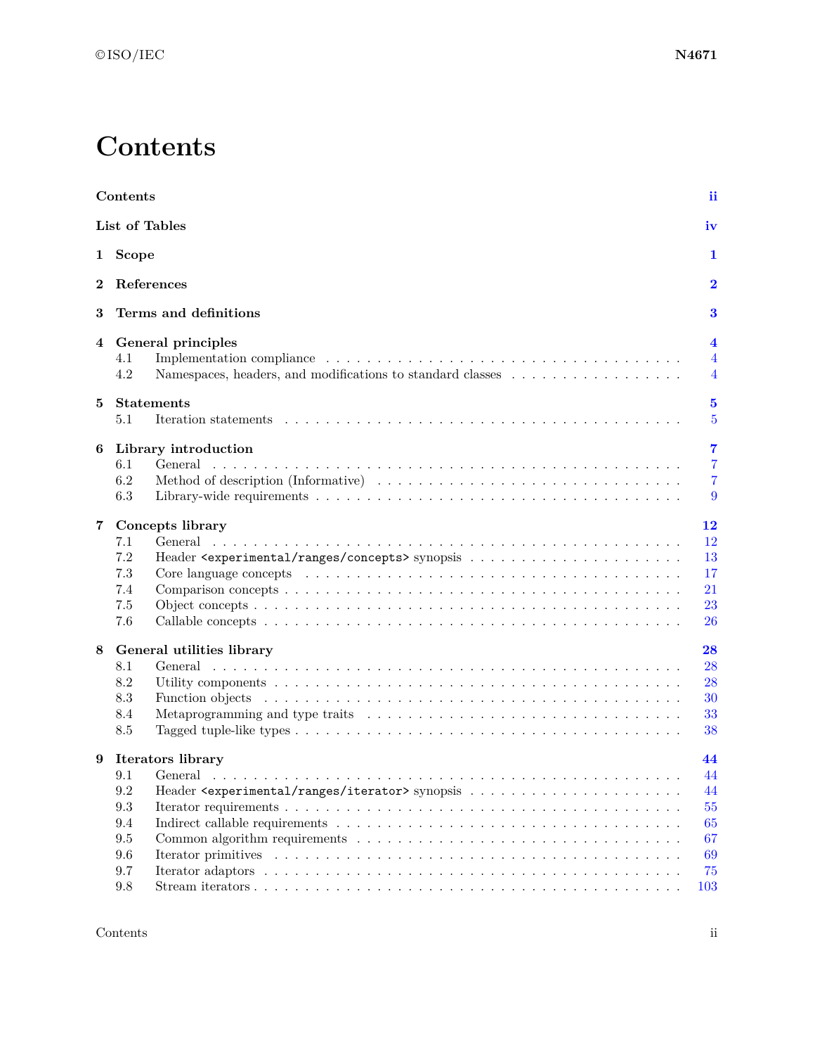# Contents

**Contents** **ii**

**List of Tables** **iv**

**1 Scope** **1**

**2 References** **2**

**3 Terms and definitions** **3**

**4 General principles** **4**

- 4.1 Implementation compliance . . . . . . . . . . 4
- 4.2 Namespaces, headers, and modifications to standard classes . . . . . . . . . . 4

**5 Statements** **5**

- 5.1 Iteration statements . . . . . . . . . . 5

**6 Library introduction** **7**

- 6.1 General . . . . . . . . . . 7
- 6.2 Method of description (Informative) . . . . . . . . . . 7
- 6.3 Library-wide requirements . . . . . . . . . . 9

**7 Concepts library** **12**

- 7.1 General . . . . . . . . . . 12
- 7.2 Header `<experimental/ranges/concepts>` synopsis . . . . . . . . . . 13
- 7.3 Core language concepts . . . . . . . . . . 17
- 7.4 Comparison concepts . . . . . . . . . . 21
- 7.5 Object concepts . . . . . . . . . . 23
- 7.6 Callable concepts . . . . . . . . . . 26

**8 General utilities library** **28**

- 8.1 General . . . . . . . . . . 28
- 8.2 Utility components . . . . . . . . . . 28
- 8.3 Function objects . . . . . . . . . . 30
- 8.4 Metaprogramming and type traits . . . . . . . . . . 33
- 8.5 Tagged tuple-like types . . . . . . . . . . 38

**9 Iterators library** **44**

- 9.1 General . . . . . . . . . . 44
- 9.2 Header `<experimental/ranges/iterator>` synopsis . . . . . . . . . . 44
- 9.3 Iterator requirements . . . . . . . . . . 55
- 9.4 Indirect callable requirements . . . . . . . . . . 65
- 9.5 Common algorithm requirements . . . . . . . . . . 67
- 9.6 Iterator primitives . . . . . . . . . . 69
- 9.7 Iterator adaptors . . . . . . . . . . 75
- 9.8 Stream iterators . . . . . . . . . . 103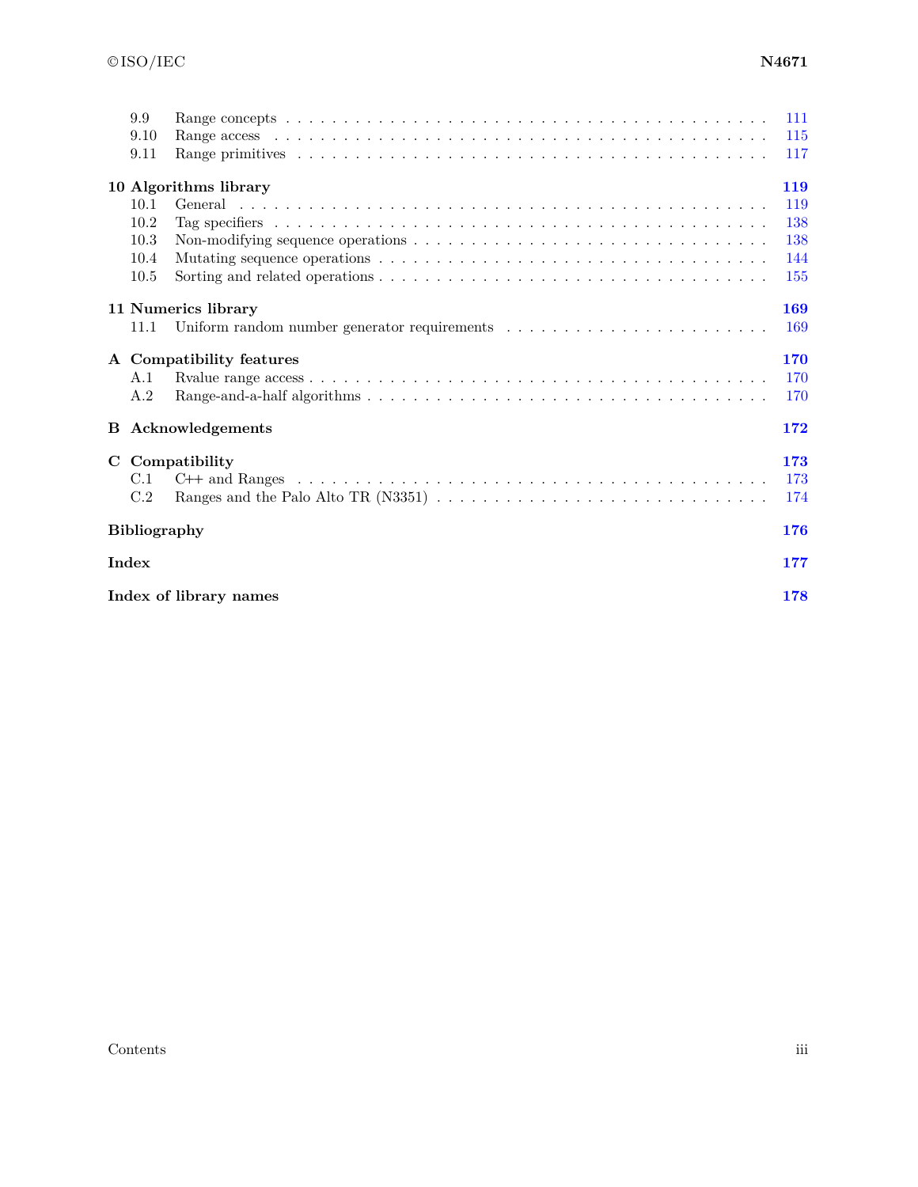| | | |
|---|---|---|
| 9.9 | Range concepts | 111 |
| 9.10 | Range access | 115 |
| 9.11 | Range primitives | 117 |
| **10** | **Algorithms library** | **119** |
| 10.1 | General | 119 |
| 10.2 | Tag specifiers | 138 |
| 10.3 | Non-modifying sequence operations | 138 |
| 10.4 | Mutating sequence operations | 144 |
| 10.5 | Sorting and related operations | 155 |
| **11** | **Numerics library** | **169** |
| 11.1 | Uniform random number generator requirements | 169 |
| **A** | **Compatibility features** | **170** |
| A.1 | Rvalue range access | 170 |
| A.2 | Range-and-a-half algorithms | 170 |
| **B** | **Acknowledgements** | **172** |
| **C** | **Compatibility** | **173** |
| C.1 | C++ and Ranges | 173 |
| C.2 | Ranges and the Palo Alto TR (N3351) | 174 |
| | **Bibliography** | **176** |
| | **Index** | **177** |
| | **Index of library names** | **178** |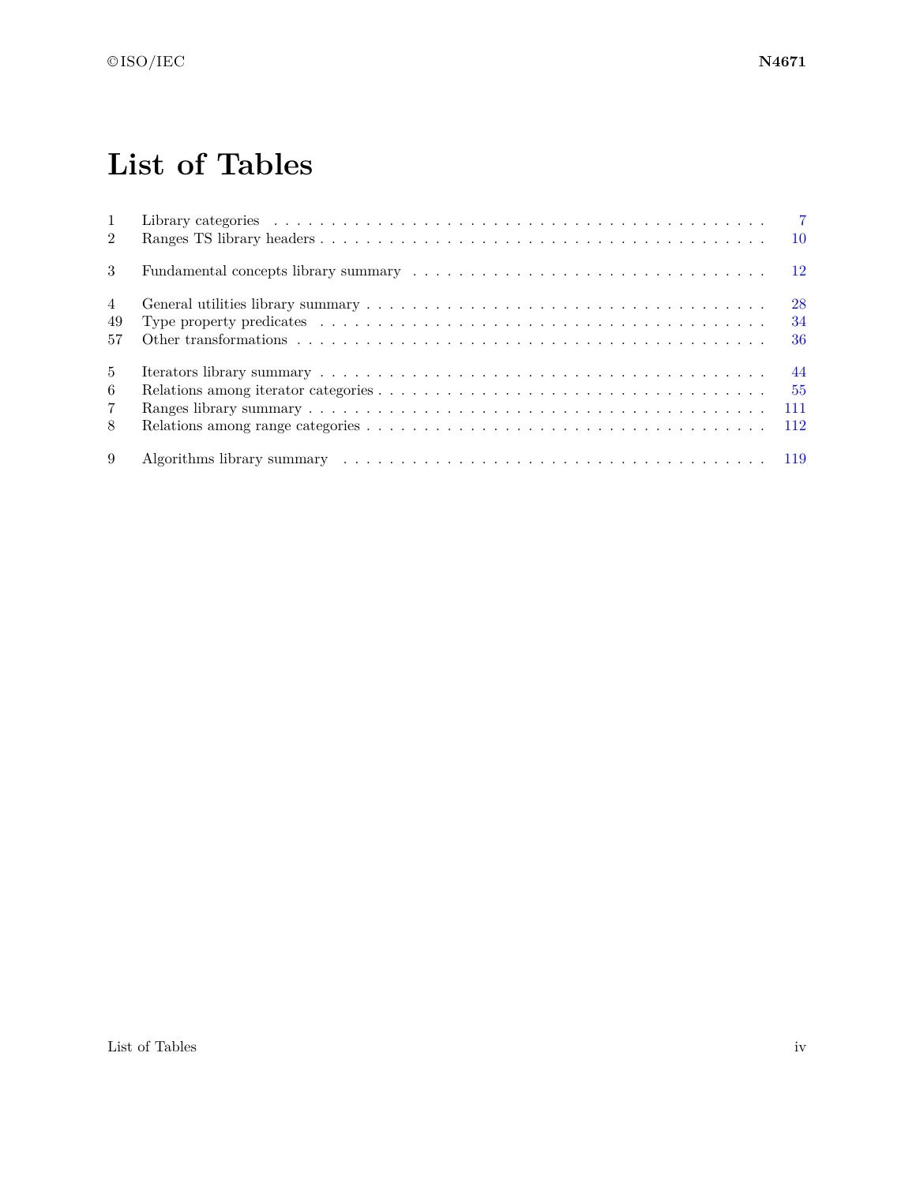# List of Tables

| | | |
|---|---|---|
| 1 | Library categories | 7 |
| 2 | Ranges TS library headers | 10 |
| 3 | Fundamental concepts library summary | 12 |
| 4 | General utilities library summary | 28 |
| 49 | Type property predicates | 34 |
| 57 | Other transformations | 36 |
| 5 | Iterators library summary | 44 |
| 6 | Relations among iterator categories | 55 |
| 7 | Ranges library summary | 111 |
| 8 | Relations among range categories | 112 |
| 9 | Algorithms library summary | 119 |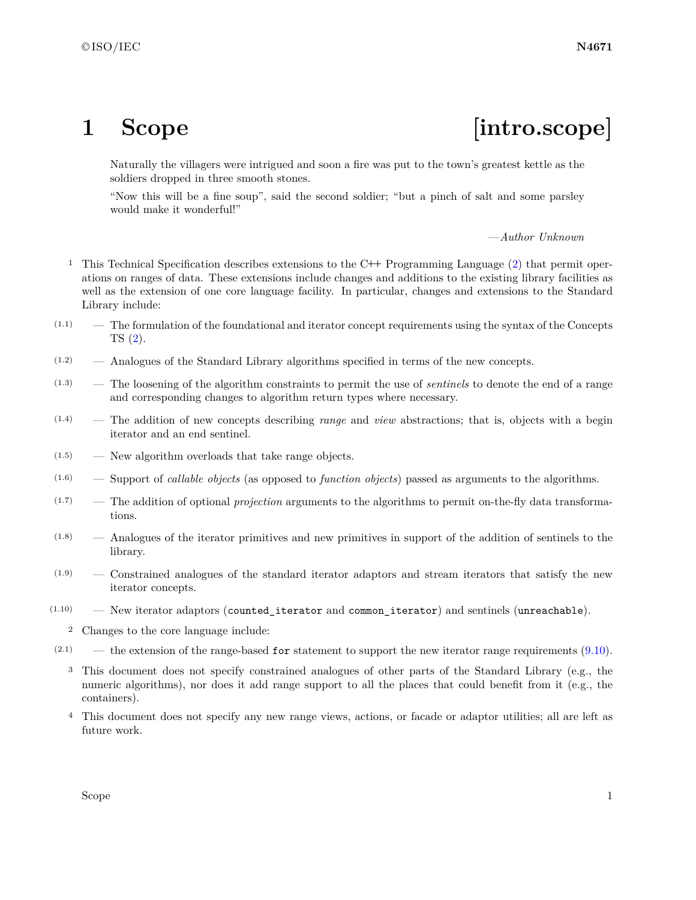# 1 Scope [intro.scope]

> Naturally the villagers were intrigued and soon a fire was put to the town's greatest kettle as the soldiers dropped in three smooth stones.
>
> "Now this will be a fine soup", said the second soldier; "but a pinch of salt and some parsley would make it wonderful!"
>
> —*Author Unknown*

1 This Technical Specification describes extensions to the C++ Programming Language (2) that permit operations on ranges of data. These extensions include changes and additions to the existing library facilities as well as the extension of one core language facility. In particular, changes and extensions to the Standard Library include:

(1.1) — The formulation of the foundational and iterator concept requirements using the syntax of the Concepts TS (2).

(1.2) — Analogues of the Standard Library algorithms specified in terms of the new concepts.

(1.3) — The loosening of the algorithm constraints to permit the use of *sentinels* to denote the end of a range and corresponding changes to algorithm return types where necessary.

(1.4) — The addition of new concepts describing *range* and *view* abstractions; that is, objects with a begin iterator and an end sentinel.

(1.5) — New algorithm overloads that take range objects.

(1.6) — Support of *callable objects* (as opposed to *function objects*) passed as arguments to the algorithms.

(1.7) — The addition of optional *projection* arguments to the algorithms to permit on-the-fly data transformations.

(1.8) — Analogues of the iterator primitives and new primitives in support of the addition of sentinels to the library.

(1.9) — Constrained analogues of the standard iterator adaptors and stream iterators that satisfy the new iterator concepts.

(1.10) — New iterator adaptors (`counted_iterator` and `common_iterator`) and sentinels (`unreachable`).

2 Changes to the core language include:

(2.1) — the extension of the range-based `for` statement to support the new iterator range requirements (9.10).

3 This document does not specify constrained analogues of other parts of the Standard Library (e.g., the numeric algorithms), nor does it add range support to all the places that could benefit from it (e.g., the containers).

4 This document does not specify any new range views, actions, or facade or adaptor utilities; all are left as future work.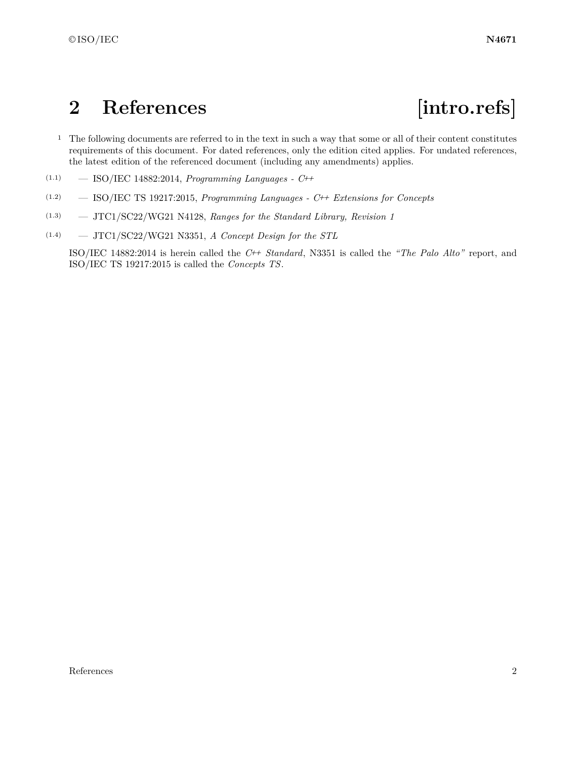# 2 References [intro.refs]

[1] The following documents are referred to in the text in such a way that some or all of their content constitutes requirements of this document. For dated references, only the edition cited applies. For undated references, the latest edition of the referenced document (including any amendments) applies.

(1.1) — ISO/IEC 14882:2014, *Programming Languages - C++*

(1.2) — ISO/IEC TS 19217:2015, *Programming Languages - C++ Extensions for Concepts*

(1.3) — JTC1/SC22/WG21 N4128, *Ranges for the Standard Library, Revision 1*

(1.4) — JTC1/SC22/WG21 N3351, *A Concept Design for the STL*

ISO/IEC 14882:2014 is herein called the *C++ Standard*, N3351 is called the *"The Palo Alto"* report, and ISO/IEC TS 19217:2015 is called the *Concepts TS*.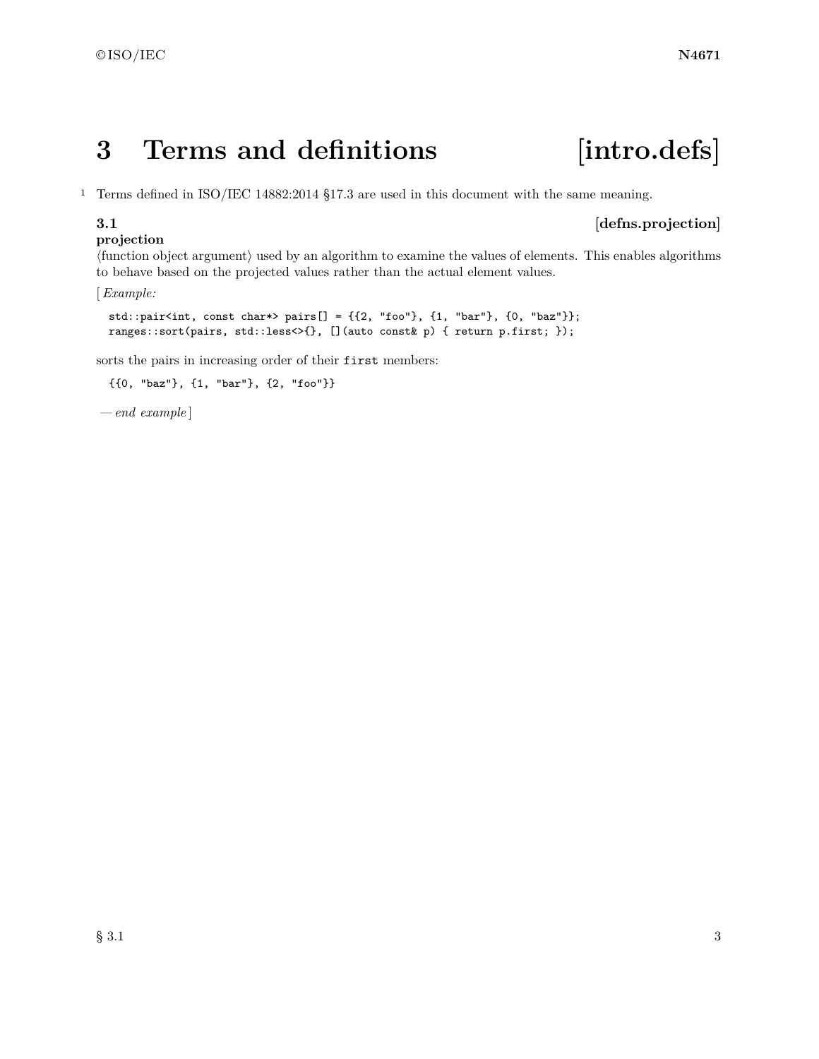# 3 Terms and definitions [intro.defs]

[1] Terms defined in ISO/IEC 14882:2014 §17.3 are used in this document with the same meaning.

### 3.1 [defns.projection]

**projection**

⟨function object argument⟩ used by an algorithm to examine the values of elements. This enables algorithms to behave based on the projected values rather than the actual element values.

[ *Example:*

```
std::pair<int, const char*> pairs[] = {{2, "foo"}, {1, "bar"}, {0, "baz"}};
ranges::sort(pairs, std::less<>{}, [](auto const& p) { return p.first; });
```

sorts the pairs in increasing order of their `first` members:

```
{{0, "baz"}, {1, "bar"}, {2, "foo"}}
```

*— end example* ]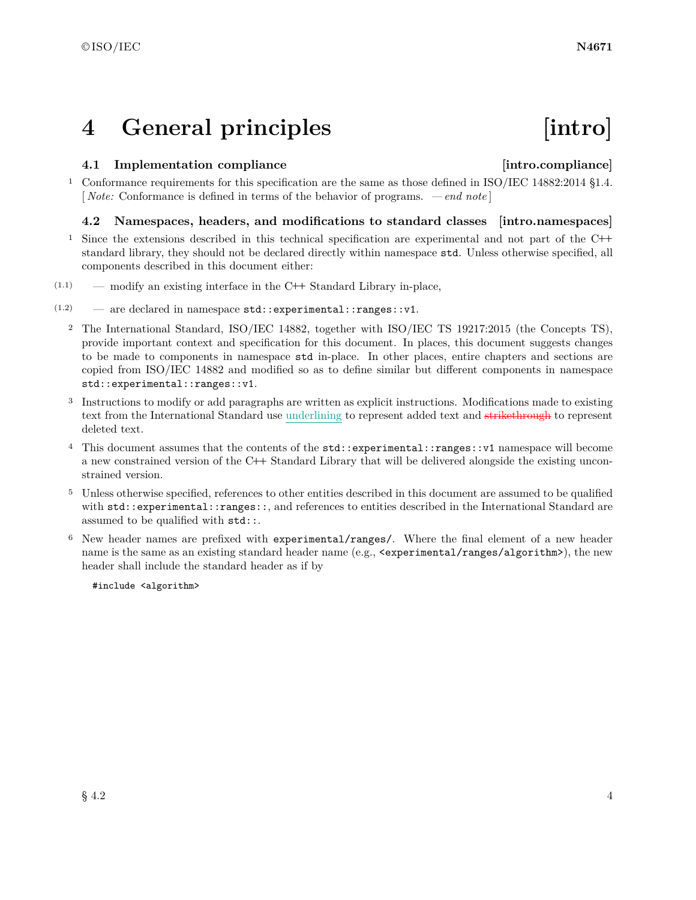# 4 General principles [intro]

## 4.1 Implementation compliance [intro.compliance]

1 Conformance requirements for this specification are the same as those defined in ISO/IEC 14882:2014 §1.4. [ *Note:* Conformance is defined in terms of the behavior of programs. — *end note* ]

## 4.2 Namespaces, headers, and modifications to standard classes [intro.namespaces]

1 Since the extensions described in this technical specification are experimental and not part of the C++ standard library, they should not be declared directly within namespace `std`. Unless otherwise specified, all components described in this document either:

(1.1) — modify an existing interface in the C++ Standard Library in-place,

(1.2) — are declared in namespace `std::experimental::ranges::v1`.

2 The International Standard, ISO/IEC 14882, together with ISO/IEC TS 19217:2015 (the Concepts TS), provide important context and specification for this document. In places, this document suggests changes to be made to components in namespace `std` in-place. In other places, entire chapters and sections are copied from ISO/IEC 14882 and modified so as to define similar but different components in namespace `std::experimental::ranges::v1`.

3 Instructions to modify or add paragraphs are written as explicit instructions. Modifications made to existing text from the International Standard use <u>underlining</u> to represent added text and ~~strikethrough~~ to represent deleted text.

4 This document assumes that the contents of the `std::experimental::ranges::v1` namespace will become a new constrained version of the C++ Standard Library that will be delivered alongside the existing unconstrained version.

5 Unless otherwise specified, references to other entities described in this document are assumed to be qualified with `std::experimental::ranges::`, and references to entities described in the International Standard are assumed to be qualified with `std::`.

6 New header names are prefixed with `experimental/ranges/`. Where the final element of a new header name is the same as an existing standard header name (e.g., `<experimental/ranges/algorithm>`), the new header shall include the standard header as if by

```
#include <algorithm>
```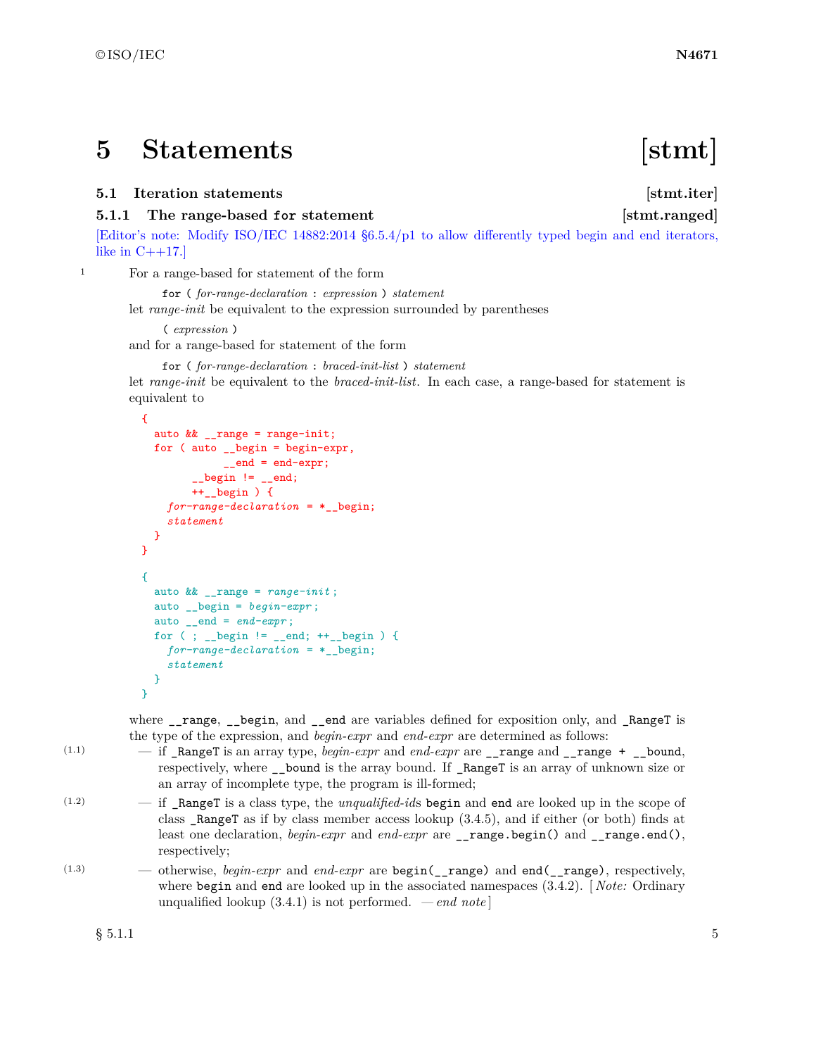# 5 Statements [stmt]

## 5.1 Iteration statements [stmt.iter]

### 5.1.1 The range-based `for` statement [stmt.ranged]

[Editor's note: Modify ISO/IEC 14882:2014 §6.5.4/p1 to allow differently typed begin and end iterators, like in C++17.]

1 For a range-based for statement of the form

> `for (` *for-range-declaration* `:` *expression* `)` *statement*

let *range-init* be equivalent to the expression surrounded by parentheses

> `(` *expression* `)`

and for a range-based for statement of the form

> `for (` *for-range-declaration* `:` *braced-init-list* `)` *statement*

let *range-init* be equivalent to the *braced-init-list*. In each case, a range-based for statement is equivalent to

```
{
  auto && __range = range-init;
  for ( auto __begin = begin-expr,
             __end = end-expr;
        __begin != __end;
        ++__begin ) {
    for-range-declaration = *__begin;
    statement
  }
}
```

```
{
  auto && __range = range-init;
  auto __begin = begin-expr;
  auto __end = end-expr;
  for ( ; __begin != __end; ++__begin ) {
    for-range-declaration = *__begin;
    statement
  }
}
```

where `__range`, `__begin`, and `__end` are variables defined for exposition only, and `_RangeT` is the type of the expression, and *begin-expr* and *end-expr* are determined as follows:

(1.1) — if `_RangeT` is an array type, *begin-expr* and *end-expr* are `__range` and `__range + __bound`, respectively, where `__bound` is the array bound. If `_RangeT` is an array of unknown size or an array of incomplete type, the program is ill-formed;

(1.2) — if `_RangeT` is a class type, the *unqualified-id*s `begin` and `end` are looked up in the scope of class `_RangeT` as if by class member access lookup (3.4.5), and if either (or both) finds at least one declaration, *begin-expr* and *end-expr* are `__range.begin()` and `__range.end()`, respectively;

(1.3) — otherwise, *begin-expr* and *end-expr* are `begin(__range)` and `end(__range)`, respectively, where `begin` and `end` are looked up in the associated namespaces (3.4.2). [ *Note:* Ordinary unqualified lookup (3.4.1) is not performed. — *end note* ]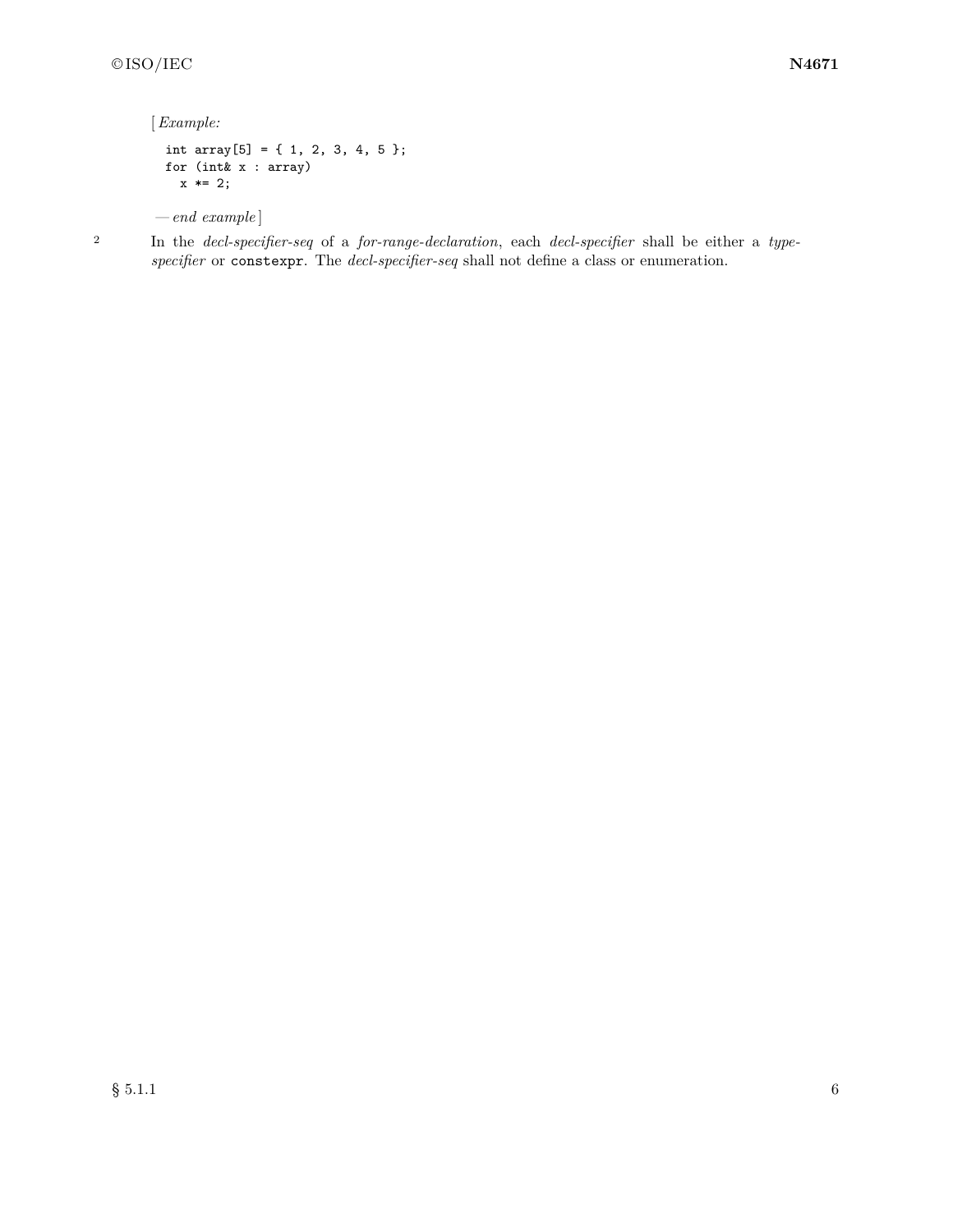[ *Example:*

```
int array[5] = { 1, 2, 3, 4, 5 };
for (int& x : array)
  x *= 2;
```

— *end example* ]

2 In the *decl-specifier-seq* of a *for-range-declaration*, each *decl-specifier* shall be either a *type-specifier* or `constexpr`. The *decl-specifier-seq* shall not define a class or enumeration.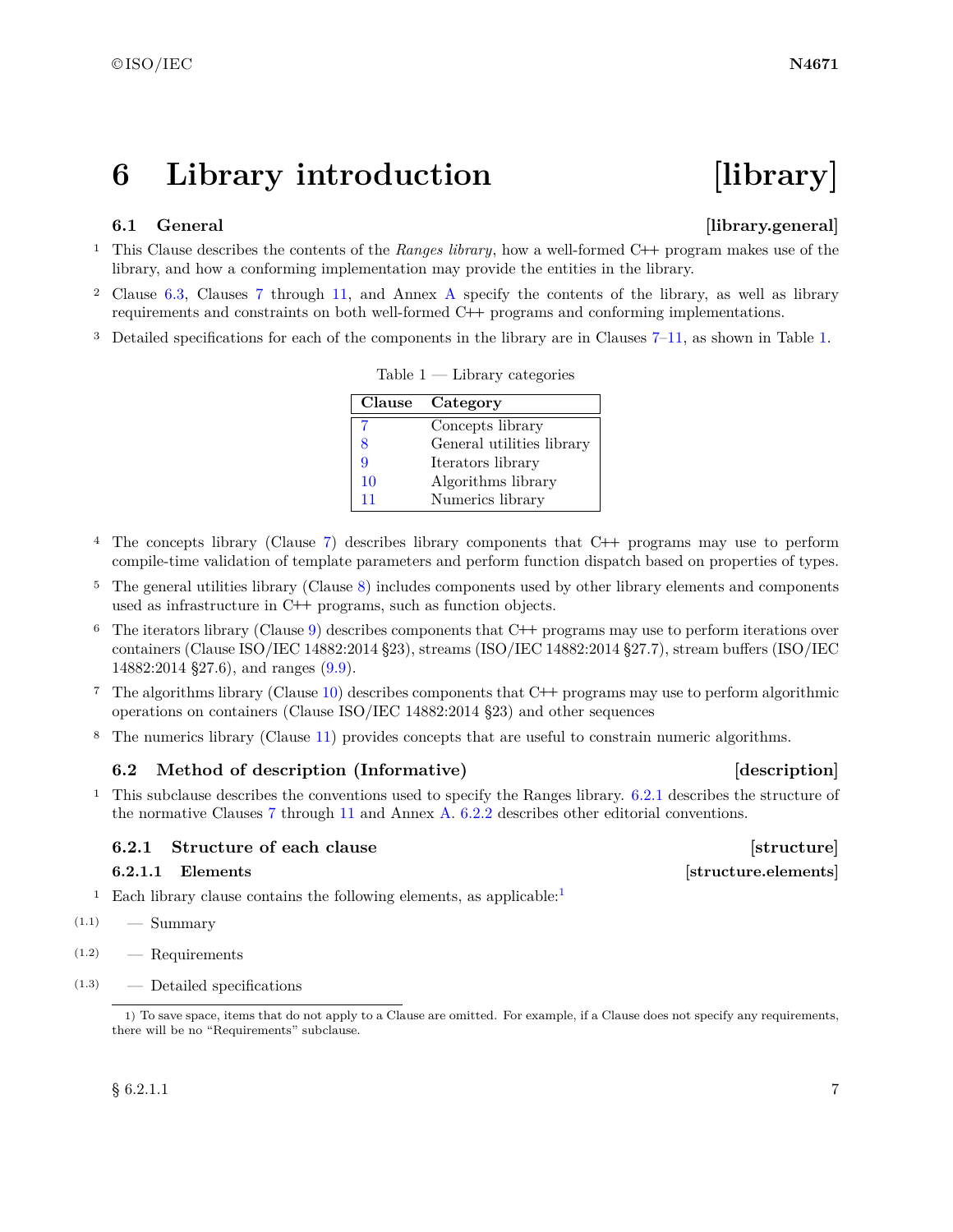# 6 Library introduction [library]

## 6.1 General [library.general]

1 This Clause describes the contents of the *Ranges library*, how a well-formed C++ program makes use of the library, and how a conforming implementation may provide the entities in the library.

2 Clause 6.3, Clauses 7 through 11, and Annex A specify the contents of the library, as well as library requirements and constraints on both well-formed C++ programs and conforming implementations.

3 Detailed specifications for each of the components in the library are in Clauses 7–11, as shown in Table 1.

Table 1 — Library categories

| Clause | Category |
|---|---|
| 7 | Concepts library |
| 8 | General utilities library |
| 9 | Iterators library |
| 10 | Algorithms library |
| 11 | Numerics library |

4 The concepts library (Clause 7) describes library components that C++ programs may use to perform compile-time validation of template parameters and perform function dispatch based on properties of types.

5 The general utilities library (Clause 8) includes components used by other library elements and components used as infrastructure in C++ programs, such as function objects.

6 The iterators library (Clause 9) describes components that C++ programs may use to perform iterations over containers (Clause ISO/IEC 14882:2014 §23), streams (ISO/IEC 14882:2014 §27.7), stream buffers (ISO/IEC 14882:2014 §27.6), and ranges (9.9).

7 The algorithms library (Clause 10) describes components that C++ programs may use to perform algorithmic operations on containers (Clause ISO/IEC 14882:2014 §23) and other sequences

8 The numerics library (Clause 11) provides concepts that are useful to constrain numeric algorithms.

## 6.2 Method of description (Informative) [description]

1 This subclause describes the conventions used to specify the Ranges library. 6.2.1 describes the structure of the normative Clauses 7 through 11 and Annex A. 6.2.2 describes other editorial conventions.

### 6.2.1 Structure of each clause [structure]

#### 6.2.1.1 Elements [structure.elements]

1 Each library clause contains the following elements, as applicable:[1]

- (1.1) — Summary
- (1.2) — Requirements
- (1.3) — Detailed specifications

1) To save space, items that do not apply to a Clause are omitted. For example, if a Clause does not specify any requirements, there will be no “Requirements” subclause.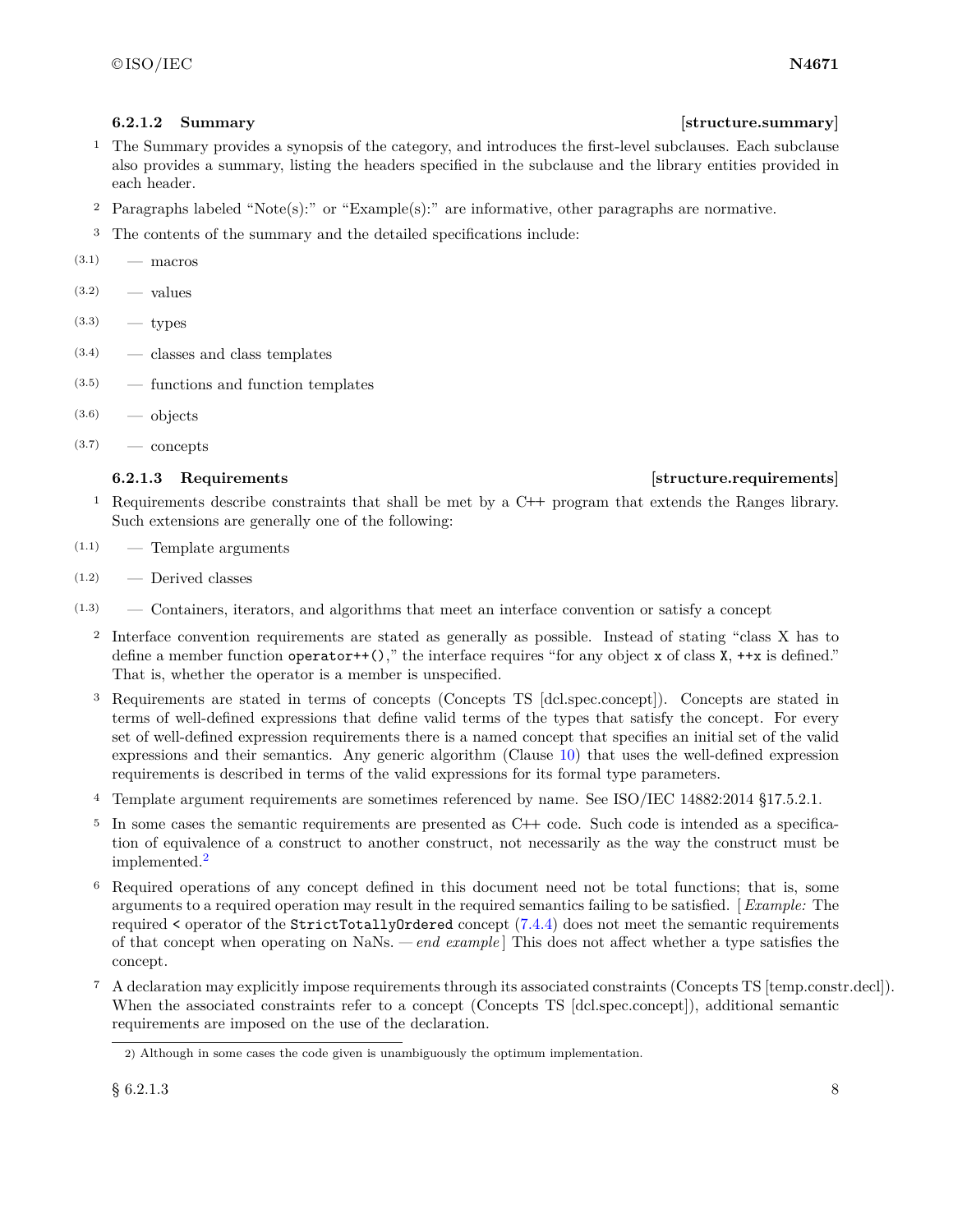#### 6.2.1.2 Summary [structure.summary]

1 The Summary provides a synopsis of the category, and introduces the first-level subclauses. Each subclause also provides a summary, listing the headers specified in the subclause and the library entities provided in each header.

2 Paragraphs labeled “Note(s):” or “Example(s):” are informative, other paragraphs are normative.

3 The contents of the summary and the detailed specifications include:

- (3.1) — macros
- (3.2) — values
- (3.3) — types
- (3.4) — classes and class templates
- (3.5) — functions and function templates
- (3.6) — objects
- (3.7) — concepts

#### 6.2.1.3 Requirements [structure.requirements]

1 Requirements describe constraints that shall be met by a C++ program that extends the Ranges library. Such extensions are generally one of the following:

- (1.1) — Template arguments
- (1.2) — Derived classes
- (1.3) — Containers, iterators, and algorithms that meet an interface convention or satisfy a concept

2 Interface convention requirements are stated as generally as possible. Instead of stating “class X has to define a member function `operator++()`,” the interface requires “for any object `x` of class `X`, `++x` is defined.” That is, whether the operator is a member is unspecified.

3 Requirements are stated in terms of concepts (Concepts TS [dcl.spec.concept]). Concepts are stated in terms of well-defined expressions that define valid terms of the types that satisfy the concept. For every set of well-defined expression requirements there is a named concept that specifies an initial set of the valid expressions and their semantics. Any generic algorithm (Clause 10) that uses the well-defined expression requirements is described in terms of the valid expressions for its formal type parameters.

4 Template argument requirements are sometimes referenced by name. See ISO/IEC 14882:2014 §17.5.2.1.

5 In some cases the semantic requirements are presented as C++ code. Such code is intended as a specification of equivalence of a construct to another construct, not necessarily as the way the construct must be implemented.[2]

6 Required operations of any concept defined in this document need not be total functions; that is, some arguments to a required operation may result in the required semantics failing to be satisfied. [ *Example:* The required `<` operator of the `StrictTotallyOrdered` concept (7.4.4) does not meet the semantic requirements of that concept when operating on NaNs. — *end example* ] This does not affect whether a type satisfies the concept.

7 A declaration may explicitly impose requirements through its associated constraints (Concepts TS [temp.constr.decl]). When the associated constraints refer to a concept (Concepts TS [dcl.spec.concept]), additional semantic requirements are imposed on the use of the declaration.

---

2) Although in some cases the code given is unambiguously the optimum implementation.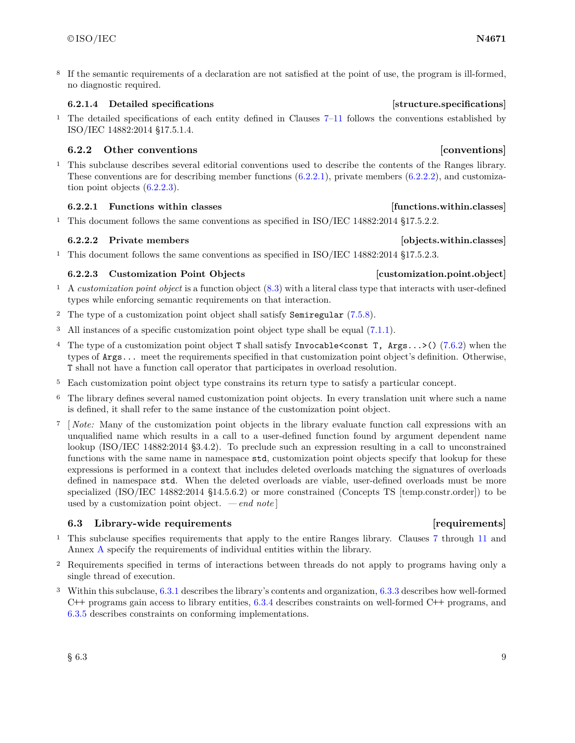8 If the semantic requirements of a declaration are not satisfied at the point of use, the program is ill-formed, no diagnostic required.

#### 6.2.1.4 Detailed specifications [structure.specifications]

1 The detailed specifications of each entity defined in Clauses 7–11 follows the conventions established by ISO/IEC 14882:2014 §17.5.1.4.

### 6.2.2 Other conventions [conventions]

1 This subclause describes several editorial conventions used to describe the contents of the Ranges library. These conventions are for describing member functions (6.2.2.1), private members (6.2.2.2), and customization point objects (6.2.2.3).

#### 6.2.2.1 Functions within classes [functions.within.classes]

1 This document follows the same conventions as specified in ISO/IEC 14882:2014 §17.5.2.2.

#### 6.2.2.2 Private members [objects.within.classes]

1 This document follows the same conventions as specified in ISO/IEC 14882:2014 §17.5.2.3.

#### 6.2.2.3 Customization Point Objects [customization.point.object]

1 A *customization point object* is a function object (8.3) with a literal class type that interacts with user-defined types while enforcing semantic requirements on that interaction.

2 The type of a customization point object shall satisfy `Semiregular` (7.5.8).

3 All instances of a specific customization point object type shall be equal (7.1.1).

4 The type of a customization point object `T` shall satisfy `Invocable<const T, Args...>()` (7.6.2) when the types of `Args...` meet the requirements specified in that customization point object's definition. Otherwise, `T` shall not have a function call operator that participates in overload resolution.

5 Each customization point object type constrains its return type to satisfy a particular concept.

6 The library defines several named customization point objects. In every translation unit where such a name is defined, it shall refer to the same instance of the customization point object.

7 [ *Note:* Many of the customization point objects in the library evaluate function call expressions with an unqualified name which results in a call to a user-defined function found by argument dependent name lookup (ISO/IEC 14882:2014 §3.4.2). To preclude such an expression resulting in a call to unconstrained functions with the same name in namespace `std`, customization point objects specify that lookup for these expressions is performed in a context that includes deleted overloads matching the signatures of overloads defined in namespace `std`. When the deleted overloads are viable, user-defined overloads must be more specialized (ISO/IEC 14882:2014 §14.5.6.2) or more constrained (Concepts TS [temp.constr.order]) to be used by a customization point object. — *end note* ]

## 6.3 Library-wide requirements [requirements]

1 This subclause specifies requirements that apply to the entire Ranges library. Clauses 7 through 11 and Annex A specify the requirements of individual entities within the library.

2 Requirements specified in terms of interactions between threads do not apply to programs having only a single thread of execution.

3 Within this subclause, 6.3.1 describes the library's contents and organization, 6.3.3 describes how well-formed C++ programs gain access to library entities, 6.3.4 describes constraints on well-formed C++ programs, and 6.3.5 describes constraints on conforming implementations.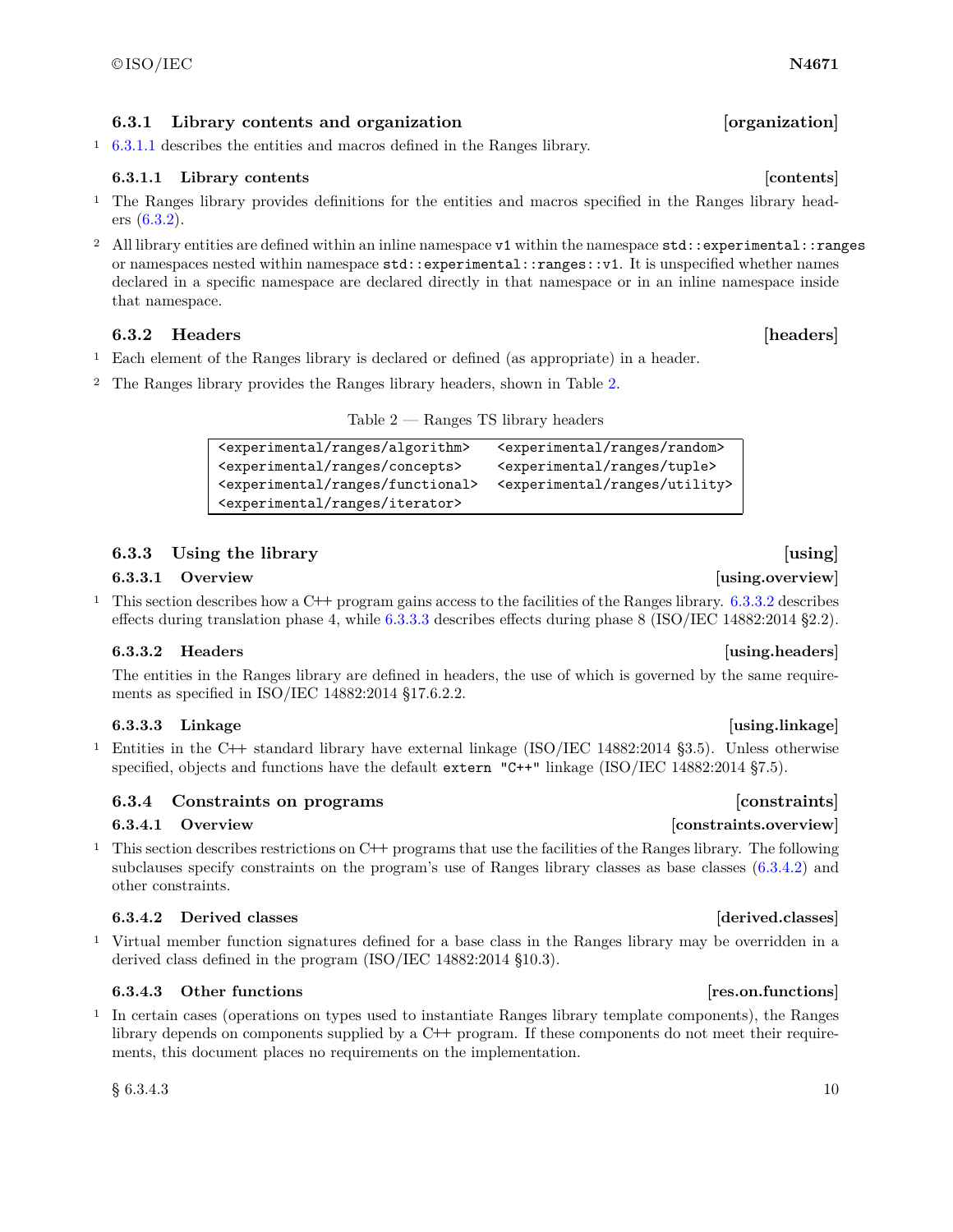### 6.3.1 Library contents and organization [organization]

1 6.3.1.1 describes the entities and macros defined in the Ranges library.

#### 6.3.1.1 Library contents [contents]

1 The Ranges library provides definitions for the entities and macros specified in the Ranges library headers (6.3.2).

2 All library entities are defined within an inline namespace `v1` within the namespace `std::experimental::ranges` or namespaces nested within namespace `std::experimental::ranges::v1`. It is unspecified whether names declared in a specific namespace are declared directly in that namespace or in an inline namespace inside that namespace.

### 6.3.2 Headers [headers]

1 Each element of the Ranges library is declared or defined (as appropriate) in a header.

2 The Ranges library provides the Ranges library headers, shown in Table 2.

Table 2 — Ranges TS library headers

| | |
|---|---|
| `<experimental/ranges/algorithm>` | `<experimental/ranges/random>` |
| `<experimental/ranges/concepts>` | `<experimental/ranges/tuple>` |
| `<experimental/ranges/functional>` | `<experimental/ranges/utility>` |
| `<experimental/ranges/iterator>` | |

### 6.3.3 Using the library [using]

#### 6.3.3.1 Overview [using.overview]

1 This section describes how a C++ program gains access to the facilities of the Ranges library. 6.3.3.2 describes effects during translation phase 4, while 6.3.3.3 describes effects during phase 8 (ISO/IEC 14882:2014 §2.2).

#### 6.3.3.2 Headers [using.headers]

The entities in the Ranges library are defined in headers, the use of which is governed by the same requirements as specified in ISO/IEC 14882:2014 §17.6.2.2.

#### 6.3.3.3 Linkage [using.linkage]

1 Entities in the C++ standard library have external linkage (ISO/IEC 14882:2014 §3.5). Unless otherwise specified, objects and functions have the default `extern "C++"` linkage (ISO/IEC 14882:2014 §7.5).

### 6.3.4 Constraints on programs [constraints]

#### 6.3.4.1 Overview [constraints.overview]

1 This section describes restrictions on C++ programs that use the facilities of the Ranges library. The following subclauses specify constraints on the program's use of Ranges library classes as base classes (6.3.4.2) and other constraints.

#### 6.3.4.2 Derived classes [derived.classes]

1 Virtual member function signatures defined for a base class in the Ranges library may be overridden in a derived class defined in the program (ISO/IEC 14882:2014 §10.3).

#### 6.3.4.3 Other functions [res.on.functions]

1 In certain cases (operations on types used to instantiate Ranges library template components), the Ranges library depends on components supplied by a C++ program. If these components do not meet their requirements, this document places no requirements on the implementation.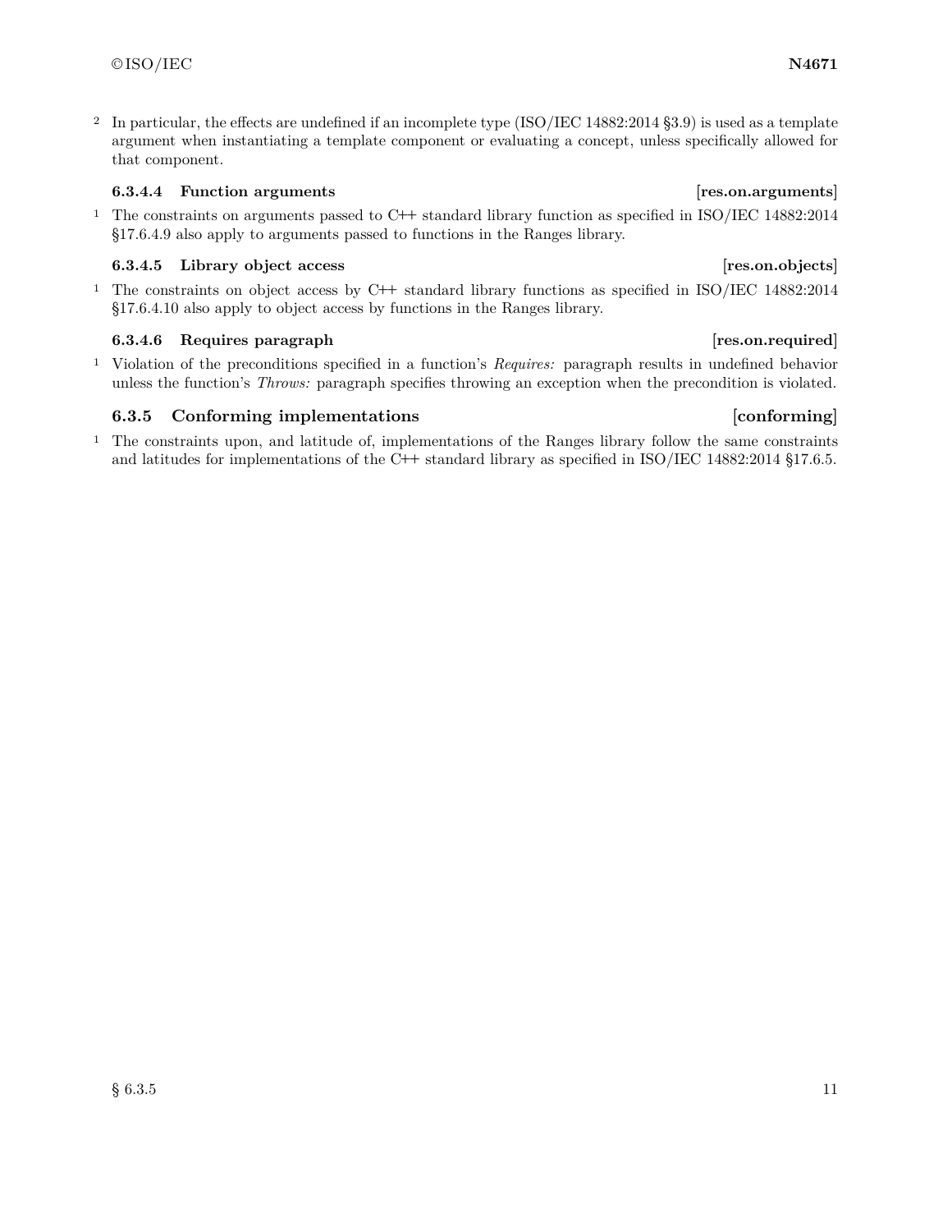2 In particular, the effects are undefined if an incomplete type (ISO/IEC 14882:2014 §3.9) is used as a template argument when instantiating a template component or evaluating a concept, unless specifically allowed for that component.

#### 6.3.4.4 Function arguments [res.on.arguments]

1 The constraints on arguments passed to C++ standard library function as specified in ISO/IEC 14882:2014 §17.6.4.9 also apply to arguments passed to functions in the Ranges library.

#### 6.3.4.5 Library object access [res.on.objects]

1 The constraints on object access by C++ standard library functions as specified in ISO/IEC 14882:2014 §17.6.4.10 also apply to object access by functions in the Ranges library.

#### 6.3.4.6 Requires paragraph [res.on.required]

1 Violation of the preconditions specified in a function's *Requires:* paragraph results in undefined behavior unless the function's *Throws:* paragraph specifies throwing an exception when the precondition is violated.

### 6.3.5 Conforming implementations [conforming]

1 The constraints upon, and latitude of, implementations of the Ranges library follow the same constraints and latitudes for implementations of the C++ standard library as specified in ISO/IEC 14882:2014 §17.6.5.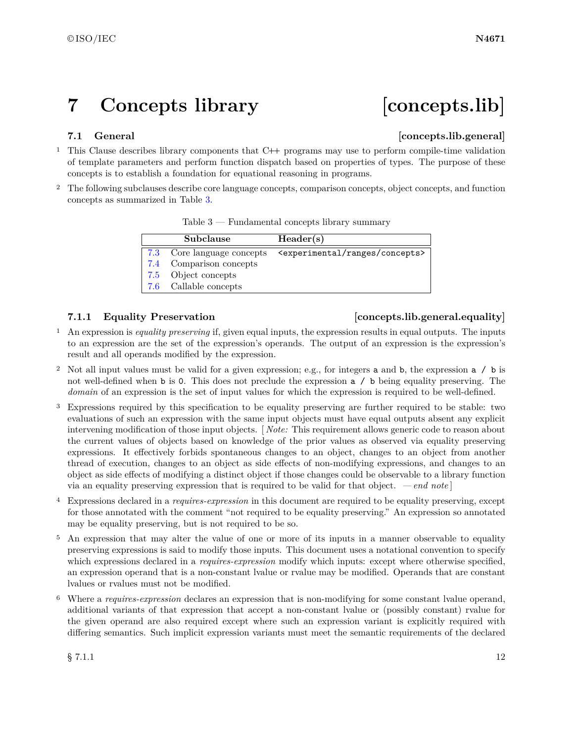# 7 Concepts library [concepts.lib]

## 7.1 General [concepts.lib.general]

1 This Clause describes library components that C++ programs may use to perform compile-time validation of template parameters and perform function dispatch based on properties of types. The purpose of these concepts is to establish a foundation for equational reasoning in programs.

2 The following subclauses describe core language concepts, comparison concepts, object concepts, and function concepts as summarized in Table 3.

Table 3 — Fundamental concepts library summary

| | Subclause | Header(s) |
|---|---|---|
| 7.3 | Core language concepts | `<experimental/ranges/concepts>` |
| 7.4 | Comparison concepts | |
| 7.5 | Object concepts | |
| 7.6 | Callable concepts | |

### 7.1.1 Equality Preservation [concepts.lib.general.equality]

1 An expression is *equality preserving* if, given equal inputs, the expression results in equal outputs. The inputs to an expression are the set of the expression's operands. The output of an expression is the expression's result and all operands modified by the expression.

2 Not all input values must be valid for a given expression; e.g., for integers `a` and `b`, the expression `a / b` is not well-defined when `b` is `0`. This does not preclude the expression `a / b` being equality preserving. The *domain* of an expression is the set of input values for which the expression is required to be well-defined.

3 Expressions required by this specification to be equality preserving are further required to be stable: two evaluations of such an expression with the same input objects must have equal outputs absent any explicit intervening modification of those input objects. [ *Note:* This requirement allows generic code to reason about the current values of objects based on knowledge of the prior values as observed via equality preserving expressions. It effectively forbids spontaneous changes to an object, changes to an object from another thread of execution, changes to an object as side effects of non-modifying expressions, and changes to an object as side effects of modifying a distinct object if those changes could be observable to a library function via an equality preserving expression that is required to be valid for that object. — *end note* ]

4 Expressions declared in a *requires-expression* in this document are required to be equality preserving, except for those annotated with the comment "not required to be equality preserving." An expression so annotated may be equality preserving, but is not required to be so.

5 An expression that may alter the value of one or more of its inputs in a manner observable to equality preserving expressions is said to modify those inputs. This document uses a notational convention to specify which expressions declared in a *requires-expression* modify which inputs: except where otherwise specified, an expression operand that is a non-constant lvalue or rvalue may be modified. Operands that are constant lvalues or rvalues must not be modified.

6 Where a *requires-expression* declares an expression that is non-modifying for some constant lvalue operand, additional variants of that expression that accept a non-constant lvalue or (possibly constant) rvalue for the given operand are also required except where such an expression variant is explicitly required with differing semantics. Such implicit expression variants must meet the semantic requirements of the declared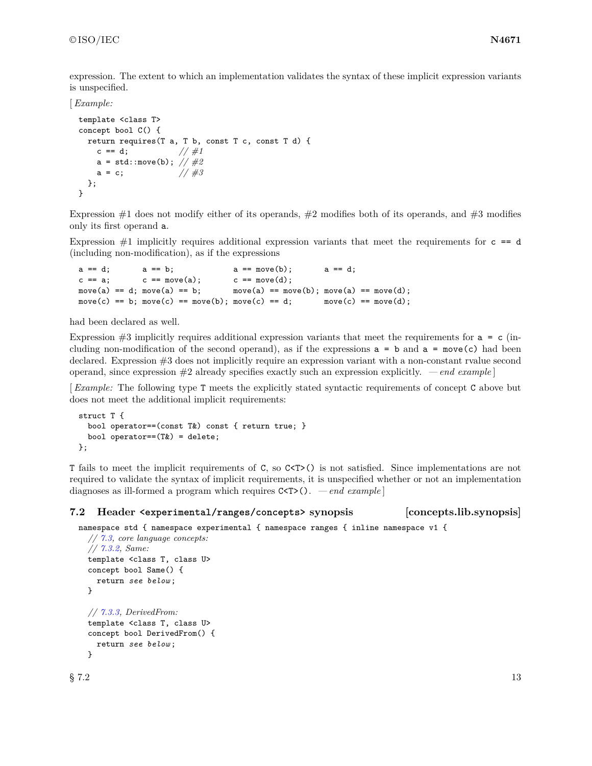expression. The extent to which an implementation validates the syntax of these implicit expression variants is unspecified.

[ *Example:*

```
template <class T>
concept bool C() {
  return requires(T a, T b, const T c, const T d) {
    c == d;           // #1
    a = std::move(b); // #2
    a = c;            // #3
  };
}
```

Expression #1 does not modify either of its operands, #2 modifies both of its operands, and #3 modifies only its first operand `a`.

Expression #1 implicitly requires additional expression variants that meet the requirements for `c == d` (including non-modification), as if the expressions

```
a == d;       a == b;             a == move(b);       a == d;
c == a;       c == move(a);       c == move(d);
move(a) == d; move(a) == b;       move(a) == move(b); move(a) == move(d);
move(c) == b; move(c) == move(b); move(c) == d;       move(c) == move(d);
```

had been declared as well.

Expression #3 implicitly requires additional expression variants that meet the requirements for `a = c` (including non-modification of the second operand), as if the expressions `a = b` and `a = move(c)` had been declared. Expression #3 does not implicitly require an expression variant with a non-constant rvalue second operand, since expression #2 already specifies exactly such an expression explicitly. — *end example* ]

[ *Example:* The following type `T` meets the explicitly stated syntactic requirements of concept `C` above but does not meet the additional implicit requirements:

```
struct T {
  bool operator==(const T&) const { return true; }
  bool operator==(T&) = delete;
};
```

`T` fails to meet the implicit requirements of `C`, so `C<T>()` is not satisfied. Since implementations are not required to validate the syntax of implicit requirements, it is unspecified whether or not an implementation diagnoses as ill-formed a program which requires `C<T>()`. — *end example* ]

### 7.2 Header `<experimental/ranges/concepts>` synopsis [concepts.lib.synopsis]

```
namespace std { namespace experimental { namespace ranges { inline namespace v1 {
  // 7.3, core language concepts:
  // 7.3.2, Same:
  template <class T, class U>
  concept bool Same() {
    return see below;
  }

  // 7.3.3, DerivedFrom:
  template <class T, class U>
  concept bool DerivedFrom() {
    return see below;
  }
```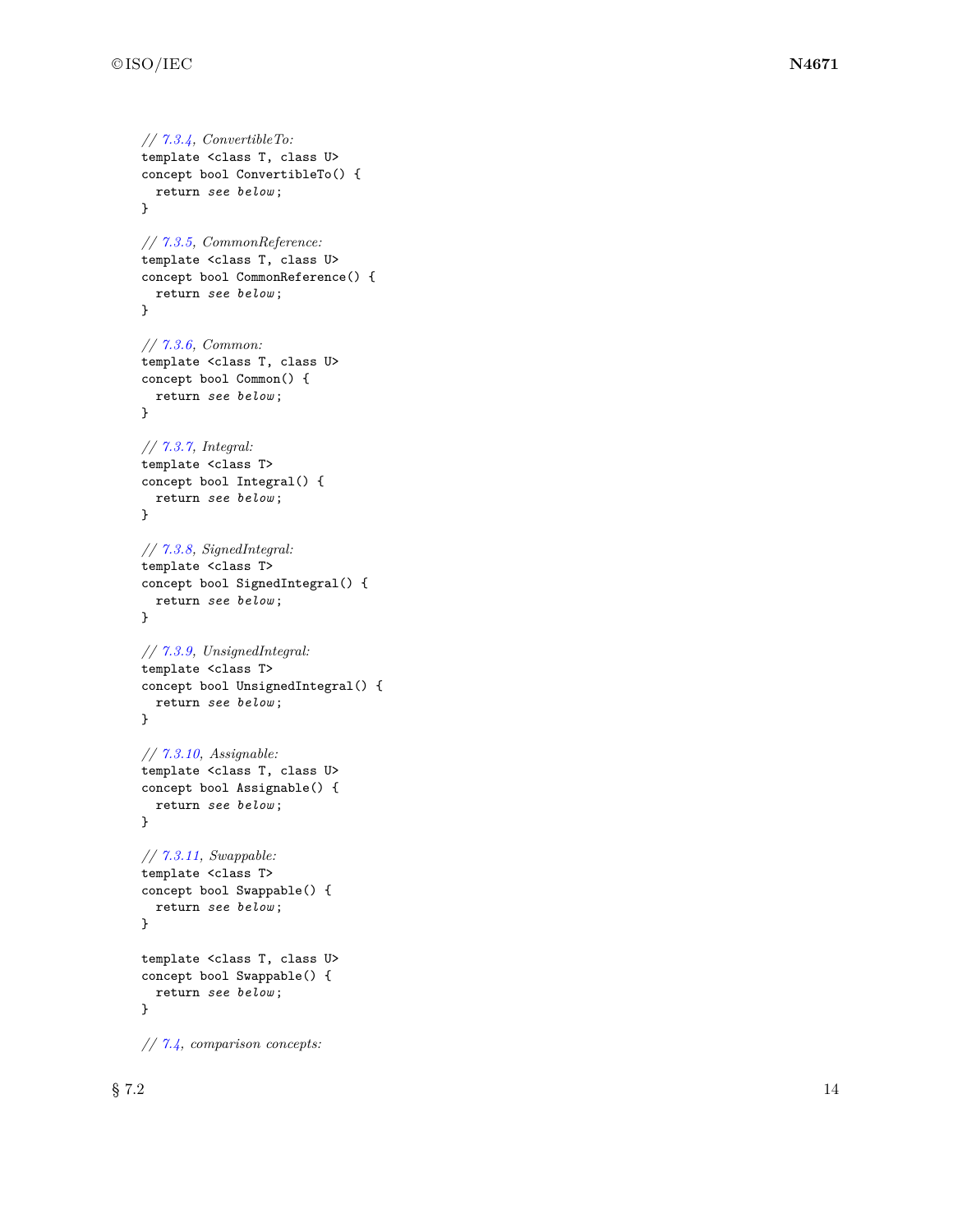```
// 7.3.4, ConvertibleTo:
template <class T, class U>
concept bool ConvertibleTo() {
  return see below;
}

// 7.3.5, CommonReference:
template <class T, class U>
concept bool CommonReference() {
  return see below;
}

// 7.3.6, Common:
template <class T, class U>
concept bool Common() {
  return see below;
}

// 7.3.7, Integral:
template <class T>
concept bool Integral() {
  return see below;
}

// 7.3.8, SignedIntegral:
template <class T>
concept bool SignedIntegral() {
  return see below;
}

// 7.3.9, UnsignedIntegral:
template <class T>
concept bool UnsignedIntegral() {
  return see below;
}

// 7.3.10, Assignable:
template <class T, class U>
concept bool Assignable() {
  return see below;
}

// 7.3.11, Swappable:
template <class T>
concept bool Swappable() {
  return see below;
}

template <class T, class U>
concept bool Swappable() {
  return see below;
}

// 7.4, comparison concepts:
```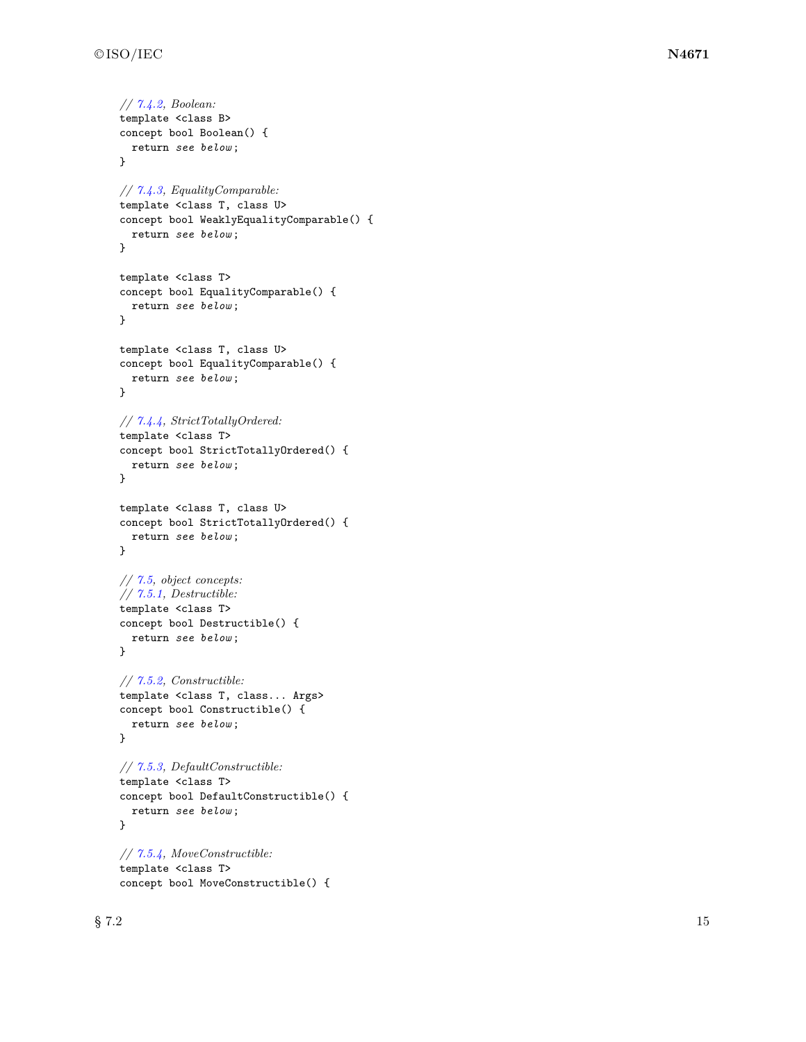```
// 7.4.2, Boolean:
template <class B>
concept bool Boolean() {
  return see below;
}

// 7.4.3, EqualityComparable:
template <class T, class U>
concept bool WeaklyEqualityComparable() {
  return see below;
}

template <class T>
concept bool EqualityComparable() {
  return see below;
}

template <class T, class U>
concept bool EqualityComparable() {
  return see below;
}

// 7.4.4, StrictTotallyOrdered:
template <class T>
concept bool StrictTotallyOrdered() {
  return see below;
}

template <class T, class U>
concept bool StrictTotallyOrdered() {
  return see below;
}

// 7.5, object concepts:
// 7.5.1, Destructible:
template <class T>
concept bool Destructible() {
  return see below;
}

// 7.5.2, Constructible:
template <class T, class... Args>
concept bool Constructible() {
  return see below;
}

// 7.5.3, DefaultConstructible:
template <class T>
concept bool DefaultConstructible() {
  return see below;
}

// 7.5.4, MoveConstructible:
template <class T>
concept bool MoveConstructible() {
```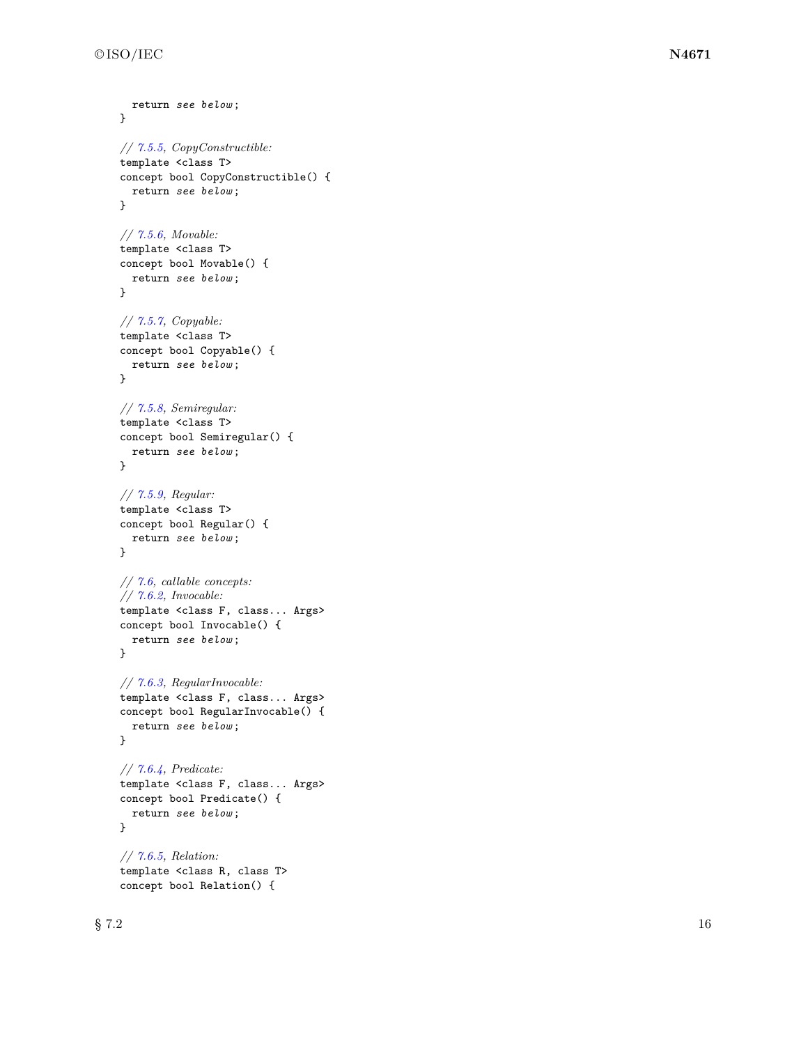```
    return see below;
  }

  // 7.5.5, CopyConstructible:
  template <class T>
  concept bool CopyConstructible() {
    return see below;
  }

  // 7.5.6, Movable:
  template <class T>
  concept bool Movable() {
    return see below;
  }

  // 7.5.7, Copyable:
  template <class T>
  concept bool Copyable() {
    return see below;
  }

  // 7.5.8, Semiregular:
  template <class T>
  concept bool Semiregular() {
    return see below;
  }

  // 7.5.9, Regular:
  template <class T>
  concept bool Regular() {
    return see below;
  }

  // 7.6, callable concepts:
  // 7.6.2, Invocable:
  template <class F, class... Args>
  concept bool Invocable() {
    return see below;
  }

  // 7.6.3, RegularInvocable:
  template <class F, class... Args>
  concept bool RegularInvocable() {
    return see below;
  }

  // 7.6.4, Predicate:
  template <class F, class... Args>
  concept bool Predicate() {
    return see below;
  }

  // 7.6.5, Relation:
  template <class R, class T>
  concept bool Relation() {
```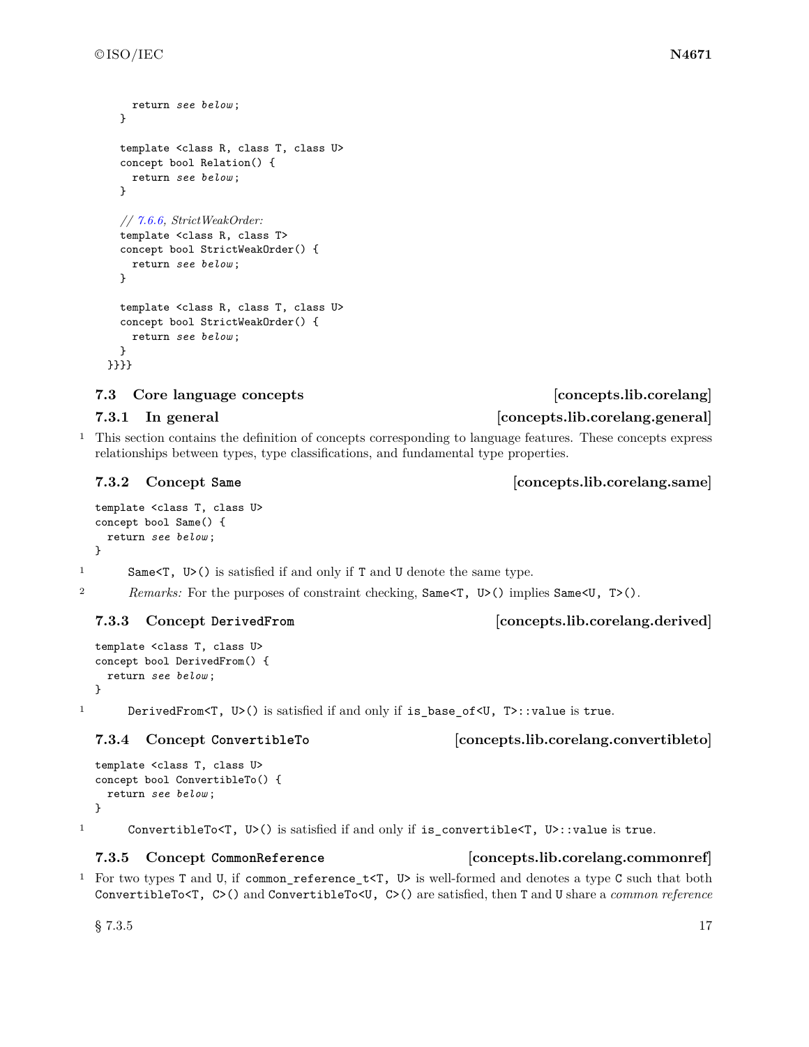```
    return see below;
  }

  template <class R, class T, class U>
  concept bool Relation() {
    return see below;
  }

  // 7.6.6, StrictWeakOrder:
  template <class R, class T>
  concept bool StrictWeakOrder() {
    return see below;
  }

  template <class R, class T, class U>
  concept bool StrictWeakOrder() {
    return see below;
  }
}}}}
```

## 7.3 Core language concepts [concepts.lib.corelang]

### 7.3.1 In general [concepts.lib.corelang.general]

1 This section contains the definition of concepts corresponding to language features. These concepts express relationships between types, type classifications, and fundamental type properties.

### 7.3.2 Concept `Same` [concepts.lib.corelang.same]

```
template <class T, class U>
concept bool Same() {
  return see below;
}
```

1 `Same<T, U>()` is satisfied if and only if `T` and `U` denote the same type.

2 *Remarks:* For the purposes of constraint checking, `Same<T, U>()` implies `Same<U, T>()`.

### 7.3.3 Concept `DerivedFrom` [concepts.lib.corelang.derived]

```
template <class T, class U>
concept bool DerivedFrom() {
  return see below;
}
```

1 `DerivedFrom<T, U>()` is satisfied if and only if `is_base_of<U, T>::value` is `true`.

### 7.3.4 Concept `ConvertibleTo` [concepts.lib.corelang.convertibleto]

```
template <class T, class U>
concept bool ConvertibleTo() {
  return see below;
}
```

1 `ConvertibleTo<T, U>()` is satisfied if and only if `is_convertible<T, U>::value` is `true`.

### 7.3.5 Concept `CommonReference` [concepts.lib.corelang.commonref]

1 For two types `T` and `U`, if `common_reference_t<T, U>` is well-formed and denotes a type `C` such that both `ConvertibleTo<T, C>()` and `ConvertibleTo<U, C>()` are satisfied, then `T` and `U` share a *common reference*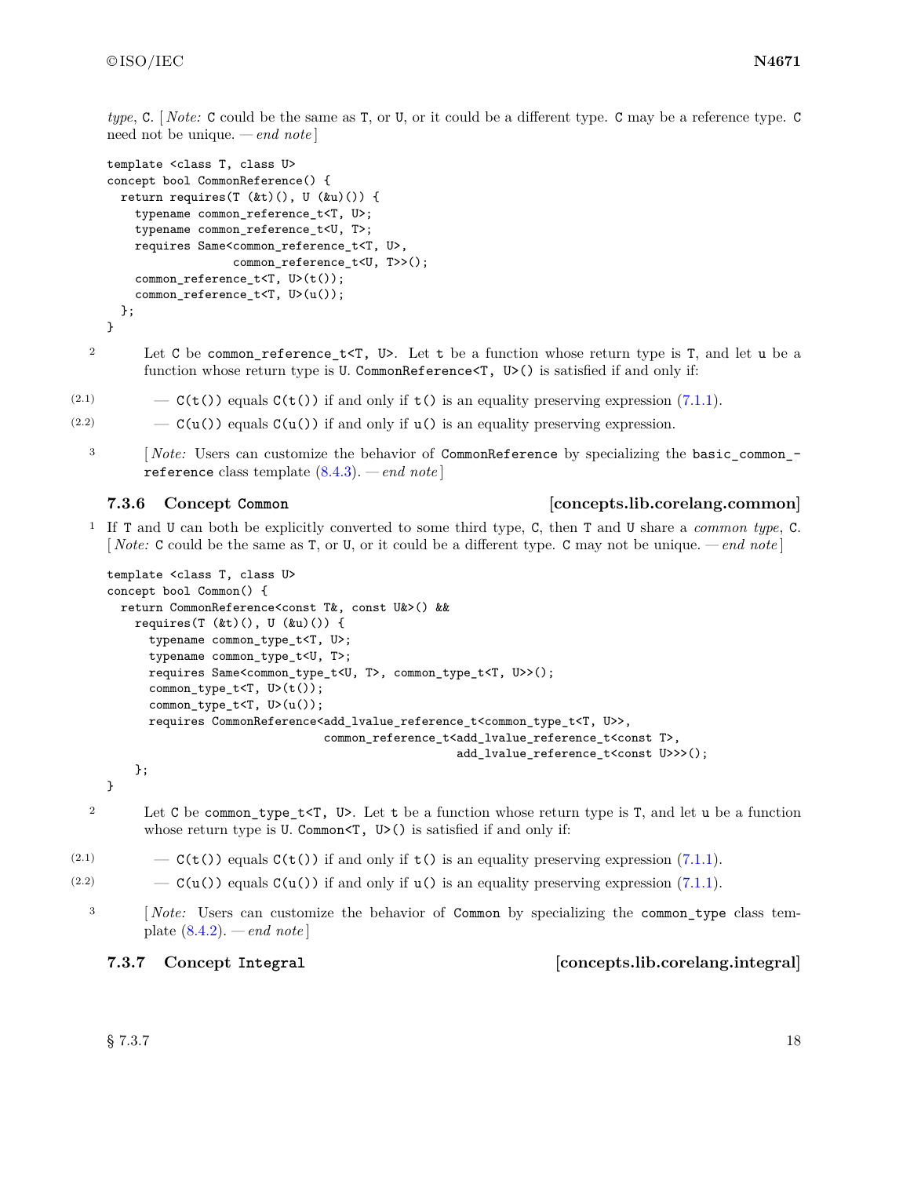*type*, `C`. [ *Note:* `C` could be the same as `T`, or `U`, or it could be a different type. `C` may be a reference type. `C` need not be unique. — *end note* ]

```
template <class T, class U>
concept bool CommonReference() {
  return requires(T (&t)(), U (&u)()) {
    typename common_reference_t<T, U>;
    typename common_reference_t<U, T>;
    requires Same<common_reference_t<T, U>,
                  common_reference_t<U, T>>();
    common_reference_t<T, U>(t());
    common_reference_t<T, U>(u());
  };
}
```

2 Let `C` be `common_reference_t<T, U>`. Let `t` be a function whose return type is `T`, and let `u` be a function whose return type is `U`. `CommonReference<T, U>()` is satisfied if and only if:

(2.1) — `C(t())` equals `C(t())` if and only if `t()` is an equality preserving expression (7.1.1).

(2.2) — `C(u())` equals `C(u())` if and only if `u()` is an equality preserving expression.

3 [ *Note:* Users can customize the behavior of `CommonReference` by specializing the `basic_common_reference` class template (8.4.3). — *end note* ]

### 7.3.6 Concept `Common` [concepts.lib.corelang.common]

1 If `T` and `U` can both be explicitly converted to some third type, `C`, then `T` and `U` share a *common type*, `C`. [ *Note:* `C` could be the same as `T`, or `U`, or it could be a different type. `C` may not be unique. — *end note* ]

```
template <class T, class U>
concept bool Common() {
  return CommonReference<const T&, const U&>() &&
    requires(T (&t)(), U (&u)()) {
      typename common_type_t<T, U>;
      typename common_type_t<U, T>;
      requires Same<common_type_t<U, T>, common_type_t<T, U>>();
      common_type_t<T, U>(t());
      common_type_t<T, U>(u());
      requires CommonReference<add_lvalue_reference_t<common_type_t<T, U>>,
                               common_reference_t<add_lvalue_reference_t<const T>,
                                                  add_lvalue_reference_t<const U>>>();
    };
}
```

2 Let `C` be `common_type_t<T, U>`. Let `t` be a function whose return type is `T`, and let `u` be a function whose return type is `U`. `Common<T, U>()` is satisfied if and only if:

(2.1) — `C(t())` equals `C(t())` if and only if `t()` is an equality preserving expression (7.1.1).

(2.2) — `C(u())` equals `C(u())` if and only if `u()` is an equality preserving expression (7.1.1).

3 [ *Note:* Users can customize the behavior of `Common` by specializing the `common_type` class template (8.4.2). — *end note* ]

### 7.3.7 Concept `Integral` [concepts.lib.corelang.integral]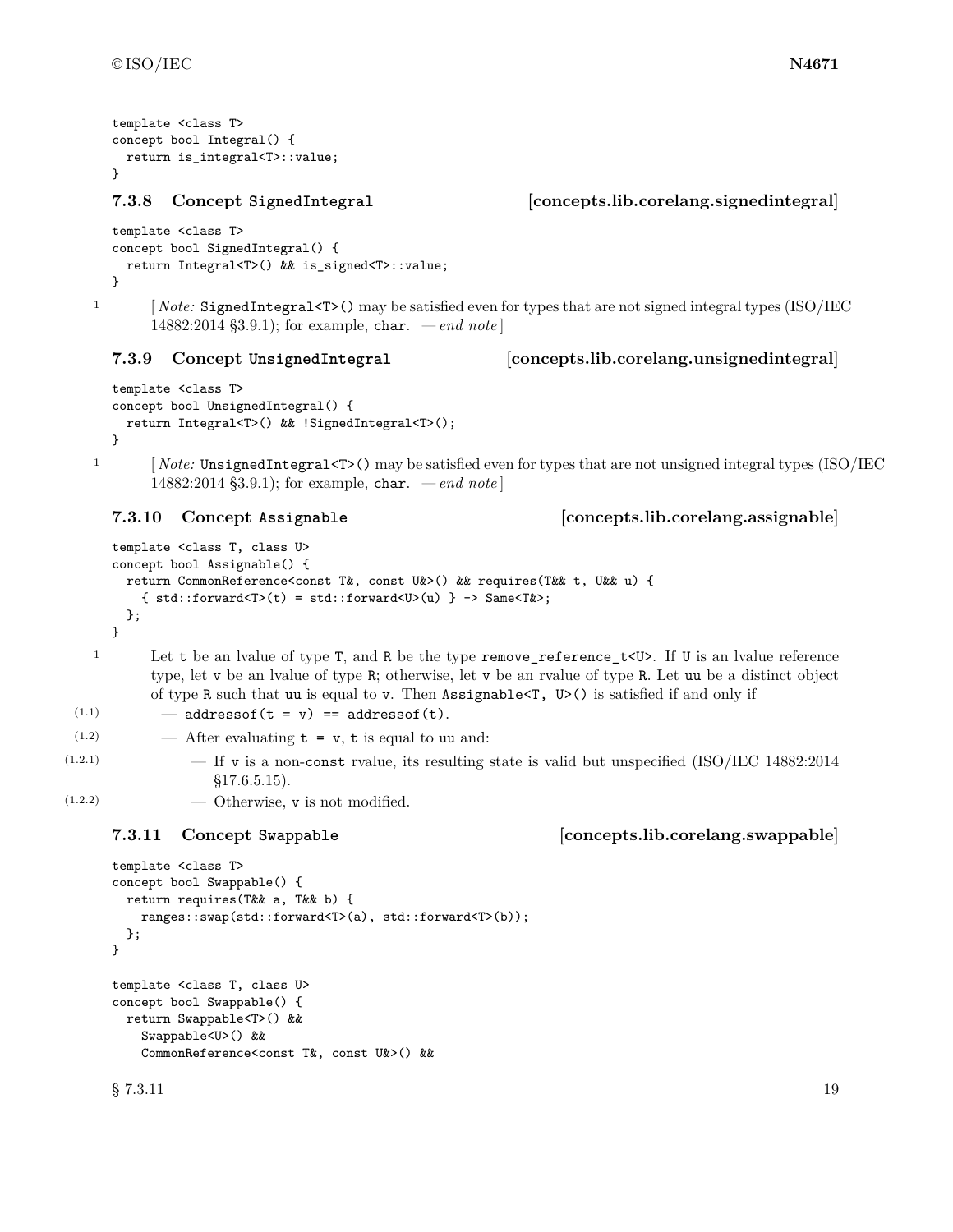```
template <class T>
concept bool Integral() {
  return is_integral<T>::value;
}
```

### 7.3.8 Concept `SignedIntegral` [concepts.lib.corelang.signedintegral]

```
template <class T>
concept bool SignedIntegral() {
  return Integral<T>() && is_signed<T>::value;
}
```

1 [ *Note:* `SignedIntegral<T>()` may be satisfied even for types that are not signed integral types (ISO/IEC 14882:2014 §3.9.1); for example, `char`. — *end note* ]

### 7.3.9 Concept `UnsignedIntegral` [concepts.lib.corelang.unsignedintegral]

```
template <class T>
concept bool UnsignedIntegral() {
  return Integral<T>() && !SignedIntegral<T>();
}
```

1 [ *Note:* `UnsignedIntegral<T>()` may be satisfied even for types that are not unsigned integral types (ISO/IEC 14882:2014 §3.9.1); for example, `char`. — *end note* ]

### 7.3.10 Concept `Assignable` [concepts.lib.corelang.assignable]

```
template <class T, class U>
concept bool Assignable() {
  return CommonReference<const T&, const U&>() && requires(T&& t, U&& u) {
    { std::forward<T>(t) = std::forward<U>(u) } -> Same<T&>;
  };
}
```

1 Let `t` be an lvalue of type `T`, and `R` be the type `remove_reference_t<U>`. If `U` is an lvalue reference type, let `v` be an lvalue of type `R`; otherwise, let `v` be an rvalue of type `R`. Let `uu` be a distinct object of type `R` such that `uu` is equal to `v`. Then `Assignable<T, U>()` is satisfied if and only if

- (1.1) — `addressof(t = v) == addressof(t)`.
- (1.2) — After evaluating `t = v`, `t` is equal to `uu` and:
  - (1.2.1) — If `v` is a non-`const` rvalue, its resulting state is valid but unspecified (ISO/IEC 14882:2014 §17.6.5.15).
  - (1.2.2) — Otherwise, `v` is not modified.

### 7.3.11 Concept `Swappable` [concepts.lib.corelang.swappable]

```
template <class T>
concept bool Swappable() {
  return requires(T&& a, T&& b) {
    ranges::swap(std::forward<T>(a), std::forward<T>(b));
  };
}

template <class T, class U>
concept bool Swappable() {
  return Swappable<T>() &&
    Swappable<U>() &&
    CommonReference<const T&, const U&>() &&
```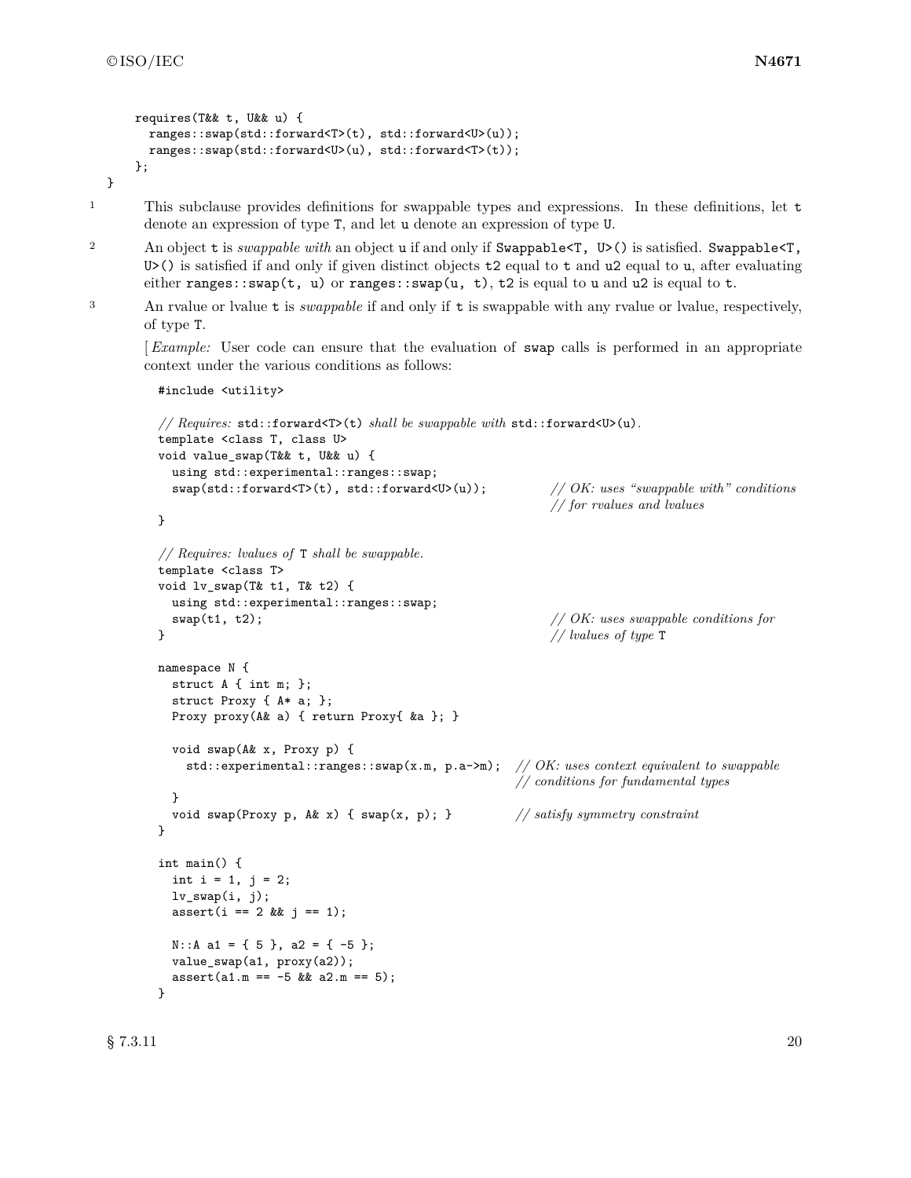```
    requires(T&& t, U&& u) {
      ranges::swap(std::forward<T>(t), std::forward<U>(u));
      ranges::swap(std::forward<U>(u), std::forward<T>(t));
    };
}
```

1 This subclause provides definitions for swappable types and expressions. In these definitions, let `t` denote an expression of type `T`, and let `u` denote an expression of type `U`.

2 An object `t` is *swappable with* an object `u` if and only if `Swappable<T, U>()` is satisfied. `Swappable<T, U>()` is satisfied if and only if given distinct objects `t2` equal to `t` and `u2` equal to `u`, after evaluating either `ranges::swap(t, u)` or `ranges::swap(u, t)`, `t2` is equal to `u` and `u2` is equal to `t`.

3 An rvalue or lvalue `t` is *swappable* if and only if `t` is swappable with any rvalue or lvalue, respectively, of type `T`.

[ *Example:* User code can ensure that the evaluation of `swap` calls is performed in an appropriate context under the various conditions as follows:

```
#include <utility>

// Requires: std::forward<T>(t) shall be swappable with std::forward<U>(u).
template <class T, class U>
void value_swap(T&& t, U&& u) {
  using std::experimental::ranges::swap;
  swap(std::forward<T>(t), std::forward<U>(u));         // OK: uses "swappable with" conditions
                                                         // for rvalues and lvalues
}

// Requires: lvalues of T shall be swappable.
template <class T>
void lv_swap(T& t1, T& t2) {
  using std::experimental::ranges::swap;
  swap(t1, t2);                                          // OK: uses swappable conditions for
}                                                        // lvalues of type T

namespace N {
  struct A { int m; };
  struct Proxy { A* a; };
  Proxy proxy(A& a) { return Proxy{ &a }; }

  void swap(A& x, Proxy p) {
    std::experimental::ranges::swap(x.m, p.a->m);  // OK: uses context equivalent to swappable
                                                    // conditions for fundamental types
  }
  void swap(Proxy p, A& x) { swap(x, p); }          // satisfy symmetry constraint
}

int main() {
  int i = 1, j = 2;
  lv_swap(i, j);
  assert(i == 2 && j == 1);

  N::A a1 = { 5 }, a2 = { -5 };
  value_swap(a1, proxy(a2));
  assert(a1.m == -5 && a2.m == 5);
}
```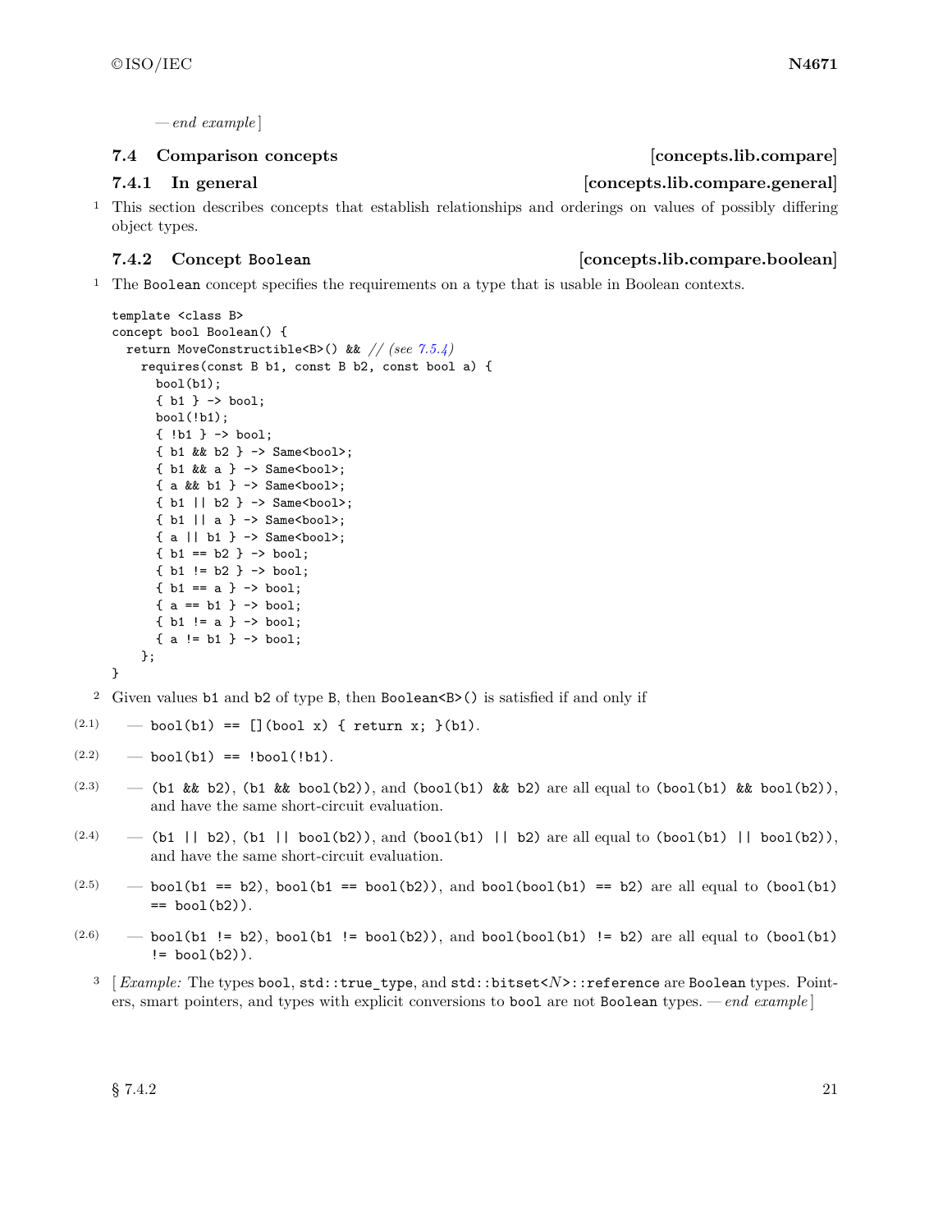— *end example* ]

## 7.4 Comparison concepts [concepts.lib.compare]

### 7.4.1 In general [concepts.lib.compare.general]

1 This section describes concepts that establish relationships and orderings on values of possibly differing object types.

### 7.4.2 Concept `Boolean` [concepts.lib.compare.boolean]

1 The `Boolean` concept specifies the requirements on a type that is usable in Boolean contexts.

```
template <class B>
concept bool Boolean() {
  return MoveConstructible<B>() && // (see 7.5.4)
    requires(const B b1, const B b2, const bool a) {
      bool(b1);
      { b1 } -> bool;
      bool(!b1);
      { !b1 } -> bool;
      { b1 && b2 } -> Same<bool>;
      { b1 && a } -> Same<bool>;
      { a && b1 } -> Same<bool>;
      { b1 || b2 } -> Same<bool>;
      { b1 || a } -> Same<bool>;
      { a || b1 } -> Same<bool>;
      { b1 == b2 } -> bool;
      { b1 != b2 } -> bool;
      { b1 == a } -> bool;
      { a == b1 } -> bool;
      { b1 != a } -> bool;
      { a != b1 } -> bool;
    };
}
```

2 Given values `b1` and `b2` of type `B`, then `Boolean<B>()` is satisfied if and only if

- (2.1) — `bool(b1) == [](bool x) { return x; }(b1)`.
- (2.2) — `bool(b1) == !bool(!b1)`.
- (2.3) — `(b1 && b2)`, `(b1 && bool(b2))`, and `(bool(b1) && b2)` are all equal to `(bool(b1) && bool(b2))`, and have the same short-circuit evaluation.
- (2.4) — `(b1 || b2)`, `(b1 || bool(b2))`, and `(bool(b1) || b2)` are all equal to `(bool(b1) || bool(b2))`, and have the same short-circuit evaluation.
- (2.5) — `bool(b1 == b2)`, `bool(b1 == bool(b2))`, and `bool(bool(b1) == b2)` are all equal to `(bool(b1) == bool(b2))`.
- (2.6) — `bool(b1 != b2)`, `bool(b1 != bool(b2))`, and `bool(bool(b1) != b2)` are all equal to `(bool(b1) != bool(b2))`.

3 [ *Example:* The types `bool`, `std::true_type`, and `std::bitset<N>::reference` are `Boolean` types. Pointers, smart pointers, and types with explicit conversions to `bool` are not `Boolean` types. — *end example* ]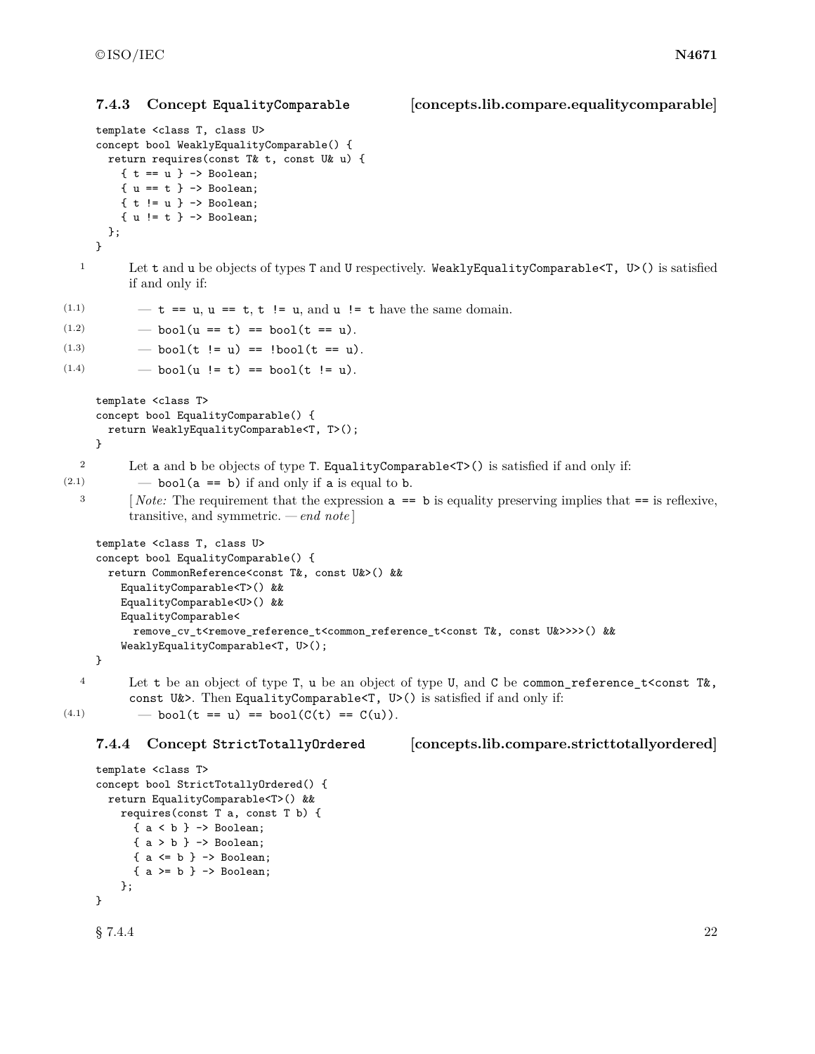### 7.4.3 Concept `EqualityComparable` [concepts.lib.compare.equalitycomparable]

```
template <class T, class U>
concept bool WeaklyEqualityComparable() {
  return requires(const T& t, const U& u) {
    { t == u } -> Boolean;
    { u == t } -> Boolean;
    { t != u } -> Boolean;
    { u != t } -> Boolean;
  };
}
```

1 Let `t` and `u` be objects of types `T` and `U` respectively. `WeaklyEqualityComparable<T, U>()` is satisfied if and only if:

(1.1) — `t == u`, `u == t`, `t != u`, and `u != t` have the same domain.

(1.2) — `bool(u == t) == bool(t == u)`.

(1.3) — `bool(t != u) == !bool(t == u)`.

(1.4) — `bool(u != t) == bool(t != u)`.

```
template <class T>
concept bool EqualityComparable() {
  return WeaklyEqualityComparable<T, T>();
}
```

2 Let `a` and `b` be objects of type `T`. `EqualityComparable<T>()` is satisfied if and only if:

(2.1) — `bool(a == b)` if and only if `a` is equal to `b`.

3 [ *Note:* The requirement that the expression `a == b` is equality preserving implies that `==` is reflexive, transitive, and symmetric. — *end note* ]

```
template <class T, class U>
concept bool EqualityComparable() {
  return CommonReference<const T&, const U&>() &&
    EqualityComparable<T>() &&
    EqualityComparable<U>() &&
    EqualityComparable<
      remove_cv_t<remove_reference_t<common_reference_t<const T&, const U&>>>>() &&
    WeaklyEqualityComparable<T, U>();
}
```

4 Let `t` be an object of type `T`, `u` be an object of type `U`, and `C` be `common_reference_t<const T&, const U&>`. Then `EqualityComparable<T, U>()` is satisfied if and only if:

(4.1) — `bool(t == u) == bool(C(t) == C(u))`.

### 7.4.4 Concept `StrictTotallyOrdered` [concepts.lib.compare.stricttotallyordered]

```
template <class T>
concept bool StrictTotallyOrdered() {
  return EqualityComparable<T>() &&
    requires(const T a, const T b) {
      { a < b } -> Boolean;
      { a > b } -> Boolean;
      { a <= b } -> Boolean;
      { a >= b } -> Boolean;
    };
}
```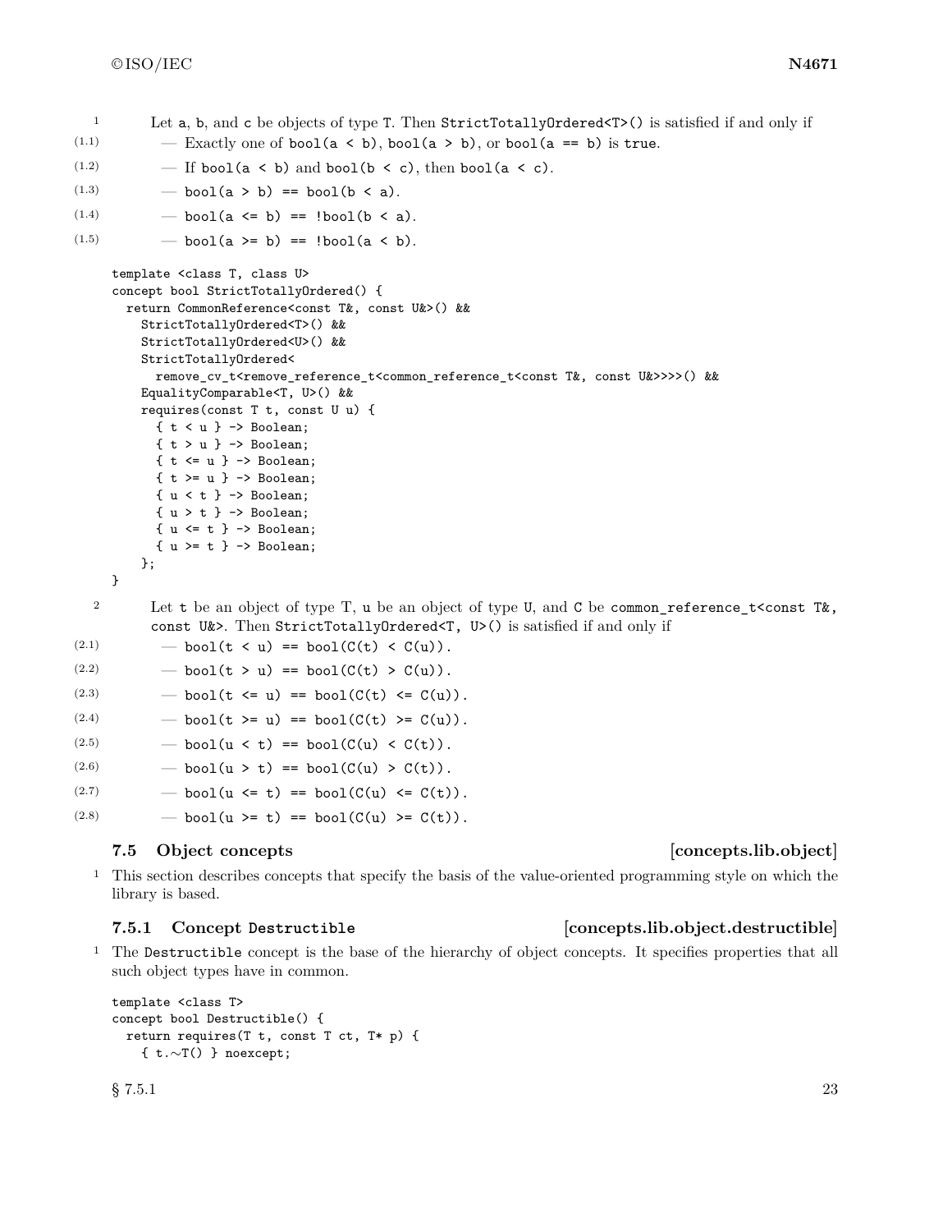1 Let `a`, `b`, and `c` be objects of type `T`. Then `StrictTotallyOrdered<T>()` is satisfied if and only if

(1.1) — Exactly one of `bool(a < b)`, `bool(a > b)`, or `bool(a == b)` is `true`.

(1.2) — If `bool(a < b)` and `bool(b < c)`, then `bool(a < c)`.

(1.3) — `bool(a > b) == bool(b < a)`.

(1.4) — `bool(a <= b) == !bool(b < a)`.

(1.5) — `bool(a >= b) == !bool(a < b)`.

```
template <class T, class U>
concept bool StrictTotallyOrdered() {
  return CommonReference<const T&, const U&>() &&
    StrictTotallyOrdered<T>() &&
    StrictTotallyOrdered<U>() &&
    StrictTotallyOrdered<
      remove_cv_t<remove_reference_t<common_reference_t<const T&, const U&>>>>() &&
    EqualityComparable<T, U>() &&
    requires(const T t, const U u) {
      { t < u } -> Boolean;
      { t > u } -> Boolean;
      { t <= u } -> Boolean;
      { t >= u } -> Boolean;
      { u < t } -> Boolean;
      { u > t } -> Boolean;
      { u <= t } -> Boolean;
      { u >= t } -> Boolean;
    };
}
```

2 Let `t` be an object of type `T`, `u` be an object of type `U`, and `C` be `common_reference_t<const T&, const U&>`. Then `StrictTotallyOrdered<T, U>()` is satisfied if and only if

(2.1) — `bool(t < u) == bool(C(t) < C(u))`.

(2.2) — `bool(t > u) == bool(C(t) > C(u))`.

(2.3) — `bool(t <= u) == bool(C(t) <= C(u))`.

(2.4) — `bool(t >= u) == bool(C(t) >= C(u))`.

(2.5) — `bool(u < t) == bool(C(u) < C(t))`.

(2.6) — `bool(u > t) == bool(C(u) > C(t))`.

(2.7) — `bool(u <= t) == bool(C(u) <= C(t))`.

(2.8) — `bool(u >= t) == bool(C(u) >= C(t))`.

### 7.5 Object concepts [concepts.lib.object]

1 This section describes concepts that specify the basis of the value-oriented programming style on which the library is based.

#### 7.5.1 Concept `Destructible` [concepts.lib.object.destructible]

1 The `Destructible` concept is the base of the hierarchy of object concepts. It specifies properties that all such object types have in common.

```
template <class T>
concept bool Destructible() {
  return requires(T t, const T ct, T* p) {
    { t.~T() } noexcept;
```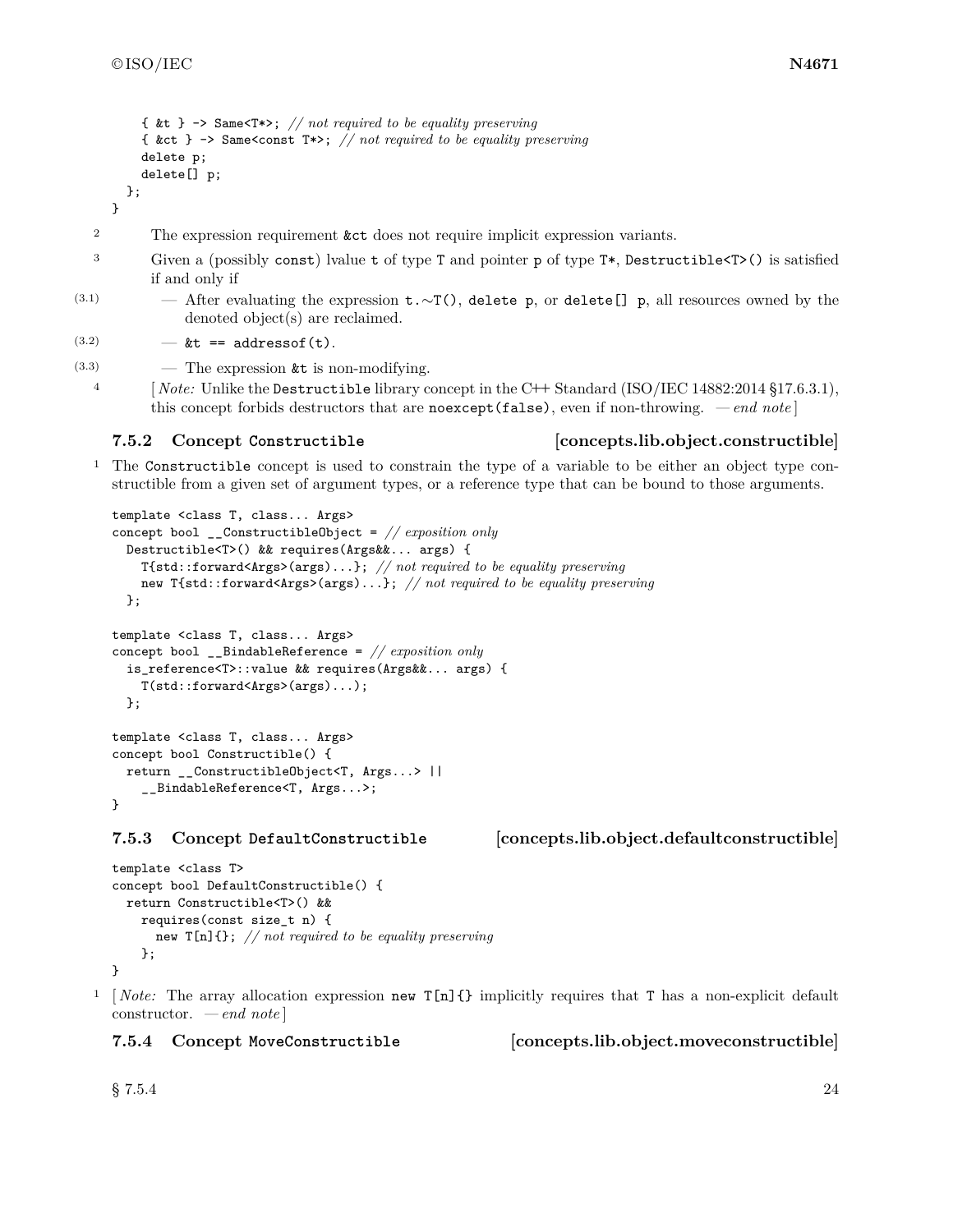```
    { &t } -> Same<T*>; // not required to be equality preserving
    { &ct } -> Same<const T*>; // not required to be equality preserving
    delete p;
    delete[] p;
  };
}
```

2 The expression requirement `&ct` does not require implicit expression variants.

3 Given a (possibly `const`) lvalue `t` of type `T` and pointer `p` of type `T*`, `Destructible<T>()` is satisfied if and only if

(3.1) — After evaluating the expression `t.~T()`, `delete p`, or `delete[] p`, all resources owned by the denoted object(s) are reclaimed.

(3.2) — `&t == addressof(t)`.

(3.3) — The expression `&t` is non-modifying.

4 [ *Note:* Unlike the `Destructible` library concept in the C++ Standard (ISO/IEC 14882:2014 §17.6.3.1), this concept forbids destructors that are `noexcept(false)`, even if non-throwing. — *end note* ]

### 7.5.2 Concept `Constructible` [concepts.lib.object.constructible]

1 The `Constructible` concept is used to constrain the type of a variable to be either an object type constructible from a given set of argument types, or a reference type that can be bound to those arguments.

```
template <class T, class... Args>
concept bool __ConstructibleObject = // exposition only
  Destructible<T>() && requires(Args&&... args) {
    T{std::forward<Args>(args)...}; // not required to be equality preserving
    new T{std::forward<Args>(args)...}; // not required to be equality preserving
  };

template <class T, class... Args>
concept bool __BindableReference = // exposition only
  is_reference<T>::value && requires(Args&&... args) {
    T(std::forward<Args>(args)...);
  };

template <class T, class... Args>
concept bool Constructible() {
  return __ConstructibleObject<T, Args...> ||
    __BindableReference<T, Args...>;
}
```

### 7.5.3 Concept `DefaultConstructible` [concepts.lib.object.defaultconstructible]

```
template <class T>
concept bool DefaultConstructible() {
  return Constructible<T>() &&
    requires(const size_t n) {
      new T[n]{}; // not required to be equality preserving
    };
}
```

1 [ *Note:* The array allocation expression `new T[n]{}` implicitly requires that `T` has a non-explicit default constructor. — *end note* ]

### 7.5.4 Concept `MoveConstructible` [concepts.lib.object.moveconstructible]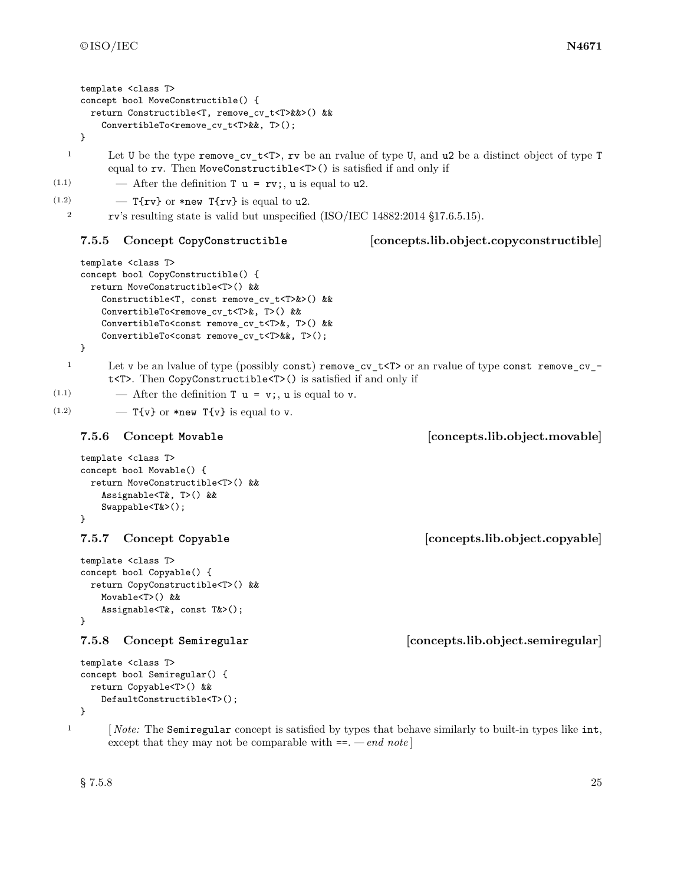```
template <class T>
concept bool MoveConstructible() {
  return Constructible<T, remove_cv_t<T>&&>() &&
    ConvertibleTo<remove_cv_t<T>&&, T>();
}
```

1 Let `U` be the type `remove_cv_t<T>`, `rv` be an rvalue of type `U`, and `u2` be a distinct object of type `T` equal to `rv`. Then `MoveConstructible<T>()` is satisfied if and only if

(1.1) — After the definition `T u = rv;`, `u` is equal to `u2`.

(1.2) — `T{rv}` or `*new T{rv}` is equal to `u2`.

2 `rv`'s resulting state is valid but unspecified (ISO/IEC 14882:2014 §17.6.5.15).

### 7.5.5 Concept `CopyConstructible` [concepts.lib.object.copyconstructible]

```
template <class T>
concept bool CopyConstructible() {
  return MoveConstructible<T>() &&
    Constructible<T, const remove_cv_t<T>&>() &&
    ConvertibleTo<remove_cv_t<T>&, T>() &&
    ConvertibleTo<const remove_cv_t<T>&, T>() &&
    ConvertibleTo<const remove_cv_t<T>&&, T>();
}
```

1 Let `v` be an lvalue of type (possibly `const`) `remove_cv_t<T>` or an rvalue of type `const remove_cv_t<T>`. Then `CopyConstructible<T>()` is satisfied if and only if

(1.1) — After the definition `T u = v;`, `u` is equal to `v`.

(1.2) — `T{v}` or `*new T{v}` is equal to `v`.

### 7.5.6 Concept `Movable` [concepts.lib.object.movable]

```
template <class T>
concept bool Movable() {
  return MoveConstructible<T>() &&
    Assignable<T&, T>() &&
    Swappable<T&>();
}
```

### 7.5.7 Concept `Copyable` [concepts.lib.object.copyable]

```
template <class T>
concept bool Copyable() {
  return CopyConstructible<T>() &&
    Movable<T>() &&
    Assignable<T&, const T&>();
}
```

### 7.5.8 Concept `Semiregular` [concepts.lib.object.semiregular]

```
template <class T>
concept bool Semiregular() {
  return Copyable<T>() &&
    DefaultConstructible<T>();
}
```

1 [ *Note:* The `Semiregular` concept is satisfied by types that behave similarly to built-in types like `int`, except that they may not be comparable with `==`. — *end note* ]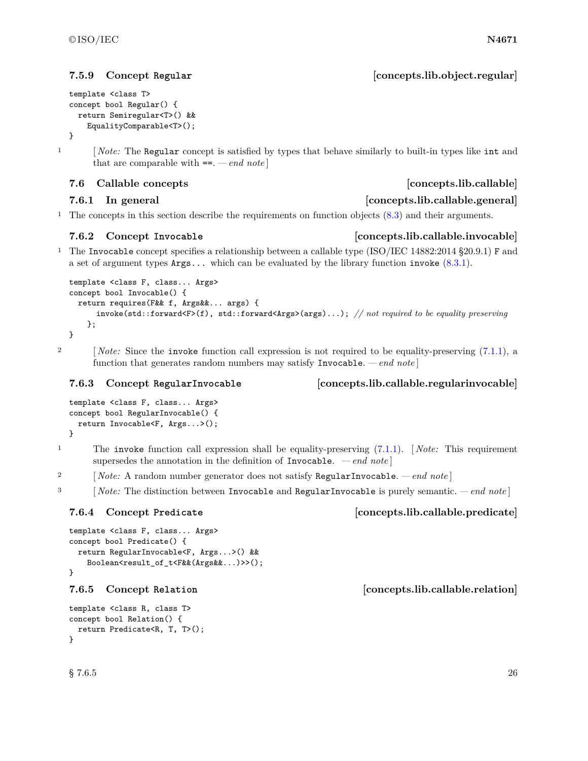### 7.5.9 Concept `Regular` [concepts.lib.object.regular]

```
template <class T>
concept bool Regular() {
  return Semiregular<T>() &&
    EqualityComparable<T>();
}
```

1 [ *Note:* The `Regular` concept is satisfied by types that behave similarly to built-in types like `int` and that are comparable with `==`. — *end note* ]

## 7.6 Callable concepts [concepts.lib.callable]

### 7.6.1 In general [concepts.lib.callable.general]

1 The concepts in this section describe the requirements on function objects (8.3) and their arguments.

### 7.6.2 Concept `Invocable` [concepts.lib.callable.invocable]

1 The `Invocable` concept specifies a relationship between a callable type (ISO/IEC 14882:2014 §20.9.1) `F` and a set of argument types `Args...` which can be evaluated by the library function `invoke` (8.3.1).

```
template <class F, class... Args>
concept bool Invocable() {
  return requires(F&& f, Args&&... args) {
      invoke(std::forward<F>(f), std::forward<Args>(args)...); // not required to be equality preserving
    };
}
```

2 [ *Note:* Since the `invoke` function call expression is not required to be equality-preserving (7.1.1), a function that generates random numbers may satisfy `Invocable`. — *end note* ]

### 7.6.3 Concept `RegularInvocable` [concepts.lib.callable.regularinvocable]

```
template <class F, class... Args>
concept bool RegularInvocable() {
  return Invocable<F, Args...>();
}
```

1 The `invoke` function call expression shall be equality-preserving (7.1.1). [ *Note:* This requirement supersedes the annotation in the definition of `Invocable`. — *end note* ]

2 [ *Note:* A random number generator does not satisfy `RegularInvocable`. — *end note* ]

3 [ *Note:* The distinction between `Invocable` and `RegularInvocable` is purely semantic. — *end note* ]

### 7.6.4 Concept `Predicate` [concepts.lib.callable.predicate]

```
template <class F, class... Args>
concept bool Predicate() {
  return RegularInvocable<F, Args...>() &&
    Boolean<result_of_t<F&&(Args&&...)>>();
}
```

### 7.6.5 Concept `Relation` [concepts.lib.callable.relation]

```
template <class R, class T>
concept bool Relation() {
  return Predicate<R, T, T>();
}
```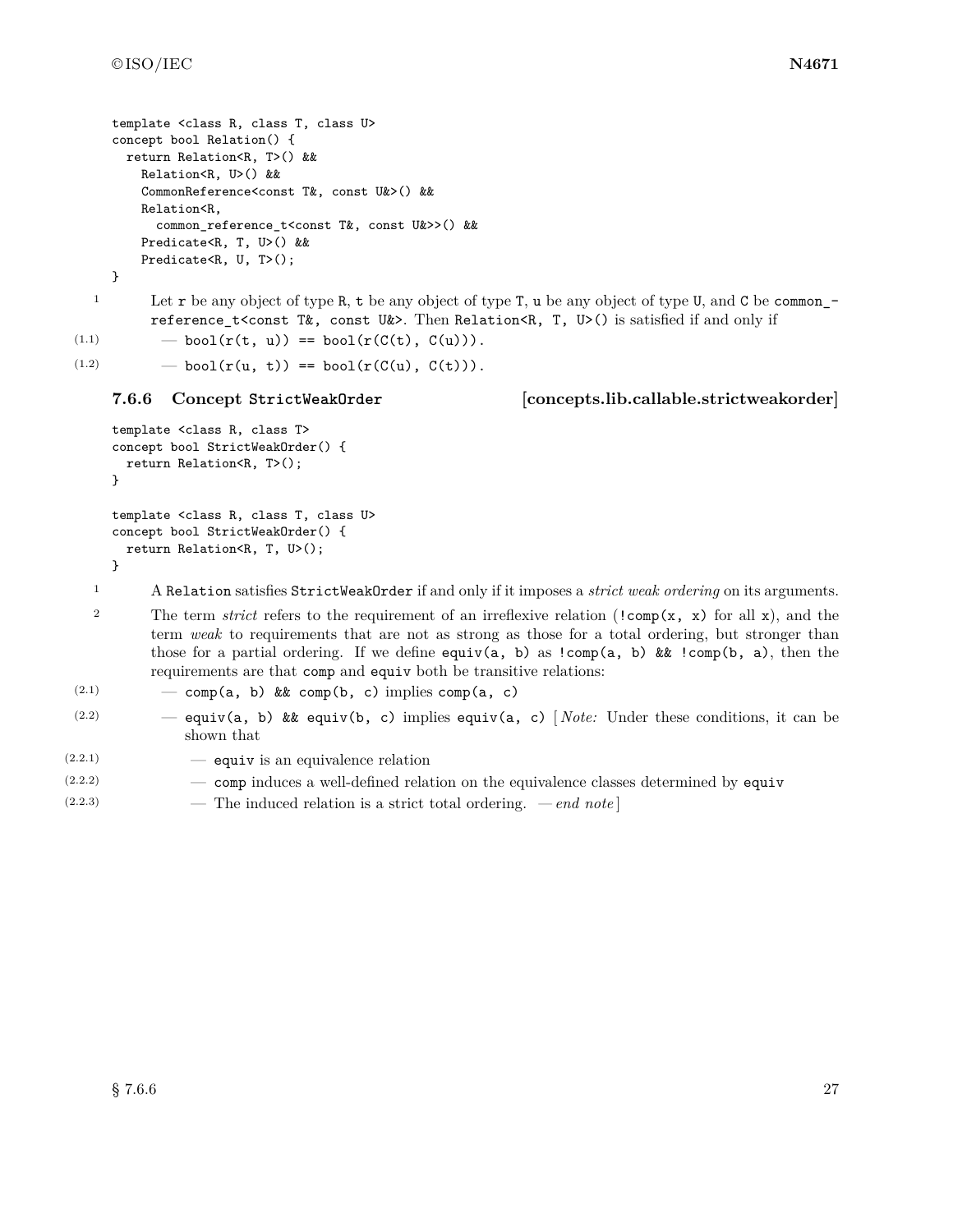```
template <class R, class T, class U>
concept bool Relation() {
  return Relation<R, T>() &&
    Relation<R, U>() &&
    CommonReference<const T&, const U&>() &&
    Relation<R,
      common_reference_t<const T&, const U&>>() &&
    Predicate<R, T, U>() &&
    Predicate<R, U, T>();
}
```

1 Let `r` be any object of type `R`, `t` be any object of type `T`, `u` be any object of type `U`, and `C` be `common_reference_t<const T&, const U&>`. Then `Relation<R, T, U>()` is satisfied if and only if

(1.1) — `bool(r(t, u)) == bool(r(C(t), C(u)))`.

(1.2) — `bool(r(u, t)) == bool(r(C(u), C(t)))`.

### 7.6.6 Concept `StrictWeakOrder` [concepts.lib.callable.strictweakorder]

```
template <class R, class T>
concept bool StrictWeakOrder() {
  return Relation<R, T>();
}

template <class R, class T, class U>
concept bool StrictWeakOrder() {
  return Relation<R, T, U>();
}
```

1 A `Relation` satisfies `StrictWeakOrder` if and only if it imposes a *strict weak ordering* on its arguments.

2 The term *strict* refers to the requirement of an irreflexive relation (`!comp(x, x)` for all `x`), and the term *weak* to requirements that are not as strong as those for a total ordering, but stronger than those for a partial ordering. If we define `equiv(a, b)` as `!comp(a, b) && !comp(b, a)`, then the requirements are that `comp` and `equiv` both be transitive relations:

(2.1) — `comp(a, b) && comp(b, c)` implies `comp(a, c)`

(2.2) — `equiv(a, b) && equiv(b, c)` implies `equiv(a, c)` [ *Note:* Under these conditions, it can be shown that

(2.2.1) — `equiv` is an equivalence relation

(2.2.2) — `comp` induces a well-defined relation on the equivalence classes determined by `equiv`

(2.2.3) — The induced relation is a strict total ordering. — *end note* ]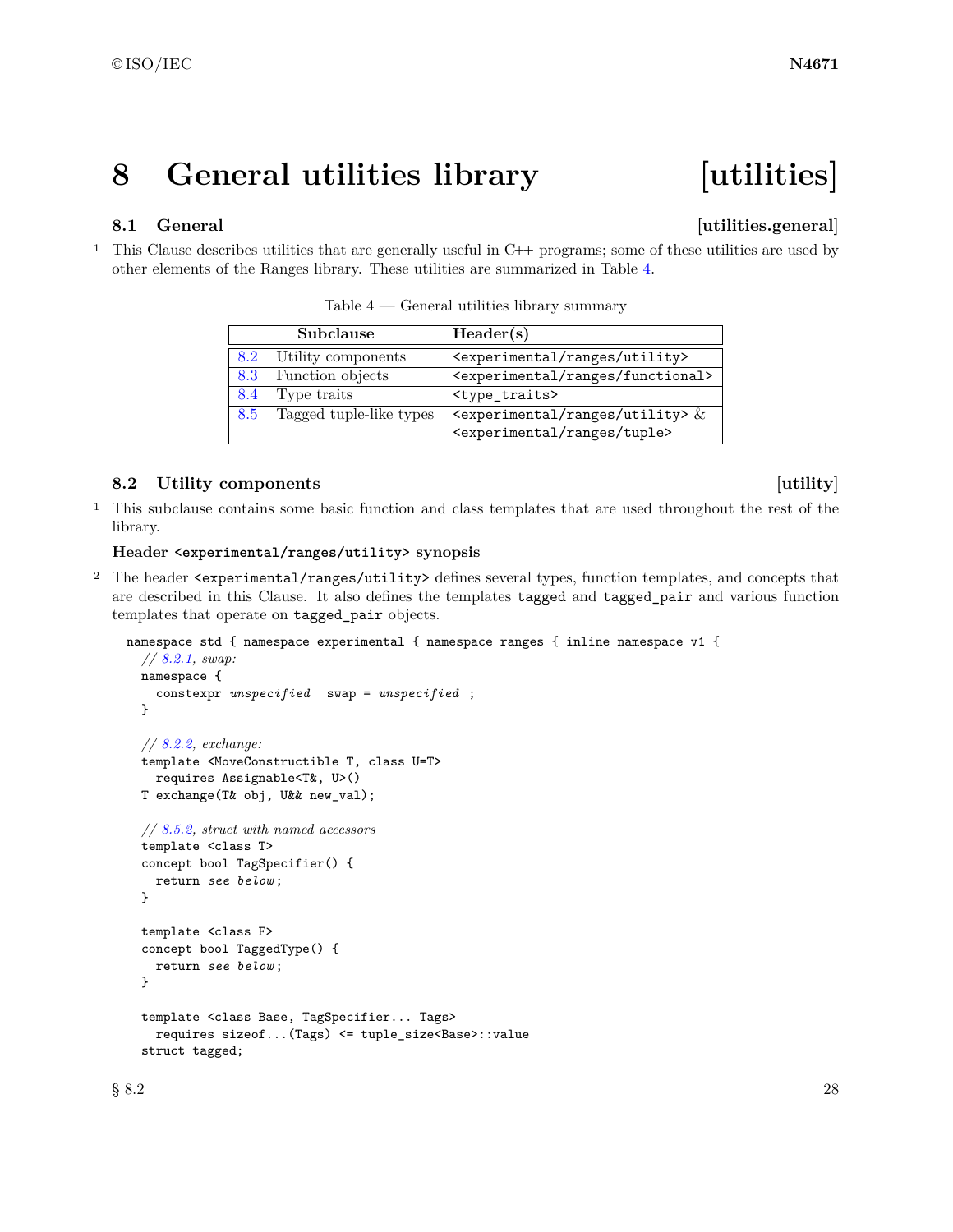# 8 General utilities library [utilities]

## 8.1 General [utilities.general]

1 This Clause describes utilities that are generally useful in C++ programs; some of these utilities are used by other elements of the Ranges library. These utilities are summarized in Table 4.

Table 4 — General utilities library summary

| | Subclause | Header(s) |
|---|---|---|
| 8.2 | Utility components | `<experimental/ranges/utility>` |
| 8.3 | Function objects | `<experimental/ranges/functional>` |
| 8.4 | Type traits | `<type_traits>` |
| 8.5 | Tagged tuple-like types | `<experimental/ranges/utility>` & `<experimental/ranges/tuple>` |

## 8.2 Utility components [utility]

1 This subclause contains some basic function and class templates that are used throughout the rest of the library.

**Header `<experimental/ranges/utility>` synopsis**

2 The header `<experimental/ranges/utility>` defines several types, function templates, and concepts that are described in this Clause. It also defines the templates `tagged` and `tagged_pair` and various function templates that operate on `tagged_pair` objects.

```
namespace std { namespace experimental { namespace ranges { inline namespace v1 {
  // 8.2.1, swap:
  namespace {
    constexpr unspecified  swap = unspecified ;
  }

  // 8.2.2, exchange:
  template <MoveConstructible T, class U=T>
    requires Assignable<T&, U>()
  T exchange(T& obj, U&& new_val);

  // 8.5.2, struct with named accessors
  template <class T>
  concept bool TagSpecifier() {
    return see below;
  }

  template <class F>
  concept bool TaggedType() {
    return see below;
  }

  template <class Base, TagSpecifier... Tags>
    requires sizeof...(Tags) <= tuple_size<Base>::value
  struct tagged;
```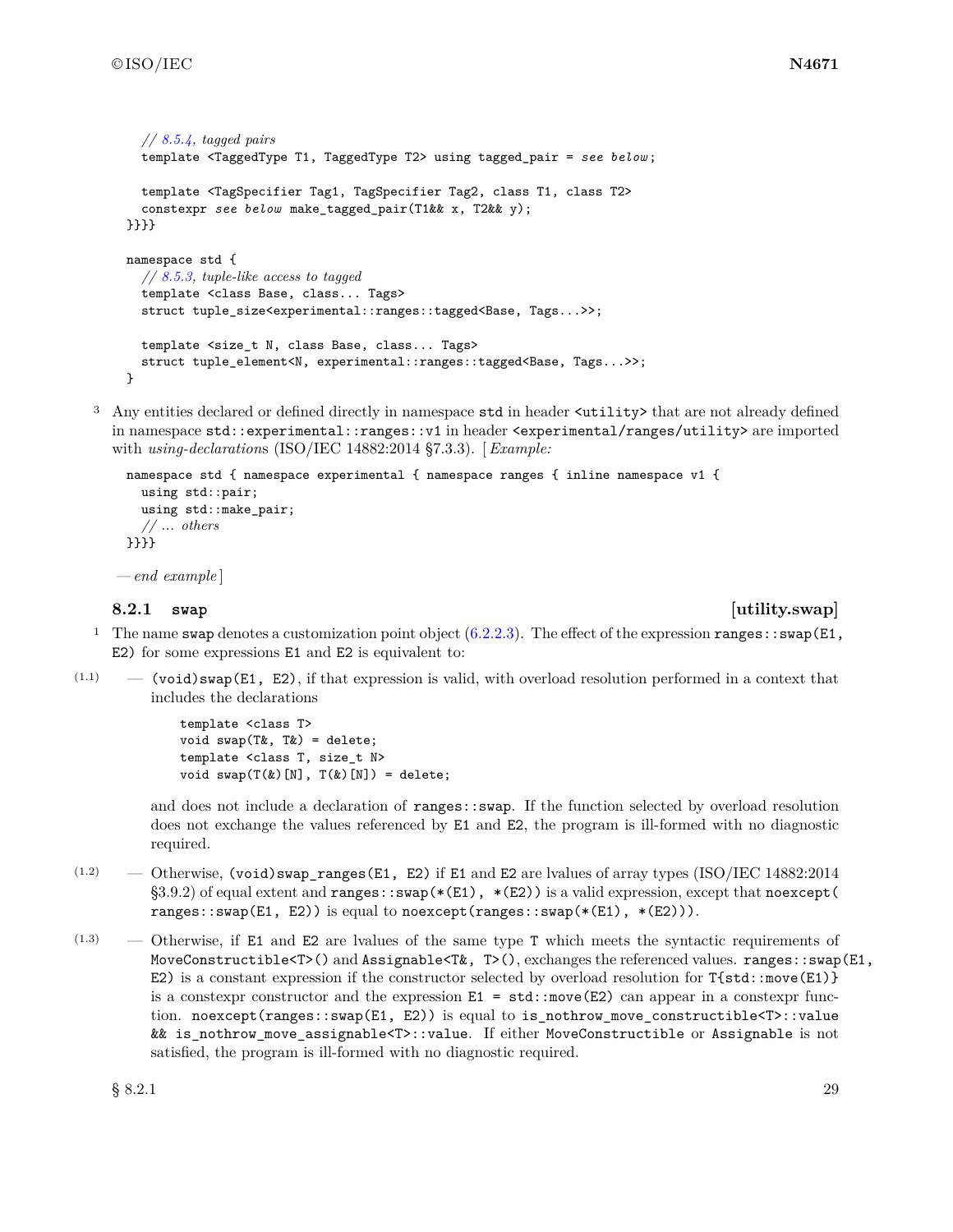```
  // 8.5.4, tagged pairs
  template <TaggedType T1, TaggedType T2> using tagged_pair = see below;

  template <TagSpecifier Tag1, TagSpecifier Tag2, class T1, class T2>
  constexpr see below make_tagged_pair(T1&& x, T2&& y);
}}}}

namespace std {
  // 8.5.3, tuple-like access to tagged
  template <class Base, class... Tags>
  struct tuple_size<experimental::ranges::tagged<Base, Tags...>>;

  template <size_t N, class Base, class... Tags>
  struct tuple_element<N, experimental::ranges::tagged<Base, Tags...>>;
}
```

3 Any entities declared or defined directly in namespace `std` in header `<utility>` that are not already defined in namespace `std::experimental::ranges::v1` in header `<experimental/ranges/utility>` are imported with *using-declarations* (ISO/IEC 14882:2014 §7.3.3). [ *Example:*

```
namespace std { namespace experimental { namespace ranges { inline namespace v1 {
  using std::pair;
  using std::make_pair;
  // ... others
}}}}
```

— *end example* ]

### 8.2.1 swap [utility.swap]

1 The name `swap` denotes a customization point object (6.2.2.3). The effect of the expression `ranges::swap(E1, E2)` for some expressions `E1` and `E2` is equivalent to:

(1.1) — `(void)swap(E1, E2)`, if that expression is valid, with overload resolution performed in a context that includes the declarations

```
template <class T>
void swap(T&, T&) = delete;
template <class T, size_t N>
void swap(T(&)[N], T(&)[N]) = delete;
```

and does not include a declaration of `ranges::swap`. If the function selected by overload resolution does not exchange the values referenced by `E1` and `E2`, the program is ill-formed with no diagnostic required.

(1.2) — Otherwise, `(void)swap_ranges(E1, E2)` if `E1` and `E2` are lvalues of array types (ISO/IEC 14882:2014 §3.9.2) of equal extent and `ranges::swap(*(E1), *(E2))` is a valid expression, except that `noexcept(ranges::swap(E1, E2))` is equal to `noexcept(ranges::swap(*(E1), *(E2)))`.

(1.3) — Otherwise, if `E1` and `E2` are lvalues of the same type `T` which meets the syntactic requirements of `MoveConstructible<T>()` and `Assignable<T&, T>()`, exchanges the referenced values. `ranges::swap(E1, E2)` is a constant expression if the constructor selected by overload resolution for `T{std::move(E1)}` is a constexpr constructor and the expression `E1 = std::move(E2)` can appear in a constexpr function. `noexcept(ranges::swap(E1, E2))` is equal to `is_nothrow_move_constructible<T>::value && is_nothrow_move_assignable<T>::value`. If either `MoveConstructible` or `Assignable` is not satisfied, the program is ill-formed with no diagnostic required.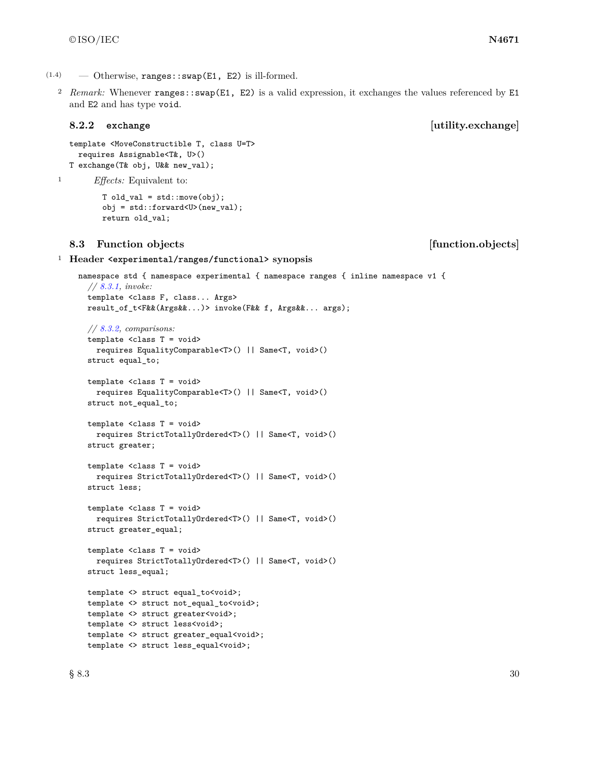(1.4) — Otherwise, `ranges::swap(E1, E2)` is ill-formed.

2 *Remark:* Whenever `ranges::swap(E1, E2)` is a valid expression, it exchanges the values referenced by `E1` and `E2` and has type `void`.

### 8.2.2 exchange [utility.exchange]

```
template <MoveConstructible T, class U=T>
  requires Assignable<T&, U>()
T exchange(T& obj, U&& new_val);
```

1 *Effects:* Equivalent to:

```
T old_val = std::move(obj);
obj = std::forward<U>(new_val);
return old_val;
```

## 8.3 Function objects [function.objects]

1 **Header `<experimental/ranges/functional>` synopsis**

```
namespace std { namespace experimental { namespace ranges { inline namespace v1 {
  // 8.3.1, invoke:
  template <class F, class... Args>
  result_of_t<F&&(Args&&...)> invoke(F&& f, Args&&... args);

  // 8.3.2, comparisons:
  template <class T = void>
    requires EqualityComparable<T>() || Same<T, void>()
  struct equal_to;

  template <class T = void>
    requires EqualityComparable<T>() || Same<T, void>()
  struct not_equal_to;

  template <class T = void>
    requires StrictTotallyOrdered<T>() || Same<T, void>()
  struct greater;

  template <class T = void>
    requires StrictTotallyOrdered<T>() || Same<T, void>()
  struct less;

  template <class T = void>
    requires StrictTotallyOrdered<T>() || Same<T, void>()
  struct greater_equal;

  template <class T = void>
    requires StrictTotallyOrdered<T>() || Same<T, void>()
  struct less_equal;

  template <> struct equal_to<void>;
  template <> struct not_equal_to<void>;
  template <> struct greater<void>;
  template <> struct less<void>;
  template <> struct greater_equal<void>;
  template <> struct less_equal<void>;
```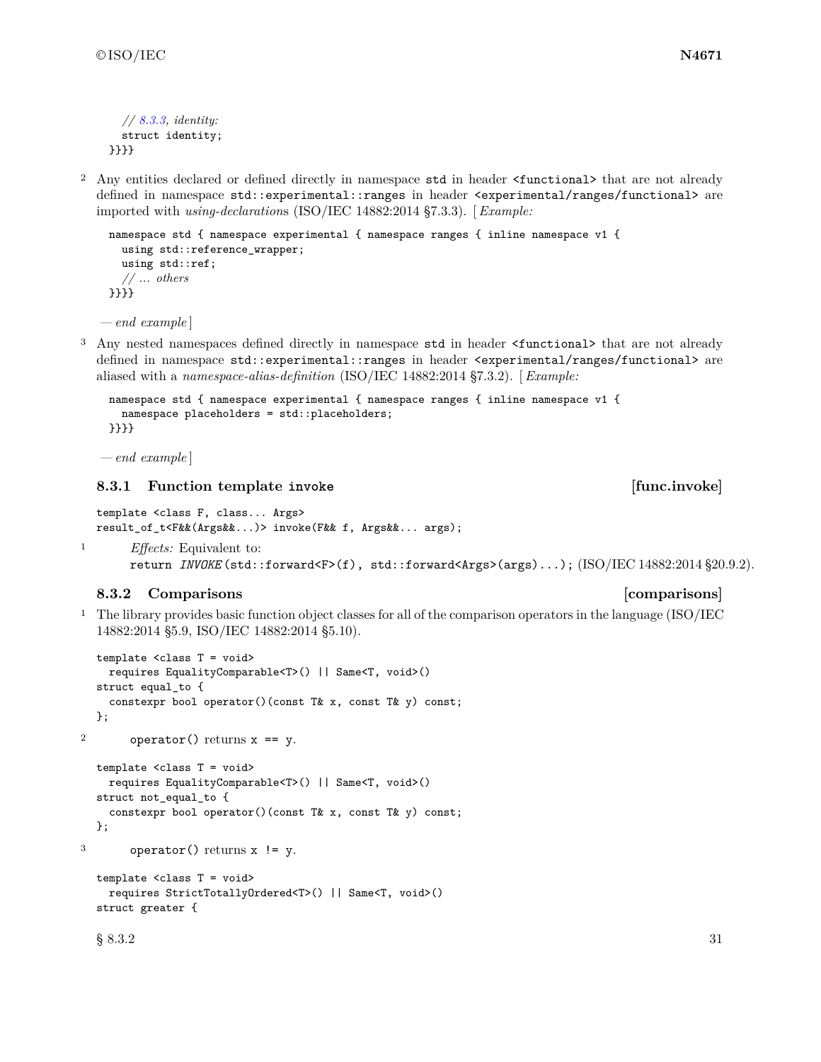```
    // 8.3.3, identity:
    struct identity;
}}}}
```

2 Any entities declared or defined directly in namespace `std` in header `<functional>` that are not already defined in namespace `std::experimental::ranges` in header `<experimental/ranges/functional>` are imported with *using-declarations* (ISO/IEC 14882:2014 §7.3.3). [ *Example:*

```
namespace std { namespace experimental { namespace ranges { inline namespace v1 {
  using std::reference_wrapper;
  using std::ref;
  // ... others
}}}}
```

— *end example* ]

3 Any nested namespaces defined directly in namespace `std` in header `<functional>` that are not already defined in namespace `std::experimental::ranges` in header `<experimental/ranges/functional>` are aliased with a *namespace-alias-definition* (ISO/IEC 14882:2014 §7.3.2). [ *Example:*

```
namespace std { namespace experimental { namespace ranges { inline namespace v1 {
  namespace placeholders = std::placeholders;
}}}}
```

— *end example* ]

### 8.3.1 Function template `invoke` [func.invoke]

```
template <class F, class... Args>
result_of_t<F&&(Args&&...)> invoke(F&& f, Args&&... args);
```

1 *Effects:* Equivalent to:
`return INVOKE(std::forward<F>(f), std::forward<Args>(args)...);` (ISO/IEC 14882:2014 §20.9.2).

### 8.3.2 Comparisons [comparisons]

1 The library provides basic function object classes for all of the comparison operators in the language (ISO/IEC 14882:2014 §5.9, ISO/IEC 14882:2014 §5.10).

```
template <class T = void>
  requires EqualityComparable<T>() || Same<T, void>()
struct equal_to {
  constexpr bool operator()(const T& x, const T& y) const;
};
```

2 `operator()` returns `x == y`.

```
template <class T = void>
  requires EqualityComparable<T>() || Same<T, void>()
struct not_equal_to {
  constexpr bool operator()(const T& x, const T& y) const;
};
```

3 `operator()` returns `x != y`.

```
template <class T = void>
  requires StrictTotallyOrdered<T>() || Same<T, void>()
struct greater {
```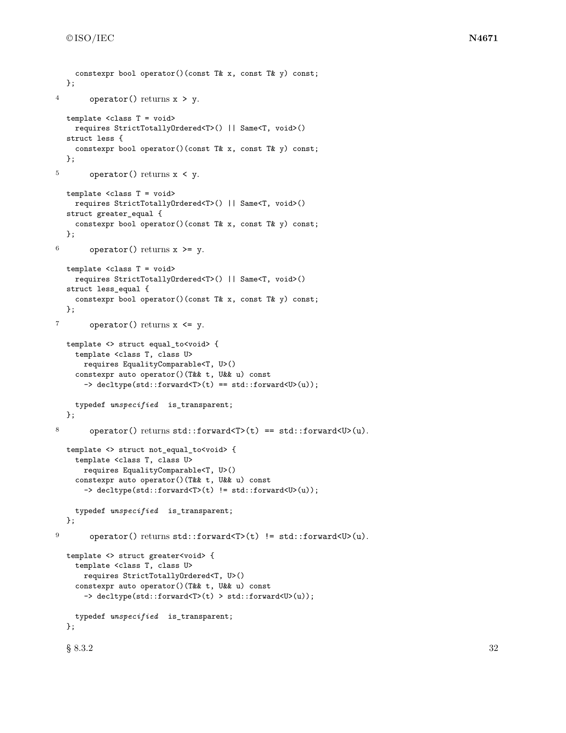```
  constexpr bool operator()(const T& x, const T& y) const;
};
```

4 operator() returns x > y.

```
template <class T = void>
  requires StrictTotallyOrdered<T>() || Same<T, void>()
struct less {
  constexpr bool operator()(const T& x, const T& y) const;
};
```

5 operator() returns x < y.

```
template <class T = void>
  requires StrictTotallyOrdered<T>() || Same<T, void>()
struct greater_equal {
  constexpr bool operator()(const T& x, const T& y) const;
};
```

6 operator() returns x >= y.

```
template <class T = void>
  requires StrictTotallyOrdered<T>() || Same<T, void>()
struct less_equal {
  constexpr bool operator()(const T& x, const T& y) const;
};
```

7 operator() returns x <= y.

```
template <> struct equal_to<void> {
  template <class T, class U>
    requires EqualityComparable<T, U>()
  constexpr auto operator()(T&& t, U&& u) const
    -> decltype(std::forward<T>(t) == std::forward<U>(u));

  typedef unspecified is_transparent;
};
```

8 operator() returns std::forward<T>(t) == std::forward<U>(u).

```
template <> struct not_equal_to<void> {
  template <class T, class U>
    requires EqualityComparable<T, U>()
  constexpr auto operator()(T&& t, U&& u) const
    -> decltype(std::forward<T>(t) != std::forward<U>(u));

  typedef unspecified is_transparent;
};
```

9 operator() returns std::forward<T>(t) != std::forward<U>(u).

```
template <> struct greater<void> {
  template <class T, class U>
    requires StrictTotallyOrdered<T, U>()
  constexpr auto operator()(T&& t, U&& u) const
    -> decltype(std::forward<T>(t) > std::forward<U>(u));

  typedef unspecified is_transparent;
};
```

§ 8.3.2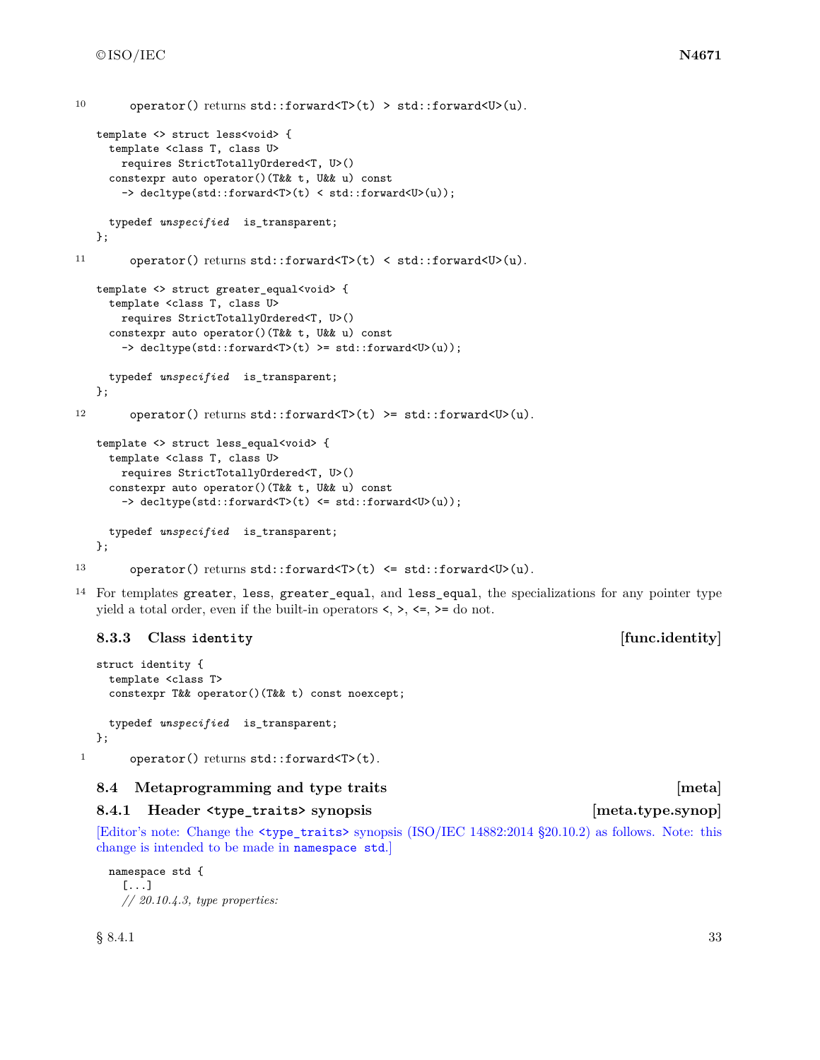10 operator() returns std::forward<T>(t) > std::forward<U>(u).

```
template <> struct less<void> {
  template <class T, class U>
    requires StrictTotallyOrdered<T, U>()
  constexpr auto operator()(T&& t, U&& u) const
    -> decltype(std::forward<T>(t) < std::forward<U>(u));

  typedef unspecified  is_transparent;
};
```

11 operator() returns std::forward<T>(t) < std::forward<U>(u).

```
template <> struct greater_equal<void> {
  template <class T, class U>
    requires StrictTotallyOrdered<T, U>()
  constexpr auto operator()(T&& t, U&& u) const
    -> decltype(std::forward<T>(t) >= std::forward<U>(u));

  typedef unspecified  is_transparent;
};
```

12 operator() returns std::forward<T>(t) >= std::forward<U>(u).

```
template <> struct less_equal<void> {
  template <class T, class U>
    requires StrictTotallyOrdered<T, U>()
  constexpr auto operator()(T&& t, U&& u) const
    -> decltype(std::forward<T>(t) <= std::forward<U>(u));

  typedef unspecified  is_transparent;
};
```

13 operator() returns std::forward<T>(t) <= std::forward<U>(u).

14 For templates greater, less, greater_equal, and less_equal, the specializations for any pointer type yield a total order, even if the built-in operators <, >, <=, >= do not.

### 8.3.3 Class identity [func.identity]

```
struct identity {
  template <class T>
  constexpr T&& operator()(T&& t) const noexcept;

  typedef unspecified  is_transparent;
};
```

1 operator() returns std::forward<T>(t).

## 8.4 Metaprogramming and type traits [meta]

### 8.4.1 Header <type_traits> synopsis [meta.type.synop]

[Editor's note: Change the <type_traits> synopsis (ISO/IEC 14882:2014 §20.10.2) as follows. Note: this change is intended to be made in namespace std.]

```
namespace std {
  [...]
  // 20.10.4.3, type properties:
```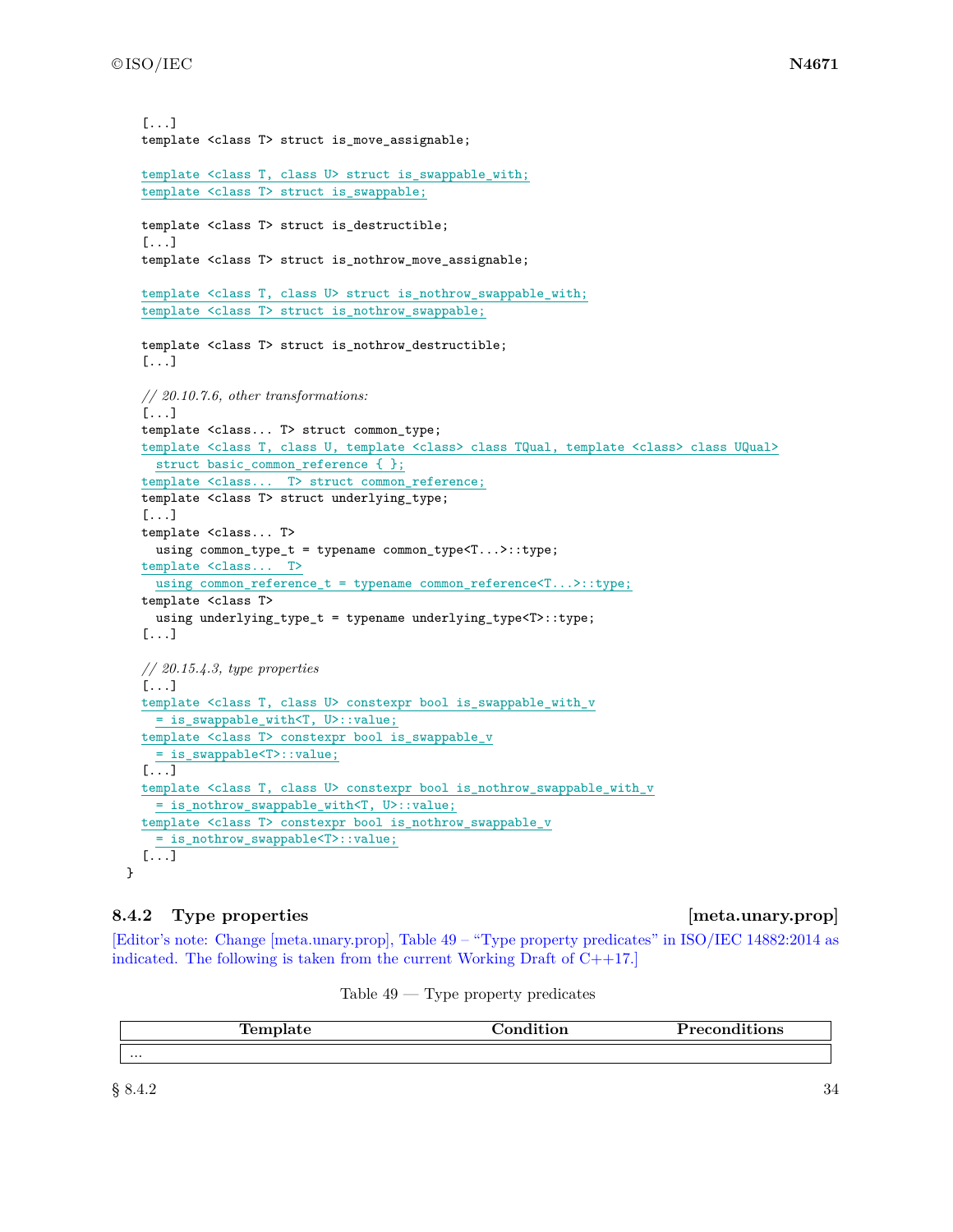```
  [...]
  template <class T> struct is_move_assignable;

  template <class T, class U> struct is_swappable_with;
  template <class T> struct is_swappable;

  template <class T> struct is_destructible;
  [...]
  template <class T> struct is_nothrow_move_assignable;

  template <class T, class U> struct is_nothrow_swappable_with;
  template <class T> struct is_nothrow_swappable;

  template <class T> struct is_nothrow_destructible;
  [...]

  // 20.10.7.6, other transformations:
  [...]
  template <class... T> struct common_type;
  template <class T, class U, template <class> class TQual, template <class> class UQual>
    struct basic_common_reference { };
  template <class...  T> struct common_reference;
  template <class T> struct underlying_type;
  [...]
  template <class... T>
    using common_type_t = typename common_type<T...>::type;
  template <class...  T>
    using common_reference_t = typename common_reference<T...>::type;
  template <class T>
    using underlying_type_t = typename underlying_type<T>::type;
  [...]

  // 20.15.4.3, type properties
  [...]
  template <class T, class U> constexpr bool is_swappable_with_v
    = is_swappable_with<T, U>::value;
  template <class T> constexpr bool is_swappable_v
    = is_swappable<T>::value;
  [...]
  template <class T, class U> constexpr bool is_nothrow_swappable_with_v
    = is_nothrow_swappable_with<T, U>::value;
  template <class T> constexpr bool is_nothrow_swappable_v
    = is_nothrow_swappable<T>::value;
  [...]
}
```

### 8.4.2 Type properties [meta.unary.prop]

[Editor's note: Change [meta.unary.prop], Table 49 – "Type property predicates" in ISO/IEC 14882:2014 as indicated. The following is taken from the current Working Draft of C++17.]

Table 49 — Type property predicates

| Template | Condition | Preconditions |
|---|---|---|
| ... | | |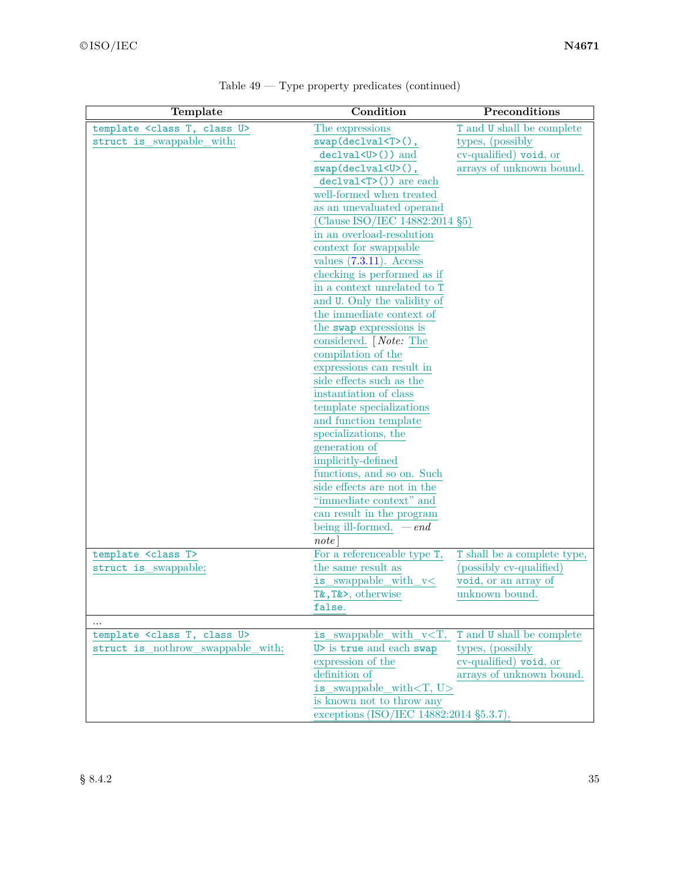Table 49 — Type property predicates (continued)

| Template | Condition | Preconditions |
| --- | --- | --- |
| `template <class T, class U>` `struct is_swappable_with;` | The expressions `swap(declval<T>(), declval<U>())` and `swap(declval<U>(), declval<T>())` are each well-formed when treated as an unevaluated operand (Clause ISO/IEC 14882:2014 §5) in an overload-resolution context for swappable values (7.3.11). Access checking is performed as if in a context unrelated to `T` and `U`. Only the validity of the immediate context of the `swap` expressions is considered. [ *Note:* The compilation of the expressions can result in side effects such as the instantiation of class template specializations and function template specializations, the generation of implicitly-defined functions, and so on. Such side effects are not in the "immediate context" and can result in the program being ill-formed. — *end note* ] | `T` and `U` shall be complete types, (possibly cv-qualified) `void`, or arrays of unknown bound. |
| `template <class T>` `struct is_swappable;` | For a referenceable type `T`, the same result as `is_swappable_with_v<T&,T&>`, otherwise `false`. | `T` shall be a complete type, (possibly cv-qualified) `void`, or an array of unknown bound. |
| ... | | |
| `template <class T, class U>` `struct is_nothrow_swappable_with;` | `is_swappable_with_v<T, U>` is `true` and each `swap` expression of the definition of `is_swappable_with<T, U>` is known not to throw any exceptions (ISO/IEC 14882:2014 §5.3.7). | `T` and `U` shall be complete types, (possibly cv-qualified) `void`, or arrays of unknown bound. |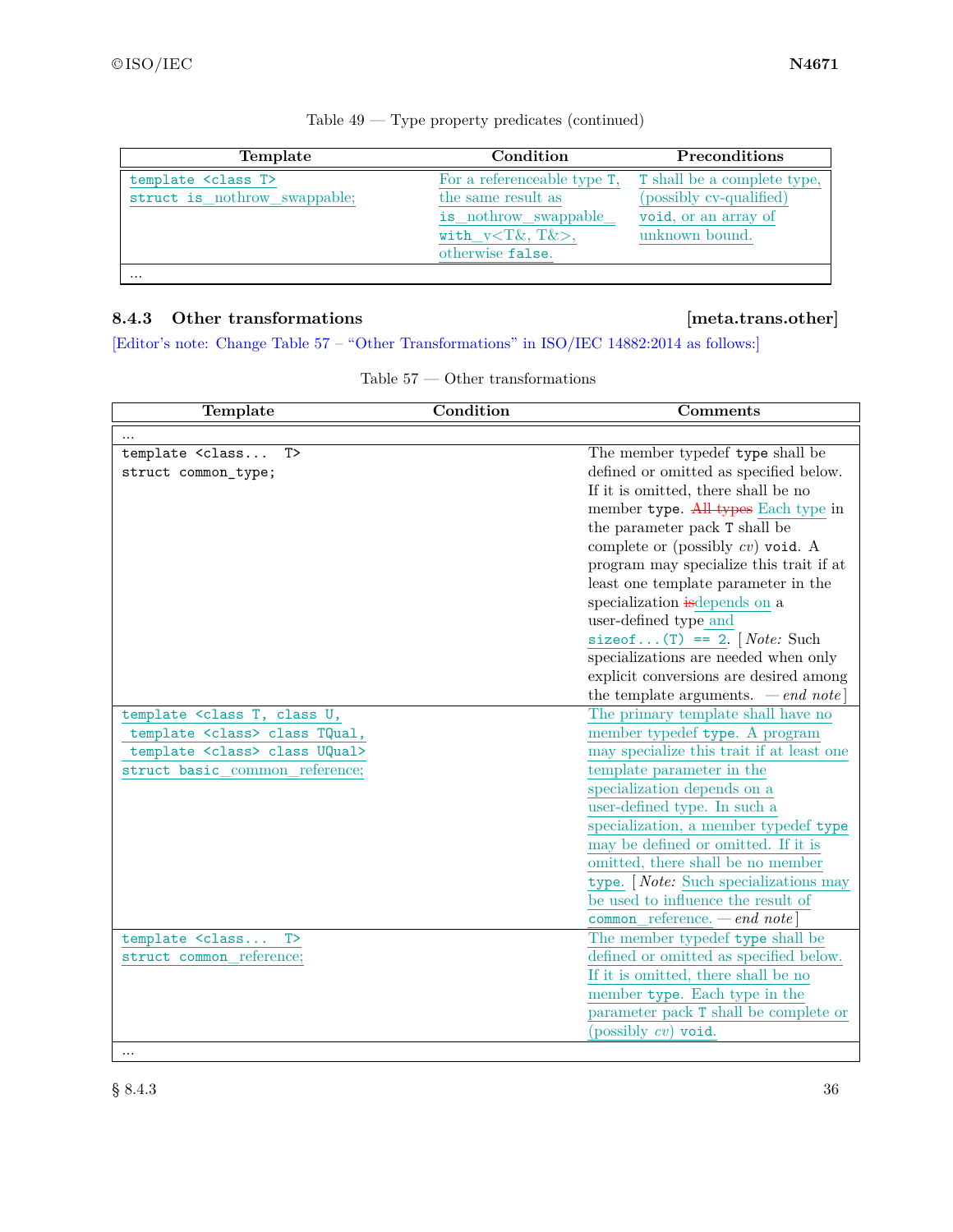Table 49 — Type property predicates (continued)

| Template | Condition | Preconditions |
|---|---|---|
| `template <class T>` `struct is_nothrow_swappable;` | For a referenceable type `T`, the same result as `is_nothrow_swappable_with_v<T&, T&>`, otherwise `false`. | `T` shall be a complete type, (possibly cv-qualified) `void`, or an array of unknown bound. |
| ... | | |

### 8.4.3 Other transformations [meta.trans.other]

[Editor's note: Change Table 57 – "Other Transformations" in ISO/IEC 14882:2014 as follows:]

Table 57 — Other transformations

| Template | Condition | Comments |
|---|---|---|
| ... | | |
| `template <class... T>` `struct common_type;` | | The member typedef `type` shall be defined or omitted as specified below. If it is omitted, there shall be no member `type`. ~~All types~~ Each type in the parameter pack `T` shall be complete or (possibly *cv*) `void`. A program may specialize this trait if at least one template parameter in the specialization ~~is~~depends on a user-defined type and `sizeof...(T) == 2`. [ *Note:* Such specializations are needed when only explicit conversions are desired among the template arguments. — *end note* ] |
| `template <class T, class U,` `template <class> class TQual,` `template <class> class UQual>` `struct basic_common_reference;` | | The primary template shall have no member typedef `type`. A program may specialize this trait if at least one template parameter in the specialization depends on a user-defined type. In such a specialization, a member typedef `type` may be defined or omitted. If it is omitted, there shall be no member `type`. [ *Note:* Such specializations may be used to influence the result of `common_reference`. — *end note* ] |
| `template <class... T>` `struct common_reference;` | | The member typedef `type` shall be defined or omitted as specified below. If it is omitted, there shall be no member `type`. Each type in the parameter pack `T` shall be complete or (possibly *cv*) `void`. |
| ... | | |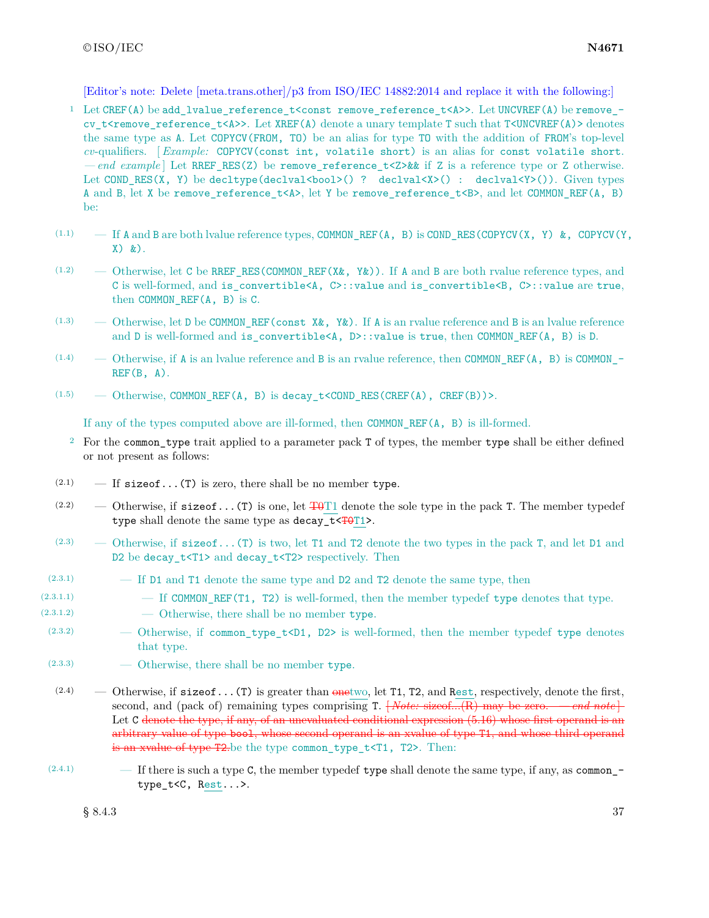[Editor's note: Delete [meta.trans.other]/p3 from ISO/IEC 14882:2014 and replace it with the following:]

1 Let `CREF(A)` be `add_lvalue_reference_t<const remove_reference_t<A>>`. Let `UNCVREF(A)` be `remove_cv_t<remove_reference_t<A>>`. Let `XREF(A)` denote a unary template `T` such that `T<UNCVREF(A)>` denotes the same type as `A`. Let `COPYCV(FROM, TO)` be an alias for type `TO` with the addition of `FROM`'s top-level *cv*-qualifiers. [ *Example:* `COPYCV(const int, volatile short)` is an alias for `const volatile short`. — *end example* ] Let `RREF_RES(Z)` be `remove_reference_t<Z>&&` if `Z` is a reference type or `Z` otherwise. Let `COND_RES(X, Y)` be `decltype(declval<bool>() ? declval<X>() : declval<Y>())`. Given types `A` and `B`, let `X` be `remove_reference_t<A>`, let `Y` be `remove_reference_t<B>`, and let `COMMON_REF(A, B)` be:

- (1.1) — If `A` and `B` are both lvalue reference types, `COMMON_REF(A, B)` is `COND_RES(COPYCV(X, Y) &, COPYCV(Y, X) &)`.
- (1.2) — Otherwise, let `C` be `RREF_RES(COMMON_REF(X&, Y&))`. If `A` and `B` are both rvalue reference types, and `C` is well-formed, and `is_convertible<A, C>::value` and `is_convertible<B, C>::value` are `true`, then `COMMON_REF(A, B)` is `C`.
- (1.3) — Otherwise, let `D` be `COMMON_REF(const X&, Y&)`. If `A` is an rvalue reference and `B` is an lvalue reference and `D` is well-formed and `is_convertible<A, D>::value` is `true`, then `COMMON_REF(A, B)` is `D`.
- (1.4) — Otherwise, if `A` is an lvalue reference and `B` is an rvalue reference, then `COMMON_REF(A, B)` is `COMMON_REF(B, A)`.
- (1.5) — Otherwise, `COMMON_REF(A, B)` is `decay_t<COND_RES(CREF(A), CREF(B))>`.

If any of the types computed above are ill-formed, then `COMMON_REF(A, B)` is ill-formed.

2 For the `common_type` trait applied to a parameter pack `T` of types, the member `type` shall be either defined or not present as follows:

- (2.1) — If `sizeof...(T)` is zero, there shall be no member `type`.
- (2.2) — Otherwise, if `sizeof...(T)` is one, let ~~`T0`~~`T1` denote the sole type in the pack `T`. The member typedef `type` shall denote the same type as `decay_t<`~~`T0`~~`T1>`.
- (2.3) — Otherwise, if `sizeof...(T)` is two, let `T1` and `T2` denote the two types in the pack `T`, and let `D1` and `D2` be `decay_t<T1>` and `decay_t<T2>` respectively. Then
  - (2.3.1) — If `D1` and `T1` denote the same type and `D2` and `T2` denote the same type, then
    - (2.3.1.1) — If `COMMON_REF(T1, T2)` is well-formed, then the member typedef `type` denotes that type.
    - (2.3.1.2) — Otherwise, there shall be no member `type`.
  - (2.3.2) — Otherwise, if `common_type_t<D1, D2>` is well-formed, then the member typedef `type` denotes that type.
  - (2.3.3) — Otherwise, there shall be no member `type`.
- (2.4) — Otherwise, if `sizeof...(T)` is greater than ~~one~~two, let `T1`, `T2`, and `Rest`, respectively, denote the first, second, and (pack of) remaining types comprising `T`. ~~[ *Note:* sizeof...(R) may be zero. — *end note* ]~~ Let `C` ~~denote the type, if any, of an unevaluated conditional expression (5.16) whose first operand is an arbitrary value of type `bool`, whose second operand is an xvalue of type `T1`, and whose third operand is an xvalue of type `T2`.~~ be the type `common_type_t<T1, T2>`. Then:
  - (2.4.1) — If there is such a type `C`, the member typedef `type` shall denote the same type, if any, as `common_type_t<C, Rest...>`.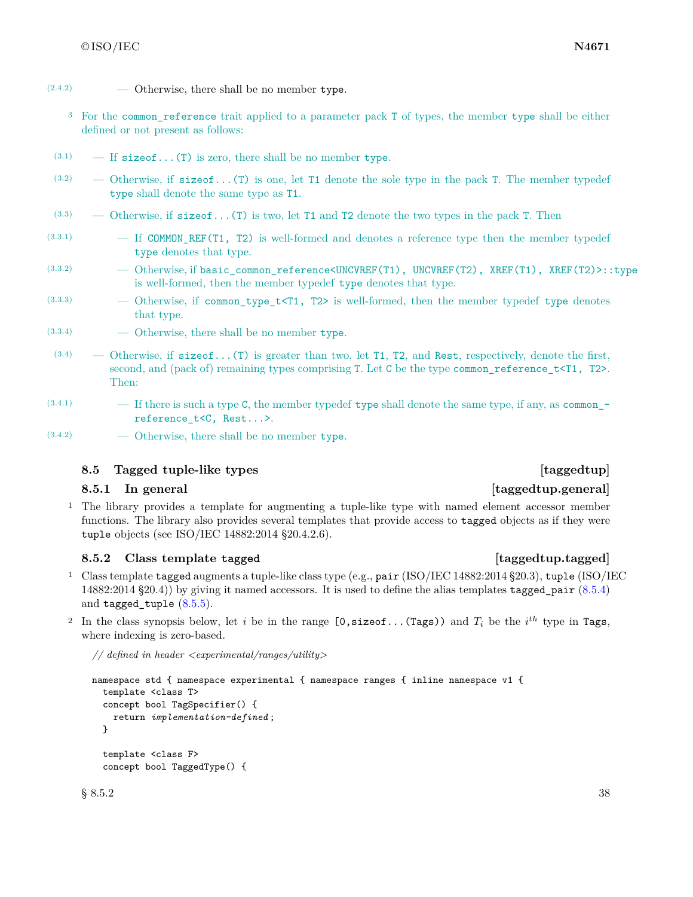(2.4.2) — Otherwise, there shall be no member `type`.

3 For the `common_reference` trait applied to a parameter pack `T` of types, the member `type` shall be either defined or not present as follows:

(3.1) — If `sizeof...(T)` is zero, there shall be no member `type`.

(3.2) — Otherwise, if `sizeof...(T)` is one, let `T1` denote the sole type in the pack `T`. The member typedef `type` shall denote the same type as `T1`.

(3.3) — Otherwise, if `sizeof...(T)` is two, let `T1` and `T2` denote the two types in the pack `T`. Then

(3.3.1) — If `COMMON_REF(T1, T2)` is well-formed and denotes a reference type then the member typedef `type` denotes that type.

(3.3.2) — Otherwise, if `basic_common_reference<UNCVREF(T1), UNCVREF(T2), XREF(T1), XREF(T2)>::type` is well-formed, then the member typedef `type` denotes that type.

(3.3.3) — Otherwise, if `common_type_t<T1, T2>` is well-formed, then the member typedef `type` denotes that type.

(3.3.4) — Otherwise, there shall be no member `type`.

(3.4) — Otherwise, if `sizeof...(T)` is greater than two, let `T1`, `T2`, and `Rest`, respectively, denote the first, second, and (pack of) remaining types comprising `T`. Let `C` be the type `common_reference_t<T1, T2>`. Then:

(3.4.1) — If there is such a type `C`, the member typedef `type` shall denote the same type, if any, as `common_reference_t<C, Rest...>`.

(3.4.2) — Otherwise, there shall be no member `type`.

## 8.5 Tagged tuple-like types [taggedtup]

### 8.5.1 In general [taggedtup.general]

1 The library provides a template for augmenting a tuple-like type with named element accessor member functions. The library also provides several templates that provide access to `tagged` objects as if they were `tuple` objects (see ISO/IEC 14882:2014 §20.4.2.6).

### 8.5.2 Class template `tagged` [taggedtup.tagged]

1 Class template `tagged` augments a tuple-like class type (e.g., `pair` (ISO/IEC 14882:2014 §20.3), `tuple` (ISO/IEC 14882:2014 §20.4)) by giving it named accessors. It is used to define the alias templates `tagged_pair` (8.5.4) and `tagged_tuple` (8.5.5).

2 In the class synopsis below, let $i$ be in the range `[0,sizeof...(Tags))` and $T_i$ be the $i^{th}$ type in `Tags`, where indexing is zero-based.

```
// defined in header <experimental/ranges/utility>

namespace std { namespace experimental { namespace ranges { inline namespace v1 {
  template <class T>
  concept bool TagSpecifier() {
    return implementation-defined;
  }

  template <class F>
  concept bool TaggedType() {
```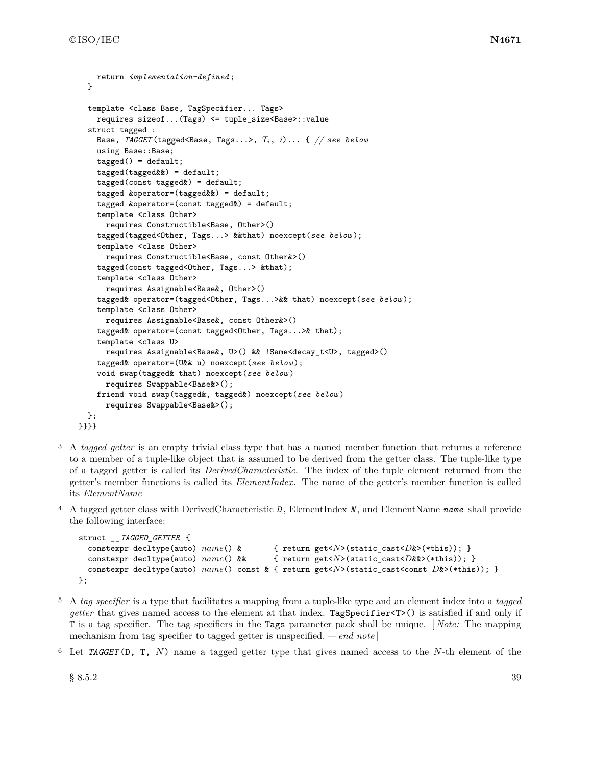```
    return implementation-defined;
  }

  template <class Base, TagSpecifier... Tags>
    requires sizeof...(Tags) <= tuple_size<Base>::value
  struct tagged :
    Base, TAGGET(tagged<Base, Tags...>, Ti, i)... { // see below
    using Base::Base;
    tagged() = default;
    tagged(tagged&&) = default;
    tagged(const tagged&) = default;
    tagged &operator=(tagged&&) = default;
    tagged &operator=(const tagged&) = default;
    template <class Other>
      requires Constructible<Base, Other>()
    tagged(tagged<Other, Tags...> &&that) noexcept(see below);
    template <class Other>
      requires Constructible<Base, const Other&>()
    tagged(const tagged<Other, Tags...> &that);
    template <class Other>
      requires Assignable<Base&, Other>()
    tagged& operator=(tagged<Other, Tags...>&& that) noexcept(see below);
    template <class Other>
      requires Assignable<Base&, const Other&>()
    tagged& operator=(const tagged<Other, Tags...>& that);
    template <class U>
      requires Assignable<Base&, U>() && !Same<decay_t<U>, tagged>()
    tagged& operator=(U&& u) noexcept(see below);
    void swap(tagged& that) noexcept(see below)
      requires Swappable<Base&>();
    friend void swap(tagged&, tagged&) noexcept(see below)
      requires Swappable<Base&>();
  };
}}}}
```

3 A *tagged getter* is an empty trivial class type that has a named member function that returns a reference to a member of a tuple-like object that is assumed to be derived from the getter class. The tuple-like type of a tagged getter is called its *DerivedCharacteristic*. The index of the tuple element returned from the getter's member functions is called its *ElementIndex*. The name of the getter's member function is called its *ElementName*

4 A tagged getter class with DerivedCharacteristic *D*, ElementIndex *N*, and ElementName ***name*** shall provide the following interface:

```
struct __TAGGED_GETTER {
  constexpr decltype(auto) name() &       { return get<N>(static_cast<D&>(*this)); }
  constexpr decltype(auto) name() &&      { return get<N>(static_cast<D&&>(*this)); }
  constexpr decltype(auto) name() const & { return get<N>(static_cast<const D&>(*this)); }
};
```

5 A *tag specifier* is a type that facilitates a mapping from a tuple-like type and an element index into a *tagged getter* that gives named access to the element at that index. `TagSpecifier<T>()` is satisfied if and only if `T` is a tag specifier. The tag specifiers in the `Tags` parameter pack shall be unique. [ *Note:* The mapping mechanism from tag specifier to tagged getter is unspecified. — *end note* ]

6 Let *TAGGET*(D, T, *N*) name a tagged getter type that gives named access to the *N*-th element of the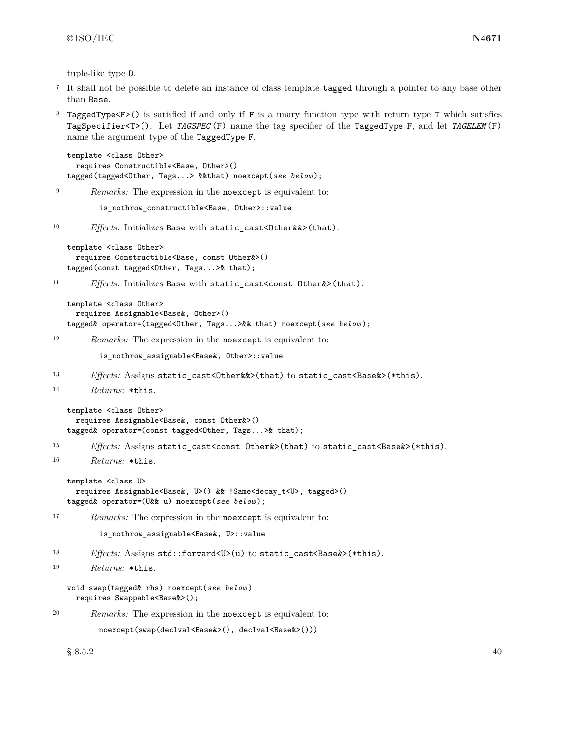tuple-like type `D`.

7 It shall not be possible to delete an instance of class template `tagged` through a pointer to any base other than `Base`.

8 `TaggedType<F>()` is satisfied if and only if `F` is a unary function type with return type `T` which satisfies `TagSpecifier<T>()`. Let *`TAGSPEC`*`(F)` name the tag specifier of the `TaggedType F`, and let *`TAGELEM`*`(F)` name the argument type of the `TaggedType F`.

```
template <class Other>
  requires Constructible<Base, Other>()
tagged(tagged<Other, Tags...> &&that) noexcept(see below);
```

9 *Remarks:* The expression in the `noexcept` is equivalent to:

```
is_nothrow_constructible<Base, Other>::value
```

10 *Effects:* Initializes `Base` with `static_cast<Other&&>(that)`.

```
template <class Other>
  requires Constructible<Base, const Other&>()
tagged(const tagged<Other, Tags...>& that);
```

11 *Effects:* Initializes `Base` with `static_cast<const Other&>(that)`.

```
template <class Other>
  requires Assignable<Base&, Other>()
tagged& operator=(tagged<Other, Tags...>&& that) noexcept(see below);
```

12 *Remarks:* The expression in the `noexcept` is equivalent to:

```
is_nothrow_assignable<Base&, Other>::value
```

13 *Effects:* Assigns `static_cast<Other&&>(that)` to `static_cast<Base&>(*this)`.

14 *Returns:* `*this`.

```
template <class Other>
  requires Assignable<Base&, const Other&>()
tagged& operator=(const tagged<Other, Tags...>& that);
```

15 *Effects:* Assigns `static_cast<const Other&>(that)` to `static_cast<Base&>(*this)`.

16 *Returns:* `*this`.

```
template <class U>
  requires Assignable<Base&, U>() && !Same<decay_t<U>, tagged>()
tagged& operator=(U&& u) noexcept(see below);
```

17 *Remarks:* The expression in the `noexcept` is equivalent to:

```
is_nothrow_assignable<Base&, U>::value
```

18 *Effects:* Assigns `std::forward<U>(u)` to `static_cast<Base&>(*this)`.

19 *Returns:* `*this`.

```
void swap(tagged& rhs) noexcept(see below)
  requires Swappable<Base&>();
```

20 *Remarks:* The expression in the `noexcept` is equivalent to:

```
noexcept(swap(declval<Base&>(), declval<Base&>()))
```

§ 8.5.2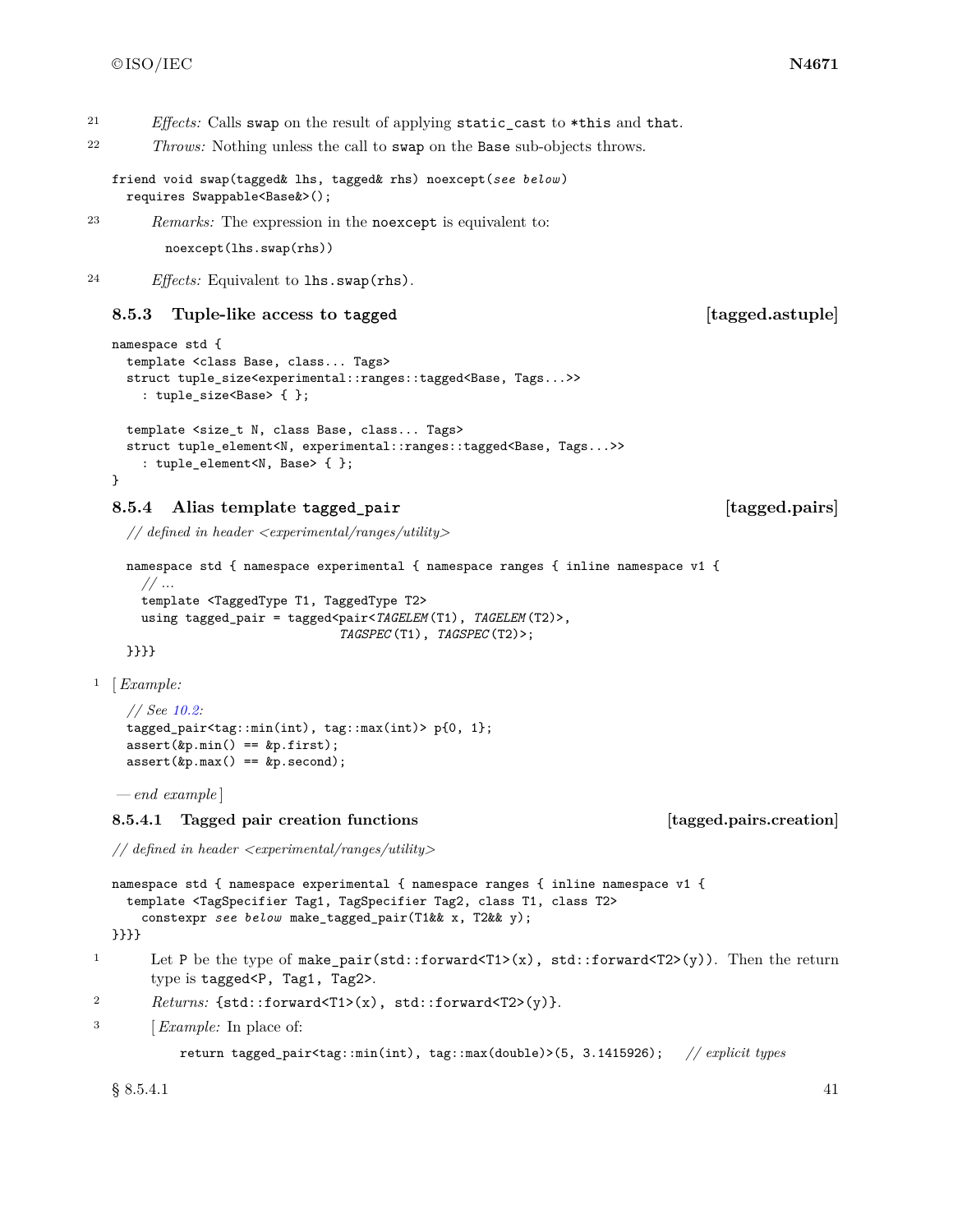21 *Effects:* Calls `swap` on the result of applying `static_cast` to `*this` and `that`.

22 *Throws:* Nothing unless the call to `swap` on the `Base` sub-objects throws.

```
friend void swap(tagged& lhs, tagged& rhs) noexcept(see below)
  requires Swappable<Base&>();
```

23 *Remarks:* The expression in the `noexcept` is equivalent to:

```
noexcept(lhs.swap(rhs))
```

24 *Effects:* Equivalent to `lhs.swap(rhs)`.

### 8.5.3 Tuple-like access to tagged [tagged.astuple]

```
namespace std {
  template <class Base, class... Tags>
  struct tuple_size<experimental::ranges::tagged<Base, Tags...>>
    : tuple_size<Base> { };

  template <size_t N, class Base, class... Tags>
  struct tuple_element<N, experimental::ranges::tagged<Base, Tags...>>
    : tuple_element<N, Base> { };
}
```

### 8.5.4 Alias template tagged_pair [tagged.pairs]

```
// defined in header <experimental/ranges/utility>

namespace std { namespace experimental { namespace ranges { inline namespace v1 {
  // ...
  template <TaggedType T1, TaggedType T2>
  using tagged_pair = tagged<pair<TAGELEM(T1), TAGELEM(T2)>,
                             TAGSPEC(T1), TAGSPEC(T2)>;
}}}}
```

1 [ *Example:*

```
// See 10.2:
tagged_pair<tag::min(int), tag::max(int)> p{0, 1};
assert(&p.min() == &p.first);
assert(&p.max() == &p.second);
```

— *end example* ]

#### 8.5.4.1 Tagged pair creation functions [tagged.pairs.creation]

```
// defined in header <experimental/ranges/utility>

namespace std { namespace experimental { namespace ranges { inline namespace v1 {
  template <TagSpecifier Tag1, TagSpecifier Tag2, class T1, class T2>
    constexpr see below make_tagged_pair(T1&& x, T2&& y);
}}}}
```

1 Let `P` be the type of `make_pair(std::forward<T1>(x), std::forward<T2>(y))`. Then the return type is `tagged<P, Tag1, Tag2>`.

2 *Returns:* `{std::forward<T1>(x), std::forward<T2>(y)}`.

3 [ *Example:* In place of:

```
return tagged_pair<tag::min(int), tag::max(double)>(5, 3.1415926);   // explicit types
```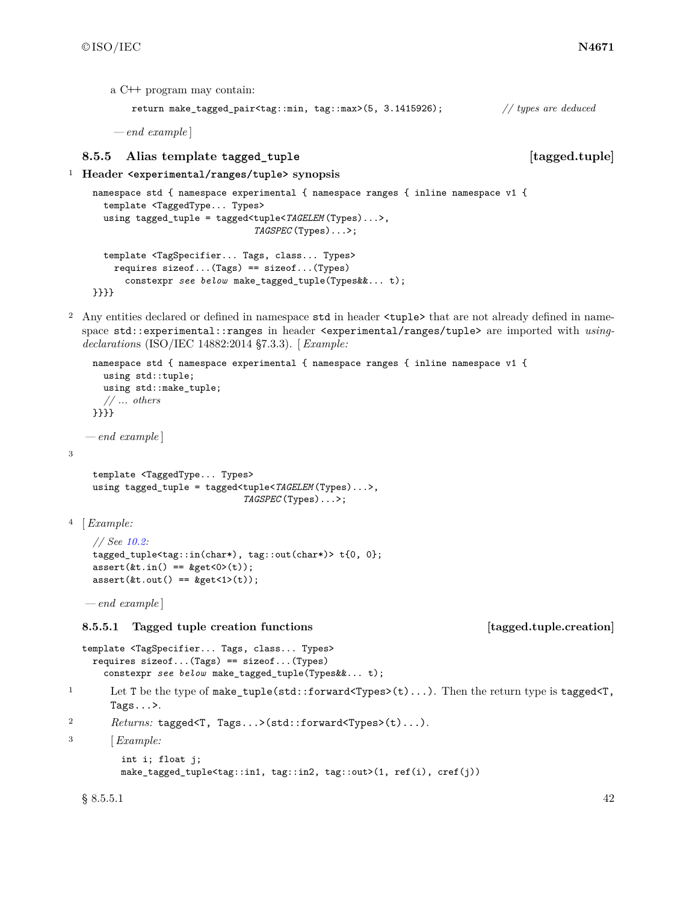a C++ program may contain:

```
return make_tagged_pair<tag::min, tag::max>(5, 3.1415926);          // types are deduced
```

— *end example* ]

### 8.5.5 Alias template `tagged_tuple` [tagged.tuple]

1 **Header `<experimental/ranges/tuple>` synopsis**

```
namespace std { namespace experimental { namespace ranges { inline namespace v1 {
  template <TaggedType... Types>
  using tagged_tuple = tagged<tuple<TAGELEM(Types)...>,
                              TAGSPEC(Types)...>;

  template <TagSpecifier... Tags, class... Types>
    requires sizeof...(Tags) == sizeof...(Types)
      constexpr see below make_tagged_tuple(Types&&... t);
}}}}
```

2 Any entities declared or defined in namespace `std` in header `<tuple>` that are not already defined in namespace `std::experimental::ranges` in header `<experimental/ranges/tuple>` are imported with *using-declarations* (ISO/IEC 14882:2014 §7.3.3). [ *Example:*

```
namespace std { namespace experimental { namespace ranges { inline namespace v1 {
  using std::tuple;
  using std::make_tuple;
  // ... others
}}}}
```

— *end example* ]

3

```
template <TaggedType... Types>
using tagged_tuple = tagged<tuple<TAGELEM(Types)...>,
                            TAGSPEC(Types)...>;
```

4 [ *Example:*

```
// See 10.2:
tagged_tuple<tag::in(char*), tag::out(char*)> t{0, 0};
assert(&t.in() == &get<0>(t));
assert(&t.out() == &get<1>(t));
```

— *end example* ]

#### 8.5.5.1 Tagged tuple creation functions [tagged.tuple.creation]

```
template <TagSpecifier... Tags, class... Types>
  requires sizeof...(Tags) == sizeof...(Types)
    constexpr see below make_tagged_tuple(Types&&... t);
```

1 Let `T` be the type of `make_tuple(std::forward<Types>(t)...)`. Then the return type is `tagged<T, Tags...>`.

2 *Returns:* `tagged<T, Tags...>(std::forward<Types>(t)...)`.

3 [ *Example:*

```
int i; float j;
make_tagged_tuple<tag::in1, tag::in2, tag::out>(1, ref(i), cref(j))
```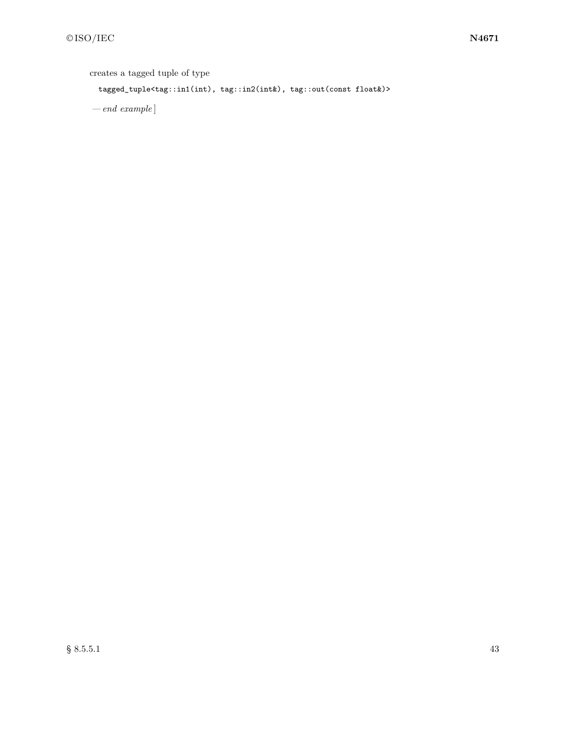creates a tagged tuple of type

```
tagged_tuple<tag::in1(int), tag::in2(int&), tag::out(const float&)>
```

— *end example*]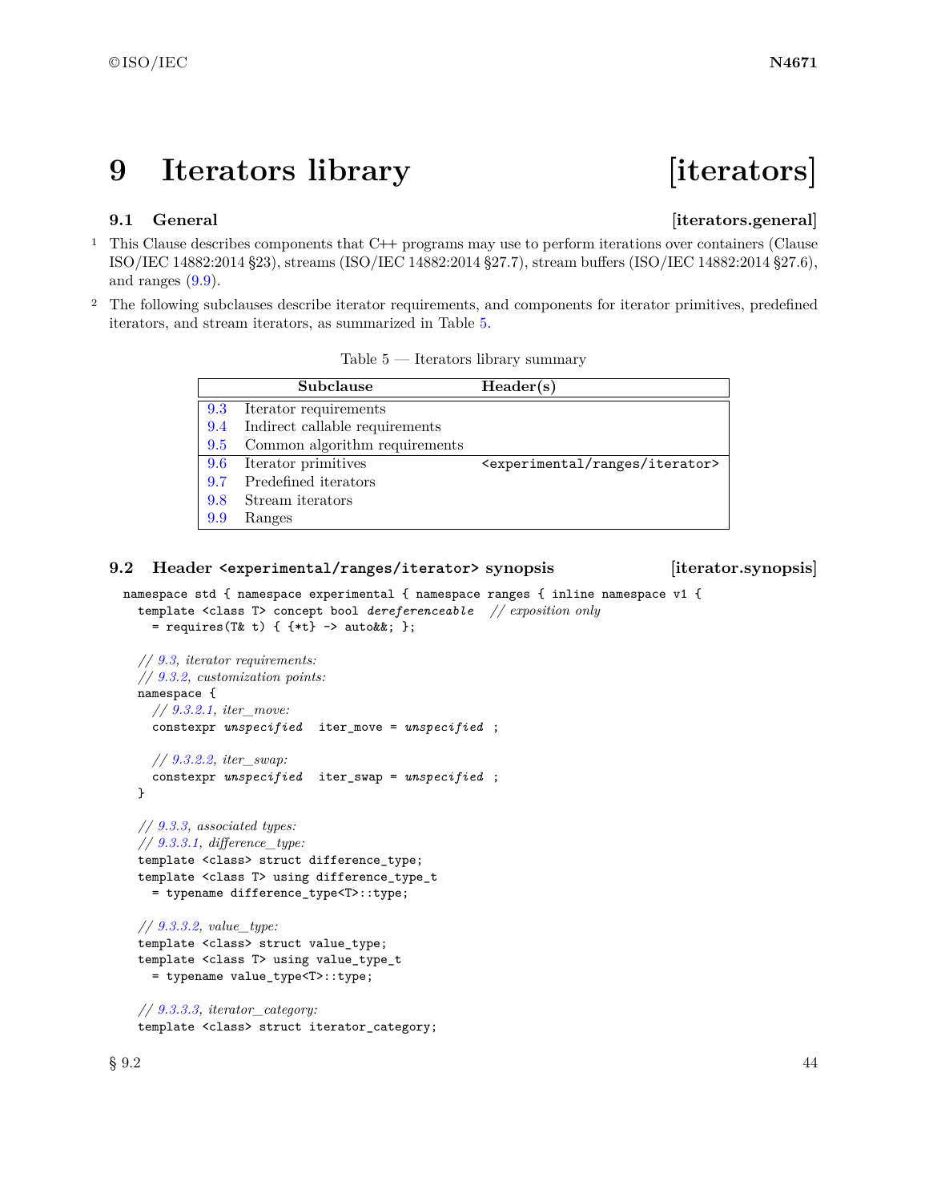# 9 Iterators library [iterators]

## 9.1 General [iterators.general]

1 This Clause describes components that C++ programs may use to perform iterations over containers (Clause ISO/IEC 14882:2014 §23), streams (ISO/IEC 14882:2014 §27.7), stream buffers (ISO/IEC 14882:2014 §27.6), and ranges (9.9).

2 The following subclauses describe iterator requirements, and components for iterator primitives, predefined iterators, and stream iterators, as summarized in Table 5.

Table 5 — Iterators library summary

| | Subclause | Header(s) |
|---|---|---|
| 9.3 | Iterator requirements | |
| 9.4 | Indirect callable requirements | |
| 9.5 | Common algorithm requirements | |
| 9.6 | Iterator primitives | `<experimental/ranges/iterator>` |
| 9.7 | Predefined iterators | |
| 9.8 | Stream iterators | |
| 9.9 | Ranges | |

## 9.2 Header `<experimental/ranges/iterator>` synopsis [iterator.synopsis]

```
namespace std { namespace experimental { namespace ranges { inline namespace v1 {
  template <class T> concept bool dereferenceable  // exposition only
    = requires(T& t) { {*t} -> auto&&; };

  // 9.3, iterator requirements:
  // 9.3.2, customization points:
  namespace {
    // 9.3.2.1, iter_move:
    constexpr unspecified  iter_move = unspecified ;

    // 9.3.2.2, iter_swap:
    constexpr unspecified  iter_swap = unspecified ;
  }

  // 9.3.3, associated types:
  // 9.3.3.1, difference_type:
  template <class> struct difference_type;
  template <class T> using difference_type_t
    = typename difference_type<T>::type;

  // 9.3.3.2, value_type:
  template <class> struct value_type;
  template <class T> using value_type_t
    = typename value_type<T>::type;

  // 9.3.3.3, iterator_category:
  template <class> struct iterator_category;
```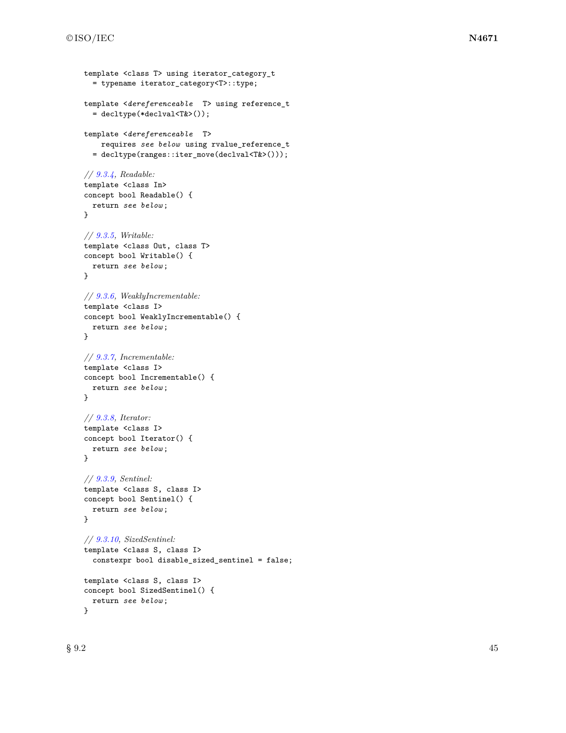```
template <class T> using iterator_category_t
  = typename iterator_category<T>::type;

template <dereferenceable T> using reference_t
  = decltype(*declval<T&>());

template <dereferenceable T>
    requires see below using rvalue_reference_t
  = decltype(ranges::iter_move(declval<T&>()));

// 9.3.4, Readable:
template <class In>
concept bool Readable() {
  return see below;
}

// 9.3.5, Writable:
template <class Out, class T>
concept bool Writable() {
  return see below;
}

// 9.3.6, WeaklyIncrementable:
template <class I>
concept bool WeaklyIncrementable() {
  return see below;
}

// 9.3.7, Incrementable:
template <class I>
concept bool Incrementable() {
  return see below;
}

// 9.3.8, Iterator:
template <class I>
concept bool Iterator() {
  return see below;
}

// 9.3.9, Sentinel:
template <class S, class I>
concept bool Sentinel() {
  return see below;
}

// 9.3.10, SizedSentinel:
template <class S, class I>
  constexpr bool disable_sized_sentinel = false;

template <class S, class I>
concept bool SizedSentinel() {
  return see below;
}
```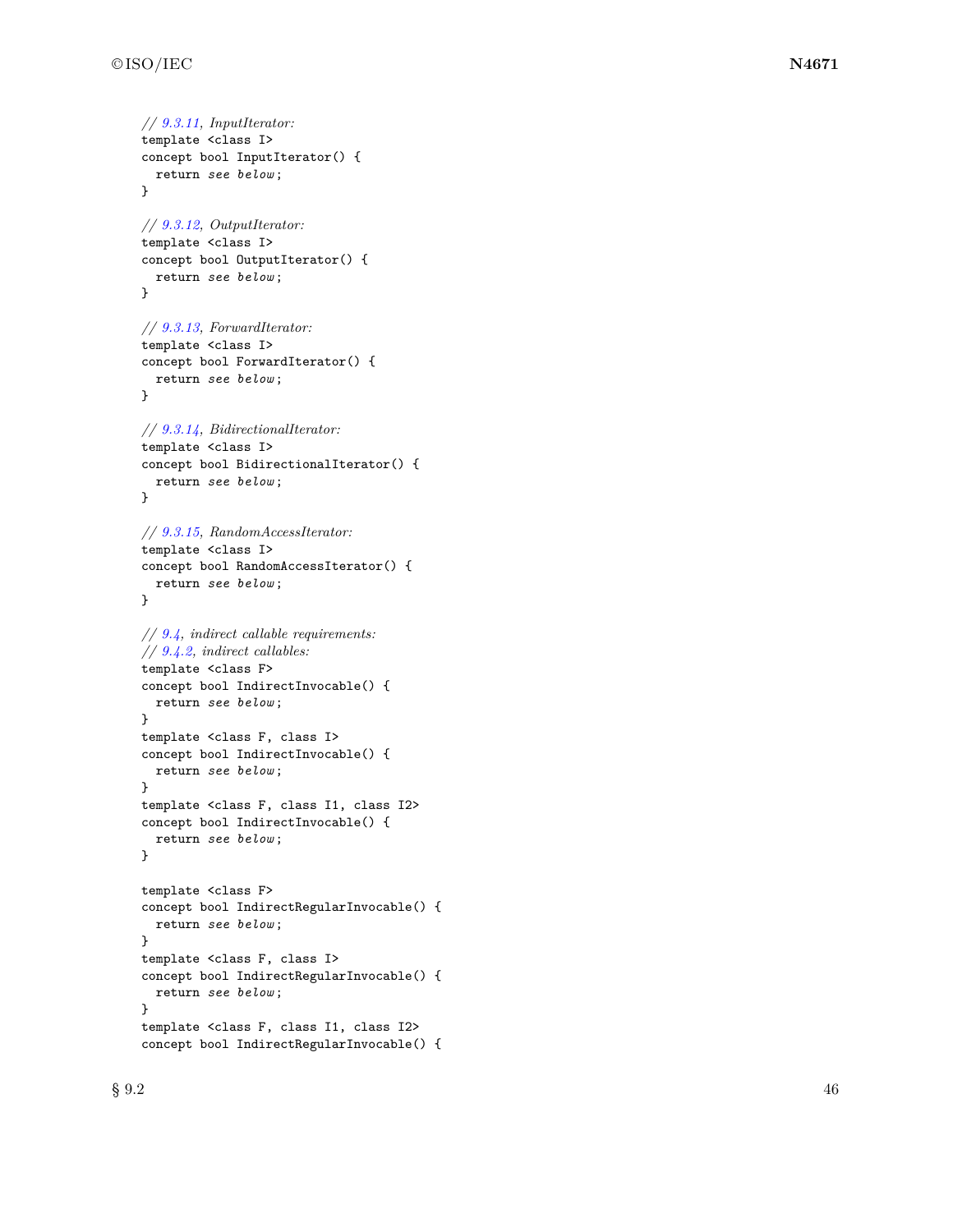```
// 9.3.11, InputIterator:
template <class I>
concept bool InputIterator() {
  return see below;
}

// 9.3.12, OutputIterator:
template <class I>
concept bool OutputIterator() {
  return see below;
}

// 9.3.13, ForwardIterator:
template <class I>
concept bool ForwardIterator() {
  return see below;
}

// 9.3.14, BidirectionalIterator:
template <class I>
concept bool BidirectionalIterator() {
  return see below;
}

// 9.3.15, RandomAccessIterator:
template <class I>
concept bool RandomAccessIterator() {
  return see below;
}

// 9.4, indirect callable requirements:
// 9.4.2, indirect callables:
template <class F>
concept bool IndirectInvocable() {
  return see below;
}
template <class F, class I>
concept bool IndirectInvocable() {
  return see below;
}
template <class F, class I1, class I2>
concept bool IndirectInvocable() {
  return see below;
}

template <class F>
concept bool IndirectRegularInvocable() {
  return see below;
}
template <class F, class I>
concept bool IndirectRegularInvocable() {
  return see below;
}
template <class F, class I1, class I2>
concept bool IndirectRegularInvocable() {
```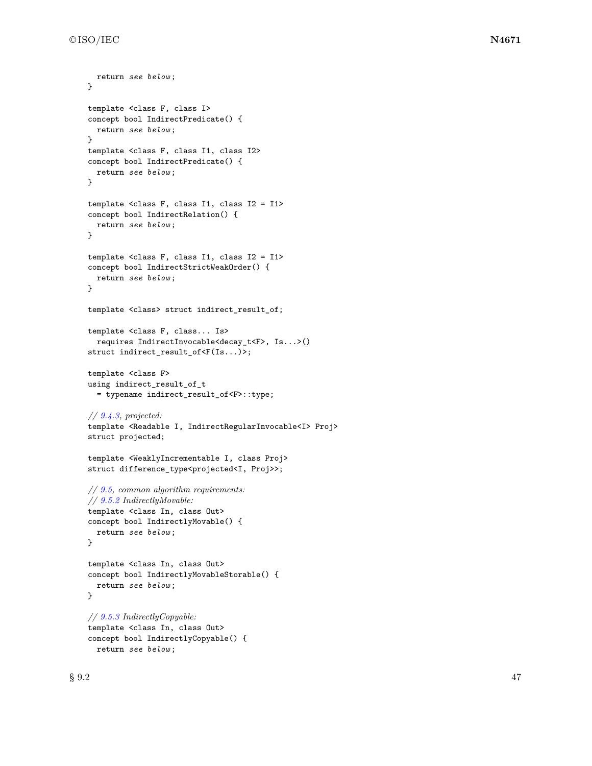```
    return see below;
  }

  template <class F, class I>
  concept bool IndirectPredicate() {
    return see below;
  }
  template <class F, class I1, class I2>
  concept bool IndirectPredicate() {
    return see below;
  }

  template <class F, class I1, class I2 = I1>
  concept bool IndirectRelation() {
    return see below;
  }

  template <class F, class I1, class I2 = I1>
  concept bool IndirectStrictWeakOrder() {
    return see below;
  }

  template <class> struct indirect_result_of;

  template <class F, class... Is>
    requires IndirectInvocable<decay_t<F>, Is...>()
  struct indirect_result_of<F(Is...)>;

  template <class F>
  using indirect_result_of_t
    = typename indirect_result_of<F>::type;

  // 9.4.3, projected:
  template <Readable I, IndirectRegularInvocable<I> Proj>
  struct projected;

  template <WeaklyIncrementable I, class Proj>
  struct difference_type<projected<I, Proj>>;

  // 9.5, common algorithm requirements:
  // 9.5.2 IndirectlyMovable:
  template <class In, class Out>
  concept bool IndirectlyMovable() {
    return see below;
  }

  template <class In, class Out>
  concept bool IndirectlyMovableStorable() {
    return see below;
  }

  // 9.5.3 IndirectlyCopyable:
  template <class In, class Out>
  concept bool IndirectlyCopyable() {
    return see below;
```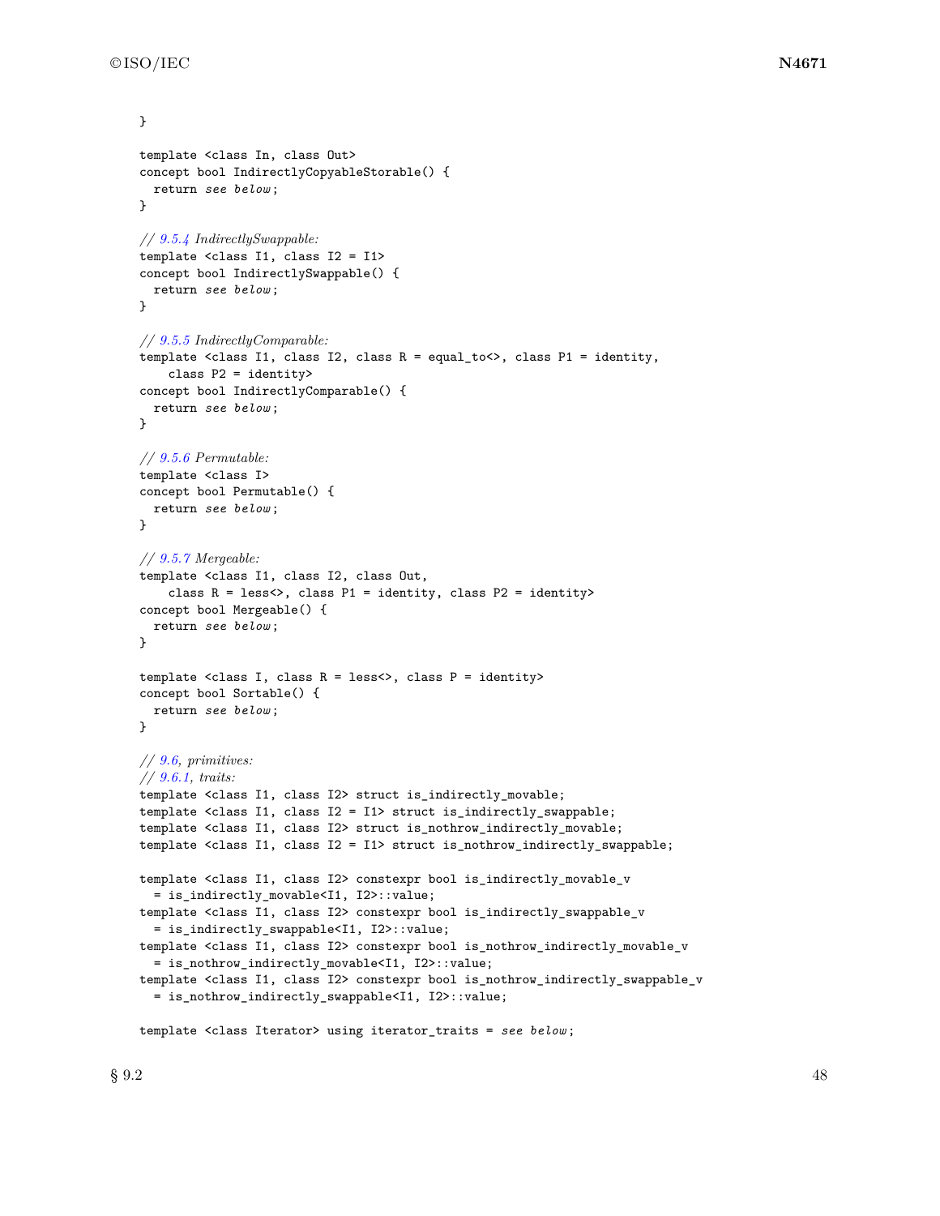```
}

template <class In, class Out>
concept bool IndirectlyCopyableStorable() {
  return see below;
}

// 9.5.4 IndirectlySwappable:
template <class I1, class I2 = I1>
concept bool IndirectlySwappable() {
  return see below;
}

// 9.5.5 IndirectlyComparable:
template <class I1, class I2, class R = equal_to<>, class P1 = identity,
    class P2 = identity>
concept bool IndirectlyComparable() {
  return see below;
}

// 9.5.6 Permutable:
template <class I>
concept bool Permutable() {
  return see below;
}

// 9.5.7 Mergeable:
template <class I1, class I2, class Out,
    class R = less<>, class P1 = identity, class P2 = identity>
concept bool Mergeable() {
  return see below;
}

template <class I, class R = less<>, class P = identity>
concept bool Sortable() {
  return see below;
}

// 9.6, primitives:
// 9.6.1, traits:
template <class I1, class I2> struct is_indirectly_movable;
template <class I1, class I2 = I1> struct is_indirectly_swappable;
template <class I1, class I2> struct is_nothrow_indirectly_movable;
template <class I1, class I2 = I1> struct is_nothrow_indirectly_swappable;

template <class I1, class I2> constexpr bool is_indirectly_movable_v
  = is_indirectly_movable<I1, I2>::value;
template <class I1, class I2> constexpr bool is_indirectly_swappable_v
  = is_indirectly_swappable<I1, I2>::value;
template <class I1, class I2> constexpr bool is_nothrow_indirectly_movable_v
  = is_nothrow_indirectly_movable<I1, I2>::value;
template <class I1, class I2> constexpr bool is_nothrow_indirectly_swappable_v
  = is_nothrow_indirectly_swappable<I1, I2>::value;

template <class Iterator> using iterator_traits = see below;
```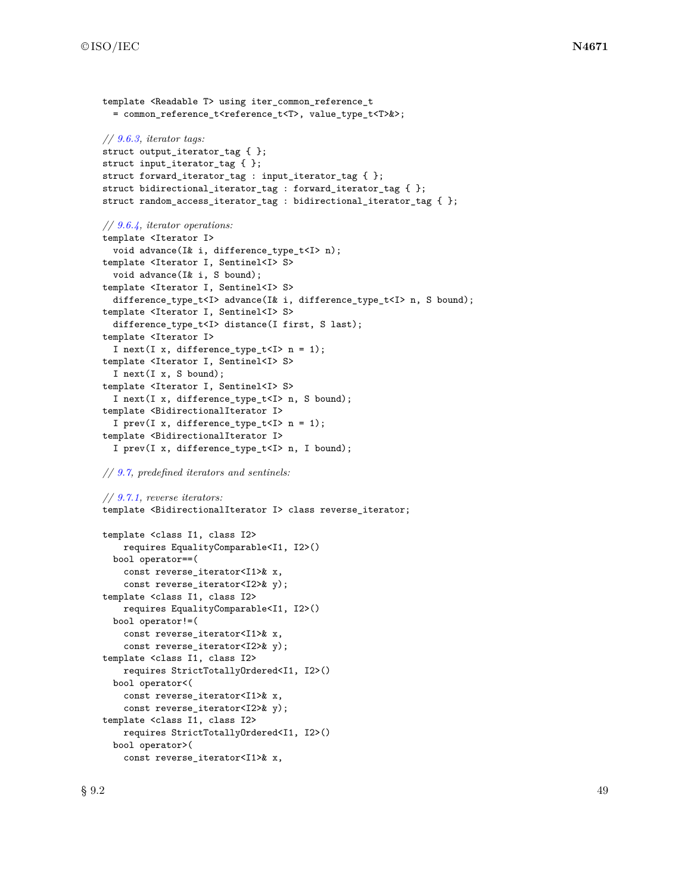```
template <Readable T> using iter_common_reference_t
  = common_reference_t<reference_t<T>, value_type_t<T>&>;

// 9.6.3, iterator tags:
struct output_iterator_tag { };
struct input_iterator_tag { };
struct forward_iterator_tag : input_iterator_tag { };
struct bidirectional_iterator_tag : forward_iterator_tag { };
struct random_access_iterator_tag : bidirectional_iterator_tag { };

// 9.6.4, iterator operations:
template <Iterator I>
  void advance(I& i, difference_type_t<I> n);
template <Iterator I, Sentinel<I> S>
  void advance(I& i, S bound);
template <Iterator I, Sentinel<I> S>
  difference_type_t<I> advance(I& i, difference_type_t<I> n, S bound);
template <Iterator I, Sentinel<I> S>
  difference_type_t<I> distance(I first, S last);
template <Iterator I>
  I next(I x, difference_type_t<I> n = 1);
template <Iterator I, Sentinel<I> S>
  I next(I x, S bound);
template <Iterator I, Sentinel<I> S>
  I next(I x, difference_type_t<I> n, S bound);
template <BidirectionalIterator I>
  I prev(I x, difference_type_t<I> n = 1);
template <BidirectionalIterator I>
  I prev(I x, difference_type_t<I> n, I bound);

// 9.7, predefined iterators and sentinels:

// 9.7.1, reverse iterators:
template <BidirectionalIterator I> class reverse_iterator;

template <class I1, class I2>
    requires EqualityComparable<I1, I2>()
  bool operator==(
    const reverse_iterator<I1>& x,
    const reverse_iterator<I2>& y);
template <class I1, class I2>
    requires EqualityComparable<I1, I2>()
  bool operator!=(
    const reverse_iterator<I1>& x,
    const reverse_iterator<I2>& y);
template <class I1, class I2>
    requires StrictTotallyOrdered<I1, I2>()
  bool operator<(
    const reverse_iterator<I1>& x,
    const reverse_iterator<I2>& y);
template <class I1, class I2>
    requires StrictTotallyOrdered<I1, I2>()
  bool operator>(
    const reverse_iterator<I1>& x,
```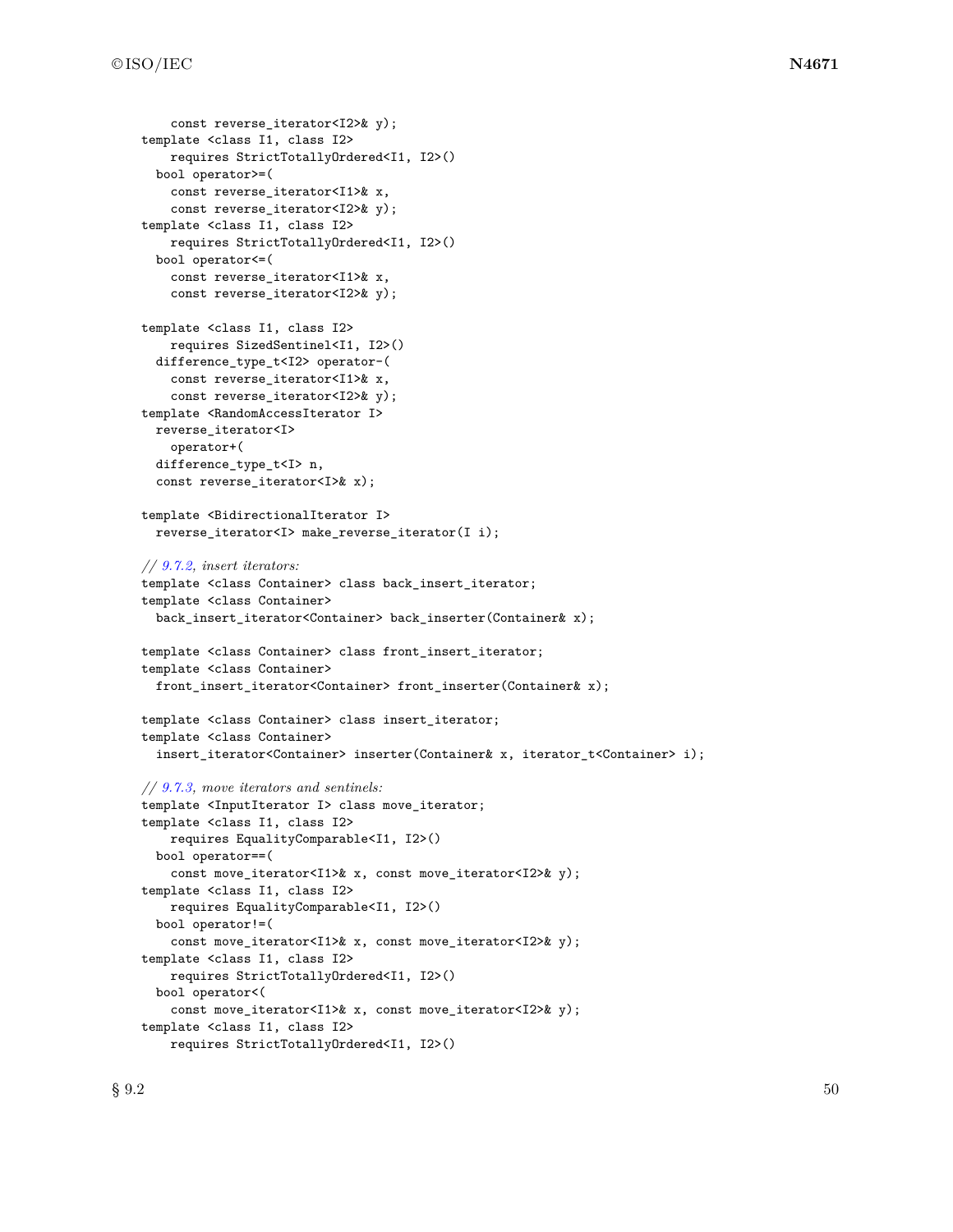```
    const reverse_iterator<I2>& y);
template <class I1, class I2>
    requires StrictTotallyOrdered<I1, I2>()
  bool operator>=(
    const reverse_iterator<I1>& x,
    const reverse_iterator<I2>& y);
template <class I1, class I2>
    requires StrictTotallyOrdered<I1, I2>()
  bool operator<=(
    const reverse_iterator<I1>& x,
    const reverse_iterator<I2>& y);

template <class I1, class I2>
    requires SizedSentinel<I1, I2>()
  difference_type_t<I2> operator-(
    const reverse_iterator<I1>& x,
    const reverse_iterator<I2>& y);
template <RandomAccessIterator I>
  reverse_iterator<I>
    operator+(
  difference_type_t<I> n,
  const reverse_iterator<I>& x);

template <BidirectionalIterator I>
  reverse_iterator<I> make_reverse_iterator(I i);

// 9.7.2, insert iterators:
template <class Container> class back_insert_iterator;
template <class Container>
  back_insert_iterator<Container> back_inserter(Container& x);

template <class Container> class front_insert_iterator;
template <class Container>
  front_insert_iterator<Container> front_inserter(Container& x);

template <class Container> class insert_iterator;
template <class Container>
  insert_iterator<Container> inserter(Container& x, iterator_t<Container> i);

// 9.7.3, move iterators and sentinels:
template <InputIterator I> class move_iterator;
template <class I1, class I2>
    requires EqualityComparable<I1, I2>()
  bool operator==(
    const move_iterator<I1>& x, const move_iterator<I2>& y);
template <class I1, class I2>
    requires EqualityComparable<I1, I2>()
  bool operator!=(
    const move_iterator<I1>& x, const move_iterator<I2>& y);
template <class I1, class I2>
    requires StrictTotallyOrdered<I1, I2>()
  bool operator<(
    const move_iterator<I1>& x, const move_iterator<I2>& y);
template <class I1, class I2>
    requires StrictTotallyOrdered<I1, I2>()
```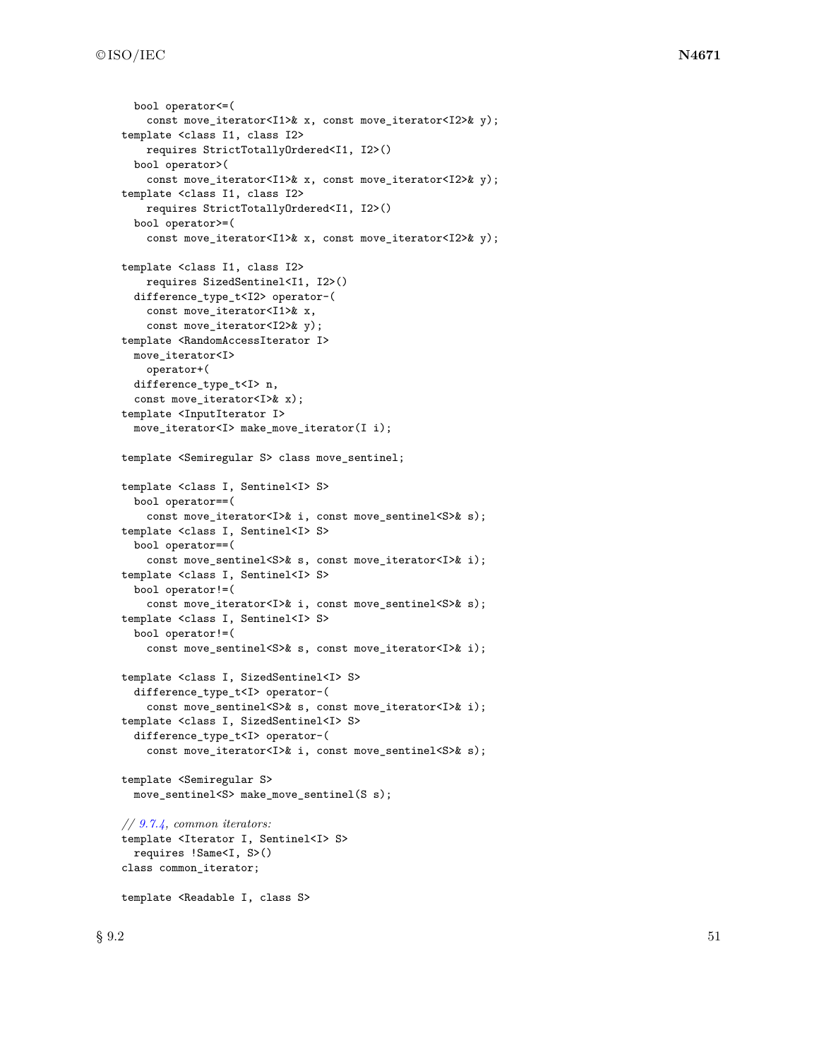```
    bool operator<=(
      const move_iterator<I1>& x, const move_iterator<I2>& y);
  template <class I1, class I2>
      requires StrictTotallyOrdered<I1, I2>()
    bool operator>(
      const move_iterator<I1>& x, const move_iterator<I2>& y);
  template <class I1, class I2>
      requires StrictTotallyOrdered<I1, I2>()
    bool operator>=(
      const move_iterator<I1>& x, const move_iterator<I2>& y);

  template <class I1, class I2>
      requires SizedSentinel<I1, I2>()
    difference_type_t<I2> operator-(
      const move_iterator<I1>& x,
      const move_iterator<I2>& y);
  template <RandomAccessIterator I>
    move_iterator<I>
      operator+(
    difference_type_t<I> n,
    const move_iterator<I>& x);
  template <InputIterator I>
    move_iterator<I> make_move_iterator(I i);

  template <Semiregular S> class move_sentinel;

  template <class I, Sentinel<I> S>
    bool operator==(
      const move_iterator<I>& i, const move_sentinel<S>& s);
  template <class I, Sentinel<I> S>
    bool operator==(
      const move_sentinel<S>& s, const move_iterator<I>& i);
  template <class I, Sentinel<I> S>
    bool operator!=(
      const move_iterator<I>& i, const move_sentinel<S>& s);
  template <class I, Sentinel<I> S>
    bool operator!=(
      const move_sentinel<S>& s, const move_iterator<I>& i);

  template <class I, SizedSentinel<I> S>
    difference_type_t<I> operator-(
      const move_sentinel<S>& s, const move_iterator<I>& i);
  template <class I, SizedSentinel<I> S>
    difference_type_t<I> operator-(
      const move_iterator<I>& i, const move_sentinel<S>& s);

  template <Semiregular S>
    move_sentinel<S> make_move_sentinel(S s);

  // 9.7.4, common iterators:
  template <Iterator I, Sentinel<I> S>
    requires !Same<I, S>()
  class common_iterator;

  template <Readable I, class S>
```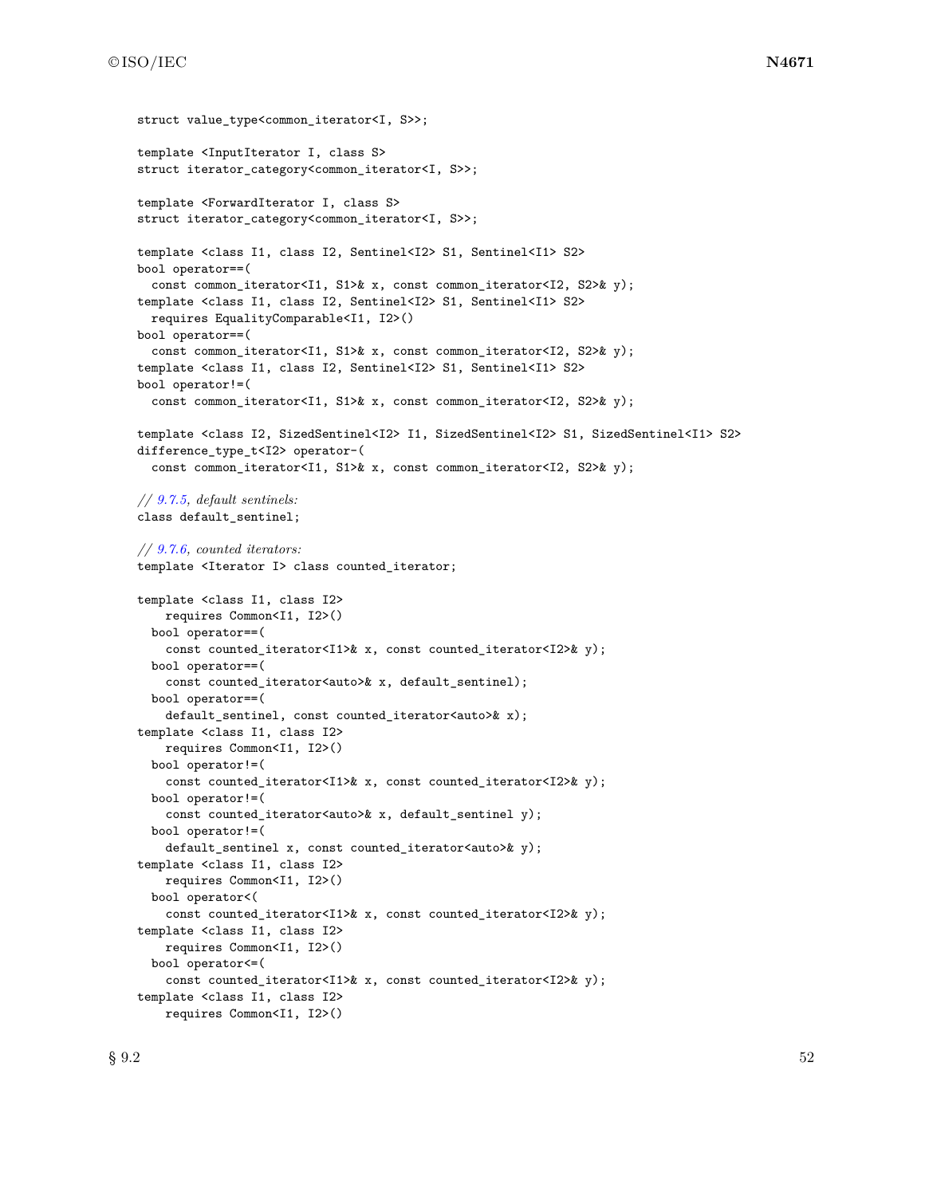```
struct value_type<common_iterator<I, S>>;

template <InputIterator I, class S>
struct iterator_category<common_iterator<I, S>>;

template <ForwardIterator I, class S>
struct iterator_category<common_iterator<I, S>>;

template <class I1, class I2, Sentinel<I2> S1, Sentinel<I1> S2>
bool operator==(
  const common_iterator<I1, S1>& x, const common_iterator<I2, S2>& y);
template <class I1, class I2, Sentinel<I2> S1, Sentinel<I1> S2>
  requires EqualityComparable<I1, I2>()
bool operator==(
  const common_iterator<I1, S1>& x, const common_iterator<I2, S2>& y);
template <class I1, class I2, Sentinel<I2> S1, Sentinel<I1> S2>
bool operator!=(
  const common_iterator<I1, S1>& x, const common_iterator<I2, S2>& y);

template <class I2, SizedSentinel<I2> I1, SizedSentinel<I2> S1, SizedSentinel<I1> S2>
difference_type_t<I2> operator-(
  const common_iterator<I1, S1>& x, const common_iterator<I2, S2>& y);

// 9.7.5, default sentinels:
class default_sentinel;

// 9.7.6, counted iterators:
template <Iterator I> class counted_iterator;

template <class I1, class I2>
    requires Common<I1, I2>()
  bool operator==(
    const counted_iterator<I1>& x, const counted_iterator<I2>& y);
  bool operator==(
    const counted_iterator<auto>& x, default_sentinel);
  bool operator==(
    default_sentinel, const counted_iterator<auto>& x);
template <class I1, class I2>
    requires Common<I1, I2>()
  bool operator!=(
    const counted_iterator<I1>& x, const counted_iterator<I2>& y);
  bool operator!=(
    const counted_iterator<auto>& x, default_sentinel y);
  bool operator!=(
    default_sentinel x, const counted_iterator<auto>& y);
template <class I1, class I2>
    requires Common<I1, I2>()
  bool operator<(
    const counted_iterator<I1>& x, const counted_iterator<I2>& y);
template <class I1, class I2>
    requires Common<I1, I2>()
  bool operator<=(
    const counted_iterator<I1>& x, const counted_iterator<I2>& y);
template <class I1, class I2>
    requires Common<I1, I2>()
```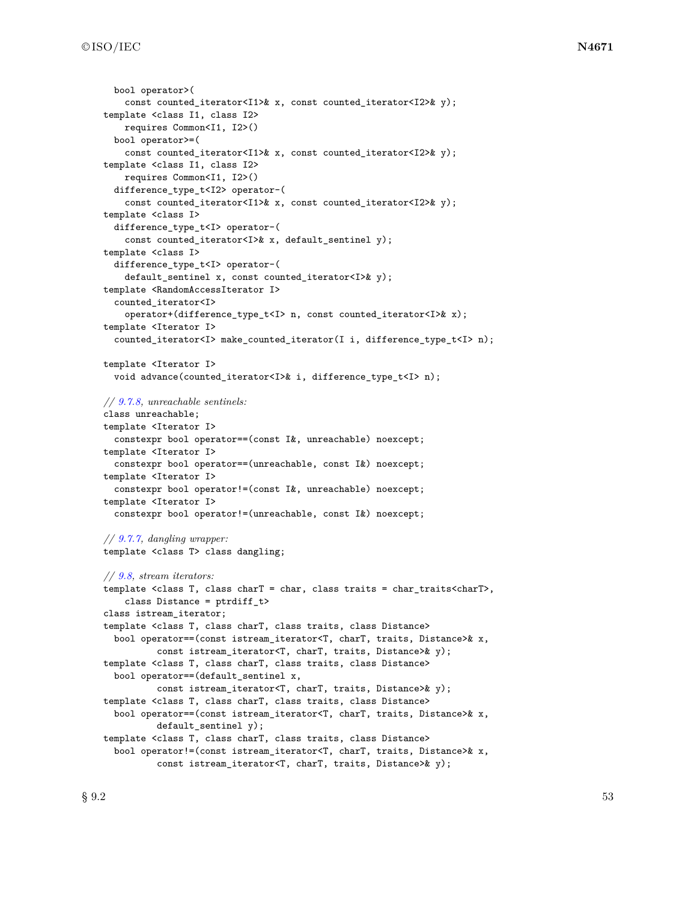```
  bool operator>(
    const counted_iterator<I1>& x, const counted_iterator<I2>& y);
template <class I1, class I2>
    requires Common<I1, I2>()
  bool operator>=(
    const counted_iterator<I1>& x, const counted_iterator<I2>& y);
template <class I1, class I2>
    requires Common<I1, I2>()
  difference_type_t<I2> operator-(
    const counted_iterator<I1>& x, const counted_iterator<I2>& y);
template <class I>
  difference_type_t<I> operator-(
    const counted_iterator<I>& x, default_sentinel y);
template <class I>
  difference_type_t<I> operator-(
    default_sentinel x, const counted_iterator<I>& y);
template <RandomAccessIterator I>
  counted_iterator<I>
    operator+(difference_type_t<I> n, const counted_iterator<I>& x);
template <Iterator I>
  counted_iterator<I> make_counted_iterator(I i, difference_type_t<I> n);

template <Iterator I>
  void advance(counted_iterator<I>& i, difference_type_t<I> n);

// 9.7.8, unreachable sentinels:
class unreachable;
template <Iterator I>
  constexpr bool operator==(const I&, unreachable) noexcept;
template <Iterator I>
  constexpr bool operator==(unreachable, const I&) noexcept;
template <Iterator I>
  constexpr bool operator!=(const I&, unreachable) noexcept;
template <Iterator I>
  constexpr bool operator!=(unreachable, const I&) noexcept;

// 9.7.7, dangling wrapper:
template <class T> class dangling;

// 9.8, stream iterators:
template <class T, class charT = char, class traits = char_traits<charT>,
    class Distance = ptrdiff_t>
class istream_iterator;
template <class T, class charT, class traits, class Distance>
  bool operator==(const istream_iterator<T, charT, traits, Distance>& x,
        const istream_iterator<T, charT, traits, Distance>& y);
template <class T, class charT, class traits, class Distance>
  bool operator==(default_sentinel x,
        const istream_iterator<T, charT, traits, Distance>& y);
template <class T, class charT, class traits, class Distance>
  bool operator==(const istream_iterator<T, charT, traits, Distance>& x,
        default_sentinel y);
template <class T, class charT, class traits, class Distance>
  bool operator!=(const istream_iterator<T, charT, traits, Distance>& x,
        const istream_iterator<T, charT, traits, Distance>& y);
```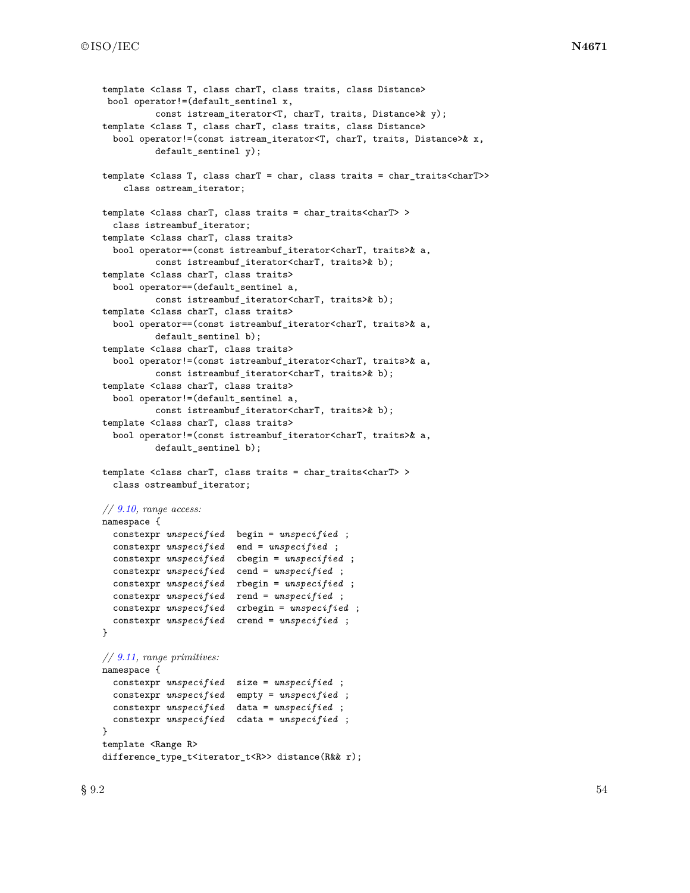```
template <class T, class charT, class traits, class Distance>
 bool operator!=(default_sentinel x,
         const istream_iterator<T, charT, traits, Distance>& y);
template <class T, class charT, class traits, class Distance>
  bool operator!=(const istream_iterator<T, charT, traits, Distance>& x,
         default_sentinel y);

template <class T, class charT = char, class traits = char_traits<charT>>
    class ostream_iterator;

template <class charT, class traits = char_traits<charT> >
  class istreambuf_iterator;
template <class charT, class traits>
  bool operator==(const istreambuf_iterator<charT, traits>& a,
         const istreambuf_iterator<charT, traits>& b);
template <class charT, class traits>
  bool operator==(default_sentinel a,
         const istreambuf_iterator<charT, traits>& b);
template <class charT, class traits>
  bool operator==(const istreambuf_iterator<charT, traits>& a,
         default_sentinel b);
template <class charT, class traits>
  bool operator!=(const istreambuf_iterator<charT, traits>& a,
         const istreambuf_iterator<charT, traits>& b);
template <class charT, class traits>
  bool operator!=(default_sentinel a,
         const istreambuf_iterator<charT, traits>& b);
template <class charT, class traits>
  bool operator!=(const istreambuf_iterator<charT, traits>& a,
         default_sentinel b);

template <class charT, class traits = char_traits<charT> >
  class ostreambuf_iterator;

// 9.10, range access:
namespace {
  constexpr unspecified  begin = unspecified ;
  constexpr unspecified  end = unspecified ;
  constexpr unspecified  cbegin = unspecified ;
  constexpr unspecified  cend = unspecified ;
  constexpr unspecified  rbegin = unspecified ;
  constexpr unspecified  rend = unspecified ;
  constexpr unspecified  crbegin = unspecified ;
  constexpr unspecified  crend = unspecified ;
}

// 9.11, range primitives:
namespace {
  constexpr unspecified  size = unspecified ;
  constexpr unspecified  empty = unspecified ;
  constexpr unspecified  data = unspecified ;
  constexpr unspecified  cdata = unspecified ;
}
template <Range R>
difference_type_t<iterator_t<R>> distance(R&& r);
```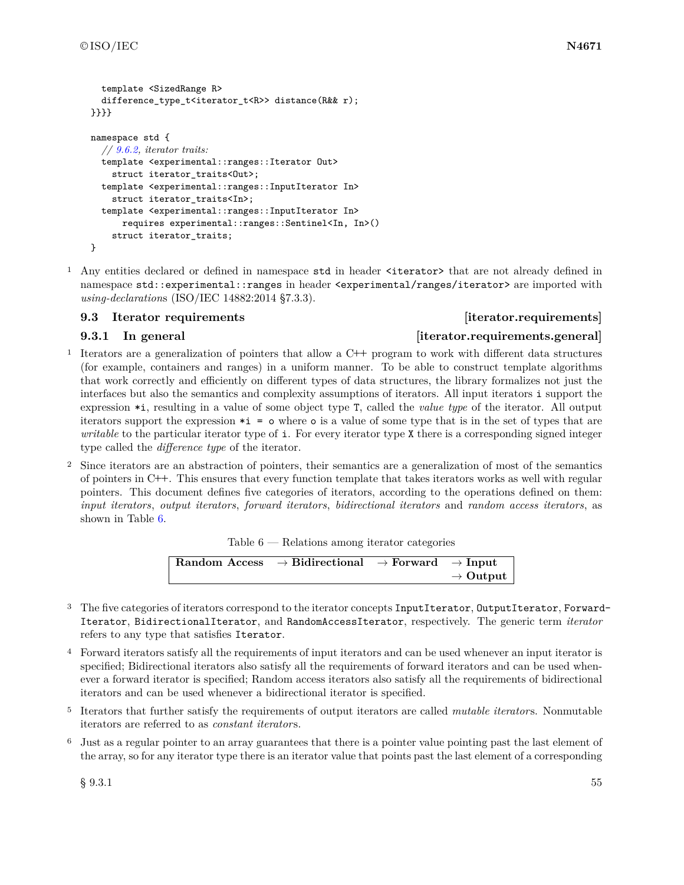```
  template <SizedRange R>
  difference_type_t<iterator_t<R>> distance(R&& r);
}}}}

namespace std {
  // 9.6.2, iterator traits:
  template <experimental::ranges::Iterator Out>
    struct iterator_traits<Out>;
  template <experimental::ranges::InputIterator In>
    struct iterator_traits<In>;
  template <experimental::ranges::InputIterator In>
      requires experimental::ranges::Sentinel<In, In>()
    struct iterator_traits;
}
```

1 Any entities declared or defined in namespace `std` in header `<iterator>` that are not already defined in namespace `std::experimental::ranges` in header `<experimental/ranges/iterator>` are imported with *using-declarations* (ISO/IEC 14882:2014 §7.3.3).

## 9.3 Iterator requirements [iterator.requirements]

### 9.3.1 In general [iterator.requirements.general]

1 Iterators are a generalization of pointers that allow a C++ program to work with different data structures (for example, containers and ranges) in a uniform manner. To be able to construct template algorithms that work correctly and efficiently on different types of data structures, the library formalizes not just the interfaces but also the semantics and complexity assumptions of iterators. All input iterators `i` support the expression `*i`, resulting in a value of some object type `T`, called the *value type* of the iterator. All output iterators support the expression `*i = o` where `o` is a value of some type that is in the set of types that are *writable* to the particular iterator type of `i`. For every iterator type `X` there is a corresponding signed integer type called the *difference type* of the iterator.

2 Since iterators are an abstraction of pointers, their semantics are a generalization of most of the semantics of pointers in C++. This ensures that every function template that takes iterators works as well with regular pointers. This document defines five categories of iterators, according to the operations defined on them: *input iterators*, *output iterators*, *forward iterators*, *bidirectional iterators* and *random access iterators*, as shown in Table 6.

Table 6 — Relations among iterator categories

| | | | |
|---|---|---|---|
| **Random Access** | → **Bidirectional** | → **Forward** | → **Input** |
| | | | → **Output** |

3 The five categories of iterators correspond to the iterator concepts `InputIterator`, `OutputIterator`, `ForwardIterator`, `BidirectionalIterator`, and `RandomAccessIterator`, respectively. The generic term *iterator* refers to any type that satisfies `Iterator`.

4 Forward iterators satisfy all the requirements of input iterators and can be used whenever an input iterator is specified; Bidirectional iterators also satisfy all the requirements of forward iterators and can be used whenever a forward iterator is specified; Random access iterators also satisfy all the requirements of bidirectional iterators and can be used whenever a bidirectional iterator is specified.

5 Iterators that further satisfy the requirements of output iterators are called *mutable iterators*. Nonmutable iterators are referred to as *constant iterators*.

6 Just as a regular pointer to an array guarantees that there is a pointer value pointing past the last element of the array, so for any iterator type there is an iterator value that points past the last element of a corresponding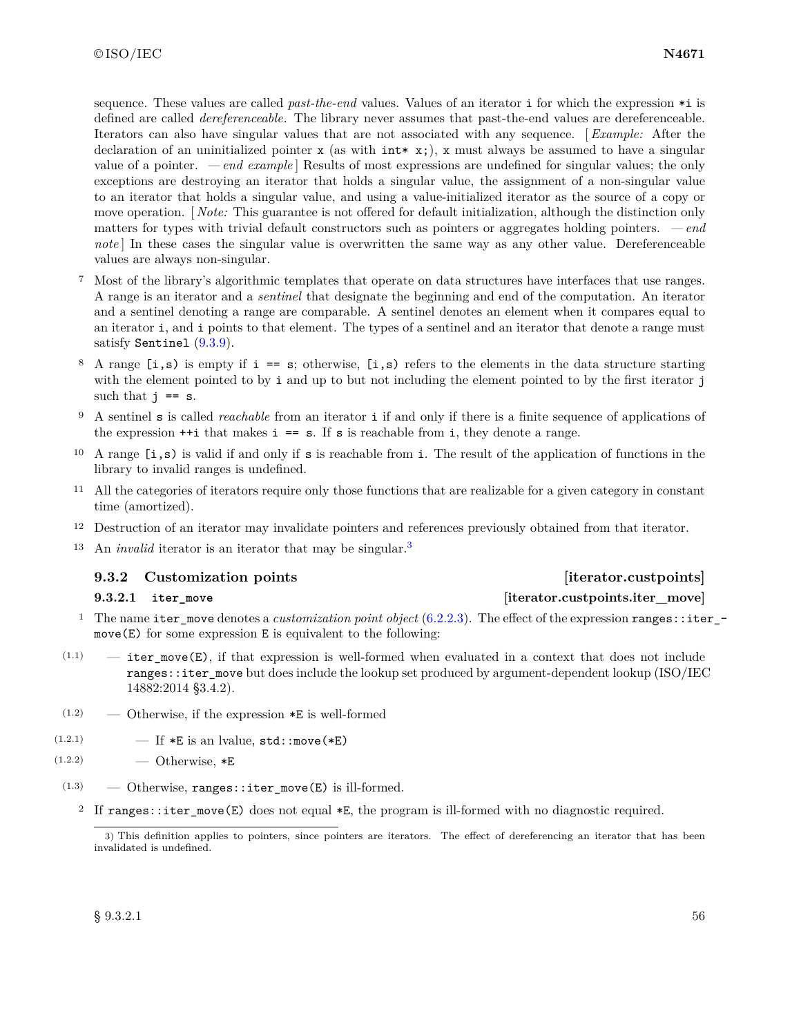sequence. These values are called *past-the-end* values. Values of an iterator `i` for which the expression `*i` is defined are called *dereferenceable*. The library never assumes that past-the-end values are dereferenceable. Iterators can also have singular values that are not associated with any sequence. [ *Example:* After the declaration of an uninitialized pointer `x` (as with `int* x;`), `x` must always be assumed to have a singular value of a pointer. — *end example* ] Results of most expressions are undefined for singular values; the only exceptions are destroying an iterator that holds a singular value, the assignment of a non-singular value to an iterator that holds a singular value, and using a value-initialized iterator as the source of a copy or move operation. [ *Note:* This guarantee is not offered for default initialization, although the distinction only matters for types with trivial default constructors such as pointers or aggregates holding pointers. — *end note* ] In these cases the singular value is overwritten the same way as any other value. Dereferenceable values are always non-singular.

7 Most of the library's algorithmic templates that operate on data structures have interfaces that use ranges. A range is an iterator and a *sentinel* that designate the beginning and end of the computation. An iterator and a sentinel denoting a range are comparable. A sentinel denotes an element when it compares equal to an iterator `i`, and `i` points to that element. The types of a sentinel and an iterator that denote a range must satisfy `Sentinel` (9.3.9).

8 A range `[i,s)` is empty if `i == s`; otherwise, `[i,s)` refers to the elements in the data structure starting with the element pointed to by `i` and up to but not including the element pointed to by the first iterator `j` such that `j == s`.

9 A sentinel `s` is called *reachable* from an iterator `i` if and only if there is a finite sequence of applications of the expression `++i` that makes `i == s`. If `s` is reachable from `i`, they denote a range.

10 A range `[i,s)` is valid if and only if `s` is reachable from `i`. The result of the application of functions in the library to invalid ranges is undefined.

11 All the categories of iterators require only those functions that are realizable for a given category in constant time (amortized).

12 Destruction of an iterator may invalidate pointers and references previously obtained from that iterator.

13 An *invalid* iterator is an iterator that may be singular.[3]

### 9.3.2 Customization points [iterator.custpoints]

#### 9.3.2.1 `iter_move` [iterator.custpoints.iter_move]

1 The name `iter_move` denotes a *customization point object* (6.2.2.3). The effect of the expression `ranges::iter_move(E)` for some expression `E` is equivalent to the following:

(1.1) — `iter_move(E)`, if that expression is well-formed when evaluated in a context that does not include `ranges::iter_move` but does include the lookup set produced by argument-dependent lookup (ISO/IEC 14882:2014 §3.4.2).

(1.2) — Otherwise, if the expression `*E` is well-formed

(1.2.1) — If `*E` is an lvalue, `std::move(*E)`

(1.2.2) — Otherwise, `*E`

(1.3) — Otherwise, `ranges::iter_move(E)` is ill-formed.

2 If `ranges::iter_move(E)` does not equal `*E`, the program is ill-formed with no diagnostic required.

---

3) This definition applies to pointers, since pointers are iterators. The effect of dereferencing an iterator that has been invalidated is undefined.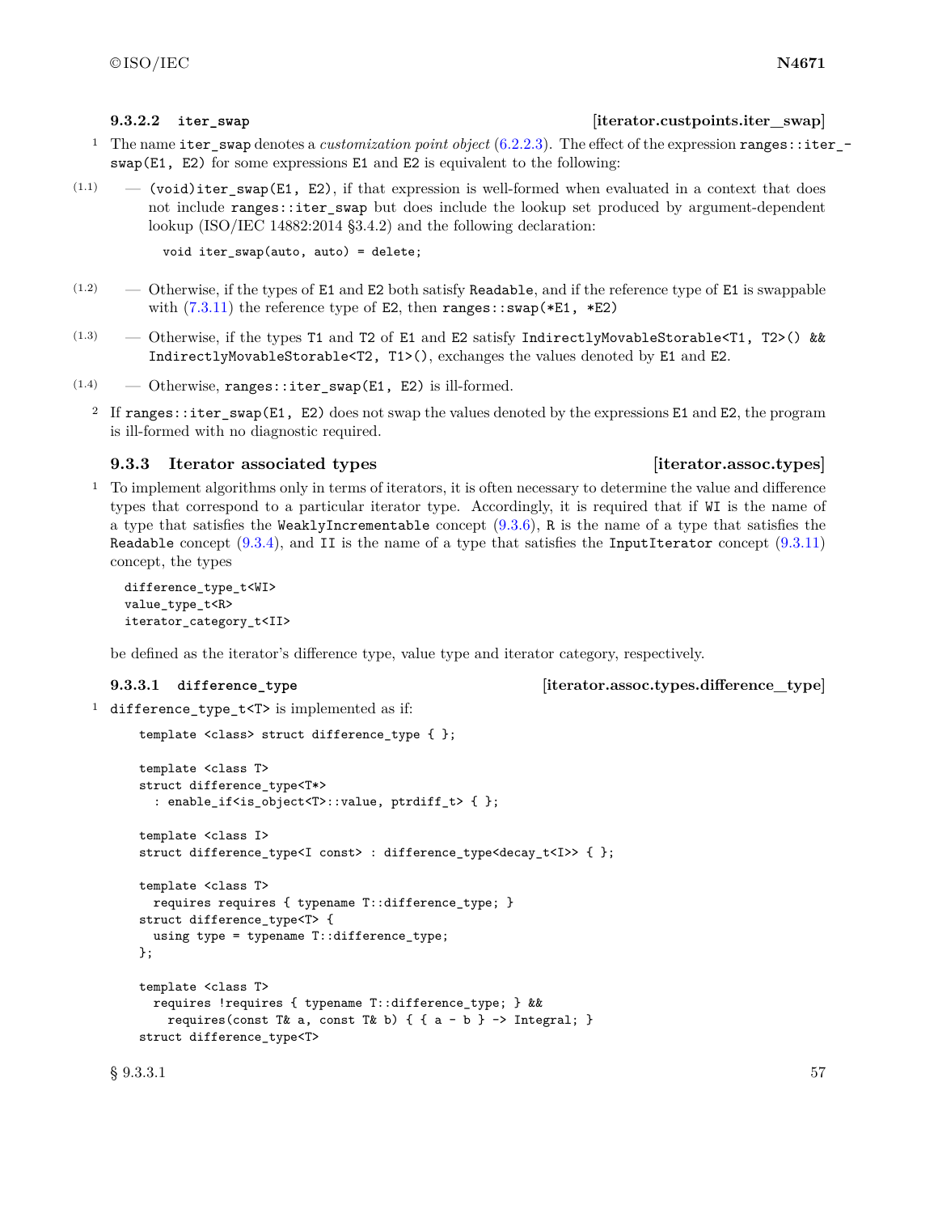#### 9.3.2.2 `iter_swap` [iterator.custpoints.iter_swap]

1 The name `iter_swap` denotes a *customization point object* (6.2.2.3). The effect of the expression `ranges::iter_swap(E1, E2)` for some expressions `E1` and `E2` is equivalent to the following:

(1.1) — `(void)iter_swap(E1, E2)`, if that expression is well-formed when evaluated in a context that does not include `ranges::iter_swap` but does include the lookup set produced by argument-dependent lookup (ISO/IEC 14882:2014 §3.4.2) and the following declaration:

```
void iter_swap(auto, auto) = delete;
```

(1.2) — Otherwise, if the types of `E1` and `E2` both satisfy `Readable`, and if the reference type of `E1` is swappable with (7.3.11) the reference type of `E2`, then `ranges::swap(*E1, *E2)`

(1.3) — Otherwise, if the types `T1` and `T2` of `E1` and `E2` satisfy `IndirectlyMovableStorable<T1, T2>() && IndirectlyMovableStorable<T2, T1>()`, exchanges the values denoted by `E1` and `E2`.

(1.4) — Otherwise, `ranges::iter_swap(E1, E2)` is ill-formed.

2 If `ranges::iter_swap(E1, E2)` does not swap the values denoted by the expressions `E1` and `E2`, the program is ill-formed with no diagnostic required.

### 9.3.3 Iterator associated types [iterator.assoc.types]

1 To implement algorithms only in terms of iterators, it is often necessary to determine the value and difference types that correspond to a particular iterator type. Accordingly, it is required that if `WI` is the name of a type that satisfies the `WeaklyIncrementable` concept (9.3.6), `R` is the name of a type that satisfies the `Readable` concept (9.3.4), and `II` is the name of a type that satisfies the `InputIterator` concept (9.3.11) concept, the types

```
difference_type_t<WI>
value_type_t<R>
iterator_category_t<II>
```

be defined as the iterator's difference type, value type and iterator category, respectively.

#### 9.3.3.1 `difference_type` [iterator.assoc.types.difference_type]

1 `difference_type_t<T>` is implemented as if:

```
template <class> struct difference_type { };

template <class T>
struct difference_type<T*>
  : enable_if<is_object<T>::value, ptrdiff_t> { };

template <class I>
struct difference_type<I const> : difference_type<decay_t<I>> { };

template <class T>
  requires requires { typename T::difference_type; }
struct difference_type<T> {
  using type = typename T::difference_type;
};

template <class T>
  requires !requires { typename T::difference_type; } &&
    requires(const T& a, const T& b) { { a - b } -> Integral; }
struct difference_type<T>
```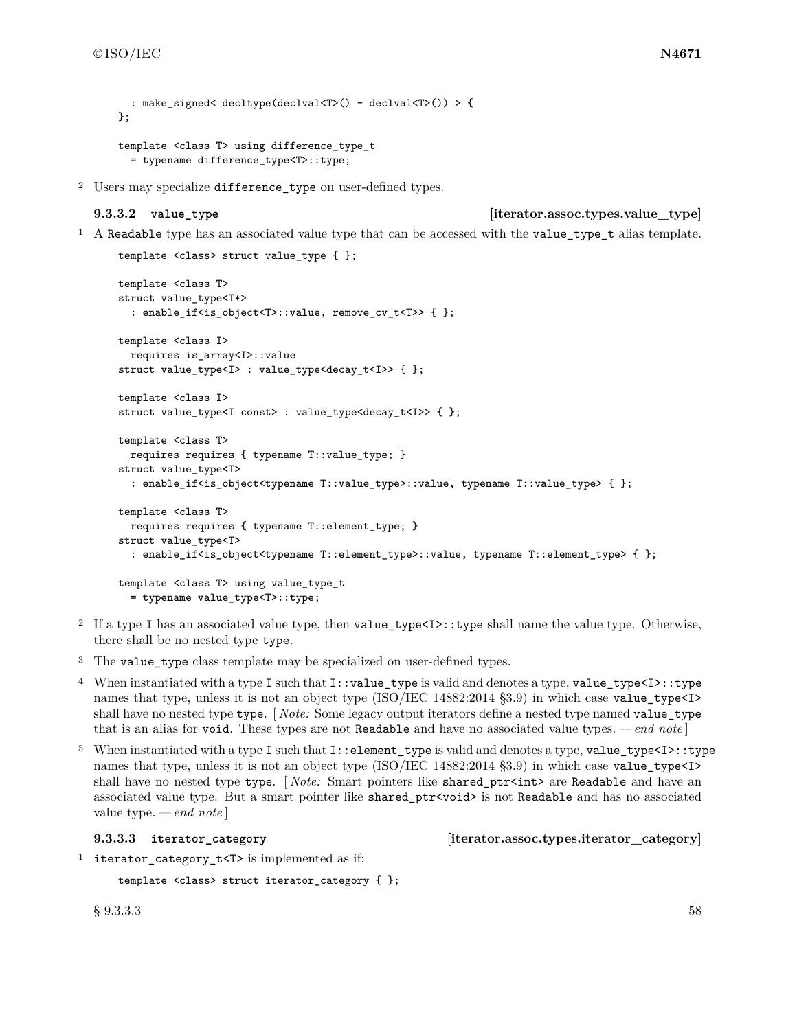```
    : make_signed< decltype(declval<T>() - declval<T>()) > {
};

template <class T> using difference_type_t
  = typename difference_type<T>::type;
```

2 Users may specialize `difference_type` on user-defined types.

### 9.3.3.2 `value_type` [iterator.assoc.types.value_type]

1 A `Readable` type has an associated value type that can be accessed with the `value_type_t` alias template.

```
template <class> struct value_type { };

template <class T>
struct value_type<T*>
  : enable_if<is_object<T>::value, remove_cv_t<T>> { };

template <class I>
  requires is_array<I>::value
struct value_type<I> : value_type<decay_t<I>> { };

template <class I>
struct value_type<I const> : value_type<decay_t<I>> { };

template <class T>
  requires requires { typename T::value_type; }
struct value_type<T>
  : enable_if<is_object<typename T::value_type>::value, typename T::value_type> { };

template <class T>
  requires requires { typename T::element_type; }
struct value_type<T>
  : enable_if<is_object<typename T::element_type>::value, typename T::element_type> { };

template <class T> using value_type_t
  = typename value_type<T>::type;
```

2 If a type `I` has an associated value type, then `value_type<I>::type` shall name the value type. Otherwise, there shall be no nested type `type`.

3 The `value_type` class template may be specialized on user-defined types.

4 When instantiated with a type `I` such that `I::value_type` is valid and denotes a type, `value_type<I>::type` names that type, unless it is not an object type (ISO/IEC 14882:2014 §3.9) in which case `value_type<I>` shall have no nested type `type`. [ *Note:* Some legacy output iterators define a nested type named `value_type` that is an alias for `void`. These types are not `Readable` and have no associated value types. — *end note* ]

5 When instantiated with a type `I` such that `I::element_type` is valid and denotes a type, `value_type<I>::type` names that type, unless it is not an object type (ISO/IEC 14882:2014 §3.9) in which case `value_type<I>` shall have no nested type `type`. [ *Note:* Smart pointers like `shared_ptr<int>` are `Readable` and have an associated value type. But a smart pointer like `shared_ptr<void>` is not `Readable` and has no associated value type. — *end note* ]

### 9.3.3.3 `iterator_category` [iterator.assoc.types.iterator_category]

1 `iterator_category_t<T>` is implemented as if:

```
template <class> struct iterator_category { };
```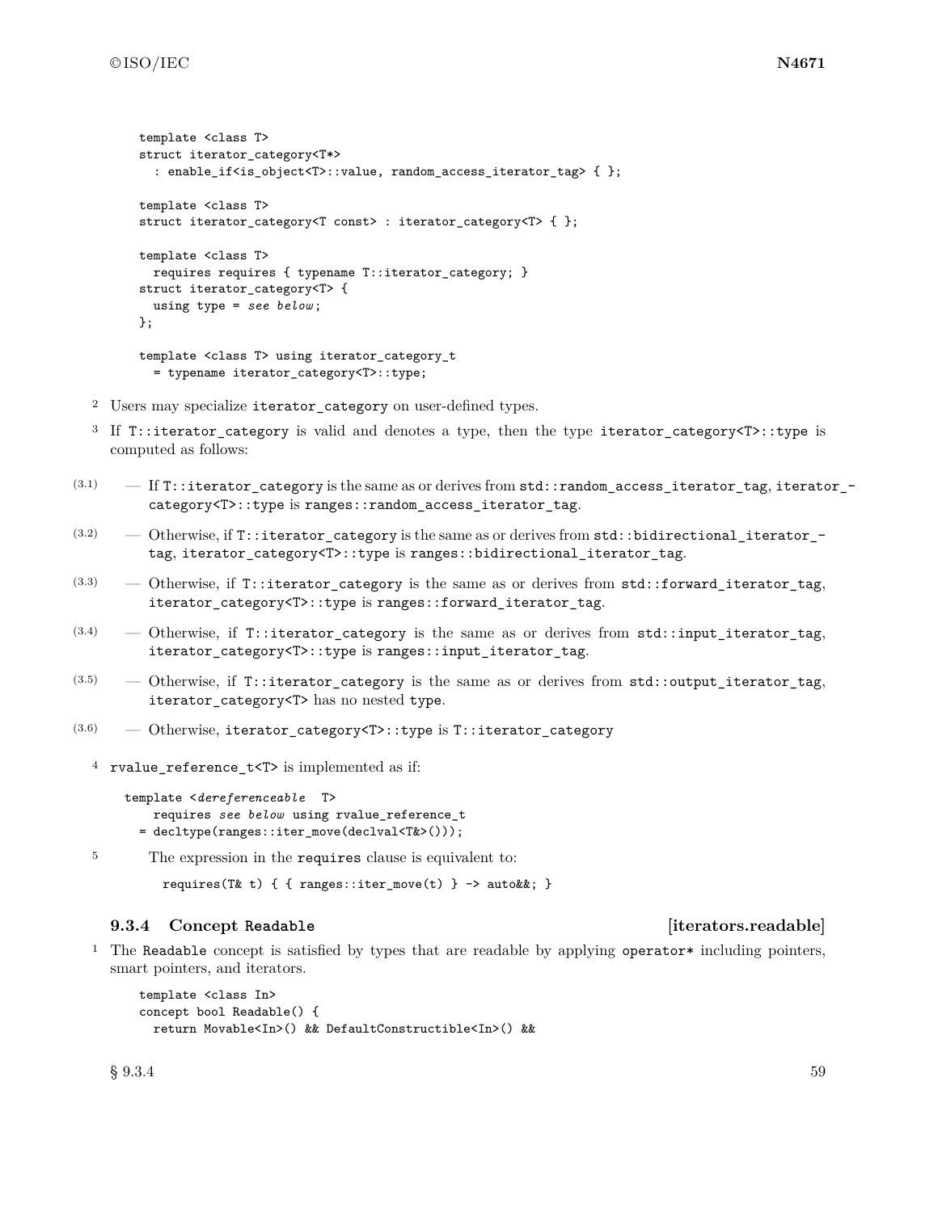```
template <class T>
struct iterator_category<T*>
  : enable_if<is_object<T>::value, random_access_iterator_tag> { };

template <class T>
struct iterator_category<T const> : iterator_category<T> { };

template <class T>
  requires requires { typename T::iterator_category; }
struct iterator_category<T> {
  using type = see below;
};

template <class T> using iterator_category_t
  = typename iterator_category<T>::type;
```

2 Users may specialize `iterator_category` on user-defined types.

3 If `T::iterator_category` is valid and denotes a type, then the type `iterator_category<T>::type` is computed as follows:

- (3.1) — If `T::iterator_category` is the same as or derives from `std::random_access_iterator_tag`, `iterator_category<T>::type` is `ranges::random_access_iterator_tag`.
- (3.2) — Otherwise, if `T::iterator_category` is the same as or derives from `std::bidirectional_iterator_tag`, `iterator_category<T>::type` is `ranges::bidirectional_iterator_tag`.
- (3.3) — Otherwise, if `T::iterator_category` is the same as or derives from `std::forward_iterator_tag`, `iterator_category<T>::type` is `ranges::forward_iterator_tag`.
- (3.4) — Otherwise, if `T::iterator_category` is the same as or derives from `std::input_iterator_tag`, `iterator_category<T>::type` is `ranges::input_iterator_tag`.
- (3.5) — Otherwise, if `T::iterator_category` is the same as or derives from `std::output_iterator_tag`, `iterator_category<T>` has no nested `type`.
- (3.6) — Otherwise, `iterator_category<T>::type` is `T::iterator_category`

4 `rvalue_reference_t<T>` is implemented as if:

```
template <dereferenceable T>
    requires see below using rvalue_reference_t
  = decltype(ranges::iter_move(declval<T&>()));
```

5 The expression in the `requires` clause is equivalent to:

```
requires(T& t) { { ranges::iter_move(t) } -> auto&&; }
```

### 9.3.4 Concept `Readable` [iterators.readable]

1 The `Readable` concept is satisfied by types that are readable by applying `operator*` including pointers, smart pointers, and iterators.

```
template <class In>
concept bool Readable() {
  return Movable<In>() && DefaultConstructible<In>() &&
```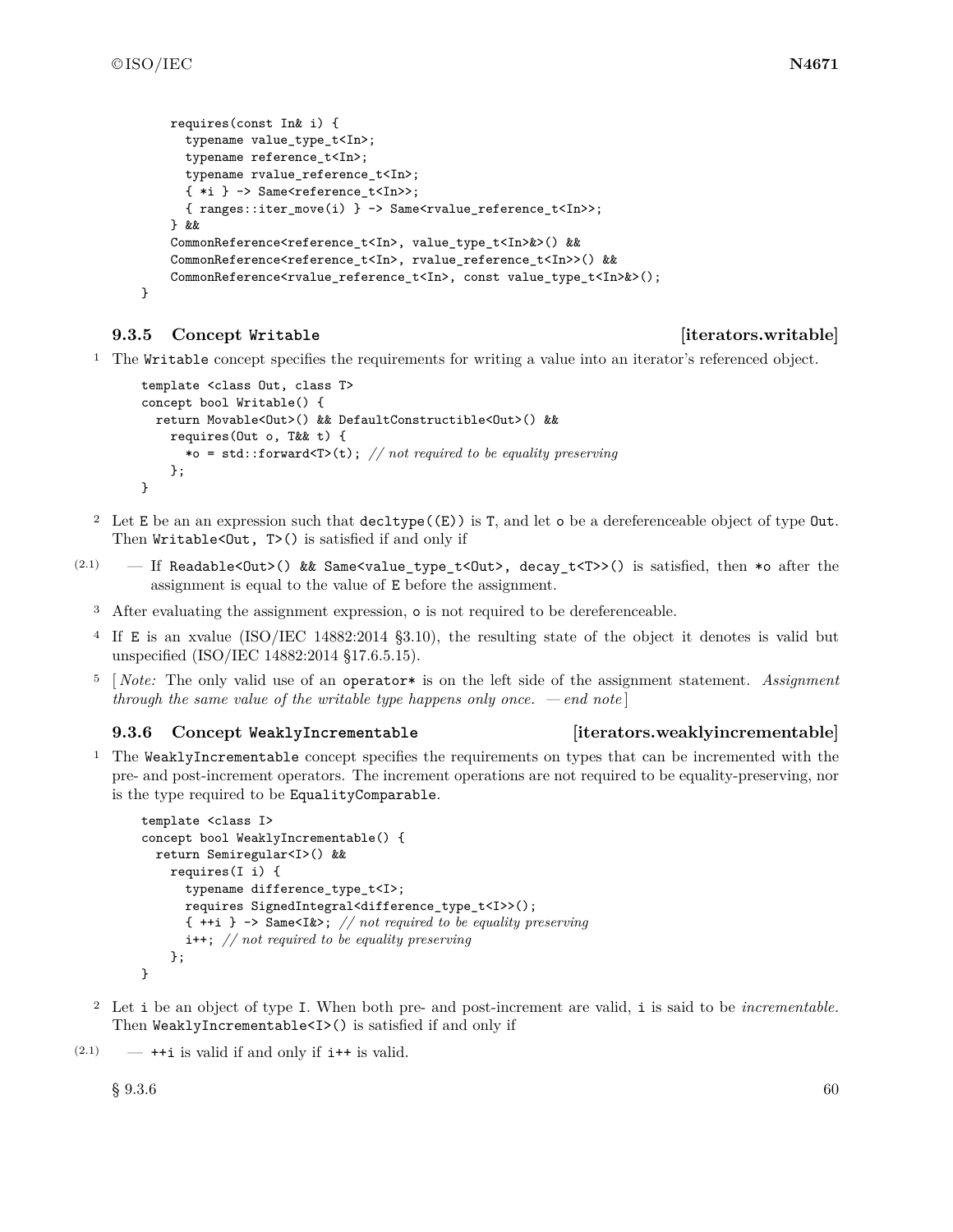```
    requires(const In& i) {
      typename value_type_t<In>;
      typename reference_t<In>;
      typename rvalue_reference_t<In>;
      { *i } -> Same<reference_t<In>>;
      { ranges::iter_move(i) } -> Same<rvalue_reference_t<In>>;
    } &&
    CommonReference<reference_t<In>, value_type_t<In>&>() &&
    CommonReference<reference_t<In>, rvalue_reference_t<In>>() &&
    CommonReference<rvalue_reference_t<In>, const value_type_t<In>&>();
}
```

### 9.3.5 Concept Writable [iterators.writable]

1 The Writable concept specifies the requirements for writing a value into an iterator's referenced object.

```
template <class Out, class T>
concept bool Writable() {
  return Movable<Out>() && DefaultConstructible<Out>() &&
    requires(Out o, T&& t) {
      *o = std::forward<T>(t); // not required to be equality preserving
    };
}
```

2 Let E be an an expression such that `decltype((E))` is T, and let o be a dereferenceable object of type Out. Then `Writable<Out, T>()` is satisfied if and only if

(2.1) — If `Readable<Out>() && Same<value_type_t<Out>, decay_t<T>>()` is satisfied, then `*o` after the assignment is equal to the value of E before the assignment.

3 After evaluating the assignment expression, o is not required to be dereferenceable.

4 If E is an xvalue (ISO/IEC 14882:2014 §3.10), the resulting state of the object it denotes is valid but unspecified (ISO/IEC 14882:2014 §17.6.5.15).

5 [ *Note:* The only valid use of an `operator*` is on the left side of the assignment statement. *Assignment through the same value of the writable type happens only once.* — *end note* ]

### 9.3.6 Concept WeaklyIncrementable [iterators.weaklyincrementable]

1 The WeaklyIncrementable concept specifies the requirements on types that can be incremented with the pre- and post-increment operators. The increment operations are not required to be equality-preserving, nor is the type required to be EqualityComparable.

```
template <class I>
concept bool WeaklyIncrementable() {
  return Semiregular<I>() &&
    requires(I i) {
      typename difference_type_t<I>;
      requires SignedIntegral<difference_type_t<I>>();
      { ++i } -> Same<I&>; // not required to be equality preserving
      i++; // not required to be equality preserving
    };
}
```

2 Let i be an object of type I. When both pre- and post-increment are valid, i is said to be *incrementable*. Then `WeaklyIncrementable<I>()` is satisfied if and only if

(2.1) — `++i` is valid if and only if `i++` is valid.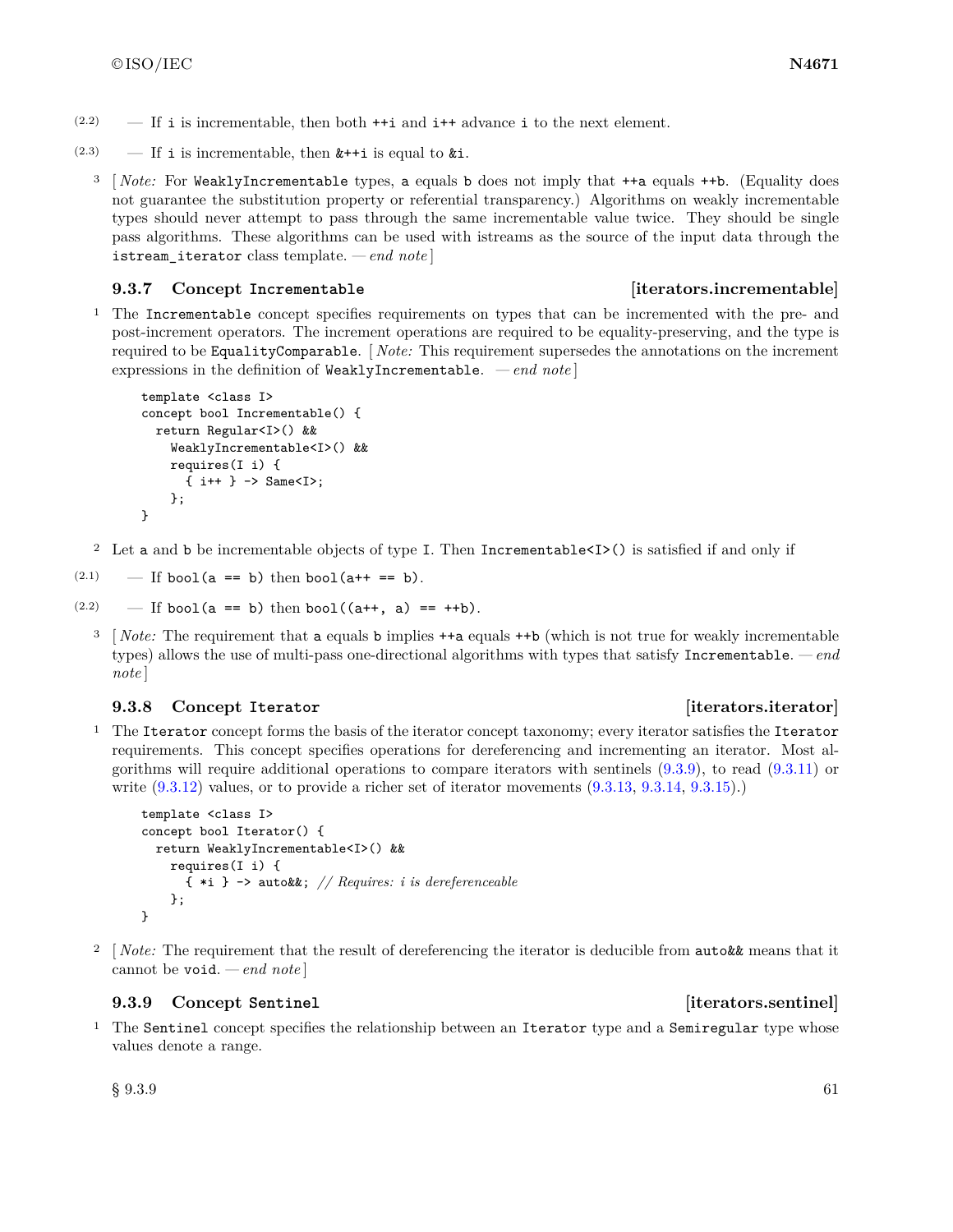(2.2) — If `i` is incrementable, then both `++i` and `i++` advance `i` to the next element.

(2.3) — If `i` is incrementable, then `&++i` is equal to `&i`.

3 [ *Note:* For `WeaklyIncrementable` types, `a` equals `b` does not imply that `++a` equals `++b`. (Equality does not guarantee the substitution property or referential transparency.) Algorithms on weakly incrementable types should never attempt to pass through the same incrementable value twice. They should be single pass algorithms. These algorithms can be used with istreams as the source of the input data through the `istream_iterator` class template. — *end note* ]

### 9.3.7 Concept `Incrementable` [iterators.incrementable]

1 The `Incrementable` concept specifies requirements on types that can be incremented with the pre- and post-increment operators. The increment operations are required to be equality-preserving, and the type is required to be `EqualityComparable`. [ *Note:* This requirement supersedes the annotations on the increment expressions in the definition of `WeaklyIncrementable`. — *end note* ]

```
template <class I>
concept bool Incrementable() {
  return Regular<I>() &&
    WeaklyIncrementable<I>() &&
    requires(I i) {
      { i++ } -> Same<I>;
    };
}
```

2 Let `a` and `b` be incrementable objects of type `I`. Then `Incrementable<I>()` is satisfied if and only if

(2.1) — If `bool(a == b)` then `bool(a++ == b)`.

(2.2) — If `bool(a == b)` then `bool((a++, a) == ++b)`.

3 [ *Note:* The requirement that `a` equals `b` implies `++a` equals `++b` (which is not true for weakly incrementable types) allows the use of multi-pass one-directional algorithms with types that satisfy `Incrementable`. — *end note* ]

### 9.3.8 Concept `Iterator` [iterators.iterator]

1 The `Iterator` concept forms the basis of the iterator concept taxonomy; every iterator satisfies the `Iterator` requirements. This concept specifies operations for dereferencing and incrementing an iterator. Most algorithms will require additional operations to compare iterators with sentinels (9.3.9), to read (9.3.11) or write (9.3.12) values, or to provide a richer set of iterator movements (9.3.13, 9.3.14, 9.3.15).)

```
template <class I>
concept bool Iterator() {
  return WeaklyIncrementable<I>() &&
    requires(I i) {
      { *i } -> auto&&; // Requires: i is dereferenceable
    };
}
```

2 [ *Note:* The requirement that the result of dereferencing the iterator is deducible from `auto&&` means that it cannot be `void`. — *end note* ]

### 9.3.9 Concept `Sentinel` [iterators.sentinel]

1 The `Sentinel` concept specifies the relationship between an `Iterator` type and a `Semiregular` type whose values denote a range.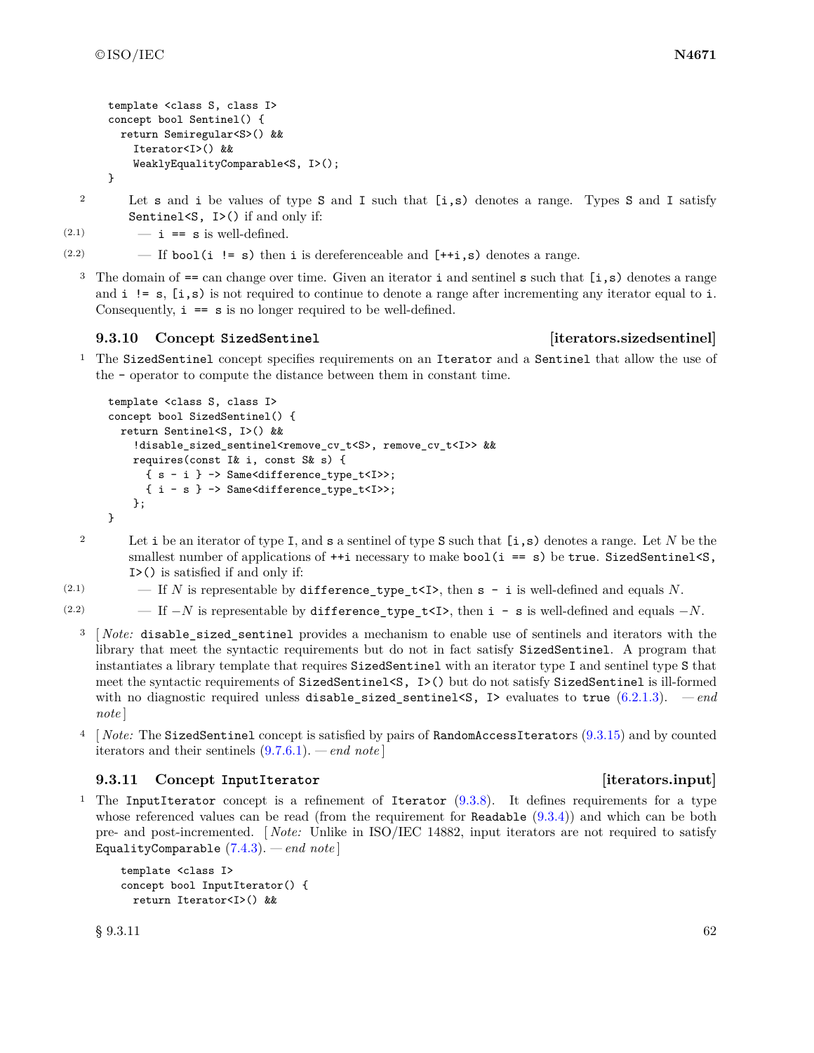```
template <class S, class I>
concept bool Sentinel() {
  return Semiregular<S>() &&
    Iterator<I>() &&
    WeaklyEqualityComparable<S, I>();
}
```

2 Let `s` and `i` be values of type `S` and `I` such that `[i,s)` denotes a range. Types `S` and `I` satisfy `Sentinel<S, I>()` if and only if:

(2.1) — `i == s` is well-defined.

(2.2) — If `bool(i != s)` then `i` is dereferenceable and `[++i,s)` denotes a range.

3 The domain of `==` can change over time. Given an iterator `i` and sentinel `s` such that `[i,s)` denotes a range and `i != s`, `[i,s)` is not required to continue to denote a range after incrementing any iterator equal to `i`. Consequently, `i == s` is no longer required to be well-defined.

### 9.3.10 Concept `SizedSentinel` [iterators.sizedsentinel]

1 The `SizedSentinel` concept specifies requirements on an `Iterator` and a `Sentinel` that allow the use of the `-` operator to compute the distance between them in constant time.

```
template <class S, class I>
concept bool SizedSentinel() {
  return Sentinel<S, I>() &&
    !disable_sized_sentinel<remove_cv_t<S>, remove_cv_t<I>> &&
    requires(const I& i, const S& s) {
      { s - i } -> Same<difference_type_t<I>>;
      { i - s } -> Same<difference_type_t<I>>;
    };
}
```

2 Let `i` be an iterator of type `I`, and `s` a sentinel of type `S` such that `[i,s)` denotes a range. Let $N$ be the smallest number of applications of `++i` necessary to make `bool(i == s)` be `true`. `SizedSentinel<S, I>()` is satisfied if and only if:

(2.1) — If $N$ is representable by `difference_type_t<I>`, then `s - i` is well-defined and equals $N$.

(2.2) — If $-N$ is representable by `difference_type_t<I>`, then `i - s` is well-defined and equals $-N$.

3 [ *Note:* `disable_sized_sentinel` provides a mechanism to enable use of sentinels and iterators with the library that meet the syntactic requirements but do not in fact satisfy `SizedSentinel`. A program that instantiates a library template that requires `SizedSentinel` with an iterator type `I` and sentinel type `S` that meet the syntactic requirements of `SizedSentinel<S, I>()` but do not satisfy `SizedSentinel` is ill-formed with no diagnostic required unless `disable_sized_sentinel<S, I>` evaluates to `true` (6.2.1.3). — *end note* ]

4 [ *Note:* The `SizedSentinel` concept is satisfied by pairs of `RandomAccessIterators` (9.3.15) and by counted iterators and their sentinels (9.7.6.1). — *end note* ]

### 9.3.11 Concept `InputIterator` [iterators.input]

1 The `InputIterator` concept is a refinement of `Iterator` (9.3.8). It defines requirements for a type whose referenced values can be read (from the requirement for `Readable` (9.3.4)) and which can be both pre- and post-incremented. [ *Note:* Unlike in ISO/IEC 14882, input iterators are not required to satisfy `EqualityComparable` (7.4.3). — *end note* ]

```
template <class I>
concept bool InputIterator() {
  return Iterator<I>() &&
```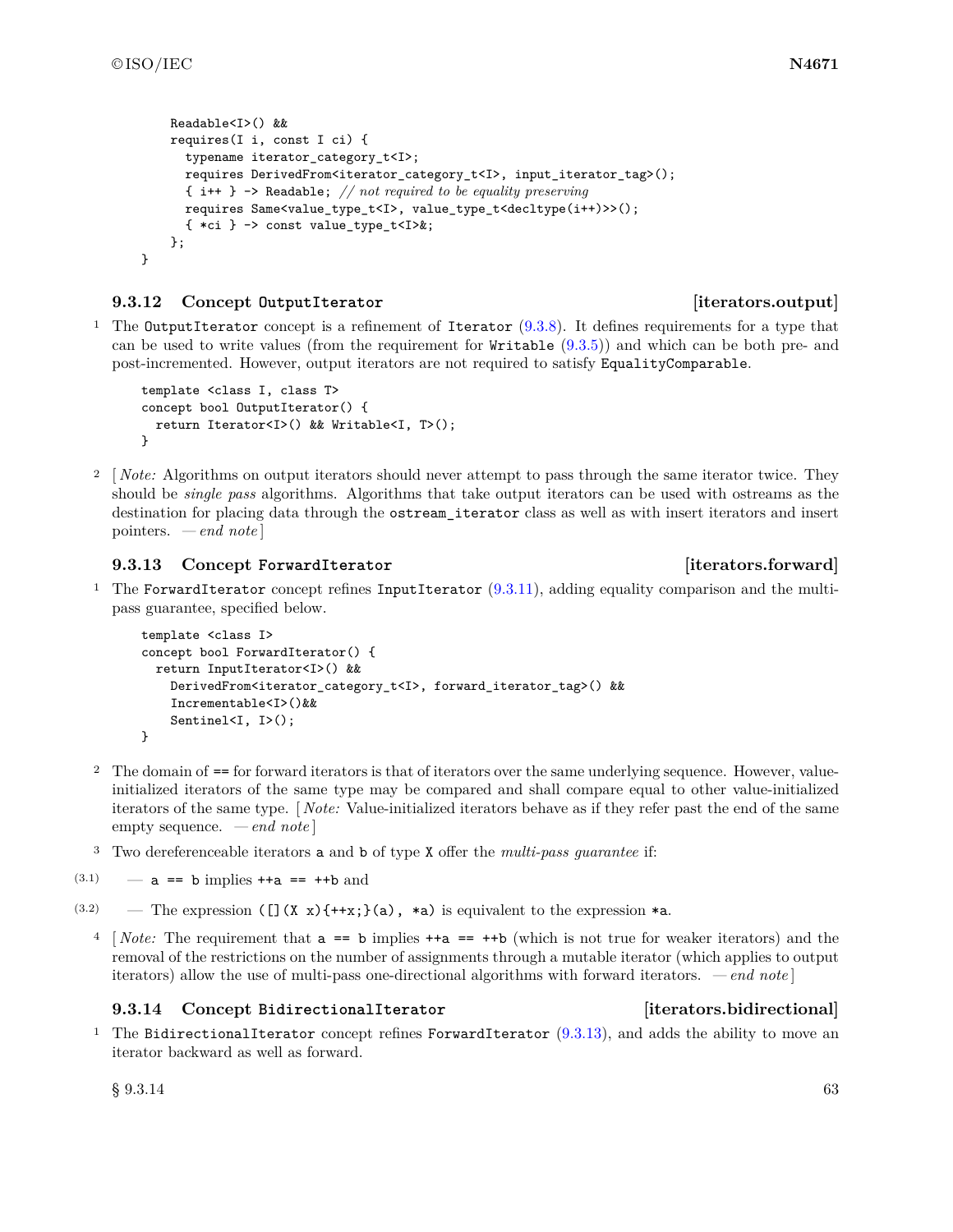```
    Readable<I>() &&
    requires(I i, const I ci) {
      typename iterator_category_t<I>;
      requires DerivedFrom<iterator_category_t<I>, input_iterator_tag>();
      { i++ } -> Readable; // not required to be equality preserving
      requires Same<value_type_t<I>, value_type_t<decltype(i++)>>();
      { *ci } -> const value_type_t<I>&;
    };
}
```

### 9.3.12 Concept `OutputIterator` [iterators.output]

1 The `OutputIterator` concept is a refinement of `Iterator` (9.3.8). It defines requirements for a type that can be used to write values (from the requirement for `Writable` (9.3.5)) and which can be both pre- and post-incremented. However, output iterators are not required to satisfy `EqualityComparable`.

```
template <class I, class T>
concept bool OutputIterator() {
  return Iterator<I>() && Writable<I, T>();
}
```

2 [ *Note:* Algorithms on output iterators should never attempt to pass through the same iterator twice. They should be *single pass* algorithms. Algorithms that take output iterators can be used with ostreams as the destination for placing data through the `ostream_iterator` class as well as with insert iterators and insert pointers. — *end note* ]

### 9.3.13 Concept `ForwardIterator` [iterators.forward]

1 The `ForwardIterator` concept refines `InputIterator` (9.3.11), adding equality comparison and the multi-pass guarantee, specified below.

```
template <class I>
concept bool ForwardIterator() {
  return InputIterator<I>() &&
    DerivedFrom<iterator_category_t<I>, forward_iterator_tag>() &&
    Incrementable<I>()&&
    Sentinel<I, I>();
}
```

2 The domain of `==` for forward iterators is that of iterators over the same underlying sequence. However, value-initialized iterators of the same type may be compared and shall compare equal to other value-initialized iterators of the same type. [ *Note:* Value-initialized iterators behave as if they refer past the end of the same empty sequence. — *end note* ]

3 Two dereferenceable iterators `a` and `b` of type `X` offer the *multi-pass guarantee* if:

(3.1) — `a == b` implies `++a == ++b` and

(3.2) — The expression `([](X x){++x;}(a), *a)` is equivalent to the expression `*a`.

4 [ *Note:* The requirement that `a == b` implies `++a == ++b` (which is not true for weaker iterators) and the removal of the restrictions on the number of assignments through a mutable iterator (which applies to output iterators) allow the use of multi-pass one-directional algorithms with forward iterators. — *end note* ]

### 9.3.14 Concept `BidirectionalIterator` [iterators.bidirectional]

1 The `BidirectionalIterator` concept refines `ForwardIterator` (9.3.13), and adds the ability to move an iterator backward as well as forward.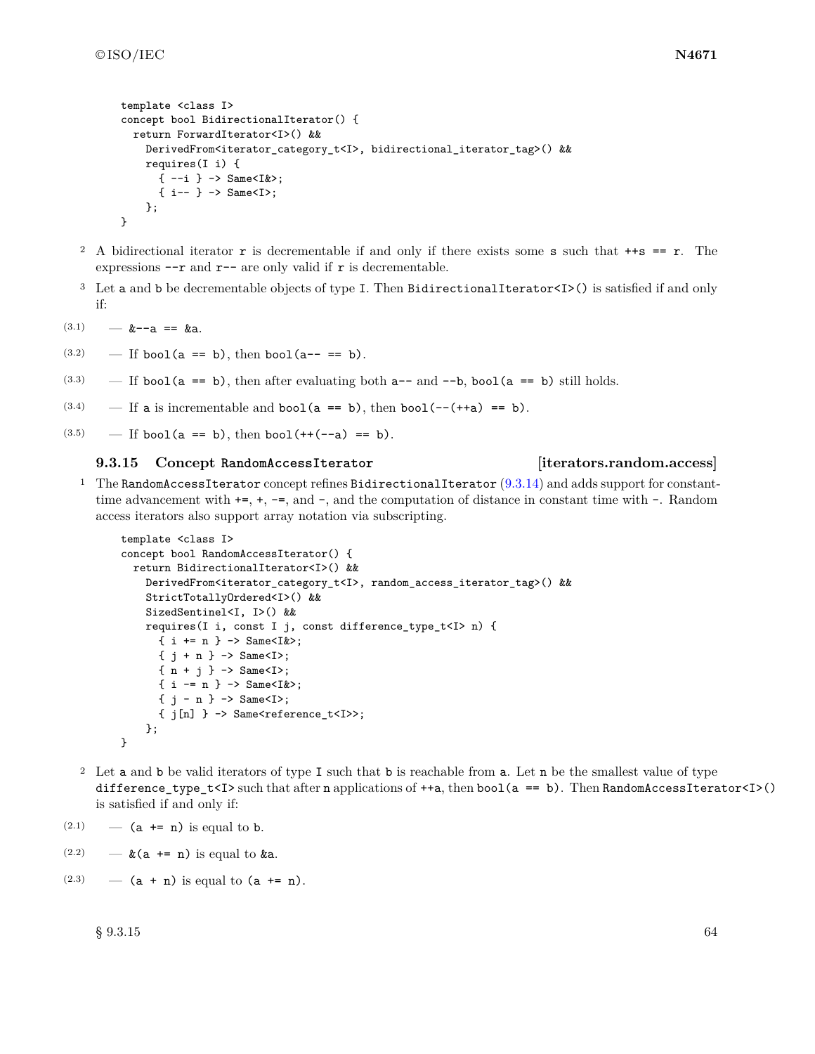```
template <class I>
concept bool BidirectionalIterator() {
  return ForwardIterator<I>() &&
    DerivedFrom<iterator_category_t<I>, bidirectional_iterator_tag>() &&
    requires(I i) {
      { --i } -> Same<I&>;
      { i-- } -> Same<I>;
    };
}
```

2 A bidirectional iterator `r` is decrementable if and only if there exists some `s` such that `++s == r`. The expressions `--r` and `r--` are only valid if `r` is decrementable.

3 Let `a` and `b` be decrementable objects of type `I`. Then `BidirectionalIterator<I>()` is satisfied if and only if:

(3.1) — `&--a == &a`.

(3.2) — If `bool(a == b)`, then `bool(a-- == b)`.

(3.3) — If `bool(a == b)`, then after evaluating both `a--` and `--b`, `bool(a == b)` still holds.

(3.4) — If `a` is incrementable and `bool(a == b)`, then `bool(--(++a) == b)`.

(3.5) — If `bool(a == b)`, then `bool(++(--a) == b)`.

### 9.3.15 Concept `RandomAccessIterator` [iterators.random.access]

1 The `RandomAccessIterator` concept refines `BidirectionalIterator` (9.3.14) and adds support for constant-time advancement with `+=`, `+`, `-=`, and `-`, and the computation of distance in constant time with `-`. Random access iterators also support array notation via subscripting.

```
template <class I>
concept bool RandomAccessIterator() {
  return BidirectionalIterator<I>() &&
    DerivedFrom<iterator_category_t<I>, random_access_iterator_tag>() &&
    StrictTotallyOrdered<I>() &&
    SizedSentinel<I, I>() &&
    requires(I i, const I j, const difference_type_t<I> n) {
      { i += n } -> Same<I&>;
      { j + n } -> Same<I>;
      { n + j } -> Same<I>;
      { i -= n } -> Same<I&>;
      { j - n } -> Same<I>;
      { j[n] } -> Same<reference_t<I>>;
    };
}
```

2 Let `a` and `b` be valid iterators of type `I` such that `b` is reachable from `a`. Let `n` be the smallest value of type `difference_type_t<I>` such that after `n` applications of `++a`, then `bool(a == b)`. Then `RandomAccessIterator<I>()` is satisfied if and only if:

(2.1) — `(a += n)` is equal to `b`.

(2.2) — `&(a += n)` is equal to `&a`.

(2.3) — `(a + n)` is equal to `(a += n)`.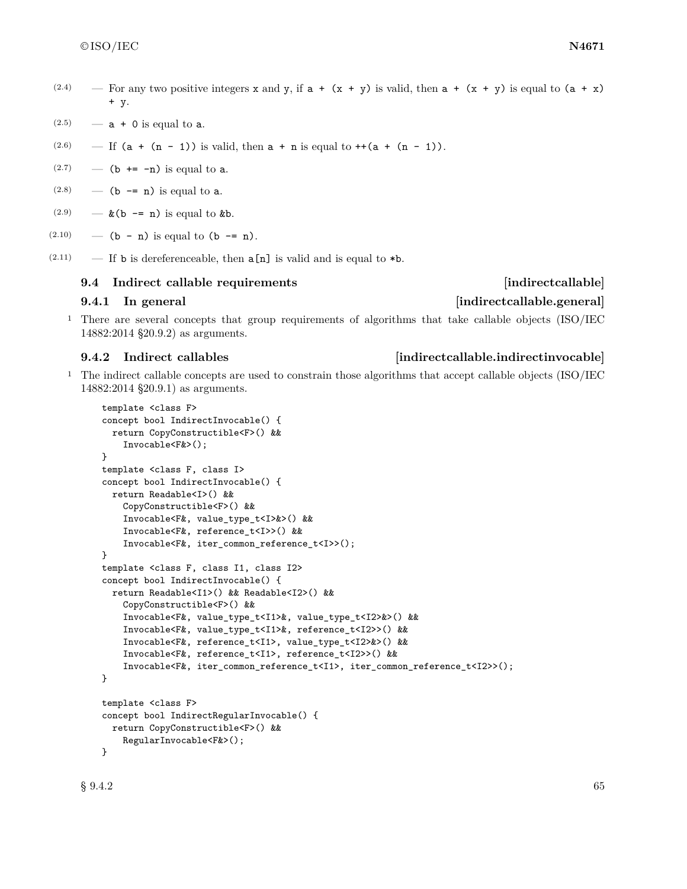(2.4) — For any two positive integers `x` and `y`, if `a + (x + y)` is valid, then `a + (x + y)` is equal to `(a + x) + y`.

(2.5) — `a + 0` is equal to `a`.

(2.6) — If `(a + (n - 1))` is valid, then `a + n` is equal to `++(a + (n - 1))`.

(2.7) — `(b += -n)` is equal to `a`.

(2.8) — `(b -= n)` is equal to `a`.

(2.9) — `&(b -= n)` is equal to `&b`.

(2.10) — `(b - n)` is equal to `(b -= n)`.

(2.11) — If `b` is dereferenceable, then `a[n]` is valid and is equal to `*b`.

## 9.4 Indirect callable requirements [indirectcallable]

### 9.4.1 In general [indirectcallable.general]

1 There are several concepts that group requirements of algorithms that take callable objects (ISO/IEC 14882:2014 §20.9.2) as arguments.

### 9.4.2 Indirect callables [indirectcallable.indirectinvocable]

1 The indirect callable concepts are used to constrain those algorithms that accept callable objects (ISO/IEC 14882:2014 §20.9.1) as arguments.

```
template <class F>
concept bool IndirectInvocable() {
  return CopyConstructible<F>() &&
    Invocable<F&>();
}
template <class F, class I>
concept bool IndirectInvocable() {
  return Readable<I>() &&
    CopyConstructible<F>() &&
    Invocable<F&, value_type_t<I>&>() &&
    Invocable<F&, reference_t<I>>() &&
    Invocable<F&, iter_common_reference_t<I>>();
}
template <class F, class I1, class I2>
concept bool IndirectInvocable() {
  return Readable<I1>() && Readable<I2>() &&
    CopyConstructible<F>() &&
    Invocable<F&, value_type_t<I1>&, value_type_t<I2>&>() &&
    Invocable<F&, value_type_t<I1>&, reference_t<I2>>() &&
    Invocable<F&, reference_t<I1>, value_type_t<I2>&>() &&
    Invocable<F&, reference_t<I1>, reference_t<I2>>() &&
    Invocable<F&, iter_common_reference_t<I1>, iter_common_reference_t<I2>>();
}

template <class F>
concept bool IndirectRegularInvocable() {
  return CopyConstructible<F>() &&
    RegularInvocable<F&>();
}
```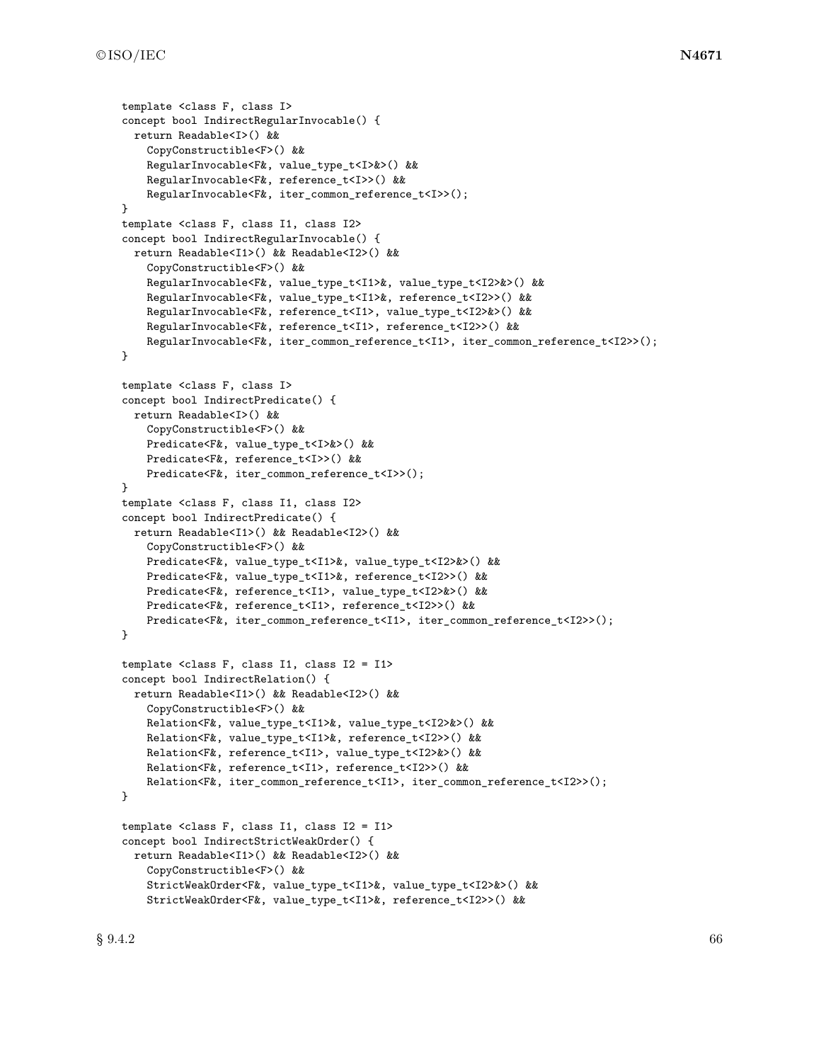```
template <class F, class I>
concept bool IndirectRegularInvocable() {
  return Readable<I>() &&
    CopyConstructible<F>() &&
    RegularInvocable<F&, value_type_t<I>&>() &&
    RegularInvocable<F&, reference_t<I>>() &&
    RegularInvocable<F&, iter_common_reference_t<I>>();
}
template <class F, class I1, class I2>
concept bool IndirectRegularInvocable() {
  return Readable<I1>() && Readable<I2>() &&
    CopyConstructible<F>() &&
    RegularInvocable<F&, value_type_t<I1>&, value_type_t<I2>&>() &&
    RegularInvocable<F&, value_type_t<I1>&, reference_t<I2>>() &&
    RegularInvocable<F&, reference_t<I1>, value_type_t<I2>&>() &&
    RegularInvocable<F&, reference_t<I1>, reference_t<I2>>() &&
    RegularInvocable<F&, iter_common_reference_t<I1>, iter_common_reference_t<I2>>();
}

template <class F, class I>
concept bool IndirectPredicate() {
  return Readable<I>() &&
    CopyConstructible<F>() &&
    Predicate<F&, value_type_t<I>&>() &&
    Predicate<F&, reference_t<I>>() &&
    Predicate<F&, iter_common_reference_t<I>>();
}
template <class F, class I1, class I2>
concept bool IndirectPredicate() {
  return Readable<I1>() && Readable<I2>() &&
    CopyConstructible<F>() &&
    Predicate<F&, value_type_t<I1>&, value_type_t<I2>&>() &&
    Predicate<F&, value_type_t<I1>&, reference_t<I2>>() &&
    Predicate<F&, reference_t<I1>, value_type_t<I2>&>() &&
    Predicate<F&, reference_t<I1>, reference_t<I2>>() &&
    Predicate<F&, iter_common_reference_t<I1>, iter_common_reference_t<I2>>();
}

template <class F, class I1, class I2 = I1>
concept bool IndirectRelation() {
  return Readable<I1>() && Readable<I2>() &&
    CopyConstructible<F>() &&
    Relation<F&, value_type_t<I1>&, value_type_t<I2>&>() &&
    Relation<F&, value_type_t<I1>&, reference_t<I2>>() &&
    Relation<F&, reference_t<I1>, value_type_t<I2>&>() &&
    Relation<F&, reference_t<I1>, reference_t<I2>>() &&
    Relation<F&, iter_common_reference_t<I1>, iter_common_reference_t<I2>>();
}

template <class F, class I1, class I2 = I1>
concept bool IndirectStrictWeakOrder() {
  return Readable<I1>() && Readable<I2>() &&
    CopyConstructible<F>() &&
    StrictWeakOrder<F&, value_type_t<I1>&, value_type_t<I2>&>() &&
    StrictWeakOrder<F&, value_type_t<I1>&, reference_t<I2>>() &&
```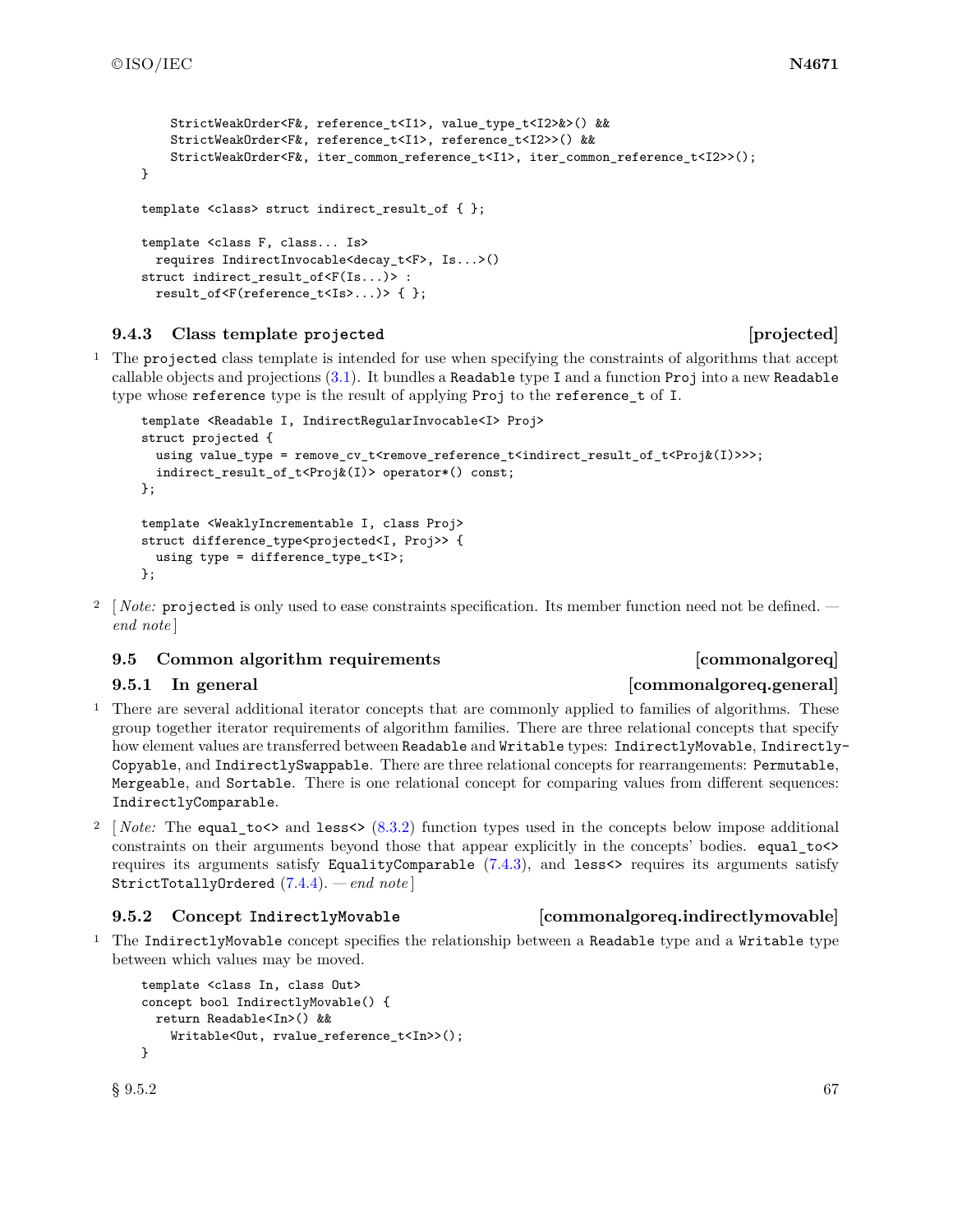```
    StrictWeakOrder<F&, reference_t<I1>, value_type_t<I2>&>() &&
    StrictWeakOrder<F&, reference_t<I1>, reference_t<I2>>() &&
    StrictWeakOrder<F&, iter_common_reference_t<I1>, iter_common_reference_t<I2>>();
}

template <class> struct indirect_result_of { };

template <class F, class... Is>
  requires IndirectInvocable<decay_t<F>, Is...>()
struct indirect_result_of<F(Is...)> :
  result_of<F(reference_t<Is>...)> { };
```

### 9.4.3 Class template `projected` [projected]

1 The `projected` class template is intended for use when specifying the constraints of algorithms that accept callable objects and projections (3.1). It bundles a `Readable` type `I` and a function `Proj` into a new `Readable` type whose `reference` type is the result of applying `Proj` to the `reference_t` of `I`.

```
template <Readable I, IndirectRegularInvocable<I> Proj>
struct projected {
  using value_type = remove_cv_t<remove_reference_t<indirect_result_of_t<Proj&(I)>>>;
  indirect_result_of_t<Proj&(I)> operator*() const;
};

template <WeaklyIncrementable I, class Proj>
struct difference_type<projected<I, Proj>> {
  using type = difference_type_t<I>;
};
```

2 [ *Note:* `projected` is only used to ease constraints specification. Its member function need not be defined. — *end note* ]

## 9.5 Common algorithm requirements [commonalgoreq]

### 9.5.1 In general [commonalgoreq.general]

1 There are several additional iterator concepts that are commonly applied to families of algorithms. These group together iterator requirements of algorithm families. There are three relational concepts that specify how element values are transferred between `Readable` and `Writable` types: `IndirectlyMovable`, `IndirectlyCopyable`, and `IndirectlySwappable`. There are three relational concepts for rearrangements: `Permutable`, `Mergeable`, and `Sortable`. There is one relational concept for comparing values from different sequences: `IndirectlyComparable`.

2 [ *Note:* The `equal_to<>` and `less<>` (8.3.2) function types used in the concepts below impose additional constraints on their arguments beyond those that appear explicitly in the concepts' bodies. `equal_to<>` requires its arguments satisfy `EqualityComparable` (7.4.3), and `less<>` requires its arguments satisfy `StrictTotallyOrdered` (7.4.4). — *end note* ]

### 9.5.2 Concept `IndirectlyMovable` [commonalgoreq.indirectlymovable]

1 The `IndirectlyMovable` concept specifies the relationship between a `Readable` type and a `Writable` type between which values may be moved.

```
template <class In, class Out>
concept bool IndirectlyMovable() {
  return Readable<In>() &&
    Writable<Out, rvalue_reference_t<In>>();
}
```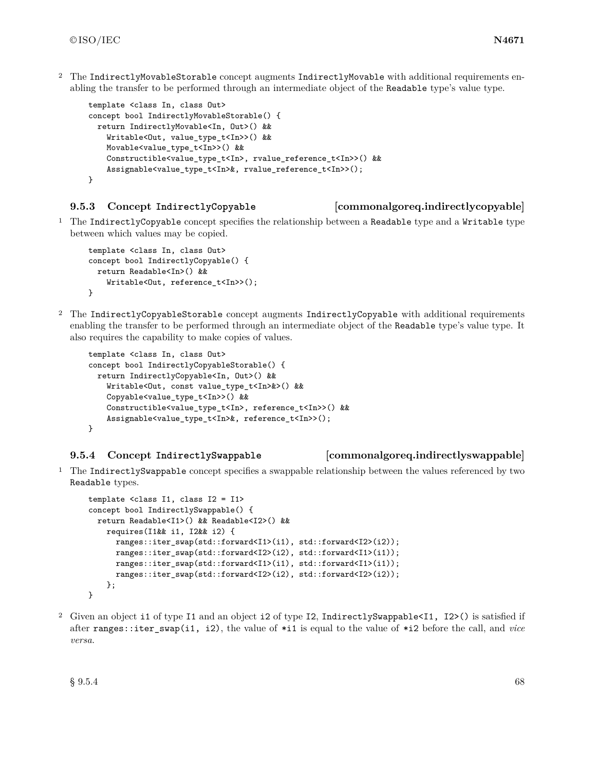2 The `IndirectlyMovableStorable` concept augments `IndirectlyMovable` with additional requirements enabling the transfer to be performed through an intermediate object of the `Readable` type's value type.

```
template <class In, class Out>
concept bool IndirectlyMovableStorable() {
  return IndirectlyMovable<In, Out>() &&
    Writable<Out, value_type_t<In>>() &&
    Movable<value_type_t<In>>() &&
    Constructible<value_type_t<In>, rvalue_reference_t<In>>() &&
    Assignable<value_type_t<In>&, rvalue_reference_t<In>>();
}
```

### 9.5.3 Concept `IndirectlyCopyable` [commonalgoreq.indirectlycopyable]

1 The `IndirectlyCopyable` concept specifies the relationship between a `Readable` type and a `Writable` type between which values may be copied.

```
template <class In, class Out>
concept bool IndirectlyCopyable() {
  return Readable<In>() &&
    Writable<Out, reference_t<In>>();
}
```

2 The `IndirectlyCopyableStorable` concept augments `IndirectlyCopyable` with additional requirements enabling the transfer to be performed through an intermediate object of the `Readable` type's value type. It also requires the capability to make copies of values.

```
template <class In, class Out>
concept bool IndirectlyCopyableStorable() {
  return IndirectlyCopyable<In, Out>() &&
    Writable<Out, const value_type_t<In>&>() &&
    Copyable<value_type_t<In>>() &&
    Constructible<value_type_t<In>, reference_t<In>>() &&
    Assignable<value_type_t<In>&, reference_t<In>>();
}
```

### 9.5.4 Concept `IndirectlySwappable` [commonalgoreq.indirectlyswappable]

1 The `IndirectlySwappable` concept specifies a swappable relationship between the values referenced by two `Readable` types.

```
template <class I1, class I2 = I1>
concept bool IndirectlySwappable() {
  return Readable<I1>() && Readable<I2>() &&
    requires(I1&& i1, I2&& i2) {
      ranges::iter_swap(std::forward<I1>(i1), std::forward<I2>(i2));
      ranges::iter_swap(std::forward<I2>(i2), std::forward<I1>(i1));
      ranges::iter_swap(std::forward<I1>(i1), std::forward<I1>(i1));
      ranges::iter_swap(std::forward<I2>(i2), std::forward<I2>(i2));
    };
}
```

2 Given an object `i1` of type `I1` and an object `i2` of type `I2`, `IndirectlySwappable<I1, I2>()` is satisfied if after `ranges::iter_swap(i1, i2)`, the value of `*i1` is equal to the value of `*i2` before the call, and *vice versa*.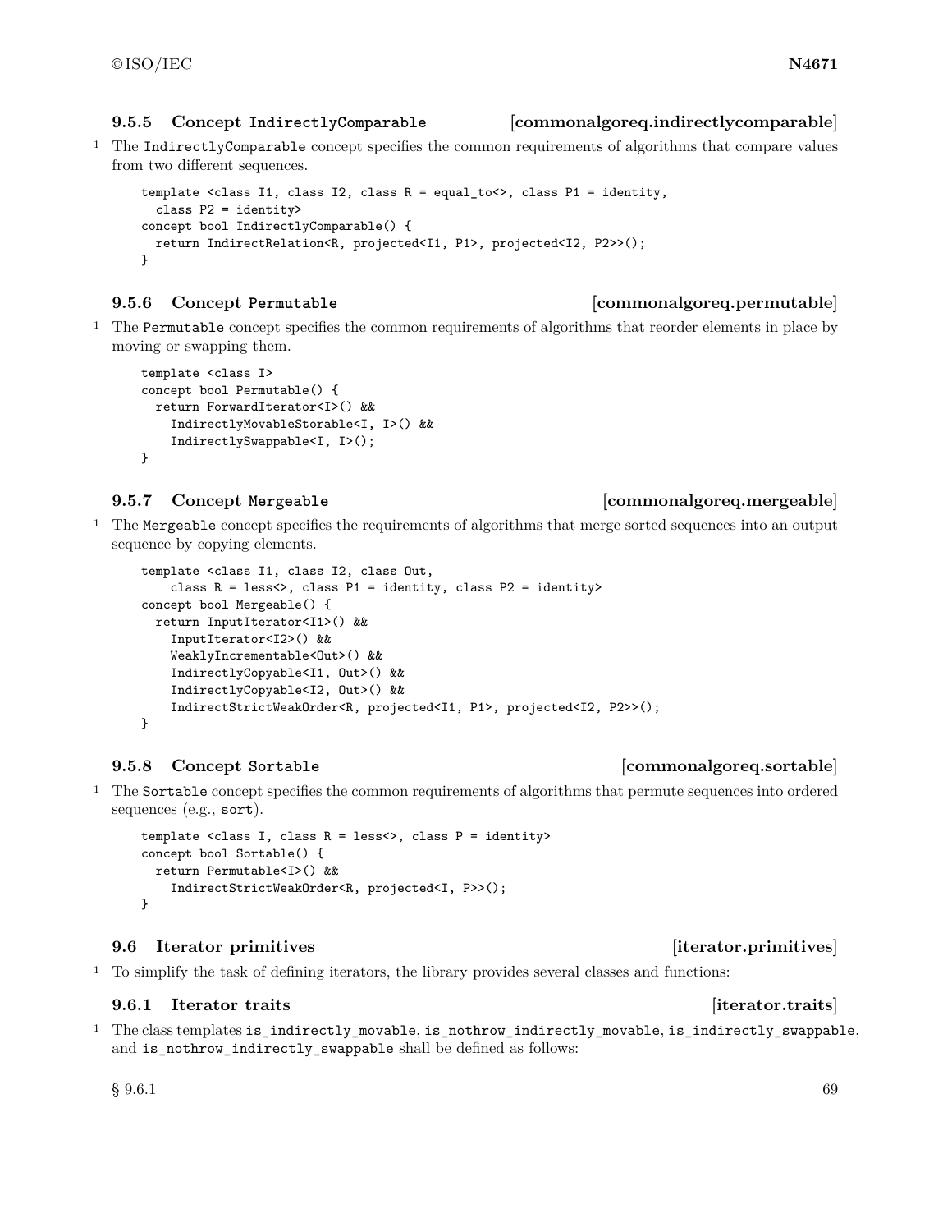### 9.5.5 Concept `IndirectlyComparable` [commonalgoreq.indirectlycomparable]

1 The `IndirectlyComparable` concept specifies the common requirements of algorithms that compare values from two different sequences.

```
template <class I1, class I2, class R = equal_to<>, class P1 = identity,
  class P2 = identity>
concept bool IndirectlyComparable() {
  return IndirectRelation<R, projected<I1, P1>, projected<I2, P2>>();
}
```

### 9.5.6 Concept `Permutable` [commonalgoreq.permutable]

1 The `Permutable` concept specifies the common requirements of algorithms that reorder elements in place by moving or swapping them.

```
template <class I>
concept bool Permutable() {
  return ForwardIterator<I>() &&
    IndirectlyMovableStorable<I, I>() &&
    IndirectlySwappable<I, I>();
}
```

### 9.5.7 Concept `Mergeable` [commonalgoreq.mergeable]

1 The `Mergeable` concept specifies the requirements of algorithms that merge sorted sequences into an output sequence by copying elements.

```
template <class I1, class I2, class Out,
    class R = less<>, class P1 = identity, class P2 = identity>
concept bool Mergeable() {
  return InputIterator<I1>() &&
    InputIterator<I2>() &&
    WeaklyIncrementable<Out>() &&
    IndirectlyCopyable<I1, Out>() &&
    IndirectlyCopyable<I2, Out>() &&
    IndirectStrictWeakOrder<R, projected<I1, P1>, projected<I2, P2>>();
}
```

### 9.5.8 Concept `Sortable` [commonalgoreq.sortable]

1 The `Sortable` concept specifies the common requirements of algorithms that permute sequences into ordered sequences (e.g., `sort`).

```
template <class I, class R = less<>, class P = identity>
concept bool Sortable() {
  return Permutable<I>() &&
    IndirectStrictWeakOrder<R, projected<I, P>>();
}
```

## 9.6 Iterator primitives [iterator.primitives]

1 To simplify the task of defining iterators, the library provides several classes and functions:

### 9.6.1 Iterator traits [iterator.traits]

1 The class templates `is_indirectly_movable`, `is_nothrow_indirectly_movable`, `is_indirectly_swappable`, and `is_nothrow_indirectly_swappable` shall be defined as follows: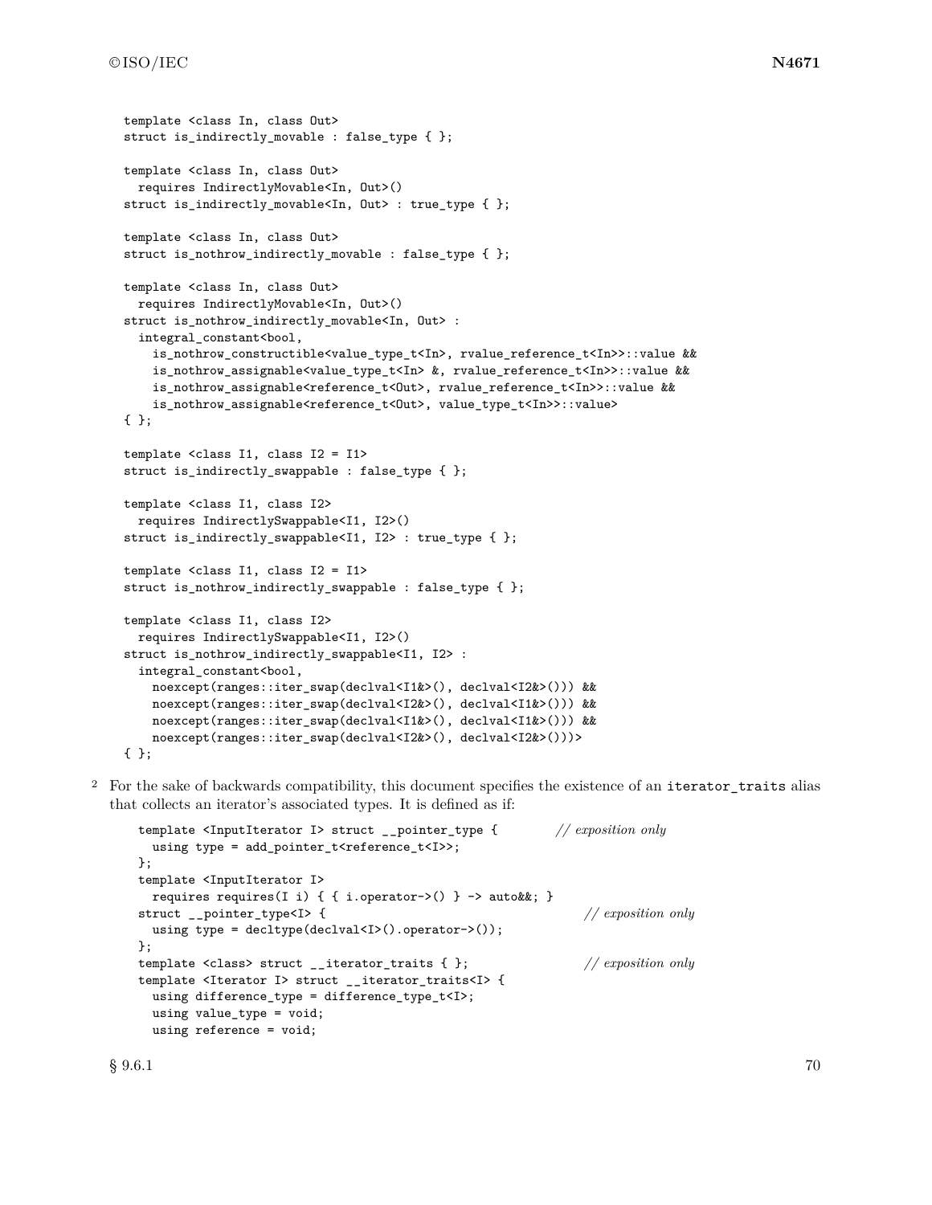```
template <class In, class Out>
struct is_indirectly_movable : false_type { };

template <class In, class Out>
  requires IndirectlyMovable<In, Out>()
struct is_indirectly_movable<In, Out> : true_type { };

template <class In, class Out>
struct is_nothrow_indirectly_movable : false_type { };

template <class In, class Out>
  requires IndirectlyMovable<In, Out>()
struct is_nothrow_indirectly_movable<In, Out> :
  integral_constant<bool,
    is_nothrow_constructible<value_type_t<In>, rvalue_reference_t<In>>::value &&
    is_nothrow_assignable<value_type_t<In> &, rvalue_reference_t<In>>::value &&
    is_nothrow_assignable<reference_t<Out>, rvalue_reference_t<In>>::value &&
    is_nothrow_assignable<reference_t<Out>, value_type_t<In>>::value>
{ };

template <class I1, class I2 = I1>
struct is_indirectly_swappable : false_type { };

template <class I1, class I2>
  requires IndirectlySwappable<I1, I2>()
struct is_indirectly_swappable<I1, I2> : true_type { };

template <class I1, class I2 = I1>
struct is_nothrow_indirectly_swappable : false_type { };

template <class I1, class I2>
  requires IndirectlySwappable<I1, I2>()
struct is_nothrow_indirectly_swappable<I1, I2> :
  integral_constant<bool,
    noexcept(ranges::iter_swap(declval<I1&>(), declval<I2&>())) &&
    noexcept(ranges::iter_swap(declval<I2&>(), declval<I1&>())) &&
    noexcept(ranges::iter_swap(declval<I1&>(), declval<I1&>())) &&
    noexcept(ranges::iter_swap(declval<I2&>(), declval<I2&>()))>
{ };
```

2 For the sake of backwards compatibility, this document specifies the existence of an `iterator_traits` alias that collects an iterator's associated types. It is defined as if:

```
template <InputIterator I> struct __pointer_type {          // exposition only
  using type = add_pointer_t<reference_t<I>>;
};
template <InputIterator I>
  requires requires(I i) { { i.operator->() } -> auto&&; }
struct __pointer_type<I> {                                   // exposition only
  using type = decltype(declval<I>().operator->());
};
template <class> struct __iterator_traits { };               // exposition only
template <Iterator I> struct __iterator_traits<I> {
  using difference_type = difference_type_t<I>;
  using value_type = void;
  using reference = void;
```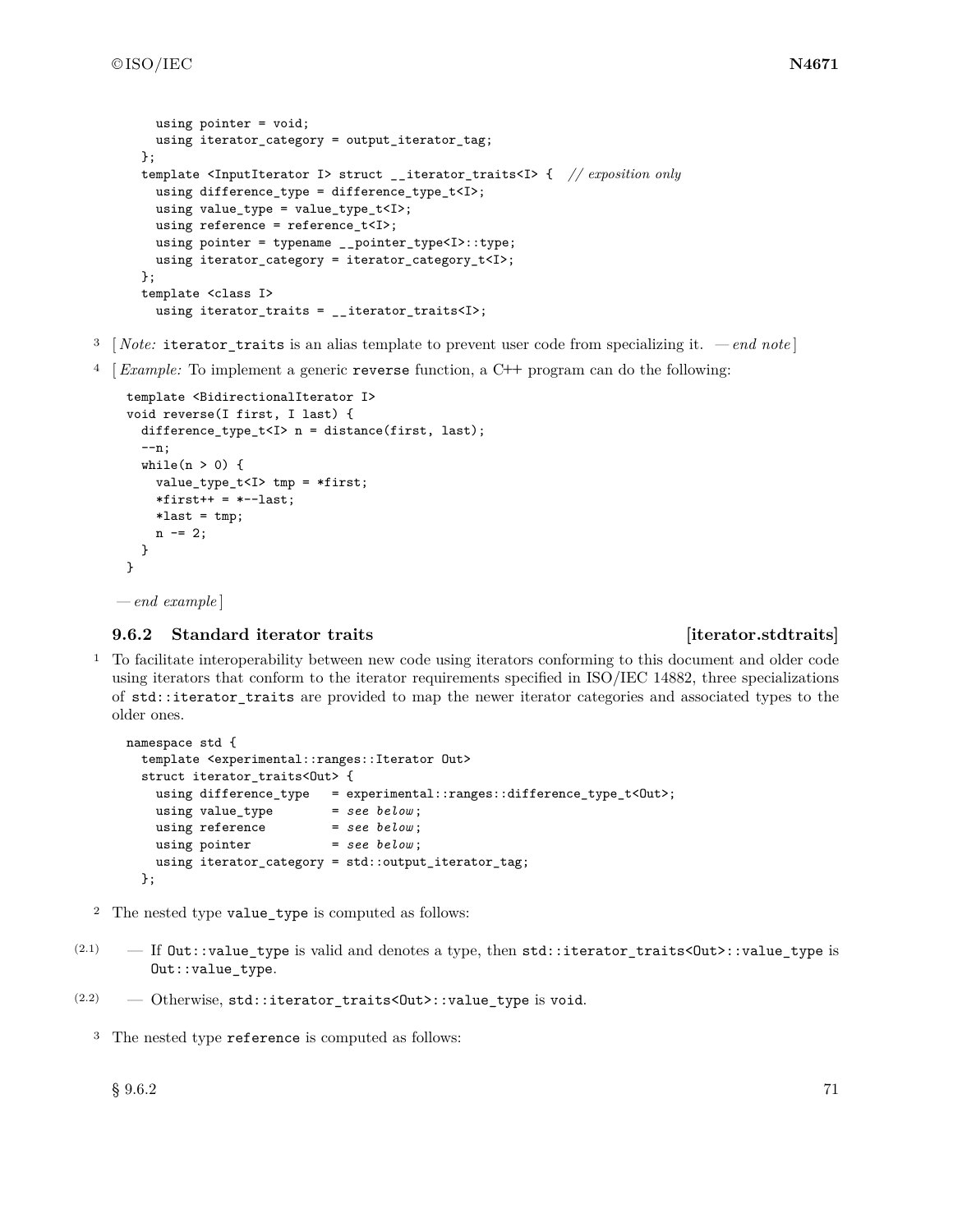```
    using pointer = void;
    using iterator_category = output_iterator_tag;
  };
  template <InputIterator I> struct __iterator_traits<I> {  // exposition only
    using difference_type = difference_type_t<I>;
    using value_type = value_type_t<I>;
    using reference = reference_t<I>;
    using pointer = typename __pointer_type<I>::type;
    using iterator_category = iterator_category_t<I>;
  };
  template <class I>
    using iterator_traits = __iterator_traits<I>;
```

3 [ *Note:* `iterator_traits` is an alias template to prevent user code from specializing it. — *end note* ]

4 [ *Example:* To implement a generic `reverse` function, a C++ program can do the following:

```
template <BidirectionalIterator I>
void reverse(I first, I last) {
  difference_type_t<I> n = distance(first, last);
  --n;
  while(n > 0) {
    value_type_t<I> tmp = *first;
    *first++ = *--last;
    *last = tmp;
    n -= 2;
  }
}
```

— *end example* ]

### 9.6.2 Standard iterator traits [iterator.stdtraits]

1 To facilitate interoperability between new code using iterators conforming to this document and older code using iterators that conform to the iterator requirements specified in ISO/IEC 14882, three specializations of `std::iterator_traits` are provided to map the newer iterator categories and associated types to the older ones.

```
namespace std {
  template <experimental::ranges::Iterator Out>
  struct iterator_traits<Out> {
    using difference_type   = experimental::ranges::difference_type_t<Out>;
    using value_type        = see below;
    using reference         = see below;
    using pointer           = see below;
    using iterator_category = std::output_iterator_tag;
  };
```

2 The nested type `value_type` is computed as follows:

(2.1) — If `Out::value_type` is valid and denotes a type, then `std::iterator_traits<Out>::value_type` is `Out::value_type`.

(2.2) — Otherwise, `std::iterator_traits<Out>::value_type` is `void`.

3 The nested type `reference` is computed as follows: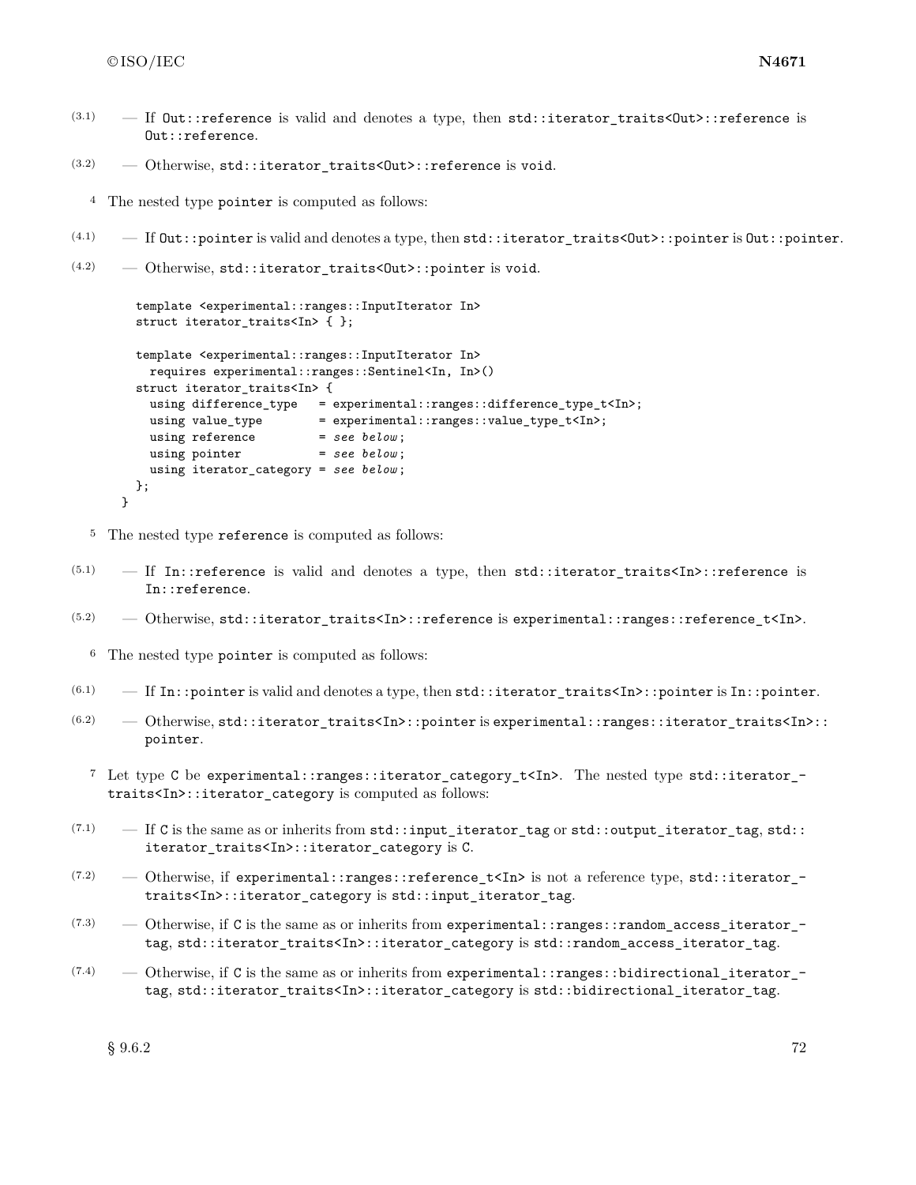(3.1) — If `Out::reference` is valid and denotes a type, then `std::iterator_traits<Out>::reference` is `Out::reference`.

(3.2) — Otherwise, `std::iterator_traits<Out>::reference` is `void`.

4 The nested type `pointer` is computed as follows:

(4.1) — If `Out::pointer` is valid and denotes a type, then `std::iterator_traits<Out>::pointer` is `Out::pointer`.

(4.2) — Otherwise, `std::iterator_traits<Out>::pointer` is `void`.

```
  template <experimental::ranges::InputIterator In>
  struct iterator_traits<In> { };

  template <experimental::ranges::InputIterator In>
    requires experimental::ranges::Sentinel<In, In>()
  struct iterator_traits<In> {
    using difference_type   = experimental::ranges::difference_type_t<In>;
    using value_type        = experimental::ranges::value_type_t<In>;
    using reference         = see below;
    using pointer           = see below;
    using iterator_category = see below;
  };
}
```

5 The nested type `reference` is computed as follows:

(5.1) — If `In::reference` is valid and denotes a type, then `std::iterator_traits<In>::reference` is `In::reference`.

(5.2) — Otherwise, `std::iterator_traits<In>::reference` is `experimental::ranges::reference_t<In>`.

6 The nested type `pointer` is computed as follows:

(6.1) — If `In::pointer` is valid and denotes a type, then `std::iterator_traits<In>::pointer` is `In::pointer`.

(6.2) — Otherwise, `std::iterator_traits<In>::pointer` is `experimental::ranges::iterator_traits<In>::pointer`.

7 Let type `C` be `experimental::ranges::iterator_category_t<In>`. The nested type `std::iterator_traits<In>::iterator_category` is computed as follows:

(7.1) — If `C` is the same as or inherits from `std::input_iterator_tag` or `std::output_iterator_tag`, `std::iterator_traits<In>::iterator_category` is `C`.

(7.2) — Otherwise, if `experimental::ranges::reference_t<In>` is not a reference type, `std::iterator_traits<In>::iterator_category` is `std::input_iterator_tag`.

(7.3) — Otherwise, if `C` is the same as or inherits from `experimental::ranges::random_access_iterator_tag`, `std::iterator_traits<In>::iterator_category` is `std::random_access_iterator_tag`.

(7.4) — Otherwise, if `C` is the same as or inherits from `experimental::ranges::bidirectional_iterator_tag`, `std::iterator_traits<In>::iterator_category` is `std::bidirectional_iterator_tag`.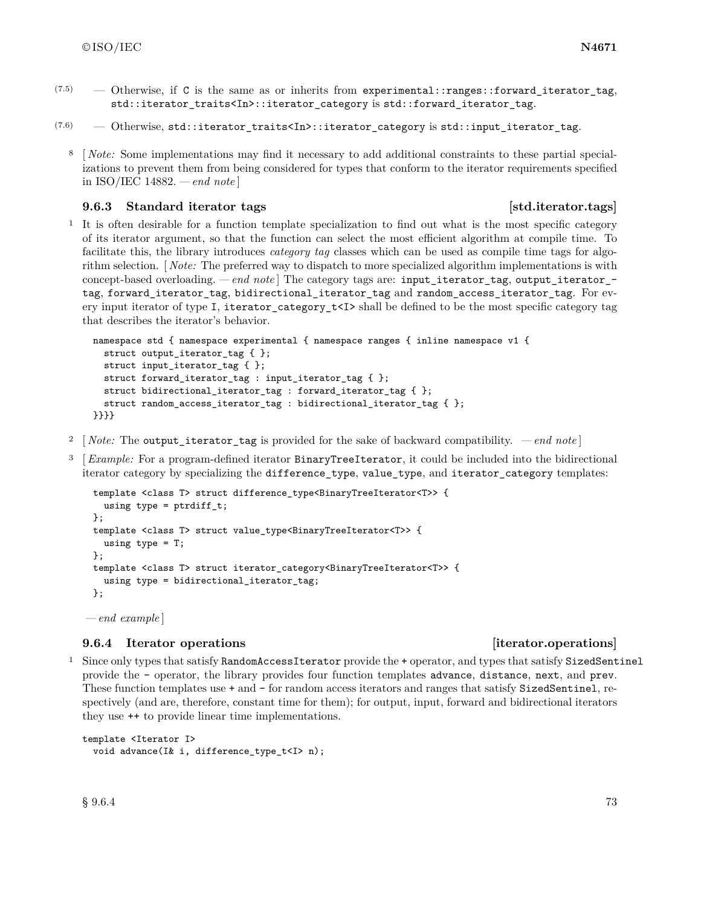(7.5) — Otherwise, if `C` is the same as or inherits from `experimental::ranges::forward_iterator_tag`, `std::iterator_traits<In>::iterator_category` is `std::forward_iterator_tag`.

(7.6) — Otherwise, `std::iterator_traits<In>::iterator_category` is `std::input_iterator_tag`.

8 [ *Note:* Some implementations may find it necessary to add additional constraints to these partial specializations to prevent them from being considered for types that conform to the iterator requirements specified in ISO/IEC 14882. — *end note* ]

### 9.6.3 Standard iterator tags [std.iterator.tags]

1 It is often desirable for a function template specialization to find out what is the most specific category of its iterator argument, so that the function can select the most efficient algorithm at compile time. To facilitate this, the library introduces *category tag* classes which can be used as compile time tags for algorithm selection. [ *Note:* The preferred way to dispatch to more specialized algorithm implementations is with concept-based overloading. — *end note* ] The category tags are: `input_iterator_tag`, `output_iterator_tag`, `forward_iterator_tag`, `bidirectional_iterator_tag` and `random_access_iterator_tag`. For every input iterator of type `I`, `iterator_category_t<I>` shall be defined to be the most specific category tag that describes the iterator's behavior.

```
namespace std { namespace experimental { namespace ranges { inline namespace v1 {
  struct output_iterator_tag { };
  struct input_iterator_tag { };
  struct forward_iterator_tag : input_iterator_tag { };
  struct bidirectional_iterator_tag : forward_iterator_tag { };
  struct random_access_iterator_tag : bidirectional_iterator_tag { };
}}}}
```

2 [ *Note:* The `output_iterator_tag` is provided for the sake of backward compatibility. — *end note* ]

3 [ *Example:* For a program-defined iterator `BinaryTreeIterator`, it could be included into the bidirectional iterator category by specializing the `difference_type`, `value_type`, and `iterator_category` templates:

```
template <class T> struct difference_type<BinaryTreeIterator<T>> {
  using type = ptrdiff_t;
};
template <class T> struct value_type<BinaryTreeIterator<T>> {
  using type = T;
};
template <class T> struct iterator_category<BinaryTreeIterator<T>> {
  using type = bidirectional_iterator_tag;
};
```

— *end example* ]

### 9.6.4 Iterator operations [iterator.operations]

1 Since only types that satisfy `RandomAccessIterator` provide the `+` operator, and types that satisfy `SizedSentinel` provide the `-` operator, the library provides four function templates `advance`, `distance`, `next`, and `prev`. These function templates use `+` and `-` for random access iterators and ranges that satisfy `SizedSentinel`, respectively (and are, therefore, constant time for them); for output, input, forward and bidirectional iterators they use `++` to provide linear time implementations.

```
template <Iterator I>
  void advance(I& i, difference_type_t<I> n);
```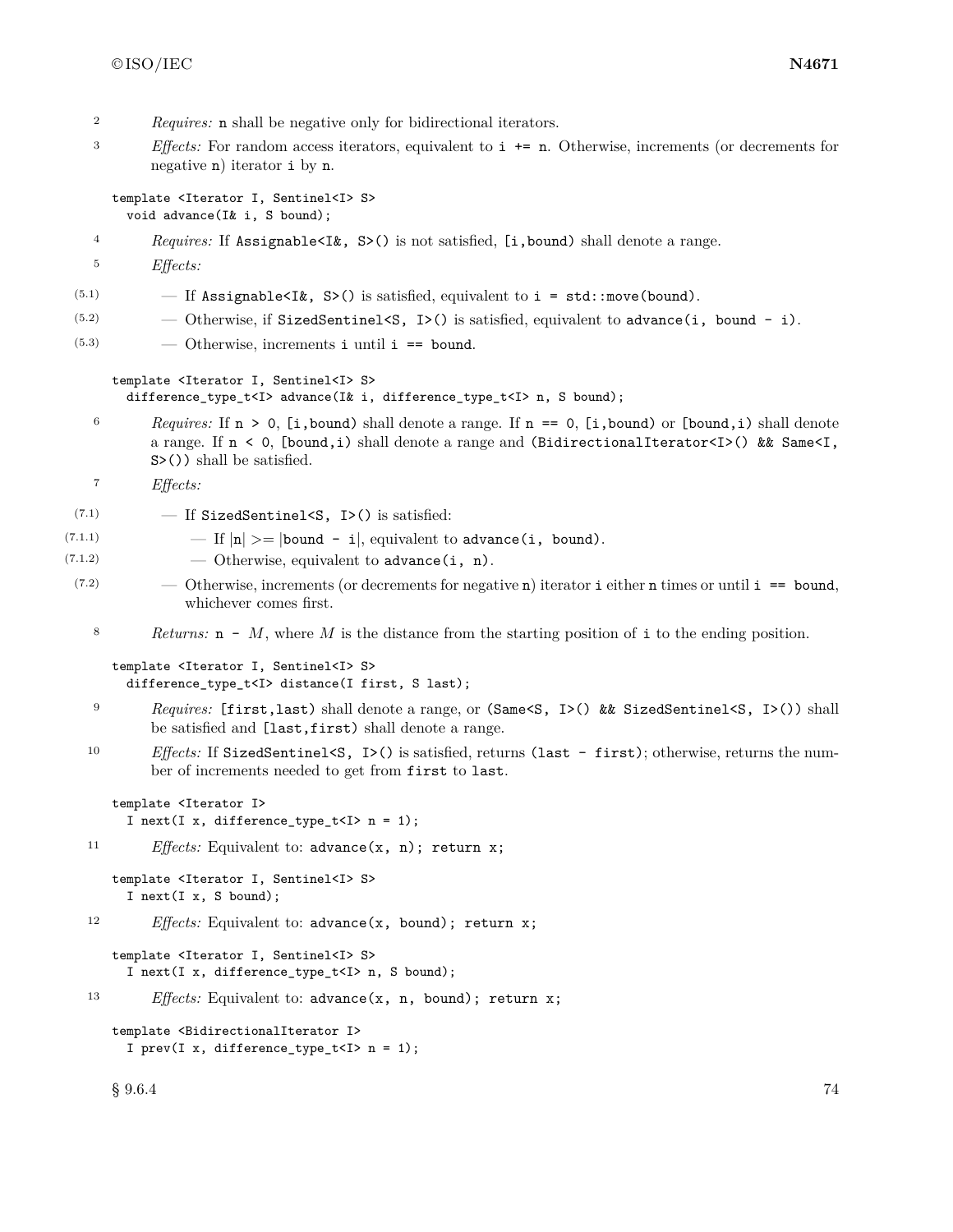2 *Requires:* `n` shall be negative only for bidirectional iterators.

3 *Effects:* For random access iterators, equivalent to `i += n`. Otherwise, increments (or decrements for negative `n`) iterator `i` by `n`.

```
template <Iterator I, Sentinel<I> S>
  void advance(I& i, S bound);
```

4 *Requires:* If `Assignable<I&, S>()` is not satisfied, `[i,bound)` shall denote a range.

5 *Effects:*

(5.1) — If `Assignable<I&, S>()` is satisfied, equivalent to `i = std::move(bound)`.

(5.2) — Otherwise, if `SizedSentinel<S, I>()` is satisfied, equivalent to `advance(i, bound - i)`.

(5.3) — Otherwise, increments `i` until `i == bound`.

```
template <Iterator I, Sentinel<I> S>
  difference_type_t<I> advance(I& i, difference_type_t<I> n, S bound);
```

6 *Requires:* If `n > 0`, `[i,bound)` shall denote a range. If `n == 0`, `[i,bound)` or `[bound,i)` shall denote a range. If `n < 0`, `[bound,i)` shall denote a range and `(BidirectionalIterator<I>() && Same<I, S>())` shall be satisfied.

7 *Effects:*

(7.1) — If `SizedSentinel<S, I>()` is satisfied:

(7.1.1) — If |`n`| >= |`bound - i`|, equivalent to `advance(i, bound)`.

(7.1.2) — Otherwise, equivalent to `advance(i, n)`.

(7.2) — Otherwise, increments (or decrements for negative `n`) iterator `i` either `n` times or until `i == bound`, whichever comes first.

8 *Returns:* `n -` $M$, where $M$ is the distance from the starting position of `i` to the ending position.

```
template <Iterator I, Sentinel<I> S>
  difference_type_t<I> distance(I first, S last);
```

9 *Requires:* `[first,last)` shall denote a range, or `(Same<S, I>() && SizedSentinel<S, I>())` shall be satisfied and `[last,first)` shall denote a range.

10 *Effects:* If `SizedSentinel<S, I>()` is satisfied, returns `(last - first)`; otherwise, returns the number of increments needed to get from `first` to `last`.

```
template <Iterator I>
  I next(I x, difference_type_t<I> n = 1);
```

11 *Effects:* Equivalent to: `advance(x, n); return x;`

```
template <Iterator I, Sentinel<I> S>
  I next(I x, S bound);
```

12 *Effects:* Equivalent to: `advance(x, bound); return x;`

```
template <Iterator I, Sentinel<I> S>
  I next(I x, difference_type_t<I> n, S bound);
```

13 *Effects:* Equivalent to: `advance(x, n, bound); return x;`

```
template <BidirectionalIterator I>
  I prev(I x, difference_type_t<I> n = 1);
```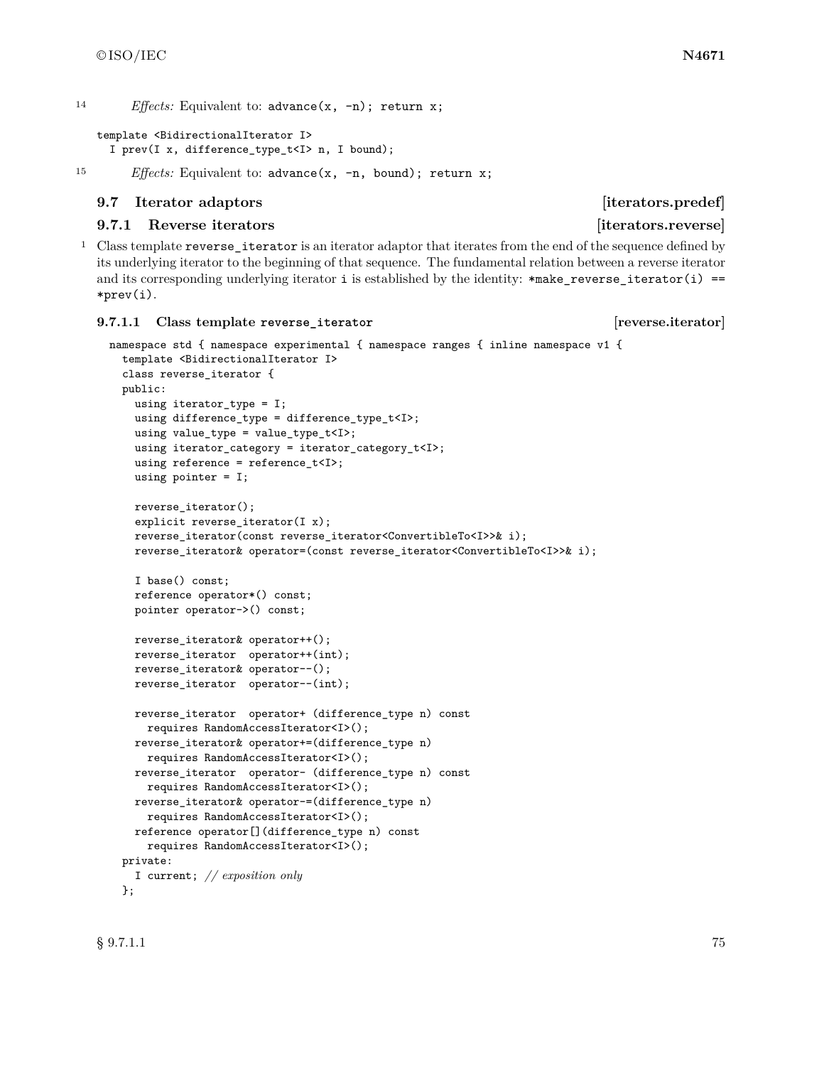14 *Effects:* Equivalent to: `advance(x, -n); return x;`

```
template <BidirectionalIterator I>
  I prev(I x, difference_type_t<I> n, I bound);
```

15 *Effects:* Equivalent to: `advance(x, -n, bound); return x;`

## 9.7 Iterator adaptors [iterators.predef]

### 9.7.1 Reverse iterators [iterators.reverse]

1 Class template `reverse_iterator` is an iterator adaptor that iterates from the end of the sequence defined by its underlying iterator to the beginning of that sequence. The fundamental relation between a reverse iterator and its corresponding underlying iterator `i` is established by the identity: `*make_reverse_iterator(i) == *prev(i)`.

#### 9.7.1.1 Class template `reverse_iterator` [reverse.iterator]

```
namespace std { namespace experimental { namespace ranges { inline namespace v1 {
  template <BidirectionalIterator I>
  class reverse_iterator {
  public:
    using iterator_type = I;
    using difference_type = difference_type_t<I>;
    using value_type = value_type_t<I>;
    using iterator_category = iterator_category_t<I>;
    using reference = reference_t<I>;
    using pointer = I;

    reverse_iterator();
    explicit reverse_iterator(I x);
    reverse_iterator(const reverse_iterator<ConvertibleTo<I>>& i);
    reverse_iterator& operator=(const reverse_iterator<ConvertibleTo<I>>& i);

    I base() const;
    reference operator*() const;
    pointer operator->() const;

    reverse_iterator& operator++();
    reverse_iterator  operator++(int);
    reverse_iterator& operator--();
    reverse_iterator  operator--(int);

    reverse_iterator  operator+ (difference_type n) const
      requires RandomAccessIterator<I>();
    reverse_iterator& operator+=(difference_type n)
      requires RandomAccessIterator<I>();
    reverse_iterator  operator- (difference_type n) const
      requires RandomAccessIterator<I>();
    reverse_iterator& operator-=(difference_type n)
      requires RandomAccessIterator<I>();
    reference operator[](difference_type n) const
      requires RandomAccessIterator<I>();
  private:
    I current; // exposition only
  };
```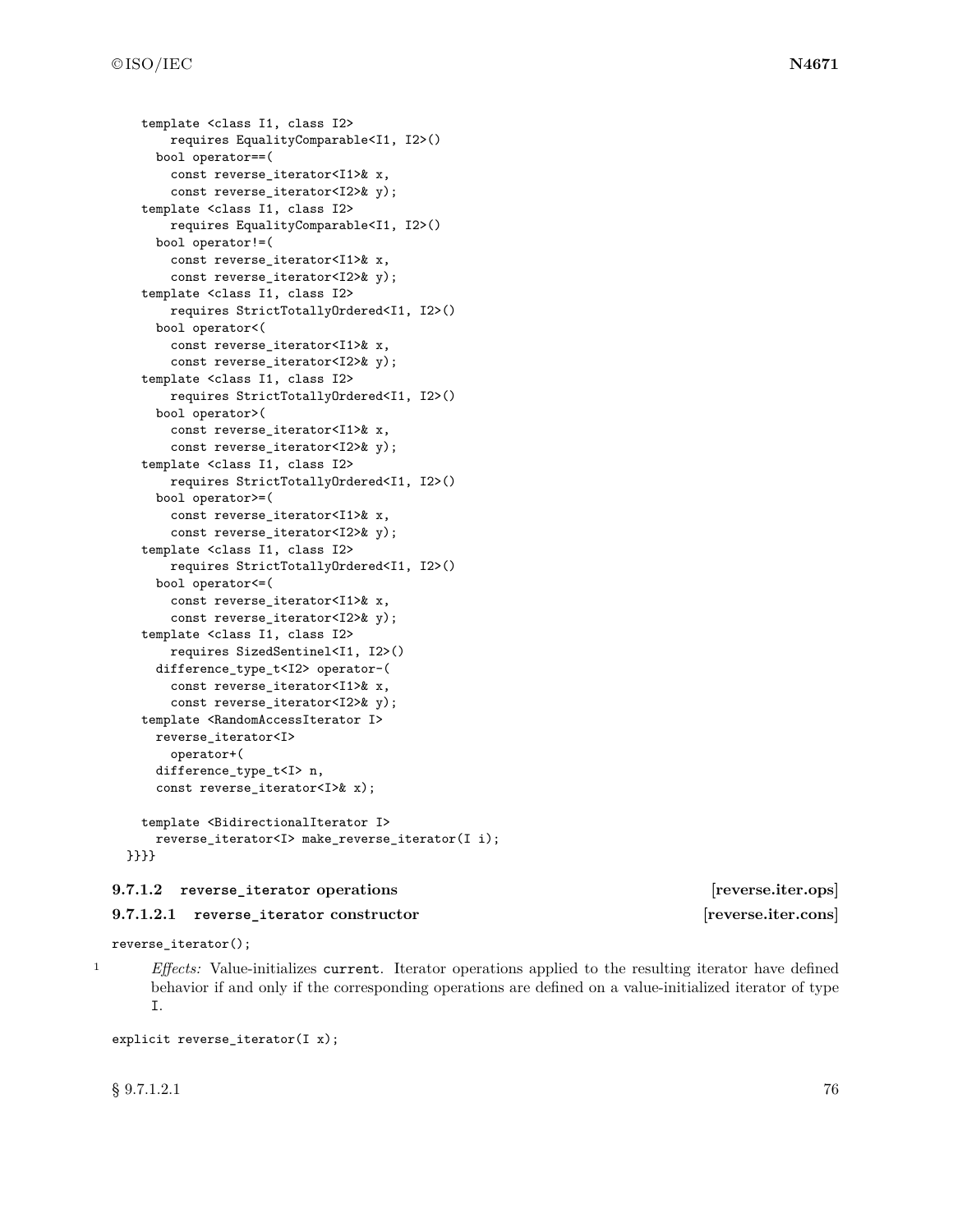```
    template <class I1, class I2>
        requires EqualityComparable<I1, I2>()
      bool operator==(
        const reverse_iterator<I1>& x,
        const reverse_iterator<I2>& y);
    template <class I1, class I2>
        requires EqualityComparable<I1, I2>()
      bool operator!=(
        const reverse_iterator<I1>& x,
        const reverse_iterator<I2>& y);
    template <class I1, class I2>
        requires StrictTotallyOrdered<I1, I2>()
      bool operator<(
        const reverse_iterator<I1>& x,
        const reverse_iterator<I2>& y);
    template <class I1, class I2>
        requires StrictTotallyOrdered<I1, I2>()
      bool operator>(
        const reverse_iterator<I1>& x,
        const reverse_iterator<I2>& y);
    template <class I1, class I2>
        requires StrictTotallyOrdered<I1, I2>()
      bool operator>=(
        const reverse_iterator<I1>& x,
        const reverse_iterator<I2>& y);
    template <class I1, class I2>
        requires StrictTotallyOrdered<I1, I2>()
      bool operator<=(
        const reverse_iterator<I1>& x,
        const reverse_iterator<I2>& y);
    template <class I1, class I2>
        requires SizedSentinel<I1, I2>()
      difference_type_t<I2> operator-(
        const reverse_iterator<I1>& x,
        const reverse_iterator<I2>& y);
    template <RandomAccessIterator I>
      reverse_iterator<I>
        operator+(
      difference_type_t<I> n,
      const reverse_iterator<I>& x);

    template <BidirectionalIterator I>
      reverse_iterator<I> make_reverse_iterator(I i);
  }}}}
```

#### 9.7.1.2 reverse_iterator operations [reverse.iter.ops]

##### 9.7.1.2.1 reverse_iterator constructor [reverse.iter.cons]

```
reverse_iterator();
```

1 *Effects:* Value-initializes `current`. Iterator operations applied to the resulting iterator have defined behavior if and only if the corresponding operations are defined on a value-initialized iterator of type `I`.

```
explicit reverse_iterator(I x);
```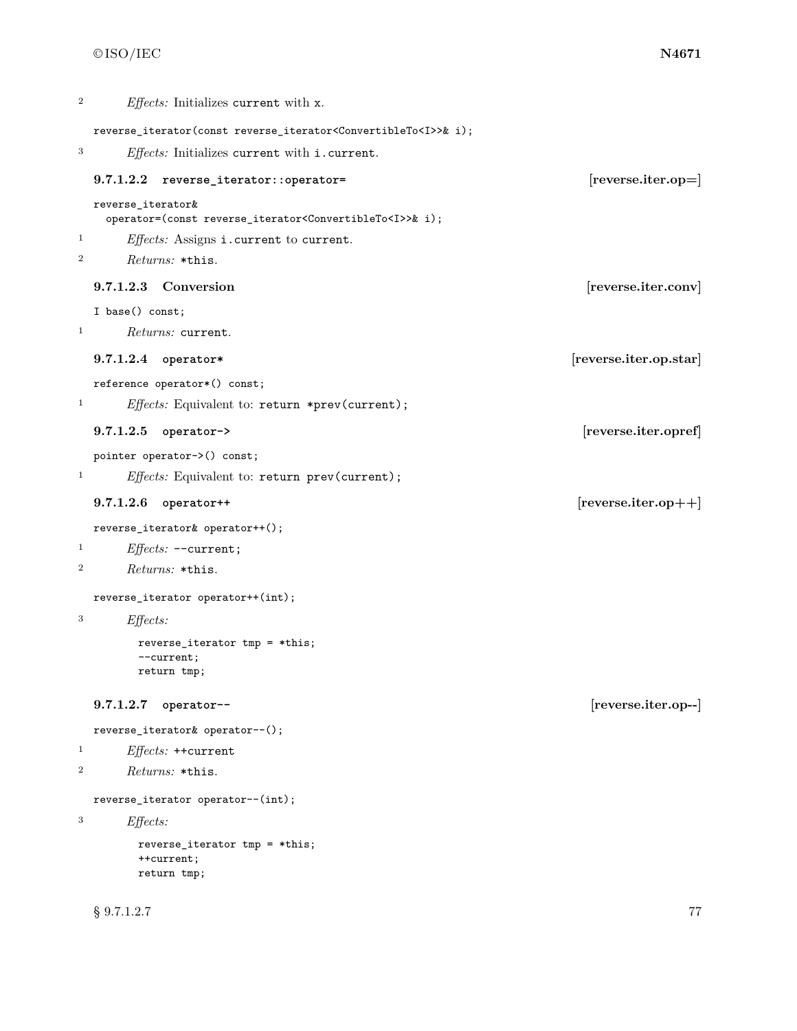2 *Effects:* Initializes `current` with `x`.

```
reverse_iterator(const reverse_iterator<ConvertibleTo<I>>& i);
```

3 *Effects:* Initializes `current` with `i.current`.

#### 9.7.1.2.2 `reverse_iterator::operator=` [reverse.iter.op=]

```
reverse_iterator&
  operator=(const reverse_iterator<ConvertibleTo<I>>& i);
```

1 *Effects:* Assigns `i.current` to `current`.

2 *Returns:* `*this`.

#### 9.7.1.2.3 Conversion [reverse.iter.conv]

```
I base() const;
```

1 *Returns:* `current`.

#### 9.7.1.2.4 `operator*` [reverse.iter.op.star]

```
reference operator*() const;
```

1 *Effects:* Equivalent to: `return *prev(current);`

#### 9.7.1.2.5 `operator->` [reverse.iter.opref]

```
pointer operator->() const;
```

1 *Effects:* Equivalent to: `return prev(current);`

#### 9.7.1.2.6 `operator++` [reverse.iter.op++]

```
reverse_iterator& operator++();
```

1 *Effects:* `--current;`

2 *Returns:* `*this`.

```
reverse_iterator operator++(int);
```

3 *Effects:*

```
reverse_iterator tmp = *this;
--current;
return tmp;
```

#### 9.7.1.2.7 `operator--` [reverse.iter.op--]

```
reverse_iterator& operator--();
```

1 *Effects:* `++current`

2 *Returns:* `*this`.

```
reverse_iterator operator--(int);
```

3 *Effects:*

```
reverse_iterator tmp = *this;
++current;
return tmp;
```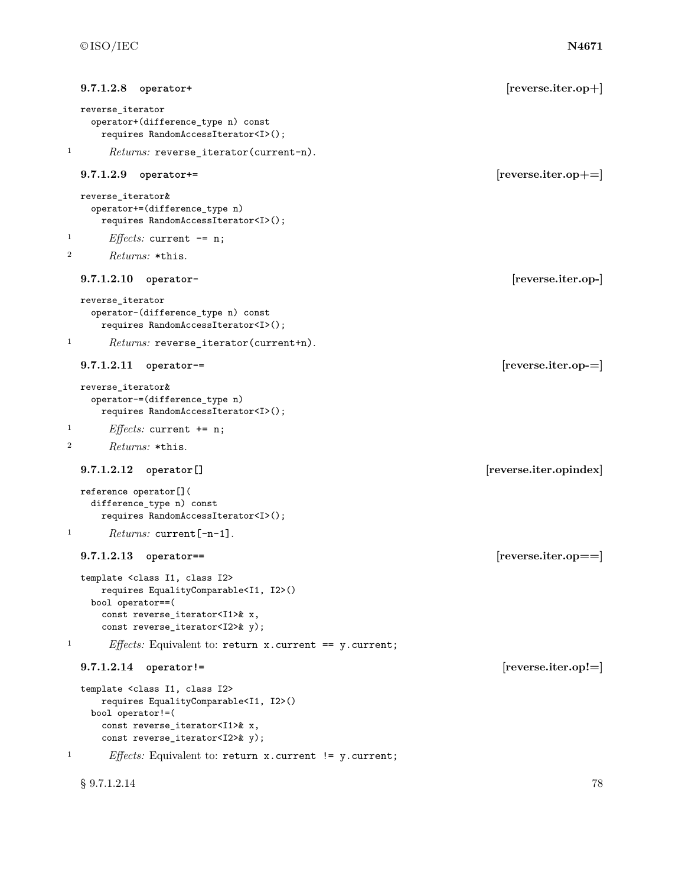#### 9.7.1.2.8 operator+ [reverse.iter.op+]

```
reverse_iterator
  operator+(difference_type n) const
    requires RandomAccessIterator<I>();
```

1 *Returns:* `reverse_iterator(current-n)`.

#### 9.7.1.2.9 operator+= [reverse.iter.op+=]

```
reverse_iterator&
  operator+=(difference_type n)
    requires RandomAccessIterator<I>();
```

1 *Effects:* `current -= n;`

2 *Returns:* `*this`.

#### 9.7.1.2.10 operator- [reverse.iter.op-]

```
reverse_iterator
  operator-(difference_type n) const
    requires RandomAccessIterator<I>();
```

1 *Returns:* `reverse_iterator(current+n)`.

#### 9.7.1.2.11 operator-= [reverse.iter.op-=]

```
reverse_iterator&
  operator-=(difference_type n)
    requires RandomAccessIterator<I>();
```

1 *Effects:* `current += n;`

2 *Returns:* `*this`.

#### 9.7.1.2.12 operator[] [reverse.iter.opindex]

```
reference operator[](
  difference_type n) const
    requires RandomAccessIterator<I>();
```

1 *Returns:* `current[-n-1]`.

#### 9.7.1.2.13 operator== [reverse.iter.op==]

```
template <class I1, class I2>
    requires EqualityComparable<I1, I2>()
  bool operator==(
    const reverse_iterator<I1>& x,
    const reverse_iterator<I2>& y);
```

1 *Effects:* Equivalent to: `return x.current == y.current;`

#### 9.7.1.2.14 operator!= [reverse.iter.op!=]

```
template <class I1, class I2>
    requires EqualityComparable<I1, I2>()
  bool operator!=(
    const reverse_iterator<I1>& x,
    const reverse_iterator<I2>& y);
```

1 *Effects:* Equivalent to: `return x.current != y.current;`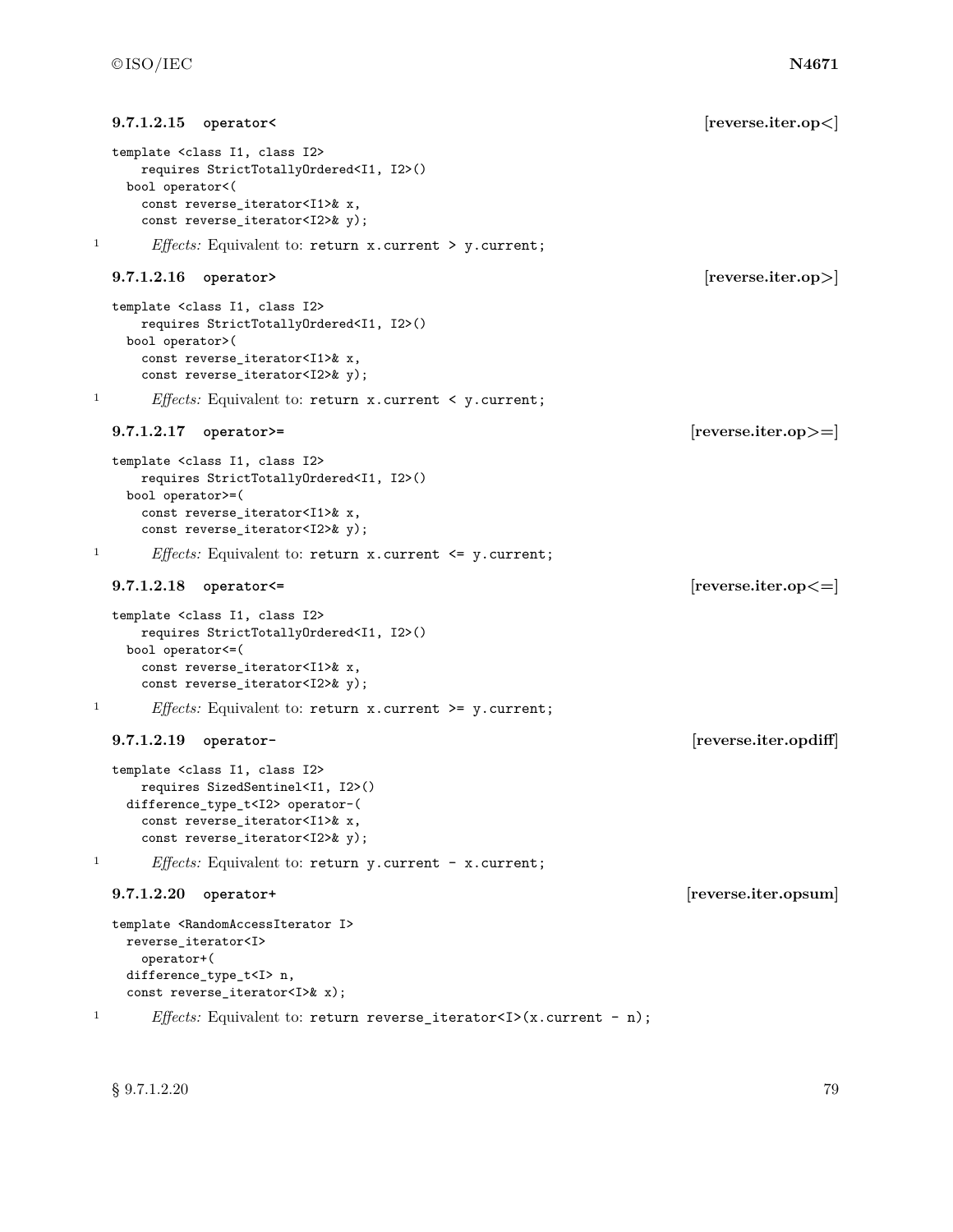#### 9.7.1.2.15 `operator<` [reverse.iter.op<]

```
template <class I1, class I2>
    requires StrictTotallyOrdered<I1, I2>()
  bool operator<(
    const reverse_iterator<I1>& x,
    const reverse_iterator<I2>& y);
```

1 *Effects:* Equivalent to: `return x.current > y.current;`

#### 9.7.1.2.16 `operator>` [reverse.iter.op>]

```
template <class I1, class I2>
    requires StrictTotallyOrdered<I1, I2>()
  bool operator>(
    const reverse_iterator<I1>& x,
    const reverse_iterator<I2>& y);
```

1 *Effects:* Equivalent to: `return x.current < y.current;`

#### 9.7.1.2.17 `operator>=` [reverse.iter.op>=]

```
template <class I1, class I2>
    requires StrictTotallyOrdered<I1, I2>()
  bool operator>=(
    const reverse_iterator<I1>& x,
    const reverse_iterator<I2>& y);
```

1 *Effects:* Equivalent to: `return x.current <= y.current;`

#### 9.7.1.2.18 `operator<=` [reverse.iter.op<=]

```
template <class I1, class I2>
    requires StrictTotallyOrdered<I1, I2>()
  bool operator<=(
    const reverse_iterator<I1>& x,
    const reverse_iterator<I2>& y);
```

1 *Effects:* Equivalent to: `return x.current >= y.current;`

#### 9.7.1.2.19 `operator-` [reverse.iter.opdiff]

```
template <class I1, class I2>
    requires SizedSentinel<I1, I2>()
  difference_type_t<I2> operator-(
    const reverse_iterator<I1>& x,
    const reverse_iterator<I2>& y);
```

1 *Effects:* Equivalent to: `return y.current - x.current;`

#### 9.7.1.2.20 `operator+` [reverse.iter.opsum]

```
template <RandomAccessIterator I>
  reverse_iterator<I>
    operator+(
  difference_type_t<I> n,
  const reverse_iterator<I>& x);
```

1 *Effects:* Equivalent to: `return reverse_iterator<I>(x.current - n);`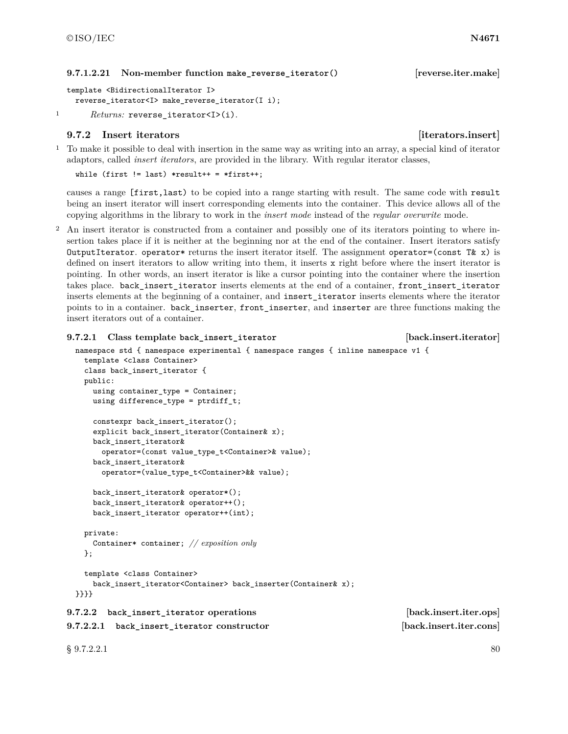#### 9.7.1.2.21 Non-member function `make_reverse_iterator()` [reverse.iter.make]

```
template <BidirectionalIterator I>
  reverse_iterator<I> make_reverse_iterator(I i);
```

1 *Returns:* `reverse_iterator<I>(i)`.

### 9.7.2 Insert iterators [iterators.insert]

1 To make it possible to deal with insertion in the same way as writing into an array, a special kind of iterator adaptors, called *insert iterators*, are provided in the library. With regular iterator classes,

```
while (first != last) *result++ = *first++;
```

causes a range `[first,last)` to be copied into a range starting with result. The same code with `result` being an insert iterator will insert corresponding elements into the container. This device allows all of the copying algorithms in the library to work in the *insert mode* instead of the *regular overwrite* mode.

2 An insert iterator is constructed from a container and possibly one of its iterators pointing to where insertion takes place if it is neither at the beginning nor at the end of the container. Insert iterators satisfy `OutputIterator`. `operator*` returns the insert iterator itself. The assignment `operator=(const T& x)` is defined on insert iterators to allow writing into them, it inserts `x` right before where the insert iterator is pointing. In other words, an insert iterator is like a cursor pointing into the container where the insertion takes place. `back_insert_iterator` inserts elements at the end of a container, `front_insert_iterator` inserts elements at the beginning of a container, and `insert_iterator` inserts elements where the iterator points to in a container. `back_inserter`, `front_inserter`, and `inserter` are three functions making the insert iterators out of a container.

#### 9.7.2.1 Class template `back_insert_iterator` [back.insert.iterator]

```
namespace std { namespace experimental { namespace ranges { inline namespace v1 {
  template <class Container>
  class back_insert_iterator {
  public:
    using container_type = Container;
    using difference_type = ptrdiff_t;

    constexpr back_insert_iterator();
    explicit back_insert_iterator(Container& x);
    back_insert_iterator&
      operator=(const value_type_t<Container>& value);
    back_insert_iterator&
      operator=(value_type_t<Container>&& value);

    back_insert_iterator& operator*();
    back_insert_iterator& operator++();
    back_insert_iterator operator++(int);

  private:
    Container* container; // exposition only
  };

  template <class Container>
    back_insert_iterator<Container> back_inserter(Container& x);
}}}}
```

#### 9.7.2.2 `back_insert_iterator` operations [back.insert.iter.ops]

##### 9.7.2.2.1 `back_insert_iterator` constructor [back.insert.iter.cons]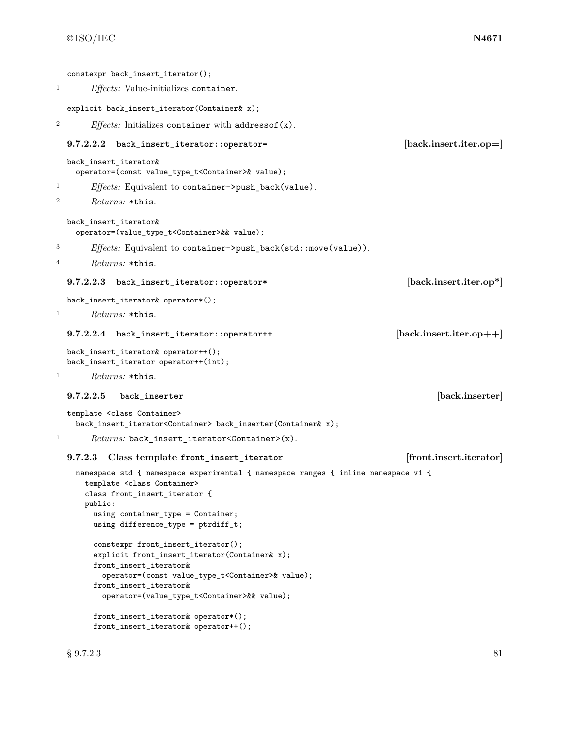```
constexpr back_insert_iterator();
```

1 *Effects:* Value-initializes `container`.

```
explicit back_insert_iterator(Container& x);
```

2 *Effects:* Initializes `container` with `addressof(x)`.

#### 9.7.2.2.2 `back_insert_iterator::operator=` [back.insert.iter.op=]

```
back_insert_iterator&
  operator=(const value_type_t<Container>& value);
```

1 *Effects:* Equivalent to `container->push_back(value)`.

2 *Returns:* `*this`.

```
back_insert_iterator&
  operator=(value_type_t<Container>&& value);
```

3 *Effects:* Equivalent to `container->push_back(std::move(value))`.

4 *Returns:* `*this`.

#### 9.7.2.2.3 `back_insert_iterator::operator*` [back.insert.iter.op*]

```
back_insert_iterator& operator*();
```

1 *Returns:* `*this`.

#### 9.7.2.2.4 `back_insert_iterator::operator++` [back.insert.iter.op++]

```
back_insert_iterator& operator++();
back_insert_iterator operator++(int);
```

1 *Returns:* `*this`.

#### 9.7.2.2.5 `back_inserter` [back.inserter]

```
template <class Container>
  back_insert_iterator<Container> back_inserter(Container& x);
```

1 *Returns:* `back_insert_iterator<Container>(x)`.

### 9.7.2.3 Class template `front_insert_iterator` [front.insert.iterator]

```
namespace std { namespace experimental { namespace ranges { inline namespace v1 {
  template <class Container>
  class front_insert_iterator {
  public:
    using container_type = Container;
    using difference_type = ptrdiff_t;

    constexpr front_insert_iterator();
    explicit front_insert_iterator(Container& x);
    front_insert_iterator&
      operator=(const value_type_t<Container>& value);
    front_insert_iterator&
      operator=(value_type_t<Container>&& value);

    front_insert_iterator& operator*();
    front_insert_iterator& operator++();
```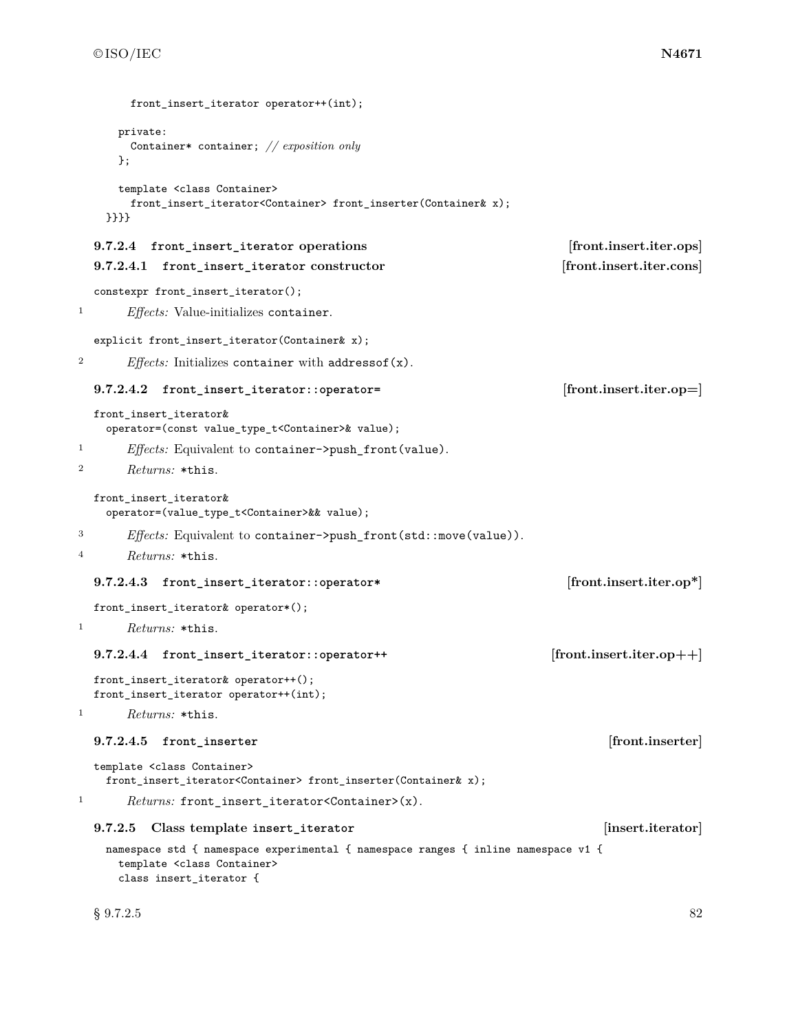```
    front_insert_iterator operator++(int);

  private:
    Container* container; // exposition only
  };

  template <class Container>
    front_insert_iterator<Container> front_inserter(Container& x);
}}}}
```

### 9.7.2.4 `front_insert_iterator` operations [front.insert.iter.ops]

#### 9.7.2.4.1 `front_insert_iterator` constructor [front.insert.iter.cons]

```
constexpr front_insert_iterator();
```

1 *Effects:* Value-initializes `container`.

```
explicit front_insert_iterator(Container& x);
```

2 *Effects:* Initializes `container` with `addressof(x)`.

#### 9.7.2.4.2 `front_insert_iterator::operator=` [front.insert.iter.op=]

```
front_insert_iterator&
  operator=(const value_type_t<Container>& value);
```

1 *Effects:* Equivalent to `container->push_front(value)`.

2 *Returns:* `*this`.

```
front_insert_iterator&
  operator=(value_type_t<Container>&& value);
```

3 *Effects:* Equivalent to `container->push_front(std::move(value))`.

4 *Returns:* `*this`.

#### 9.7.2.4.3 `front_insert_iterator::operator*` [front.insert.iter.op*]

```
front_insert_iterator& operator*();
```

1 *Returns:* `*this`.

#### 9.7.2.4.4 `front_insert_iterator::operator++` [front.insert.iter.op++]

```
front_insert_iterator& operator++();
front_insert_iterator operator++(int);
```

1 *Returns:* `*this`.

#### 9.7.2.4.5 `front_inserter` [front.inserter]

```
template <class Container>
  front_insert_iterator<Container> front_inserter(Container& x);
```

1 *Returns:* `front_insert_iterator<Container>(x)`.

### 9.7.2.5 Class template `insert_iterator` [insert.iterator]

```
namespace std { namespace experimental { namespace ranges { inline namespace v1 {
  template <class Container>
  class insert_iterator {
```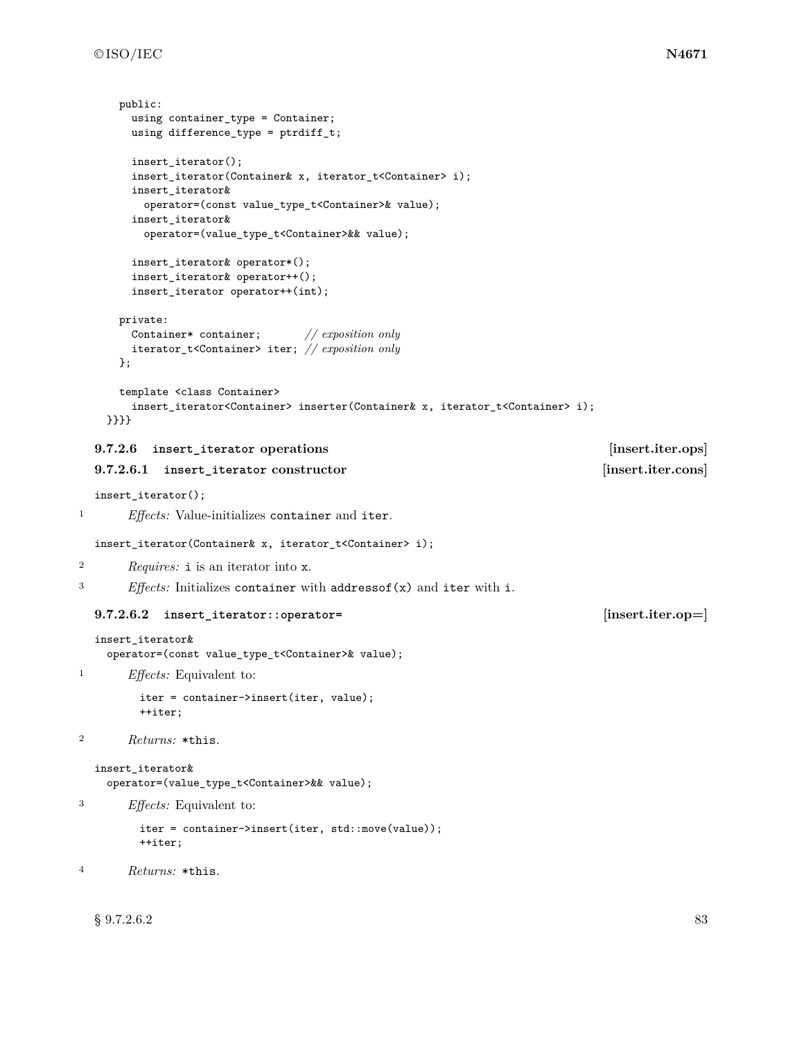```
  public:
    using container_type = Container;
    using difference_type = ptrdiff_t;

    insert_iterator();
    insert_iterator(Container& x, iterator_t<Container> i);
    insert_iterator&
      operator=(const value_type_t<Container>& value);
    insert_iterator&
      operator=(value_type_t<Container>&& value);

    insert_iterator& operator*();
    insert_iterator& operator++();
    insert_iterator operator++(int);

  private:
    Container* container;       // exposition only
    iterator_t<Container> iter; // exposition only
  };

  template <class Container>
    insert_iterator<Container> inserter(Container& x, iterator_t<Container> i);
}}}}
```

### 9.7.2.6 `insert_iterator` operations [insert.iter.ops]

#### 9.7.2.6.1 `insert_iterator` constructor [insert.iter.cons]

```
insert_iterator();
```

1 *Effects:* Value-initializes `container` and `iter`.

```
insert_iterator(Container& x, iterator_t<Container> i);
```

2 *Requires:* `i` is an iterator into `x`.

3 *Effects:* Initializes `container` with `addressof(x)` and `iter` with `i`.

#### 9.7.2.6.2 `insert_iterator::operator=` [insert.iter.op=]

```
insert_iterator&
  operator=(const value_type_t<Container>& value);
```

1 *Effects:* Equivalent to:

```
iter = container->insert(iter, value);
++iter;
```

2 *Returns:* `*this`.

```
insert_iterator&
  operator=(value_type_t<Container>&& value);
```

3 *Effects:* Equivalent to:

```
iter = container->insert(iter, std::move(value));
++iter;
```

4 *Returns:* `*this`.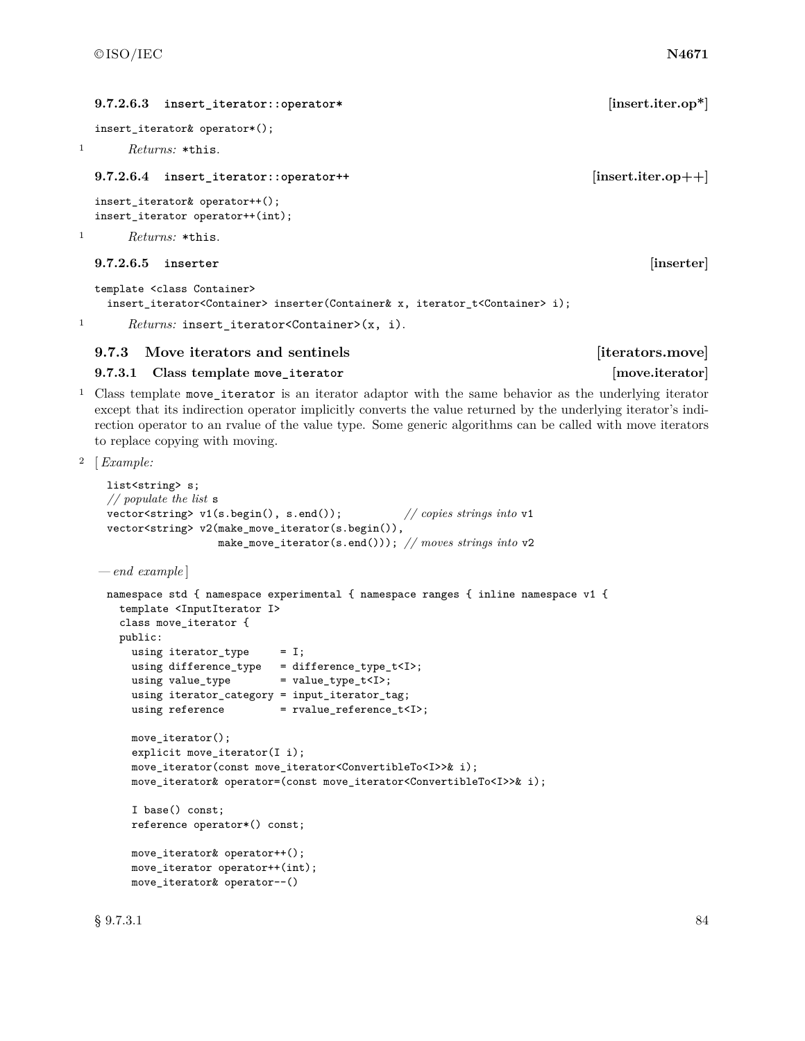#### 9.7.2.6.3 `insert_iterator::operator*` [insert.iter.op*]

```
insert_iterator& operator*();
```

1 *Returns:* `*this`.

#### 9.7.2.6.4 `insert_iterator::operator++` [insert.iter.op++]

```
insert_iterator& operator++();
insert_iterator operator++(int);
```

1 *Returns:* `*this`.

#### 9.7.2.6.5 `inserter` [inserter]

```
template <class Container>
  insert_iterator<Container> inserter(Container& x, iterator_t<Container> i);
```

1 *Returns:* `insert_iterator<Container>(x, i)`.

### 9.7.3 Move iterators and sentinels [iterators.move]

#### 9.7.3.1 Class template `move_iterator` [move.iterator]

1 Class template `move_iterator` is an iterator adaptor with the same behavior as the underlying iterator except that its indirection operator implicitly converts the value returned by the underlying iterator's indirection operator to an rvalue of the value type. Some generic algorithms can be called with move iterators to replace copying with moving.

2 [ *Example:*

```
list<string> s;
// populate the list s
vector<string> v1(s.begin(), s.end());          // copies strings into v1
vector<string> v2(make_move_iterator(s.begin()),
                  make_move_iterator(s.end())); // moves strings into v2
```

— *end example* ]

```
namespace std { namespace experimental { namespace ranges { inline namespace v1 {
  template <InputIterator I>
  class move_iterator {
  public:
    using iterator_type     = I;
    using difference_type   = difference_type_t<I>;
    using value_type        = value_type_t<I>;
    using iterator_category = input_iterator_tag;
    using reference         = rvalue_reference_t<I>;

    move_iterator();
    explicit move_iterator(I i);
    move_iterator(const move_iterator<ConvertibleTo<I>>& i);
    move_iterator& operator=(const move_iterator<ConvertibleTo<I>>& i);

    I base() const;
    reference operator*() const;

    move_iterator& operator++();
    move_iterator operator++(int);
    move_iterator& operator--()
```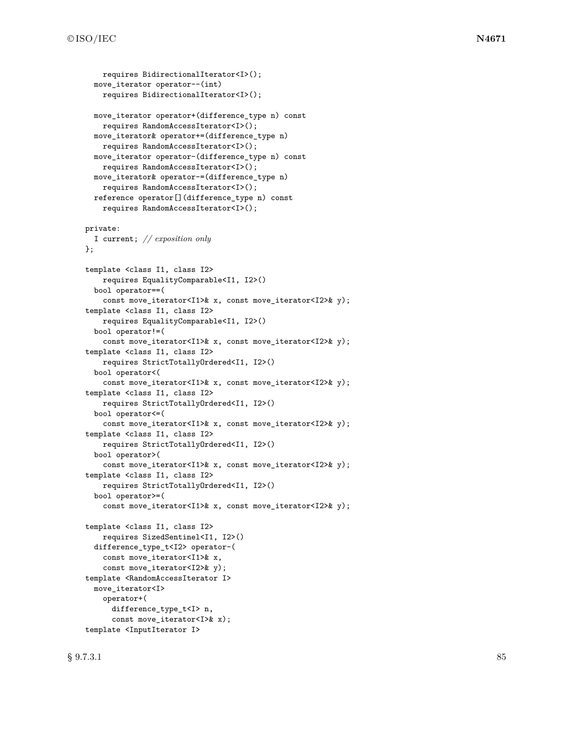```
    requires BidirectionalIterator<I>();
  move_iterator operator--(int)
    requires BidirectionalIterator<I>();

  move_iterator operator+(difference_type n) const
    requires RandomAccessIterator<I>();
  move_iterator& operator+=(difference_type n)
    requires RandomAccessIterator<I>();
  move_iterator operator-(difference_type n) const
    requires RandomAccessIterator<I>();
  move_iterator& operator-=(difference_type n)
    requires RandomAccessIterator<I>();
  reference operator[](difference_type n) const
    requires RandomAccessIterator<I>();

private:
  I current; // exposition only
};

template <class I1, class I2>
    requires EqualityComparable<I1, I2>()
  bool operator==(
    const move_iterator<I1>& x, const move_iterator<I2>& y);
template <class I1, class I2>
    requires EqualityComparable<I1, I2>()
  bool operator!=(
    const move_iterator<I1>& x, const move_iterator<I2>& y);
template <class I1, class I2>
    requires StrictTotallyOrdered<I1, I2>()
  bool operator<(
    const move_iterator<I1>& x, const move_iterator<I2>& y);
template <class I1, class I2>
    requires StrictTotallyOrdered<I1, I2>()
  bool operator<=(
    const move_iterator<I1>& x, const move_iterator<I2>& y);
template <class I1, class I2>
    requires StrictTotallyOrdered<I1, I2>()
  bool operator>(
    const move_iterator<I1>& x, const move_iterator<I2>& y);
template <class I1, class I2>
    requires StrictTotallyOrdered<I1, I2>()
  bool operator>=(
    const move_iterator<I1>& x, const move_iterator<I2>& y);

template <class I1, class I2>
    requires SizedSentinel<I1, I2>()
  difference_type_t<I2> operator-(
    const move_iterator<I1>& x,
    const move_iterator<I2>& y);
template <RandomAccessIterator I>
  move_iterator<I>
    operator+(
      difference_type_t<I> n,
      const move_iterator<I>& x);
template <InputIterator I>
```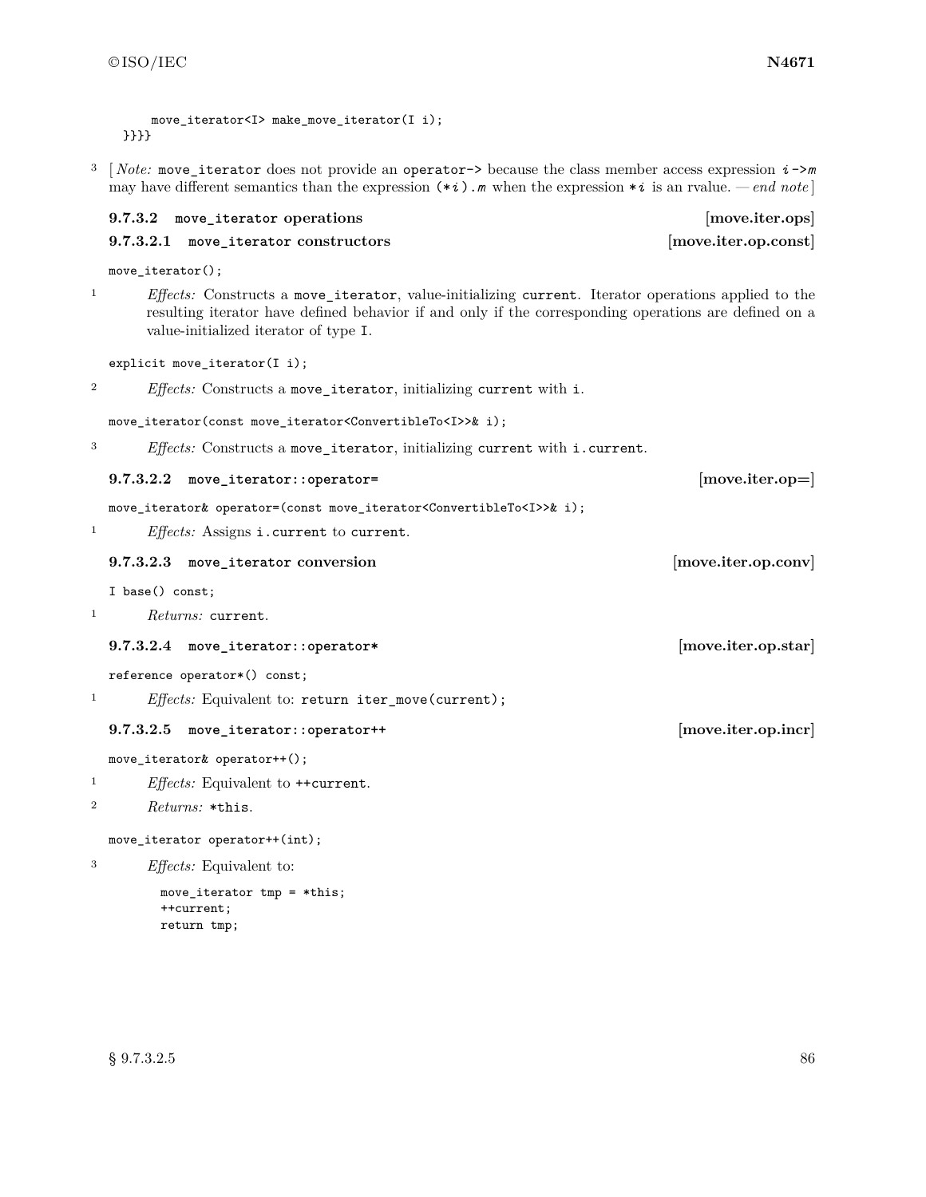```
    move_iterator<I> make_move_iterator(I i);
}}}}
```

3 [ *Note:* `move_iterator` does not provide an `operator->` because the class member access expression `i->m` may have different semantics than the expression `(*i).m` when the expression `*i` is an rvalue. — *end note* ]

### 9.7.3.2 `move_iterator` operations [move.iter.ops]

#### 9.7.3.2.1 `move_iterator` constructors [move.iter.op.const]

```
move_iterator();
```

1 *Effects:* Constructs a `move_iterator`, value-initializing `current`. Iterator operations applied to the resulting iterator have defined behavior if and only if the corresponding operations are defined on a value-initialized iterator of type `I`.

```
explicit move_iterator(I i);
```

2 *Effects:* Constructs a `move_iterator`, initializing `current` with `i`.

```
move_iterator(const move_iterator<ConvertibleTo<I>>& i);
```

3 *Effects:* Constructs a `move_iterator`, initializing `current` with `i.current`.

#### 9.7.3.2.2 `move_iterator::operator=` [move.iter.op=]

```
move_iterator& operator=(const move_iterator<ConvertibleTo<I>>& i);
```

1 *Effects:* Assigns `i.current` to `current`.

#### 9.7.3.2.3 `move_iterator` conversion [move.iter.op.conv]

```
I base() const;
```

1 *Returns:* `current`.

#### 9.7.3.2.4 `move_iterator::operator*` [move.iter.op.star]

```
reference operator*() const;
```

1 *Effects:* Equivalent to: `return iter_move(current);`

#### 9.7.3.2.5 `move_iterator::operator++` [move.iter.op.incr]

```
move_iterator& operator++();
```

1 *Effects:* Equivalent to `++current`.

2 *Returns:* `*this`.

```
move_iterator operator++(int);
```

3 *Effects:* Equivalent to:

```
move_iterator tmp = *this;
++current;
return tmp;
```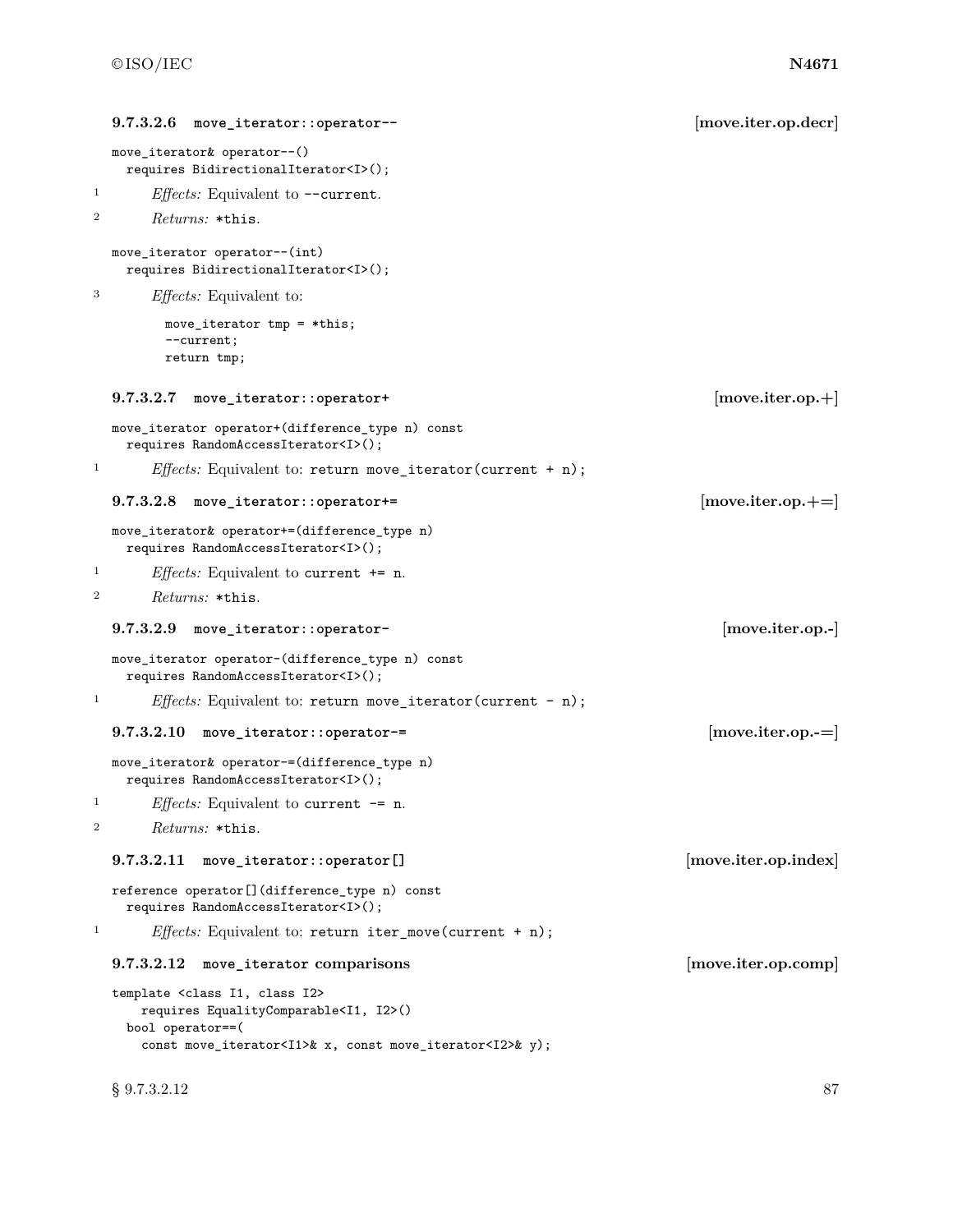#### 9.7.3.2.6 `move_iterator::operator--` [move.iter.op.decr]

```
move_iterator& operator--()
  requires BidirectionalIterator<I>();
```

1 *Effects:* Equivalent to `--current`.

2 *Returns:* `*this`.

```
move_iterator operator--(int)
  requires BidirectionalIterator<I>();
```

3 *Effects:* Equivalent to:

```
move_iterator tmp = *this;
--current;
return tmp;
```

#### 9.7.3.2.7 `move_iterator::operator+` [move.iter.op.+]

```
move_iterator operator+(difference_type n) const
  requires RandomAccessIterator<I>();
```

1 *Effects:* Equivalent to: `return move_iterator(current + n);`

#### 9.7.3.2.8 `move_iterator::operator+=` [move.iter.op.+=]

```
move_iterator& operator+=(difference_type n)
  requires RandomAccessIterator<I>();
```

1 *Effects:* Equivalent to `current += n`.

2 *Returns:* `*this`.

#### 9.7.3.2.9 `move_iterator::operator-` [move.iter.op.-]

```
move_iterator operator-(difference_type n) const
  requires RandomAccessIterator<I>();
```

1 *Effects:* Equivalent to: `return move_iterator(current - n);`

#### 9.7.3.2.10 `move_iterator::operator-=` [move.iter.op.-=]

```
move_iterator& operator-=(difference_type n)
  requires RandomAccessIterator<I>();
```

1 *Effects:* Equivalent to `current -= n`.

2 *Returns:* `*this`.

#### 9.7.3.2.11 `move_iterator::operator[]` [move.iter.op.index]

```
reference operator[](difference_type n) const
  requires RandomAccessIterator<I>();
```

1 *Effects:* Equivalent to: `return iter_move(current + n);`

#### 9.7.3.2.12 `move_iterator` comparisons [move.iter.op.comp]

```
template <class I1, class I2>
    requires EqualityComparable<I1, I2>()
  bool operator==(
    const move_iterator<I1>& x, const move_iterator<I2>& y);
```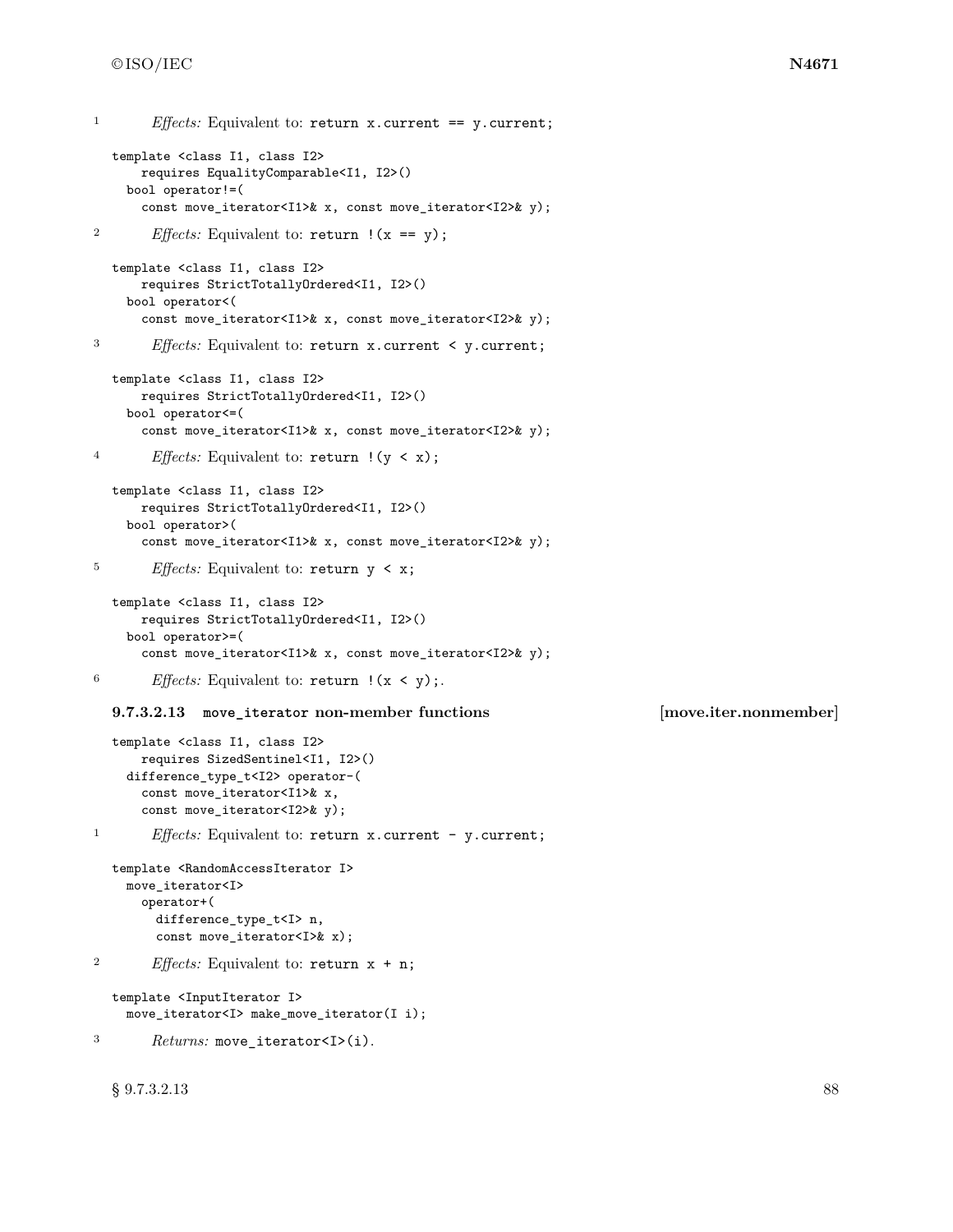1 *Effects:* Equivalent to: `return x.current == y.current;`

```
template <class I1, class I2>
    requires EqualityComparable<I1, I2>()
  bool operator!=(
    const move_iterator<I1>& x, const move_iterator<I2>& y);
```

2 *Effects:* Equivalent to: `return !(x == y);`

```
template <class I1, class I2>
    requires StrictTotallyOrdered<I1, I2>()
  bool operator<(
    const move_iterator<I1>& x, const move_iterator<I2>& y);
```

3 *Effects:* Equivalent to: `return x.current < y.current;`

```
template <class I1, class I2>
    requires StrictTotallyOrdered<I1, I2>()
  bool operator<=(
    const move_iterator<I1>& x, const move_iterator<I2>& y);
```

4 *Effects:* Equivalent to: `return !(y < x);`

```
template <class I1, class I2>
    requires StrictTotallyOrdered<I1, I2>()
  bool operator>(
    const move_iterator<I1>& x, const move_iterator<I2>& y);
```

5 *Effects:* Equivalent to: `return y < x;`

```
template <class I1, class I2>
    requires StrictTotallyOrdered<I1, I2>()
  bool operator>=(
    const move_iterator<I1>& x, const move_iterator<I2>& y);
```

6 *Effects:* Equivalent to: `return !(x < y);`.

#### 9.7.3.2.13 `move_iterator` non-member functions [move.iter.nonmember]

```
template <class I1, class I2>
    requires SizedSentinel<I1, I2>()
  difference_type_t<I2> operator-(
    const move_iterator<I1>& x,
    const move_iterator<I2>& y);
```

1 *Effects:* Equivalent to: `return x.current - y.current;`

```
template <RandomAccessIterator I>
  move_iterator<I>
    operator+(
      difference_type_t<I> n,
      const move_iterator<I>& x);
```

2 *Effects:* Equivalent to: `return x + n;`

```
template <InputIterator I>
  move_iterator<I> make_move_iterator(I i);
```

3 *Returns:* `move_iterator<I>(i)`.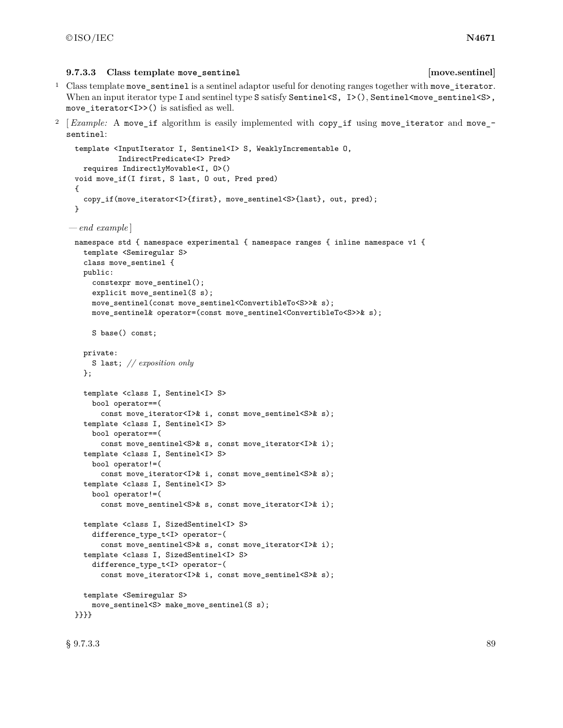### 9.7.3.3 Class template `move_sentinel` [move.sentinel]

1 Class template `move_sentinel` is a sentinel adaptor useful for denoting ranges together with `move_iterator`. When an input iterator type `I` and sentinel type `S` satisfy `Sentinel<S, I>()`, `Sentinel<move_sentinel<S>, move_iterator<I>>()` is satisfied as well.

2 [ *Example:* A `move_if` algorithm is easily implemented with `copy_if` using `move_iterator` and `move_sentinel`:

```
template <InputIterator I, Sentinel<I> S, WeaklyIncrementable O,
          IndirectPredicate<I> Pred>
  requires IndirectlyMovable<I, O>()
void move_if(I first, S last, O out, Pred pred)
{
  copy_if(move_iterator<I>{first}, move_sentinel<S>{last}, out, pred);
}
```

— *end example* ]

```
namespace std { namespace experimental { namespace ranges { inline namespace v1 {
  template <Semiregular S>
  class move_sentinel {
  public:
    constexpr move_sentinel();
    explicit move_sentinel(S s);
    move_sentinel(const move_sentinel<ConvertibleTo<S>>& s);
    move_sentinel& operator=(const move_sentinel<ConvertibleTo<S>>& s);

    S base() const;

  private:
    S last; // exposition only
  };

  template <class I, Sentinel<I> S>
    bool operator==(
      const move_iterator<I>& i, const move_sentinel<S>& s);
  template <class I, Sentinel<I> S>
    bool operator==(
      const move_sentinel<S>& s, const move_iterator<I>& i);
  template <class I, Sentinel<I> S>
    bool operator!=(
      const move_iterator<I>& i, const move_sentinel<S>& s);
  template <class I, Sentinel<I> S>
    bool operator!=(
      const move_sentinel<S>& s, const move_iterator<I>& i);

  template <class I, SizedSentinel<I> S>
    difference_type_t<I> operator-(
      const move_sentinel<S>& s, const move_iterator<I>& i);
  template <class I, SizedSentinel<I> S>
    difference_type_t<I> operator-(
      const move_iterator<I>& i, const move_sentinel<S>& s);

  template <Semiregular S>
    move_sentinel<S> make_move_sentinel(S s);
}}}}
```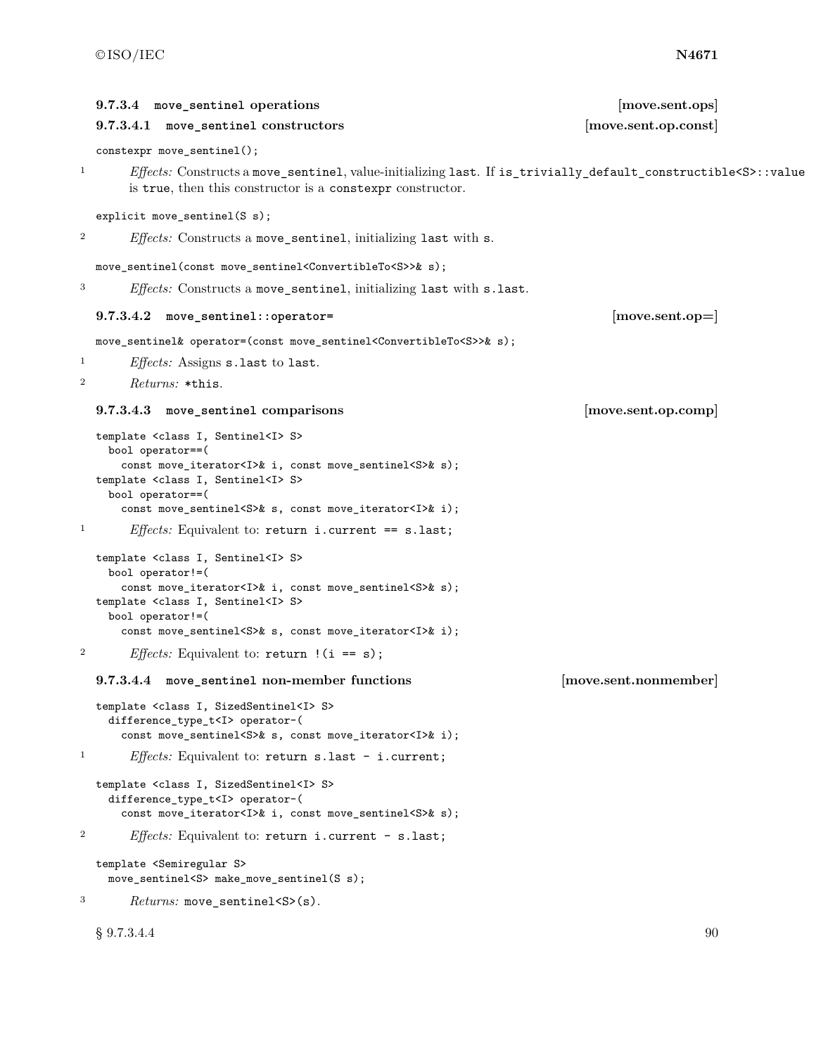### 9.7.3.4 `move_sentinel` operations [move.sent.ops]

#### 9.7.3.4.1 `move_sentinel` constructors [move.sent.op.const]

```
constexpr move_sentinel();
```

1 *Effects:* Constructs a `move_sentinel`, value-initializing `last`. If `is_trivially_default_constructible<S>::value` is `true`, then this constructor is a `constexpr` constructor.

```
explicit move_sentinel(S s);
```

2 *Effects:* Constructs a `move_sentinel`, initializing `last` with `s`.

```
move_sentinel(const move_sentinel<ConvertibleTo<S>>& s);
```

3 *Effects:* Constructs a `move_sentinel`, initializing `last` with `s.last`.

#### 9.7.3.4.2 `move_sentinel::operator=` [move.sent.op=]

```
move_sentinel& operator=(const move_sentinel<ConvertibleTo<S>>& s);
```

1 *Effects:* Assigns `s.last` to `last`.

2 *Returns:* `*this`.

#### 9.7.3.4.3 `move_sentinel` comparisons [move.sent.op.comp]

```
template <class I, Sentinel<I> S>
  bool operator==(
    const move_iterator<I>& i, const move_sentinel<S>& s);
template <class I, Sentinel<I> S>
  bool operator==(
    const move_sentinel<S>& s, const move_iterator<I>& i);
```

1 *Effects:* Equivalent to: `return i.current == s.last;`

```
template <class I, Sentinel<I> S>
  bool operator!=(
    const move_iterator<I>& i, const move_sentinel<S>& s);
template <class I, Sentinel<I> S>
  bool operator!=(
    const move_sentinel<S>& s, const move_iterator<I>& i);
```

2 *Effects:* Equivalent to: `return !(i == s);`

#### 9.7.3.4.4 `move_sentinel` non-member functions [move.sent.nonmember]

```
template <class I, SizedSentinel<I> S>
  difference_type_t<I> operator-(
    const move_sentinel<S>& s, const move_iterator<I>& i);
```

1 *Effects:* Equivalent to: `return s.last - i.current;`

```
template <class I, SizedSentinel<I> S>
  difference_type_t<I> operator-(
    const move_iterator<I>& i, const move_sentinel<S>& s);
```

2 *Effects:* Equivalent to: `return i.current - s.last;`

```
template <Semiregular S>
  move_sentinel<S> make_move_sentinel(S s);
```

3 *Returns:* `move_sentinel<S>(s)`.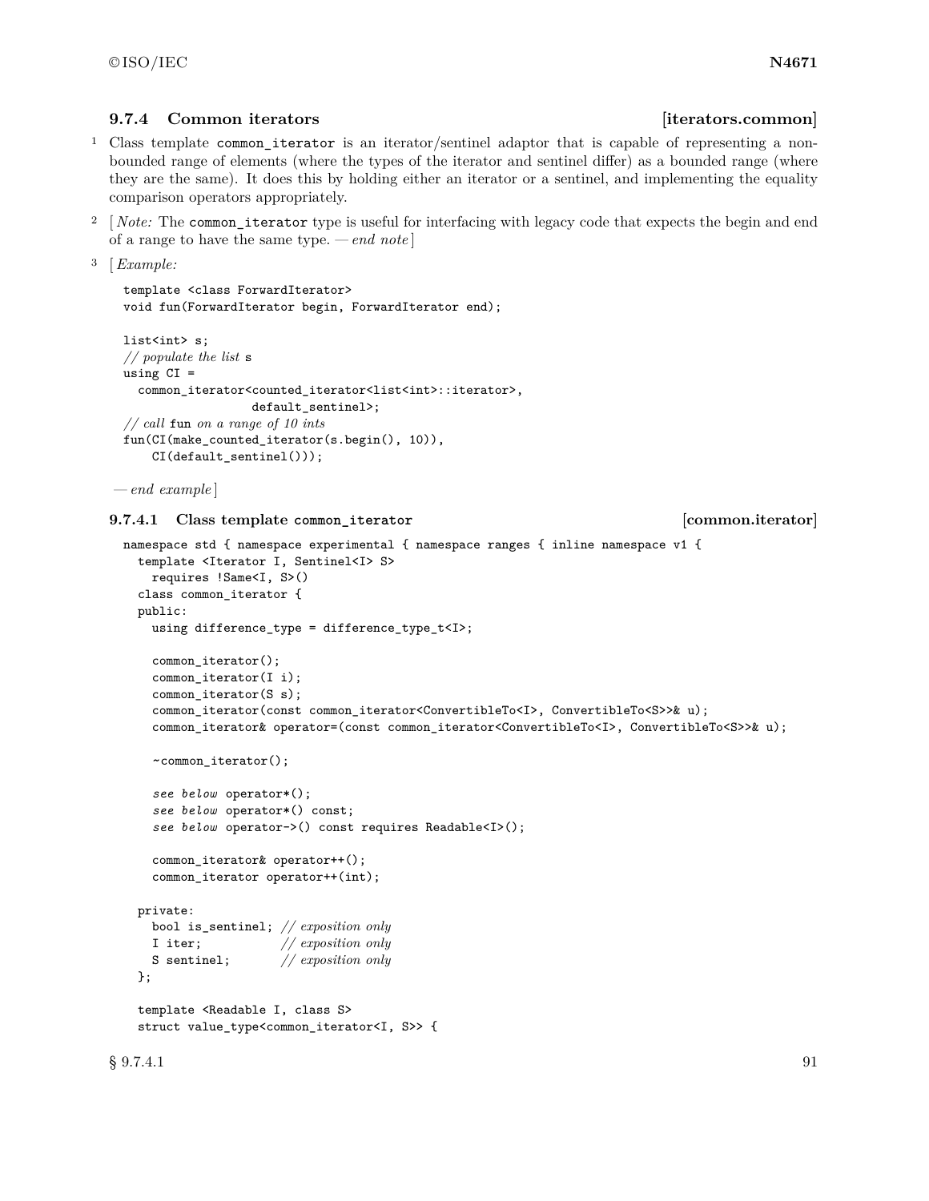### 9.7.4 Common iterators [iterators.common]

1 Class template `common_iterator` is an iterator/sentinel adaptor that is capable of representing a non-bounded range of elements (where the types of the iterator and sentinel differ) as a bounded range (where they are the same). It does this by holding either an iterator or a sentinel, and implementing the equality comparison operators appropriately.

2 [ *Note:* The `common_iterator` type is useful for interfacing with legacy code that expects the begin and end of a range to have the same type. — *end note* ]

3 [ *Example:*

```
template <class ForwardIterator>
void fun(ForwardIterator begin, ForwardIterator end);

list<int> s;
// populate the list s
using CI =
  common_iterator<counted_iterator<list<int>::iterator>,
                  default_sentinel>;
// call fun on a range of 10 ints
fun(CI(make_counted_iterator(s.begin(), 10)),
    CI(default_sentinel()));
```

— *end example* ]

#### 9.7.4.1 Class template `common_iterator` [common.iterator]

```
namespace std { namespace experimental { namespace ranges { inline namespace v1 {
  template <Iterator I, Sentinel<I> S>
    requires !Same<I, S>()
  class common_iterator {
  public:
    using difference_type = difference_type_t<I>;

    common_iterator();
    common_iterator(I i);
    common_iterator(S s);
    common_iterator(const common_iterator<ConvertibleTo<I>, ConvertibleTo<S>>& u);
    common_iterator& operator=(const common_iterator<ConvertibleTo<I>, ConvertibleTo<S>>& u);

    ~common_iterator();

    see below operator*();
    see below operator*() const;
    see below operator->() const requires Readable<I>();

    common_iterator& operator++();
    common_iterator operator++(int);

  private:
    bool is_sentinel; // exposition only
    I iter;           // exposition only
    S sentinel;       // exposition only
  };

  template <Readable I, class S>
  struct value_type<common_iterator<I, S>> {
```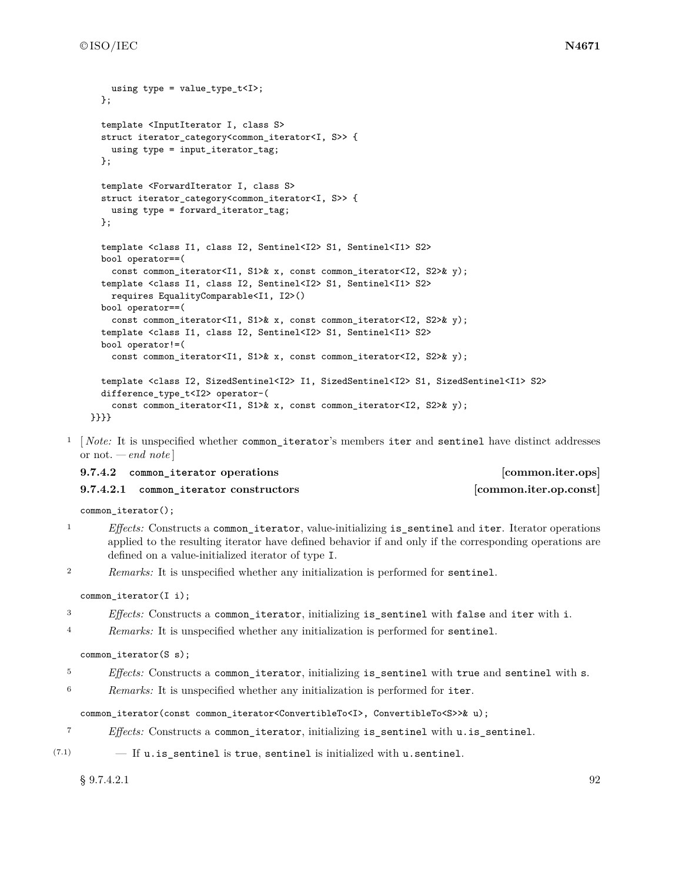```
    using type = value_type_t<I>;
  };

  template <InputIterator I, class S>
  struct iterator_category<common_iterator<I, S>> {
    using type = input_iterator_tag;
  };

  template <ForwardIterator I, class S>
  struct iterator_category<common_iterator<I, S>> {
    using type = forward_iterator_tag;
  };

  template <class I1, class I2, Sentinel<I2> S1, Sentinel<I1> S2>
  bool operator==(
    const common_iterator<I1, S1>& x, const common_iterator<I2, S2>& y);
  template <class I1, class I2, Sentinel<I2> S1, Sentinel<I1> S2>
    requires EqualityComparable<I1, I2>()
  bool operator==(
    const common_iterator<I1, S1>& x, const common_iterator<I2, S2>& y);
  template <class I1, class I2, Sentinel<I2> S1, Sentinel<I1> S2>
  bool operator!=(
    const common_iterator<I1, S1>& x, const common_iterator<I2, S2>& y);

  template <class I2, SizedSentinel<I2> I1, SizedSentinel<I2> S1, SizedSentinel<I1> S2>
  difference_type_t<I2> operator-(
    const common_iterator<I1, S1>& x, const common_iterator<I2, S2>& y);
}}}}
```

1 [ *Note:* It is unspecified whether `common_iterator`'s members `iter` and `sentinel` have distinct addresses or not. — *end note* ]

### 9.7.4.2 `common_iterator` operations [common.iter.ops]

#### 9.7.4.2.1 `common_iterator` constructors [common.iter.op.const]

```
common_iterator();
```

1 *Effects:* Constructs a `common_iterator`, value-initializing `is_sentinel` and `iter`. Iterator operations applied to the resulting iterator have defined behavior if and only if the corresponding operations are defined on a value-initialized iterator of type `I`.

2 *Remarks:* It is unspecified whether any initialization is performed for `sentinel`.

```
common_iterator(I i);
```

3 *Effects:* Constructs a `common_iterator`, initializing `is_sentinel` with `false` and `iter` with `i`.

4 *Remarks:* It is unspecified whether any initialization is performed for `sentinel`.

```
common_iterator(S s);
```

5 *Effects:* Constructs a `common_iterator`, initializing `is_sentinel` with `true` and `sentinel` with `s`.

6 *Remarks:* It is unspecified whether any initialization is performed for `iter`.

```
common_iterator(const common_iterator<ConvertibleTo<I>, ConvertibleTo<S>>& u);
```

7 *Effects:* Constructs a `common_iterator`, initializing `is_sentinel` with `u.is_sentinel`.

(7.1) — If `u.is_sentinel` is `true`, `sentinel` is initialized with `u.sentinel`.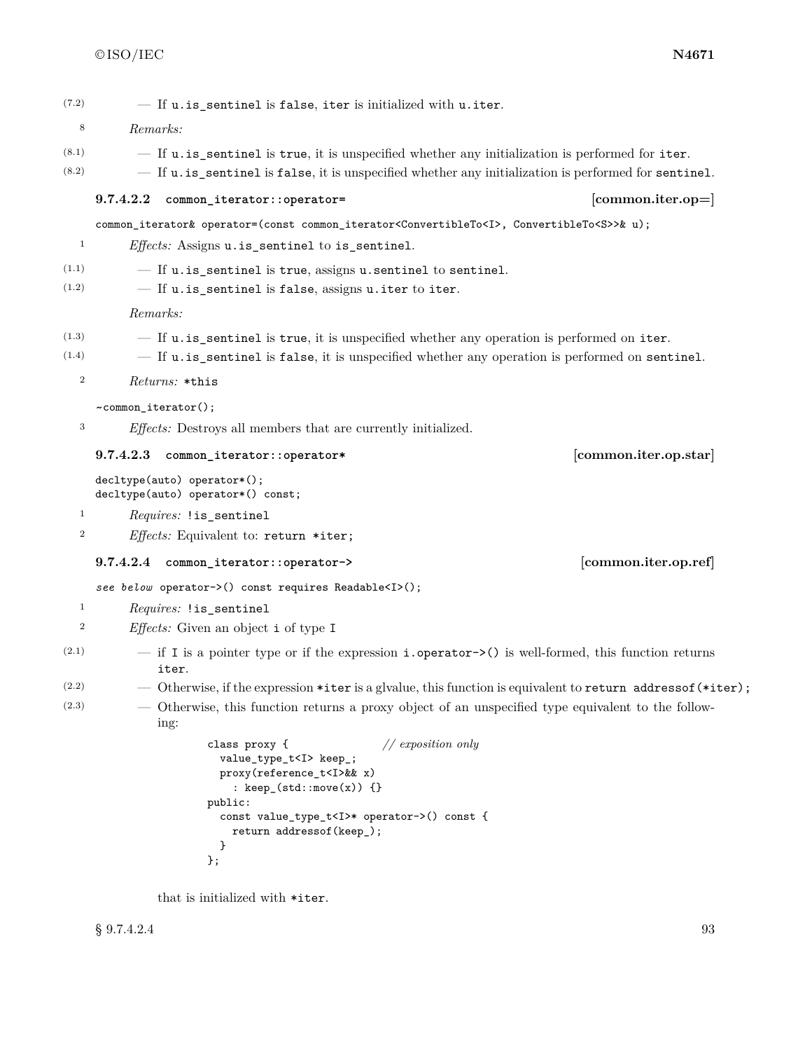(7.2) — If `u.is_sentinel` is `false`, `iter` is initialized with `u.iter`.

8 *Remarks:*

(8.1) — If `u.is_sentinel` is `true`, it is unspecified whether any initialization is performed for `iter`.

(8.2) — If `u.is_sentinel` is `false`, it is unspecified whether any initialization is performed for `sentinel`.

#### 9.7.4.2.2 `common_iterator::operator=` [common.iter.op=]

```
common_iterator& operator=(const common_iterator<ConvertibleTo<I>, ConvertibleTo<S>>& u);
```

1 *Effects:* Assigns `u.is_sentinel` to `is_sentinel`.

(1.1) — If `u.is_sentinel` is `true`, assigns `u.sentinel` to `sentinel`.

(1.2) — If `u.is_sentinel` is `false`, assigns `u.iter` to `iter`.

*Remarks:*

(1.3) — If `u.is_sentinel` is `true`, it is unspecified whether any operation is performed on `iter`.

(1.4) — If `u.is_sentinel` is `false`, it is unspecified whether any operation is performed on `sentinel`.

2 *Returns:* `*this`

```
~common_iterator();
```

3 *Effects:* Destroys all members that are currently initialized.

#### 9.7.4.2.3 `common_iterator::operator*` [common.iter.op.star]

```
decltype(auto) operator*();
decltype(auto) operator*() const;
```

1 *Requires:* `!is_sentinel`

2 *Effects:* Equivalent to: `return *iter;`

#### 9.7.4.2.4 `common_iterator::operator->` [common.iter.op.ref]

```
see below operator->() const requires Readable<I>();
```

1 *Requires:* `!is_sentinel`

2 *Effects:* Given an object `i` of type `I`

(2.1) — if `I` is a pointer type or if the expression `i.operator->()` is well-formed, this function returns `iter`.

(2.2) — Otherwise, if the expression `*iter` is a glvalue, this function is equivalent to `return addressof(*iter);`

(2.3) — Otherwise, this function returns a proxy object of an unspecified type equivalent to the following:

```
class proxy {                // exposition only
  value_type_t<I> keep_;
  proxy(reference_t<I>&& x)
    : keep_(std::move(x)) {}
public:
  const value_type_t<I>* operator->() const {
    return addressof(keep_);
  }
};
```

that is initialized with `*iter`.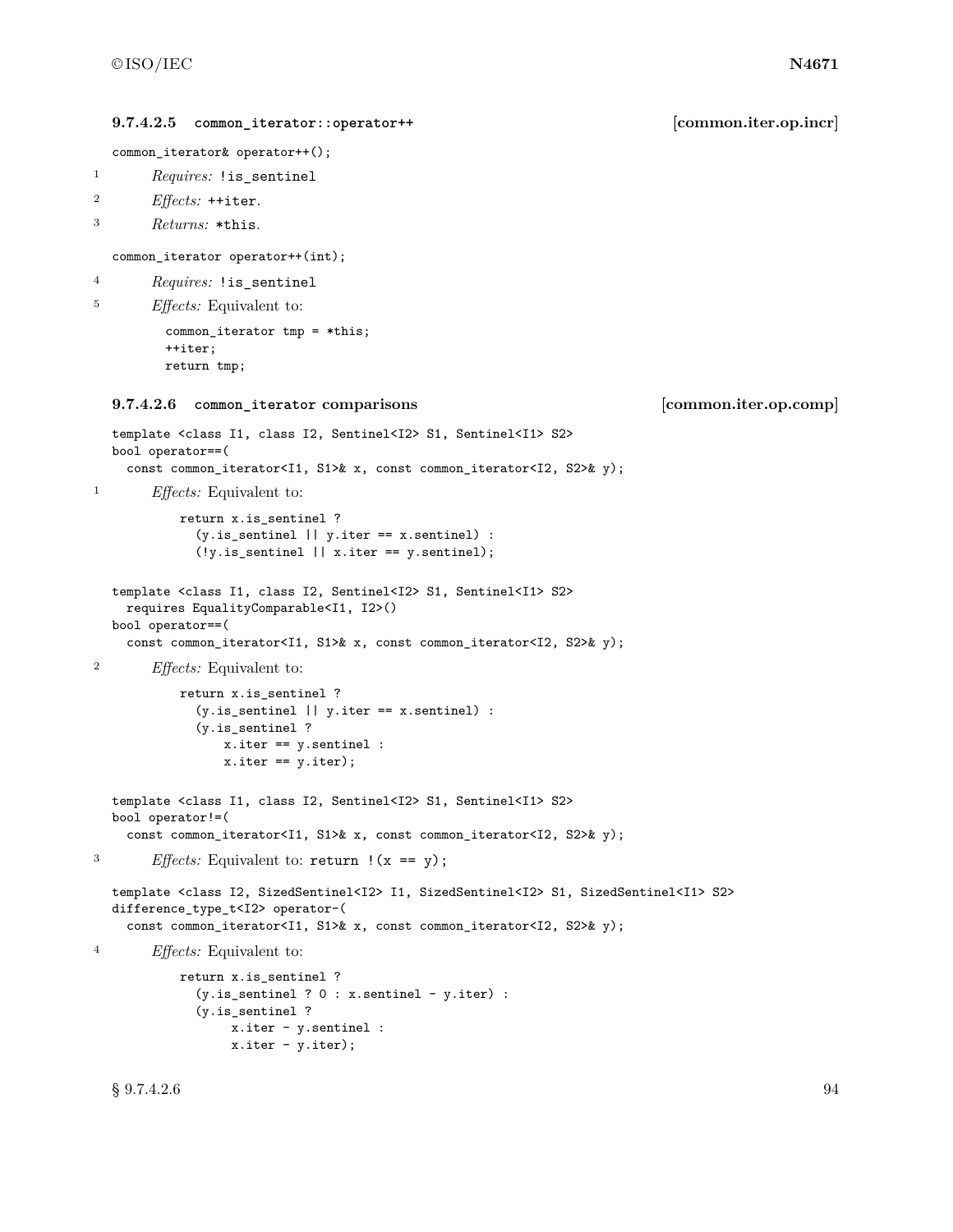#### 9.7.4.2.5 `common_iterator::operator++` [common.iter.op.incr]

```
common_iterator& operator++();
```

1 *Requires:* `!is_sentinel`

2 *Effects:* `++iter`.

3 *Returns:* `*this`.

```
common_iterator operator++(int);
```

4 *Requires:* `!is_sentinel`

5 *Effects:* Equivalent to:

```
common_iterator tmp = *this;
++iter;
return tmp;
```

#### 9.7.4.2.6 `common_iterator` comparisons [common.iter.op.comp]

```
template <class I1, class I2, Sentinel<I2> S1, Sentinel<I1> S2>
bool operator==(
  const common_iterator<I1, S1>& x, const common_iterator<I2, S2>& y);
```

1 *Effects:* Equivalent to:

```
return x.is_sentinel ?
  (y.is_sentinel || y.iter == x.sentinel) :
  (!y.is_sentinel || x.iter == y.sentinel);
```

```
template <class I1, class I2, Sentinel<I2> S1, Sentinel<I1> S2>
  requires EqualityComparable<I1, I2>()
bool operator==(
  const common_iterator<I1, S1>& x, const common_iterator<I2, S2>& y);
```

2 *Effects:* Equivalent to:

```
return x.is_sentinel ?
  (y.is_sentinel || y.iter == x.sentinel) :
  (y.is_sentinel ?
      x.iter == y.sentinel :
      x.iter == y.iter);
```

```
template <class I1, class I2, Sentinel<I2> S1, Sentinel<I1> S2>
bool operator!=(
  const common_iterator<I1, S1>& x, const common_iterator<I2, S2>& y);
```

3 *Effects:* Equivalent to: `return !(x == y);`

```
template <class I2, SizedSentinel<I2> I1, SizedSentinel<I2> S1, SizedSentinel<I1> S2>
difference_type_t<I2> operator-(
  const common_iterator<I1, S1>& x, const common_iterator<I2, S2>& y);
```

4 *Effects:* Equivalent to:

```
return x.is_sentinel ?
  (y.is_sentinel ? 0 : x.sentinel - y.iter) :
  (y.is_sentinel ?
       x.iter - y.sentinel :
       x.iter - y.iter);
```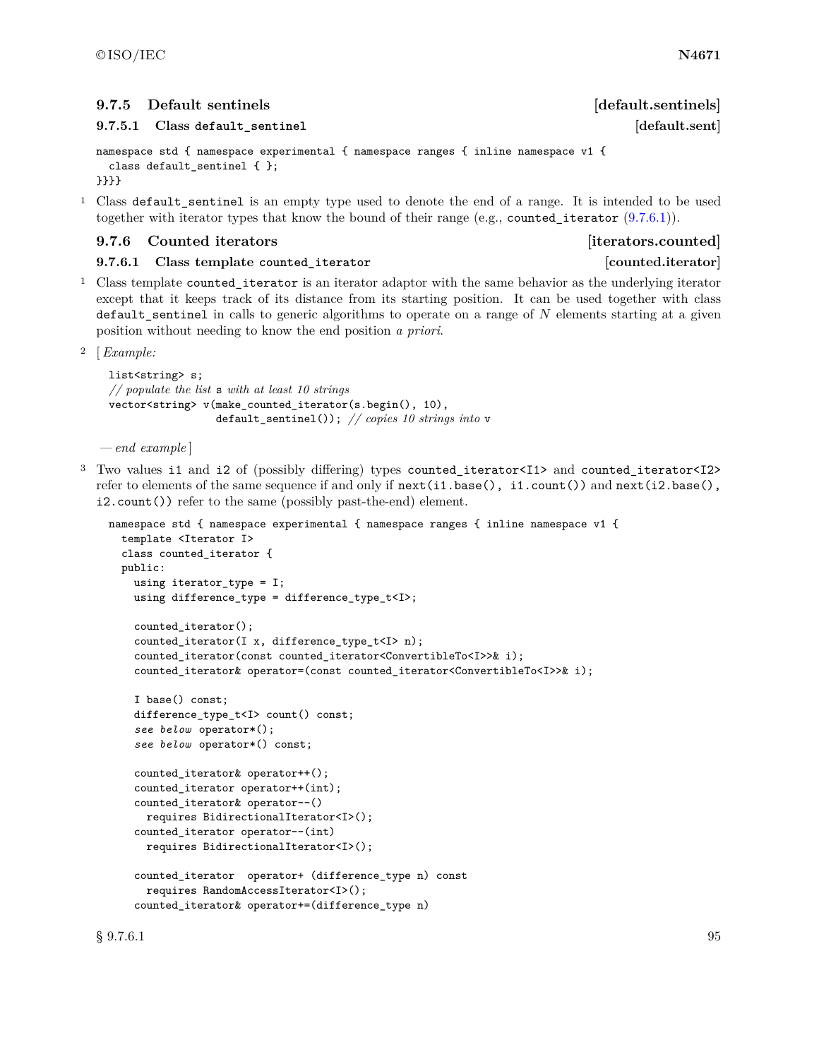### 9.7.5 Default sentinels [default.sentinels]

#### 9.7.5.1 Class `default_sentinel` [default.sent]

```
namespace std { namespace experimental { namespace ranges { inline namespace v1 {
  class default_sentinel { };
}}}}
```

1 Class `default_sentinel` is an empty type used to denote the end of a range. It is intended to be used together with iterator types that know the bound of their range (e.g., `counted_iterator` (9.7.6.1)).

### 9.7.6 Counted iterators [iterators.counted]

#### 9.7.6.1 Class template `counted_iterator` [counted.iterator]

1 Class template `counted_iterator` is an iterator adaptor with the same behavior as the underlying iterator except that it keeps track of its distance from its starting position. It can be used together with class `default_sentinel` in calls to generic algorithms to operate on a range of *N* elements starting at a given position without needing to know the end position *a priori*.

2 [ *Example:*

```
list<string> s;
// populate the list s with at least 10 strings
vector<string> v(make_counted_iterator(s.begin(), 10),
                 default_sentinel()); // copies 10 strings into v
```

*— end example* ]

3 Two values `i1` and `i2` of (possibly differing) types `counted_iterator<I1>` and `counted_iterator<I2>` refer to elements of the same sequence if and only if `next(i1.base(), i1.count())` and `next(i2.base(), i2.count())` refer to the same (possibly past-the-end) element.

```
namespace std { namespace experimental { namespace ranges { inline namespace v1 {
  template <Iterator I>
  class counted_iterator {
  public:
    using iterator_type = I;
    using difference_type = difference_type_t<I>;

    counted_iterator();
    counted_iterator(I x, difference_type_t<I> n);
    counted_iterator(const counted_iterator<ConvertibleTo<I>>& i);
    counted_iterator& operator=(const counted_iterator<ConvertibleTo<I>>& i);

    I base() const;
    difference_type_t<I> count() const;
    see below operator*();
    see below operator*() const;

    counted_iterator& operator++();
    counted_iterator operator++(int);
    counted_iterator& operator--()
      requires BidirectionalIterator<I>();
    counted_iterator operator--(int)
      requires BidirectionalIterator<I>();

    counted_iterator  operator+ (difference_type n) const
      requires RandomAccessIterator<I>();
    counted_iterator& operator+=(difference_type n)
```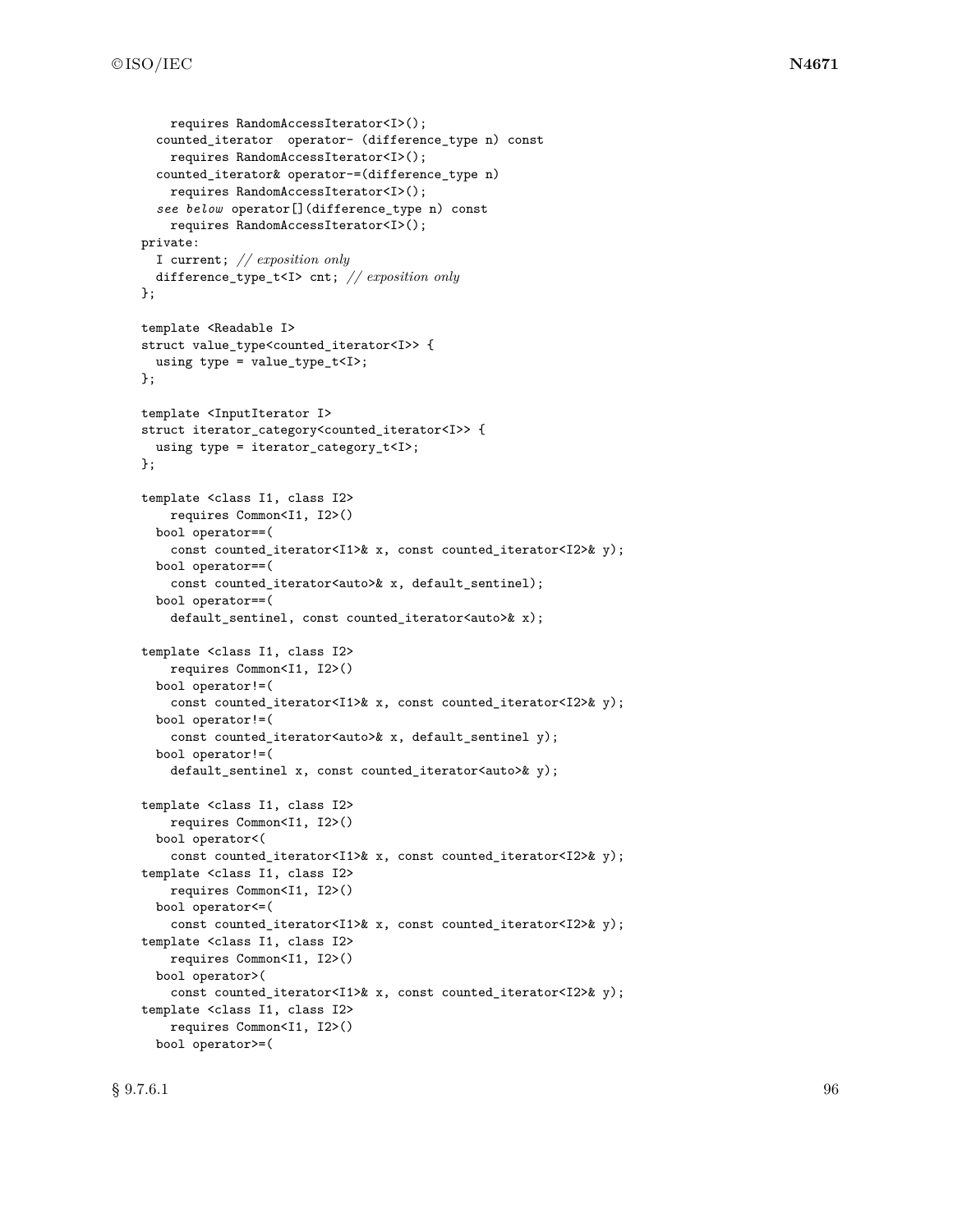```
    requires RandomAccessIterator<I>();
  counted_iterator  operator- (difference_type n) const
    requires RandomAccessIterator<I>();
  counted_iterator& operator-=(difference_type n)
    requires RandomAccessIterator<I>();
  see below operator[](difference_type n) const
    requires RandomAccessIterator<I>();
private:
  I current; // exposition only
  difference_type_t<I> cnt; // exposition only
};

template <Readable I>
struct value_type<counted_iterator<I>> {
  using type = value_type_t<I>;
};

template <InputIterator I>
struct iterator_category<counted_iterator<I>> {
  using type = iterator_category_t<I>;
};

template <class I1, class I2>
    requires Common<I1, I2>()
  bool operator==(
    const counted_iterator<I1>& x, const counted_iterator<I2>& y);
  bool operator==(
    const counted_iterator<auto>& x, default_sentinel);
  bool operator==(
    default_sentinel, const counted_iterator<auto>& x);

template <class I1, class I2>
    requires Common<I1, I2>()
  bool operator!=(
    const counted_iterator<I1>& x, const counted_iterator<I2>& y);
  bool operator!=(
    const counted_iterator<auto>& x, default_sentinel y);
  bool operator!=(
    default_sentinel x, const counted_iterator<auto>& y);

template <class I1, class I2>
    requires Common<I1, I2>()
  bool operator<(
    const counted_iterator<I1>& x, const counted_iterator<I2>& y);
template <class I1, class I2>
    requires Common<I1, I2>()
  bool operator<=(
    const counted_iterator<I1>& x, const counted_iterator<I2>& y);
template <class I1, class I2>
    requires Common<I1, I2>()
  bool operator>(
    const counted_iterator<I1>& x, const counted_iterator<I2>& y);
template <class I1, class I2>
    requires Common<I1, I2>()
  bool operator>=(
```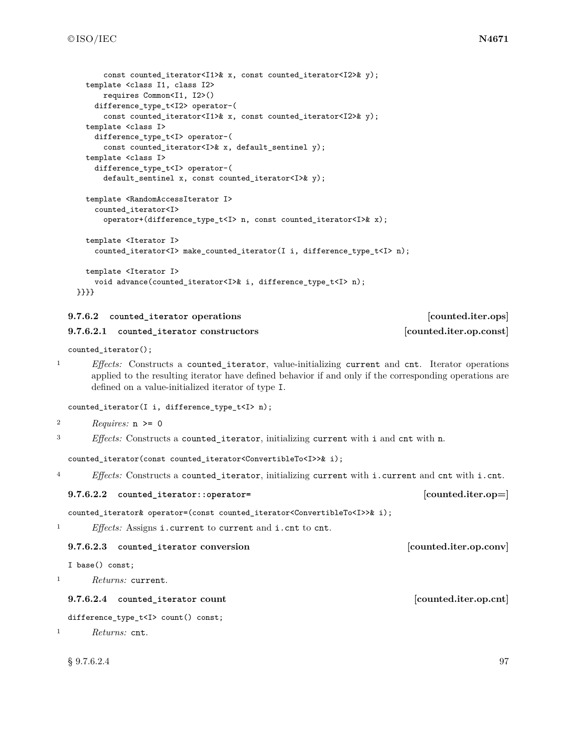```
      const counted_iterator<I1>& x, const counted_iterator<I2>& y);
  template <class I1, class I2>
      requires Common<I1, I2>()
    difference_type_t<I2> operator-(
      const counted_iterator<I1>& x, const counted_iterator<I2>& y);
  template <class I>
    difference_type_t<I> operator-(
      const counted_iterator<I>& x, default_sentinel y);
  template <class I>
    difference_type_t<I> operator-(
      default_sentinel x, const counted_iterator<I>& y);

  template <RandomAccessIterator I>
    counted_iterator<I>
      operator+(difference_type_t<I> n, const counted_iterator<I>& x);

  template <Iterator I>
    counted_iterator<I> make_counted_iterator(I i, difference_type_t<I> n);

  template <Iterator I>
    void advance(counted_iterator<I>& i, difference_type_t<I> n);
}}}}
```

### 9.7.6.2 `counted_iterator` operations [counted.iter.ops]

#### 9.7.6.2.1 `counted_iterator` constructors [counted.iter.op.const]

```
counted_iterator();
```

1 *Effects:* Constructs a `counted_iterator`, value-initializing `current` and `cnt`. Iterator operations applied to the resulting iterator have defined behavior if and only if the corresponding operations are defined on a value-initialized iterator of type `I`.

```
counted_iterator(I i, difference_type_t<I> n);
```

2 *Requires:* `n >= 0`

3 *Effects:* Constructs a `counted_iterator`, initializing `current` with `i` and `cnt` with `n`.

```
counted_iterator(const counted_iterator<ConvertibleTo<I>>& i);
```

4 *Effects:* Constructs a `counted_iterator`, initializing `current` with `i.current` and `cnt` with `i.cnt`.

#### 9.7.6.2.2 `counted_iterator::operator=` [counted.iter.op=]

```
counted_iterator& operator=(const counted_iterator<ConvertibleTo<I>>& i);
```

1 *Effects:* Assigns `i.current` to `current` and `i.cnt` to `cnt`.

#### 9.7.6.2.3 `counted_iterator` conversion [counted.iter.op.conv]

```
I base() const;
```

1 *Returns:* `current`.

#### 9.7.6.2.4 `counted_iterator` count [counted.iter.op.cnt]

```
difference_type_t<I> count() const;
```

1 *Returns:* `cnt`.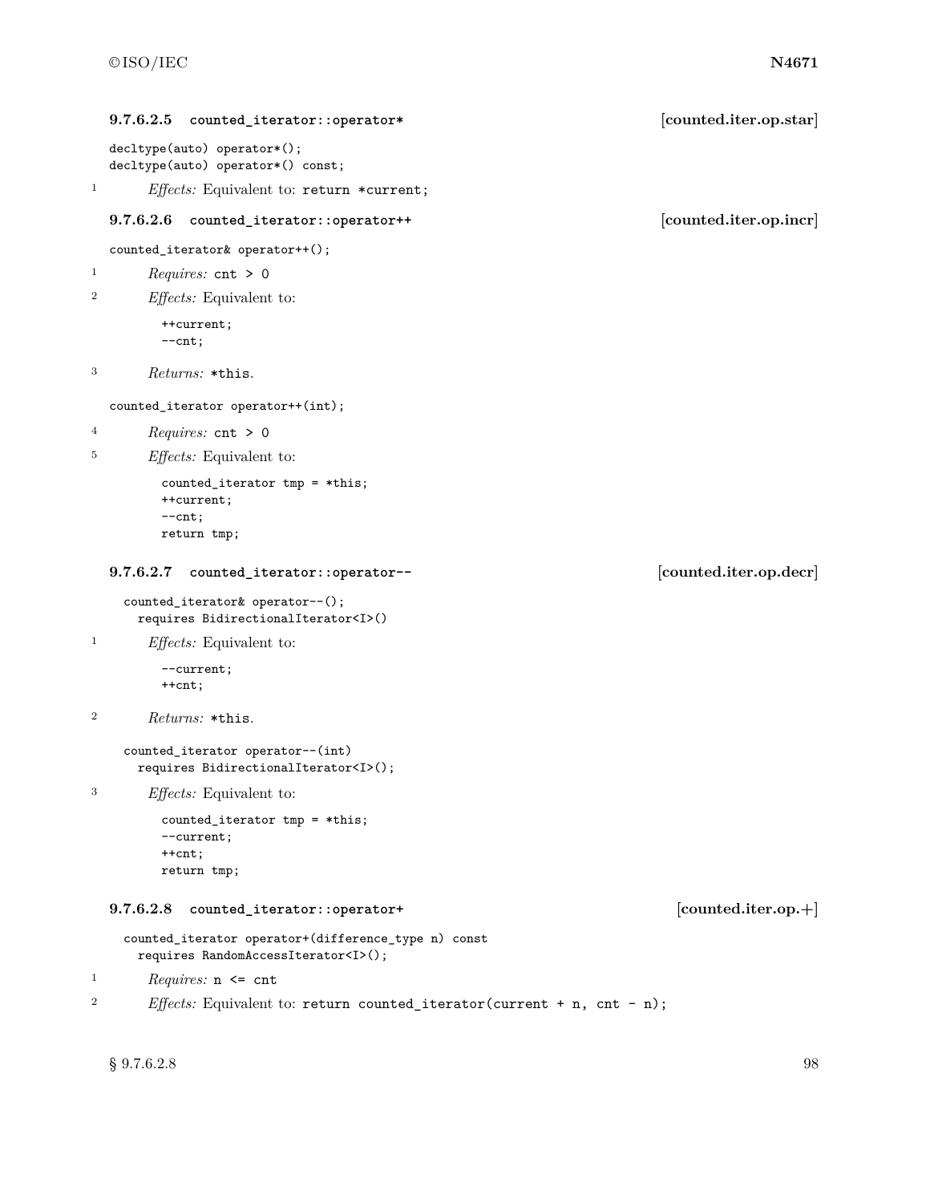#### 9.7.6.2.5 `counted_iterator::operator*` [counted.iter.op.star]

```
decltype(auto) operator*();
decltype(auto) operator*() const;
```

1 *Effects:* Equivalent to: `return *current;`

#### 9.7.6.2.6 `counted_iterator::operator++` [counted.iter.op.incr]

```
counted_iterator& operator++();
```

1 *Requires:* `cnt > 0`

2 *Effects:* Equivalent to:

```
++current;
--cnt;
```

3 *Returns:* `*this`.

```
counted_iterator operator++(int);
```

4 *Requires:* `cnt > 0`

5 *Effects:* Equivalent to:

```
counted_iterator tmp = *this;
++current;
--cnt;
return tmp;
```

#### 9.7.6.2.7 `counted_iterator::operator--` [counted.iter.op.decr]

```
counted_iterator& operator--();
  requires BidirectionalIterator<I>()
```

1 *Effects:* Equivalent to:

```
--current;
++cnt;
```

2 *Returns:* `*this`.

```
counted_iterator operator--(int)
  requires BidirectionalIterator<I>();
```

3 *Effects:* Equivalent to:

```
counted_iterator tmp = *this;
--current;
++cnt;
return tmp;
```

#### 9.7.6.2.8 `counted_iterator::operator+` [counted.iter.op.+]

```
counted_iterator operator+(difference_type n) const
  requires RandomAccessIterator<I>();
```

1 *Requires:* `n <= cnt`

2 *Effects:* Equivalent to: `return counted_iterator(current + n, cnt - n);`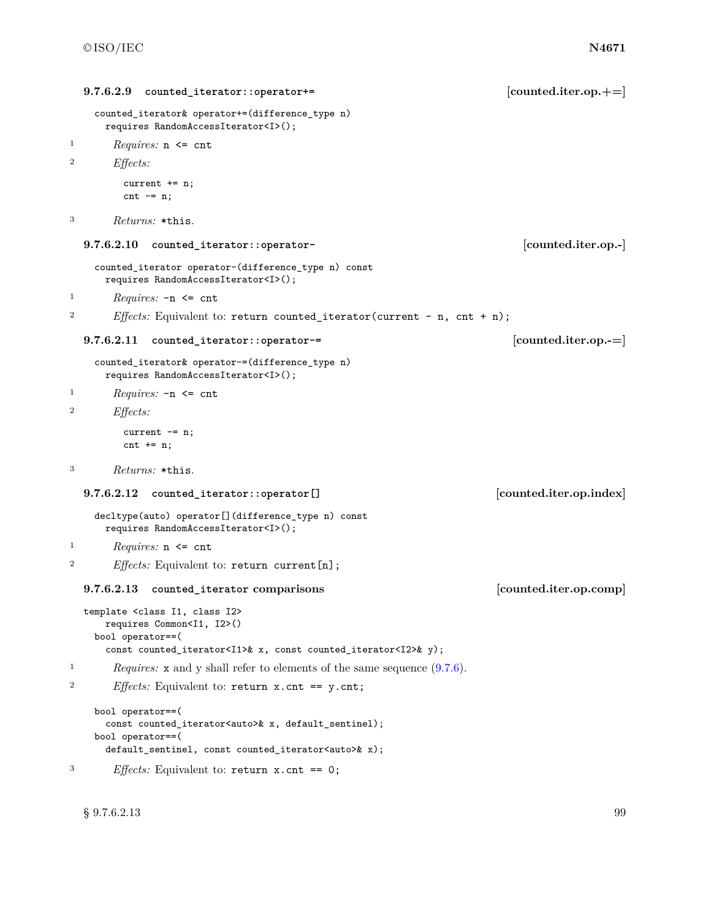#### 9.7.6.2.9 `counted_iterator::operator+=` [counted.iter.op.+=]

```
counted_iterator& operator+=(difference_type n)
  requires RandomAccessIterator<I>();
```

1 *Requires:* `n <= cnt`

2 *Effects:*

```
current += n;
cnt -= n;
```

3 *Returns:* `*this`.

#### 9.7.6.2.10 `counted_iterator::operator-` [counted.iter.op.-]

```
counted_iterator operator-(difference_type n) const
  requires RandomAccessIterator<I>();
```

1 *Requires:* `-n <= cnt`

2 *Effects:* Equivalent to: `return counted_iterator(current - n, cnt + n);`

#### 9.7.6.2.11 `counted_iterator::operator-=` [counted.iter.op.-=]

```
counted_iterator& operator-=(difference_type n)
  requires RandomAccessIterator<I>();
```

1 *Requires:* `-n <= cnt`

2 *Effects:*

```
current -= n;
cnt += n;
```

3 *Returns:* `*this`.

#### 9.7.6.2.12 `counted_iterator::operator[]` [counted.iter.op.index]

```
decltype(auto) operator[](difference_type n) const
  requires RandomAccessIterator<I>();
```

1 *Requires:* `n <= cnt`

2 *Effects:* Equivalent to: `return current[n];`

#### 9.7.6.2.13 `counted_iterator` comparisons [counted.iter.op.comp]

```
template <class I1, class I2>
    requires Common<I1, I2>()
  bool operator==(
    const counted_iterator<I1>& x, const counted_iterator<I2>& y);
```

1 *Requires:* `x` and `y` shall refer to elements of the same sequence (9.7.6).

2 *Effects:* Equivalent to: `return x.cnt == y.cnt;`

```
bool operator==(
  const counted_iterator<auto>& x, default_sentinel);
bool operator==(
  default_sentinel, const counted_iterator<auto>& x);
```

3 *Effects:* Equivalent to: `return x.cnt == 0;`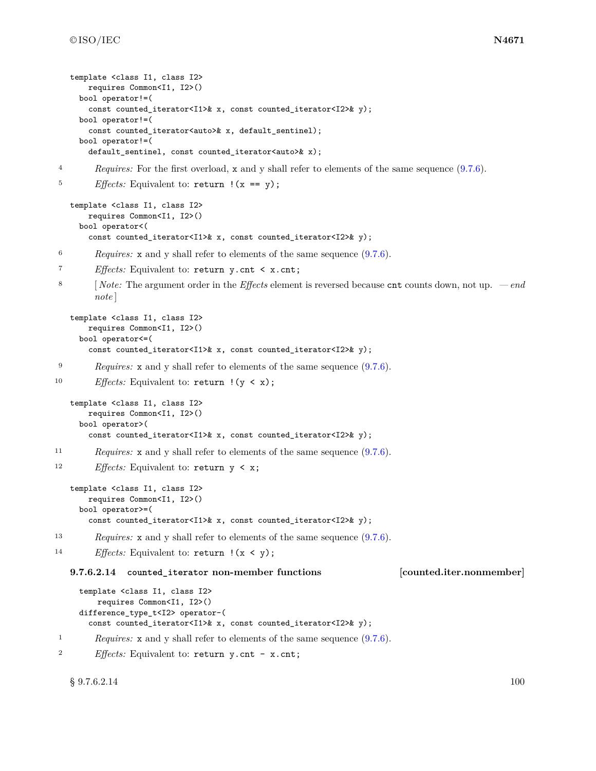```
template <class I1, class I2>
    requires Common<I1, I2>()
  bool operator!=(
    const counted_iterator<I1>& x, const counted_iterator<I2>& y);
  bool operator!=(
    const counted_iterator<auto>& x, default_sentinel);
  bool operator!=(
    default_sentinel, const counted_iterator<auto>& x);
```

4 *Requires:* For the first overload, x and y shall refer to elements of the same sequence (9.7.6).

5 *Effects:* Equivalent to: `return !(x == y);`

```
template <class I1, class I2>
    requires Common<I1, I2>()
  bool operator<(
    const counted_iterator<I1>& x, const counted_iterator<I2>& y);
```

6 *Requires:* x and y shall refer to elements of the same sequence (9.7.6).

7 *Effects:* Equivalent to: `return y.cnt < x.cnt;`

8 [ *Note:* The argument order in the *Effects* element is reversed because `cnt` counts down, not up. — *end note* ]

```
template <class I1, class I2>
    requires Common<I1, I2>()
  bool operator<=(
    const counted_iterator<I1>& x, const counted_iterator<I2>& y);
```

9 *Requires:* x and y shall refer to elements of the same sequence (9.7.6).

10 *Effects:* Equivalent to: `return !(y < x);`

```
template <class I1, class I2>
    requires Common<I1, I2>()
  bool operator>(
    const counted_iterator<I1>& x, const counted_iterator<I2>& y);
```

11 *Requires:* x and y shall refer to elements of the same sequence (9.7.6).

12 *Effects:* Equivalent to: `return y < x;`

```
template <class I1, class I2>
    requires Common<I1, I2>()
  bool operator>=(
    const counted_iterator<I1>& x, const counted_iterator<I2>& y);
```

13 *Requires:* x and y shall refer to elements of the same sequence (9.7.6).

14 *Effects:* Equivalent to: `return !(x < y);`

#### 9.7.6.2.14 `counted_iterator` non-member functions [counted.iter.nonmember]

```
template <class I1, class I2>
    requires Common<I1, I2>()
  difference_type_t<I2> operator-(
    const counted_iterator<I1>& x, const counted_iterator<I2>& y);
```

1 *Requires:* x and y shall refer to elements of the same sequence (9.7.6).

2 *Effects:* Equivalent to: `return y.cnt - x.cnt;`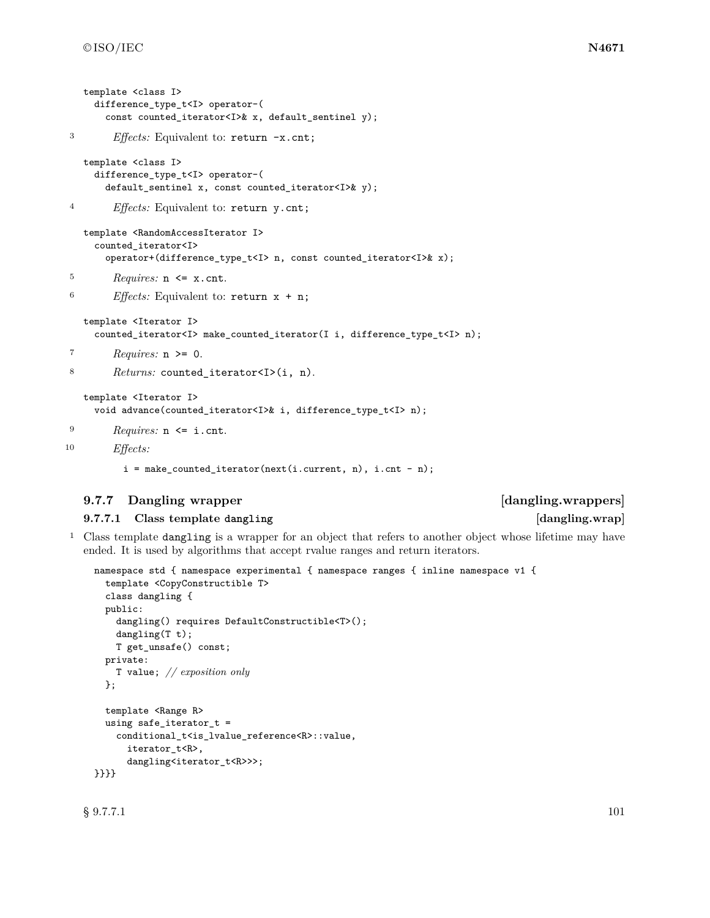```
template <class I>
  difference_type_t<I> operator-(
    const counted_iterator<I>& x, default_sentinel y);
```

3 *Effects:* Equivalent to: `return -x.cnt;`

```
template <class I>
  difference_type_t<I> operator-(
    default_sentinel x, const counted_iterator<I>& y);
```

4 *Effects:* Equivalent to: `return y.cnt;`

```
template <RandomAccessIterator I>
  counted_iterator<I>
    operator+(difference_type_t<I> n, const counted_iterator<I>& x);
```

5 *Requires:* `n <= x.cnt`.

6 *Effects:* Equivalent to: `return x + n;`

```
template <Iterator I>
  counted_iterator<I> make_counted_iterator(I i, difference_type_t<I> n);
```

7 *Requires:* `n >= 0`.

8 *Returns:* `counted_iterator<I>(i, n)`.

```
template <Iterator I>
  void advance(counted_iterator<I>& i, difference_type_t<I> n);
```

9 *Requires:* `n <= i.cnt`.

10 *Effects:*

```
i = make_counted_iterator(next(i.current, n), i.cnt - n);
```

### 9.7.7 Dangling wrapper [dangling.wrappers]

#### 9.7.7.1 Class template `dangling` [dangling.wrap]

1 Class template `dangling` is a wrapper for an object that refers to another object whose lifetime may have ended. It is used by algorithms that accept rvalue ranges and return iterators.

```
namespace std { namespace experimental { namespace ranges { inline namespace v1 {
  template <CopyConstructible T>
  class dangling {
  public:
    dangling() requires DefaultConstructible<T>();
    dangling(T t);
    T get_unsafe() const;
  private:
    T value; // exposition only
  };

  template <Range R>
  using safe_iterator_t =
    conditional_t<is_lvalue_reference<R>::value,
      iterator_t<R>,
      dangling<iterator_t<R>>>;
}}}}
```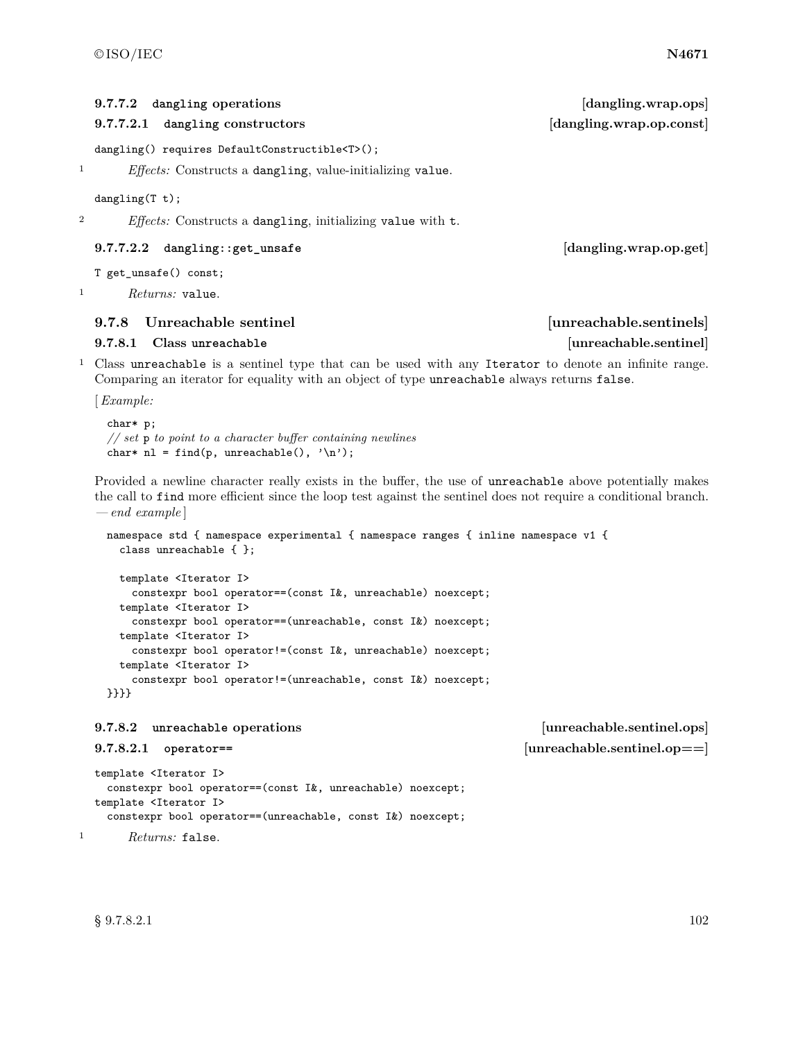#### 9.7.7.2 `dangling` operations [dangling.wrap.ops]

##### 9.7.7.2.1 `dangling` constructors [dangling.wrap.op.const]

```
dangling() requires DefaultConstructible<T>();
```

1 *Effects:* Constructs a `dangling`, value-initializing `value`.

```
dangling(T t);
```

2 *Effects:* Constructs a `dangling`, initializing `value` with `t`.

##### 9.7.7.2.2 `dangling::get_unsafe` [dangling.wrap.op.get]

```
T get_unsafe() const;
```

1 *Returns:* `value`.

### 9.7.8 Unreachable sentinel [unreachable.sentinels]

#### 9.7.8.1 Class `unreachable` [unreachable.sentinel]

1 Class `unreachable` is a sentinel type that can be used with any `Iterator` to denote an infinite range. Comparing an iterator for equality with an object of type `unreachable` always returns `false`.

[ *Example:*

```
char* p;
// set p to point to a character buffer containing newlines
char* nl = find(p, unreachable(), '\n');
```

Provided a newline character really exists in the buffer, the use of `unreachable` above potentially makes the call to `find` more efficient since the loop test against the sentinel does not require a conditional branch. — *end example* ]

```
namespace std { namespace experimental { namespace ranges { inline namespace v1 {
  class unreachable { };

  template <Iterator I>
    constexpr bool operator==(const I&, unreachable) noexcept;
  template <Iterator I>
    constexpr bool operator==(unreachable, const I&) noexcept;
  template <Iterator I>
    constexpr bool operator!=(const I&, unreachable) noexcept;
  template <Iterator I>
    constexpr bool operator!=(unreachable, const I&) noexcept;
}}}}
```

#### 9.7.8.2 `unreachable` operations [unreachable.sentinel.ops]

##### 9.7.8.2.1 `operator==` [unreachable.sentinel.op==]

```
template <Iterator I>
  constexpr bool operator==(const I&, unreachable) noexcept;
template <Iterator I>
  constexpr bool operator==(unreachable, const I&) noexcept;
```

1 *Returns:* `false`.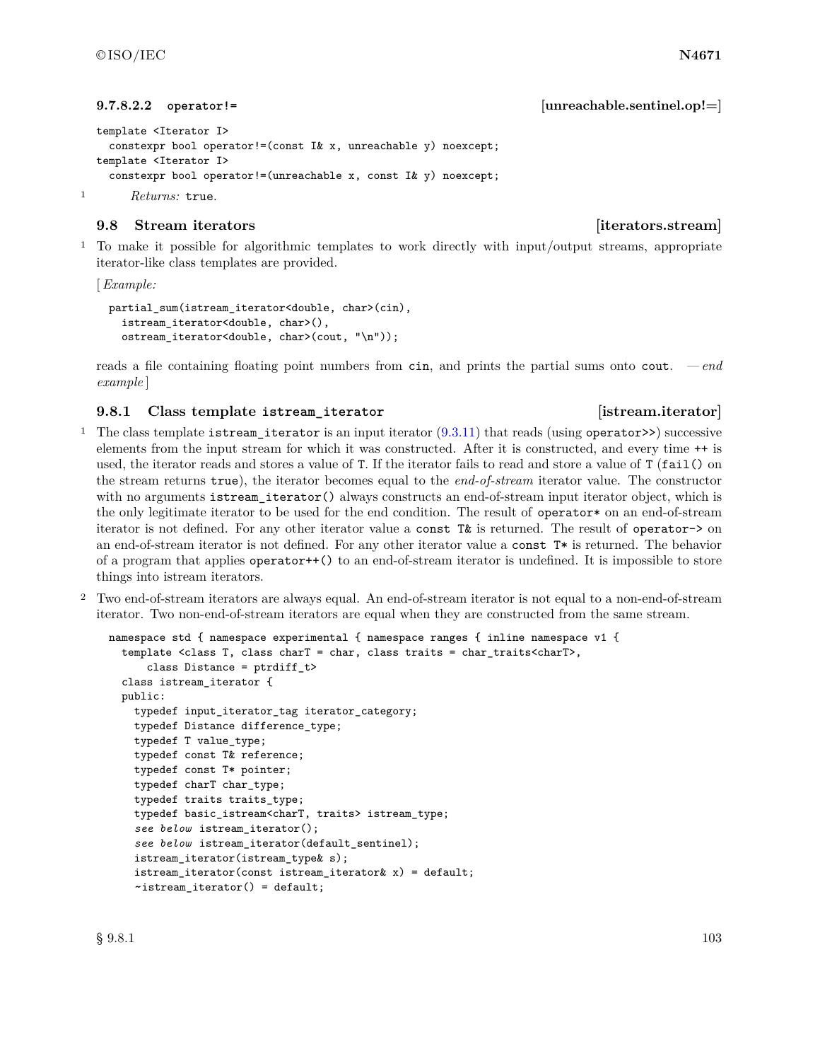#### 9.7.8.2.2 operator!= [unreachable.sentinel.op!=]

```
template <Iterator I>
  constexpr bool operator!=(const I& x, unreachable y) noexcept;
template <Iterator I>
  constexpr bool operator!=(unreachable x, const I& y) noexcept;
```

1 *Returns:* `true`.

## 9.8 Stream iterators [iterators.stream]

1 To make it possible for algorithmic templates to work directly with input/output streams, appropriate iterator-like class templates are provided.

[ *Example:*

```
partial_sum(istream_iterator<double, char>(cin),
  istream_iterator<double, char>(),
  ostream_iterator<double, char>(cout, "\n"));
```

reads a file containing floating point numbers from `cin`, and prints the partial sums onto `cout`. — *end example* ]

### 9.8.1 Class template istream_iterator [istream.iterator]

1 The class template `istream_iterator` is an input iterator (9.3.11) that reads (using `operator>>`) successive elements from the input stream for which it was constructed. After it is constructed, and every time `++` is used, the iterator reads and stores a value of `T`. If the iterator fails to read and store a value of `T` (`fail()` on the stream returns `true`), the iterator becomes equal to the *end-of-stream* iterator value. The constructor with no arguments `istream_iterator()` always constructs an end-of-stream input iterator object, which is the only legitimate iterator to be used for the end condition. The result of `operator*` on an end-of-stream iterator is not defined. For any other iterator value a `const T&` is returned. The result of `operator->` on an end-of-stream iterator is not defined. For any other iterator value a `const T*` is returned. The behavior of a program that applies `operator++()` to an end-of-stream iterator is undefined. It is impossible to store things into istream iterators.

2 Two end-of-stream iterators are always equal. An end-of-stream iterator is not equal to a non-end-of-stream iterator. Two non-end-of-stream iterators are equal when they are constructed from the same stream.

```
namespace std { namespace experimental { namespace ranges { inline namespace v1 {
  template <class T, class charT = char, class traits = char_traits<charT>,
      class Distance = ptrdiff_t>
  class istream_iterator {
  public:
    typedef input_iterator_tag iterator_category;
    typedef Distance difference_type;
    typedef T value_type;
    typedef const T& reference;
    typedef const T* pointer;
    typedef charT char_type;
    typedef traits traits_type;
    typedef basic_istream<charT, traits> istream_type;
    see below istream_iterator();
    see below istream_iterator(default_sentinel);
    istream_iterator(istream_type& s);
    istream_iterator(const istream_iterator& x) = default;
    ~istream_iterator() = default;
```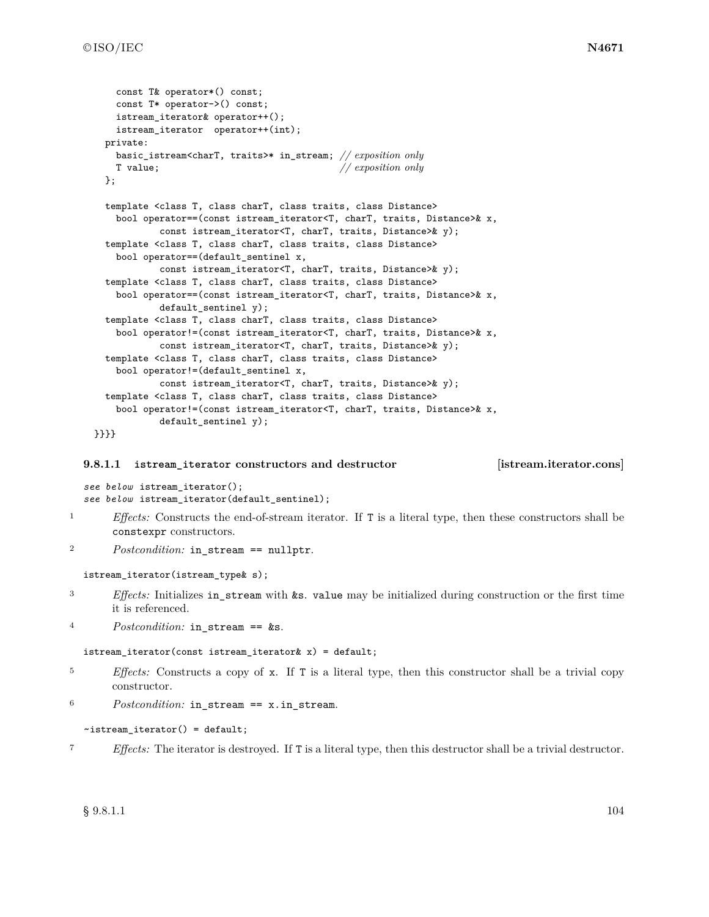```
    const T& operator*() const;
    const T* operator->() const;
    istream_iterator& operator++();
    istream_iterator  operator++(int);
  private:
    basic_istream<charT, traits>* in_stream; // exposition only
    T value;                                 // exposition only
  };

  template <class T, class charT, class traits, class Distance>
    bool operator==(const istream_iterator<T, charT, traits, Distance>& x,
            const istream_iterator<T, charT, traits, Distance>& y);
  template <class T, class charT, class traits, class Distance>
    bool operator==(default_sentinel x,
            const istream_iterator<T, charT, traits, Distance>& y);
  template <class T, class charT, class traits, class Distance>
    bool operator==(const istream_iterator<T, charT, traits, Distance>& x,
            default_sentinel y);
  template <class T, class charT, class traits, class Distance>
    bool operator!=(const istream_iterator<T, charT, traits, Distance>& x,
            const istream_iterator<T, charT, traits, Distance>& y);
  template <class T, class charT, class traits, class Distance>
    bool operator!=(default_sentinel x,
            const istream_iterator<T, charT, traits, Distance>& y);
  template <class T, class charT, class traits, class Distance>
    bool operator!=(const istream_iterator<T, charT, traits, Distance>& x,
            default_sentinel y);
}}}}
```

#### 9.8.1.1 istream_iterator constructors and destructor [istream.iterator.cons]

```
see below istream_iterator();
see below istream_iterator(default_sentinel);
```

1 *Effects:* Constructs the end-of-stream iterator. If `T` is a literal type, then these constructors shall be `constexpr` constructors.

2 *Postcondition:* `in_stream == nullptr`.

```
istream_iterator(istream_type& s);
```

3 *Effects:* Initializes `in_stream` with `&s`. `value` may be initialized during construction or the first time it is referenced.

4 *Postcondition:* `in_stream == &s`.

```
istream_iterator(const istream_iterator& x) = default;
```

5 *Effects:* Constructs a copy of `x`. If `T` is a literal type, then this constructor shall be a trivial copy constructor.

6 *Postcondition:* `in_stream == x.in_stream`.

```
~istream_iterator() = default;
```

7 *Effects:* The iterator is destroyed. If `T` is a literal type, then this destructor shall be a trivial destructor.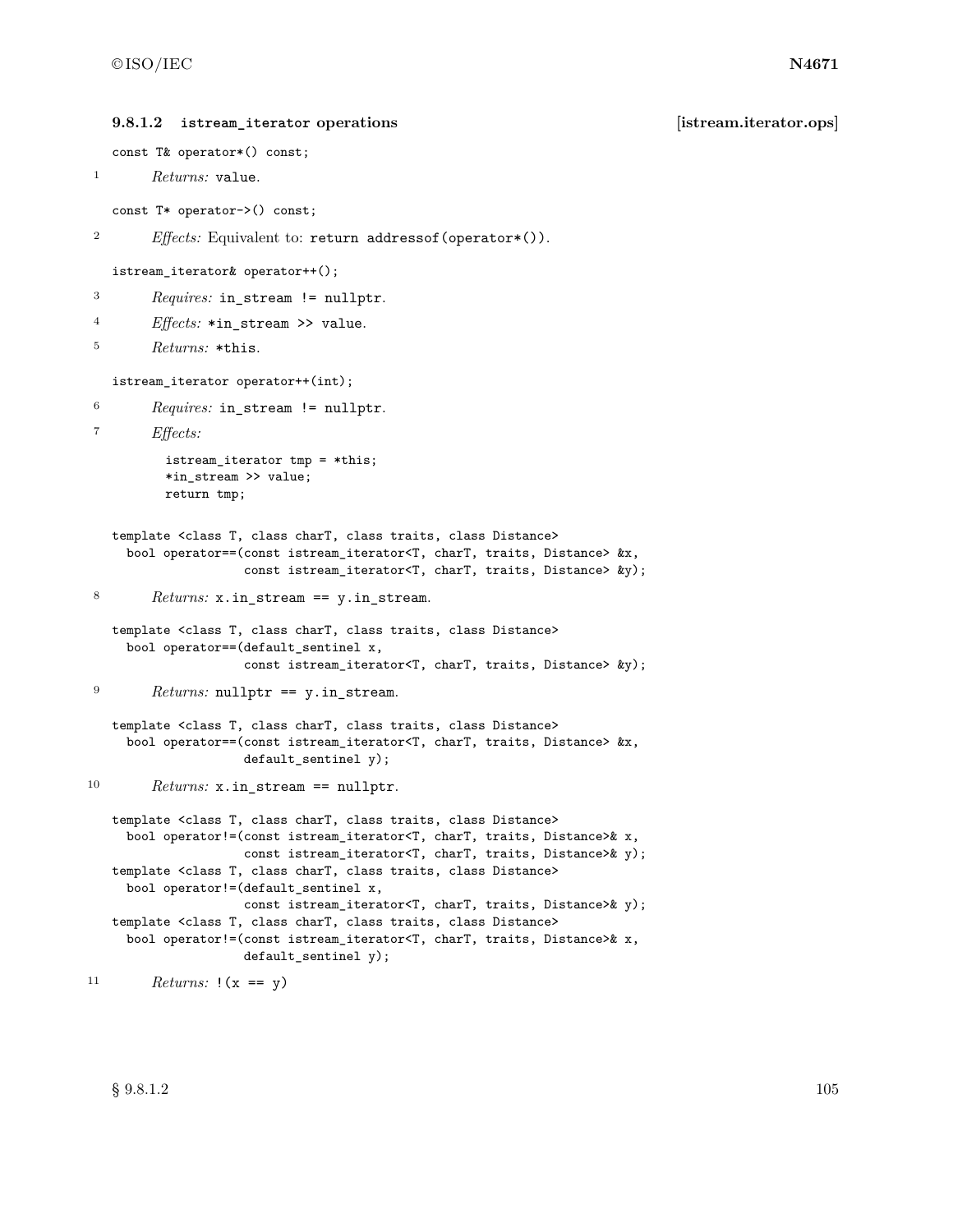### 9.8.1.2 istream_iterator operations [istream.iterator.ops]

```
const T& operator*() const;
```

1 *Returns:* `value`.

```
const T* operator->() const;
```

2 *Effects:* Equivalent to: `return addressof(operator*())`.

```
istream_iterator& operator++();
```

3 *Requires:* `in_stream != nullptr`.

4 *Effects:* `*in_stream >> value`.

5 *Returns:* `*this`.

```
istream_iterator operator++(int);
```

6 *Requires:* `in_stream != nullptr`.

7 *Effects:*

```
istream_iterator tmp = *this;
*in_stream >> value;
return tmp;
```

```
template <class T, class charT, class traits, class Distance>
  bool operator==(const istream_iterator<T, charT, traits, Distance> &x,
                  const istream_iterator<T, charT, traits, Distance> &y);
```

8 *Returns:* `x.in_stream == y.in_stream`.

```
template <class T, class charT, class traits, class Distance>
  bool operator==(default_sentinel x,
                  const istream_iterator<T, charT, traits, Distance> &y);
```

9 *Returns:* `nullptr == y.in_stream`.

```
template <class T, class charT, class traits, class Distance>
  bool operator==(const istream_iterator<T, charT, traits, Distance> &x,
                  default_sentinel y);
```

10 *Returns:* `x.in_stream == nullptr`.

```
template <class T, class charT, class traits, class Distance>
  bool operator!=(const istream_iterator<T, charT, traits, Distance>& x,
                  const istream_iterator<T, charT, traits, Distance>& y);
template <class T, class charT, class traits, class Distance>
  bool operator!=(default_sentinel x,
                  const istream_iterator<T, charT, traits, Distance>& y);
template <class T, class charT, class traits, class Distance>
  bool operator!=(const istream_iterator<T, charT, traits, Distance>& x,
                  default_sentinel y);
```

11 *Returns:* `!(x == y)`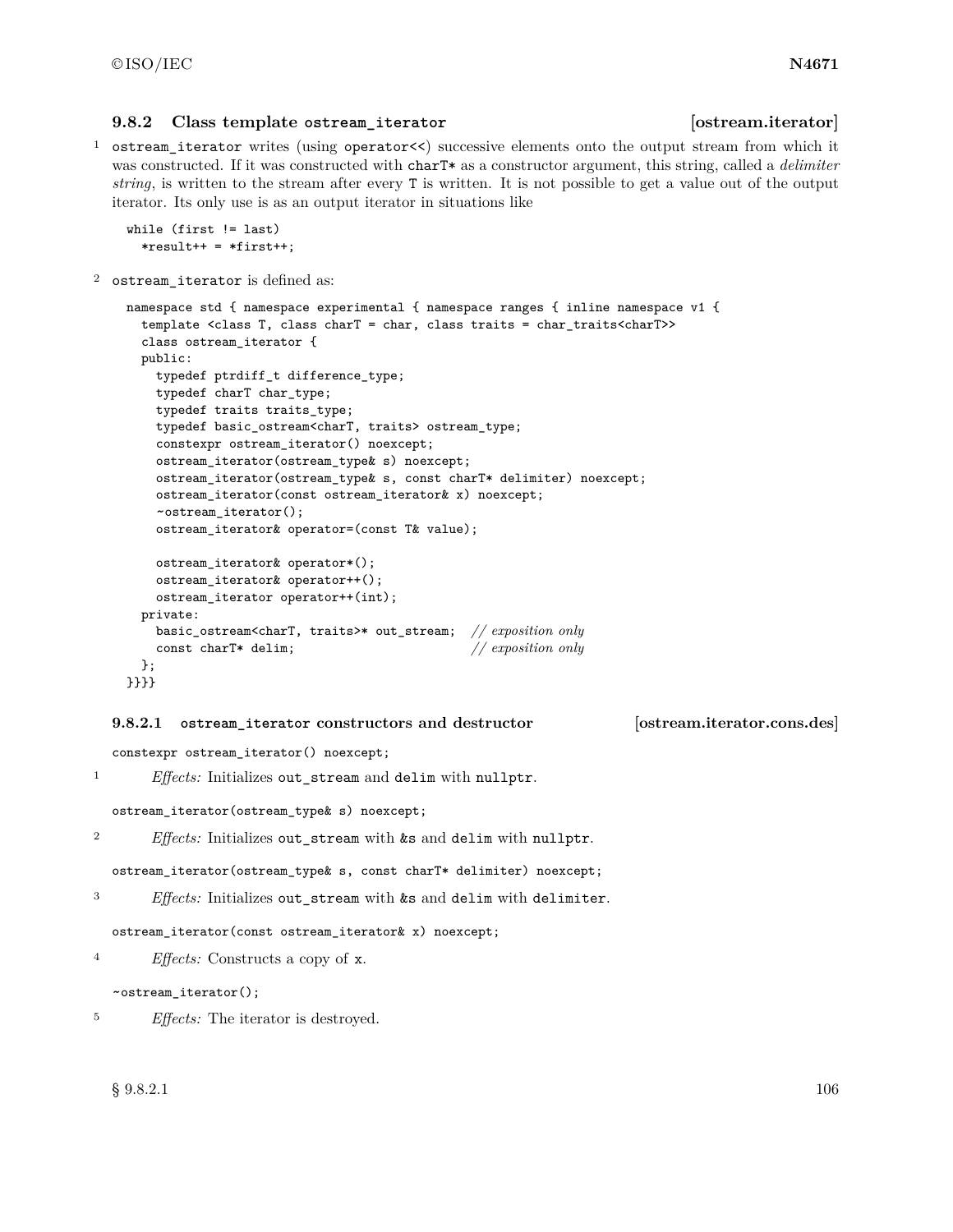### 9.8.2 Class template `ostream_iterator` [ostream.iterator]

1 `ostream_iterator` writes (using `operator<<`) successive elements onto the output stream from which it was constructed. If it was constructed with `charT*` as a constructor argument, this string, called a *delimiter string*, is written to the stream after every `T` is written. It is not possible to get a value out of the output iterator. Its only use is as an output iterator in situations like

```
while (first != last)
  *result++ = *first++;
```

2 `ostream_iterator` is defined as:

```
namespace std { namespace experimental { namespace ranges { inline namespace v1 {
  template <class T, class charT = char, class traits = char_traits<charT>>
  class ostream_iterator {
  public:
    typedef ptrdiff_t difference_type;
    typedef charT char_type;
    typedef traits traits_type;
    typedef basic_ostream<charT, traits> ostream_type;
    constexpr ostream_iterator() noexcept;
    ostream_iterator(ostream_type& s) noexcept;
    ostream_iterator(ostream_type& s, const charT* delimiter) noexcept;
    ostream_iterator(const ostream_iterator& x) noexcept;
    ~ostream_iterator();
    ostream_iterator& operator=(const T& value);

    ostream_iterator& operator*();
    ostream_iterator& operator++();
    ostream_iterator operator++(int);
  private:
    basic_ostream<charT, traits>* out_stream;  // exposition only
    const charT* delim;                        // exposition only
  };
}}}}
```

#### 9.8.2.1 `ostream_iterator` constructors and destructor [ostream.iterator.cons.des]

```
constexpr ostream_iterator() noexcept;
```

1 *Effects:* Initializes `out_stream` and `delim` with `nullptr`.

```
ostream_iterator(ostream_type& s) noexcept;
```

2 *Effects:* Initializes `out_stream` with `&s` and `delim` with `nullptr`.

```
ostream_iterator(ostream_type& s, const charT* delimiter) noexcept;
```

3 *Effects:* Initializes `out_stream` with `&s` and `delim` with `delimiter`.

```
ostream_iterator(const ostream_iterator& x) noexcept;
```

4 *Effects:* Constructs a copy of `x`.

```
~ostream_iterator();
```

5 *Effects:* The iterator is destroyed.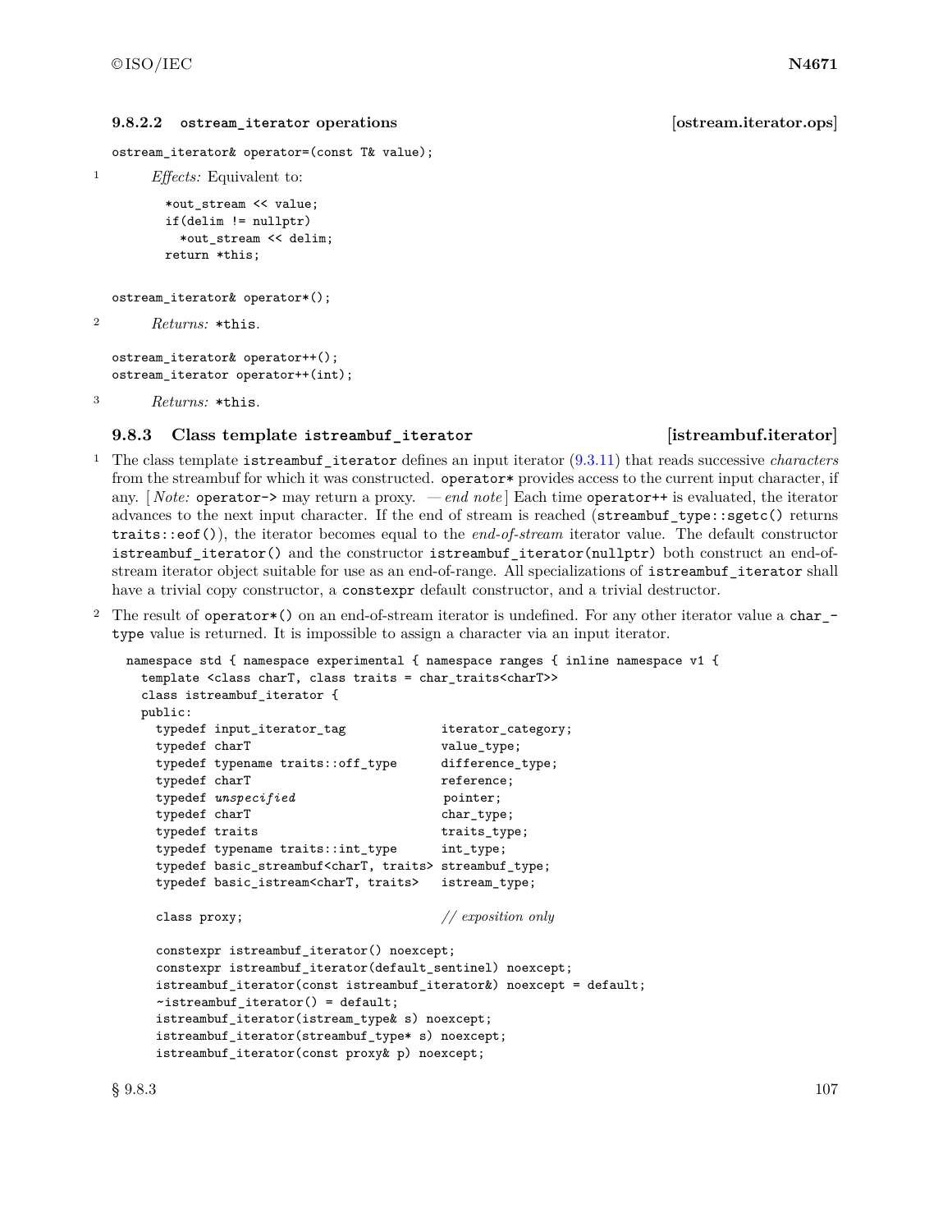#### 9.8.2.2 `ostream_iterator` operations [ostream.iterator.ops]

```
ostream_iterator& operator=(const T& value);
```

1 *Effects:* Equivalent to:

```
*out_stream << value;
if(delim != nullptr)
  *out_stream << delim;
return *this;
```

```
ostream_iterator& operator*();
```

2 *Returns:* `*this`.

```
ostream_iterator& operator++();
ostream_iterator operator++(int);
```

3 *Returns:* `*this`.

### 9.8.3 Class template `istreambuf_iterator` [istreambuf.iterator]

1 The class template `istreambuf_iterator` defines an input iterator (9.3.11) that reads successive *characters* from the streambuf for which it was constructed. `operator*` provides access to the current input character, if any. [ *Note:* `operator->` may return a proxy. — *end note* ] Each time `operator++` is evaluated, the iterator advances to the next input character. If the end of stream is reached (`streambuf_type::sgetc()` returns `traits::eof()`), the iterator becomes equal to the *end-of-stream* iterator value. The default constructor `istreambuf_iterator()` and the constructor `istreambuf_iterator(nullptr)` both construct an end-of-stream iterator object suitable for use as an end-of-range. All specializations of `istreambuf_iterator` shall have a trivial copy constructor, a `constexpr` default constructor, and a trivial destructor.

2 The result of `operator*()` on an end-of-stream iterator is undefined. For any other iterator value a `char_type` value is returned. It is impossible to assign a character via an input iterator.

```
namespace std { namespace experimental { namespace ranges { inline namespace v1 {
  template <class charT, class traits = char_traits<charT>>
  class istreambuf_iterator {
  public:
    typedef input_iterator_tag             iterator_category;
    typedef charT                          value_type;
    typedef typename traits::off_type      difference_type;
    typedef charT                          reference;
    typedef unspecified                    pointer;
    typedef charT                          char_type;
    typedef traits                         traits_type;
    typedef typename traits::int_type      int_type;
    typedef basic_streambuf<charT, traits> streambuf_type;
    typedef basic_istream<charT, traits>   istream_type;

    class proxy;                           // exposition only

    constexpr istreambuf_iterator() noexcept;
    constexpr istreambuf_iterator(default_sentinel) noexcept;
    istreambuf_iterator(const istreambuf_iterator&) noexcept = default;
    ~istreambuf_iterator() = default;
    istreambuf_iterator(istream_type& s) noexcept;
    istreambuf_iterator(streambuf_type* s) noexcept;
    istreambuf_iterator(const proxy& p) noexcept;
```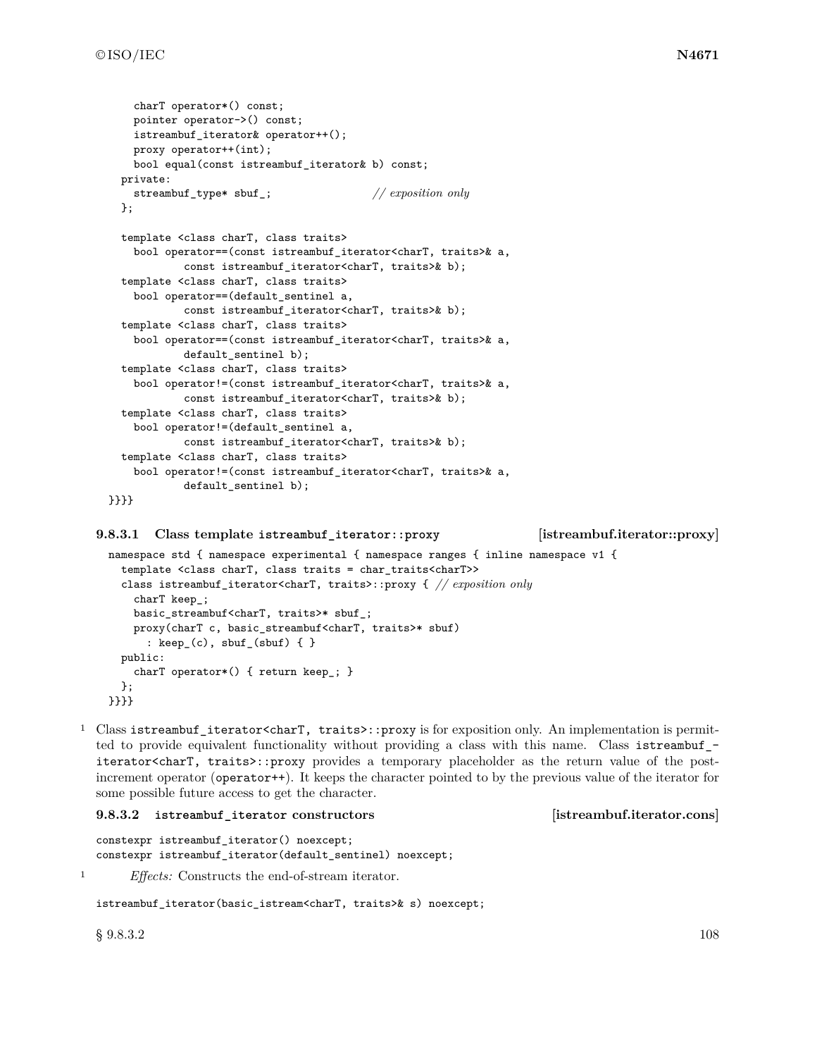```
    charT operator*() const;
    pointer operator->() const;
    istreambuf_iterator& operator++();
    proxy operator++(int);
    bool equal(const istreambuf_iterator& b) const;
  private:
    streambuf_type* sbuf_;                // exposition only
  };

  template <class charT, class traits>
    bool operator==(const istreambuf_iterator<charT, traits>& a,
            const istreambuf_iterator<charT, traits>& b);
  template <class charT, class traits>
    bool operator==(default_sentinel a,
            const istreambuf_iterator<charT, traits>& b);
  template <class charT, class traits>
    bool operator==(const istreambuf_iterator<charT, traits>& a,
            default_sentinel b);
  template <class charT, class traits>
    bool operator!=(const istreambuf_iterator<charT, traits>& a,
            const istreambuf_iterator<charT, traits>& b);
  template <class charT, class traits>
    bool operator!=(default_sentinel a,
            const istreambuf_iterator<charT, traits>& b);
  template <class charT, class traits>
    bool operator!=(const istreambuf_iterator<charT, traits>& a,
            default_sentinel b);
}}}}
```

### 9.8.3.1 Class template istreambuf_iterator::proxy [istreambuf.iterator::proxy]

```
namespace std { namespace experimental { namespace ranges { inline namespace v1 {
  template <class charT, class traits = char_traits<charT>>
  class istreambuf_iterator<charT, traits>::proxy { // exposition only
    charT keep_;
    basic_streambuf<charT, traits>* sbuf_;
    proxy(charT c, basic_streambuf<charT, traits>* sbuf)
      : keep_(c), sbuf_(sbuf) { }
  public:
    charT operator*() { return keep_; }
  };
}}}}
```

1 Class `istreambuf_iterator<charT, traits>::proxy` is for exposition only. An implementation is permitted to provide equivalent functionality without providing a class with this name. Class `istreambuf_iterator<charT, traits>::proxy` provides a temporary placeholder as the return value of the post-increment operator (`operator++`). It keeps the character pointed to by the previous value of the iterator for some possible future access to get the character.

### 9.8.3.2 istreambuf_iterator constructors [istreambuf.iterator.cons]

```
constexpr istreambuf_iterator() noexcept;
constexpr istreambuf_iterator(default_sentinel) noexcept;
```

1 *Effects:* Constructs the end-of-stream iterator.

```
istreambuf_iterator(basic_istream<charT, traits>& s) noexcept;
```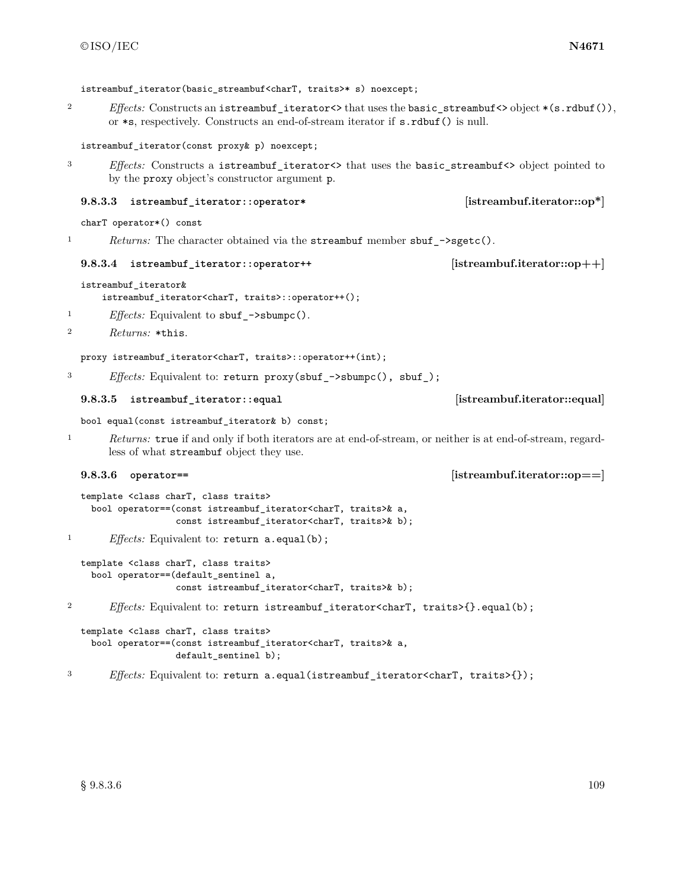```
istreambuf_iterator(basic_streambuf<charT, traits>* s) noexcept;
```

2 *Effects:* Constructs an `istreambuf_iterator<>` that uses the `basic_streambuf<>` object `*(s.rdbuf())`, or `*s`, respectively. Constructs an end-of-stream iterator if `s.rdbuf()` is null.

```
istreambuf_iterator(const proxy& p) noexcept;
```

3 *Effects:* Constructs a `istreambuf_iterator<>` that uses the `basic_streambuf<>` object pointed to by the `proxy` object's constructor argument `p`.

### 9.8.3.3 `istreambuf_iterator::operator*` [istreambuf.iterator::op*]

```
charT operator*() const
```

1 *Returns:* The character obtained via the `streambuf` member `sbuf_->sgetc()`.

### 9.8.3.4 `istreambuf_iterator::operator++` [istreambuf.iterator::op++]

```
istreambuf_iterator&
    istreambuf_iterator<charT, traits>::operator++();
```

1 *Effects:* Equivalent to `sbuf_->sbumpc()`.

2 *Returns:* `*this`.

```
proxy istreambuf_iterator<charT, traits>::operator++(int);
```

3 *Effects:* Equivalent to: `return proxy(sbuf_->sbumpc(), sbuf_);`

### 9.8.3.5 `istreambuf_iterator::equal` [istreambuf.iterator::equal]

```
bool equal(const istreambuf_iterator& b) const;
```

1 *Returns:* `true` if and only if both iterators are at end-of-stream, or neither is at end-of-stream, regardless of what `streambuf` object they use.

### 9.8.3.6 `operator==` [istreambuf.iterator::op==]

```
template <class charT, class traits>
  bool operator==(const istreambuf_iterator<charT, traits>& a,
                  const istreambuf_iterator<charT, traits>& b);
```

1 *Effects:* Equivalent to: `return a.equal(b);`

```
template <class charT, class traits>
  bool operator==(default_sentinel a,
                  const istreambuf_iterator<charT, traits>& b);
```

2 *Effects:* Equivalent to: `return istreambuf_iterator<charT, traits>{}.equal(b);`

```
template <class charT, class traits>
  bool operator==(const istreambuf_iterator<charT, traits>& a,
                  default_sentinel b);
```

3 *Effects:* Equivalent to: `return a.equal(istreambuf_iterator<charT, traits>{});`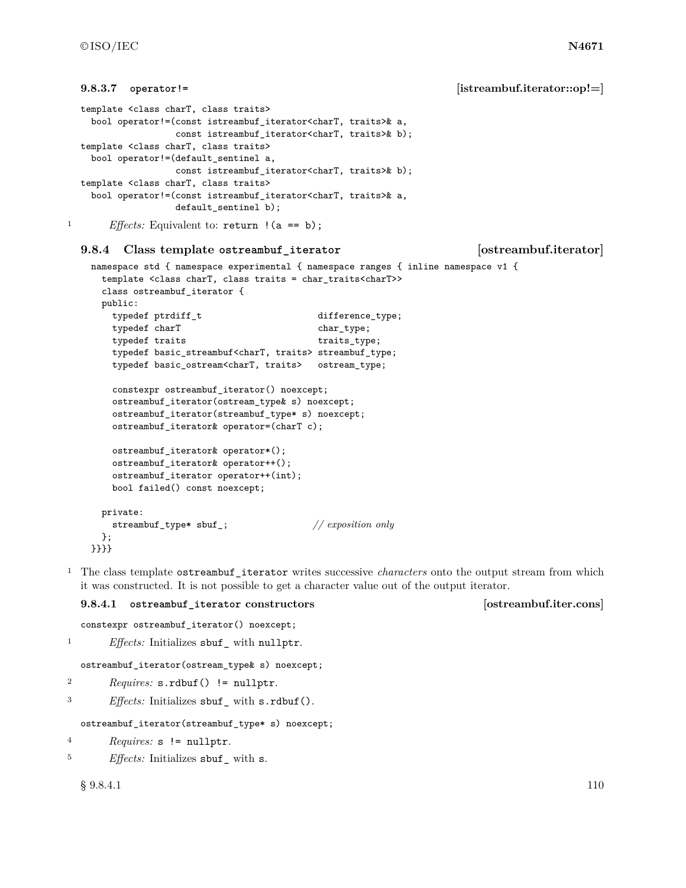### 9.8.3.7 `operator!=` [istreambuf.iterator::op!=]

```
template <class charT, class traits>
  bool operator!=(const istreambuf_iterator<charT, traits>& a,
                  const istreambuf_iterator<charT, traits>& b);
template <class charT, class traits>
  bool operator!=(default_sentinel a,
                  const istreambuf_iterator<charT, traits>& b);
template <class charT, class traits>
  bool operator!=(const istreambuf_iterator<charT, traits>& a,
                  default_sentinel b);
```

1 *Effects:* Equivalent to: `return !(a == b);`

## 9.8.4 Class template `ostreambuf_iterator` [ostreambuf.iterator]

```
namespace std { namespace experimental { namespace ranges { inline namespace v1 {
  template <class charT, class traits = char_traits<charT>>
  class ostreambuf_iterator {
  public:
    typedef ptrdiff_t                      difference_type;
    typedef charT                          char_type;
    typedef traits                         traits_type;
    typedef basic_streambuf<charT, traits> streambuf_type;
    typedef basic_ostream<charT, traits>   ostream_type;

    constexpr ostreambuf_iterator() noexcept;
    ostreambuf_iterator(ostream_type& s) noexcept;
    ostreambuf_iterator(streambuf_type* s) noexcept;
    ostreambuf_iterator& operator=(charT c);

    ostreambuf_iterator& operator*();
    ostreambuf_iterator& operator++();
    ostreambuf_iterator operator++(int);
    bool failed() const noexcept;

  private:
    streambuf_type* sbuf_;                // exposition only
  };
}}}}
```

1 The class template `ostreambuf_iterator` writes successive *characters* onto the output stream from which it was constructed. It is not possible to get a character value out of the output iterator.

### 9.8.4.1 `ostreambuf_iterator` constructors [ostreambuf.iter.cons]

```
constexpr ostreambuf_iterator() noexcept;
```

1 *Effects:* Initializes `sbuf_` with `nullptr`.

```
ostreambuf_iterator(ostream_type& s) noexcept;
```

2 *Requires:* `s.rdbuf() != nullptr`.

3 *Effects:* Initializes `sbuf_` with `s.rdbuf()`.

```
ostreambuf_iterator(streambuf_type* s) noexcept;
```

4 *Requires:* `s != nullptr`.

5 *Effects:* Initializes `sbuf_` with `s`.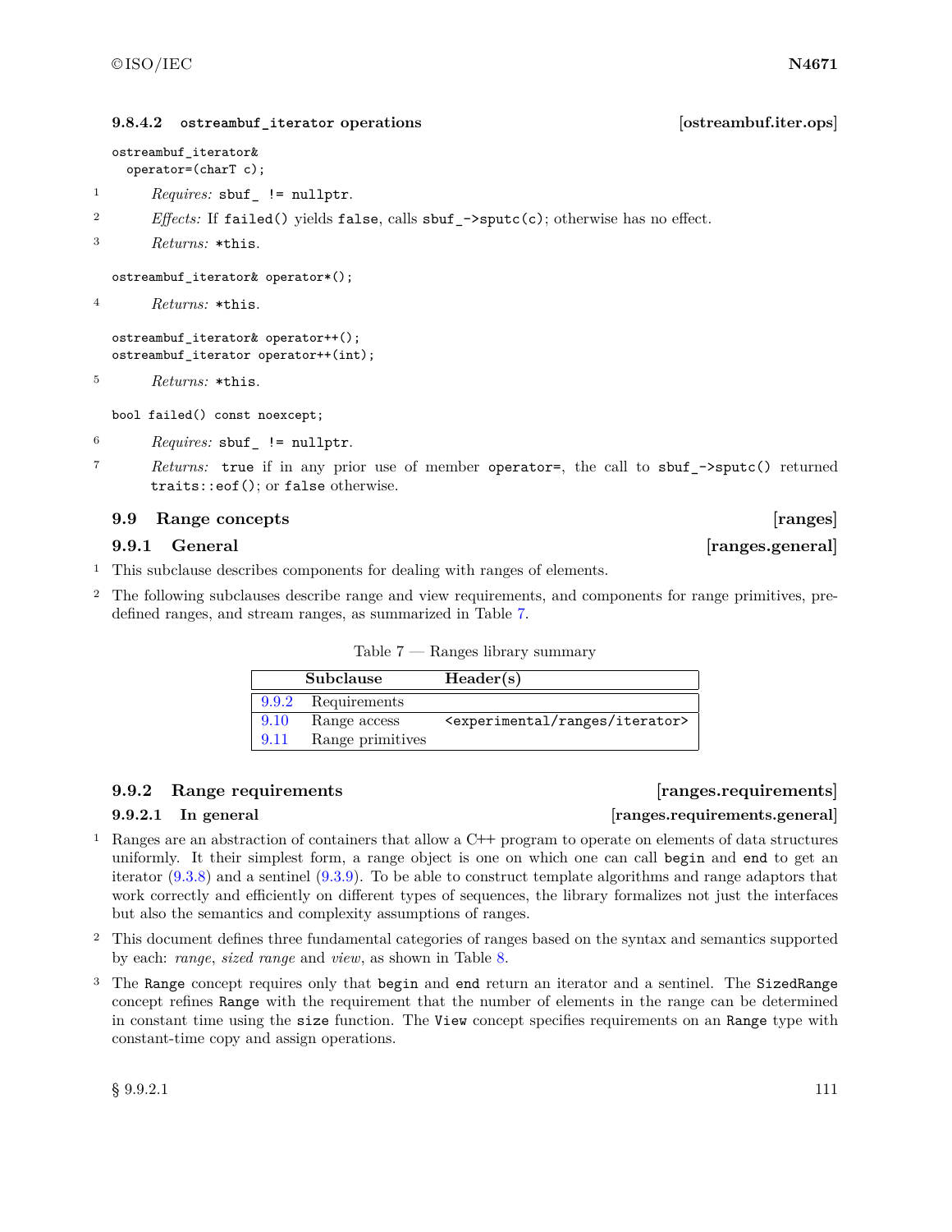#### 9.8.4.2 `ostreambuf_iterator` operations [ostreambuf.iter.ops]

```
ostreambuf_iterator&
  operator=(charT c);
```

1 *Requires:* `sbuf_ != nullptr`.

2 *Effects:* If `failed()` yields `false`, calls `sbuf_->sputc(c)`; otherwise has no effect.

3 *Returns:* `*this`.

```
ostreambuf_iterator& operator*();
```

4 *Returns:* `*this`.

```
ostreambuf_iterator& operator++();
ostreambuf_iterator operator++(int);
```

5 *Returns:* `*this`.

```
bool failed() const noexcept;
```

6 *Requires:* `sbuf_ != nullptr`.

7 *Returns:* `true` if in any prior use of member `operator=`, the call to `sbuf_->sputc()` returned `traits::eof()`; or `false` otherwise.

## 9.9 Range concepts [ranges]

### 9.9.1 General [ranges.general]

1 This subclause describes components for dealing with ranges of elements.

2 The following subclauses describe range and view requirements, and components for range primitives, predefined ranges, and stream ranges, as summarized in Table 7.

Table 7 — Ranges library summary

| | Subclause | Header(s) |
|---|---|---|
| 9.9.2 | Requirements | |
| 9.10 | Range access | `<experimental/ranges/iterator>` |
| 9.11 | Range primitives | |

### 9.9.2 Range requirements [ranges.requirements]

#### 9.9.2.1 In general [ranges.requirements.general]

1 Ranges are an abstraction of containers that allow a C++ program to operate on elements of data structures uniformly. It their simplest form, a range object is one on which one can call `begin` and `end` to get an iterator (9.3.8) and a sentinel (9.3.9). To be able to construct template algorithms and range adaptors that work correctly and efficiently on different types of sequences, the library formalizes not just the interfaces but also the semantics and complexity assumptions of ranges.

2 This document defines three fundamental categories of ranges based on the syntax and semantics supported by each: *range*, *sized range* and *view*, as shown in Table 8.

3 The `Range` concept requires only that `begin` and `end` return an iterator and a sentinel. The `SizedRange` concept refines `Range` with the requirement that the number of elements in the range can be determined in constant time using the `size` function. The `View` concept specifies requirements on an `Range` type with constant-time copy and assign operations.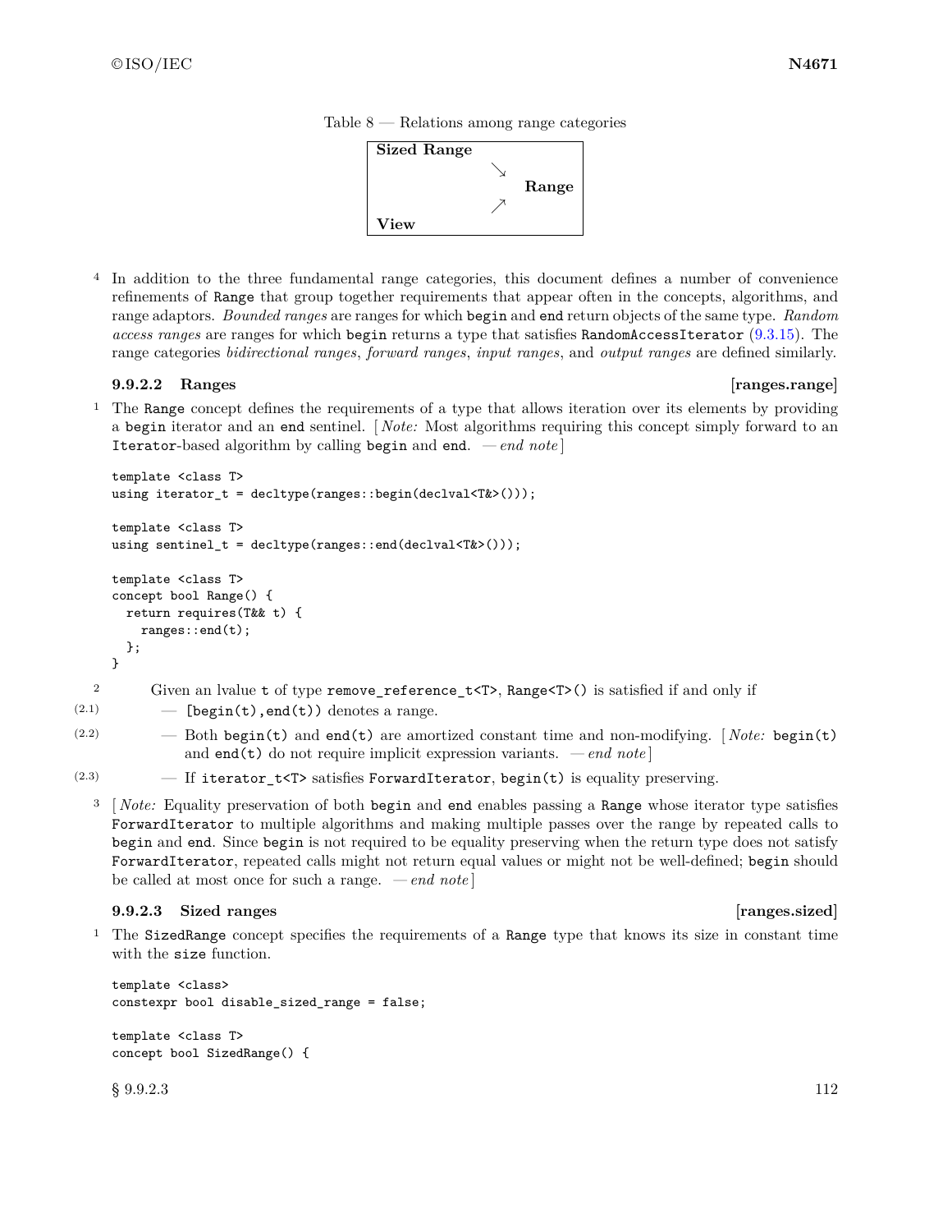Table 8 — Relations among range categories

| Sized Range | | |
|---|---|---|
| | ↘ | |
| | | **Range** |
| | ↗ | |
| **View** | | |

4 In addition to the three fundamental range categories, this document defines a number of convenience refinements of `Range` that group together requirements that appear often in the concepts, algorithms, and range adaptors. *Bounded ranges* are ranges for which `begin` and `end` return objects of the same type. *Random access ranges* are ranges for which `begin` returns a type that satisfies `RandomAccessIterator` (9.3.15). The range categories *bidirectional ranges*, *forward ranges*, *input ranges*, and *output ranges* are defined similarly.

### 9.9.2.2 Ranges [ranges.range]

1 The `Range` concept defines the requirements of a type that allows iteration over its elements by providing a `begin` iterator and an `end` sentinel. [ *Note:* Most algorithms requiring this concept simply forward to an `Iterator`-based algorithm by calling `begin` and `end`. — *end note* ]

```
template <class T>
using iterator_t = decltype(ranges::begin(declval<T&>()));

template <class T>
using sentinel_t = decltype(ranges::end(declval<T&>()));

template <class T>
concept bool Range() {
  return requires(T&& t) {
    ranges::end(t);
  };
}
```

2 Given an lvalue `t` of type `remove_reference_t<T>`, `Range<T>()` is satisfied if and only if

- (2.1) — `[begin(t),end(t))` denotes a range.
- (2.2) — Both `begin(t)` and `end(t)` are amortized constant time and non-modifying. [ *Note:* `begin(t)` and `end(t)` do not require implicit expression variants. — *end note* ]
- (2.3) — If `iterator_t<T>` satisfies `ForwardIterator`, `begin(t)` is equality preserving.

3 [ *Note:* Equality preservation of both `begin` and `end` enables passing a `Range` whose iterator type satisfies `ForwardIterator` to multiple algorithms and making multiple passes over the range by repeated calls to `begin` and `end`. Since `begin` is not required to be equality preserving when the return type does not satisfy `ForwardIterator`, repeated calls might not return equal values or might not be well-defined; `begin` should be called at most once for such a range. — *end note* ]

### 9.9.2.3 Sized ranges [ranges.sized]

1 The `SizedRange` concept specifies the requirements of a `Range` type that knows its size in constant time with the `size` function.

```
template <class>
constexpr bool disable_sized_range = false;

template <class T>
concept bool SizedRange() {
```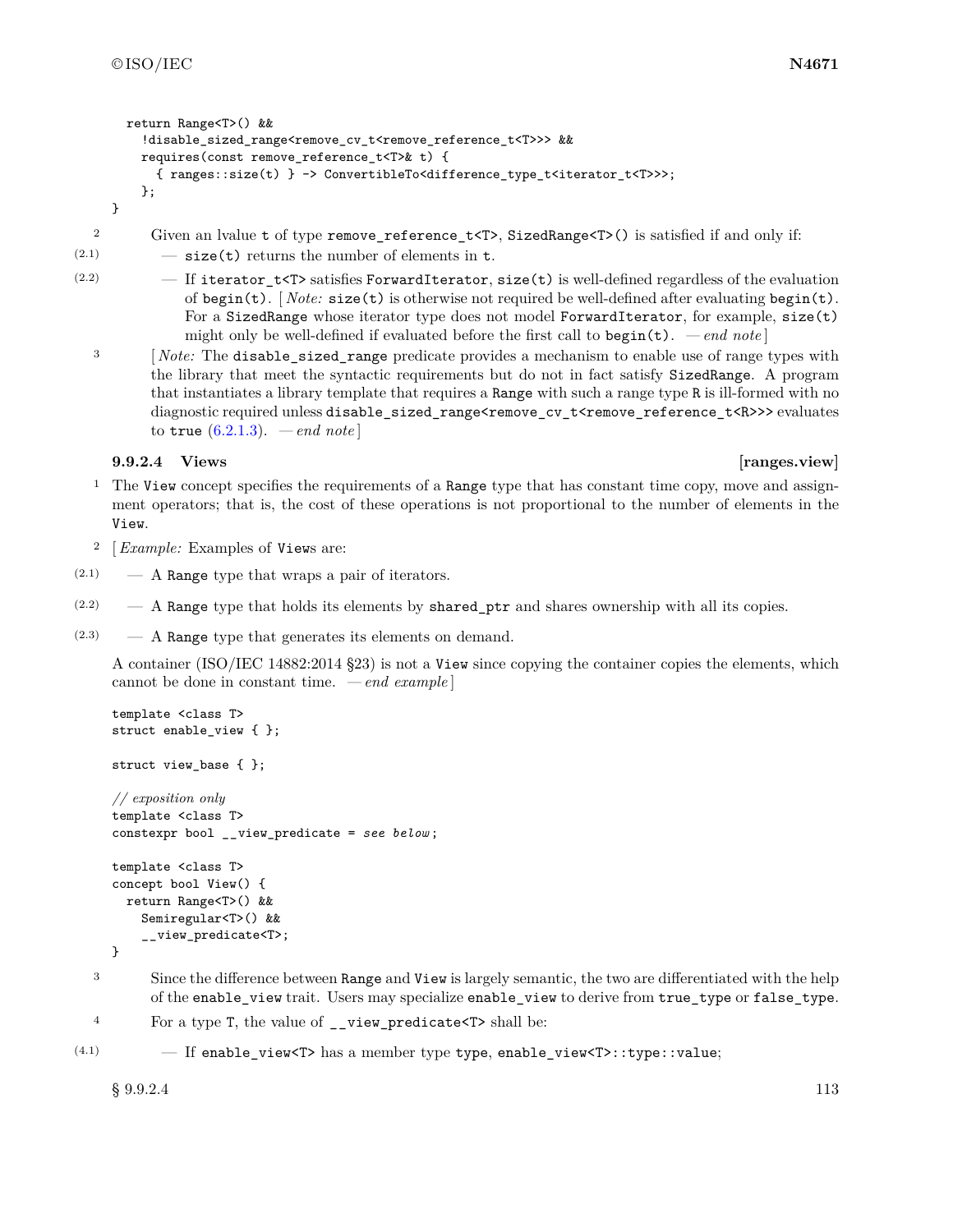```
    return Range<T>() &&
      !disable_sized_range<remove_cv_t<remove_reference_t<T>>> &&
      requires(const remove_reference_t<T>& t) {
        { ranges::size(t) } -> ConvertibleTo<difference_type_t<iterator_t<T>>>;
      };
}
```

2 Given an lvalue `t` of type `remove_reference_t<T>`, `SizedRange<T>()` is satisfied if and only if:

(2.1) — `size(t)` returns the number of elements in `t`.

(2.2) — If `iterator_t<T>` satisfies `ForwardIterator`, `size(t)` is well-defined regardless of the evaluation of `begin(t)`. [ *Note:* `size(t)` is otherwise not required be well-defined after evaluating `begin(t)`. For a `SizedRange` whose iterator type does not model `ForwardIterator`, for example, `size(t)` might only be well-defined if evaluated before the first call to `begin(t)`. — *end note* ]

3 [ *Note:* The `disable_sized_range` predicate provides a mechanism to enable use of range types with the library that meet the syntactic requirements but do not in fact satisfy `SizedRange`. A program that instantiates a library template that requires a `Range` with such a range type `R` is ill-formed with no diagnostic required unless `disable_sized_range<remove_cv_t<remove_reference_t<R>>>` evaluates to `true` (6.2.1.3). — *end note* ]

### 9.9.2.4 Views [ranges.view]

1 The `View` concept specifies the requirements of a `Range` type that has constant time copy, move and assignment operators; that is, the cost of these operations is not proportional to the number of elements in the `View`.

2 [ *Example:* Examples of `View`s are:

(2.1) — A `Range` type that wraps a pair of iterators.

(2.2) — A `Range` type that holds its elements by `shared_ptr` and shares ownership with all its copies.

(2.3) — A `Range` type that generates its elements on demand.

A container (ISO/IEC 14882:2014 §23) is not a `View` since copying the container copies the elements, which cannot be done in constant time. — *end example* ]

```
template <class T>
struct enable_view { };

struct view_base { };

// exposition only
template <class T>
constexpr bool __view_predicate = see below;

template <class T>
concept bool View() {
  return Range<T>() &&
    Semiregular<T>() &&
    __view_predicate<T>;
}
```

3 Since the difference between `Range` and `View` is largely semantic, the two are differentiated with the help of the `enable_view` trait. Users may specialize `enable_view` to derive from `true_type` or `false_type`.

4 For a type `T`, the value of `__view_predicate<T>` shall be:

(4.1) — If `enable_view<T>` has a member type `type`, `enable_view<T>::type::value`;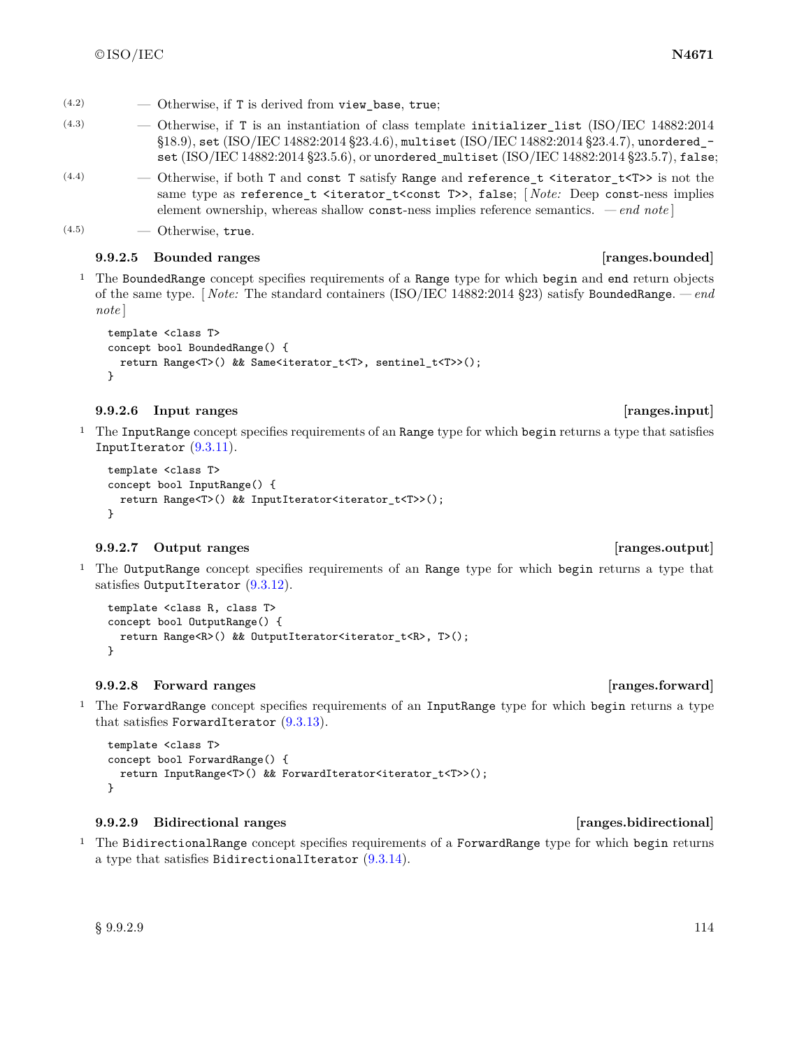(4.2) — Otherwise, if `T` is derived from `view_base`, `true`;

(4.3) — Otherwise, if `T` is an instantiation of class template `initializer_list` (ISO/IEC 14882:2014 §18.9), `set` (ISO/IEC 14882:2014 §23.4.6), `multiset` (ISO/IEC 14882:2014 §23.4.7), `unordered_set` (ISO/IEC 14882:2014 §23.5.6), or `unordered_multiset` (ISO/IEC 14882:2014 §23.5.7), `false`;

(4.4) — Otherwise, if both `T` and `const T` satisfy `Range` and `reference_t <iterator_t<T>>` is not the same type as `reference_t <iterator_t<const T>>`, `false`; [ *Note:* Deep `const`-ness implies element ownership, whereas shallow `const`-ness implies reference semantics. — *end note* ]

(4.5) — Otherwise, `true`.

### 9.9.2.5 Bounded ranges [ranges.bounded]

1 The `BoundedRange` concept specifies requirements of a `Range` type for which `begin` and `end` return objects of the same type. [ *Note:* The standard containers (ISO/IEC 14882:2014 §23) satisfy `BoundedRange`. — *end note* ]

```
template <class T>
concept bool BoundedRange() {
  return Range<T>() && Same<iterator_t<T>, sentinel_t<T>>();
}
```

### 9.9.2.6 Input ranges [ranges.input]

1 The `InputRange` concept specifies requirements of an `Range` type for which `begin` returns a type that satisfies `InputIterator` (9.3.11).

```
template <class T>
concept bool InputRange() {
  return Range<T>() && InputIterator<iterator_t<T>>();
}
```

### 9.9.2.7 Output ranges [ranges.output]

1 The `OutputRange` concept specifies requirements of an `Range` type for which `begin` returns a type that satisfies `OutputIterator` (9.3.12).

```
template <class R, class T>
concept bool OutputRange() {
  return Range<R>() && OutputIterator<iterator_t<R>, T>();
}
```

### 9.9.2.8 Forward ranges [ranges.forward]

1 The `ForwardRange` concept specifies requirements of an `InputRange` type for which `begin` returns a type that satisfies `ForwardIterator` (9.3.13).

```
template <class T>
concept bool ForwardRange() {
  return InputRange<T>() && ForwardIterator<iterator_t<T>>();
}
```

### 9.9.2.9 Bidirectional ranges [ranges.bidirectional]

1 The `BidirectionalRange` concept specifies requirements of a `ForwardRange` type for which `begin` returns a type that satisfies `BidirectionalIterator` (9.3.14).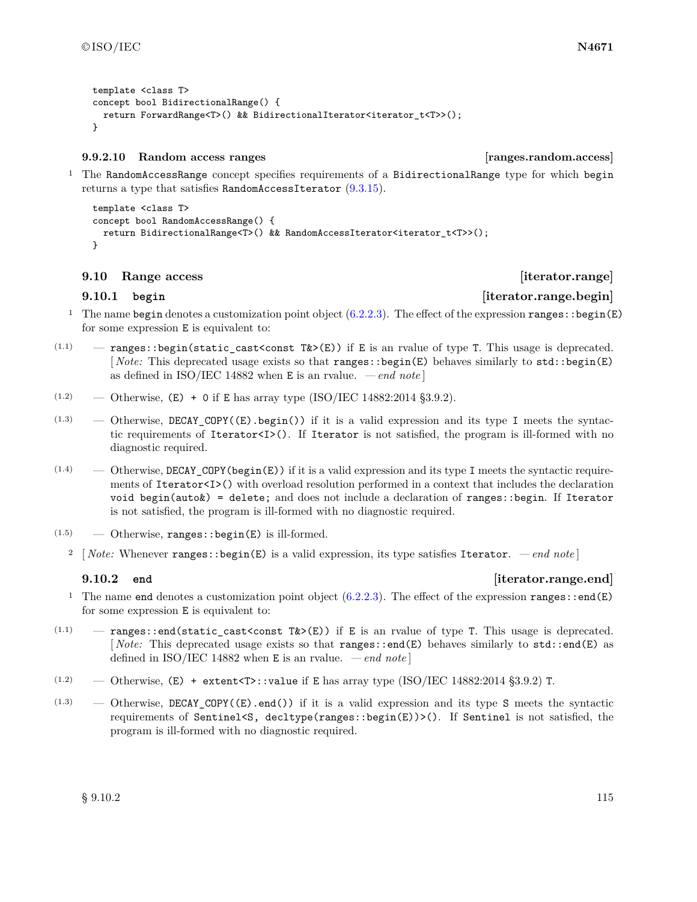```
template <class T>
concept bool BidirectionalRange() {
  return ForwardRange<T>() && BidirectionalIterator<iterator_t<T>>();
}
```

#### 9.9.2.10 Random access ranges [ranges.random.access]

1 The `RandomAccessRange` concept specifies requirements of a `BidirectionalRange` type for which `begin` returns a type that satisfies `RandomAccessIterator` (9.3.15).

```
template <class T>
concept bool RandomAccessRange() {
  return BidirectionalRange<T>() && RandomAccessIterator<iterator_t<T>>();
}
```

## 9.10 Range access [iterator.range]

### 9.10.1 `begin` [iterator.range.begin]

1 The name `begin` denotes a customization point object (6.2.2.3). The effect of the expression `ranges::begin(E)` for some expression `E` is equivalent to:

- (1.1) — `ranges::begin(static_cast<const T&>(E))` if `E` is an rvalue of type `T`. This usage is deprecated. [ *Note:* This deprecated usage exists so that `ranges::begin(E)` behaves similarly to `std::begin(E)` as defined in ISO/IEC 14882 when `E` is an rvalue. — *end note* ]
- (1.2) — Otherwise, `(E) + 0` if `E` has array type (ISO/IEC 14882:2014 §3.9.2).
- (1.3) — Otherwise, `DECAY_COPY((E).begin())` if it is a valid expression and its type `I` meets the syntactic requirements of `Iterator<I>()`. If `Iterator` is not satisfied, the program is ill-formed with no diagnostic required.
- (1.4) — Otherwise, `DECAY_COPY(begin(E))` if it is a valid expression and its type `I` meets the syntactic requirements of `Iterator<I>()` with overload resolution performed in a context that includes the declaration `void begin(auto&) = delete;` and does not include a declaration of `ranges::begin`. If `Iterator` is not satisfied, the program is ill-formed with no diagnostic required.
- (1.5) — Otherwise, `ranges::begin(E)` is ill-formed.

2 [ *Note:* Whenever `ranges::begin(E)` is a valid expression, its type satisfies `Iterator`. — *end note* ]

### 9.10.2 `end` [iterator.range.end]

1 The name `end` denotes a customization point object (6.2.2.3). The effect of the expression `ranges::end(E)` for some expression `E` is equivalent to:

- (1.1) — `ranges::end(static_cast<const T&>(E))` if `E` is an rvalue of type `T`. This usage is deprecated. [ *Note:* This deprecated usage exists so that `ranges::end(E)` behaves similarly to `std::end(E)` as defined in ISO/IEC 14882 when `E` is an rvalue. — *end note* ]
- (1.2) — Otherwise, `(E) + extent<T>::value` if `E` has array type (ISO/IEC 14882:2014 §3.9.2) `T`.
- (1.3) — Otherwise, `DECAY_COPY((E).end())` if it is a valid expression and its type `S` meets the syntactic requirements of `Sentinel<S, decltype(ranges::begin(E))>()`. If `Sentinel` is not satisfied, the program is ill-formed with no diagnostic required.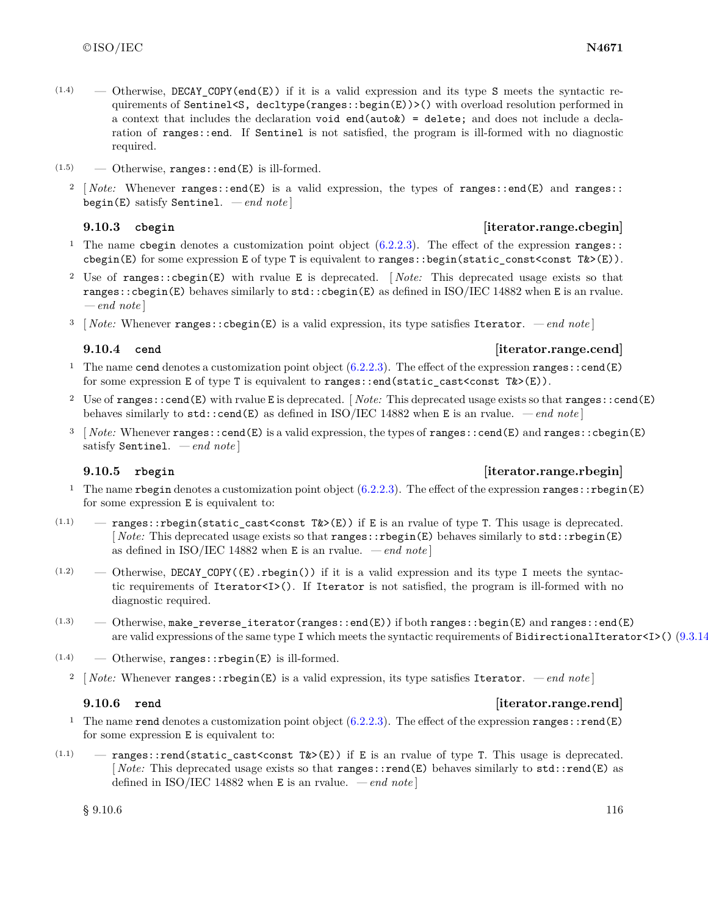(1.4) — Otherwise, `DECAY_COPY(end(E))` if it is a valid expression and its type `S` meets the syntactic requirements of `Sentinel<S, decltype(ranges::begin(E))>()` with overload resolution performed in a context that includes the declaration `void end(auto&) = delete;` and does not include a declaration of `ranges::end`. If `Sentinel` is not satisfied, the program is ill-formed with no diagnostic required.

(1.5) — Otherwise, `ranges::end(E)` is ill-formed.

2 [ *Note:* Whenever `ranges::end(E)` is a valid expression, the types of `ranges::end(E)` and `ranges::begin(E)` satisfy `Sentinel`. — *end note* ]

### 9.10.3 `cbegin` [iterator.range.cbegin]

1 The name `cbegin` denotes a customization point object (6.2.2.3). The effect of the expression `ranges::cbegin(E)` for some expression `E` of type `T` is equivalent to `ranges::begin(static_cast<const T&>(E))`.

2 Use of `ranges::cbegin(E)` with rvalue `E` is deprecated. [ *Note:* This deprecated usage exists so that `ranges::cbegin(E)` behaves similarly to `std::cbegin(E)` as defined in ISO/IEC 14882 when `E` is an rvalue. — *end note* ]

3 [ *Note:* Whenever `ranges::cbegin(E)` is a valid expression, its type satisfies `Iterator`. — *end note* ]

### 9.10.4 `cend` [iterator.range.cend]

1 The name `cend` denotes a customization point object (6.2.2.3). The effect of the expression `ranges::cend(E)` for some expression `E` of type `T` is equivalent to `ranges::end(static_cast<const T&>(E))`.

2 Use of `ranges::cend(E)` with rvalue `E` is deprecated. [ *Note:* This deprecated usage exists so that `ranges::cend(E)` behaves similarly to `std::cend(E)` as defined in ISO/IEC 14882 when `E` is an rvalue. — *end note* ]

3 [ *Note:* Whenever `ranges::cend(E)` is a valid expression, the types of `ranges::cend(E)` and `ranges::cbegin(E)` satisfy `Sentinel`. — *end note* ]

### 9.10.5 `rbegin` [iterator.range.rbegin]

1 The name `rbegin` denotes a customization point object (6.2.2.3). The effect of the expression `ranges::rbegin(E)` for some expression `E` is equivalent to:

(1.1) — `ranges::rbegin(static_cast<const T&>(E))` if `E` is an rvalue of type `T`. This usage is deprecated. [ *Note:* This deprecated usage exists so that `ranges::rbegin(E)` behaves similarly to `std::rbegin(E)` as defined in ISO/IEC 14882 when `E` is an rvalue. — *end note* ]

(1.2) — Otherwise, `DECAY_COPY((E).rbegin())` if it is a valid expression and its type `I` meets the syntactic requirements of `Iterator<I>()`. If `Iterator` is not satisfied, the program is ill-formed with no diagnostic required.

(1.3) — Otherwise, `make_reverse_iterator(ranges::end(E))` if both `ranges::begin(E)` and `ranges::end(E)` are valid expressions of the same type `I` which meets the syntactic requirements of `BidirectionalIterator<I>()` (9.3.14

(1.4) — Otherwise, `ranges::rbegin(E)` is ill-formed.

2 [ *Note:* Whenever `ranges::rbegin(E)` is a valid expression, its type satisfies `Iterator`. — *end note* ]

### 9.10.6 `rend` [iterator.range.rend]

1 The name `rend` denotes a customization point object (6.2.2.3). The effect of the expression `ranges::rend(E)` for some expression `E` is equivalent to:

(1.1) — `ranges::rend(static_cast<const T&>(E))` if `E` is an rvalue of type `T`. This usage is deprecated. [ *Note:* This deprecated usage exists so that `ranges::rend(E)` behaves similarly to `std::rend(E)` as defined in ISO/IEC 14882 when `E` is an rvalue. — *end note* ]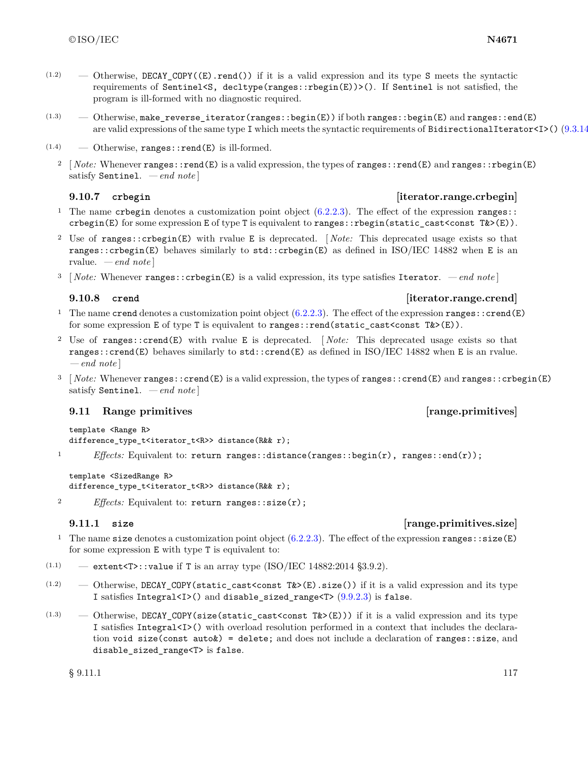(1.2) — Otherwise, `DECAY_COPY((E).rend())` if it is a valid expression and its type `S` meets the syntactic requirements of `Sentinel<S, decltype(ranges::rbegin(E))>()`. If `Sentinel` is not satisfied, the program is ill-formed with no diagnostic required.

(1.3) — Otherwise, `make_reverse_iterator(ranges::begin(E))` if both `ranges::begin(E)` and `ranges::end(E)` are valid expressions of the same type `I` which meets the syntactic requirements of `BidirectionalIterator<I>()` (9.3.14

(1.4) — Otherwise, `ranges::rend(E)` is ill-formed.

2 [ *Note:* Whenever `ranges::rend(E)` is a valid expression, the types of `ranges::rend(E)` and `ranges::rbegin(E)` satisfy `Sentinel`. — *end note* ]

### 9.10.7 `crbegin` [iterator.range.crbegin]

1 The name `crbegin` denotes a customization point object (6.2.2.3). The effect of the expression `ranges::crbegin(E)` for some expression `E` of type `T` is equivalent to `ranges::rbegin(static_cast<const T&>(E))`.

2 Use of `ranges::crbegin(E)` with rvalue `E` is deprecated. [ *Note:* This deprecated usage exists so that `ranges::crbegin(E)` behaves similarly to `std::crbegin(E)` as defined in ISO/IEC 14882 when `E` is an rvalue. — *end note* ]

3 [ *Note:* Whenever `ranges::crbegin(E)` is a valid expression, its type satisfies `Iterator`. — *end note* ]

### 9.10.8 `crend` [iterator.range.crend]

1 The name `crend` denotes a customization point object (6.2.2.3). The effect of the expression `ranges::crend(E)` for some expression `E` of type `T` is equivalent to `ranges::rend(static_cast<const T&>(E))`.

2 Use of `ranges::crend(E)` with rvalue `E` is deprecated. [ *Note:* This deprecated usage exists so that `ranges::crend(E)` behaves similarly to `std::crend(E)` as defined in ISO/IEC 14882 when `E` is an rvalue. — *end note* ]

3 [ *Note:* Whenever `ranges::crend(E)` is a valid expression, the types of `ranges::crend(E)` and `ranges::crbegin(E)` satisfy `Sentinel`. — *end note* ]

## 9.11 Range primitives [range.primitives]

```
template <Range R>
difference_type_t<iterator_t<R>> distance(R&& r);
```

1 *Effects:* Equivalent to: `return ranges::distance(ranges::begin(r), ranges::end(r));`

```
template <SizedRange R>
difference_type_t<iterator_t<R>> distance(R&& r);
```

2 *Effects:* Equivalent to: `return ranges::size(r);`

### 9.11.1 `size` [range.primitives.size]

1 The name `size` denotes a customization point object (6.2.2.3). The effect of the expression `ranges::size(E)` for some expression `E` with type `T` is equivalent to:

(1.1) — `extent<T>::value` if `T` is an array type (ISO/IEC 14882:2014 §3.9.2).

(1.2) — Otherwise, `DECAY_COPY(static_cast<const T&>(E).size())` if it is a valid expression and its type `I` satisfies `Integral<I>()` and `disable_sized_range<T>` (9.9.2.3) is `false`.

(1.3) — Otherwise, `DECAY_COPY(size(static_cast<const T&>(E)))` if it is a valid expression and its type `I` satisfies `Integral<I>()` with overload resolution performed in a context that includes the declaration `void size(const auto&) = delete;` and does not include a declaration of `ranges::size`, and `disable_sized_range<T>` is `false`.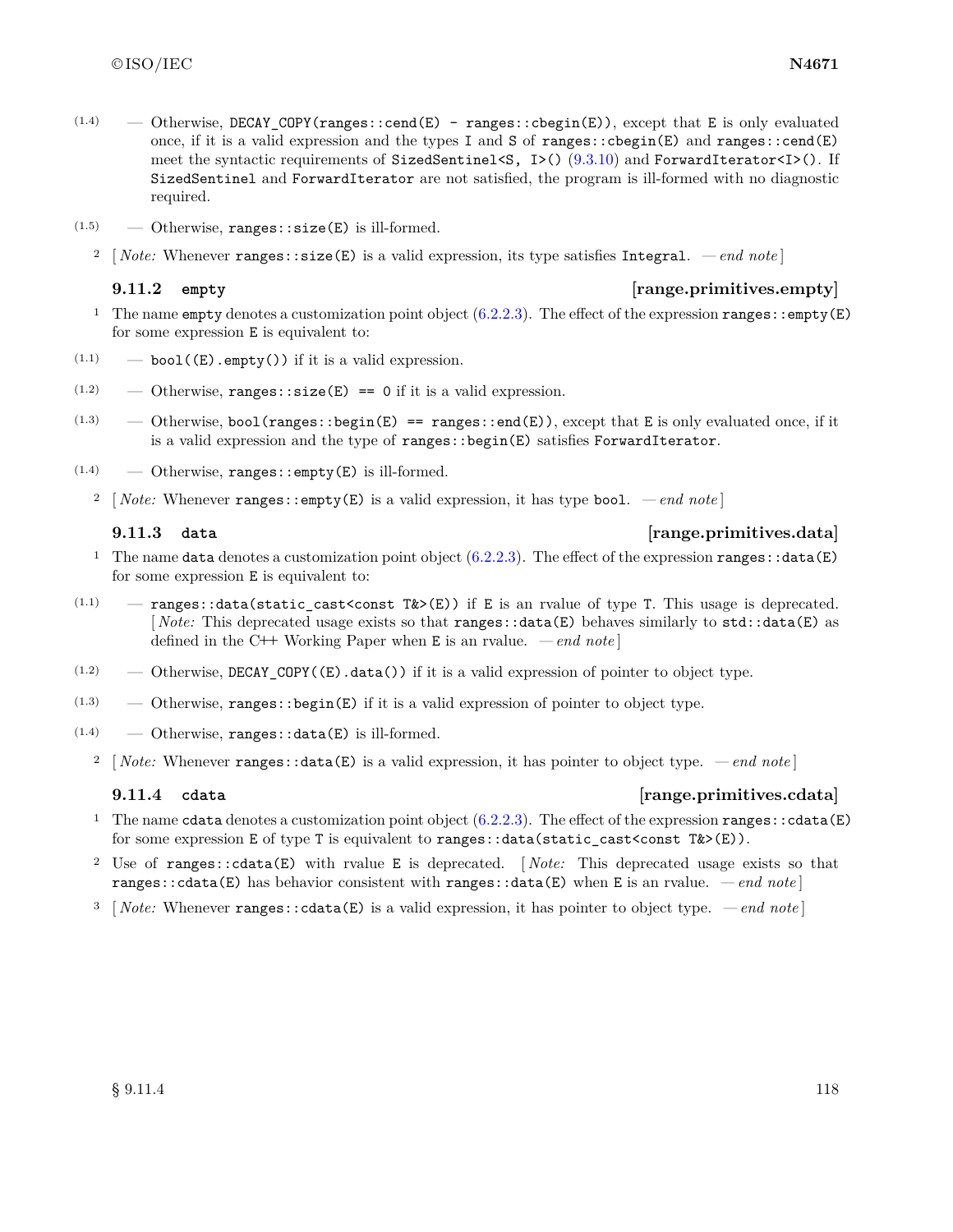(1.4) — Otherwise, `DECAY_COPY(ranges::cend(E) - ranges::cbegin(E))`, except that `E` is only evaluated once, if it is a valid expression and the types `I` and `S` of `ranges::cbegin(E)` and `ranges::cend(E)` meet the syntactic requirements of `SizedSentinel<S, I>()` (9.3.10) and `ForwardIterator<I>()`. If `SizedSentinel` and `ForwardIterator` are not satisfied, the program is ill-formed with no diagnostic required.

(1.5) — Otherwise, `ranges::size(E)` is ill-formed.

2 [ *Note:* Whenever `ranges::size(E)` is a valid expression, its type satisfies `Integral`. — *end note* ]

### 9.11.2 `empty` [range.primitives.empty]

1 The name `empty` denotes a customization point object (6.2.2.3). The effect of the expression `ranges::empty(E)` for some expression `E` is equivalent to:

(1.1) — `bool((E).empty())` if it is a valid expression.

(1.2) — Otherwise, `ranges::size(E) == 0` if it is a valid expression.

(1.3) — Otherwise, `bool(ranges::begin(E) == ranges::end(E))`, except that `E` is only evaluated once, if it is a valid expression and the type of `ranges::begin(E)` satisfies `ForwardIterator`.

(1.4) — Otherwise, `ranges::empty(E)` is ill-formed.

2 [ *Note:* Whenever `ranges::empty(E)` is a valid expression, it has type `bool`. — *end note* ]

### 9.11.3 `data` [range.primitives.data]

1 The name `data` denotes a customization point object (6.2.2.3). The effect of the expression `ranges::data(E)` for some expression `E` is equivalent to:

(1.1) — `ranges::data(static_cast<const T&>(E))` if `E` is an rvalue of type `T`. This usage is deprecated. [ *Note:* This deprecated usage exists so that `ranges::data(E)` behaves similarly to `std::data(E)` as defined in the C++ Working Paper when `E` is an rvalue. — *end note* ]

(1.2) — Otherwise, `DECAY_COPY((E).data())` if it is a valid expression of pointer to object type.

(1.3) — Otherwise, `ranges::begin(E)` if it is a valid expression of pointer to object type.

(1.4) — Otherwise, `ranges::data(E)` is ill-formed.

2 [ *Note:* Whenever `ranges::data(E)` is a valid expression, it has pointer to object type. — *end note* ]

### 9.11.4 `cdata` [range.primitives.cdata]

1 The name `cdata` denotes a customization point object (6.2.2.3). The effect of the expression `ranges::cdata(E)` for some expression `E` of type `T` is equivalent to `ranges::data(static_cast<const T&>(E))`.

2 Use of `ranges::cdata(E)` with rvalue `E` is deprecated. [ *Note:* This deprecated usage exists so that `ranges::cdata(E)` has behavior consistent with `ranges::data(E)` when `E` is an rvalue. — *end note* ]

3 [ *Note:* Whenever `ranges::cdata(E)` is a valid expression, it has pointer to object type. — *end note* ]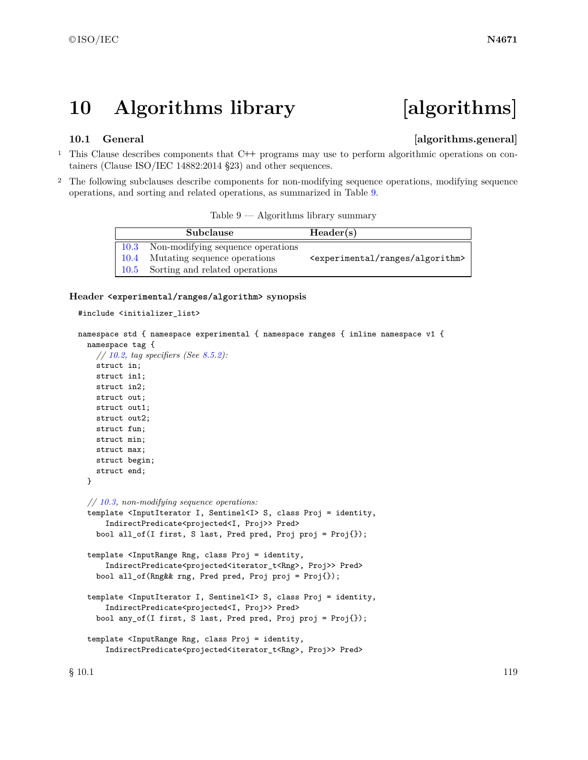# 10 Algorithms library [algorithms]

## 10.1 General [algorithms.general]

1 This Clause describes components that C++ programs may use to perform algorithmic operations on containers (Clause ISO/IEC 14882:2014 §23) and other sequences.

2 The following subclauses describe components for non-modifying sequence operations, modifying sequence operations, and sorting and related operations, as summarized in Table 9.

Table 9 — Algorithms library summary

| Subclause | | Header(s) |
|---|---|---|
| 10.3 | Non-modifying sequence operations | |
| 10.4 | Mutating sequence operations | `<experimental/ranges/algorithm>` |
| 10.5 | Sorting and related operations | |

### Header `<experimental/ranges/algorithm>` synopsis

```
#include <initializer_list>

namespace std { namespace experimental { namespace ranges { inline namespace v1 {
  namespace tag {
    // 10.2, tag specifiers (See 8.5.2):
    struct in;
    struct in1;
    struct in2;
    struct out;
    struct out1;
    struct out2;
    struct fun;
    struct min;
    struct max;
    struct begin;
    struct end;
  }

  // 10.3, non-modifying sequence operations:
  template <InputIterator I, Sentinel<I> S, class Proj = identity,
      IndirectPredicate<projected<I, Proj>> Pred>
    bool all_of(I first, S last, Pred pred, Proj proj = Proj{});

  template <InputRange Rng, class Proj = identity,
      IndirectPredicate<projected<iterator_t<Rng>, Proj>> Pred>
    bool all_of(Rng&& rng, Pred pred, Proj proj = Proj{});

  template <InputIterator I, Sentinel<I> S, class Proj = identity,
      IndirectPredicate<projected<I, Proj>> Pred>
    bool any_of(I first, S last, Pred pred, Proj proj = Proj{});

  template <InputRange Rng, class Proj = identity,
      IndirectPredicate<projected<iterator_t<Rng>, Proj>> Pred>
```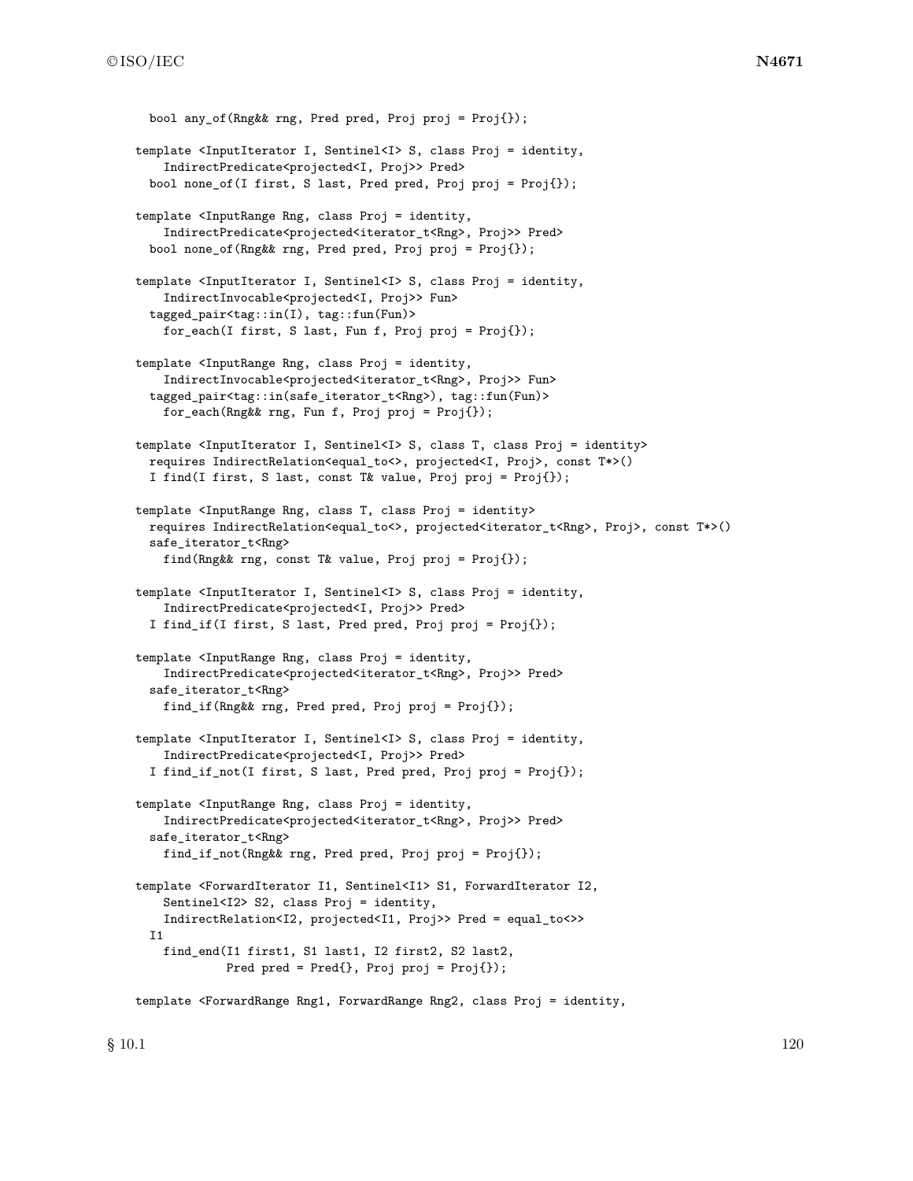```
    bool any_of(Rng&& rng, Pred pred, Proj proj = Proj{});

  template <InputIterator I, Sentinel<I> S, class Proj = identity,
      IndirectPredicate<projected<I, Proj>> Pred>
    bool none_of(I first, S last, Pred pred, Proj proj = Proj{});

  template <InputRange Rng, class Proj = identity,
      IndirectPredicate<projected<iterator_t<Rng>, Proj>> Pred>
    bool none_of(Rng&& rng, Pred pred, Proj proj = Proj{});

  template <InputIterator I, Sentinel<I> S, class Proj = identity,
      IndirectInvocable<projected<I, Proj>> Fun>
    tagged_pair<tag::in(I), tag::fun(Fun)>
      for_each(I first, S last, Fun f, Proj proj = Proj{});

  template <InputRange Rng, class Proj = identity,
      IndirectInvocable<projected<iterator_t<Rng>, Proj>> Fun>
    tagged_pair<tag::in(safe_iterator_t<Rng>), tag::fun(Fun)>
      for_each(Rng&& rng, Fun f, Proj proj = Proj{});

  template <InputIterator I, Sentinel<I> S, class T, class Proj = identity>
    requires IndirectRelation<equal_to<>, projected<I, Proj>, const T*>()
    I find(I first, S last, const T& value, Proj proj = Proj{});

  template <InputRange Rng, class T, class Proj = identity>
    requires IndirectRelation<equal_to<>, projected<iterator_t<Rng>, Proj>, const T*>()
    safe_iterator_t<Rng>
      find(Rng&& rng, const T& value, Proj proj = Proj{});

  template <InputIterator I, Sentinel<I> S, class Proj = identity,
      IndirectPredicate<projected<I, Proj>> Pred>
    I find_if(I first, S last, Pred pred, Proj proj = Proj{});

  template <InputRange Rng, class Proj = identity,
      IndirectPredicate<projected<iterator_t<Rng>, Proj>> Pred>
    safe_iterator_t<Rng>
      find_if(Rng&& rng, Pred pred, Proj proj = Proj{});

  template <InputIterator I, Sentinel<I> S, class Proj = identity,
      IndirectPredicate<projected<I, Proj>> Pred>
    I find_if_not(I first, S last, Pred pred, Proj proj = Proj{});

  template <InputRange Rng, class Proj = identity,
      IndirectPredicate<projected<iterator_t<Rng>, Proj>> Pred>
    safe_iterator_t<Rng>
      find_if_not(Rng&& rng, Pred pred, Proj proj = Proj{});

  template <ForwardIterator I1, Sentinel<I1> S1, ForwardIterator I2,
      Sentinel<I2> S2, class Proj = identity,
      IndirectRelation<I2, projected<I1, Proj>> Pred = equal_to<>>
    I1
      find_end(I1 first1, S1 last1, I2 first2, S2 last2,
               Pred pred = Pred{}, Proj proj = Proj{});

  template <ForwardRange Rng1, ForwardRange Rng2, class Proj = identity,
```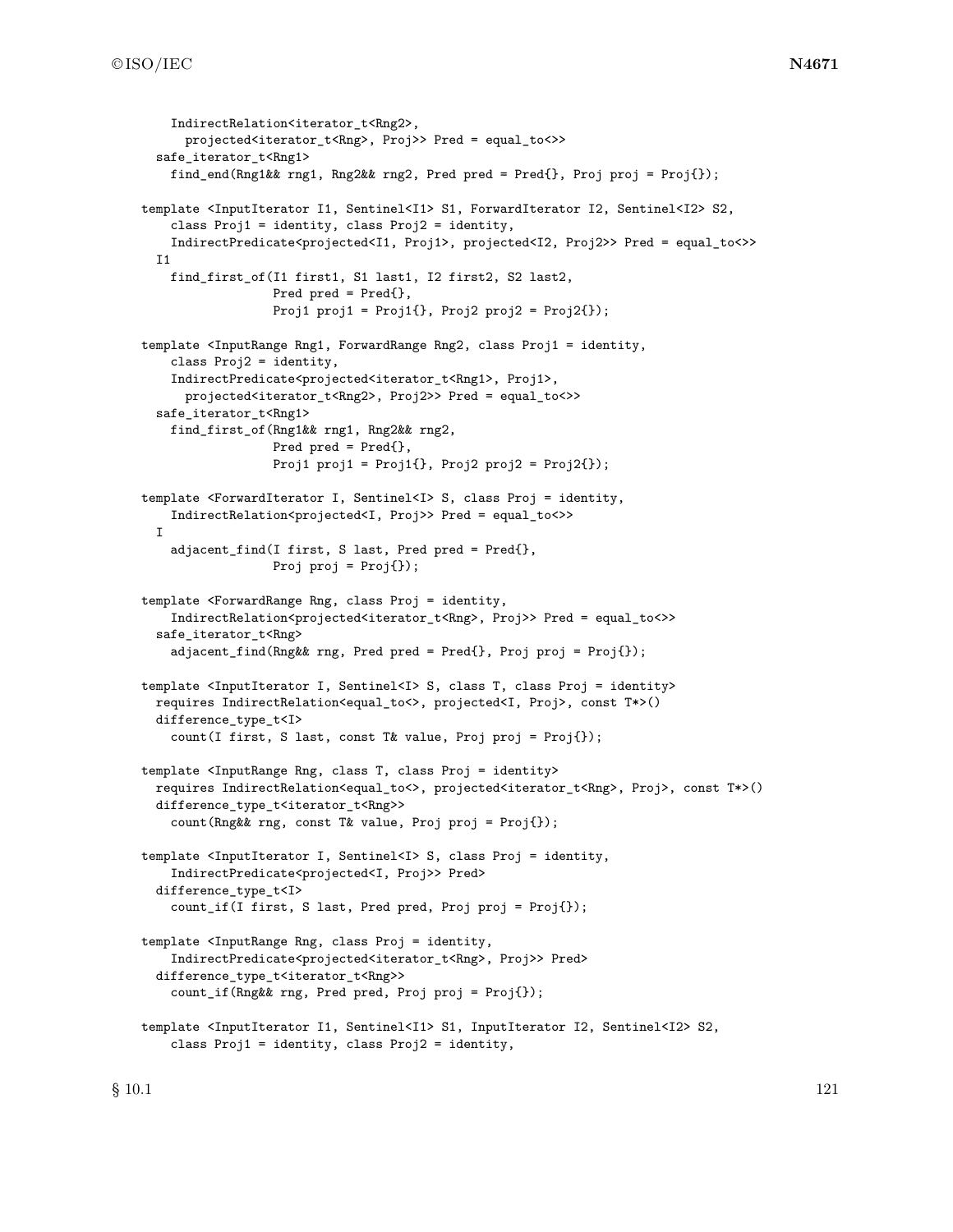```
      IndirectRelation<iterator_t<Rng2>,
        projected<iterator_t<Rng>, Proj>> Pred = equal_to<>>
    safe_iterator_t<Rng1>
      find_end(Rng1&& rng1, Rng2&& rng2, Pred pred = Pred{}, Proj proj = Proj{});

  template <InputIterator I1, Sentinel<I1> S1, ForwardIterator I2, Sentinel<I2> S2,
      class Proj1 = identity, class Proj2 = identity,
      IndirectPredicate<projected<I1, Proj1>, projected<I2, Proj2>> Pred = equal_to<>>
    I1
      find_first_of(I1 first1, S1 last1, I2 first2, S2 last2,
                    Pred pred = Pred{},
                    Proj1 proj1 = Proj1{}, Proj2 proj2 = Proj2{});

  template <InputRange Rng1, ForwardRange Rng2, class Proj1 = identity,
      class Proj2 = identity,
      IndirectPredicate<projected<iterator_t<Rng1>, Proj1>,
        projected<iterator_t<Rng2>, Proj2>> Pred = equal_to<>>
    safe_iterator_t<Rng1>
      find_first_of(Rng1&& rng1, Rng2&& rng2,
                    Pred pred = Pred{},
                    Proj1 proj1 = Proj1{}, Proj2 proj2 = Proj2{});

  template <ForwardIterator I, Sentinel<I> S, class Proj = identity,
      IndirectRelation<projected<I, Proj>> Pred = equal_to<>>
    I
      adjacent_find(I first, S last, Pred pred = Pred{},
                    Proj proj = Proj{});

  template <ForwardRange Rng, class Proj = identity,
      IndirectRelation<projected<iterator_t<Rng>, Proj>> Pred = equal_to<>>
    safe_iterator_t<Rng>
      adjacent_find(Rng&& rng, Pred pred = Pred{}, Proj proj = Proj{});

  template <InputIterator I, Sentinel<I> S, class T, class Proj = identity>
    requires IndirectRelation<equal_to<>, projected<I, Proj>, const T*>()
    difference_type_t<I>
      count(I first, S last, const T& value, Proj proj = Proj{});

  template <InputRange Rng, class T, class Proj = identity>
    requires IndirectRelation<equal_to<>, projected<iterator_t<Rng>, Proj>, const T*>()
    difference_type_t<iterator_t<Rng>>
      count(Rng&& rng, const T& value, Proj proj = Proj{});

  template <InputIterator I, Sentinel<I> S, class Proj = identity,
      IndirectPredicate<projected<I, Proj>> Pred>
    difference_type_t<I>
      count_if(I first, S last, Pred pred, Proj proj = Proj{});

  template <InputRange Rng, class Proj = identity,
      IndirectPredicate<projected<iterator_t<Rng>, Proj>> Pred>
    difference_type_t<iterator_t<Rng>>
      count_if(Rng&& rng, Pred pred, Proj proj = Proj{});

  template <InputIterator I1, Sentinel<I1> S1, InputIterator I2, Sentinel<I2> S2,
      class Proj1 = identity, class Proj2 = identity,
```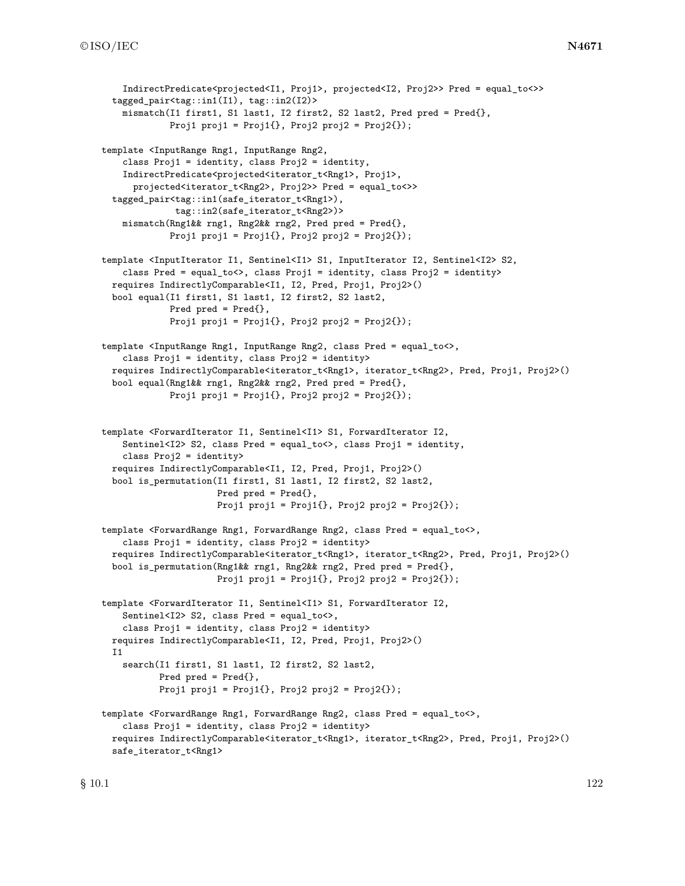```
    IndirectPredicate<projected<I1, Proj1>, projected<I2, Proj2>> Pred = equal_to<>>
  tagged_pair<tag::in1(I1), tag::in2(I2)>
    mismatch(I1 first1, S1 last1, I2 first2, S2 last2, Pred pred = Pred{},
             Proj1 proj1 = Proj1{}, Proj2 proj2 = Proj2{});

template <InputRange Rng1, InputRange Rng2,
    class Proj1 = identity, class Proj2 = identity,
    IndirectPredicate<projected<iterator_t<Rng1>, Proj1>,
      projected<iterator_t<Rng2>, Proj2>> Pred = equal_to<>>
  tagged_pair<tag::in1(safe_iterator_t<Rng1>),
              tag::in2(safe_iterator_t<Rng2>)>
    mismatch(Rng1&& rng1, Rng2&& rng2, Pred pred = Pred{},
             Proj1 proj1 = Proj1{}, Proj2 proj2 = Proj2{});

template <InputIterator I1, Sentinel<I1> S1, InputIterator I2, Sentinel<I2> S2,
    class Pred = equal_to<>, class Proj1 = identity, class Proj2 = identity>
  requires IndirectlyComparable<I1, I2, Pred, Proj1, Proj2>()
  bool equal(I1 first1, S1 last1, I2 first2, S2 last2,
             Pred pred = Pred{},
             Proj1 proj1 = Proj1{}, Proj2 proj2 = Proj2{});

template <InputRange Rng1, InputRange Rng2, class Pred = equal_to<>,
    class Proj1 = identity, class Proj2 = identity>
  requires IndirectlyComparable<iterator_t<Rng1>, iterator_t<Rng2>, Pred, Proj1, Proj2>()
  bool equal(Rng1&& rng1, Rng2&& rng2, Pred pred = Pred{},
             Proj1 proj1 = Proj1{}, Proj2 proj2 = Proj2{});


template <ForwardIterator I1, Sentinel<I1> S1, ForwardIterator I2,
    Sentinel<I2> S2, class Pred = equal_to<>, class Proj1 = identity,
    class Proj2 = identity>
  requires IndirectlyComparable<I1, I2, Pred, Proj1, Proj2>()
  bool is_permutation(I1 first1, S1 last1, I2 first2, S2 last2,
                      Pred pred = Pred{},
                      Proj1 proj1 = Proj1{}, Proj2 proj2 = Proj2{});

template <ForwardRange Rng1, ForwardRange Rng2, class Pred = equal_to<>,
    class Proj1 = identity, class Proj2 = identity>
  requires IndirectlyComparable<iterator_t<Rng1>, iterator_t<Rng2>, Pred, Proj1, Proj2>()
  bool is_permutation(Rng1&& rng1, Rng2&& rng2, Pred pred = Pred{},
                      Proj1 proj1 = Proj1{}, Proj2 proj2 = Proj2{});

template <ForwardIterator I1, Sentinel<I1> S1, ForwardIterator I2,
    Sentinel<I2> S2, class Pred = equal_to<>,
    class Proj1 = identity, class Proj2 = identity>
  requires IndirectlyComparable<I1, I2, Pred, Proj1, Proj2>()
  I1
    search(I1 first1, S1 last1, I2 first2, S2 last2,
           Pred pred = Pred{},
           Proj1 proj1 = Proj1{}, Proj2 proj2 = Proj2{});

template <ForwardRange Rng1, ForwardRange Rng2, class Pred = equal_to<>,
    class Proj1 = identity, class Proj2 = identity>
  requires IndirectlyComparable<iterator_t<Rng1>, iterator_t<Rng2>, Pred, Proj1, Proj2>()
  safe_iterator_t<Rng1>
```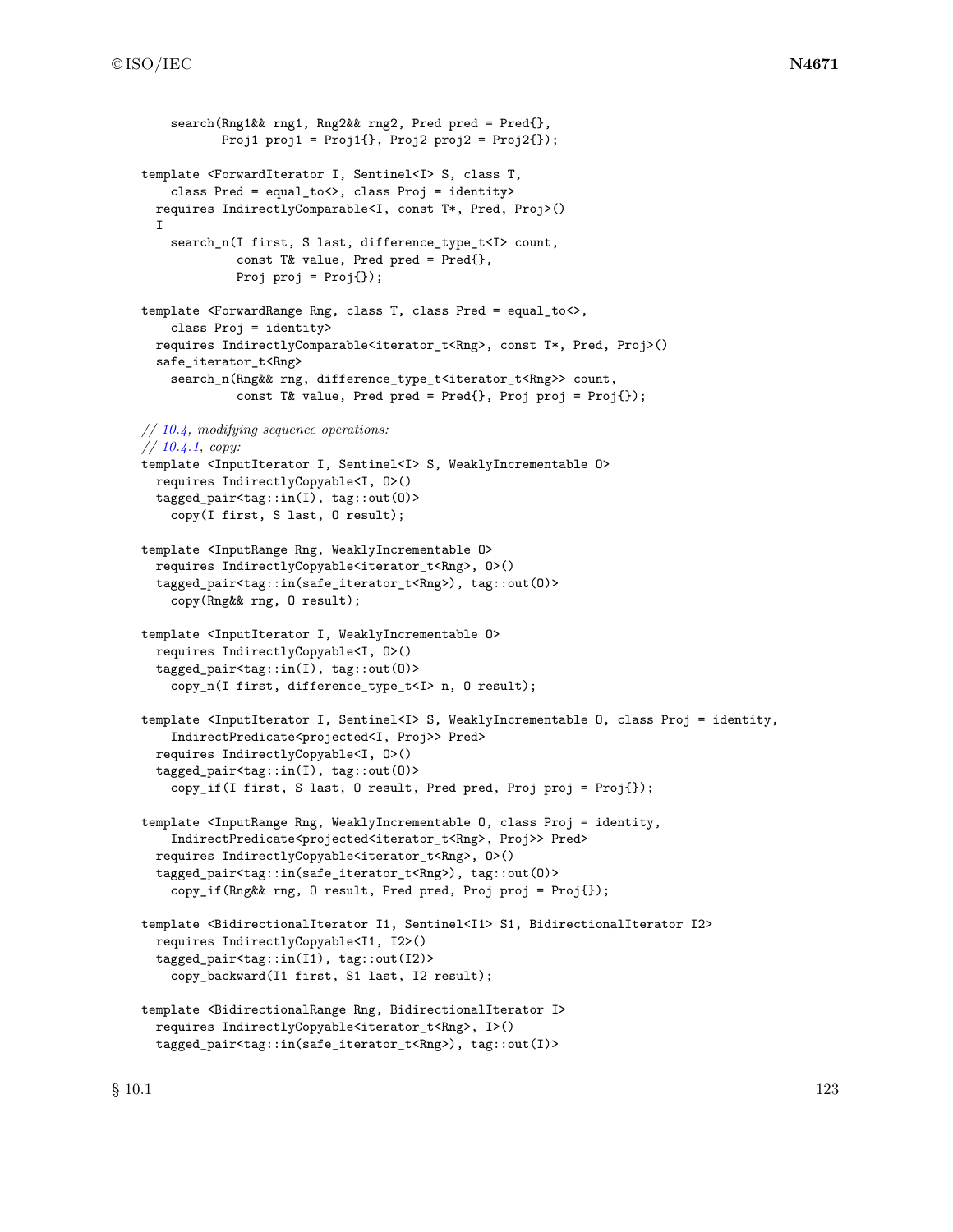```
    search(Rng1&& rng1, Rng2&& rng2, Pred pred = Pred{},
           Proj1 proj1 = Proj1{}, Proj2 proj2 = Proj2{});

template <ForwardIterator I, Sentinel<I> S, class T,
    class Pred = equal_to<>, class Proj = identity>
  requires IndirectlyComparable<I, const T*, Pred, Proj>()
  I
    search_n(I first, S last, difference_type_t<I> count,
             const T& value, Pred pred = Pred{},
             Proj proj = Proj{});

template <ForwardRange Rng, class T, class Pred = equal_to<>,
    class Proj = identity>
  requires IndirectlyComparable<iterator_t<Rng>, const T*, Pred, Proj>()
  safe_iterator_t<Rng>
    search_n(Rng&& rng, difference_type_t<iterator_t<Rng>> count,
             const T& value, Pred pred = Pred{}, Proj proj = Proj{});

// 10.4, modifying sequence operations:
// 10.4.1, copy:
template <InputIterator I, Sentinel<I> S, WeaklyIncrementable O>
  requires IndirectlyCopyable<I, O>()
  tagged_pair<tag::in(I), tag::out(O)>
    copy(I first, S last, O result);

template <InputRange Rng, WeaklyIncrementable O>
  requires IndirectlyCopyable<iterator_t<Rng>, O>()
  tagged_pair<tag::in(safe_iterator_t<Rng>), tag::out(O)>
    copy(Rng&& rng, O result);

template <InputIterator I, WeaklyIncrementable O>
  requires IndirectlyCopyable<I, O>()
  tagged_pair<tag::in(I), tag::out(O)>
    copy_n(I first, difference_type_t<I> n, O result);

template <InputIterator I, Sentinel<I> S, WeaklyIncrementable O, class Proj = identity,
    IndirectPredicate<projected<I, Proj>> Pred>
  requires IndirectlyCopyable<I, O>()
  tagged_pair<tag::in(I), tag::out(O)>
    copy_if(I first, S last, O result, Pred pred, Proj proj = Proj{});

template <InputRange Rng, WeaklyIncrementable O, class Proj = identity,
    IndirectPredicate<projected<iterator_t<Rng>, Proj>> Pred>
  requires IndirectlyCopyable<iterator_t<Rng>, O>()
  tagged_pair<tag::in(safe_iterator_t<Rng>), tag::out(O)>
    copy_if(Rng&& rng, O result, Pred pred, Proj proj = Proj{});

template <BidirectionalIterator I1, Sentinel<I1> S1, BidirectionalIterator I2>
  requires IndirectlyCopyable<I1, I2>()
  tagged_pair<tag::in(I1), tag::out(I2)>
    copy_backward(I1 first, S1 last, I2 result);

template <BidirectionalRange Rng, BidirectionalIterator I>
  requires IndirectlyCopyable<iterator_t<Rng>, I>()
  tagged_pair<tag::in(safe_iterator_t<Rng>), tag::out(I)>
```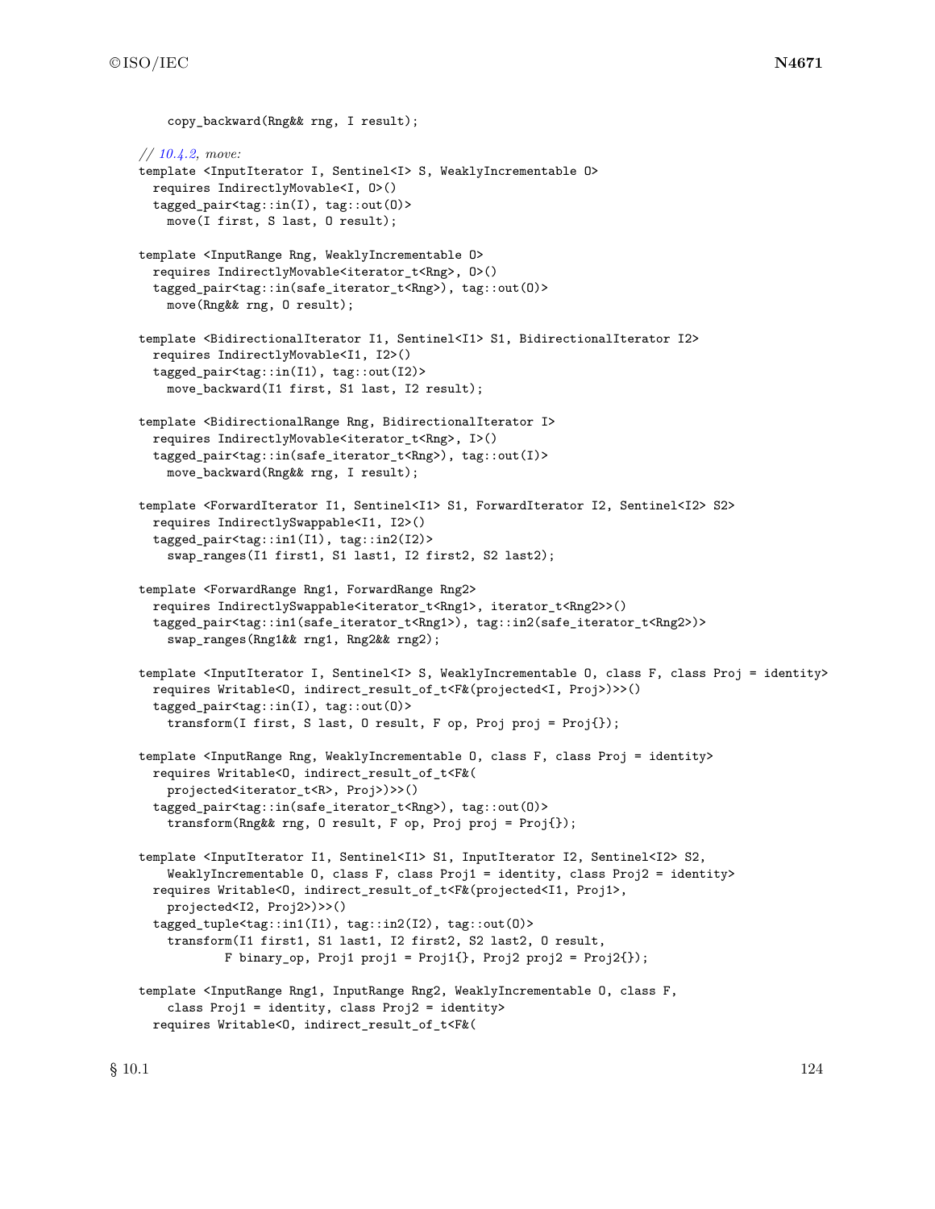```
    copy_backward(Rng&& rng, I result);

// 10.4.2, move:
template <InputIterator I, Sentinel<I> S, WeaklyIncrementable O>
  requires IndirectlyMovable<I, O>()
  tagged_pair<tag::in(I), tag::out(O)>
    move(I first, S last, O result);

template <InputRange Rng, WeaklyIncrementable O>
  requires IndirectlyMovable<iterator_t<Rng>, O>()
  tagged_pair<tag::in(safe_iterator_t<Rng>), tag::out(O)>
    move(Rng&& rng, O result);

template <BidirectionalIterator I1, Sentinel<I1> S1, BidirectionalIterator I2>
  requires IndirectlyMovable<I1, I2>()
  tagged_pair<tag::in(I1), tag::out(I2)>
    move_backward(I1 first, S1 last, I2 result);

template <BidirectionalRange Rng, BidirectionalIterator I>
  requires IndirectlyMovable<iterator_t<Rng>, I>()
  tagged_pair<tag::in(safe_iterator_t<Rng>), tag::out(I)>
    move_backward(Rng&& rng, I result);

template <ForwardIterator I1, Sentinel<I1> S1, ForwardIterator I2, Sentinel<I2> S2>
  requires IndirectlySwappable<I1, I2>()
  tagged_pair<tag::in1(I1), tag::in2(I2)>
    swap_ranges(I1 first1, S1 last1, I2 first2, S2 last2);

template <ForwardRange Rng1, ForwardRange Rng2>
  requires IndirectlySwappable<iterator_t<Rng1>, iterator_t<Rng2>>()
  tagged_pair<tag::in1(safe_iterator_t<Rng1>), tag::in2(safe_iterator_t<Rng2>)>
    swap_ranges(Rng1&& rng1, Rng2&& rng2);

template <InputIterator I, Sentinel<I> S, WeaklyIncrementable O, class F, class Proj = identity>
  requires Writable<O, indirect_result_of_t<F&(projected<I, Proj>)>>()
  tagged_pair<tag::in(I), tag::out(O)>
    transform(I first, S last, O result, F op, Proj proj = Proj{});

template <InputRange Rng, WeaklyIncrementable O, class F, class Proj = identity>
  requires Writable<O, indirect_result_of_t<F&(
    projected<iterator_t<R>, Proj>)>>()
  tagged_pair<tag::in(safe_iterator_t<Rng>), tag::out(O)>
    transform(Rng&& rng, O result, F op, Proj proj = Proj{});

template <InputIterator I1, Sentinel<I1> S1, InputIterator I2, Sentinel<I2> S2,
    WeaklyIncrementable O, class F, class Proj1 = identity, class Proj2 = identity>
  requires Writable<O, indirect_result_of_t<F&(projected<I1, Proj1>,
    projected<I2, Proj2>)>>()
  tagged_tuple<tag::in1(I1), tag::in2(I2), tag::out(O)>
    transform(I1 first1, S1 last1, I2 first2, S2 last2, O result,
              F binary_op, Proj1 proj1 = Proj1{}, Proj2 proj2 = Proj2{});

template <InputRange Rng1, InputRange Rng2, WeaklyIncrementable O, class F,
    class Proj1 = identity, class Proj2 = identity>
  requires Writable<O, indirect_result_of_t<F&(
```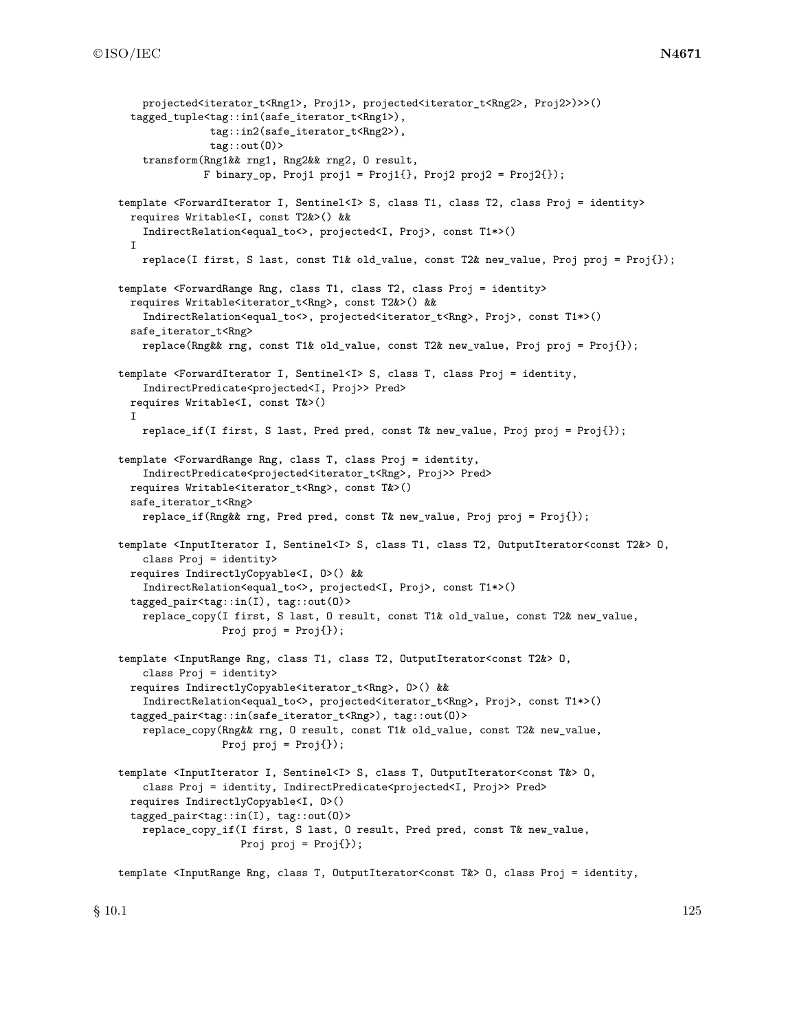```
    projected<iterator_t<Rng1>, Proj1>, projected<iterator_t<Rng2>, Proj2>)>>()
  tagged_tuple<tag::in1(safe_iterator_t<Rng1>),
               tag::in2(safe_iterator_t<Rng2>),
               tag::out(O)>
    transform(Rng1&& rng1, Rng2&& rng2, O result,
              F binary_op, Proj1 proj1 = Proj1{}, Proj2 proj2 = Proj2{});

template <ForwardIterator I, Sentinel<I> S, class T1, class T2, class Proj = identity>
  requires Writable<I, const T2&>() &&
    IndirectRelation<equal_to<>, projected<I, Proj>, const T1*>()
  I
    replace(I first, S last, const T1& old_value, const T2& new_value, Proj proj = Proj{});

template <ForwardRange Rng, class T1, class T2, class Proj = identity>
  requires Writable<iterator_t<Rng>, const T2&>() &&
    IndirectRelation<equal_to<>, projected<iterator_t<Rng>, Proj>, const T1*>()
  safe_iterator_t<Rng>
    replace(Rng&& rng, const T1& old_value, const T2& new_value, Proj proj = Proj{});

template <ForwardIterator I, Sentinel<I> S, class T, class Proj = identity,
    IndirectPredicate<projected<I, Proj>> Pred>
  requires Writable<I, const T&>()
  I
    replace_if(I first, S last, Pred pred, const T& new_value, Proj proj = Proj{});

template <ForwardRange Rng, class T, class Proj = identity,
    IndirectPredicate<projected<iterator_t<Rng>, Proj>> Pred>
  requires Writable<iterator_t<Rng>, const T&>()
  safe_iterator_t<Rng>
    replace_if(Rng&& rng, Pred pred, const T& new_value, Proj proj = Proj{});

template <InputIterator I, Sentinel<I> S, class T1, class T2, OutputIterator<const T2&> O,
    class Proj = identity>
  requires IndirectlyCopyable<I, O>() &&
    IndirectRelation<equal_to<>, projected<I, Proj>, const T1*>()
  tagged_pair<tag::in(I), tag::out(O)>
    replace_copy(I first, S last, O result, const T1& old_value, const T2& new_value,
                 Proj proj = Proj{});

template <InputRange Rng, class T1, class T2, OutputIterator<const T2&> O,
    class Proj = identity>
  requires IndirectlyCopyable<iterator_t<Rng>, O>() &&
    IndirectRelation<equal_to<>, projected<iterator_t<Rng>, Proj>, const T1*>()
  tagged_pair<tag::in(safe_iterator_t<Rng>), tag::out(O)>
    replace_copy(Rng&& rng, O result, const T1& old_value, const T2& new_value,
                 Proj proj = Proj{});

template <InputIterator I, Sentinel<I> S, class T, OutputIterator<const T&> O,
    class Proj = identity, IndirectPredicate<projected<I, Proj>> Pred>
  requires IndirectlyCopyable<I, O>()
  tagged_pair<tag::in(I), tag::out(O)>
    replace_copy_if(I first, S last, O result, Pred pred, const T& new_value,
                    Proj proj = Proj{});

template <InputRange Rng, class T, OutputIterator<const T&> O, class Proj = identity,
```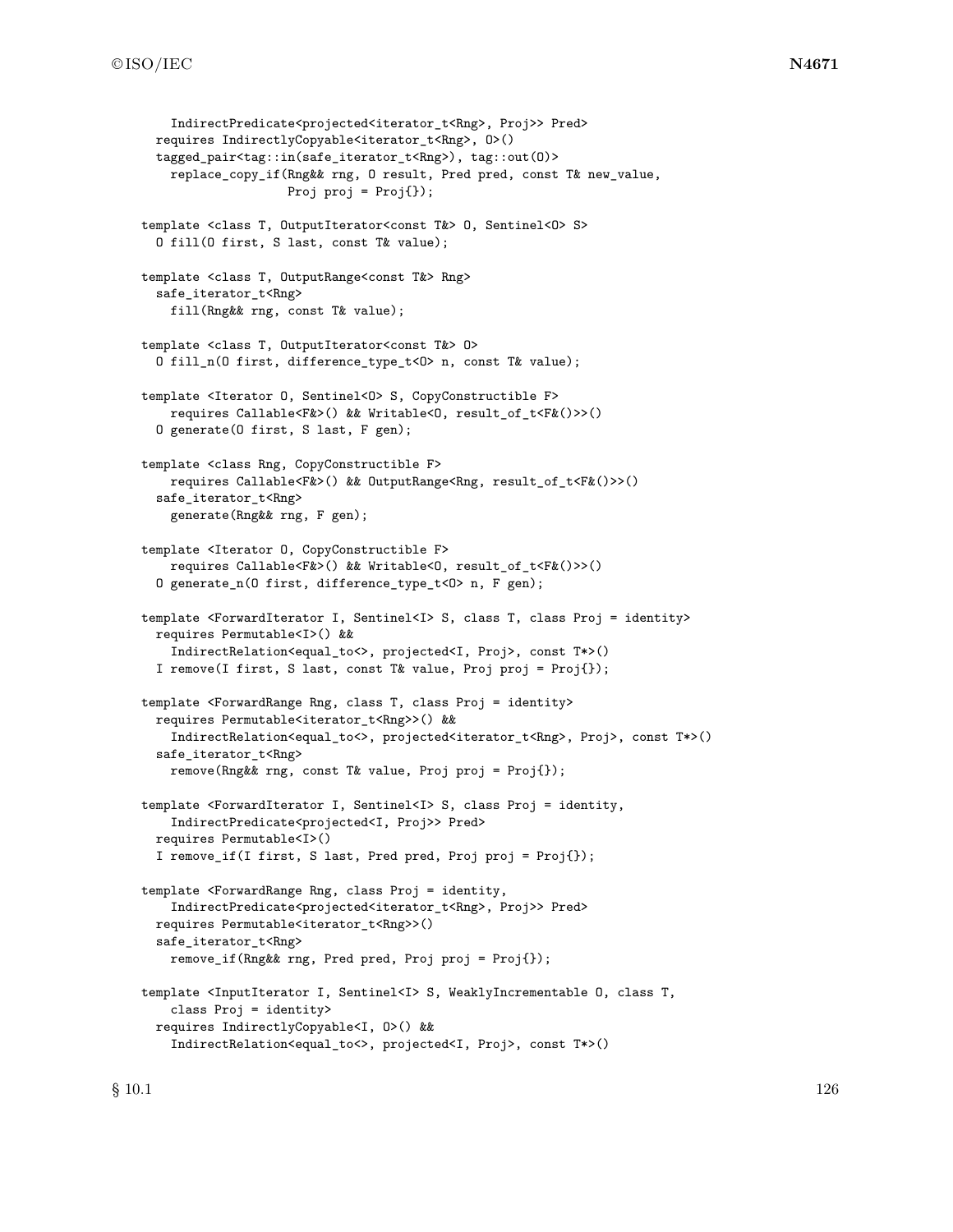```
      IndirectPredicate<projected<iterator_t<Rng>, Proj>> Pred>
    requires IndirectlyCopyable<iterator_t<Rng>, O>()
    tagged_pair<tag::in(safe_iterator_t<Rng>), tag::out(O)>
      replace_copy_if(Rng&& rng, O result, Pred pred, const T& new_value,
                      Proj proj = Proj{});

  template <class T, OutputIterator<const T&> O, Sentinel<O> S>
    O fill(O first, S last, const T& value);

  template <class T, OutputRange<const T&> Rng>
    safe_iterator_t<Rng>
      fill(Rng&& rng, const T& value);

  template <class T, OutputIterator<const T&> O>
    O fill_n(O first, difference_type_t<O> n, const T& value);

  template <Iterator O, Sentinel<O> S, CopyConstructible F>
      requires Callable<F&>() && Writable<O, result_of_t<F&()>>()
    O generate(O first, S last, F gen);

  template <class Rng, CopyConstructible F>
      requires Callable<F&>() && OutputRange<Rng, result_of_t<F&()>>()
    safe_iterator_t<Rng>
      generate(Rng&& rng, F gen);

  template <Iterator O, CopyConstructible F>
      requires Callable<F&>() && Writable<O, result_of_t<F&()>>()
    O generate_n(O first, difference_type_t<O> n, F gen);

  template <ForwardIterator I, Sentinel<I> S, class T, class Proj = identity>
    requires Permutable<I>() &&
      IndirectRelation<equal_to<>, projected<I, Proj>, const T*>()
    I remove(I first, S last, const T& value, Proj proj = Proj{});

  template <ForwardRange Rng, class T, class Proj = identity>
    requires Permutable<iterator_t<Rng>>() &&
      IndirectRelation<equal_to<>, projected<iterator_t<Rng>, Proj>, const T*>()
    safe_iterator_t<Rng>
      remove(Rng&& rng, const T& value, Proj proj = Proj{});

  template <ForwardIterator I, Sentinel<I> S, class Proj = identity,
      IndirectPredicate<projected<I, Proj>> Pred>
    requires Permutable<I>()
    I remove_if(I first, S last, Pred pred, Proj proj = Proj{});

  template <ForwardRange Rng, class Proj = identity,
      IndirectPredicate<projected<iterator_t<Rng>, Proj>> Pred>
    requires Permutable<iterator_t<Rng>>()
    safe_iterator_t<Rng>
      remove_if(Rng&& rng, Pred pred, Proj proj = Proj{});

  template <InputIterator I, Sentinel<I> S, WeaklyIncrementable O, class T,
      class Proj = identity>
    requires IndirectlyCopyable<I, O>() &&
      IndirectRelation<equal_to<>, projected<I, Proj>, const T*>()
```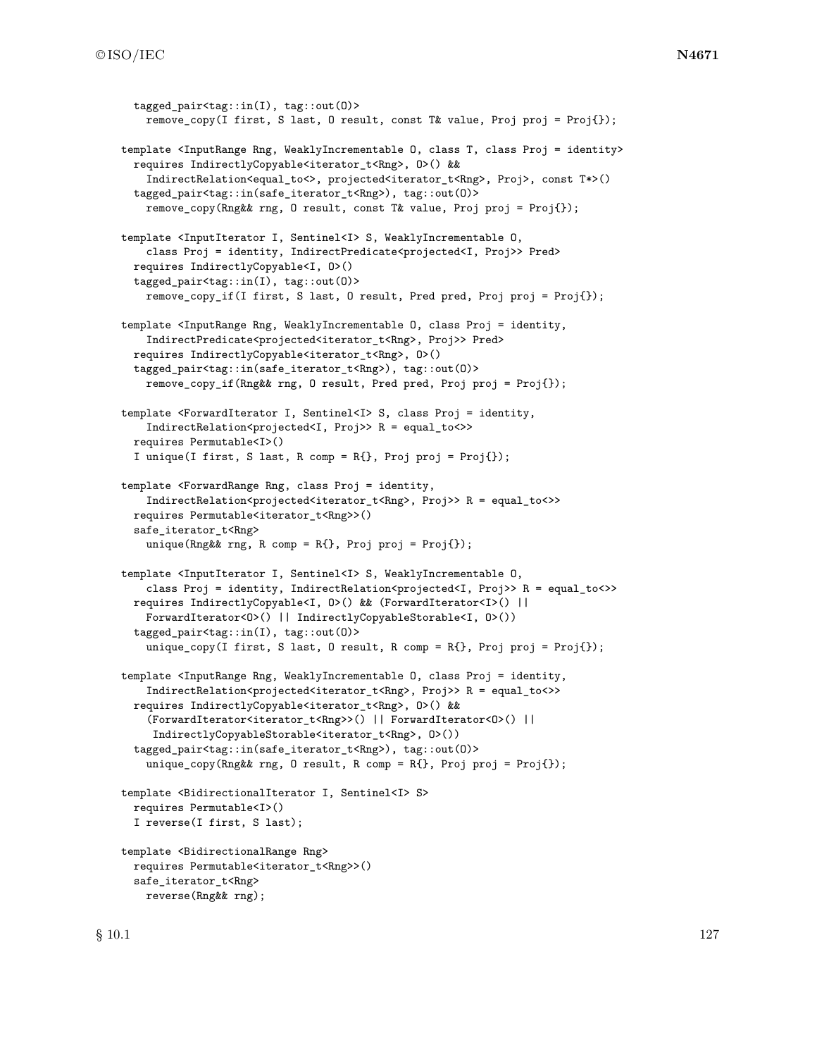```
  tagged_pair<tag::in(I), tag::out(O)>
    remove_copy(I first, S last, O result, const T& value, Proj proj = Proj{});

template <InputRange Rng, WeaklyIncrementable O, class T, class Proj = identity>
  requires IndirectlyCopyable<iterator_t<Rng>, O>() &&
    IndirectRelation<equal_to<>, projected<iterator_t<Rng>, Proj>, const T*>()
  tagged_pair<tag::in(safe_iterator_t<Rng>), tag::out(O)>
    remove_copy(Rng&& rng, O result, const T& value, Proj proj = Proj{});

template <InputIterator I, Sentinel<I> S, WeaklyIncrementable O,
    class Proj = identity, IndirectPredicate<projected<I, Proj>> Pred>
  requires IndirectlyCopyable<I, O>()
  tagged_pair<tag::in(I), tag::out(O)>
    remove_copy_if(I first, S last, O result, Pred pred, Proj proj = Proj{});

template <InputRange Rng, WeaklyIncrementable O, class Proj = identity,
    IndirectPredicate<projected<iterator_t<Rng>, Proj>> Pred>
  requires IndirectlyCopyable<iterator_t<Rng>, O>()
  tagged_pair<tag::in(safe_iterator_t<Rng>), tag::out(O)>
    remove_copy_if(Rng&& rng, O result, Pred pred, Proj proj = Proj{});

template <ForwardIterator I, Sentinel<I> S, class Proj = identity,
    IndirectRelation<projected<I, Proj>> R = equal_to<>>
  requires Permutable<I>()
  I unique(I first, S last, R comp = R{}, Proj proj = Proj{});

template <ForwardRange Rng, class Proj = identity,
    IndirectRelation<projected<iterator_t<Rng>, Proj>> R = equal_to<>>
  requires Permutable<iterator_t<Rng>>()
  safe_iterator_t<Rng>
    unique(Rng&& rng, R comp = R{}, Proj proj = Proj{});

template <InputIterator I, Sentinel<I> S, WeaklyIncrementable O,
    class Proj = identity, IndirectRelation<projected<I, Proj>> R = equal_to<>>
  requires IndirectlyCopyable<I, O>() && (ForwardIterator<I>() ||
    ForwardIterator<O>() || IndirectlyCopyableStorable<I, O>())
  tagged_pair<tag::in(I), tag::out(O)>
    unique_copy(I first, S last, O result, R comp = R{}, Proj proj = Proj{});

template <InputRange Rng, WeaklyIncrementable O, class Proj = identity,
    IndirectRelation<projected<iterator_t<Rng>, Proj>> R = equal_to<>>
  requires IndirectlyCopyable<iterator_t<Rng>, O>() &&
    (ForwardIterator<iterator_t<Rng>>() || ForwardIterator<O>() ||
     IndirectlyCopyableStorable<iterator_t<Rng>, O>())
  tagged_pair<tag::in(safe_iterator_t<Rng>), tag::out(O)>
    unique_copy(Rng&& rng, O result, R comp = R{}, Proj proj = Proj{});

template <BidirectionalIterator I, Sentinel<I> S>
  requires Permutable<I>()
  I reverse(I first, S last);

template <BidirectionalRange Rng>
  requires Permutable<iterator_t<Rng>>()
  safe_iterator_t<Rng>
    reverse(Rng&& rng);
```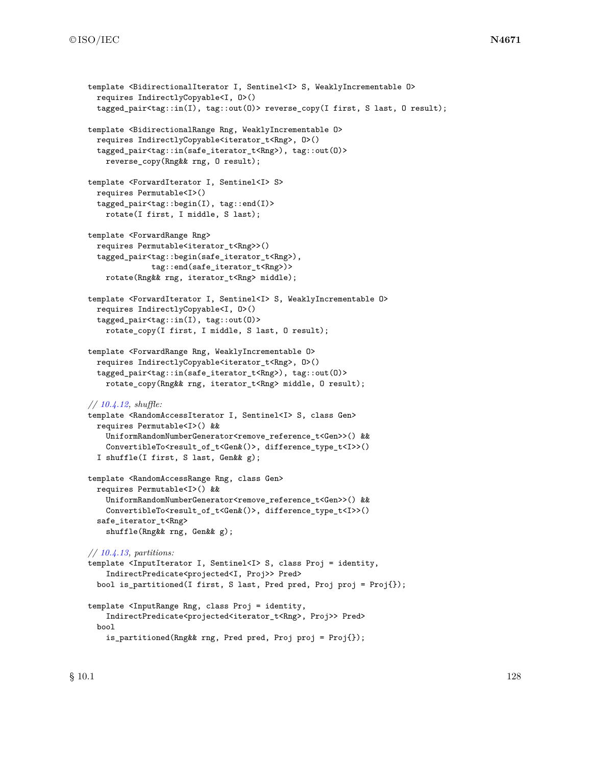```
template <BidirectionalIterator I, Sentinel<I> S, WeaklyIncrementable O>
  requires IndirectlyCopyable<I, O>()
  tagged_pair<tag::in(I), tag::out(O)> reverse_copy(I first, S last, O result);

template <BidirectionalRange Rng, WeaklyIncrementable O>
  requires IndirectlyCopyable<iterator_t<Rng>, O>()
  tagged_pair<tag::in(safe_iterator_t<Rng>), tag::out(O)>
    reverse_copy(Rng&& rng, O result);

template <ForwardIterator I, Sentinel<I> S>
  requires Permutable<I>()
  tagged_pair<tag::begin(I), tag::end(I)>
    rotate(I first, I middle, S last);

template <ForwardRange Rng>
  requires Permutable<iterator_t<Rng>>()
  tagged_pair<tag::begin(safe_iterator_t<Rng>),
              tag::end(safe_iterator_t<Rng>)>
    rotate(Rng&& rng, iterator_t<Rng> middle);

template <ForwardIterator I, Sentinel<I> S, WeaklyIncrementable O>
  requires IndirectlyCopyable<I, O>()
  tagged_pair<tag::in(I), tag::out(O)>
    rotate_copy(I first, I middle, S last, O result);

template <ForwardRange Rng, WeaklyIncrementable O>
  requires IndirectlyCopyable<iterator_t<Rng>, O>()
  tagged_pair<tag::in(safe_iterator_t<Rng>), tag::out(O)>
    rotate_copy(Rng&& rng, iterator_t<Rng> middle, O result);

// 10.4.12, shuffle:
template <RandomAccessIterator I, Sentinel<I> S, class Gen>
  requires Permutable<I>() &&
    UniformRandomNumberGenerator<remove_reference_t<Gen>>() &&
    ConvertibleTo<result_of_t<Gen&()>, difference_type_t<I>>()
  I shuffle(I first, S last, Gen&& g);

template <RandomAccessRange Rng, class Gen>
  requires Permutable<I>() &&
    UniformRandomNumberGenerator<remove_reference_t<Gen>>() &&
    ConvertibleTo<result_of_t<Gen&()>, difference_type_t<I>>()
  safe_iterator_t<Rng>
    shuffle(Rng&& rng, Gen&& g);

// 10.4.13, partitions:
template <InputIterator I, Sentinel<I> S, class Proj = identity,
    IndirectPredicate<projected<I, Proj>> Pred>
  bool is_partitioned(I first, S last, Pred pred, Proj proj = Proj{});

template <InputRange Rng, class Proj = identity,
    IndirectPredicate<projected<iterator_t<Rng>, Proj>> Pred>
  bool
    is_partitioned(Rng&& rng, Pred pred, Proj proj = Proj{});
```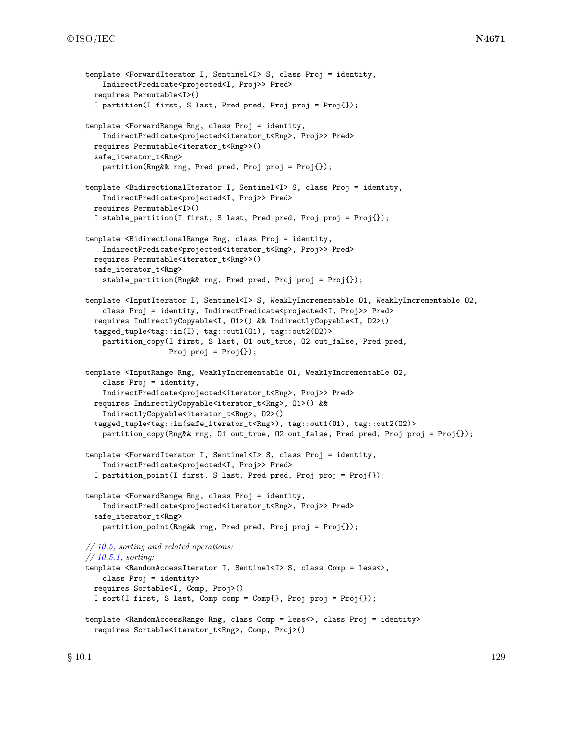```
template <ForwardIterator I, Sentinel<I> S, class Proj = identity,
    IndirectPredicate<projected<I, Proj>> Pred>
  requires Permutable<I>()
  I partition(I first, S last, Pred pred, Proj proj = Proj{});

template <ForwardRange Rng, class Proj = identity,
    IndirectPredicate<projected<iterator_t<Rng>, Proj>> Pred>
  requires Permutable<iterator_t<Rng>>()
  safe_iterator_t<Rng>
    partition(Rng&& rng, Pred pred, Proj proj = Proj{});

template <BidirectionalIterator I, Sentinel<I> S, class Proj = identity,
    IndirectPredicate<projected<I, Proj>> Pred>
  requires Permutable<I>()
  I stable_partition(I first, S last, Pred pred, Proj proj = Proj{});

template <BidirectionalRange Rng, class Proj = identity,
    IndirectPredicate<projected<iterator_t<Rng>, Proj>> Pred>
  requires Permutable<iterator_t<Rng>>()
  safe_iterator_t<Rng>
    stable_partition(Rng&& rng, Pred pred, Proj proj = Proj{});

template <InputIterator I, Sentinel<I> S, WeaklyIncrementable O1, WeaklyIncrementable O2,
    class Proj = identity, IndirectPredicate<projected<I, Proj>> Pred>
  requires IndirectlyCopyable<I, O1>() && IndirectlyCopyable<I, O2>()
  tagged_tuple<tag::in(I), tag::out1(O1), tag::out2(O2)>
    partition_copy(I first, S last, O1 out_true, O2 out_false, Pred pred,
                   Proj proj = Proj{});

template <InputRange Rng, WeaklyIncrementable O1, WeaklyIncrementable O2,
    class Proj = identity,
    IndirectPredicate<projected<iterator_t<Rng>, Proj>> Pred>
  requires IndirectlyCopyable<iterator_t<Rng>, O1>() &&
    IndirectlyCopyable<iterator_t<Rng>, O2>()
  tagged_tuple<tag::in(safe_iterator_t<Rng>), tag::out1(O1), tag::out2(O2)>
    partition_copy(Rng&& rng, O1 out_true, O2 out_false, Pred pred, Proj proj = Proj{});

template <ForwardIterator I, Sentinel<I> S, class Proj = identity,
    IndirectPredicate<projected<I, Proj>> Pred>
  I partition_point(I first, S last, Pred pred, Proj proj = Proj{});

template <ForwardRange Rng, class Proj = identity,
    IndirectPredicate<projected<iterator_t<Rng>, Proj>> Pred>
  safe_iterator_t<Rng>
    partition_point(Rng&& rng, Pred pred, Proj proj = Proj{});

// 10.5, sorting and related operations:
// 10.5.1, sorting:
template <RandomAccessIterator I, Sentinel<I> S, class Comp = less<>,
    class Proj = identity>
  requires Sortable<I, Comp, Proj>()
  I sort(I first, S last, Comp comp = Comp{}, Proj proj = Proj{});

template <RandomAccessRange Rng, class Comp = less<>, class Proj = identity>
  requires Sortable<iterator_t<Rng>, Comp, Proj>()
```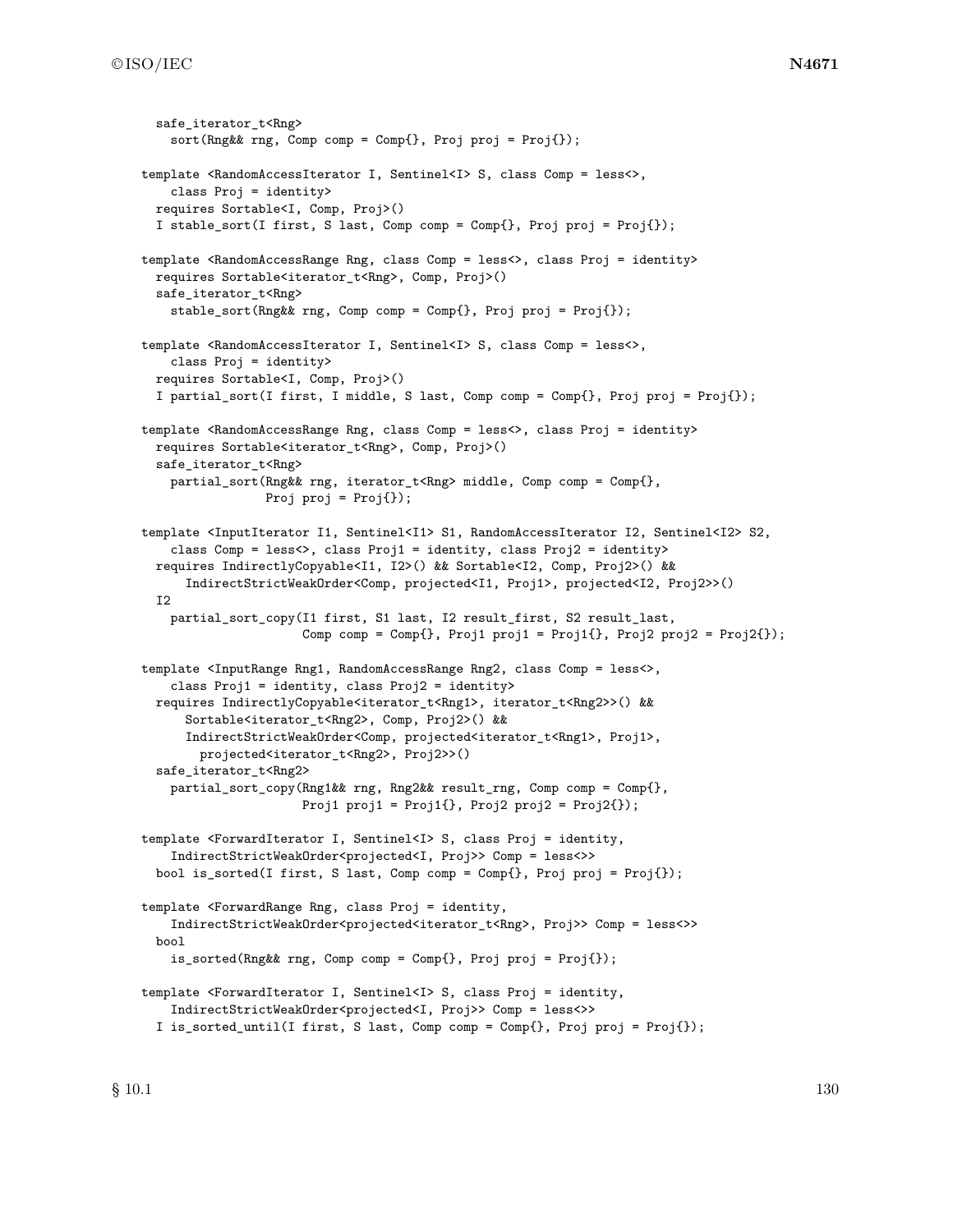```
  safe_iterator_t<Rng>
    sort(Rng&& rng, Comp comp = Comp{}, Proj proj = Proj{});

template <RandomAccessIterator I, Sentinel<I> S, class Comp = less<>,
    class Proj = identity>
  requires Sortable<I, Comp, Proj>()
  I stable_sort(I first, S last, Comp comp = Comp{}, Proj proj = Proj{});

template <RandomAccessRange Rng, class Comp = less<>, class Proj = identity>
  requires Sortable<iterator_t<Rng>, Comp, Proj>()
  safe_iterator_t<Rng>
    stable_sort(Rng&& rng, Comp comp = Comp{}, Proj proj = Proj{});

template <RandomAccessIterator I, Sentinel<I> S, class Comp = less<>,
    class Proj = identity>
  requires Sortable<I, Comp, Proj>()
  I partial_sort(I first, I middle, S last, Comp comp = Comp{}, Proj proj = Proj{});

template <RandomAccessRange Rng, class Comp = less<>, class Proj = identity>
  requires Sortable<iterator_t<Rng>, Comp, Proj>()
  safe_iterator_t<Rng>
    partial_sort(Rng&& rng, iterator_t<Rng> middle, Comp comp = Comp{},
                 Proj proj = Proj{});

template <InputIterator I1, Sentinel<I1> S1, RandomAccessIterator I2, Sentinel<I2> S2,
    class Comp = less<>, class Proj1 = identity, class Proj2 = identity>
  requires IndirectlyCopyable<I1, I2>() && Sortable<I2, Comp, Proj2>() &&
      IndirectStrictWeakOrder<Comp, projected<I1, Proj1>, projected<I2, Proj2>>()
  I2
    partial_sort_copy(I1 first, S1 last, I2 result_first, S2 result_last,
                      Comp comp = Comp{}, Proj1 proj1 = Proj1{}, Proj2 proj2 = Proj2{});

template <InputRange Rng1, RandomAccessRange Rng2, class Comp = less<>,
    class Proj1 = identity, class Proj2 = identity>
  requires IndirectlyCopyable<iterator_t<Rng1>, iterator_t<Rng2>>() &&
      Sortable<iterator_t<Rng2>, Comp, Proj2>() &&
      IndirectStrictWeakOrder<Comp, projected<iterator_t<Rng1>, Proj1>,
        projected<iterator_t<Rng2>, Proj2>>()
  safe_iterator_t<Rng2>
    partial_sort_copy(Rng1&& rng, Rng2&& result_rng, Comp comp = Comp{},
                      Proj1 proj1 = Proj1{}, Proj2 proj2 = Proj2{});

template <ForwardIterator I, Sentinel<I> S, class Proj = identity,
    IndirectStrictWeakOrder<projected<I, Proj>> Comp = less<>>
  bool is_sorted(I first, S last, Comp comp = Comp{}, Proj proj = Proj{});

template <ForwardRange Rng, class Proj = identity,
    IndirectStrictWeakOrder<projected<iterator_t<Rng>, Proj>> Comp = less<>>
  bool
    is_sorted(Rng&& rng, Comp comp = Comp{}, Proj proj = Proj{});

template <ForwardIterator I, Sentinel<I> S, class Proj = identity,
    IndirectStrictWeakOrder<projected<I, Proj>> Comp = less<>>
  I is_sorted_until(I first, S last, Comp comp = Comp{}, Proj proj = Proj{});
```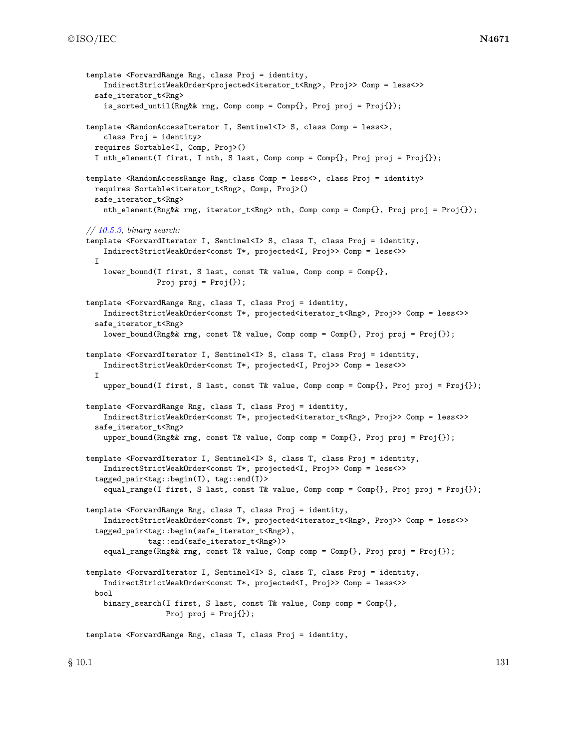```
template <ForwardRange Rng, class Proj = identity,
    IndirectStrictWeakOrder<projected<iterator_t<Rng>, Proj>> Comp = less<>>
  safe_iterator_t<Rng>
    is_sorted_until(Rng&& rng, Comp comp = Comp{}, Proj proj = Proj{});

template <RandomAccessIterator I, Sentinel<I> S, class Comp = less<>,
    class Proj = identity>
  requires Sortable<I, Comp, Proj>()
  I nth_element(I first, I nth, S last, Comp comp = Comp{}, Proj proj = Proj{});

template <RandomAccessRange Rng, class Comp = less<>, class Proj = identity>
  requires Sortable<iterator_t<Rng>, Comp, Proj>()
  safe_iterator_t<Rng>
    nth_element(Rng&& rng, iterator_t<Rng> nth, Comp comp = Comp{}, Proj proj = Proj{});

// 10.5.3, binary search:
template <ForwardIterator I, Sentinel<I> S, class T, class Proj = identity,
    IndirectStrictWeakOrder<const T*, projected<I, Proj>> Comp = less<>>
  I
    lower_bound(I first, S last, const T& value, Comp comp = Comp{},
                Proj proj = Proj{});

template <ForwardRange Rng, class T, class Proj = identity,
    IndirectStrictWeakOrder<const T*, projected<iterator_t<Rng>, Proj>> Comp = less<>>
  safe_iterator_t<Rng>
    lower_bound(Rng&& rng, const T& value, Comp comp = Comp{}, Proj proj = Proj{});

template <ForwardIterator I, Sentinel<I> S, class T, class Proj = identity,
    IndirectStrictWeakOrder<const T*, projected<I, Proj>> Comp = less<>>
  I
    upper_bound(I first, S last, const T& value, Comp comp = Comp{}, Proj proj = Proj{});

template <ForwardRange Rng, class T, class Proj = identity,
    IndirectStrictWeakOrder<const T*, projected<iterator_t<Rng>, Proj>> Comp = less<>>
  safe_iterator_t<Rng>
    upper_bound(Rng&& rng, const T& value, Comp comp = Comp{}, Proj proj = Proj{});

template <ForwardIterator I, Sentinel<I> S, class T, class Proj = identity,
    IndirectStrictWeakOrder<const T*, projected<I, Proj>> Comp = less<>>
  tagged_pair<tag::begin(I), tag::end(I)>
    equal_range(I first, S last, const T& value, Comp comp = Comp{}, Proj proj = Proj{});

template <ForwardRange Rng, class T, class Proj = identity,
    IndirectStrictWeakOrder<const T*, projected<iterator_t<Rng>, Proj>> Comp = less<>>
  tagged_pair<tag::begin(safe_iterator_t<Rng>),
              tag::end(safe_iterator_t<Rng>)>
    equal_range(Rng&& rng, const T& value, Comp comp = Comp{}, Proj proj = Proj{});

template <ForwardIterator I, Sentinel<I> S, class T, class Proj = identity,
    IndirectStrictWeakOrder<const T*, projected<I, Proj>> Comp = less<>>
  bool
    binary_search(I first, S last, const T& value, Comp comp = Comp{},
                  Proj proj = Proj{});

template <ForwardRange Rng, class T, class Proj = identity,
```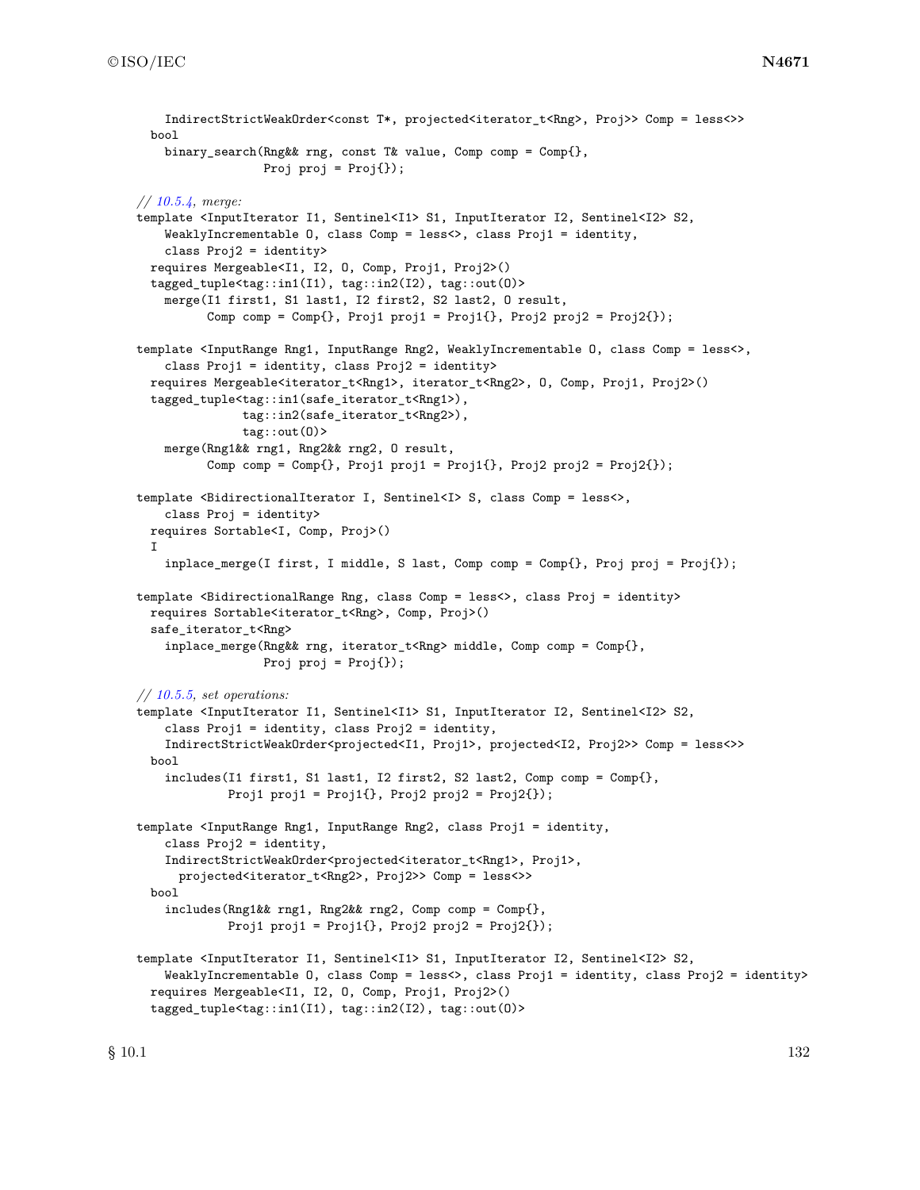```
    IndirectStrictWeakOrder<const T*, projected<iterator_t<Rng>, Proj>> Comp = less<>>
  bool
    binary_search(Rng&& rng, const T& value, Comp comp = Comp{},
                  Proj proj = Proj{});

// 10.5.4, merge:
template <InputIterator I1, Sentinel<I1> S1, InputIterator I2, Sentinel<I2> S2,
    WeaklyIncrementable O, class Comp = less<>, class Proj1 = identity,
    class Proj2 = identity>
  requires Mergeable<I1, I2, O, Comp, Proj1, Proj2>()
  tagged_tuple<tag::in1(I1), tag::in2(I2), tag::out(O)>
    merge(I1 first1, S1 last1, I2 first2, S2 last2, O result,
          Comp comp = Comp{}, Proj1 proj1 = Proj1{}, Proj2 proj2 = Proj2{});

template <InputRange Rng1, InputRange Rng2, WeaklyIncrementable O, class Comp = less<>,
    class Proj1 = identity, class Proj2 = identity>
  requires Mergeable<iterator_t<Rng1>, iterator_t<Rng2>, O, Comp, Proj1, Proj2>()
  tagged_tuple<tag::in1(safe_iterator_t<Rng1>),
               tag::in2(safe_iterator_t<Rng2>),
               tag::out(O)>
    merge(Rng1&& rng1, Rng2&& rng2, O result,
          Comp comp = Comp{}, Proj1 proj1 = Proj1{}, Proj2 proj2 = Proj2{});

template <BidirectionalIterator I, Sentinel<I> S, class Comp = less<>,
    class Proj = identity>
  requires Sortable<I, Comp, Proj>()
  I
    inplace_merge(I first, I middle, S last, Comp comp = Comp{}, Proj proj = Proj{});

template <BidirectionalRange Rng, class Comp = less<>, class Proj = identity>
  requires Sortable<iterator_t<Rng>, Comp, Proj>()
  safe_iterator_t<Rng>
    inplace_merge(Rng&& rng, iterator_t<Rng> middle, Comp comp = Comp{},
                  Proj proj = Proj{});

// 10.5.5, set operations:
template <InputIterator I1, Sentinel<I1> S1, InputIterator I2, Sentinel<I2> S2,
    class Proj1 = identity, class Proj2 = identity,
    IndirectStrictWeakOrder<projected<I1, Proj1>, projected<I2, Proj2>> Comp = less<>>
  bool
    includes(I1 first1, S1 last1, I2 first2, S2 last2, Comp comp = Comp{},
             Proj1 proj1 = Proj1{}, Proj2 proj2 = Proj2{});

template <InputRange Rng1, InputRange Rng2, class Proj1 = identity,
    class Proj2 = identity,
    IndirectStrictWeakOrder<projected<iterator_t<Rng1>, Proj1>,
      projected<iterator_t<Rng2>, Proj2>> Comp = less<>>
  bool
    includes(Rng1&& rng1, Rng2&& rng2, Comp comp = Comp{},
             Proj1 proj1 = Proj1{}, Proj2 proj2 = Proj2{});

template <InputIterator I1, Sentinel<I1> S1, InputIterator I2, Sentinel<I2> S2,
    WeaklyIncrementable O, class Comp = less<>, class Proj1 = identity, class Proj2 = identity>
  requires Mergeable<I1, I2, O, Comp, Proj1, Proj2>()
  tagged_tuple<tag::in1(I1), tag::in2(I2), tag::out(O)>
```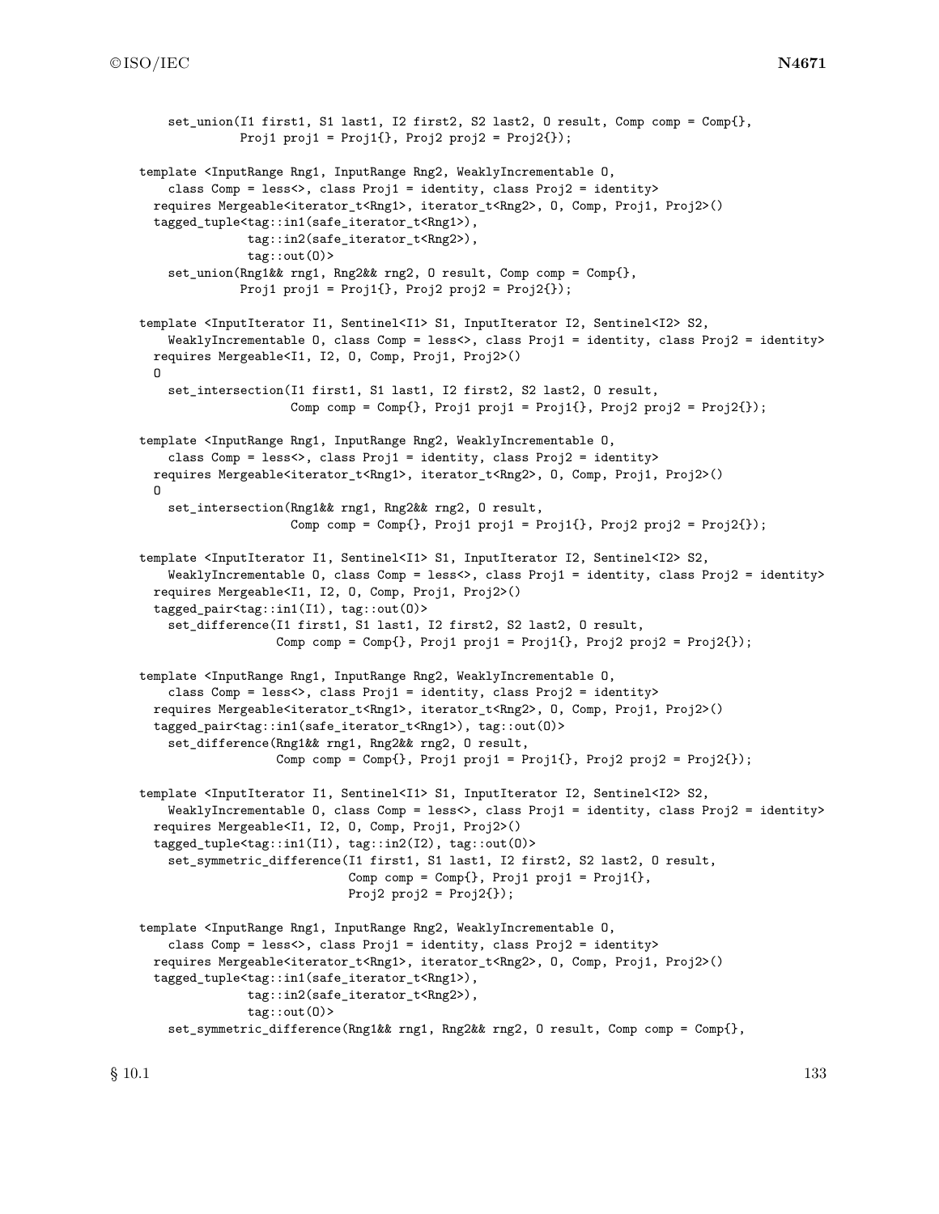```
    set_union(I1 first1, S1 last1, I2 first2, S2 last2, O result, Comp comp = Comp{},
              Proj1 proj1 = Proj1{}, Proj2 proj2 = Proj2{});

template <InputRange Rng1, InputRange Rng2, WeaklyIncrementable O,
    class Comp = less<>, class Proj1 = identity, class Proj2 = identity>
  requires Mergeable<iterator_t<Rng1>, iterator_t<Rng2>, O, Comp, Proj1, Proj2>()
  tagged_tuple<tag::in1(safe_iterator_t<Rng1>),
               tag::in2(safe_iterator_t<Rng2>),
               tag::out(O)>
    set_union(Rng1&& rng1, Rng2&& rng2, O result, Comp comp = Comp{},
              Proj1 proj1 = Proj1{}, Proj2 proj2 = Proj2{});

template <InputIterator I1, Sentinel<I1> S1, InputIterator I2, Sentinel<I2> S2,
    WeaklyIncrementable O, class Comp = less<>, class Proj1 = identity, class Proj2 = identity>
  requires Mergeable<I1, I2, O, Comp, Proj1, Proj2>()
  O
    set_intersection(I1 first1, S1 last1, I2 first2, S2 last2, O result,
                     Comp comp = Comp{}, Proj1 proj1 = Proj1{}, Proj2 proj2 = Proj2{});

template <InputRange Rng1, InputRange Rng2, WeaklyIncrementable O,
    class Comp = less<>, class Proj1 = identity, class Proj2 = identity>
  requires Mergeable<iterator_t<Rng1>, iterator_t<Rng2>, O, Comp, Proj1, Proj2>()
  O
    set_intersection(Rng1&& rng1, Rng2&& rng2, O result,
                     Comp comp = Comp{}, Proj1 proj1 = Proj1{}, Proj2 proj2 = Proj2{});

template <InputIterator I1, Sentinel<I1> S1, InputIterator I2, Sentinel<I2> S2,
    WeaklyIncrementable O, class Comp = less<>, class Proj1 = identity, class Proj2 = identity>
  requires Mergeable<I1, I2, O, Comp, Proj1, Proj2>()
  tagged_pair<tag::in1(I1), tag::out(O)>
    set_difference(I1 first1, S1 last1, I2 first2, S2 last2, O result,
                   Comp comp = Comp{}, Proj1 proj1 = Proj1{}, Proj2 proj2 = Proj2{});

template <InputRange Rng1, InputRange Rng2, WeaklyIncrementable O,
    class Comp = less<>, class Proj1 = identity, class Proj2 = identity>
  requires Mergeable<iterator_t<Rng1>, iterator_t<Rng2>, O, Comp, Proj1, Proj2>()
  tagged_pair<tag::in1(safe_iterator_t<Rng1>), tag::out(O)>
    set_difference(Rng1&& rng1, Rng2&& rng2, O result,
                   Comp comp = Comp{}, Proj1 proj1 = Proj1{}, Proj2 proj2 = Proj2{});

template <InputIterator I1, Sentinel<I1> S1, InputIterator I2, Sentinel<I2> S2,
    WeaklyIncrementable O, class Comp = less<>, class Proj1 = identity, class Proj2 = identity>
  requires Mergeable<I1, I2, O, Comp, Proj1, Proj2>()
  tagged_tuple<tag::in1(I1), tag::in2(I2), tag::out(O)>
    set_symmetric_difference(I1 first1, S1 last1, I2 first2, S2 last2, O result,
                             Comp comp = Comp{}, Proj1 proj1 = Proj1{},
                             Proj2 proj2 = Proj2{});

template <InputRange Rng1, InputRange Rng2, WeaklyIncrementable O,
    class Comp = less<>, class Proj1 = identity, class Proj2 = identity>
  requires Mergeable<iterator_t<Rng1>, iterator_t<Rng2>, O, Comp, Proj1, Proj2>()
  tagged_tuple<tag::in1(safe_iterator_t<Rng1>),
               tag::in2(safe_iterator_t<Rng2>),
               tag::out(O)>
    set_symmetric_difference(Rng1&& rng1, Rng2&& rng2, O result, Comp comp = Comp{},
```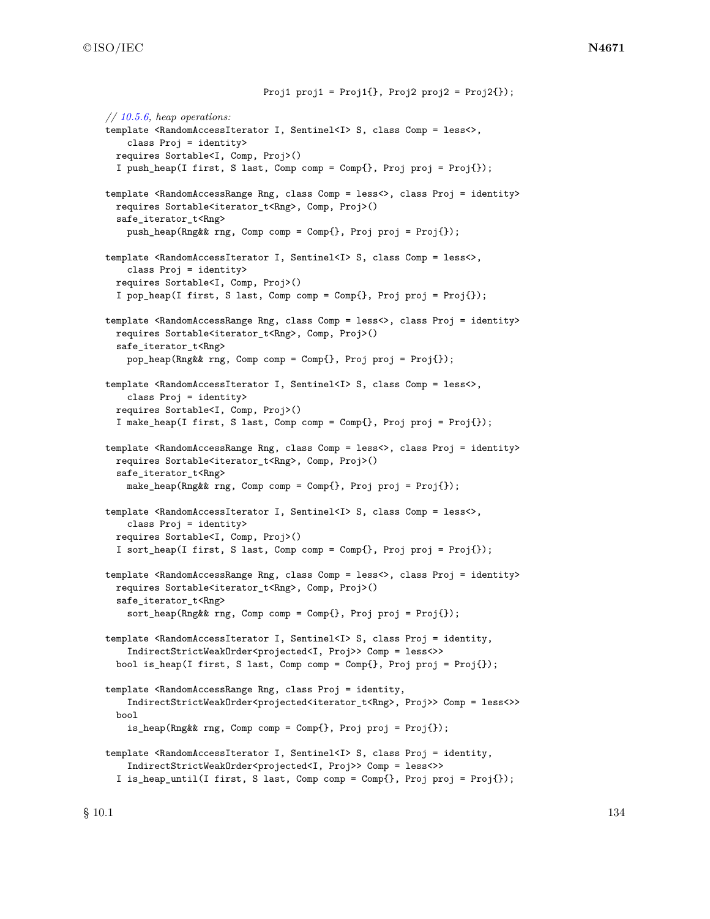```
                              Proj1 proj1 = Proj1{}, Proj2 proj2 = Proj2{});

  // 10.5.6, heap operations:
  template <RandomAccessIterator I, Sentinel<I> S, class Comp = less<>,
      class Proj = identity>
    requires Sortable<I, Comp, Proj>()
    I push_heap(I first, S last, Comp comp = Comp{}, Proj proj = Proj{});

  template <RandomAccessRange Rng, class Comp = less<>, class Proj = identity>
    requires Sortable<iterator_t<Rng>, Comp, Proj>()
    safe_iterator_t<Rng>
      push_heap(Rng&& rng, Comp comp = Comp{}, Proj proj = Proj{});

  template <RandomAccessIterator I, Sentinel<I> S, class Comp = less<>,
      class Proj = identity>
    requires Sortable<I, Comp, Proj>()
    I pop_heap(I first, S last, Comp comp = Comp{}, Proj proj = Proj{});

  template <RandomAccessRange Rng, class Comp = less<>, class Proj = identity>
    requires Sortable<iterator_t<Rng>, Comp, Proj>()
    safe_iterator_t<Rng>
      pop_heap(Rng&& rng, Comp comp = Comp{}, Proj proj = Proj{});

  template <RandomAccessIterator I, Sentinel<I> S, class Comp = less<>,
      class Proj = identity>
    requires Sortable<I, Comp, Proj>()
    I make_heap(I first, S last, Comp comp = Comp{}, Proj proj = Proj{});

  template <RandomAccessRange Rng, class Comp = less<>, class Proj = identity>
    requires Sortable<iterator_t<Rng>, Comp, Proj>()
    safe_iterator_t<Rng>
      make_heap(Rng&& rng, Comp comp = Comp{}, Proj proj = Proj{});

  template <RandomAccessIterator I, Sentinel<I> S, class Comp = less<>,
      class Proj = identity>
    requires Sortable<I, Comp, Proj>()
    I sort_heap(I first, S last, Comp comp = Comp{}, Proj proj = Proj{});

  template <RandomAccessRange Rng, class Comp = less<>, class Proj = identity>
    requires Sortable<iterator_t<Rng>, Comp, Proj>()
    safe_iterator_t<Rng>
      sort_heap(Rng&& rng, Comp comp = Comp{}, Proj proj = Proj{});

  template <RandomAccessIterator I, Sentinel<I> S, class Proj = identity,
      IndirectStrictWeakOrder<projected<I, Proj>> Comp = less<>>
    bool is_heap(I first, S last, Comp comp = Comp{}, Proj proj = Proj{});

  template <RandomAccessRange Rng, class Proj = identity,
      IndirectStrictWeakOrder<projected<iterator_t<Rng>, Proj>> Comp = less<>>
    bool
      is_heap(Rng&& rng, Comp comp = Comp{}, Proj proj = Proj{});

  template <RandomAccessIterator I, Sentinel<I> S, class Proj = identity,
      IndirectStrictWeakOrder<projected<I, Proj>> Comp = less<>>
    I is_heap_until(I first, S last, Comp comp = Comp{}, Proj proj = Proj{});
```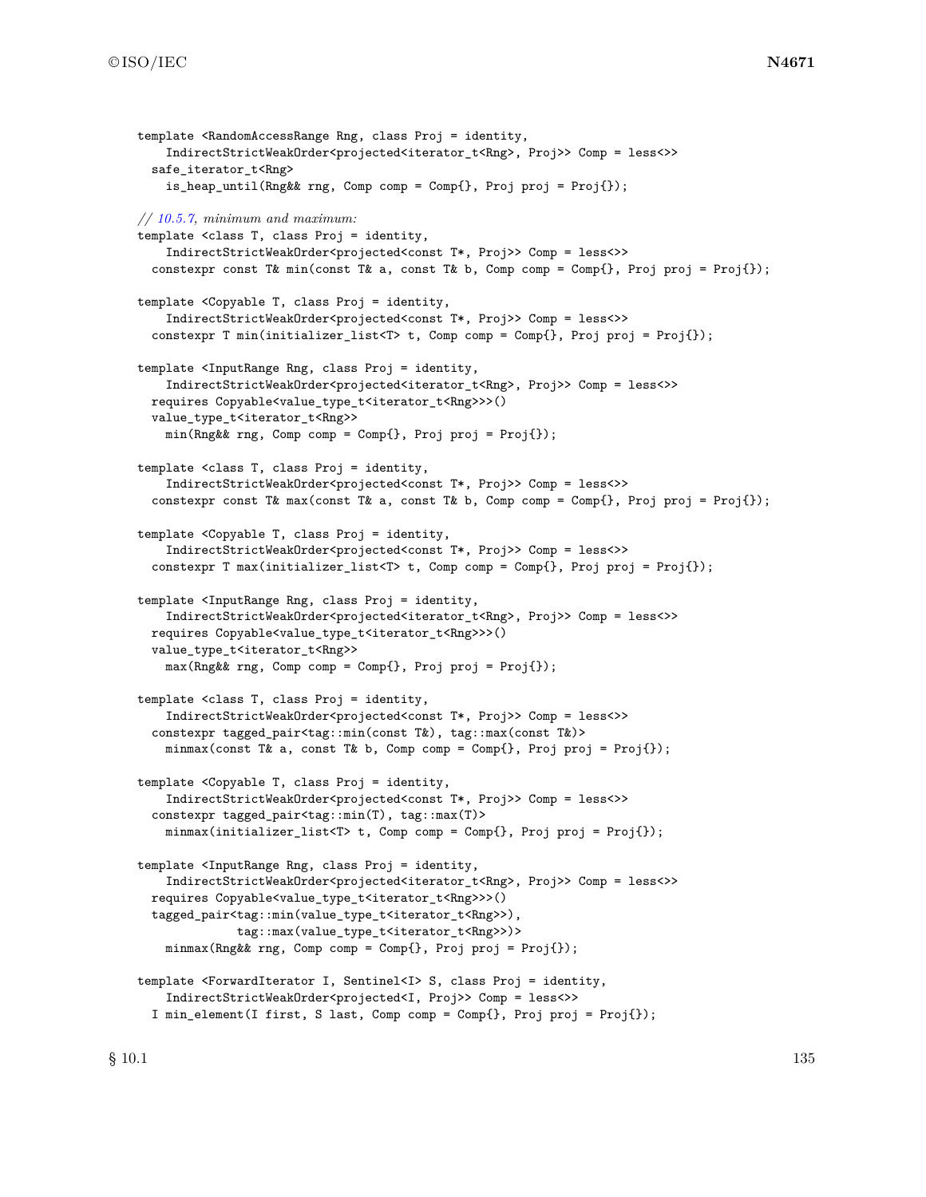```
template <RandomAccessRange Rng, class Proj = identity,
    IndirectStrictWeakOrder<projected<iterator_t<Rng>, Proj>> Comp = less<>>
  safe_iterator_t<Rng>
    is_heap_until(Rng&& rng, Comp comp = Comp{}, Proj proj = Proj{});

// 10.5.7, minimum and maximum:
template <class T, class Proj = identity,
    IndirectStrictWeakOrder<projected<const T*, Proj>> Comp = less<>>
  constexpr const T& min(const T& a, const T& b, Comp comp = Comp{}, Proj proj = Proj{});

template <Copyable T, class Proj = identity,
    IndirectStrictWeakOrder<projected<const T*, Proj>> Comp = less<>>
  constexpr T min(initializer_list<T> t, Comp comp = Comp{}, Proj proj = Proj{});

template <InputRange Rng, class Proj = identity,
    IndirectStrictWeakOrder<projected<iterator_t<Rng>, Proj>> Comp = less<>>
  requires Copyable<value_type_t<iterator_t<Rng>>>()
  value_type_t<iterator_t<Rng>>
    min(Rng&& rng, Comp comp = Comp{}, Proj proj = Proj{});

template <class T, class Proj = identity,
    IndirectStrictWeakOrder<projected<const T*, Proj>> Comp = less<>>
  constexpr const T& max(const T& a, const T& b, Comp comp = Comp{}, Proj proj = Proj{});

template <Copyable T, class Proj = identity,
    IndirectStrictWeakOrder<projected<const T*, Proj>> Comp = less<>>
  constexpr T max(initializer_list<T> t, Comp comp = Comp{}, Proj proj = Proj{});

template <InputRange Rng, class Proj = identity,
    IndirectStrictWeakOrder<projected<iterator_t<Rng>, Proj>> Comp = less<>>
  requires Copyable<value_type_t<iterator_t<Rng>>>()
  value_type_t<iterator_t<Rng>>
    max(Rng&& rng, Comp comp = Comp{}, Proj proj = Proj{});

template <class T, class Proj = identity,
    IndirectStrictWeakOrder<projected<const T*, Proj>> Comp = less<>>
  constexpr tagged_pair<tag::min(const T&), tag::max(const T&)>
    minmax(const T& a, const T& b, Comp comp = Comp{}, Proj proj = Proj{});

template <Copyable T, class Proj = identity,
    IndirectStrictWeakOrder<projected<const T*, Proj>> Comp = less<>>
  constexpr tagged_pair<tag::min(T), tag::max(T)>
    minmax(initializer_list<T> t, Comp comp = Comp{}, Proj proj = Proj{});

template <InputRange Rng, class Proj = identity,
    IndirectStrictWeakOrder<projected<iterator_t<Rng>, Proj>> Comp = less<>>
  requires Copyable<value_type_t<iterator_t<Rng>>>()
  tagged_pair<tag::min(value_type_t<iterator_t<Rng>>),
              tag::max(value_type_t<iterator_t<Rng>>)>
    minmax(Rng&& rng, Comp comp = Comp{}, Proj proj = Proj{});

template <ForwardIterator I, Sentinel<I> S, class Proj = identity,
    IndirectStrictWeakOrder<projected<I, Proj>> Comp = less<>>
  I min_element(I first, S last, Comp comp = Comp{}, Proj proj = Proj{});
```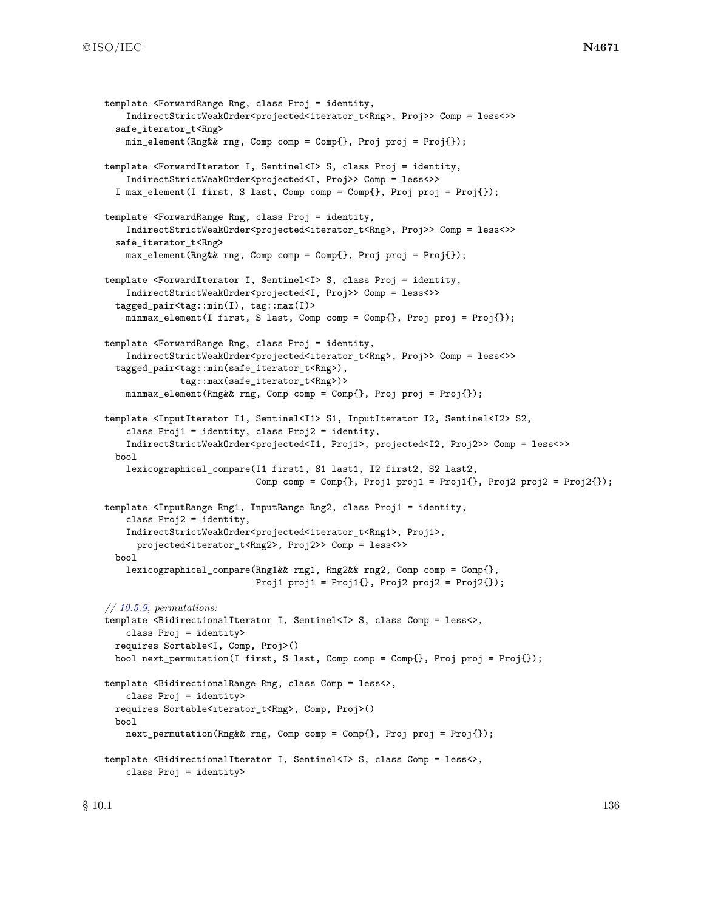```
template <ForwardRange Rng, class Proj = identity,
    IndirectStrictWeakOrder<projected<iterator_t<Rng>, Proj>> Comp = less<>>
  safe_iterator_t<Rng>
    min_element(Rng&& rng, Comp comp = Comp{}, Proj proj = Proj{});

template <ForwardIterator I, Sentinel<I> S, class Proj = identity,
    IndirectStrictWeakOrder<projected<I, Proj>> Comp = less<>>
  I max_element(I first, S last, Comp comp = Comp{}, Proj proj = Proj{});

template <ForwardRange Rng, class Proj = identity,
    IndirectStrictWeakOrder<projected<iterator_t<Rng>, Proj>> Comp = less<>>
  safe_iterator_t<Rng>
    max_element(Rng&& rng, Comp comp = Comp{}, Proj proj = Proj{});

template <ForwardIterator I, Sentinel<I> S, class Proj = identity,
    IndirectStrictWeakOrder<projected<I, Proj>> Comp = less<>>
  tagged_pair<tag::min(I), tag::max(I)>
    minmax_element(I first, S last, Comp comp = Comp{}, Proj proj = Proj{});

template <ForwardRange Rng, class Proj = identity,
    IndirectStrictWeakOrder<projected<iterator_t<Rng>, Proj>> Comp = less<>>
  tagged_pair<tag::min(safe_iterator_t<Rng>),
              tag::max(safe_iterator_t<Rng>)>
    minmax_element(Rng&& rng, Comp comp = Comp{}, Proj proj = Proj{});

template <InputIterator I1, Sentinel<I1> S1, InputIterator I2, Sentinel<I2> S2,
    class Proj1 = identity, class Proj2 = identity,
    IndirectStrictWeakOrder<projected<I1, Proj1>, projected<I2, Proj2>> Comp = less<>>
  bool
    lexicographical_compare(I1 first1, S1 last1, I2 first2, S2 last2,
                            Comp comp = Comp{}, Proj1 proj1 = Proj1{}, Proj2 proj2 = Proj2{});

template <InputRange Rng1, InputRange Rng2, class Proj1 = identity,
    class Proj2 = identity,
    IndirectStrictWeakOrder<projected<iterator_t<Rng1>, Proj1>,
      projected<iterator_t<Rng2>, Proj2>> Comp = less<>>
  bool
    lexicographical_compare(Rng1&& rng1, Rng2&& rng2, Comp comp = Comp{},
                            Proj1 proj1 = Proj1{}, Proj2 proj2 = Proj2{});

// 10.5.9, permutations:
template <BidirectionalIterator I, Sentinel<I> S, class Comp = less<>,
    class Proj = identity>
  requires Sortable<I, Comp, Proj>()
  bool next_permutation(I first, S last, Comp comp = Comp{}, Proj proj = Proj{});

template <BidirectionalRange Rng, class Comp = less<>,
    class Proj = identity>
  requires Sortable<iterator_t<Rng>, Comp, Proj>()
  bool
    next_permutation(Rng&& rng, Comp comp = Comp{}, Proj proj = Proj{});

template <BidirectionalIterator I, Sentinel<I> S, class Comp = less<>,
    class Proj = identity>
```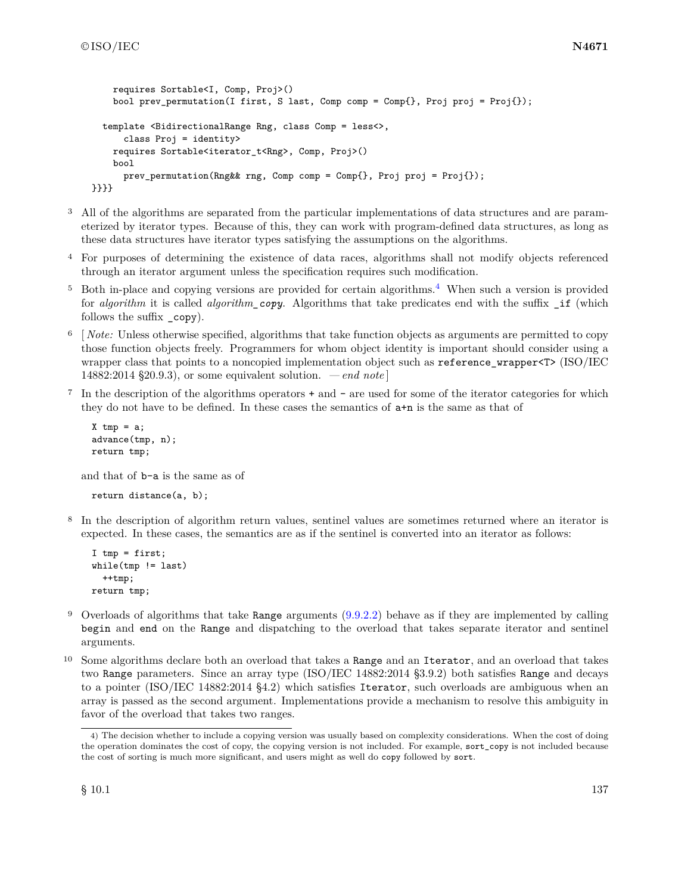```
    requires Sortable<I, Comp, Proj>()
    bool prev_permutation(I first, S last, Comp comp = Comp{}, Proj proj = Proj{});

  template <BidirectionalRange Rng, class Comp = less<>,
      class Proj = identity>
    requires Sortable<iterator_t<Rng>, Comp, Proj>()
    bool
      prev_permutation(Rng&& rng, Comp comp = Comp{}, Proj proj = Proj{});
}}}}
```

3 All of the algorithms are separated from the particular implementations of data structures and are parameterized by iterator types. Because of this, they can work with program-defined data structures, as long as these data structures have iterator types satisfying the assumptions on the algorithms.

4 For purposes of determining the existence of data races, algorithms shall not modify objects referenced through an iterator argument unless the specification requires such modification.

5 Both in-place and copying versions are provided for certain algorithms.[4] When such a version is provided for *algorithm* it is called *algorithm*`_copy`. Algorithms that take predicates end with the suffix `_if` (which follows the suffix `_copy`).

6 [ *Note:* Unless otherwise specified, algorithms that take function objects as arguments are permitted to copy those function objects freely. Programmers for whom object identity is important should consider using a wrapper class that points to a noncopied implementation object such as `reference_wrapper<T>` (ISO/IEC 14882:2014 §20.9.3), or some equivalent solution. — *end note* ]

7 In the description of the algorithms operators `+` and `-` are used for some of the iterator categories for which they do not have to be defined. In these cases the semantics of `a+n` is the same as that of

```
X tmp = a;
advance(tmp, n);
return tmp;
```

and that of `b-a` is the same as of

```
return distance(a, b);
```

8 In the description of algorithm return values, sentinel values are sometimes returned where an iterator is expected. In these cases, the semantics are as if the sentinel is converted into an iterator as follows:

```
I tmp = first;
while(tmp != last)
  ++tmp;
return tmp;
```

9 Overloads of algorithms that take `Range` arguments (9.9.2.2) behave as if they are implemented by calling `begin` and `end` on the `Range` and dispatching to the overload that takes separate iterator and sentinel arguments.

10 Some algorithms declare both an overload that takes a `Range` and an `Iterator`, and an overload that takes two `Range` parameters. Since an array type (ISO/IEC 14882:2014 §3.9.2) both satisfies `Range` and decays to a pointer (ISO/IEC 14882:2014 §4.2) which satisfies `Iterator`, such overloads are ambiguous when an array is passed as the second argument. Implementations provide a mechanism to resolve this ambiguity in favor of the overload that takes two ranges.

4) The decision whether to include a copying version was usually based on complexity considerations. When the cost of doing the operation dominates the cost of copy, the copying version is not included. For example, `sort_copy` is not included because the cost of sorting is much more significant, and users might as well do `copy` followed by `sort`.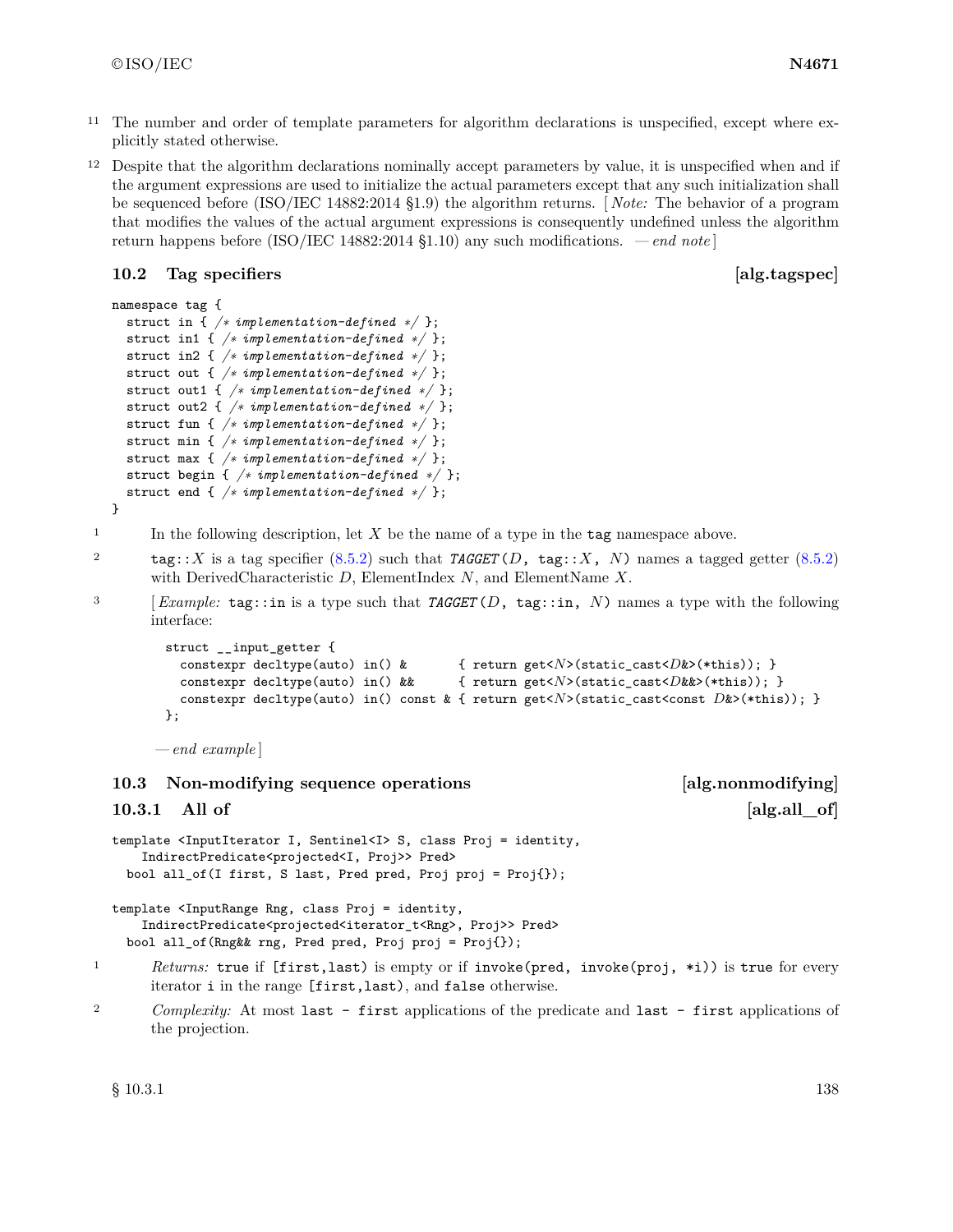11 The number and order of template parameters for algorithm declarations is unspecified, except where explicitly stated otherwise.

12 Despite that the algorithm declarations nominally accept parameters by value, it is unspecified when and if the argument expressions are used to initialize the actual parameters except that any such initialization shall be sequenced before (ISO/IEC 14882:2014 §1.9) the algorithm returns. [ *Note:* The behavior of a program that modifies the values of the actual argument expressions is consequently undefined unless the algorithm return happens before (ISO/IEC 14882:2014 §1.10) any such modifications. — *end note* ]

## 10.2 Tag specifiers [alg.tagspec]

```
namespace tag {
  struct in { /* implementation-defined */ };
  struct in1 { /* implementation-defined */ };
  struct in2 { /* implementation-defined */ };
  struct out { /* implementation-defined */ };
  struct out1 { /* implementation-defined */ };
  struct out2 { /* implementation-defined */ };
  struct fun { /* implementation-defined */ };
  struct min { /* implementation-defined */ };
  struct max { /* implementation-defined */ };
  struct begin { /* implementation-defined */ };
  struct end { /* implementation-defined */ };
}
```

1 In the following description, let *X* be the name of a type in the `tag` namespace above.

2 `tag::`*X* is a tag specifier (8.5.2) such that *`TAGGET`*`(`*D*`, tag::`*X*`, `*N*`)` names a tagged getter (8.5.2) with DerivedCharacteristic *D*, ElementIndex *N*, and ElementName *X*.

3 [ *Example:* `tag::in` is a type such that *`TAGGET`*`(`*D*`, tag::in, `*N*`)` names a type with the following interface:

```
struct __input_getter {
  constexpr decltype(auto) in() &       { return get<N>(static_cast<D&>(*this)); }
  constexpr decltype(auto) in() &&      { return get<N>(static_cast<D&&>(*this)); }
  constexpr decltype(auto) in() const & { return get<N>(static_cast<const D&>(*this)); }
};
```

— *end example* ]

## 10.3 Non-modifying sequence operations [alg.nonmodifying]

### 10.3.1 All of [alg.all_of]

```
template <InputIterator I, Sentinel<I> S, class Proj = identity,
    IndirectPredicate<projected<I, Proj>> Pred>
  bool all_of(I first, S last, Pred pred, Proj proj = Proj{});

template <InputRange Rng, class Proj = identity,
    IndirectPredicate<projected<iterator_t<Rng>, Proj>> Pred>
  bool all_of(Rng&& rng, Pred pred, Proj proj = Proj{});
```

1 *Returns:* `true` if `[first,last)` is empty or if `invoke(pred, invoke(proj, *i))` is `true` for every iterator `i` in the range `[first,last)`, and `false` otherwise.

2 *Complexity:* At most `last - first` applications of the predicate and `last - first` applications of the projection.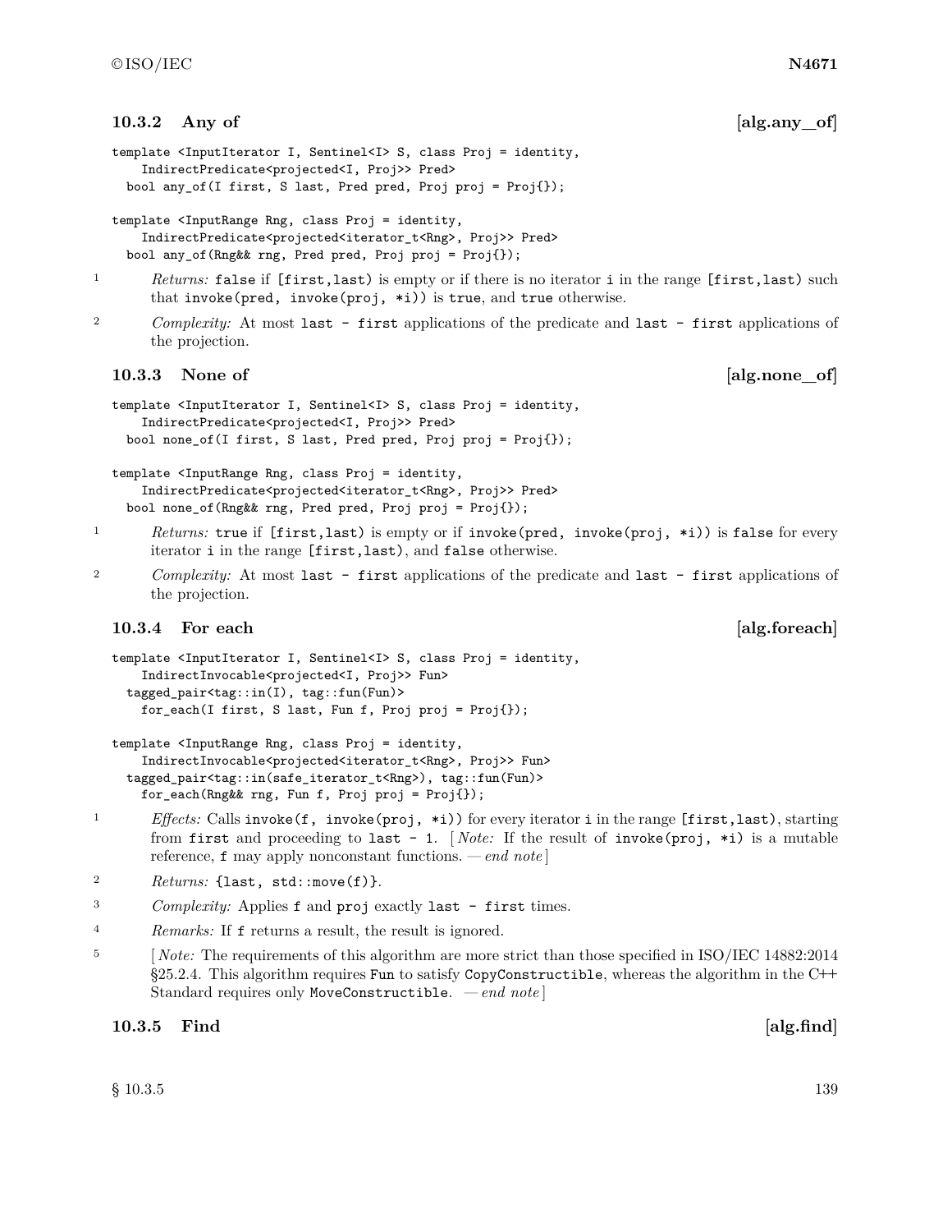### 10.3.2 Any of [alg.any_of]

```
template <InputIterator I, Sentinel<I> S, class Proj = identity,
    IndirectPredicate<projected<I, Proj>> Pred>
  bool any_of(I first, S last, Pred pred, Proj proj = Proj{});

template <InputRange Rng, class Proj = identity,
    IndirectPredicate<projected<iterator_t<Rng>, Proj>> Pred>
  bool any_of(Rng&& rng, Pred pred, Proj proj = Proj{});
```

1 *Returns:* `false` if `[first,last)` is empty or if there is no iterator `i` in the range `[first,last)` such that `invoke(pred, invoke(proj, *i))` is `true`, and `true` otherwise.

2 *Complexity:* At most `last - first` applications of the predicate and `last - first` applications of the projection.

### 10.3.3 None of [alg.none_of]

```
template <InputIterator I, Sentinel<I> S, class Proj = identity,
    IndirectPredicate<projected<I, Proj>> Pred>
  bool none_of(I first, S last, Pred pred, Proj proj = Proj{});

template <InputRange Rng, class Proj = identity,
    IndirectPredicate<projected<iterator_t<Rng>, Proj>> Pred>
  bool none_of(Rng&& rng, Pred pred, Proj proj = Proj{});
```

1 *Returns:* `true` if `[first,last)` is empty or if `invoke(pred, invoke(proj, *i))` is `false` for every iterator `i` in the range `[first,last)`, and `false` otherwise.

2 *Complexity:* At most `last - first` applications of the predicate and `last - first` applications of the projection.

### 10.3.4 For each [alg.foreach]

```
template <InputIterator I, Sentinel<I> S, class Proj = identity,
    IndirectInvocable<projected<I, Proj>> Fun>
  tagged_pair<tag::in(I), tag::fun(Fun)>
    for_each(I first, S last, Fun f, Proj proj = Proj{});

template <InputRange Rng, class Proj = identity,
    IndirectInvocable<projected<iterator_t<Rng>, Proj>> Fun>
  tagged_pair<tag::in(safe_iterator_t<Rng>), tag::fun(Fun)>
    for_each(Rng&& rng, Fun f, Proj proj = Proj{});
```

1 *Effects:* Calls `invoke(f, invoke(proj, *i))` for every iterator `i` in the range `[first,last)`, starting from `first` and proceeding to `last - 1`. [ *Note:* If the result of `invoke(proj, *i)` is a mutable reference, `f` may apply nonconstant functions. — *end note* ]

2 *Returns:* `{last, std::move(f)}`.

3 *Complexity:* Applies `f` and `proj` exactly `last - first` times.

4 *Remarks:* If `f` returns a result, the result is ignored.

5 [ *Note:* The requirements of this algorithm are more strict than those specified in ISO/IEC 14882:2014 §25.2.4. This algorithm requires `Fun` to satisfy `CopyConstructible`, whereas the algorithm in the C++ Standard requires only `MoveConstructible`. — *end note* ]

### 10.3.5 Find [alg.find]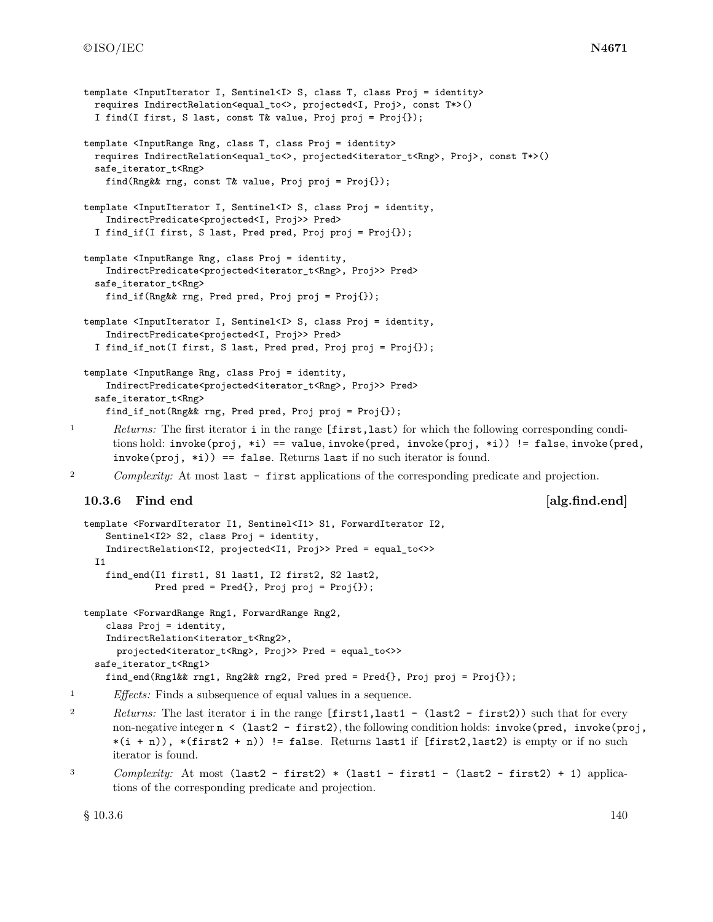```
template <InputIterator I, Sentinel<I> S, class T, class Proj = identity>
  requires IndirectRelation<equal_to<>, projected<I, Proj>, const T*>()
  I find(I first, S last, const T& value, Proj proj = Proj{});

template <InputRange Rng, class T, class Proj = identity>
  requires IndirectRelation<equal_to<>, projected<iterator_t<Rng>, Proj>, const T*>()
  safe_iterator_t<Rng>
    find(Rng&& rng, const T& value, Proj proj = Proj{});

template <InputIterator I, Sentinel<I> S, class Proj = identity,
    IndirectPredicate<projected<I, Proj>> Pred>
  I find_if(I first, S last, Pred pred, Proj proj = Proj{});

template <InputRange Rng, class Proj = identity,
    IndirectPredicate<projected<iterator_t<Rng>, Proj>> Pred>
  safe_iterator_t<Rng>
    find_if(Rng&& rng, Pred pred, Proj proj = Proj{});

template <InputIterator I, Sentinel<I> S, class Proj = identity,
    IndirectPredicate<projected<I, Proj>> Pred>
  I find_if_not(I first, S last, Pred pred, Proj proj = Proj{});

template <InputRange Rng, class Proj = identity,
    IndirectPredicate<projected<iterator_t<Rng>, Proj>> Pred>
  safe_iterator_t<Rng>
    find_if_not(Rng&& rng, Pred pred, Proj proj = Proj{});
```

1 *Returns:* The first iterator `i` in the range `[first,last)` for which the following corresponding conditions hold: `invoke(proj, *i) == value`, `invoke(pred, invoke(proj, *i)) != false`, `invoke(pred, invoke(proj, *i)) == false`. Returns `last` if no such iterator is found.

2 *Complexity:* At most `last - first` applications of the corresponding predicate and projection.

### 10.3.6 Find end [alg.find.end]

```
template <ForwardIterator I1, Sentinel<I1> S1, ForwardIterator I2,
    Sentinel<I2> S2, class Proj = identity,
    IndirectRelation<I2, projected<I1, Proj>> Pred = equal_to<>>
  I1
    find_end(I1 first1, S1 last1, I2 first2, S2 last2,
             Pred pred = Pred{}, Proj proj = Proj{});

template <ForwardRange Rng1, ForwardRange Rng2,
    class Proj = identity,
    IndirectRelation<iterator_t<Rng2>,
      projected<iterator_t<Rng>, Proj>> Pred = equal_to<>>
  safe_iterator_t<Rng1>
    find_end(Rng1&& rng1, Rng2&& rng2, Pred pred = Pred{}, Proj proj = Proj{});
```

1 *Effects:* Finds a subsequence of equal values in a sequence.

2 *Returns:* The last iterator `i` in the range `[first1,last1 - (last2 - first2))` such that for every non-negative integer `n < (last2 - first2)`, the following condition holds: `invoke(pred, invoke(proj, *(i + n)), *(first2 + n)) != false`. Returns `last1` if `[first2,last2)` is empty or if no such iterator is found.

3 *Complexity:* At most `(last2 - first2) * (last1 - first1 - (last2 - first2) + 1)` applications of the corresponding predicate and projection.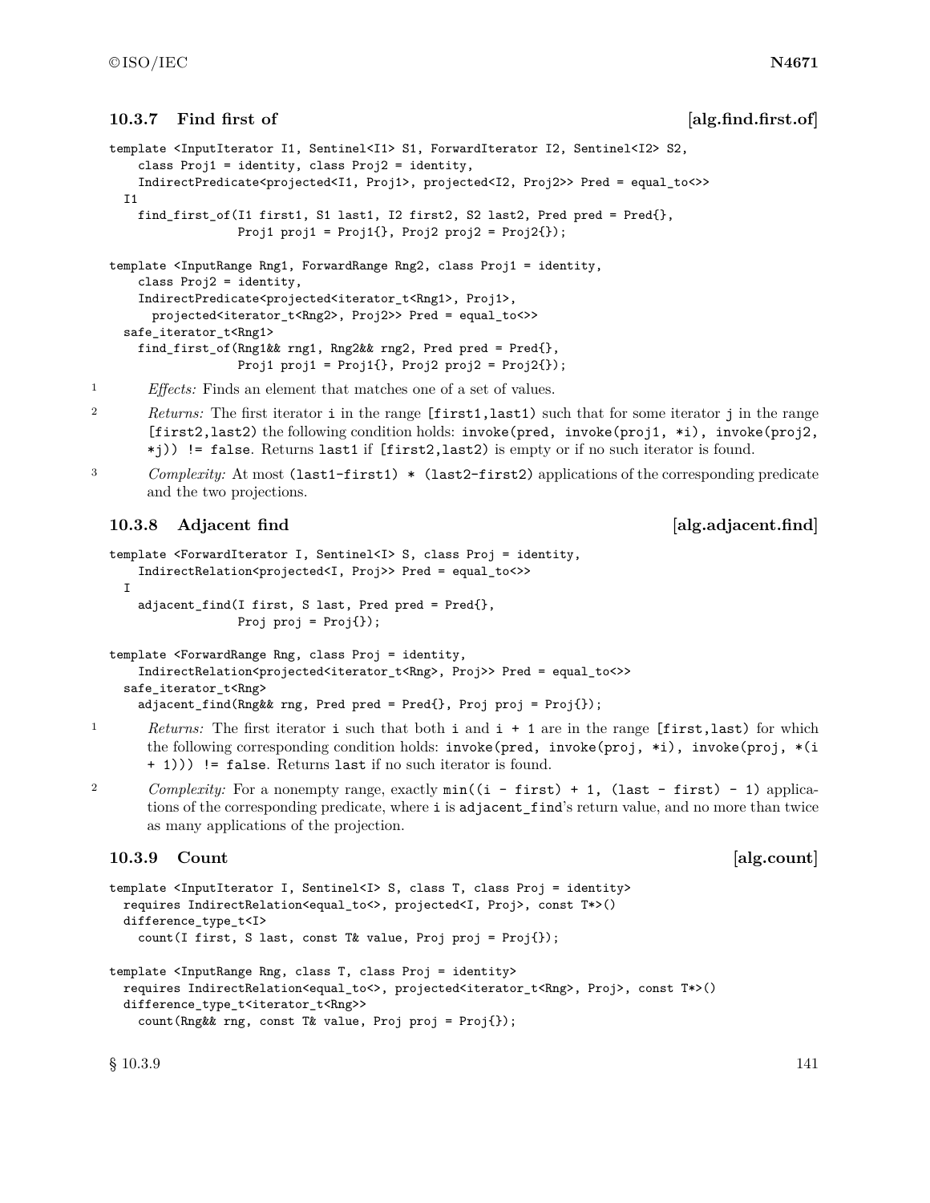### 10.3.7 Find first of [alg.find.first.of]

```
template <InputIterator I1, Sentinel<I1> S1, ForwardIterator I2, Sentinel<I2> S2,
    class Proj1 = identity, class Proj2 = identity,
    IndirectPredicate<projected<I1, Proj1>, projected<I2, Proj2>> Pred = equal_to<>>
  I1
    find_first_of(I1 first1, S1 last1, I2 first2, S2 last2, Pred pred = Pred{},
                  Proj1 proj1 = Proj1{}, Proj2 proj2 = Proj2{});

template <InputRange Rng1, ForwardRange Rng2, class Proj1 = identity,
    class Proj2 = identity,
    IndirectPredicate<projected<iterator_t<Rng1>, Proj1>,
      projected<iterator_t<Rng2>, Proj2>> Pred = equal_to<>>
  safe_iterator_t<Rng1>
    find_first_of(Rng1&& rng1, Rng2&& rng2, Pred pred = Pred{},
                  Proj1 proj1 = Proj1{}, Proj2 proj2 = Proj2{});
```

1 *Effects:* Finds an element that matches one of a set of values.

2 *Returns:* The first iterator `i` in the range `[first1,last1)` such that for some iterator `j` in the range `[first2,last2)` the following condition holds: `invoke(pred, invoke(proj1, *i), invoke(proj2, *j)) != false`. Returns `last1` if `[first2,last2)` is empty or if no such iterator is found.

3 *Complexity:* At most `(last1-first1) * (last2-first2)` applications of the corresponding predicate and the two projections.

### 10.3.8 Adjacent find [alg.adjacent.find]

```
template <ForwardIterator I, Sentinel<I> S, class Proj = identity,
    IndirectRelation<projected<I, Proj>> Pred = equal_to<>>
  I
    adjacent_find(I first, S last, Pred pred = Pred{},
                  Proj proj = Proj{});

template <ForwardRange Rng, class Proj = identity,
    IndirectRelation<projected<iterator_t<Rng>, Proj>> Pred = equal_to<>>
  safe_iterator_t<Rng>
    adjacent_find(Rng&& rng, Pred pred = Pred{}, Proj proj = Proj{});
```

1 *Returns:* The first iterator `i` such that both `i` and `i + 1` are in the range `[first,last)` for which the following corresponding condition holds: `invoke(pred, invoke(proj, *i), invoke(proj, *(i + 1))) != false`. Returns `last` if no such iterator is found.

2 *Complexity:* For a nonempty range, exactly `min((i - first) + 1, (last - first) - 1)` applications of the corresponding predicate, where `i` is `adjacent_find`'s return value, and no more than twice as many applications of the projection.

### 10.3.9 Count [alg.count]

```
template <InputIterator I, Sentinel<I> S, class T, class Proj = identity>
  requires IndirectRelation<equal_to<>, projected<I, Proj>, const T*>()
  difference_type_t<I>
    count(I first, S last, const T& value, Proj proj = Proj{});

template <InputRange Rng, class T, class Proj = identity>
  requires IndirectRelation<equal_to<>, projected<iterator_t<Rng>, Proj>, const T*>()
  difference_type_t<iterator_t<Rng>>
    count(Rng&& rng, const T& value, Proj proj = Proj{});
```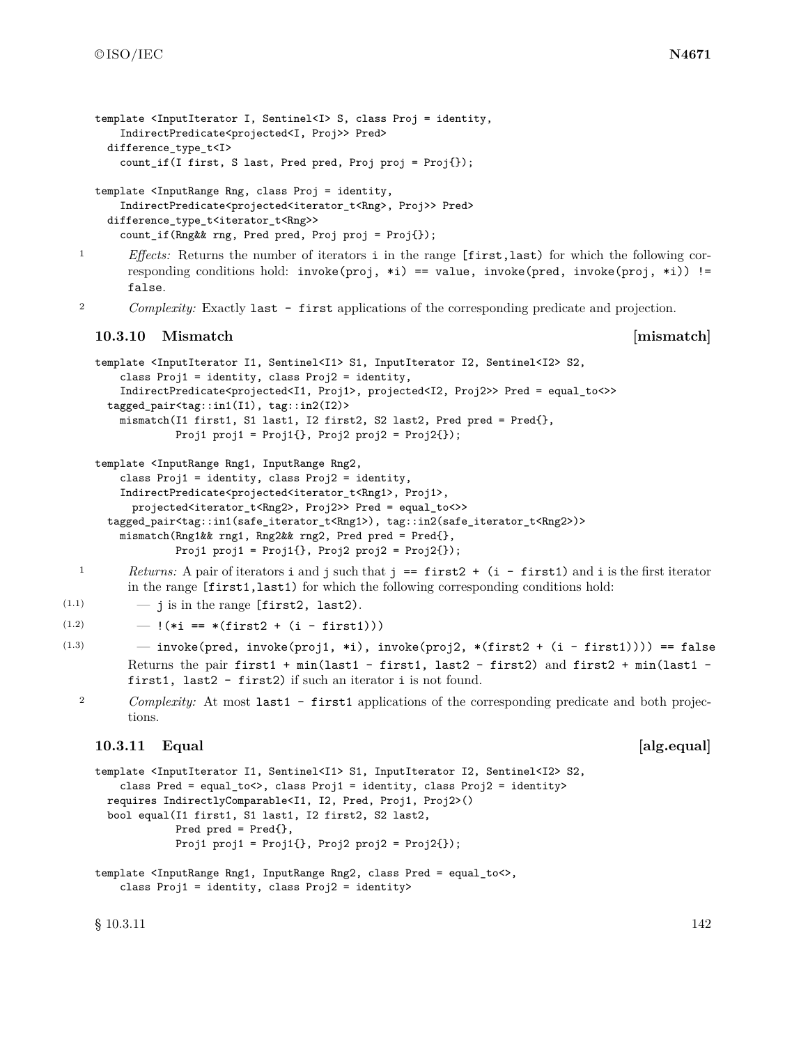```
template <InputIterator I, Sentinel<I> S, class Proj = identity,
    IndirectPredicate<projected<I, Proj>> Pred>
  difference_type_t<I>
    count_if(I first, S last, Pred pred, Proj proj = Proj{});

template <InputRange Rng, class Proj = identity,
    IndirectPredicate<projected<iterator_t<Rng>, Proj>> Pred>
  difference_type_t<iterator_t<Rng>>
    count_if(Rng&& rng, Pred pred, Proj proj = Proj{});
```

1 *Effects:* Returns the number of iterators `i` in the range `[first,last)` for which the following corresponding conditions hold: `invoke(proj, *i) == value`, `invoke(pred, invoke(proj, *i)) != false`.

2 *Complexity:* Exactly `last - first` applications of the corresponding predicate and projection.

### 10.3.10 Mismatch [mismatch]

```
template <InputIterator I1, Sentinel<I1> S1, InputIterator I2, Sentinel<I2> S2,
    class Proj1 = identity, class Proj2 = identity,
    IndirectPredicate<projected<I1, Proj1>, projected<I2, Proj2>> Pred = equal_to<>>
  tagged_pair<tag::in1(I1), tag::in2(I2)>
    mismatch(I1 first1, S1 last1, I2 first2, S2 last2, Pred pred = Pred{},
             Proj1 proj1 = Proj1{}, Proj2 proj2 = Proj2{});

template <InputRange Rng1, InputRange Rng2,
    class Proj1 = identity, class Proj2 = identity,
    IndirectPredicate<projected<iterator_t<Rng1>, Proj1>,
      projected<iterator_t<Rng2>, Proj2>> Pred = equal_to<>>
  tagged_pair<tag::in1(safe_iterator_t<Rng1>), tag::in2(safe_iterator_t<Rng2>)>
    mismatch(Rng1&& rng1, Rng2&& rng2, Pred pred = Pred{},
             Proj1 proj1 = Proj1{}, Proj2 proj2 = Proj2{});
```

1 *Returns:* A pair of iterators `i` and `j` such that `j == first2 + (i - first1)` and `i` is the first iterator in the range `[first1,last1)` for which the following corresponding conditions hold:

(1.1) — `j` is in the range `[first2, last2)`.

(1.2) — `!(*i == *(first2 + (i - first1)))`

(1.3) — `invoke(pred, invoke(proj1, *i), invoke(proj2, *(first2 + (i - first1)))) == false`

Returns the pair `first1 + min(last1 - first1, last2 - first2)` and `first2 + min(last1 - first1, last2 - first2)` if such an iterator `i` is not found.

2 *Complexity:* At most `last1 - first1` applications of the corresponding predicate and both projections.

### 10.3.11 Equal [alg.equal]

```
template <InputIterator I1, Sentinel<I1> S1, InputIterator I2, Sentinel<I2> S2,
    class Pred = equal_to<>, class Proj1 = identity, class Proj2 = identity>
  requires IndirectlyComparable<I1, I2, Pred, Proj1, Proj2>()
  bool equal(I1 first1, S1 last1, I2 first2, S2 last2,
             Pred pred = Pred{},
             Proj1 proj1 = Proj1{}, Proj2 proj2 = Proj2{});

template <InputRange Rng1, InputRange Rng2, class Pred = equal_to<>,
    class Proj1 = identity, class Proj2 = identity>
```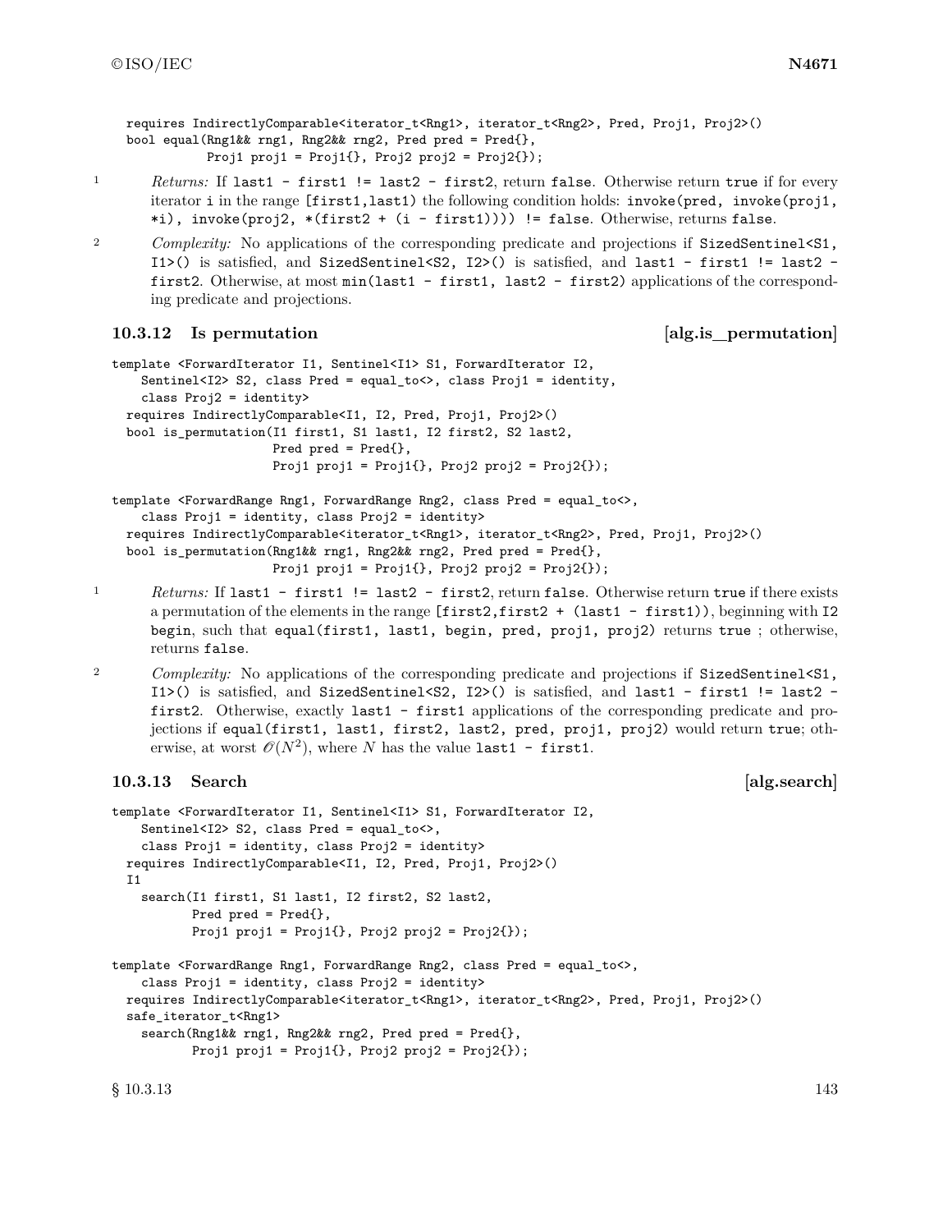```
  requires IndirectlyComparable<iterator_t<Rng1>, iterator_t<Rng2>, Pred, Proj1, Proj2>()
  bool equal(Rng1&& rng1, Rng2&& rng2, Pred pred = Pred{},
             Proj1 proj1 = Proj1{}, Proj2 proj2 = Proj2{});
```

1 *Returns:* If `last1 - first1 != last2 - first2`, return `false`. Otherwise return `true` if for every iterator `i` in the range `[first1,last1)` the following condition holds: `invoke(pred, invoke(proj1, *i), invoke(proj2, *(first2 + (i - first1)))) != false`. Otherwise, returns `false`.

2 *Complexity:* No applications of the corresponding predicate and projections if `SizedSentinel<S1, I1>()` is satisfied, and `SizedSentinel<S2, I2>()` is satisfied, and `last1 - first1 != last2 - first2`. Otherwise, at most `min(last1 - first1, last2 - first2)` applications of the corresponding predicate and projections.

### 10.3.12 Is permutation [alg.is_permutation]

```
template <ForwardIterator I1, Sentinel<I1> S1, ForwardIterator I2,
    Sentinel<I2> S2, class Pred = equal_to<>, class Proj1 = identity,
    class Proj2 = identity>
  requires IndirectlyComparable<I1, I2, Pred, Proj1, Proj2>()
  bool is_permutation(I1 first1, S1 last1, I2 first2, S2 last2,
                      Pred pred = Pred{},
                      Proj1 proj1 = Proj1{}, Proj2 proj2 = Proj2{});

template <ForwardRange Rng1, ForwardRange Rng2, class Pred = equal_to<>,
    class Proj1 = identity, class Proj2 = identity>
  requires IndirectlyComparable<iterator_t<Rng1>, iterator_t<Rng2>, Pred, Proj1, Proj2>()
  bool is_permutation(Rng1&& rng1, Rng2&& rng2, Pred pred = Pred{},
                      Proj1 proj1 = Proj1{}, Proj2 proj2 = Proj2{});
```

1 *Returns:* If `last1 - first1 != last2 - first2`, return `false`. Otherwise return `true` if there exists a permutation of the elements in the range `[first2,first2 + (last1 - first1))`, beginning with `I2 begin`, such that `equal(first1, last1, begin, pred, proj1, proj2)` returns `true` ; otherwise, returns `false`.

2 *Complexity:* No applications of the corresponding predicate and projections if `SizedSentinel<S1, I1>()` is satisfied, and `SizedSentinel<S2, I2>()` is satisfied, and `last1 - first1 != last2 - first2`. Otherwise, exactly `last1 - first1` applications of the corresponding predicate and projections if `equal(first1, last1, first2, last2, pred, proj1, proj2)` would return `true`; otherwise, at worst $\mathcal{O}(N^2)$, where $N$ has the value `last1 - first1`.

### 10.3.13 Search [alg.search]

```
template <ForwardIterator I1, Sentinel<I1> S1, ForwardIterator I2,
    Sentinel<I2> S2, class Pred = equal_to<>,
    class Proj1 = identity, class Proj2 = identity>
  requires IndirectlyComparable<I1, I2, Pred, Proj1, Proj2>()
  I1
    search(I1 first1, S1 last1, I2 first2, S2 last2,
           Pred pred = Pred{},
           Proj1 proj1 = Proj1{}, Proj2 proj2 = Proj2{});

template <ForwardRange Rng1, ForwardRange Rng2, class Pred = equal_to<>,
    class Proj1 = identity, class Proj2 = identity>
  requires IndirectlyComparable<iterator_t<Rng1>, iterator_t<Rng2>, Pred, Proj1, Proj2>()
  safe_iterator_t<Rng1>
    search(Rng1&& rng1, Rng2&& rng2, Pred pred = Pred{},
           Proj1 proj1 = Proj1{}, Proj2 proj2 = Proj2{});
```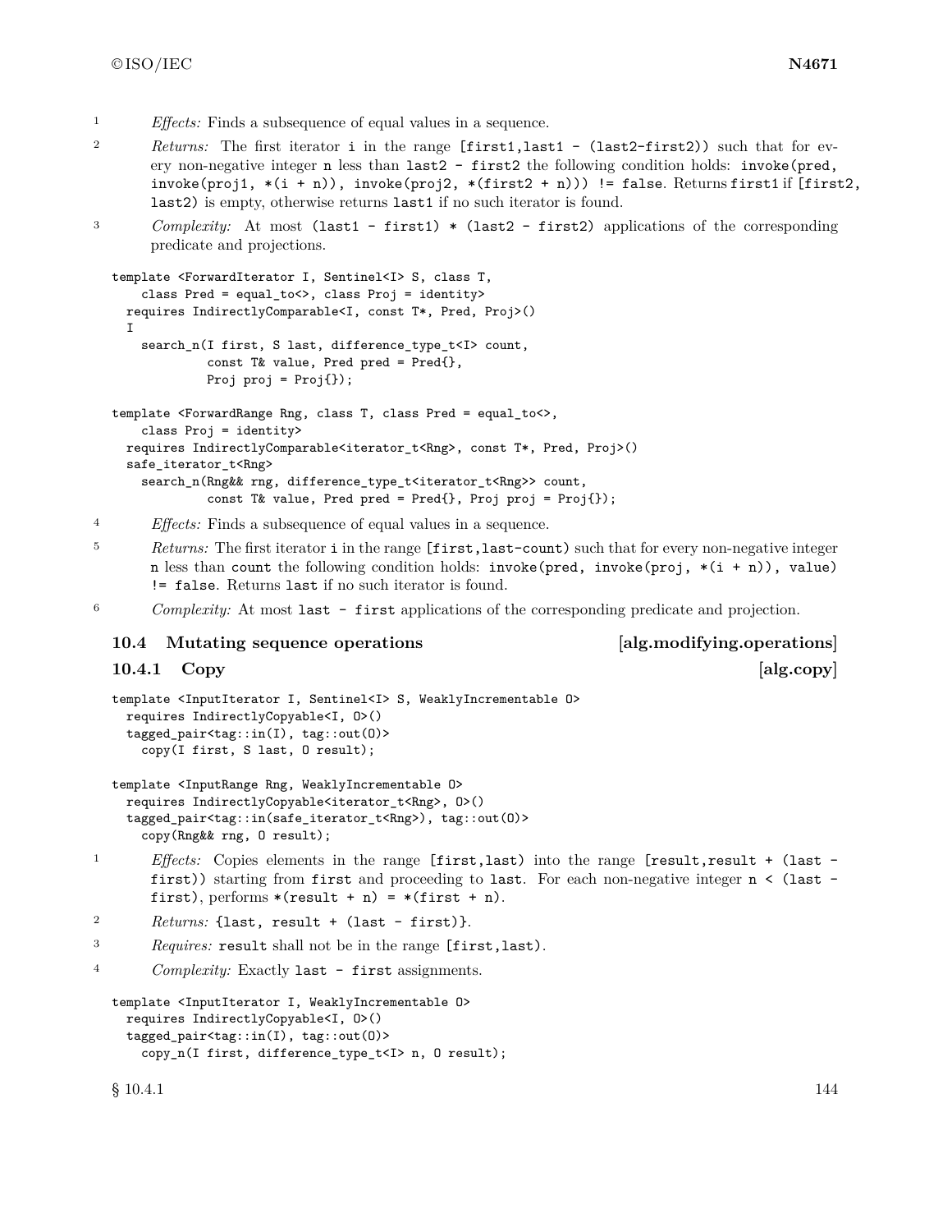1 *Effects:* Finds a subsequence of equal values in a sequence.

2 *Returns:* The first iterator `i` in the range `[first1,last1 - (last2-first2))` such that for every non-negative integer `n` less than `last2 - first2` the following condition holds: `invoke(pred, invoke(proj1, *(i + n)), invoke(proj2, *(first2 + n))) != false`. Returns `first1` if `[first2, last2)` is empty, otherwise returns `last1` if no such iterator is found.

3 *Complexity:* At most `(last1 - first1) * (last2 - first2)` applications of the corresponding predicate and projections.

```
template <ForwardIterator I, Sentinel<I> S, class T,
    class Pred = equal_to<>, class Proj = identity>
  requires IndirectlyComparable<I, const T*, Pred, Proj>()
  I
    search_n(I first, S last, difference_type_t<I> count,
             const T& value, Pred pred = Pred{},
             Proj proj = Proj{});

template <ForwardRange Rng, class T, class Pred = equal_to<>,
    class Proj = identity>
  requires IndirectlyComparable<iterator_t<Rng>, const T*, Pred, Proj>()
  safe_iterator_t<Rng>
    search_n(Rng&& rng, difference_type_t<iterator_t<Rng>> count,
             const T& value, Pred pred = Pred{}, Proj proj = Proj{});
```

4 *Effects:* Finds a subsequence of equal values in a sequence.

5 *Returns:* The first iterator `i` in the range `[first,last-count)` such that for every non-negative integer `n` less than `count` the following condition holds: `invoke(pred, invoke(proj, *(i + n)), value) != false`. Returns `last` if no such iterator is found.

6 *Complexity:* At most `last - first` applications of the corresponding predicate and projection.

## 10.4 Mutating sequence operations [alg.modifying.operations]

### 10.4.1 Copy [alg.copy]

```
template <InputIterator I, Sentinel<I> S, WeaklyIncrementable O>
  requires IndirectlyCopyable<I, O>()
  tagged_pair<tag::in(I), tag::out(O)>
    copy(I first, S last, O result);

template <InputRange Rng, WeaklyIncrementable O>
  requires IndirectlyCopyable<iterator_t<Rng>, O>()
  tagged_pair<tag::in(safe_iterator_t<Rng>), tag::out(O)>
    copy(Rng&& rng, O result);
```

1 *Effects:* Copies elements in the range `[first,last)` into the range `[result,result + (last - first))` starting from `first` and proceeding to `last`. For each non-negative integer `n < (last - first)`, performs `*(result + n) = *(first + n)`.

2 *Returns:* `{last, result + (last - first)}`.

3 *Requires:* `result` shall not be in the range `[first,last)`.

4 *Complexity:* Exactly `last - first` assignments.

```
template <InputIterator I, WeaklyIncrementable O>
  requires IndirectlyCopyable<I, O>()
  tagged_pair<tag::in(I), tag::out(O)>
    copy_n(I first, difference_type_t<I> n, O result);
```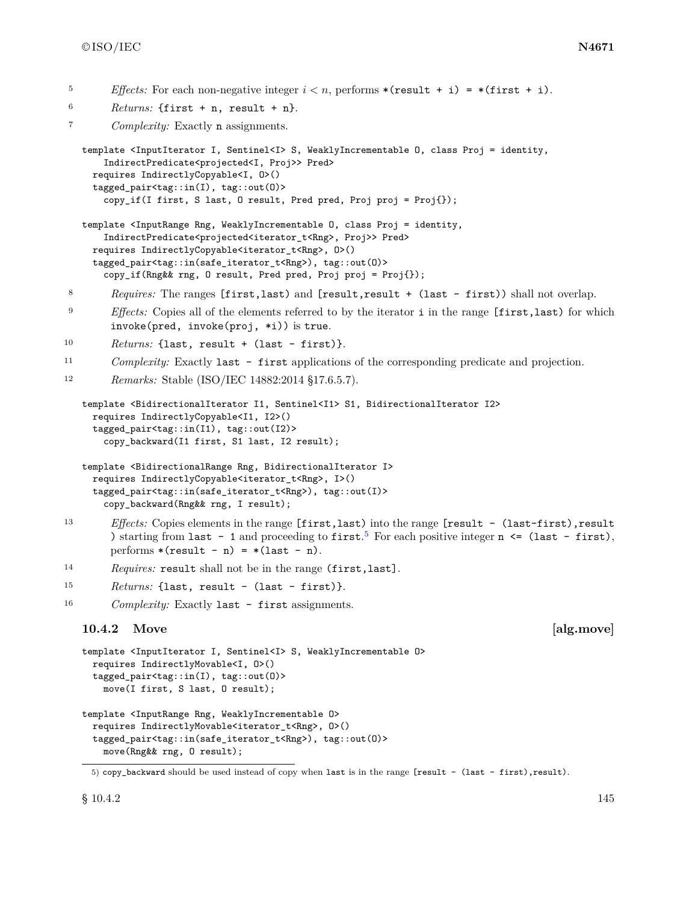5 *Effects:* For each non-negative integer $i < n$, performs `*(result + i) = *(first + i)`.

6 *Returns:* `{first + n, result + n}`.

7 *Complexity:* Exactly `n` assignments.

```
template <InputIterator I, Sentinel<I> S, WeaklyIncrementable O, class Proj = identity,
    IndirectPredicate<projected<I, Proj>> Pred>
  requires IndirectlyCopyable<I, O>()
  tagged_pair<tag::in(I), tag::out(O)>
    copy_if(I first, S last, O result, Pred pred, Proj proj = Proj{});

template <InputRange Rng, WeaklyIncrementable O, class Proj = identity,
    IndirectPredicate<projected<iterator_t<Rng>, Proj>> Pred>
  requires IndirectlyCopyable<iterator_t<Rng>, O>()
  tagged_pair<tag::in(safe_iterator_t<Rng>), tag::out(O)>
    copy_if(Rng&& rng, O result, Pred pred, Proj proj = Proj{});
```

8 *Requires:* The ranges `[first,last)` and `[result,result + (last - first))` shall not overlap.

9 *Effects:* Copies all of the elements referred to by the iterator `i` in the range `[first,last)` for which `invoke(pred, invoke(proj, *i))` is `true`.

10 *Returns:* `{last, result + (last - first)}`.

11 *Complexity:* Exactly `last - first` applications of the corresponding predicate and projection.

12 *Remarks:* Stable (ISO/IEC 14882:2014 §17.6.5.7).

```
template <BidirectionalIterator I1, Sentinel<I1> S1, BidirectionalIterator I2>
  requires IndirectlyCopyable<I1, I2>()
  tagged_pair<tag::in(I1), tag::out(I2)>
    copy_backward(I1 first, S1 last, I2 result);

template <BidirectionalRange Rng, BidirectionalIterator I>
  requires IndirectlyCopyable<iterator_t<Rng>, I>()
  tagged_pair<tag::in(safe_iterator_t<Rng>), tag::out(I)>
    copy_backward(Rng&& rng, I result);
```

13 *Effects:* Copies elements in the range `[first,last)` into the range `[result - (last-first),result )` starting from `last - 1` and proceeding to `first`.[5] For each positive integer `n <= (last - first)`, performs `*(result - n) = *(last - n)`.

14 *Requires:* `result` shall not be in the range `(first,last]`.

15 *Returns:* `{last, result - (last - first)}`.

16 *Complexity:* Exactly `last - first` assignments.

### 10.4.2 Move [alg.move]

```
template <InputIterator I, Sentinel<I> S, WeaklyIncrementable O>
  requires IndirectlyMovable<I, O>()
  tagged_pair<tag::in(I), tag::out(O)>
    move(I first, S last, O result);

template <InputRange Rng, WeaklyIncrementable O>
  requires IndirectlyMovable<iterator_t<Rng>, O>()
  tagged_pair<tag::in(safe_iterator_t<Rng>), tag::out(O)>
    move(Rng&& rng, O result);
```

5) `copy_backward` should be used instead of copy when `last` is in the range `[result - (last - first),result)`.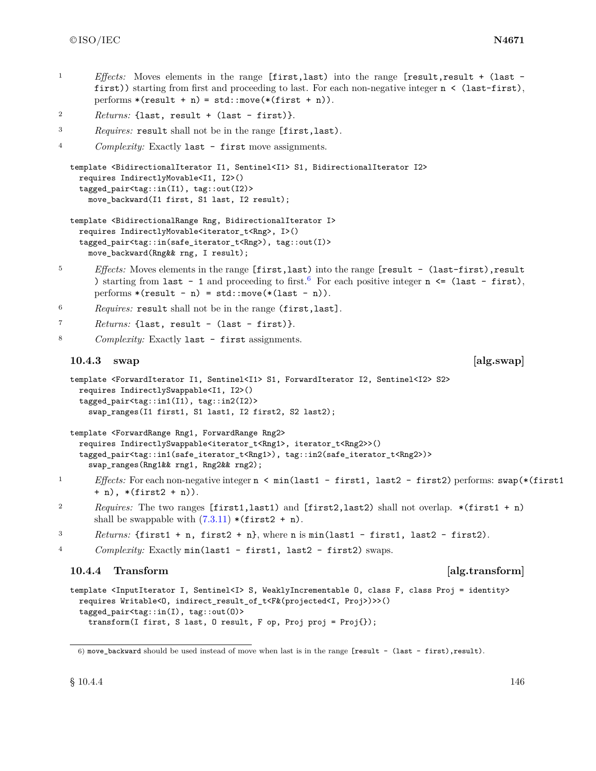1 *Effects:* Moves elements in the range `[first,last)` into the range `[result,result + (last - first))` starting from first and proceeding to last. For each non-negative integer `n < (last-first)`, performs `*(result + n) = std::move(*(first + n))`.

2 *Returns:* `{last, result + (last - first)}`.

3 *Requires:* `result` shall not be in the range `[first,last)`.

4 *Complexity:* Exactly `last - first` move assignments.

```
template <BidirectionalIterator I1, Sentinel<I1> S1, BidirectionalIterator I2>
  requires IndirectlyMovable<I1, I2>()
  tagged_pair<tag::in(I1), tag::out(I2)>
    move_backward(I1 first, S1 last, I2 result);

template <BidirectionalRange Rng, BidirectionalIterator I>
  requires IndirectlyMovable<iterator_t<Rng>, I>()
  tagged_pair<tag::in(safe_iterator_t<Rng>), tag::out(I)>
    move_backward(Rng&& rng, I result);
```

5 *Effects:* Moves elements in the range `[first,last)` into the range `[result - (last-first),result )` starting from `last - 1` and proceeding to first.[6] For each positive integer `n <= (last - first)`, performs `*(result - n) = std::move(*(last - n))`.

6 *Requires:* `result` shall not be in the range `(first,last]`.

7 *Returns:* `{last, result - (last - first)}`.

8 *Complexity:* Exactly `last - first` assignments.

### 10.4.3 swap [alg.swap]

```
template <ForwardIterator I1, Sentinel<I1> S1, ForwardIterator I2, Sentinel<I2> S2>
  requires IndirectlySwappable<I1, I2>()
  tagged_pair<tag::in1(I1), tag::in2(I2)>
    swap_ranges(I1 first1, S1 last1, I2 first2, S2 last2);

template <ForwardRange Rng1, ForwardRange Rng2>
  requires IndirectlySwappable<iterator_t<Rng1>, iterator_t<Rng2>>()
  tagged_pair<tag::in1(safe_iterator_t<Rng1>), tag::in2(safe_iterator_t<Rng2>)>
    swap_ranges(Rng1&& rng1, Rng2&& rng2);
```

1 *Effects:* For each non-negative integer `n < min(last1 - first1, last2 - first2)` performs: `swap(*(first1 + n), *(first2 + n))`.

2 *Requires:* The two ranges `[first1,last1)` and `[first2,last2)` shall not overlap. `*(first1 + n)` shall be swappable with (7.3.11) `*(first2 + n)`.

3 *Returns:* `{first1 + n, first2 + n}`, where `n` is `min(last1 - first1, last2 - first2)`.

4 *Complexity:* Exactly `min(last1 - first1, last2 - first2)` swaps.

### 10.4.4 Transform [alg.transform]

```
template <InputIterator I, Sentinel<I> S, WeaklyIncrementable O, class F, class Proj = identity>
  requires Writable<O, indirect_result_of_t<F&(projected<I, Proj>)>>()
  tagged_pair<tag::in(I), tag::out(O)>
    transform(I first, S last, O result, F op, Proj proj = Proj{});
```

6) `move_backward` should be used instead of move when last is in the range `[result - (last - first),result)`.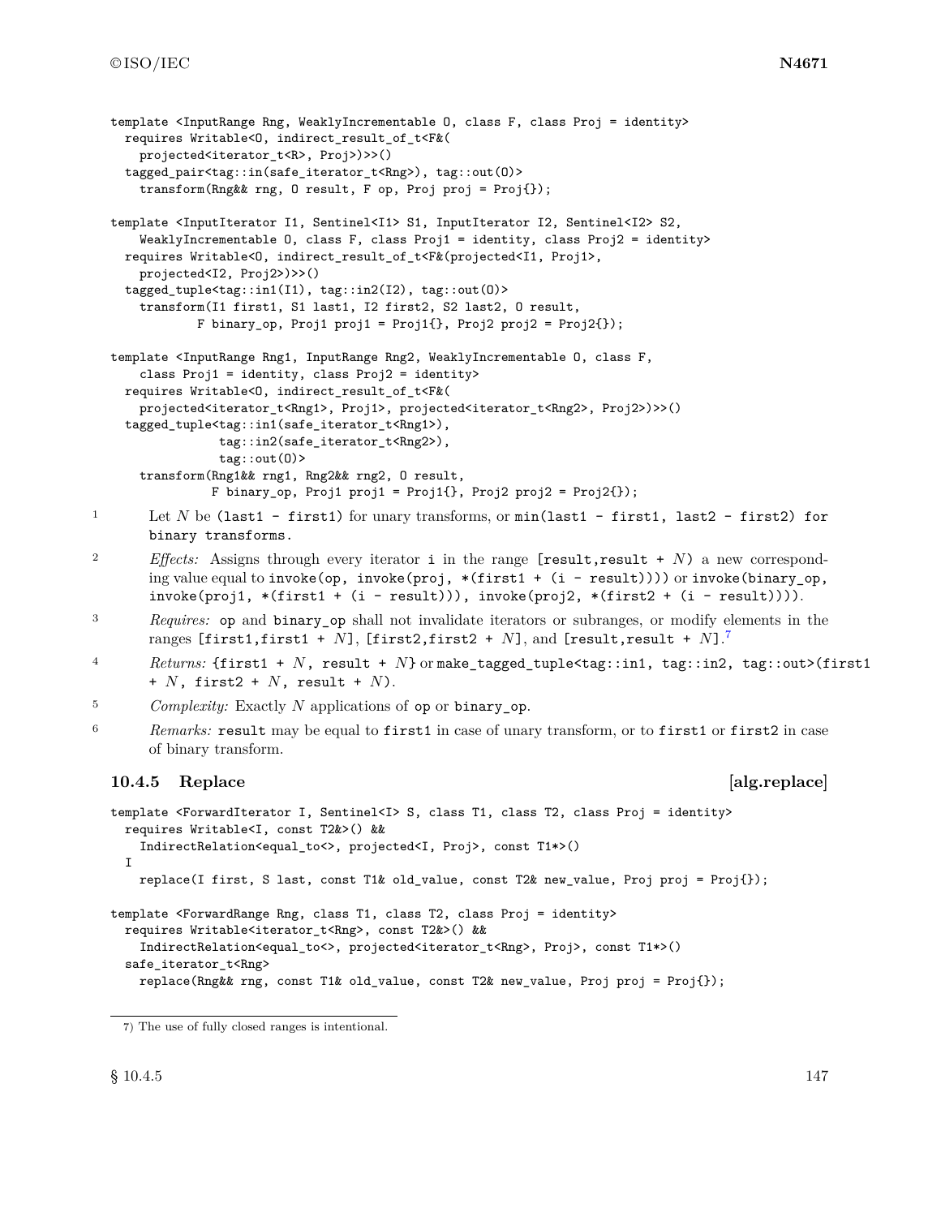```
template <InputRange Rng, WeaklyIncrementable O, class F, class Proj = identity>
  requires Writable<O, indirect_result_of_t<F&(
    projected<iterator_t<R>, Proj>)>>()
  tagged_pair<tag::in(safe_iterator_t<Rng>), tag::out(O)>
    transform(Rng&& rng, O result, F op, Proj proj = Proj{});

template <InputIterator I1, Sentinel<I1> S1, InputIterator I2, Sentinel<I2> S2,
    WeaklyIncrementable O, class F, class Proj1 = identity, class Proj2 = identity>
  requires Writable<O, indirect_result_of_t<F&(projected<I1, Proj1>,
    projected<I2, Proj2>)>>()
  tagged_tuple<tag::in1(I1), tag::in2(I2), tag::out(O)>
    transform(I1 first1, S1 last1, I2 first2, S2 last2, O result,
          F binary_op, Proj1 proj1 = Proj1{}, Proj2 proj2 = Proj2{});

template <InputRange Rng1, InputRange Rng2, WeaklyIncrementable O, class F,
    class Proj1 = identity, class Proj2 = identity>
  requires Writable<O, indirect_result_of_t<F&(
    projected<iterator_t<Rng1>, Proj1>, projected<iterator_t<Rng2>, Proj2>)>>()
  tagged_tuple<tag::in1(safe_iterator_t<Rng1>),
               tag::in2(safe_iterator_t<Rng2>),
               tag::out(O)>
    transform(Rng1&& rng1, Rng2&& rng2, O result,
              F binary_op, Proj1 proj1 = Proj1{}, Proj2 proj2 = Proj2{});
```

1 Let $N$ be `(last1 - first1)` for unary transforms, or `min(last1 - first1, last2 - first2) for binary transforms`.

2 *Effects:* Assigns through every iterator `i` in the range `[result,result +` $N$`)` a new corresponding value equal to `invoke(op, invoke(proj, *(first1 + (i - result))))` or `invoke(binary_op, invoke(proj1, *(first1 + (i - result))), invoke(proj2, *(first2 + (i - result))))`.

3 *Requires:* `op` and `binary_op` shall not invalidate iterators or subranges, or modify elements in the ranges `[first1,first1 +` $N$`]`, `[first2,first2 +` $N$`]`, and `[result,result +` $N$`]`.[7]

4 *Returns:* `{first1 +` $N$`, result +` $N$`}` or `make_tagged_tuple<tag::in1, tag::in2, tag::out>(first1 +` $N$`, first2 +` $N$`, result +` $N$`)`.

5 *Complexity:* Exactly $N$ applications of `op` or `binary_op`.

6 *Remarks:* `result` may be equal to `first1` in case of unary transform, or to `first1` or `first2` in case of binary transform.

### 10.4.5 Replace [alg.replace]

```
template <ForwardIterator I, Sentinel<I> S, class T1, class T2, class Proj = identity>
  requires Writable<I, const T2&>() &&
    IndirectRelation<equal_to<>, projected<I, Proj>, const T1*>()
  I
    replace(I first, S last, const T1& old_value, const T2& new_value, Proj proj = Proj{});

template <ForwardRange Rng, class T1, class T2, class Proj = identity>
  requires Writable<iterator_t<Rng>, const T2&>() &&
    IndirectRelation<equal_to<>, projected<iterator_t<Rng>, Proj>, const T1*>()
  safe_iterator_t<Rng>
    replace(Rng&& rng, const T1& old_value, const T2& new_value, Proj proj = Proj{});
```

7) The use of fully closed ranges is intentional.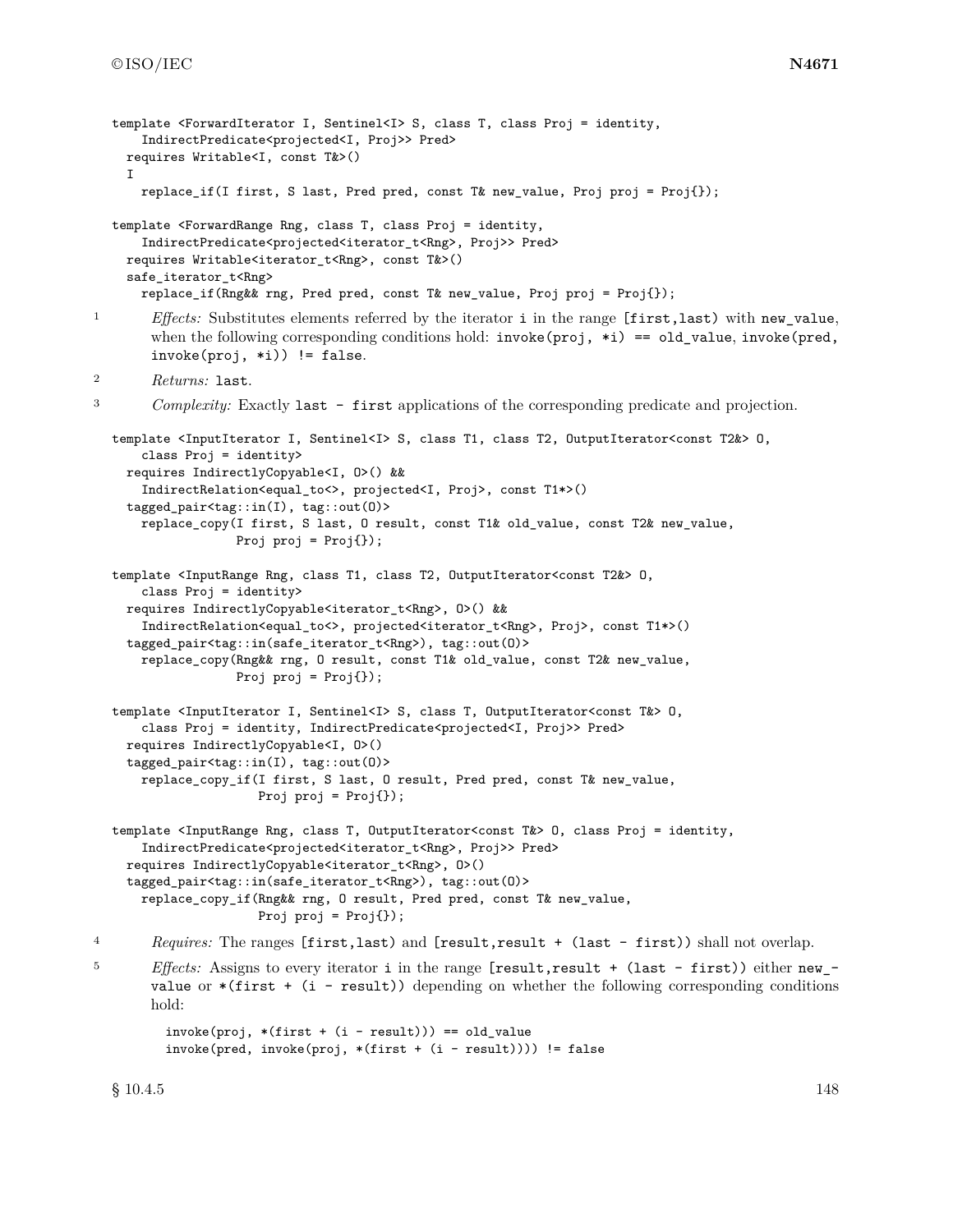```
template <ForwardIterator I, Sentinel<I> S, class T, class Proj = identity,
    IndirectPredicate<projected<I, Proj>> Pred>
  requires Writable<I, const T&>()
  I
    replace_if(I first, S last, Pred pred, const T& new_value, Proj proj = Proj{});

template <ForwardRange Rng, class T, class Proj = identity,
    IndirectPredicate<projected<iterator_t<Rng>, Proj>> Pred>
  requires Writable<iterator_t<Rng>, const T&>()
  safe_iterator_t<Rng>
    replace_if(Rng&& rng, Pred pred, const T& new_value, Proj proj = Proj{});
```

1 *Effects:* Substitutes elements referred by the iterator `i` in the range `[first,last)` with `new_value`, when the following corresponding conditions hold: `invoke(proj, *i) == old_value`, `invoke(pred, invoke(proj, *i)) != false`.

2 *Returns:* `last`.

3 *Complexity:* Exactly `last - first` applications of the corresponding predicate and projection.

```
template <InputIterator I, Sentinel<I> S, class T1, class T2, OutputIterator<const T2&> O,
    class Proj = identity>
  requires IndirectlyCopyable<I, O>() &&
    IndirectRelation<equal_to<>, projected<I, Proj>, const T1*>()
  tagged_pair<tag::in(I), tag::out(O)>
    replace_copy(I first, S last, O result, const T1& old_value, const T2& new_value,
                 Proj proj = Proj{});

template <InputRange Rng, class T1, class T2, OutputIterator<const T2&> O,
    class Proj = identity>
  requires IndirectlyCopyable<iterator_t<Rng>, O>() &&
    IndirectRelation<equal_to<>, projected<iterator_t<Rng>, Proj>, const T1*>()
  tagged_pair<tag::in(safe_iterator_t<Rng>), tag::out(O)>
    replace_copy(Rng&& rng, O result, const T1& old_value, const T2& new_value,
                 Proj proj = Proj{});

template <InputIterator I, Sentinel<I> S, class T, OutputIterator<const T&> O,
    class Proj = identity, IndirectPredicate<projected<I, Proj>> Pred>
  requires IndirectlyCopyable<I, O>()
  tagged_pair<tag::in(I), tag::out(O)>
    replace_copy_if(I first, S last, O result, Pred pred, const T& new_value,
                    Proj proj = Proj{});

template <InputRange Rng, class T, OutputIterator<const T&> O, class Proj = identity,
    IndirectPredicate<projected<iterator_t<Rng>, Proj>> Pred>
  requires IndirectlyCopyable<iterator_t<Rng>, O>()
  tagged_pair<tag::in(safe_iterator_t<Rng>), tag::out(O)>
    replace_copy_if(Rng&& rng, O result, Pred pred, const T& new_value,
                    Proj proj = Proj{});
```

4 *Requires:* The ranges `[first,last)` and `[result,result + (last - first))` shall not overlap.

5 *Effects:* Assigns to every iterator `i` in the range `[result,result + (last - first))` either `new_value` or `*(first + (i - result))` depending on whether the following corresponding conditions hold:

```
invoke(proj, *(first + (i - result))) == old_value
invoke(pred, invoke(proj, *(first + (i - result)))) != false
```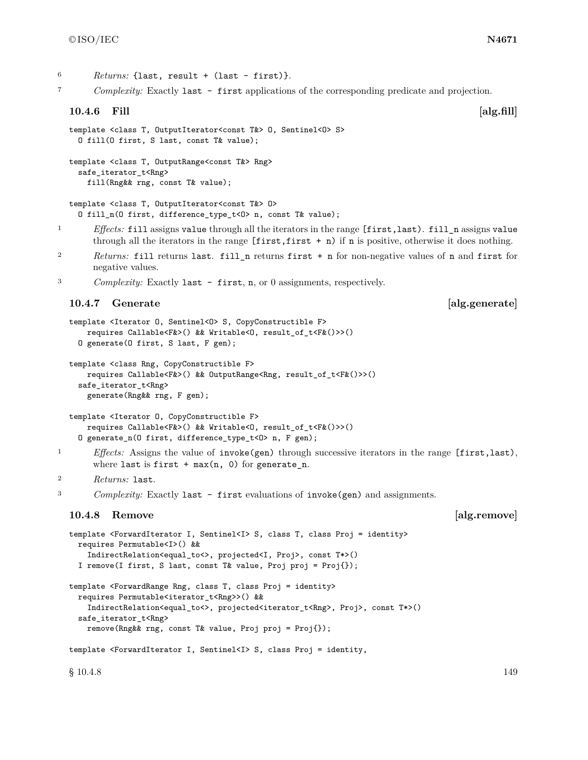6 *Returns:* `{last, result + (last - first)}`.

7 *Complexity:* Exactly `last - first` applications of the corresponding predicate and projection.

### 10.4.6 Fill [alg.fill]

```
template <class T, OutputIterator<const T&> O, Sentinel<O> S>
  O fill(O first, S last, const T& value);

template <class T, OutputRange<const T&> Rng>
  safe_iterator_t<Rng>
    fill(Rng&& rng, const T& value);

template <class T, OutputIterator<const T&> O>
  O fill_n(O first, difference_type_t<O> n, const T& value);
```

1 *Effects:* `fill` assigns `value` through all the iterators in the range `[first,last)`. `fill_n` assigns `value` through all the iterators in the range `[first,first + n)` if `n` is positive, otherwise it does nothing.

2 *Returns:* `fill` returns `last`. `fill_n` returns `first + n` for non-negative values of `n` and `first` for negative values.

3 *Complexity:* Exactly `last - first`, `n`, or 0 assignments, respectively.

### 10.4.7 Generate [alg.generate]

```
template <Iterator O, Sentinel<O> S, CopyConstructible F>
    requires Callable<F&>() && Writable<O, result_of_t<F&()>>()
  O generate(O first, S last, F gen);

template <class Rng, CopyConstructible F>
    requires Callable<F&>() && OutputRange<Rng, result_of_t<F&()>>()
  safe_iterator_t<Rng>
    generate(Rng&& rng, F gen);

template <Iterator O, CopyConstructible F>
    requires Callable<F&>() && Writable<O, result_of_t<F&()>>()
  O generate_n(O first, difference_type_t<O> n, F gen);
```

1 *Effects:* Assigns the value of `invoke(gen)` through successive iterators in the range `[first,last)`, where `last` is `first + max(n, 0)` for `generate_n`.

2 *Returns:* `last`.

3 *Complexity:* Exactly `last - first` evaluations of `invoke(gen)` and assignments.

### 10.4.8 Remove [alg.remove]

```
template <ForwardIterator I, Sentinel<I> S, class T, class Proj = identity>
  requires Permutable<I>() &&
    IndirectRelation<equal_to<>, projected<I, Proj>, const T*>()
  I remove(I first, S last, const T& value, Proj proj = Proj{});

template <ForwardRange Rng, class T, class Proj = identity>
  requires Permutable<iterator_t<Rng>>() &&
    IndirectRelation<equal_to<>, projected<iterator_t<Rng>, Proj>, const T*>()
  safe_iterator_t<Rng>
    remove(Rng&& rng, const T& value, Proj proj = Proj{});

template <ForwardIterator I, Sentinel<I> S, class Proj = identity,
```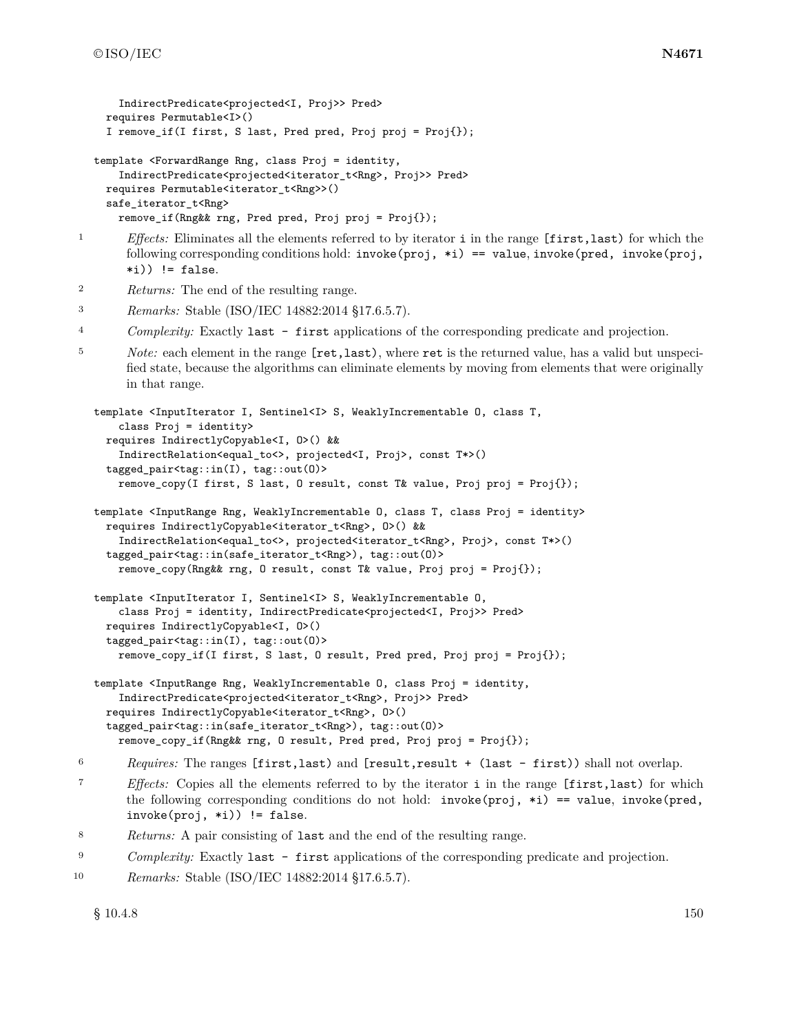```
    IndirectPredicate<projected<I, Proj>> Pred>
  requires Permutable<I>()
  I remove_if(I first, S last, Pred pred, Proj proj = Proj{});

template <ForwardRange Rng, class Proj = identity,
    IndirectPredicate<projected<iterator_t<Rng>, Proj>> Pred>
  requires Permutable<iterator_t<Rng>>()
  safe_iterator_t<Rng>
    remove_if(Rng&& rng, Pred pred, Proj proj = Proj{});
```

1 *Effects:* Eliminates all the elements referred to by iterator `i` in the range `[first,last)` for which the following corresponding conditions hold: `invoke(proj, *i) == value`, `invoke(pred, invoke(proj, *i)) != false`.

2 *Returns:* The end of the resulting range.

3 *Remarks:* Stable (ISO/IEC 14882:2014 §17.6.5.7).

4 *Complexity:* Exactly `last - first` applications of the corresponding predicate and projection.

5 *Note:* each element in the range `[ret,last)`, where `ret` is the returned value, has a valid but unspecified state, because the algorithms can eliminate elements by moving from elements that were originally in that range.

```
template <InputIterator I, Sentinel<I> S, WeaklyIncrementable O, class T,
    class Proj = identity>
  requires IndirectlyCopyable<I, O>() &&
    IndirectRelation<equal_to<>, projected<I, Proj>, const T*>()
  tagged_pair<tag::in(I), tag::out(O)>
    remove_copy(I first, S last, O result, const T& value, Proj proj = Proj{});

template <InputRange Rng, WeaklyIncrementable O, class T, class Proj = identity>
  requires IndirectlyCopyable<iterator_t<Rng>, O>() &&
    IndirectRelation<equal_to<>, projected<iterator_t<Rng>, Proj>, const T*>()
  tagged_pair<tag::in(safe_iterator_t<Rng>), tag::out(O)>
    remove_copy(Rng&& rng, O result, const T& value, Proj proj = Proj{});

template <InputIterator I, Sentinel<I> S, WeaklyIncrementable O,
    class Proj = identity, IndirectPredicate<projected<I, Proj>> Pred>
  requires IndirectlyCopyable<I, O>()
  tagged_pair<tag::in(I), tag::out(O)>
    remove_copy_if(I first, S last, O result, Pred pred, Proj proj = Proj{});

template <InputRange Rng, WeaklyIncrementable O, class Proj = identity,
    IndirectPredicate<projected<iterator_t<Rng>, Proj>> Pred>
  requires IndirectlyCopyable<iterator_t<Rng>, O>()
  tagged_pair<tag::in(safe_iterator_t<Rng>), tag::out(O)>
    remove_copy_if(Rng&& rng, O result, Pred pred, Proj proj = Proj{});
```

6 *Requires:* The ranges `[first,last)` and `[result,result + (last - first))` shall not overlap.

7 *Effects:* Copies all the elements referred to by the iterator `i` in the range `[first,last)` for which the following corresponding conditions do not hold: `invoke(proj, *i) == value`, `invoke(pred, invoke(proj, *i)) != false`.

8 *Returns:* A pair consisting of `last` and the end of the resulting range.

9 *Complexity:* Exactly `last - first` applications of the corresponding predicate and projection.

10 *Remarks:* Stable (ISO/IEC 14882:2014 §17.6.5.7).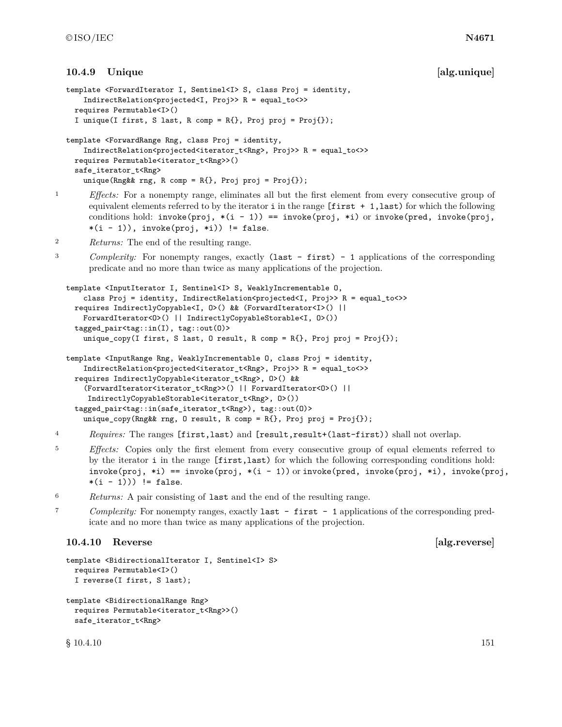### 10.4.9 Unique [alg.unique]

```
template <ForwardIterator I, Sentinel<I> S, class Proj = identity,
    IndirectRelation<projected<I, Proj>> R = equal_to<>>
  requires Permutable<I>()
  I unique(I first, S last, R comp = R{}, Proj proj = Proj{});

template <ForwardRange Rng, class Proj = identity,
    IndirectRelation<projected<iterator_t<Rng>, Proj>> R = equal_to<>>
  requires Permutable<iterator_t<Rng>>()
  safe_iterator_t<Rng>
    unique(Rng&& rng, R comp = R{}, Proj proj = Proj{});
```

1 *Effects:* For a nonempty range, eliminates all but the first element from every consecutive group of equivalent elements referred to by the iterator `i` in the range `[first + 1,last)` for which the following conditions hold: `invoke(proj, *(i - 1)) == invoke(proj, *i)` or `invoke(pred, invoke(proj, *(i - 1)), invoke(proj, *i)) != false`.

2 *Returns:* The end of the resulting range.

3 *Complexity:* For nonempty ranges, exactly `(last - first) - 1` applications of the corresponding predicate and no more than twice as many applications of the projection.

```
template <InputIterator I, Sentinel<I> S, WeaklyIncrementable O,
    class Proj = identity, IndirectRelation<projected<I, Proj>> R = equal_to<>>
  requires IndirectlyCopyable<I, O>() && (ForwardIterator<I>() ||
    ForwardIterator<O>() || IndirectlyCopyableStorable<I, O>())
  tagged_pair<tag::in(I), tag::out(O)>
    unique_copy(I first, S last, O result, R comp = R{}, Proj proj = Proj{});

template <InputRange Rng, WeaklyIncrementable O, class Proj = identity,
    IndirectRelation<projected<iterator_t<Rng>, Proj>> R = equal_to<>>
  requires IndirectlyCopyable<iterator_t<Rng>, O>() &&
    (ForwardIterator<iterator_t<Rng>>() || ForwardIterator<O>() ||
     IndirectlyCopyableStorable<iterator_t<Rng>, O>())
  tagged_pair<tag::in(safe_iterator_t<Rng>), tag::out(O)>
    unique_copy(Rng&& rng, O result, R comp = R{}, Proj proj = Proj{});
```

4 *Requires:* The ranges `[first,last)` and `[result,result+(last-first))` shall not overlap.

5 *Effects:* Copies only the first element from every consecutive group of equal elements referred to by the iterator `i` in the range `[first,last)` for which the following corresponding conditions hold: `invoke(proj, *i) == invoke(proj, *(i - 1))` or `invoke(pred, invoke(proj, *i), invoke(proj, *(i - 1))) != false`.

6 *Returns:* A pair consisting of `last` and the end of the resulting range.

7 *Complexity:* For nonempty ranges, exactly `last - first - 1` applications of the corresponding predicate and no more than twice as many applications of the projection.

### 10.4.10 Reverse [alg.reverse]

```
template <BidirectionalIterator I, Sentinel<I> S>
  requires Permutable<I>()
  I reverse(I first, S last);

template <BidirectionalRange Rng>
  requires Permutable<iterator_t<Rng>>()
  safe_iterator_t<Rng>
```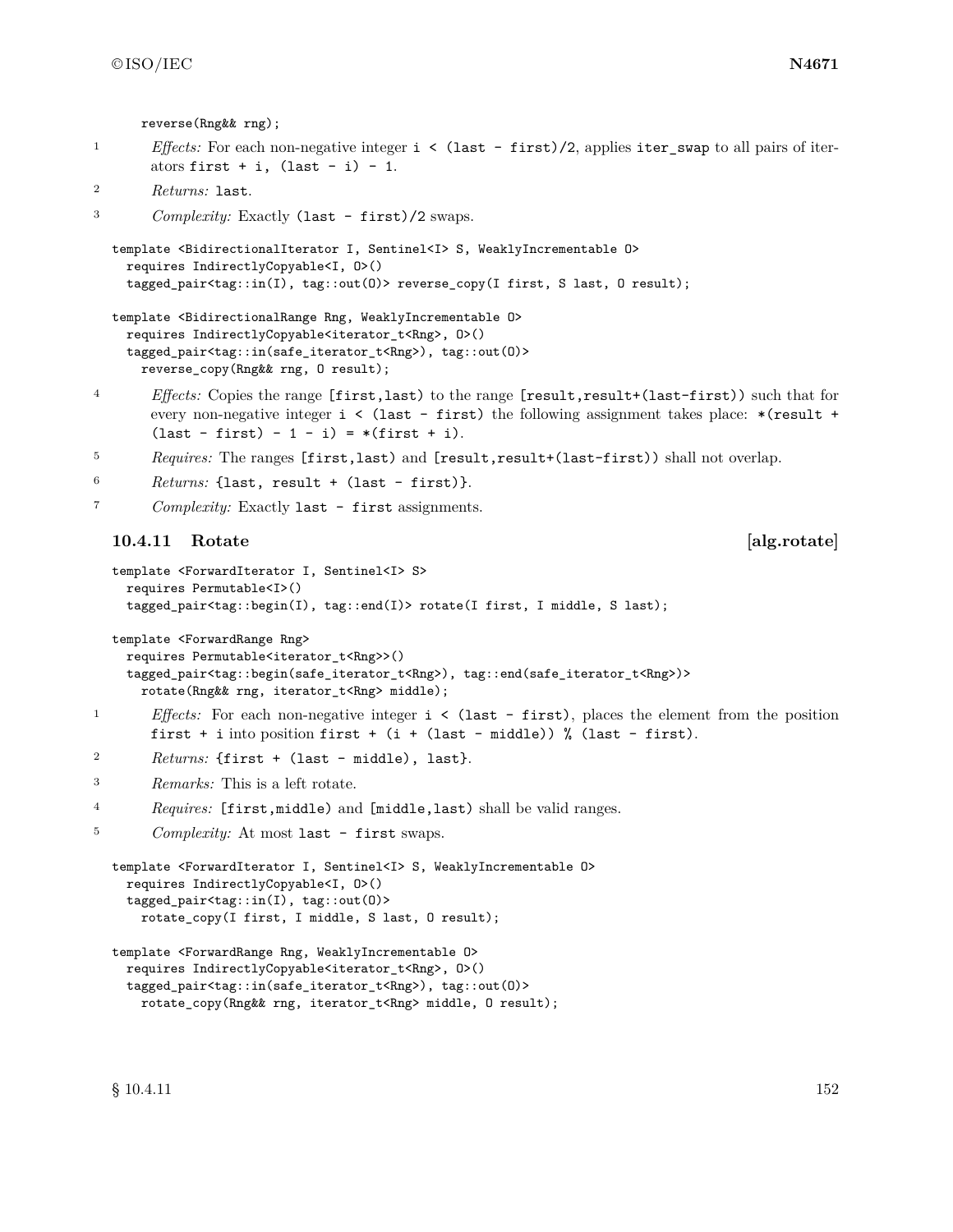```
    reverse(Rng&& rng);
```

1 *Effects:* For each non-negative integer `i < (last - first)/2`, applies `iter_swap` to all pairs of iterators `first + i, (last - i) - 1`.

2 *Returns:* `last`.

3 *Complexity:* Exactly `(last - first)/2` swaps.

```
template <BidirectionalIterator I, Sentinel<I> S, WeaklyIncrementable O>
  requires IndirectlyCopyable<I, O>()
  tagged_pair<tag::in(I), tag::out(O)> reverse_copy(I first, S last, O result);

template <BidirectionalRange Rng, WeaklyIncrementable O>
  requires IndirectlyCopyable<iterator_t<Rng>, O>()
  tagged_pair<tag::in(safe_iterator_t<Rng>), tag::out(O)>
    reverse_copy(Rng&& rng, O result);
```

4 *Effects:* Copies the range `[first,last)` to the range `[result,result+(last-first))` such that for every non-negative integer `i < (last - first)` the following assignment takes place: `*(result + (last - first) - 1 - i) = *(first + i)`.

5 *Requires:* The ranges `[first,last)` and `[result,result+(last-first))` shall not overlap.

6 *Returns:* `{last, result + (last - first)}`.

7 *Complexity:* Exactly `last - first` assignments.

### 10.4.11 Rotate [alg.rotate]

```
template <ForwardIterator I, Sentinel<I> S>
  requires Permutable<I>()
  tagged_pair<tag::begin(I), tag::end(I)> rotate(I first, I middle, S last);

template <ForwardRange Rng>
  requires Permutable<iterator_t<Rng>>()
  tagged_pair<tag::begin(safe_iterator_t<Rng>), tag::end(safe_iterator_t<Rng>)>
    rotate(Rng&& rng, iterator_t<Rng> middle);
```

1 *Effects:* For each non-negative integer `i < (last - first)`, places the element from the position `first + i` into position `first + (i + (last - middle)) % (last - first)`.

2 *Returns:* `{first + (last - middle), last}`.

3 *Remarks:* This is a left rotate.

4 *Requires:* `[first,middle)` and `[middle,last)` shall be valid ranges.

5 *Complexity:* At most `last - first` swaps.

```
template <ForwardIterator I, Sentinel<I> S, WeaklyIncrementable O>
  requires IndirectlyCopyable<I, O>()
  tagged_pair<tag::in(I), tag::out(O)>
    rotate_copy(I first, I middle, S last, O result);

template <ForwardRange Rng, WeaklyIncrementable O>
  requires IndirectlyCopyable<iterator_t<Rng>, O>()
  tagged_pair<tag::in(safe_iterator_t<Rng>), tag::out(O)>
    rotate_copy(Rng&& rng, iterator_t<Rng> middle, O result);
```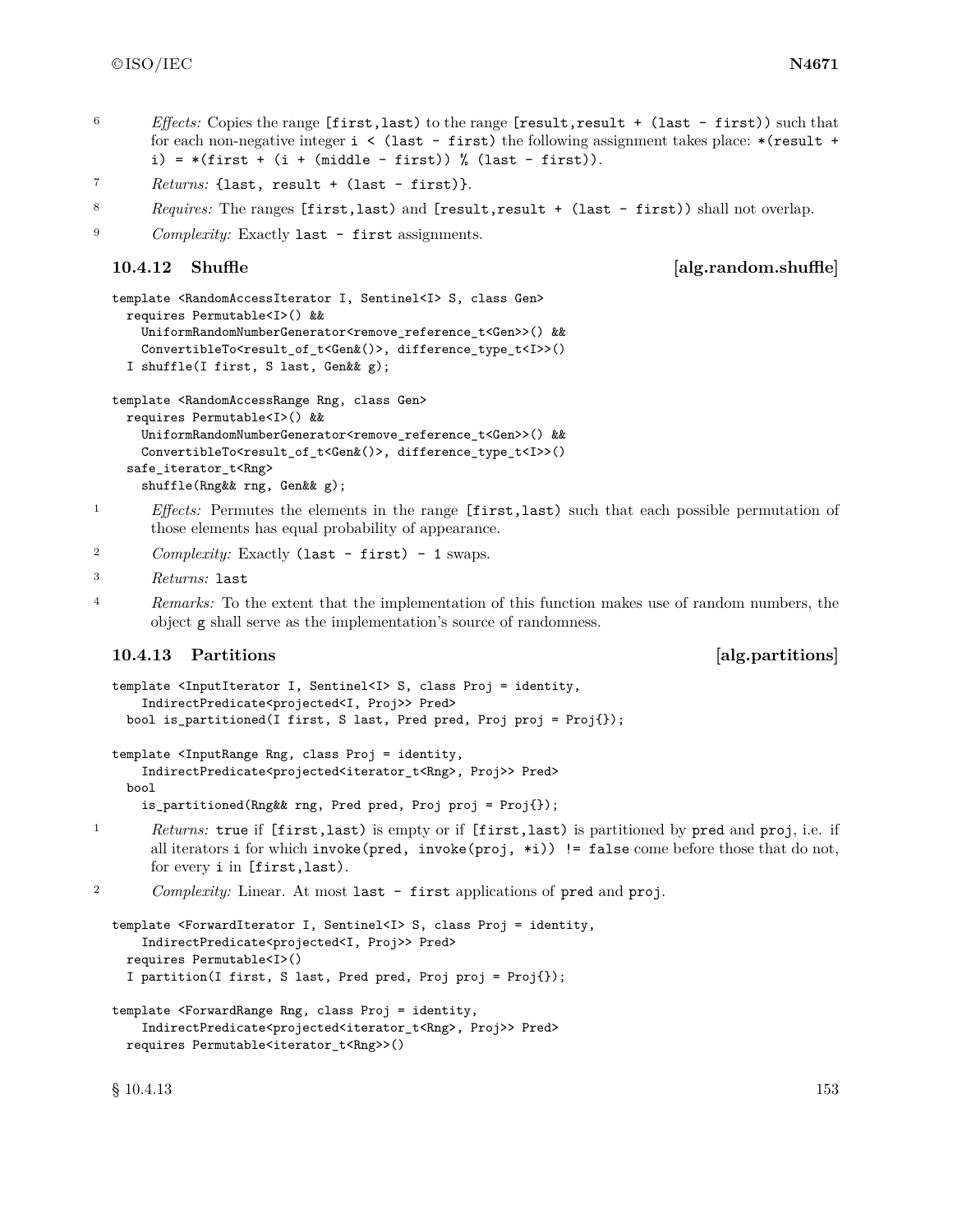6 *Effects:* Copies the range `[first,last)` to the range `[result,result + (last - first))` such that for each non-negative integer `i < (last - first)` the following assignment takes place: `*(result + i) = *(first + (i + (middle - first)) % (last - first))`.

7 *Returns:* `{last, result + (last - first)}`.

8 *Requires:* The ranges `[first,last)` and `[result,result + (last - first))` shall not overlap.

9 *Complexity:* Exactly `last - first` assignments.

### 10.4.12 Shuffle [alg.random.shuffle]

```
template <RandomAccessIterator I, Sentinel<I> S, class Gen>
  requires Permutable<I>() &&
    UniformRandomNumberGenerator<remove_reference_t<Gen>>() &&
    ConvertibleTo<result_of_t<Gen&()>, difference_type_t<I>>()
  I shuffle(I first, S last, Gen&& g);

template <RandomAccessRange Rng, class Gen>
  requires Permutable<I>() &&
    UniformRandomNumberGenerator<remove_reference_t<Gen>>() &&
    ConvertibleTo<result_of_t<Gen&()>, difference_type_t<I>>()
  safe_iterator_t<Rng>
    shuffle(Rng&& rng, Gen&& g);
```

1 *Effects:* Permutes the elements in the range `[first,last)` such that each possible permutation of those elements has equal probability of appearance.

2 *Complexity:* Exactly `(last - first) - 1` swaps.

3 *Returns:* `last`

4 *Remarks:* To the extent that the implementation of this function makes use of random numbers, the object `g` shall serve as the implementation's source of randomness.

### 10.4.13 Partitions [alg.partitions]

```
template <InputIterator I, Sentinel<I> S, class Proj = identity,
    IndirectPredicate<projected<I, Proj>> Pred>
  bool is_partitioned(I first, S last, Pred pred, Proj proj = Proj{});

template <InputRange Rng, class Proj = identity,
    IndirectPredicate<projected<iterator_t<Rng>, Proj>> Pred>
  bool
    is_partitioned(Rng&& rng, Pred pred, Proj proj = Proj{});
```

1 *Returns:* `true` if `[first,last)` is empty or if `[first,last)` is partitioned by `pred` and `proj`, i.e. if all iterators `i` for which `invoke(pred, invoke(proj, *i)) != false` come before those that do not, for every `i` in `[first,last)`.

2 *Complexity:* Linear. At most `last - first` applications of `pred` and `proj`.

```
template <ForwardIterator I, Sentinel<I> S, class Proj = identity,
    IndirectPredicate<projected<I, Proj>> Pred>
  requires Permutable<I>()
  I partition(I first, S last, Pred pred, Proj proj = Proj{});

template <ForwardRange Rng, class Proj = identity,
    IndirectPredicate<projected<iterator_t<Rng>, Proj>> Pred>
  requires Permutable<iterator_t<Rng>>()
```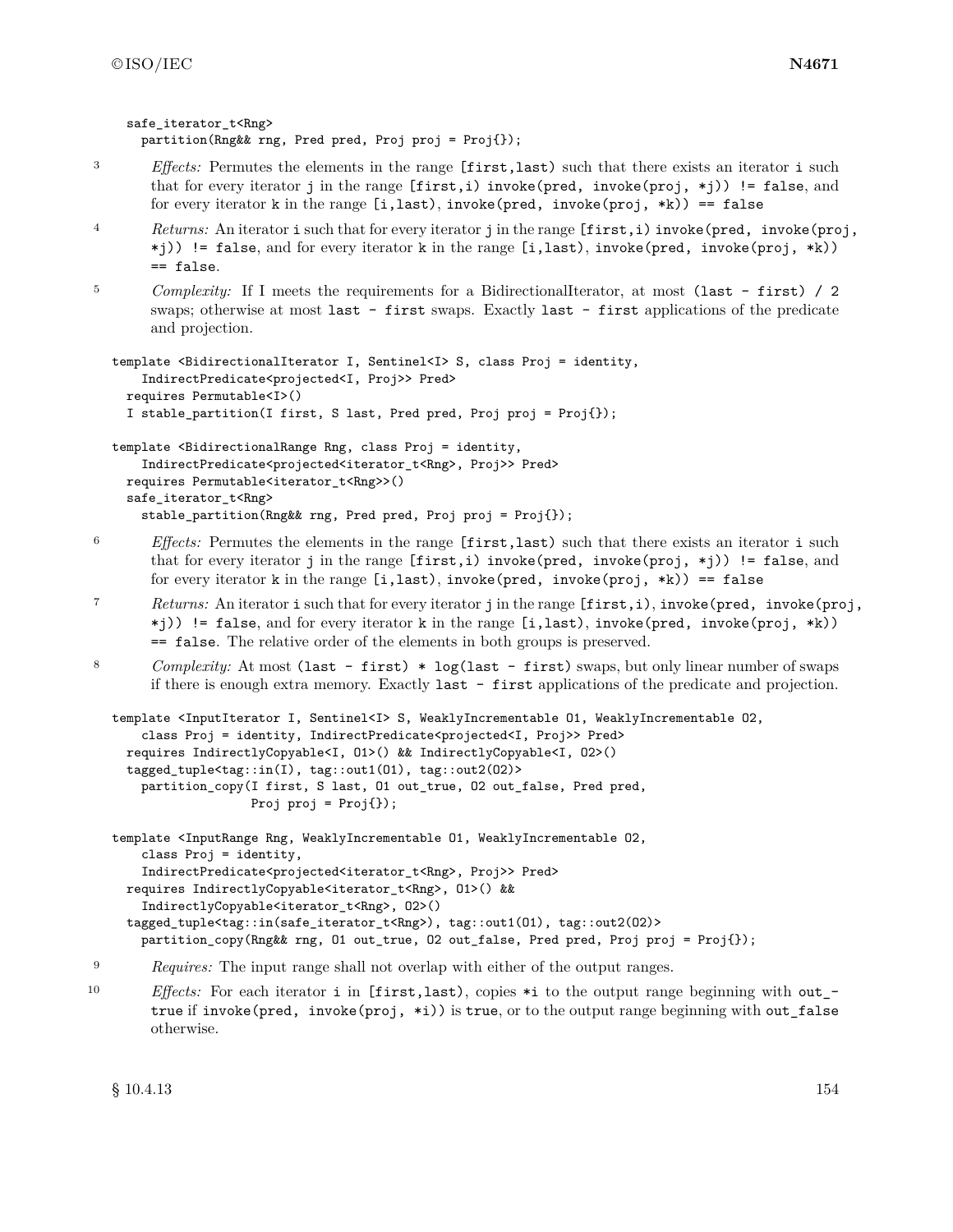```
safe_iterator_t<Rng>
  partition(Rng&& rng, Pred pred, Proj proj = Proj{});
```

3 *Effects:* Permutes the elements in the range `[first,last)` such that there exists an iterator `i` such that for every iterator `j` in the range `[first,i)` `invoke(pred, invoke(proj, *j)) != false`, and for every iterator `k` in the range `[i,last)`, `invoke(pred, invoke(proj, *k)) == false`

4 *Returns:* An iterator `i` such that for every iterator `j` in the range `[first,i)` `invoke(pred, invoke(proj, *j)) != false`, and for every iterator `k` in the range `[i,last)`, `invoke(pred, invoke(proj, *k)) == false`.

5 *Complexity:* If `I` meets the requirements for a BidirectionalIterator, at most `(last - first) / 2` swaps; otherwise at most `last - first` swaps. Exactly `last - first` applications of the predicate and projection.

```
template <BidirectionalIterator I, Sentinel<I> S, class Proj = identity,
    IndirectPredicate<projected<I, Proj>> Pred>
  requires Permutable<I>()
  I stable_partition(I first, S last, Pred pred, Proj proj = Proj{});

template <BidirectionalRange Rng, class Proj = identity,
    IndirectPredicate<projected<iterator_t<Rng>, Proj>> Pred>
  requires Permutable<iterator_t<Rng>>()
  safe_iterator_t<Rng>
    stable_partition(Rng&& rng, Pred pred, Proj proj = Proj{});
```

6 *Effects:* Permutes the elements in the range `[first,last)` such that there exists an iterator `i` such that for every iterator `j` in the range `[first,i)` `invoke(pred, invoke(proj, *j)) != false`, and for every iterator `k` in the range `[i,last)`, `invoke(pred, invoke(proj, *k)) == false`

7 *Returns:* An iterator `i` such that for every iterator `j` in the range `[first,i)`, `invoke(pred, invoke(proj, *j)) != false`, and for every iterator `k` in the range `[i,last)`, `invoke(pred, invoke(proj, *k)) == false`. The relative order of the elements in both groups is preserved.

8 *Complexity:* At most `(last - first) * log(last - first)` swaps, but only linear number of swaps if there is enough extra memory. Exactly `last - first` applications of the predicate and projection.

```
template <InputIterator I, Sentinel<I> S, WeaklyIncrementable O1, WeaklyIncrementable O2,
    class Proj = identity, IndirectPredicate<projected<I, Proj>> Pred>
  requires IndirectlyCopyable<I, O1>() && IndirectlyCopyable<I, O2>()
  tagged_tuple<tag::in(I), tag::out1(O1), tag::out2(O2)>
    partition_copy(I first, S last, O1 out_true, O2 out_false, Pred pred,
                   Proj proj = Proj{});

template <InputRange Rng, WeaklyIncrementable O1, WeaklyIncrementable O2,
    class Proj = identity,
    IndirectPredicate<projected<iterator_t<Rng>, Proj>> Pred>
  requires IndirectlyCopyable<iterator_t<Rng>, O1>() &&
    IndirectlyCopyable<iterator_t<Rng>, O2>()
  tagged_tuple<tag::in(safe_iterator_t<Rng>), tag::out1(O1), tag::out2(O2)>
    partition_copy(Rng&& rng, O1 out_true, O2 out_false, Pred pred, Proj proj = Proj{});
```

9 *Requires:* The input range shall not overlap with either of the output ranges.

10 *Effects:* For each iterator `i` in `[first,last)`, copies `*i` to the output range beginning with `out_true` if `invoke(pred, invoke(proj, *i))` is `true`, or to the output range beginning with `out_false` otherwise.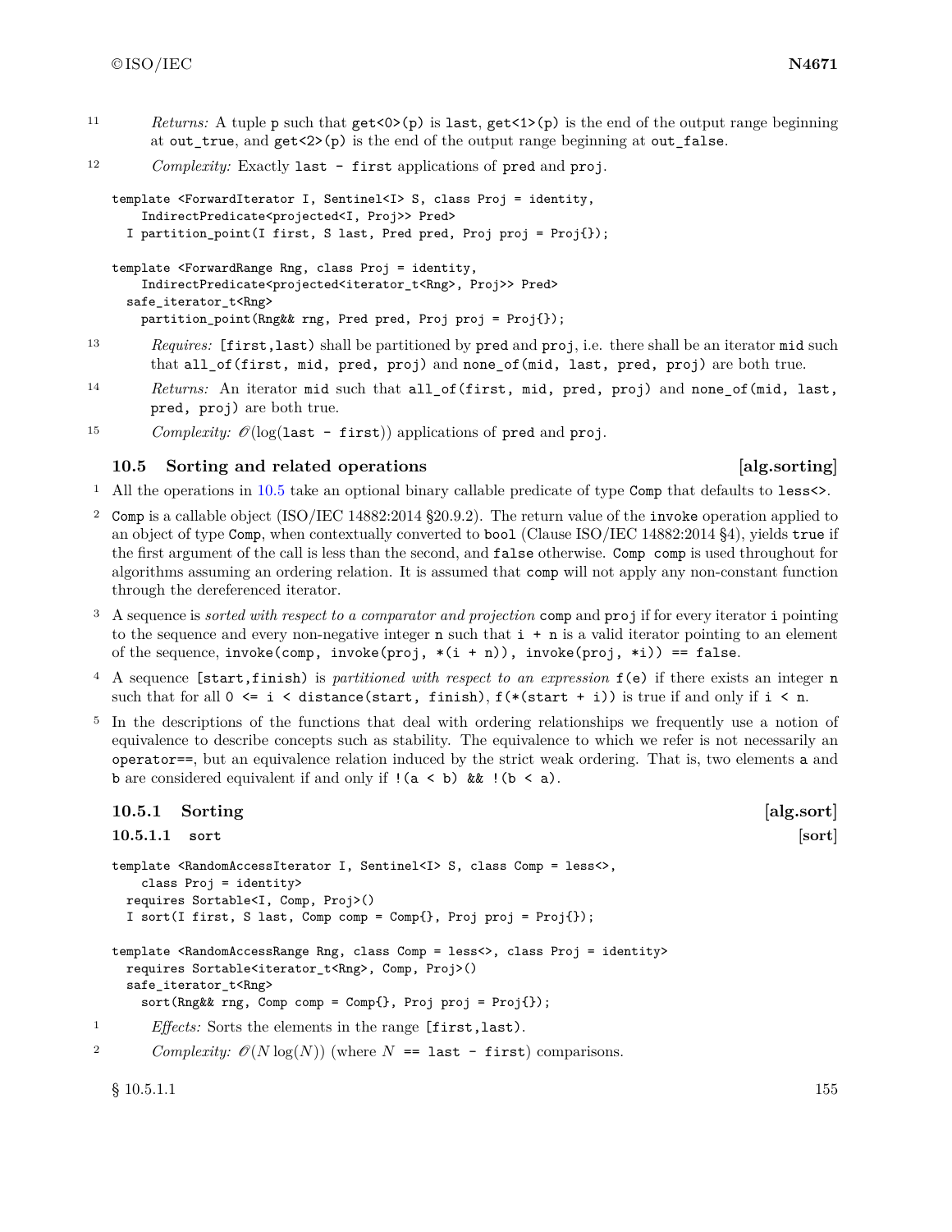11 *Returns:* A tuple `p` such that `get<0>(p)` is `last`, `get<1>(p)` is the end of the output range beginning at `out_true`, and `get<2>(p)` is the end of the output range beginning at `out_false`.

12 *Complexity:* Exactly `last - first` applications of `pred` and `proj`.

```
template <ForwardIterator I, Sentinel<I> S, class Proj = identity,
    IndirectPredicate<projected<I, Proj>> Pred>
  I partition_point(I first, S last, Pred pred, Proj proj = Proj{});

template <ForwardRange Rng, class Proj = identity,
    IndirectPredicate<projected<iterator_t<Rng>, Proj>> Pred>
  safe_iterator_t<Rng>
    partition_point(Rng&& rng, Pred pred, Proj proj = Proj{});
```

13 *Requires:* `[first,last)` shall be partitioned by `pred` and `proj`, i.e. there shall be an iterator `mid` such that `all_of(first, mid, pred, proj)` and `none_of(mid, last, pred, proj)` are both true.

14 *Returns:* An iterator `mid` such that `all_of(first, mid, pred, proj)` and `none_of(mid, last, pred, proj)` are both true.

15 *Complexity:* $\mathcal{O}(\log($`last - first`$))$ applications of `pred` and `proj`.

## 10.5 Sorting and related operations [alg.sorting]

1 All the operations in 10.5 take an optional binary callable predicate of type `Comp` that defaults to `less<>`.

2 `Comp` is a callable object (ISO/IEC 14882:2014 §20.9.2). The return value of the `invoke` operation applied to an object of type `Comp`, when contextually converted to `bool` (Clause ISO/IEC 14882:2014 §4), yields `true` if the first argument of the call is less than the second, and `false` otherwise. `Comp comp` is used throughout for algorithms assuming an ordering relation. It is assumed that `comp` will not apply any non-constant function through the dereferenced iterator.

3 A sequence is *sorted with respect to a comparator and projection* `comp` and `proj` if for every iterator `i` pointing to the sequence and every non-negative integer `n` such that `i + n` is a valid iterator pointing to an element of the sequence, `invoke(comp, invoke(proj, *(i + n)), invoke(proj, *i)) == false`.

4 A sequence `[start,finish)` is *partitioned with respect to an expression* `f(e)` if there exists an integer `n` such that for all `0 <= i < distance(start, finish)`, `f(*(start + i))` is true if and only if `i < n`.

5 In the descriptions of the functions that deal with ordering relationships we frequently use a notion of equivalence to describe concepts such as stability. The equivalence to which we refer is not necessarily an `operator==`, but an equivalence relation induced by the strict weak ordering. That is, two elements `a` and `b` are considered equivalent if and only if `!(a < b) && !(b < a)`.

### 10.5.1 Sorting [alg.sort]

#### 10.5.1.1 `sort` [sort]

```
template <RandomAccessIterator I, Sentinel<I> S, class Comp = less<>,
    class Proj = identity>
  requires Sortable<I, Comp, Proj>()
  I sort(I first, S last, Comp comp = Comp{}, Proj proj = Proj{});

template <RandomAccessRange Rng, class Comp = less<>, class Proj = identity>
  requires Sortable<iterator_t<Rng>, Comp, Proj>()
  safe_iterator_t<Rng>
    sort(Rng&& rng, Comp comp = Comp{}, Proj proj = Proj{});
```

1 *Effects:* Sorts the elements in the range `[first,last)`.

2 *Complexity:* $\mathcal{O}(N \log(N))$ (where $N$ `== last - first`) comparisons.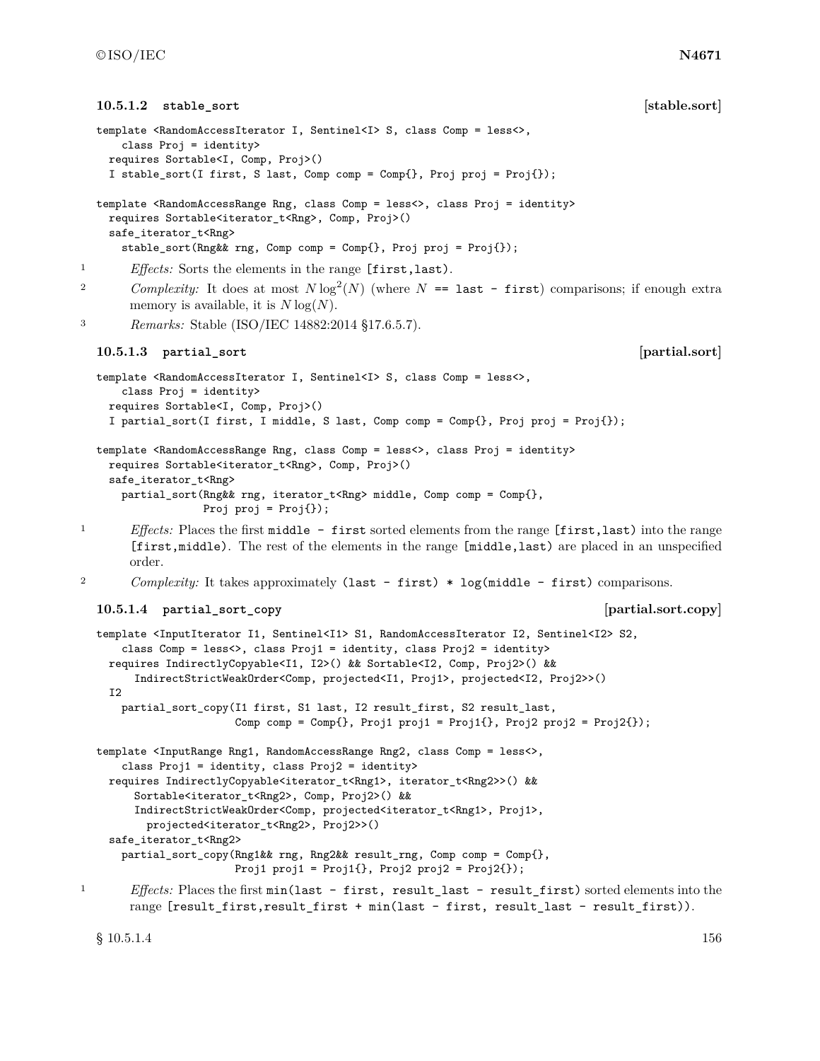### 10.5.1.2 stable_sort [stable.sort]

```
template <RandomAccessIterator I, Sentinel<I> S, class Comp = less<>,
    class Proj = identity>
  requires Sortable<I, Comp, Proj>()
  I stable_sort(I first, S last, Comp comp = Comp{}, Proj proj = Proj{});

template <RandomAccessRange Rng, class Comp = less<>, class Proj = identity>
  requires Sortable<iterator_t<Rng>, Comp, Proj>()
  safe_iterator_t<Rng>
    stable_sort(Rng&& rng, Comp comp = Comp{}, Proj proj = Proj{});
```

1 *Effects:* Sorts the elements in the range [first,last).

2 *Complexity:* It does at most $N \log^2(N)$ (where $N$ == last - first) comparisons; if enough extra memory is available, it is $N \log(N)$.

3 *Remarks:* Stable (ISO/IEC 14882:2014 §17.6.5.7).

### 10.5.1.3 partial_sort [partial.sort]

```
template <RandomAccessIterator I, Sentinel<I> S, class Comp = less<>,
    class Proj = identity>
  requires Sortable<I, Comp, Proj>()
  I partial_sort(I first, I middle, S last, Comp comp = Comp{}, Proj proj = Proj{});

template <RandomAccessRange Rng, class Comp = less<>, class Proj = identity>
  requires Sortable<iterator_t<Rng>, Comp, Proj>()
  safe_iterator_t<Rng>
    partial_sort(Rng&& rng, iterator_t<Rng> middle, Comp comp = Comp{},
                 Proj proj = Proj{});
```

1 *Effects:* Places the first middle - first sorted elements from the range [first,last) into the range [first,middle). The rest of the elements in the range [middle,last) are placed in an unspecified order.

2 *Complexity:* It takes approximately (last - first) * log(middle - first) comparisons.

### 10.5.1.4 partial_sort_copy [partial.sort.copy]

```
template <InputIterator I1, Sentinel<I1> S1, RandomAccessIterator I2, Sentinel<I2> S2,
    class Comp = less<>, class Proj1 = identity, class Proj2 = identity>
  requires IndirectlyCopyable<I1, I2>() && Sortable<I2, Comp, Proj2>() &&
      IndirectStrictWeakOrder<Comp, projected<I1, Proj1>, projected<I2, Proj2>>()
  I2
    partial_sort_copy(I1 first, S1 last, I2 result_first, S2 result_last,
                      Comp comp = Comp{}, Proj1 proj1 = Proj1{}, Proj2 proj2 = Proj2{});

template <InputRange Rng1, RandomAccessRange Rng2, class Comp = less<>,
    class Proj1 = identity, class Proj2 = identity>
  requires IndirectlyCopyable<iterator_t<Rng1>, iterator_t<Rng2>>() &&
      Sortable<iterator_t<Rng2>, Comp, Proj2>() &&
      IndirectStrictWeakOrder<Comp, projected<iterator_t<Rng1>, Proj1>,
        projected<iterator_t<Rng2>, Proj2>>()
  safe_iterator_t<Rng2>
    partial_sort_copy(Rng1&& rng, Rng2&& result_rng, Comp comp = Comp{},
                      Proj1 proj1 = Proj1{}, Proj2 proj2 = Proj2{});
```

1 *Effects:* Places the first min(last - first, result_last - result_first) sorted elements into the range [result_first,result_first + min(last - first, result_last - result_first)).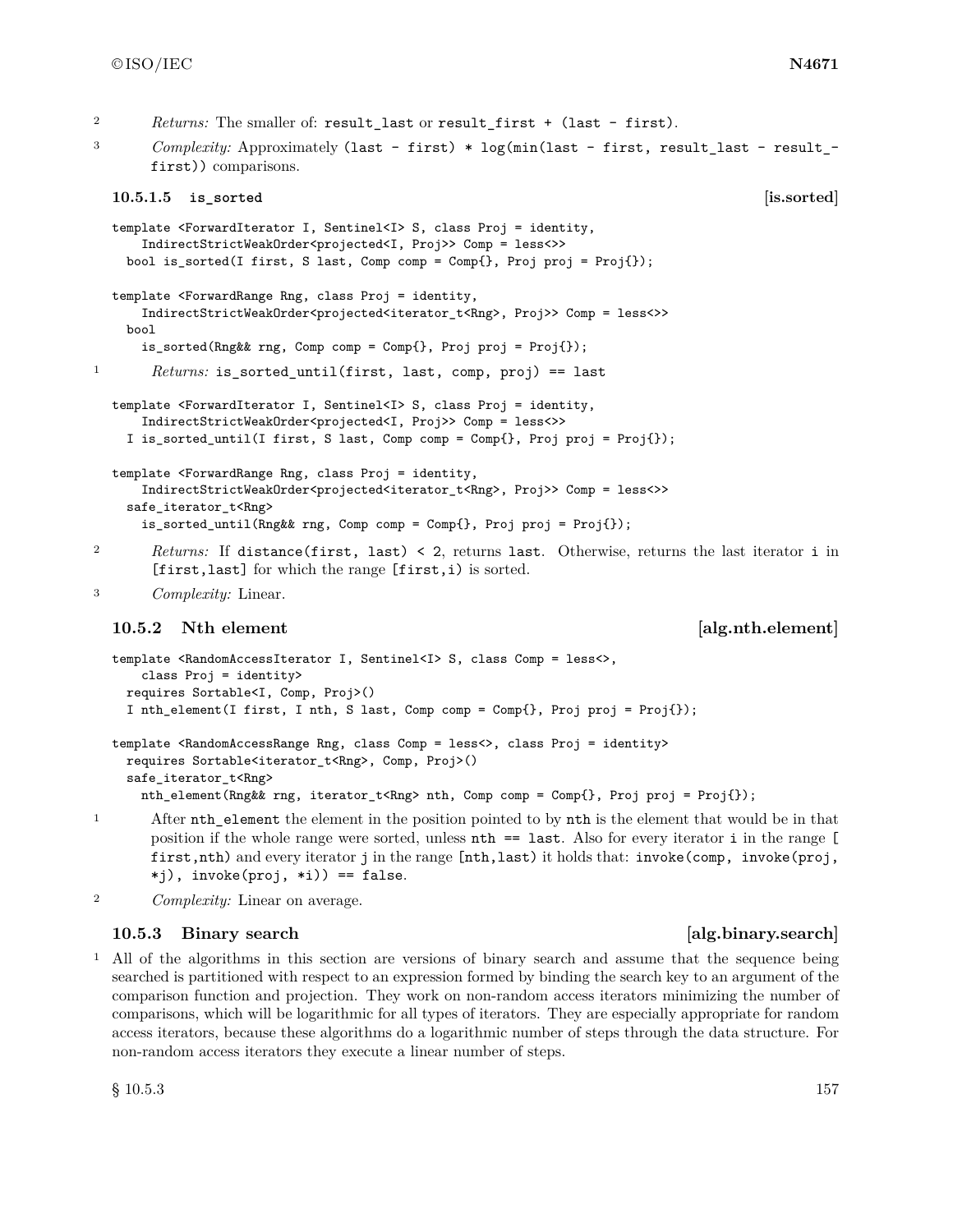2 *Returns:* The smaller of: `result_last` or `result_first + (last - first)`.

3 *Complexity:* Approximately `(last - first) * log(min(last - first, result_last - result_first))` comparisons.

#### 10.5.1.5 `is_sorted` [is.sorted]

```
template <ForwardIterator I, Sentinel<I> S, class Proj = identity,
    IndirectStrictWeakOrder<projected<I, Proj>> Comp = less<>>
  bool is_sorted(I first, S last, Comp comp = Comp{}, Proj proj = Proj{});

template <ForwardRange Rng, class Proj = identity,
    IndirectStrictWeakOrder<projected<iterator_t<Rng>, Proj>> Comp = less<>>
  bool
    is_sorted(Rng&& rng, Comp comp = Comp{}, Proj proj = Proj{});
```

1 *Returns:* `is_sorted_until(first, last, comp, proj) == last`

```
template <ForwardIterator I, Sentinel<I> S, class Proj = identity,
    IndirectStrictWeakOrder<projected<I, Proj>> Comp = less<>>
  I is_sorted_until(I first, S last, Comp comp = Comp{}, Proj proj = Proj{});

template <ForwardRange Rng, class Proj = identity,
    IndirectStrictWeakOrder<projected<iterator_t<Rng>, Proj>> Comp = less<>>
  safe_iterator_t<Rng>
    is_sorted_until(Rng&& rng, Comp comp = Comp{}, Proj proj = Proj{});
```

2 *Returns:* If `distance(first, last) < 2`, returns `last`. Otherwise, returns the last iterator `i` in `[first,last]` for which the range `[first,i)` is sorted.

3 *Complexity:* Linear.

### 10.5.2 Nth element [alg.nth.element]

```
template <RandomAccessIterator I, Sentinel<I> S, class Comp = less<>,
    class Proj = identity>
  requires Sortable<I, Comp, Proj>()
  I nth_element(I first, I nth, S last, Comp comp = Comp{}, Proj proj = Proj{});

template <RandomAccessRange Rng, class Comp = less<>, class Proj = identity>
  requires Sortable<iterator_t<Rng>, Comp, Proj>()
  safe_iterator_t<Rng>
    nth_element(Rng&& rng, iterator_t<Rng> nth, Comp comp = Comp{}, Proj proj = Proj{});
```

1 After `nth_element` the element in the position pointed to by `nth` is the element that would be in that position if the whole range were sorted, unless `nth == last`. Also for every iterator `i` in the range `[first,nth)` and every iterator `j` in the range `[nth,last)` it holds that: `invoke(comp, invoke(proj, *j), invoke(proj, *i)) == false`.

2 *Complexity:* Linear on average.

### 10.5.3 Binary search [alg.binary.search]

1 All of the algorithms in this section are versions of binary search and assume that the sequence being searched is partitioned with respect to an expression formed by binding the search key to an argument of the comparison function and projection. They work on non-random access iterators minimizing the number of comparisons, which will be logarithmic for all types of iterators. They are especially appropriate for random access iterators, because these algorithms do a logarithmic number of steps through the data structure. For non-random access iterators they execute a linear number of steps.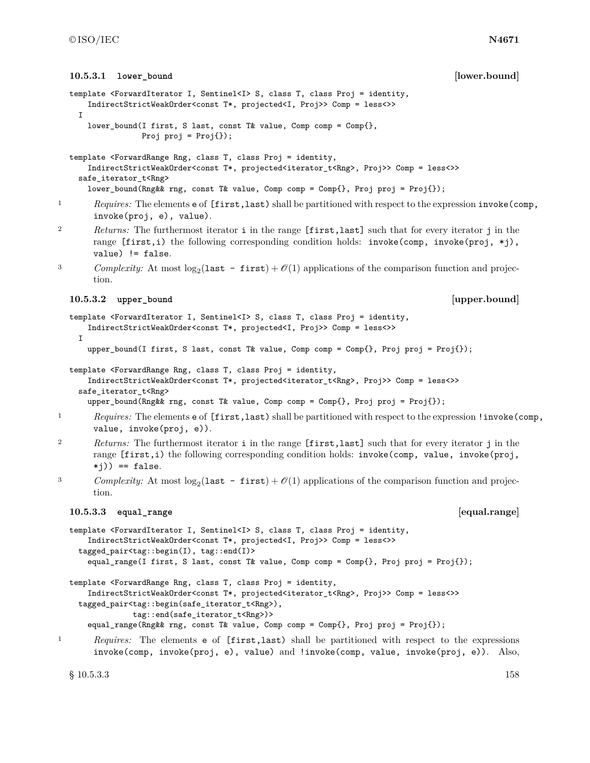#### 10.5.3.1 `lower_bound` [lower.bound]

```
template <ForwardIterator I, Sentinel<I> S, class T, class Proj = identity,
    IndirectStrictWeakOrder<const T*, projected<I, Proj>> Comp = less<>>
  I
    lower_bound(I first, S last, const T& value, Comp comp = Comp{},
                Proj proj = Proj{});

template <ForwardRange Rng, class T, class Proj = identity,
    IndirectStrictWeakOrder<const T*, projected<iterator_t<Rng>, Proj>> Comp = less<>>
  safe_iterator_t<Rng>
    lower_bound(Rng&& rng, const T& value, Comp comp = Comp{}, Proj proj = Proj{});
```

1 *Requires:* The elements `e` of `[first,last)` shall be partitioned with respect to the expression `invoke(comp, invoke(proj, e), value)`.

2 *Returns:* The furthermost iterator `i` in the range `[first,last]` such that for every iterator `j` in the range `[first,i)` the following corresponding condition holds: `invoke(comp, invoke(proj, *j), value) != false`.

3 *Complexity:* At most $\log_2(\texttt{last - first}) + \mathcal{O}(1)$ applications of the comparison function and projection.

#### 10.5.3.2 `upper_bound` [upper.bound]

```
template <ForwardIterator I, Sentinel<I> S, class T, class Proj = identity,
    IndirectStrictWeakOrder<const T*, projected<I, Proj>> Comp = less<>>
  I
    upper_bound(I first, S last, const T& value, Comp comp = Comp{}, Proj proj = Proj{});

template <ForwardRange Rng, class T, class Proj = identity,
    IndirectStrictWeakOrder<const T*, projected<iterator_t<Rng>, Proj>> Comp = less<>>
  safe_iterator_t<Rng>
    upper_bound(Rng&& rng, const T& value, Comp comp = Comp{}, Proj proj = Proj{});
```

1 *Requires:* The elements `e` of `[first,last)` shall be partitioned with respect to the expression `!invoke(comp, value, invoke(proj, e))`.

2 *Returns:* The furthermost iterator `i` in the range `[first,last]` such that for every iterator `j` in the range `[first,i)` the following corresponding condition holds: `invoke(comp, value, invoke(proj, *j)) == false`.

3 *Complexity:* At most $\log_2(\texttt{last - first}) + \mathcal{O}(1)$ applications of the comparison function and projection.

#### 10.5.3.3 `equal_range` [equal.range]

```
template <ForwardIterator I, Sentinel<I> S, class T, class Proj = identity,
    IndirectStrictWeakOrder<const T*, projected<I, Proj>> Comp = less<>>
  tagged_pair<tag::begin(I), tag::end(I)>
    equal_range(I first, S last, const T& value, Comp comp = Comp{}, Proj proj = Proj{});

template <ForwardRange Rng, class T, class Proj = identity,
    IndirectStrictWeakOrder<const T*, projected<iterator_t<Rng>, Proj>> Comp = less<>>
  tagged_pair<tag::begin(safe_iterator_t<Rng>),
              tag::end(safe_iterator_t<Rng>)>
    equal_range(Rng&& rng, const T& value, Comp comp = Comp{}, Proj proj = Proj{});
```

1 *Requires:* The elements `e` of `[first,last)` shall be partitioned with respect to the expressions `invoke(comp, invoke(proj, e), value)` and `!invoke(comp, value, invoke(proj, e))`. Also,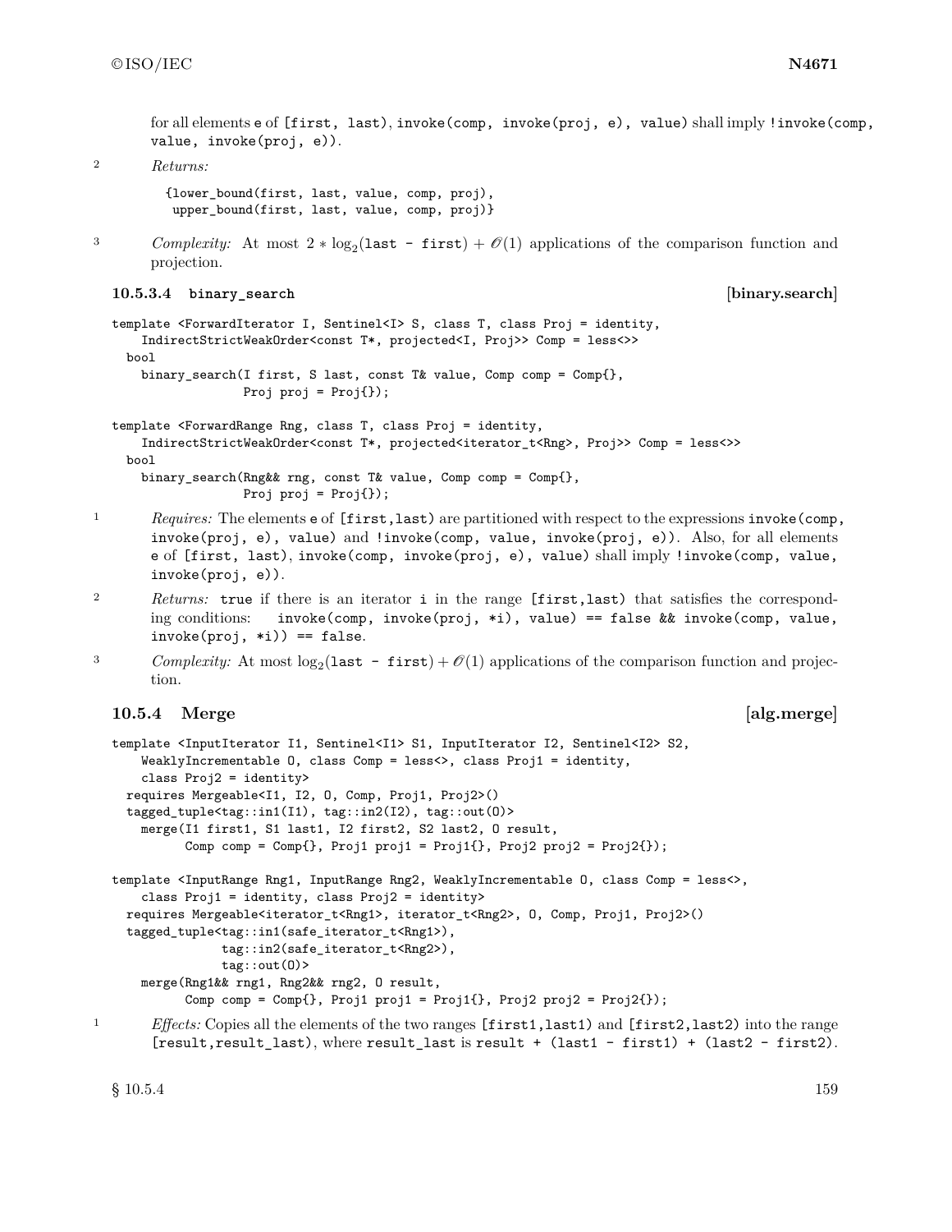for all elements `e` of `[first, last)`, `invoke(comp, invoke(proj, e), value)` shall imply `!invoke(comp, value, invoke(proj, e))`.

2 *Returns:*

```
{lower_bound(first, last, value, comp, proj),
 upper_bound(first, last, value, comp, proj)}
```

3 *Complexity:* At most $2 * \log_2($`last - first`$) + \mathcal{O}(1)$ applications of the comparison function and projection.

### 10.5.3.4 binary_search [binary.search]

```
template <ForwardIterator I, Sentinel<I> S, class T, class Proj = identity,
    IndirectStrictWeakOrder<const T*, projected<I, Proj>> Comp = less<>>
  bool
    binary_search(I first, S last, const T& value, Comp comp = Comp{},
                  Proj proj = Proj{});

template <ForwardRange Rng, class T, class Proj = identity,
    IndirectStrictWeakOrder<const T*, projected<iterator_t<Rng>, Proj>> Comp = less<>>
  bool
    binary_search(Rng&& rng, const T& value, Comp comp = Comp{},
                  Proj proj = Proj{});
```

1 *Requires:* The elements `e` of `[first,last)` are partitioned with respect to the expressions `invoke(comp, invoke(proj, e), value)` and `!invoke(comp, value, invoke(proj, e))`. Also, for all elements `e` of `[first, last)`, `invoke(comp, invoke(proj, e), value)` shall imply `!invoke(comp, value, invoke(proj, e))`.

2 *Returns:* `true` if there is an iterator `i` in the range `[first,last)` that satisfies the corresponding conditions: `invoke(comp, invoke(proj, *i), value) == false && invoke(comp, value, invoke(proj, *i)) == false`.

3 *Complexity:* At most $\log_2($`last - first`$) + \mathcal{O}(1)$ applications of the comparison function and projection.

## 10.5.4 Merge [alg.merge]

```
template <InputIterator I1, Sentinel<I1> S1, InputIterator I2, Sentinel<I2> S2,
    WeaklyIncrementable O, class Comp = less<>, class Proj1 = identity,
    class Proj2 = identity>
  requires Mergeable<I1, I2, O, Comp, Proj1, Proj2>()
  tagged_tuple<tag::in1(I1), tag::in2(I2), tag::out(O)>
    merge(I1 first1, S1 last1, I2 first2, S2 last2, O result,
          Comp comp = Comp{}, Proj1 proj1 = Proj1{}, Proj2 proj2 = Proj2{});

template <InputRange Rng1, InputRange Rng2, WeaklyIncrementable O, class Comp = less<>,
    class Proj1 = identity, class Proj2 = identity>
  requires Mergeable<iterator_t<Rng1>, iterator_t<Rng2>, O, Comp, Proj1, Proj2>()
  tagged_tuple<tag::in1(safe_iterator_t<Rng1>),
               tag::in2(safe_iterator_t<Rng2>),
               tag::out(O)>
    merge(Rng1&& rng1, Rng2&& rng2, O result,
          Comp comp = Comp{}, Proj1 proj1 = Proj1{}, Proj2 proj2 = Proj2{});
```

1 *Effects:* Copies all the elements of the two ranges `[first1,last1)` and `[first2,last2)` into the range `[result,result_last)`, where `result_last` is `result + (last1 - first1) + (last2 - first2)`.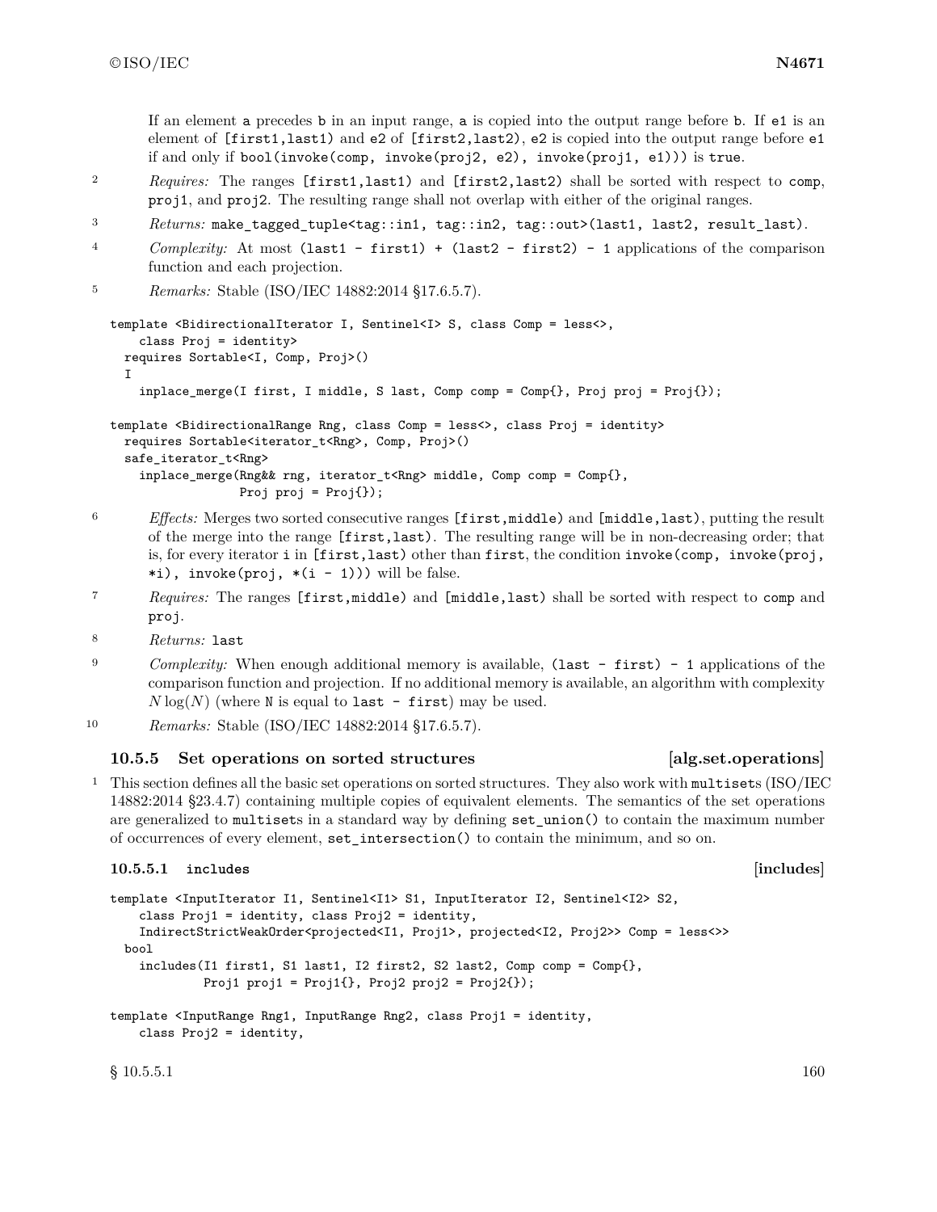If an element `a` precedes `b` in an input range, `a` is copied into the output range before `b`. If `e1` is an element of `[first1,last1)` and `e2` of `[first2,last2)`, `e2` is copied into the output range before `e1` if and only if `bool(invoke(comp, invoke(proj2, e2), invoke(proj1, e1)))` is `true`.

2 *Requires:* The ranges `[first1,last1)` and `[first2,last2)` shall be sorted with respect to `comp`, `proj1`, and `proj2`. The resulting range shall not overlap with either of the original ranges.

3 *Returns:* `make_tagged_tuple<tag::in1, tag::in2, tag::out>(last1, last2, result_last)`.

4 *Complexity:* At most `(last1 - first1) + (last2 - first2) - 1` applications of the comparison function and each projection.

5 *Remarks:* Stable (ISO/IEC 14882:2014 §17.6.5.7).

```
template <BidirectionalIterator I, Sentinel<I> S, class Comp = less<>,
    class Proj = identity>
  requires Sortable<I, Comp, Proj>()
  I
    inplace_merge(I first, I middle, S last, Comp comp = Comp{}, Proj proj = Proj{});

template <BidirectionalRange Rng, class Comp = less<>, class Proj = identity>
  requires Sortable<iterator_t<Rng>, Comp, Proj>()
  safe_iterator_t<Rng>
    inplace_merge(Rng&& rng, iterator_t<Rng> middle, Comp comp = Comp{},
                  Proj proj = Proj{});
```

6 *Effects:* Merges two sorted consecutive ranges `[first,middle)` and `[middle,last)`, putting the result of the merge into the range `[first,last)`. The resulting range will be in non-decreasing order; that is, for every iterator `i` in `[first,last)` other than `first`, the condition `invoke(comp, invoke(proj, *i), invoke(proj, *(i - 1)))` will be false.

7 *Requires:* The ranges `[first,middle)` and `[middle,last)` shall be sorted with respect to `comp` and `proj`.

8 *Returns:* `last`

9 *Complexity:* When enough additional memory is available, `(last - first) - 1` applications of the comparison function and projection. If no additional memory is available, an algorithm with complexity $N \log(N)$ (where `N` is equal to `last - first`) may be used.

10 *Remarks:* Stable (ISO/IEC 14882:2014 §17.6.5.7).

### 10.5.5 Set operations on sorted structures [alg.set.operations]

1 This section defines all the basic set operations on sorted structures. They also work with `multiset`s (ISO/IEC 14882:2014 §23.4.7) containing multiple copies of equivalent elements. The semantics of the set operations are generalized to `multiset`s in a standard way by defining `set_union()` to contain the maximum number of occurrences of every element, `set_intersection()` to contain the minimum, and so on.

#### 10.5.5.1 `includes` [includes]

```
template <InputIterator I1, Sentinel<I1> S1, InputIterator I2, Sentinel<I2> S2,
    class Proj1 = identity, class Proj2 = identity,
    IndirectStrictWeakOrder<projected<I1, Proj1>, projected<I2, Proj2>> Comp = less<>>
  bool
    includes(I1 first1, S1 last1, I2 first2, S2 last2, Comp comp = Comp{},
             Proj1 proj1 = Proj1{}, Proj2 proj2 = Proj2{});

template <InputRange Rng1, InputRange Rng2, class Proj1 = identity,
    class Proj2 = identity,
```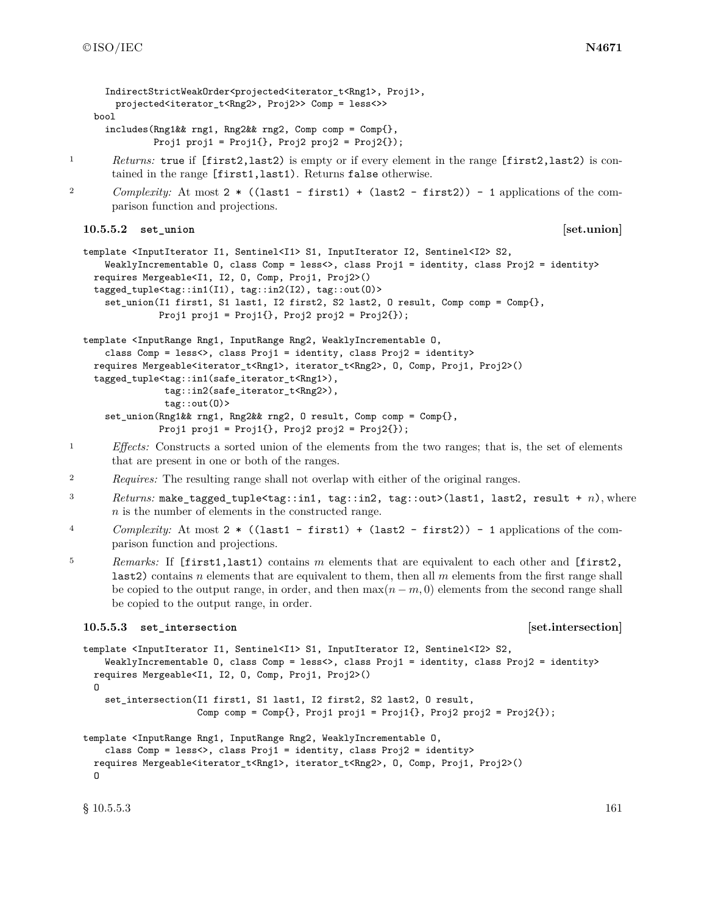```
    IndirectStrictWeakOrder<projected<iterator_t<Rng1>, Proj1>,
      projected<iterator_t<Rng2>, Proj2>> Comp = less<>>
  bool
    includes(Rng1&& rng1, Rng2&& rng2, Comp comp = Comp{},
             Proj1 proj1 = Proj1{}, Proj2 proj2 = Proj2{});
```

1 *Returns:* `true` if `[first2,last2)` is empty or if every element in the range `[first2,last2)` is contained in the range `[first1,last1)`. Returns `false` otherwise.

2 *Complexity:* At most `2 * ((last1 - first1) + (last2 - first2)) - 1` applications of the comparison function and projections.

### 10.5.5.2 `set_union` [set.union]

```
template <InputIterator I1, Sentinel<I1> S1, InputIterator I2, Sentinel<I2> S2,
    WeaklyIncrementable O, class Comp = less<>, class Proj1 = identity, class Proj2 = identity>
  requires Mergeable<I1, I2, O, Comp, Proj1, Proj2>()
  tagged_tuple<tag::in1(I1), tag::in2(I2), tag::out(O)>
    set_union(I1 first1, S1 last1, I2 first2, S2 last2, O result, Comp comp = Comp{},
              Proj1 proj1 = Proj1{}, Proj2 proj2 = Proj2{});

template <InputRange Rng1, InputRange Rng2, WeaklyIncrementable O,
    class Comp = less<>, class Proj1 = identity, class Proj2 = identity>
  requires Mergeable<iterator_t<Rng1>, iterator_t<Rng2>, O, Comp, Proj1, Proj2>()
  tagged_tuple<tag::in1(safe_iterator_t<Rng1>),
               tag::in2(safe_iterator_t<Rng2>),
               tag::out(O)>
    set_union(Rng1&& rng1, Rng2&& rng2, O result, Comp comp = Comp{},
              Proj1 proj1 = Proj1{}, Proj2 proj2 = Proj2{});
```

1 *Effects:* Constructs a sorted union of the elements from the two ranges; that is, the set of elements that are present in one or both of the ranges.

2 *Requires:* The resulting range shall not overlap with either of the original ranges.

3 *Returns:* `make_tagged_tuple<tag::in1, tag::in2, tag::out>(last1, last2, result + n)`, where $n$ is the number of elements in the constructed range.

4 *Complexity:* At most `2 * ((last1 - first1) + (last2 - first2)) - 1` applications of the comparison function and projections.

5 *Remarks:* If `[first1,last1)` contains $m$ elements that are equivalent to each other and `[first2, last2)` contains $n$ elements that are equivalent to them, then all $m$ elements from the first range shall be copied to the output range, in order, and then $\max(n - m, 0)$ elements from the second range shall be copied to the output range, in order.

### 10.5.5.3 `set_intersection` [set.intersection]

```
template <InputIterator I1, Sentinel<I1> S1, InputIterator I2, Sentinel<I2> S2,
    WeaklyIncrementable O, class Comp = less<>, class Proj1 = identity, class Proj2 = identity>
  requires Mergeable<I1, I2, O, Comp, Proj1, Proj2>()
  O
    set_intersection(I1 first1, S1 last1, I2 first2, S2 last2, O result,
                     Comp comp = Comp{}, Proj1 proj1 = Proj1{}, Proj2 proj2 = Proj2{});

template <InputRange Rng1, InputRange Rng2, WeaklyIncrementable O,
    class Comp = less<>, class Proj1 = identity, class Proj2 = identity>
  requires Mergeable<iterator_t<Rng1>, iterator_t<Rng2>, O, Comp, Proj1, Proj2>()
  O
```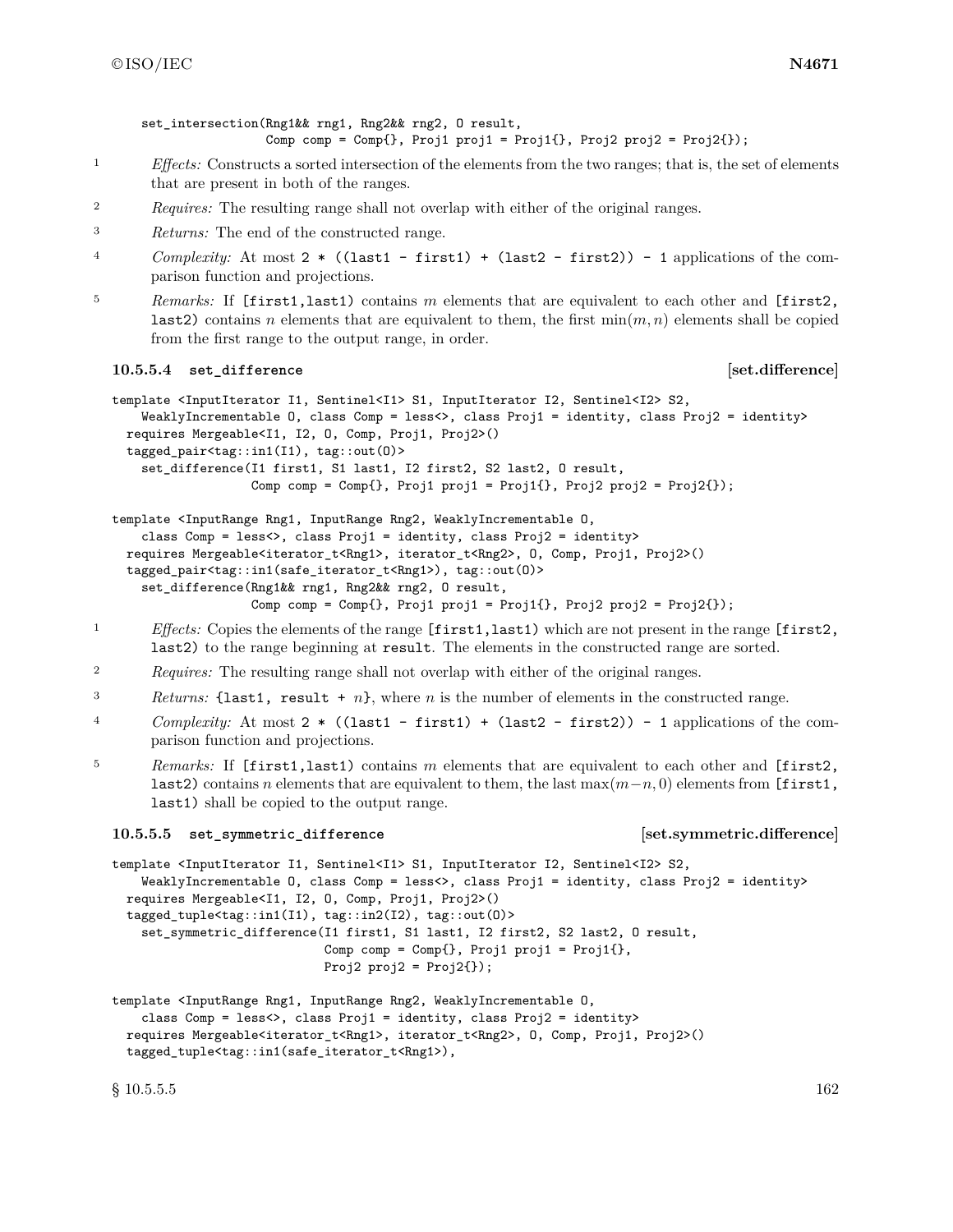```
set_intersection(Rng1&& rng1, Rng2&& rng2, O result,
                 Comp comp = Comp{}, Proj1 proj1 = Proj1{}, Proj2 proj2 = Proj2{});
```

1 *Effects:* Constructs a sorted intersection of the elements from the two ranges; that is, the set of elements that are present in both of the ranges.

2 *Requires:* The resulting range shall not overlap with either of the original ranges.

3 *Returns:* The end of the constructed range.

4 *Complexity:* At most `2 * ((last1 - first1) + (last2 - first2)) - 1` applications of the comparison function and projections.

5 *Remarks:* If `[first1,last1)` contains $m$ elements that are equivalent to each other and `[first2, last2)` contains $n$ elements that are equivalent to them, the first $\min(m, n)$ elements shall be copied from the first range to the output range, in order.

### 10.5.5.4 `set_difference` [set.difference]

```
template <InputIterator I1, Sentinel<I1> S1, InputIterator I2, Sentinel<I2> S2,
    WeaklyIncrementable O, class Comp = less<>, class Proj1 = identity, class Proj2 = identity>
  requires Mergeable<I1, I2, O, Comp, Proj1, Proj2>()
  tagged_pair<tag::in1(I1), tag::out(O)>
    set_difference(I1 first1, S1 last1, I2 first2, S2 last2, O result,
                   Comp comp = Comp{}, Proj1 proj1 = Proj1{}, Proj2 proj2 = Proj2{});

template <InputRange Rng1, InputRange Rng2, WeaklyIncrementable O,
    class Comp = less<>, class Proj1 = identity, class Proj2 = identity>
  requires Mergeable<iterator_t<Rng1>, iterator_t<Rng2>, O, Comp, Proj1, Proj2>()
  tagged_pair<tag::in1(safe_iterator_t<Rng1>), tag::out(O)>
    set_difference(Rng1&& rng1, Rng2&& rng2, O result,
                   Comp comp = Comp{}, Proj1 proj1 = Proj1{}, Proj2 proj2 = Proj2{});
```

1 *Effects:* Copies the elements of the range `[first1,last1)` which are not present in the range `[first2, last2)` to the range beginning at `result`. The elements in the constructed range are sorted.

2 *Requires:* The resulting range shall not overlap with either of the original ranges.

3 *Returns:* `{last1, result + `$n$`}`, where $n$ is the number of elements in the constructed range.

4 *Complexity:* At most `2 * ((last1 - first1) + (last2 - first2)) - 1` applications of the comparison function and projections.

5 *Remarks:* If `[first1,last1)` contains $m$ elements that are equivalent to each other and `[first2, last2)` contains $n$ elements that are equivalent to them, the last $\max(m-n, 0)$ elements from `[first1, last1)` shall be copied to the output range.

### 10.5.5.5 `set_symmetric_difference` [set.symmetric.difference]

```
template <InputIterator I1, Sentinel<I1> S1, InputIterator I2, Sentinel<I2> S2,
    WeaklyIncrementable O, class Comp = less<>, class Proj1 = identity, class Proj2 = identity>
  requires Mergeable<I1, I2, O, Comp, Proj1, Proj2>()
  tagged_tuple<tag::in1(I1), tag::in2(I2), tag::out(O)>
    set_symmetric_difference(I1 first1, S1 last1, I2 first2, S2 last2, O result,
                             Comp comp = Comp{}, Proj1 proj1 = Proj1{},
                             Proj2 proj2 = Proj2{});

template <InputRange Rng1, InputRange Rng2, WeaklyIncrementable O,
    class Comp = less<>, class Proj1 = identity, class Proj2 = identity>
  requires Mergeable<iterator_t<Rng1>, iterator_t<Rng2>, O, Comp, Proj1, Proj2>()
  tagged_tuple<tag::in1(safe_iterator_t<Rng1>),
```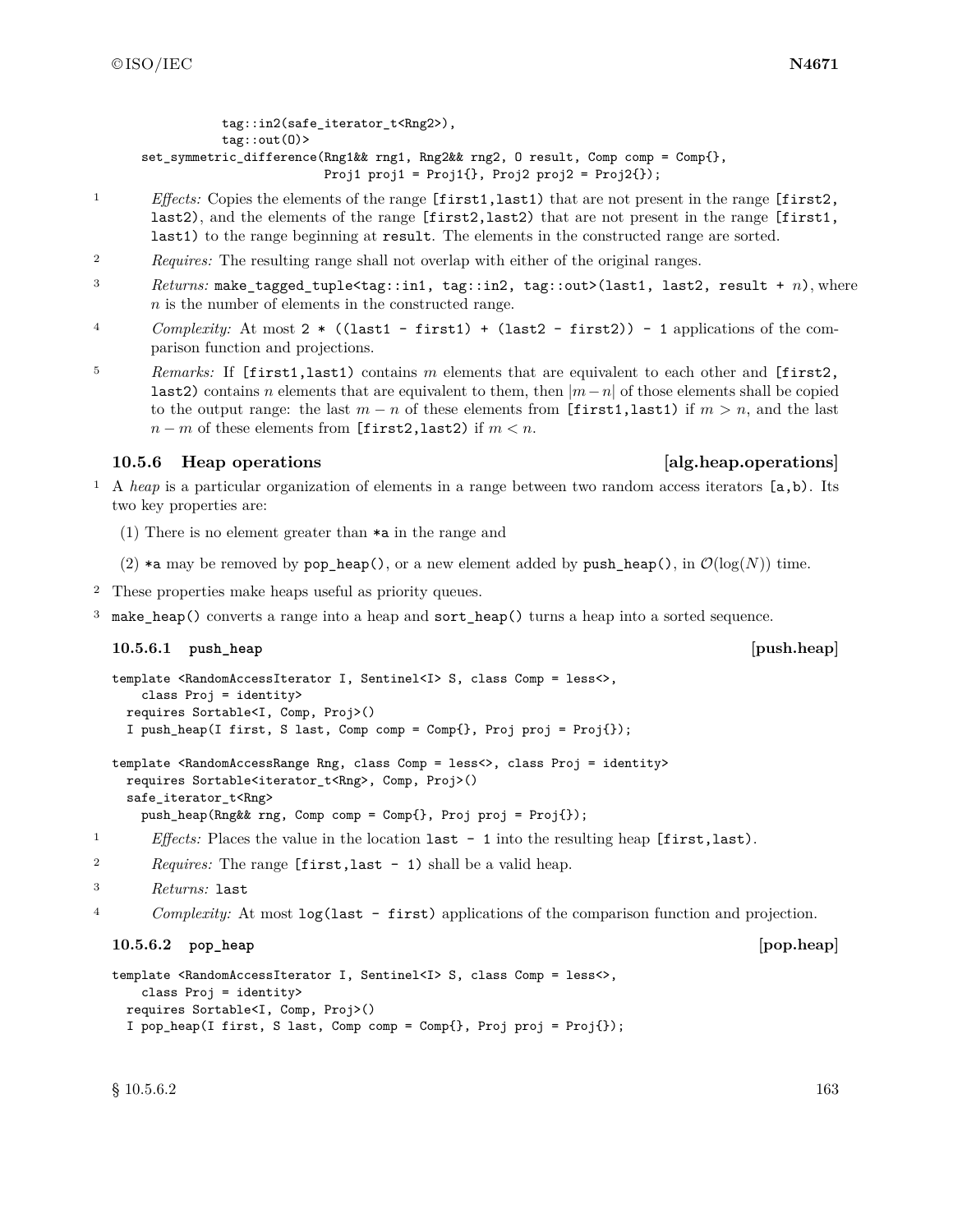```
        tag::in2(safe_iterator_t<Rng2>),
        tag::out(O)>
  set_symmetric_difference(Rng1&& rng1, Rng2&& rng2, O result, Comp comp = Comp{},
                           Proj1 proj1 = Proj1{}, Proj2 proj2 = Proj2{});
```

1 *Effects:* Copies the elements of the range `[first1,last1)` that are not present in the range `[first2, last2)`, and the elements of the range `[first2,last2)` that are not present in the range `[first1, last1)` to the range beginning at `result`. The elements in the constructed range are sorted.

2 *Requires:* The resulting range shall not overlap with either of the original ranges.

3 *Returns:* `make_tagged_tuple<tag::in1, tag::in2, tag::out>(last1, last2, result + n)`, where $n$ is the number of elements in the constructed range.

4 *Complexity:* At most `2 * ((last1 - first1) + (last2 - first2)) - 1` applications of the comparison function and projections.

5 *Remarks:* If `[first1,last1)` contains $m$ elements that are equivalent to each other and `[first2, last2)` contains $n$ elements that are equivalent to them, then $|m-n|$ of those elements shall be copied to the output range: the last $m-n$ of these elements from `[first1,last1)` if $m > n$, and the last $n-m$ of these elements from `[first2,last2)` if $m < n$.

### 10.5.6 Heap operations [alg.heap.operations]

1 A *heap* is a particular organization of elements in a range between two random access iterators `[a,b)`. Its two key properties are:

(1) There is no element greater than `*a` in the range and

(2) `*a` may be removed by `pop_heap()`, or a new element added by `push_heap()`, in $\mathcal{O}(\log(N))$ time.

2 These properties make heaps useful as priority queues.

3 `make_heap()` converts a range into a heap and `sort_heap()` turns a heap into a sorted sequence.

#### 10.5.6.1 `push_heap` [push.heap]

```
template <RandomAccessIterator I, Sentinel<I> S, class Comp = less<>,
    class Proj = identity>
  requires Sortable<I, Comp, Proj>()
  I push_heap(I first, S last, Comp comp = Comp{}, Proj proj = Proj{});

template <RandomAccessRange Rng, class Comp = less<>, class Proj = identity>
  requires Sortable<iterator_t<Rng>, Comp, Proj>()
  safe_iterator_t<Rng>
    push_heap(Rng&& rng, Comp comp = Comp{}, Proj proj = Proj{});
```

1 *Effects:* Places the value in the location `last - 1` into the resulting heap `[first,last)`.

2 *Requires:* The range `[first,last - 1)` shall be a valid heap.

3 *Returns:* `last`

4 *Complexity:* At most `log(last - first)` applications of the comparison function and projection.

#### 10.5.6.2 `pop_heap` [pop.heap]

```
template <RandomAccessIterator I, Sentinel<I> S, class Comp = less<>,
    class Proj = identity>
  requires Sortable<I, Comp, Proj>()
  I pop_heap(I first, S last, Comp comp = Comp{}, Proj proj = Proj{});
```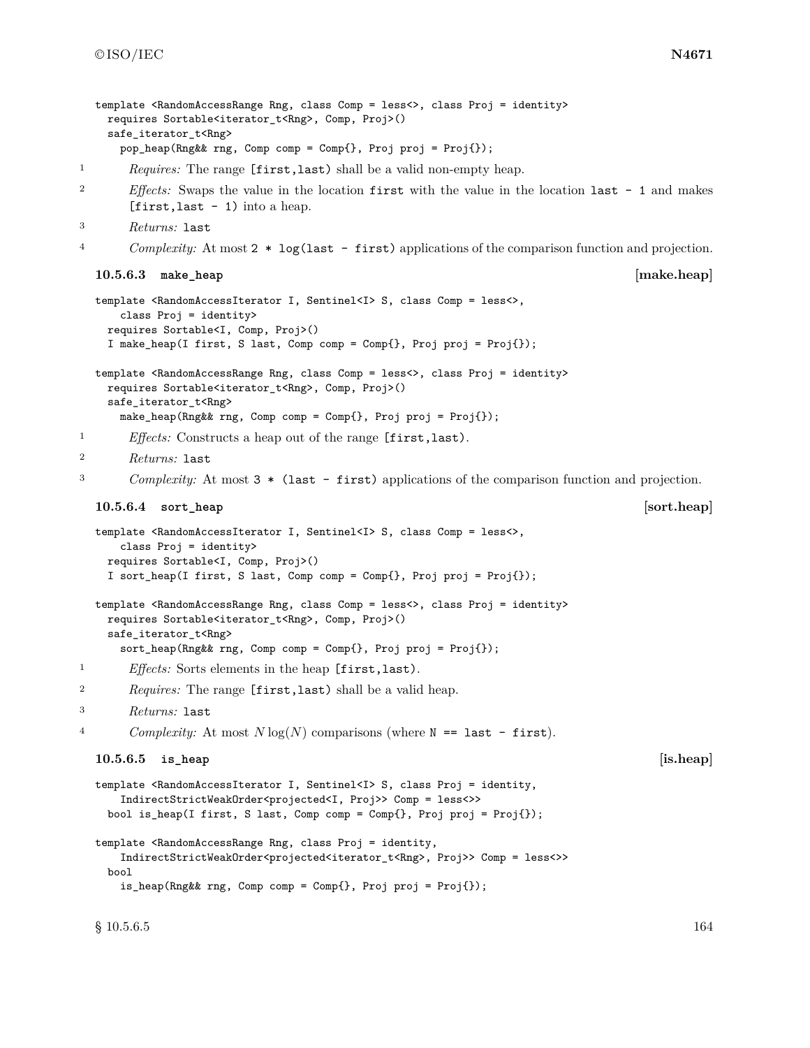```
template <RandomAccessRange Rng, class Comp = less<>, class Proj = identity>
  requires Sortable<iterator_t<Rng>, Comp, Proj>()
  safe_iterator_t<Rng>
    pop_heap(Rng&& rng, Comp comp = Comp{}, Proj proj = Proj{});
```

1 *Requires:* The range `[first,last)` shall be a valid non-empty heap.

2 *Effects:* Swaps the value in the location `first` with the value in the location `last - 1` and makes `[first,last - 1)` into a heap.

3 *Returns:* `last`

4 *Complexity:* At most `2 * log(last - first)` applications of the comparison function and projection.

### 10.5.6.3 make_heap [make.heap]

```
template <RandomAccessIterator I, Sentinel<I> S, class Comp = less<>,
    class Proj = identity>
  requires Sortable<I, Comp, Proj>()
  I make_heap(I first, S last, Comp comp = Comp{}, Proj proj = Proj{});

template <RandomAccessRange Rng, class Comp = less<>, class Proj = identity>
  requires Sortable<iterator_t<Rng>, Comp, Proj>()
  safe_iterator_t<Rng>
    make_heap(Rng&& rng, Comp comp = Comp{}, Proj proj = Proj{});
```

1 *Effects:* Constructs a heap out of the range `[first,last)`.

2 *Returns:* `last`

3 *Complexity:* At most `3 * (last - first)` applications of the comparison function and projection.

### 10.5.6.4 sort_heap [sort.heap]

```
template <RandomAccessIterator I, Sentinel<I> S, class Comp = less<>,
    class Proj = identity>
  requires Sortable<I, Comp, Proj>()
  I sort_heap(I first, S last, Comp comp = Comp{}, Proj proj = Proj{});

template <RandomAccessRange Rng, class Comp = less<>, class Proj = identity>
  requires Sortable<iterator_t<Rng>, Comp, Proj>()
  safe_iterator_t<Rng>
    sort_heap(Rng&& rng, Comp comp = Comp{}, Proj proj = Proj{});
```

1 *Effects:* Sorts elements in the heap `[first,last)`.

2 *Requires:* The range `[first,last)` shall be a valid heap.

3 *Returns:* `last`

4 *Complexity:* At most $N \log(N)$ comparisons (where `N == last - first`).

### 10.5.6.5 is_heap [is.heap]

```
template <RandomAccessIterator I, Sentinel<I> S, class Proj = identity,
    IndirectStrictWeakOrder<projected<I, Proj>> Comp = less<>>
  bool is_heap(I first, S last, Comp comp = Comp{}, Proj proj = Proj{});

template <RandomAccessRange Rng, class Proj = identity,
    IndirectStrictWeakOrder<projected<iterator_t<Rng>, Proj>> Comp = less<>>
  bool
    is_heap(Rng&& rng, Comp comp = Comp{}, Proj proj = Proj{});
```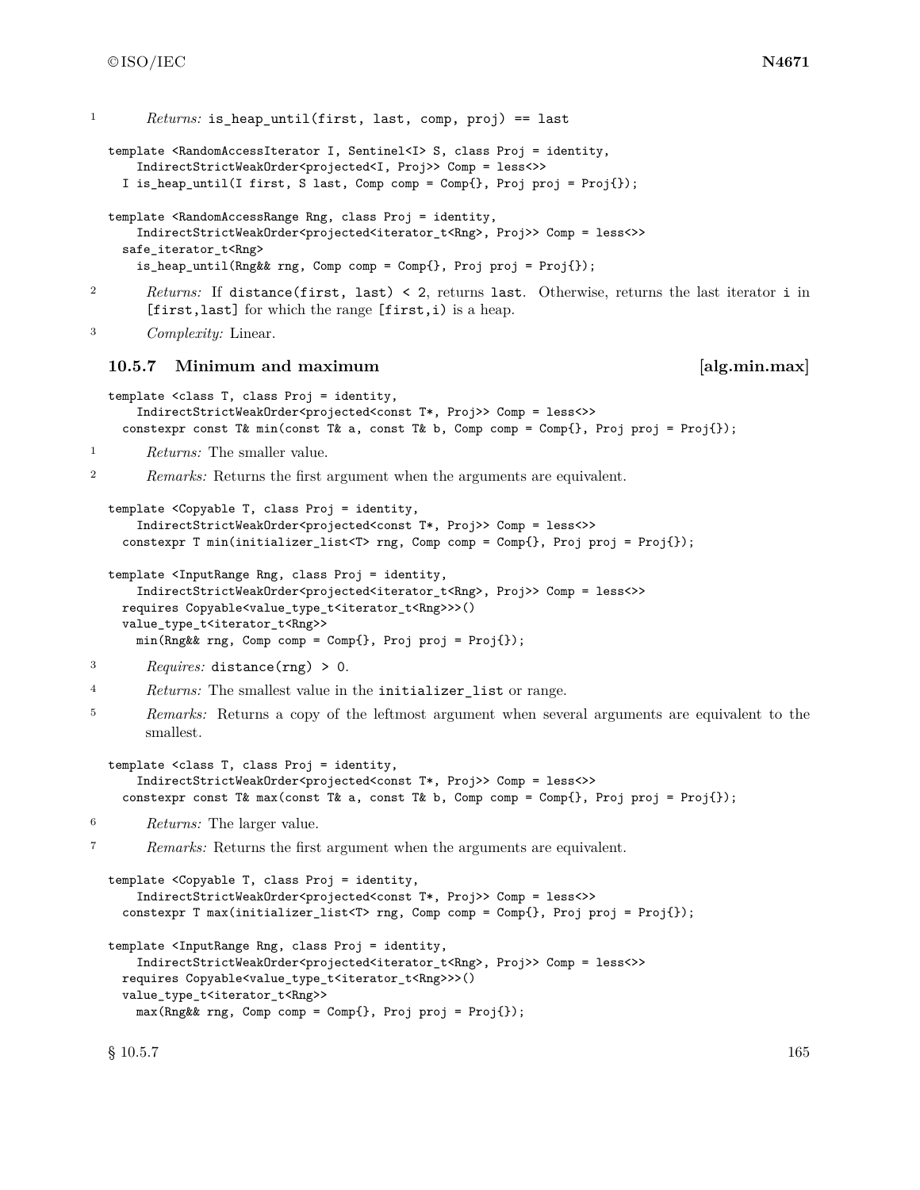1 *Returns:* `is_heap_until(first, last, comp, proj) == last`

```
template <RandomAccessIterator I, Sentinel<I> S, class Proj = identity,
    IndirectStrictWeakOrder<projected<I, Proj>> Comp = less<>>
  I is_heap_until(I first, S last, Comp comp = Comp{}, Proj proj = Proj{});

template <RandomAccessRange Rng, class Proj = identity,
    IndirectStrictWeakOrder<projected<iterator_t<Rng>, Proj>> Comp = less<>>
  safe_iterator_t<Rng>
    is_heap_until(Rng&& rng, Comp comp = Comp{}, Proj proj = Proj{});
```

2 *Returns:* If `distance(first, last) < 2`, returns `last`. Otherwise, returns the last iterator `i` in `[first,last]` for which the range `[first,i)` is a heap.

3 *Complexity:* Linear.

### 10.5.7 Minimum and maximum [alg.min.max]

```
template <class T, class Proj = identity,
    IndirectStrictWeakOrder<projected<const T*, Proj>> Comp = less<>>
  constexpr const T& min(const T& a, const T& b, Comp comp = Comp{}, Proj proj = Proj{});
```

1 *Returns:* The smaller value.

2 *Remarks:* Returns the first argument when the arguments are equivalent.

```
template <Copyable T, class Proj = identity,
    IndirectStrictWeakOrder<projected<const T*, Proj>> Comp = less<>>
  constexpr T min(initializer_list<T> rng, Comp comp = Comp{}, Proj proj = Proj{});

template <InputRange Rng, class Proj = identity,
    IndirectStrictWeakOrder<projected<iterator_t<Rng>, Proj>> Comp = less<>>
  requires Copyable<value_type_t<iterator_t<Rng>>>()
  value_type_t<iterator_t<Rng>>
    min(Rng&& rng, Comp comp = Comp{}, Proj proj = Proj{});
```

3 *Requires:* `distance(rng) > 0`.

4 *Returns:* The smallest value in the `initializer_list` or range.

5 *Remarks:* Returns a copy of the leftmost argument when several arguments are equivalent to the smallest.

```
template <class T, class Proj = identity,
    IndirectStrictWeakOrder<projected<const T*, Proj>> Comp = less<>>
  constexpr const T& max(const T& a, const T& b, Comp comp = Comp{}, Proj proj = Proj{});
```

6 *Returns:* The larger value.

7 *Remarks:* Returns the first argument when the arguments are equivalent.

```
template <Copyable T, class Proj = identity,
    IndirectStrictWeakOrder<projected<const T*, Proj>> Comp = less<>>
  constexpr T max(initializer_list<T> rng, Comp comp = Comp{}, Proj proj = Proj{});

template <InputRange Rng, class Proj = identity,
    IndirectStrictWeakOrder<projected<iterator_t<Rng>, Proj>> Comp = less<>>
  requires Copyable<value_type_t<iterator_t<Rng>>>()
  value_type_t<iterator_t<Rng>>
    max(Rng&& rng, Comp comp = Comp{}, Proj proj = Proj{});
```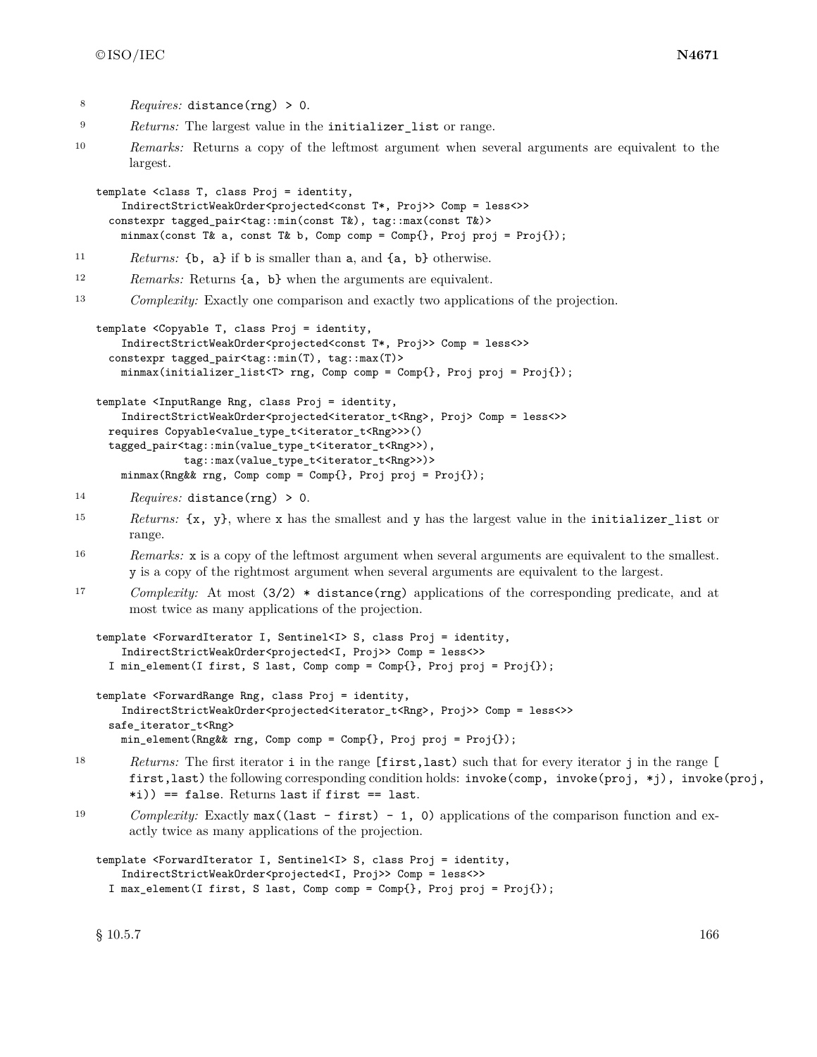8 *Requires:* `distance(rng) > 0`.

9 *Returns:* The largest value in the `initializer_list` or range.

10 *Remarks:* Returns a copy of the leftmost argument when several arguments are equivalent to the largest.

```
template <class T, class Proj = identity,
    IndirectStrictWeakOrder<projected<const T*, Proj>> Comp = less<>>
  constexpr tagged_pair<tag::min(const T&), tag::max(const T&)>
    minmax(const T& a, const T& b, Comp comp = Comp{}, Proj proj = Proj{});
```

11 *Returns:* `{b, a}` if `b` is smaller than `a`, and `{a, b}` otherwise.

12 *Remarks:* Returns `{a, b}` when the arguments are equivalent.

13 *Complexity:* Exactly one comparison and exactly two applications of the projection.

```
template <Copyable T, class Proj = identity,
    IndirectStrictWeakOrder<projected<const T*, Proj>> Comp = less<>>
  constexpr tagged_pair<tag::min(T), tag::max(T)>
    minmax(initializer_list<T> rng, Comp comp = Comp{}, Proj proj = Proj{});

template <InputRange Rng, class Proj = identity,
    IndirectStrictWeakOrder<projected<iterator_t<Rng>, Proj> Comp = less<>>
  requires Copyable<value_type_t<iterator_t<Rng>>>()
  tagged_pair<tag::min(value_type_t<iterator_t<Rng>>),
              tag::max(value_type_t<iterator_t<Rng>>)>
    minmax(Rng&& rng, Comp comp = Comp{}, Proj proj = Proj{});
```

14 *Requires:* `distance(rng) > 0`.

15 *Returns:* `{x, y}`, where `x` has the smallest and `y` has the largest value in the `initializer_list` or range.

16 *Remarks:* `x` is a copy of the leftmost argument when several arguments are equivalent to the smallest. `y` is a copy of the rightmost argument when several arguments are equivalent to the largest.

17 *Complexity:* At most `(3/2) * distance(rng)` applications of the corresponding predicate, and at most twice as many applications of the projection.

```
template <ForwardIterator I, Sentinel<I> S, class Proj = identity,
    IndirectStrictWeakOrder<projected<I, Proj>> Comp = less<>>
  I min_element(I first, S last, Comp comp = Comp{}, Proj proj = Proj{});

template <ForwardRange Rng, class Proj = identity,
    IndirectStrictWeakOrder<projected<iterator_t<Rng>, Proj>> Comp = less<>>
  safe_iterator_t<Rng>
    min_element(Rng&& rng, Comp comp = Comp{}, Proj proj = Proj{});
```

18 *Returns:* The first iterator `i` in the range `[first,last)` such that for every iterator `j` in the range `[first,last)` the following corresponding condition holds: `invoke(comp, invoke(proj, *j), invoke(proj, *i)) == false`. Returns `last` if `first == last`.

19 *Complexity:* Exactly `max((last - first) - 1, 0)` applications of the comparison function and exactly twice as many applications of the projection.

```
template <ForwardIterator I, Sentinel<I> S, class Proj = identity,
    IndirectStrictWeakOrder<projected<I, Proj>> Comp = less<>>
  I max_element(I first, S last, Comp comp = Comp{}, Proj proj = Proj{});
```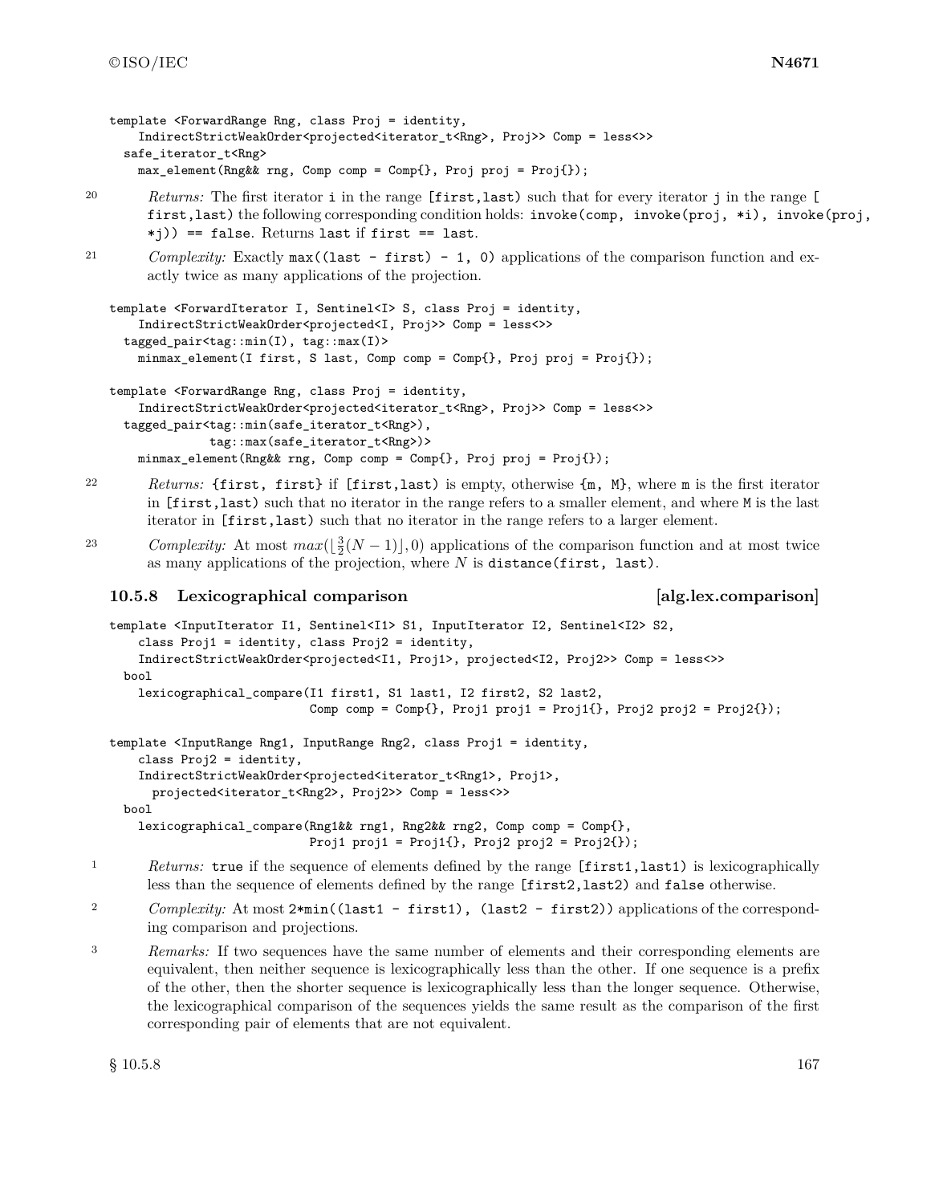```
template <ForwardRange Rng, class Proj = identity,
    IndirectStrictWeakOrder<projected<iterator_t<Rng>, Proj>> Comp = less<>>
  safe_iterator_t<Rng>
    max_element(Rng&& rng, Comp comp = Comp{}, Proj proj = Proj{});
```

20 *Returns:* The first iterator `i` in the range `[first,last)` such that for every iterator `j` in the range `[first,last)` the following corresponding condition holds: `invoke(comp, invoke(proj, *i), invoke(proj, *j)) == false`. Returns `last` if `first == last`.

21 *Complexity:* Exactly `max((last - first) - 1, 0)` applications of the comparison function and exactly twice as many applications of the projection.

```
template <ForwardIterator I, Sentinel<I> S, class Proj = identity,
    IndirectStrictWeakOrder<projected<I, Proj>> Comp = less<>>
  tagged_pair<tag::min(I), tag::max(I)>
    minmax_element(I first, S last, Comp comp = Comp{}, Proj proj = Proj{});

template <ForwardRange Rng, class Proj = identity,
    IndirectStrictWeakOrder<projected<iterator_t<Rng>, Proj>> Comp = less<>>
  tagged_pair<tag::min(safe_iterator_t<Rng>),
              tag::max(safe_iterator_t<Rng>)>
    minmax_element(Rng&& rng, Comp comp = Comp{}, Proj proj = Proj{});
```

22 *Returns:* `{first, first}` if `[first,last)` is empty, otherwise `{m, M}`, where `m` is the first iterator in `[first,last)` such that no iterator in the range refers to a smaller element, and where `M` is the last iterator in `[first,last)` such that no iterator in the range refers to a larger element.

23 *Complexity:* At most $max(\lfloor\frac{3}{2}(N-1)\rfloor, 0)$ applications of the comparison function and at most twice as many applications of the projection, where $N$ is `distance(first, last)`.

### 10.5.8 Lexicographical comparison [alg.lex.comparison]

```
template <InputIterator I1, Sentinel<I1> S1, InputIterator I2, Sentinel<I2> S2,
    class Proj1 = identity, class Proj2 = identity,
    IndirectStrictWeakOrder<projected<I1, Proj1>, projected<I2, Proj2>> Comp = less<>>
  bool
    lexicographical_compare(I1 first1, S1 last1, I2 first2, S2 last2,
                            Comp comp = Comp{}, Proj1 proj1 = Proj1{}, Proj2 proj2 = Proj2{});

template <InputRange Rng1, InputRange Rng2, class Proj1 = identity,
    class Proj2 = identity,
    IndirectStrictWeakOrder<projected<iterator_t<Rng1>, Proj1>,
      projected<iterator_t<Rng2>, Proj2>> Comp = less<>>
  bool
    lexicographical_compare(Rng1&& rng1, Rng2&& rng2, Comp comp = Comp{},
                            Proj1 proj1 = Proj1{}, Proj2 proj2 = Proj2{});
```

1 *Returns:* `true` if the sequence of elements defined by the range `[first1,last1)` is lexicographically less than the sequence of elements defined by the range `[first2,last2)` and `false` otherwise.

2 *Complexity:* At most `2*min((last1 - first1), (last2 - first2))` applications of the corresponding comparison and projections.

3 *Remarks:* If two sequences have the same number of elements and their corresponding elements are equivalent, then neither sequence is lexicographically less than the other. If one sequence is a prefix of the other, then the shorter sequence is lexicographically less than the longer sequence. Otherwise, the lexicographical comparison of the sequences yields the same result as the comparison of the first corresponding pair of elements that are not equivalent.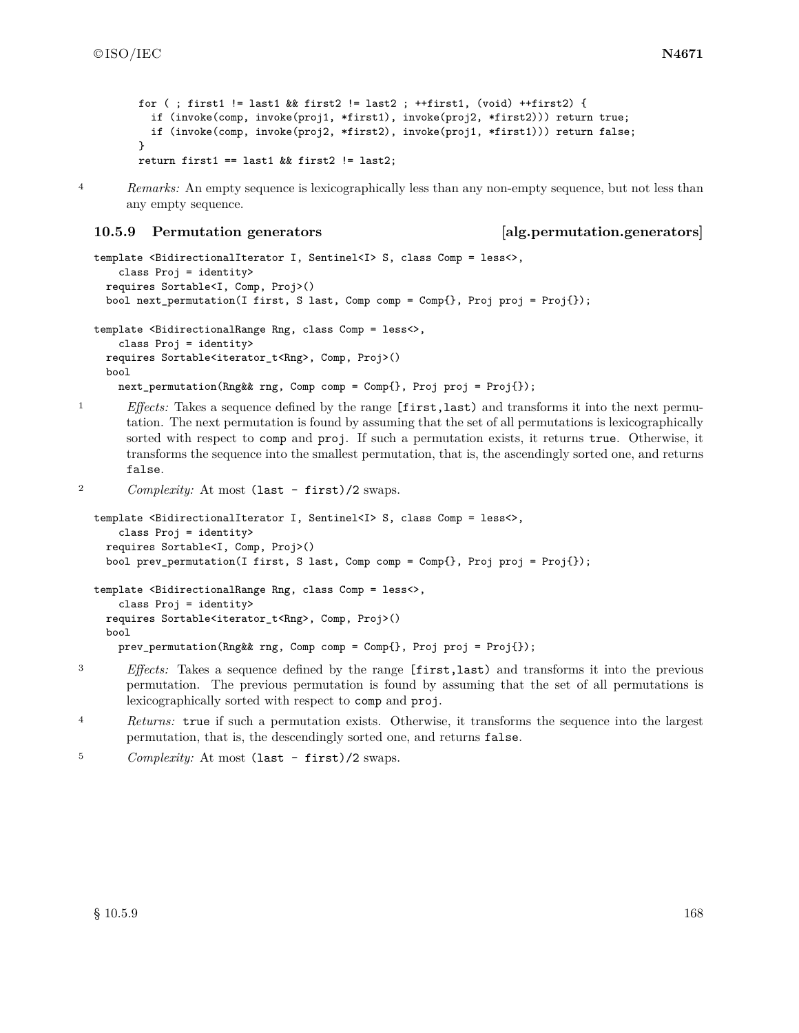```
for ( ; first1 != last1 && first2 != last2 ; ++first1, (void) ++first2) {
  if (invoke(comp, invoke(proj1, *first1), invoke(proj2, *first2))) return true;
  if (invoke(comp, invoke(proj2, *first2), invoke(proj1, *first1))) return false;
}
return first1 == last1 && first2 != last2;
```

4 *Remarks:* An empty sequence is lexicographically less than any non-empty sequence, but not less than any empty sequence.

### 10.5.9 Permutation generators [alg.permutation.generators]

```
template <BidirectionalIterator I, Sentinel<I> S, class Comp = less<>,
    class Proj = identity>
  requires Sortable<I, Comp, Proj>()
  bool next_permutation(I first, S last, Comp comp = Comp{}, Proj proj = Proj{});

template <BidirectionalRange Rng, class Comp = less<>,
    class Proj = identity>
  requires Sortable<iterator_t<Rng>, Comp, Proj>()
  bool
    next_permutation(Rng&& rng, Comp comp = Comp{}, Proj proj = Proj{});
```

1 *Effects:* Takes a sequence defined by the range `[first,last)` and transforms it into the next permutation. The next permutation is found by assuming that the set of all permutations is lexicographically sorted with respect to `comp` and `proj`. If such a permutation exists, it returns `true`. Otherwise, it transforms the sequence into the smallest permutation, that is, the ascendingly sorted one, and returns `false`.

2 *Complexity:* At most `(last - first)/2` swaps.

```
template <BidirectionalIterator I, Sentinel<I> S, class Comp = less<>,
    class Proj = identity>
  requires Sortable<I, Comp, Proj>()
  bool prev_permutation(I first, S last, Comp comp = Comp{}, Proj proj = Proj{});

template <BidirectionalRange Rng, class Comp = less<>,
    class Proj = identity>
  requires Sortable<iterator_t<Rng>, Comp, Proj>()
  bool
    prev_permutation(Rng&& rng, Comp comp = Comp{}, Proj proj = Proj{});
```

3 *Effects:* Takes a sequence defined by the range `[first,last)` and transforms it into the previous permutation. The previous permutation is found by assuming that the set of all permutations is lexicographically sorted with respect to `comp` and `proj`.

4 *Returns:* `true` if such a permutation exists. Otherwise, it transforms the sequence into the largest permutation, that is, the descendingly sorted one, and returns `false`.

5 *Complexity:* At most `(last - first)/2` swaps.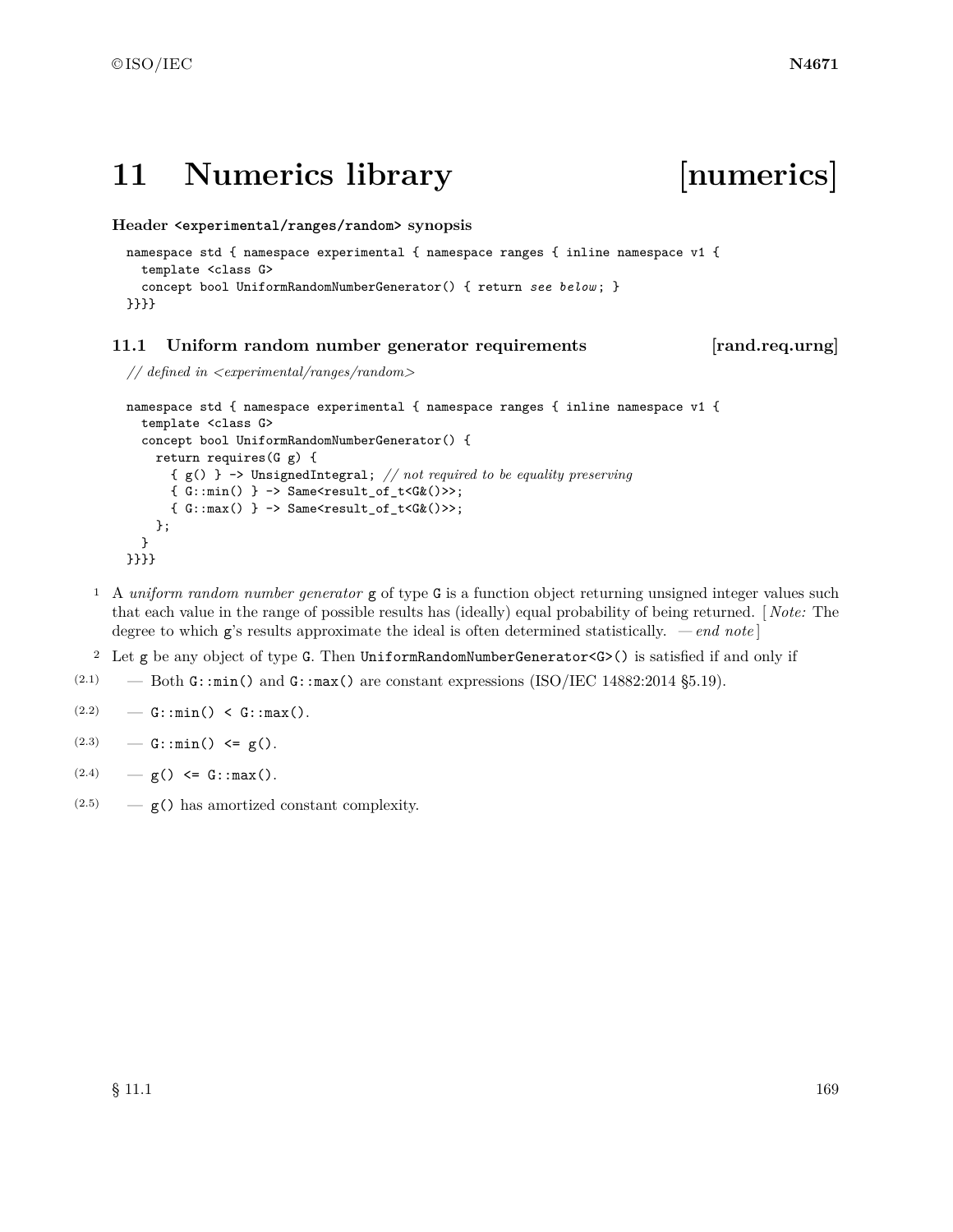# 11 Numerics library [numerics]

**Header `<experimental/ranges/random>` synopsis**

```
namespace std { namespace experimental { namespace ranges { inline namespace v1 {
  template <class G>
  concept bool UniformRandomNumberGenerator() { return see below; }
}}}}
```

## 11.1 Uniform random number generator requirements [rand.req.urng]

*// defined in <experimental/ranges/random>*

```
namespace std { namespace experimental { namespace ranges { inline namespace v1 {
  template <class G>
  concept bool UniformRandomNumberGenerator() {
    return requires(G g) {
      { g() } -> UnsignedIntegral; // not required to be equality preserving
      { G::min() } -> Same<result_of_t<G&()>>;
      { G::max() } -> Same<result_of_t<G&()>>;
    };
  }
}}}}
```

1 A *uniform random number generator* `g` of type `G` is a function object returning unsigned integer values such that each value in the range of possible results has (ideally) equal probability of being returned. [ *Note:* The degree to which `g`'s results approximate the ideal is often determined statistically. — *end note* ]

2 Let `g` be any object of type `G`. Then `UniformRandomNumberGenerator<G>()` is satisfied if and only if

(2.1) — Both `G::min()` and `G::max()` are constant expressions (ISO/IEC 14882:2014 §5.19).

(2.2) — `G::min() < G::max()`.

(2.3) — `G::min() <= g()`.

(2.4) — `g() <= G::max()`.

(2.5) — `g()` has amortized constant complexity.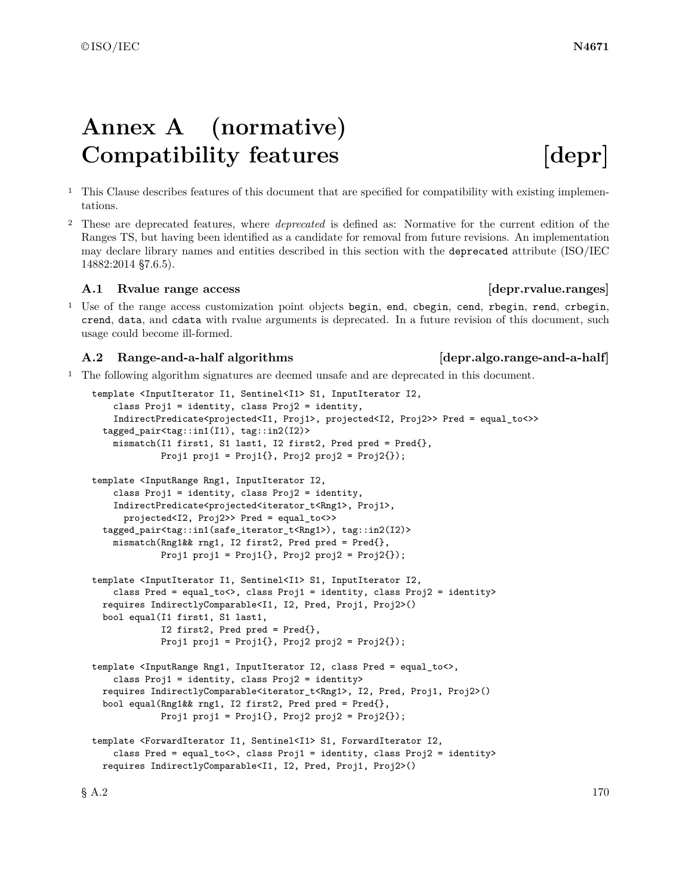# Annex A (normative) Compatibility features [depr]

1 This Clause describes features of this document that are specified for compatibility with existing implementations.

2 These are deprecated features, where *deprecated* is defined as: Normative for the current edition of the Ranges TS, but having been identified as a candidate for removal from future revisions. An implementation may declare library names and entities described in this section with the `deprecated` attribute (ISO/IEC 14882:2014 §7.6.5).

## A.1 Rvalue range access [depr.rvalue.ranges]

1 Use of the range access customization point objects `begin`, `end`, `cbegin`, `cend`, `rbegin`, `rend`, `crbegin`, `crend`, `data`, and `cdata` with rvalue arguments is deprecated. In a future revision of this document, such usage could become ill-formed.

## A.2 Range-and-a-half algorithms [depr.algo.range-and-a-half]

1 The following algorithm signatures are deemed unsafe and are deprecated in this document.

```
template <InputIterator I1, Sentinel<I1> S1, InputIterator I2,
    class Proj1 = identity, class Proj2 = identity,
    IndirectPredicate<projected<I1, Proj1>, projected<I2, Proj2>> Pred = equal_to<>>
  tagged_pair<tag::in1(I1), tag::in2(I2)>
    mismatch(I1 first1, S1 last1, I2 first2, Pred pred = Pred{},
             Proj1 proj1 = Proj1{}, Proj2 proj2 = Proj2{});

template <InputRange Rng1, InputIterator I2,
    class Proj1 = identity, class Proj2 = identity,
    IndirectPredicate<projected<iterator_t<Rng1>, Proj1>,
      projected<I2, Proj2>> Pred = equal_to<>>
  tagged_pair<tag::in1(safe_iterator_t<Rng1>), tag::in2(I2)>
    mismatch(Rng1&& rng1, I2 first2, Pred pred = Pred{},
             Proj1 proj1 = Proj1{}, Proj2 proj2 = Proj2{});

template <InputIterator I1, Sentinel<I1> S1, InputIterator I2,
    class Pred = equal_to<>, class Proj1 = identity, class Proj2 = identity>
  requires IndirectlyComparable<I1, I2, Pred, Proj1, Proj2>()
  bool equal(I1 first1, S1 last1,
             I2 first2, Pred pred = Pred{},
             Proj1 proj1 = Proj1{}, Proj2 proj2 = Proj2{});

template <InputRange Rng1, InputIterator I2, class Pred = equal_to<>,
    class Proj1 = identity, class Proj2 = identity>
  requires IndirectlyComparable<iterator_t<Rng1>, I2, Pred, Proj1, Proj2>()
  bool equal(Rng1&& rng1, I2 first2, Pred pred = Pred{},
             Proj1 proj1 = Proj1{}, Proj2 proj2 = Proj2{});

template <ForwardIterator I1, Sentinel<I1> S1, ForwardIterator I2,
    class Pred = equal_to<>, class Proj1 = identity, class Proj2 = identity>
  requires IndirectlyComparable<I1, I2, Pred, Proj1, Proj2>()
```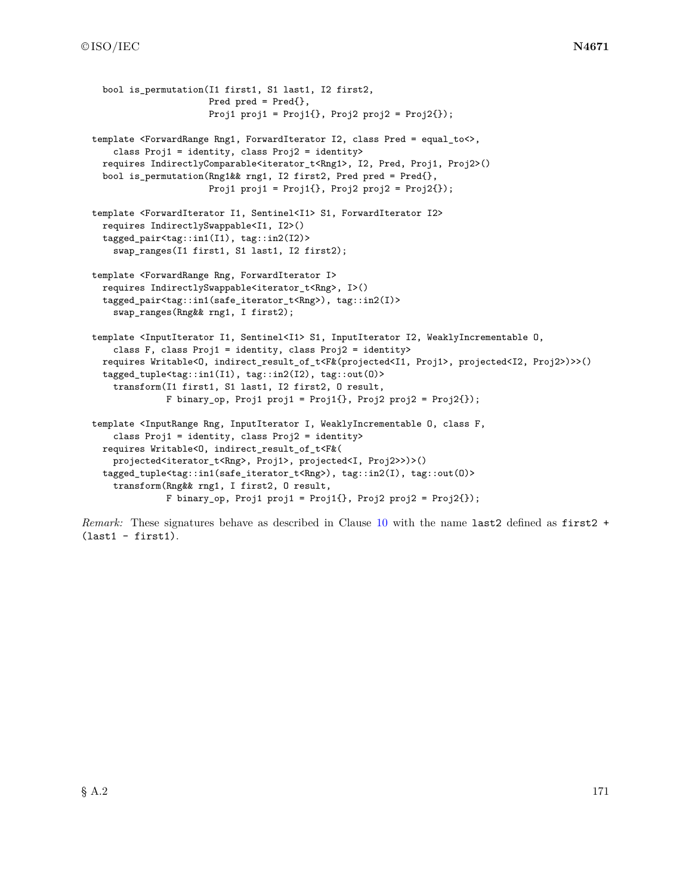```
  bool is_permutation(I1 first1, S1 last1, I2 first2,
                      Pred pred = Pred{},
                      Proj1 proj1 = Proj1{}, Proj2 proj2 = Proj2{});

template <ForwardRange Rng1, ForwardIterator I2, class Pred = equal_to<>,
    class Proj1 = identity, class Proj2 = identity>
  requires IndirectlyComparable<iterator_t<Rng1>, I2, Pred, Proj1, Proj2>()
  bool is_permutation(Rng1&& rng1, I2 first2, Pred pred = Pred{},
                      Proj1 proj1 = Proj1{}, Proj2 proj2 = Proj2{});

template <ForwardIterator I1, Sentinel<I1> S1, ForwardIterator I2>
  requires IndirectlySwappable<I1, I2>()
  tagged_pair<tag::in1(I1), tag::in2(I2)>
    swap_ranges(I1 first1, S1 last1, I2 first2);

template <ForwardRange Rng, ForwardIterator I>
  requires IndirectlySwappable<iterator_t<Rng>, I>()
  tagged_pair<tag::in1(safe_iterator_t<Rng>), tag::in2(I)>
    swap_ranges(Rng&& rng1, I first2);

template <InputIterator I1, Sentinel<I1> S1, InputIterator I2, WeaklyIncrementable O,
    class F, class Proj1 = identity, class Proj2 = identity>
  requires Writable<O, indirect_result_of_t<F&(projected<I1, Proj1>, projected<I2, Proj2>)>>()
  tagged_tuple<tag::in1(I1), tag::in2(I2), tag::out(O)>
    transform(I1 first1, S1 last1, I2 first2, O result,
              F binary_op, Proj1 proj1 = Proj1{}, Proj2 proj2 = Proj2{});

template <InputRange Rng, InputIterator I, WeaklyIncrementable O, class F,
    class Proj1 = identity, class Proj2 = identity>
  requires Writable<O, indirect_result_of_t<F&(
    projected<iterator_t<Rng>, Proj1>, projected<I, Proj2>>)>()
  tagged_tuple<tag::in1(safe_iterator_t<Rng>), tag::in2(I), tag::out(O)>
    transform(Rng&& rng1, I first2, O result,
              F binary_op, Proj1 proj1 = Proj1{}, Proj2 proj2 = Proj2{});
```

*Remark:* These signatures behave as described in Clause 10 with the name `last2` defined as `first2 + (last1 - first1)`.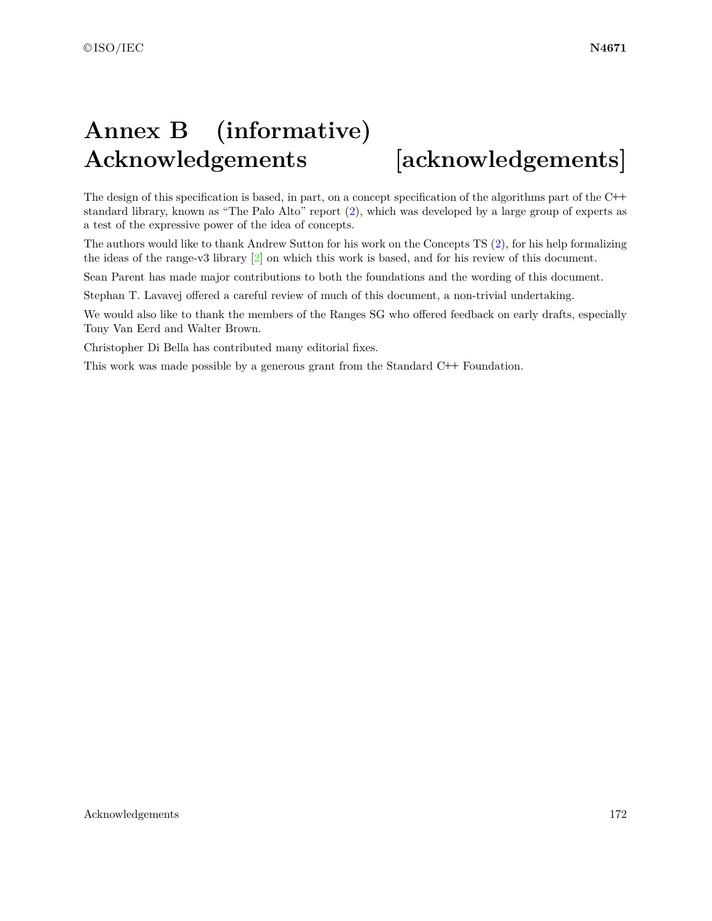# Annex B (informative) Acknowledgements [acknowledgements]

The design of this specification is based, in part, on a concept specification of the algorithms part of the C++ standard library, known as "The Palo Alto" report (2), which was developed by a large group of experts as a test of the expressive power of the idea of concepts.

The authors would like to thank Andrew Sutton for his work on the Concepts TS (2), for his help formalizing the ideas of the range-v3 library [2] on which this work is based, and for his review of this document.

Sean Parent has made major contributions to both the foundations and the wording of this document.

Stephan T. Lavavej offered a careful review of much of this document, a non-trivial undertaking.

We would also like to thank the members of the Ranges SG who offered feedback on early drafts, especially Tony Van Eerd and Walter Brown.

Christopher Di Bella has contributed many editorial fixes.

This work was made possible by a generous grant from the Standard C++ Foundation.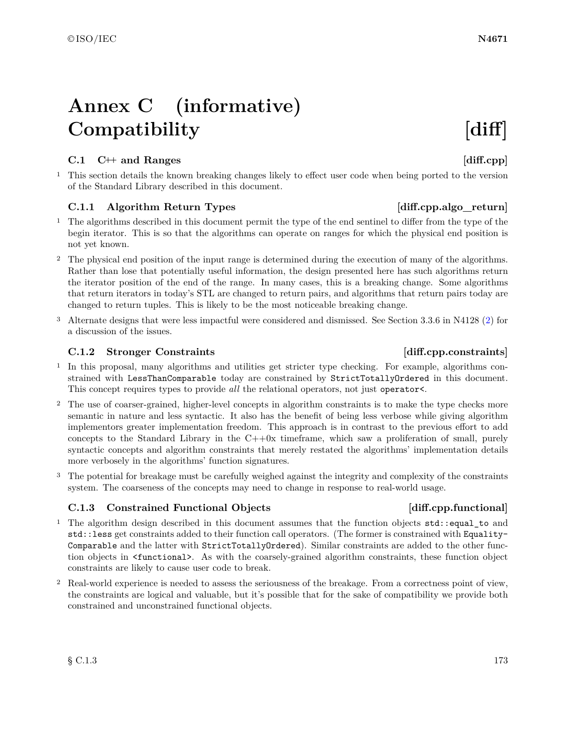# Annex C (informative) Compatibility [diff]

## C.1 C++ and Ranges [diff.cpp]

1 This section details the known breaking changes likely to effect user code when being ported to the version of the Standard Library described in this document.

### C.1.1 Algorithm Return Types [diff.cpp.algo_return]

1 The algorithms described in this document permit the type of the end sentinel to differ from the type of the begin iterator. This is so that the algorithms can operate on ranges for which the physical end position is not yet known.

2 The physical end position of the input range is determined during the execution of many of the algorithms. Rather than lose that potentially useful information, the design presented here has such algorithms return the iterator position of the end of the range. In many cases, this is a breaking change. Some algorithms that return iterators in today's STL are changed to return pairs, and algorithms that return pairs today are changed to return tuples. This is likely to be the most noticeable breaking change.

3 Alternate designs that were less impactful were considered and dismissed. See Section 3.3.6 in N4128 (2) for a discussion of the issues.

### C.1.2 Stronger Constraints [diff.cpp.constraints]

1 In this proposal, many algorithms and utilities get stricter type checking. For example, algorithms constrained with `LessThanComparable` today are constrained by `StrictTotallyOrdered` in this document. This concept requires types to provide *all* the relational operators, not just `operator<`.

2 The use of coarser-grained, higher-level concepts in algorithm constraints is to make the type checks more semantic in nature and less syntactic. It also has the benefit of being less verbose while giving algorithm implementors greater implementation freedom. This approach is in contrast to the previous effort to add concepts to the Standard Library in the C++0x timeframe, which saw a proliferation of small, purely syntactic concepts and algorithm constraints that merely restated the algorithms' implementation details more verbosely in the algorithms' function signatures.

3 The potential for breakage must be carefully weighed against the integrity and complexity of the constraints system. The coarseness of the concepts may need to change in response to real-world usage.

### C.1.3 Constrained Functional Objects [diff.cpp.functional]

1 The algorithm design described in this document assumes that the function objects `std::equal_to` and `std::less` get constraints added to their function call operators. (The former is constrained with `EqualityComparable` and the latter with `StrictTotallyOrdered`). Similar constraints are added to the other function objects in `<functional>`. As with the coarsely-grained algorithm constraints, these function object constraints are likely to cause user code to break.

2 Real-world experience is needed to assess the seriousness of the breakage. From a correctness point of view, the constraints are logical and valuable, but it's possible that for the sake of compatibility we provide both constrained and unconstrained functional objects.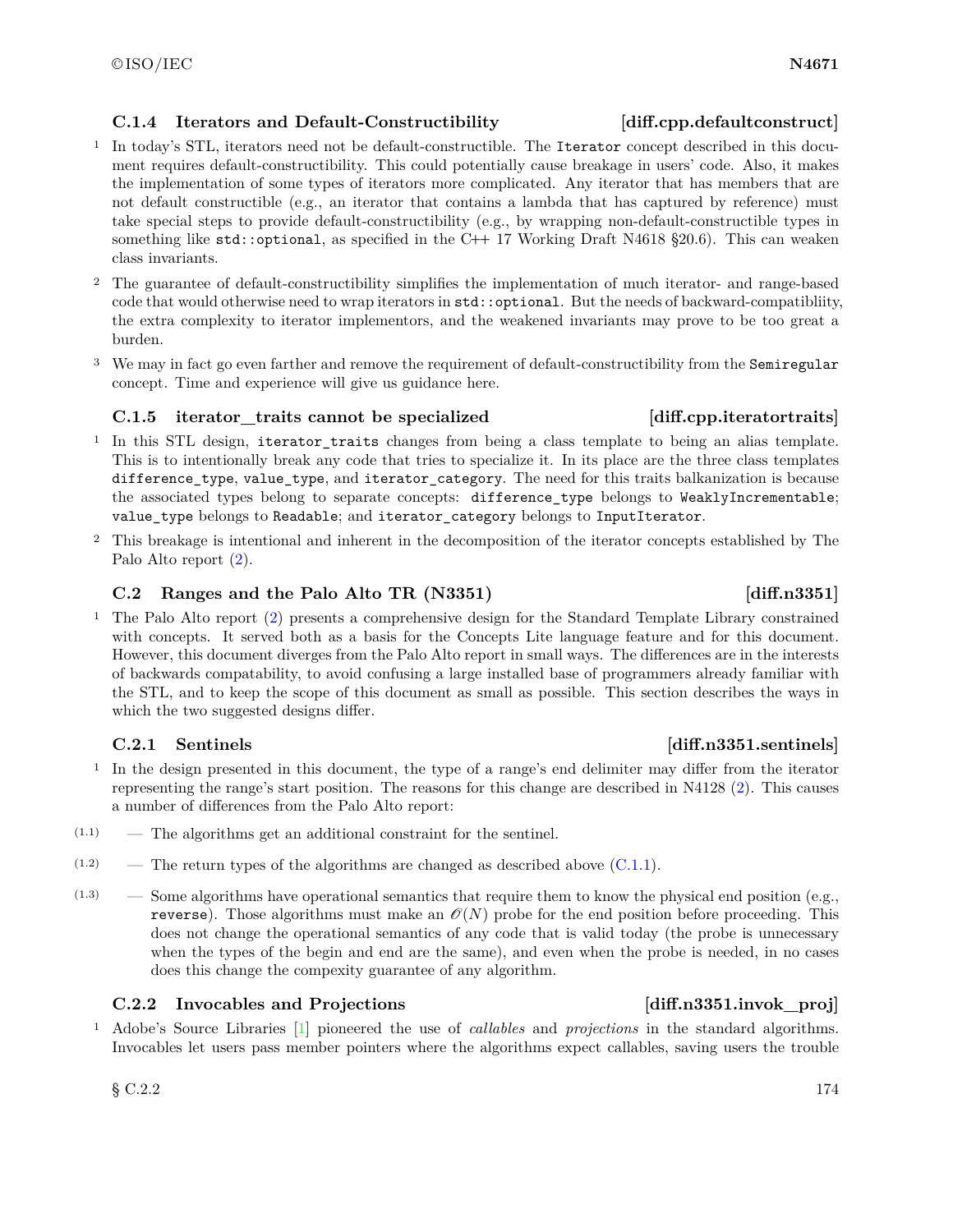### C.1.4 Iterators and Default-Constructibility [diff.cpp.defaultconstruct]

1 In today's STL, iterators need not be default-constructible. The `Iterator` concept described in this document requires default-constructibility. This could potentially cause breakage in users' code. Also, it makes the implementation of some types of iterators more complicated. Any iterator that has members that are not default constructible (e.g., an iterator that contains a lambda that has captured by reference) must take special steps to provide default-constructibility (e.g., by wrapping non-default-constructible types in something like `std::optional`, as specified in the C++ 17 Working Draft N4618 §20.6). This can weaken class invariants.

2 The guarantee of default-constructibility simplifies the implementation of much iterator- and range-based code that would otherwise need to wrap iterators in `std::optional`. But the needs of backward-compatibliity, the extra complexity to iterator implementors, and the weakened invariants may prove to be too great a burden.

3 We may in fact go even farther and remove the requirement of default-constructibility from the `Semiregular` concept. Time and experience will give us guidance here.

### C.1.5 iterator_traits cannot be specialized [diff.cpp.iteratortraits]

1 In this STL design, `iterator_traits` changes from being a class template to being an alias template. This is to intentionally break any code that tries to specialize it. In its place are the three class templates `difference_type`, `value_type`, and `iterator_category`. The need for this traits balkanization is because the associated types belong to separate concepts: `difference_type` belongs to `WeaklyIncrementable`; `value_type` belongs to `Readable`; and `iterator_category` belongs to `InputIterator`.

2 This breakage is intentional and inherent in the decomposition of the iterator concepts established by The Palo Alto report (2).

## C.2 Ranges and the Palo Alto TR (N3351) [diff.n3351]

1 The Palo Alto report (2) presents a comprehensive design for the Standard Template Library constrained with concepts. It served both as a basis for the Concepts Lite language feature and for this document. However, this document diverges from the Palo Alto report in small ways. The differences are in the interests of backwards compatability, to avoid confusing a large installed base of programmers already familiar with the STL, and to keep the scope of this document as small as possible. This section describes the ways in which the two suggested designs differ.

### C.2.1 Sentinels [diff.n3351.sentinels]

1 In the design presented in this document, the type of a range's end delimiter may differ from the iterator representing the range's start position. The reasons for this change are described in N4128 (2). This causes a number of differences from the Palo Alto report:

(1.1) — The algorithms get an additional constraint for the sentinel.

(1.2) — The return types of the algorithms are changed as described above (C.1.1).

(1.3) — Some algorithms have operational semantics that require them to know the physical end position (e.g., `reverse`). Those algorithms must make an $\mathcal{O}(N)$ probe for the end position before proceeding. This does not change the operational semantics of any code that is valid today (the probe is unnecessary when the types of the begin and end are the same), and even when the probe is needed, in no cases does this change the compexity guarantee of any algorithm.

### C.2.2 Invocables and Projections [diff.n3351.invok_proj]

1 Adobe's Source Libraries [1] pioneered the use of *callables* and *projections* in the standard algorithms. Invocables let users pass member pointers where the algorithms expect callables, saving users the trouble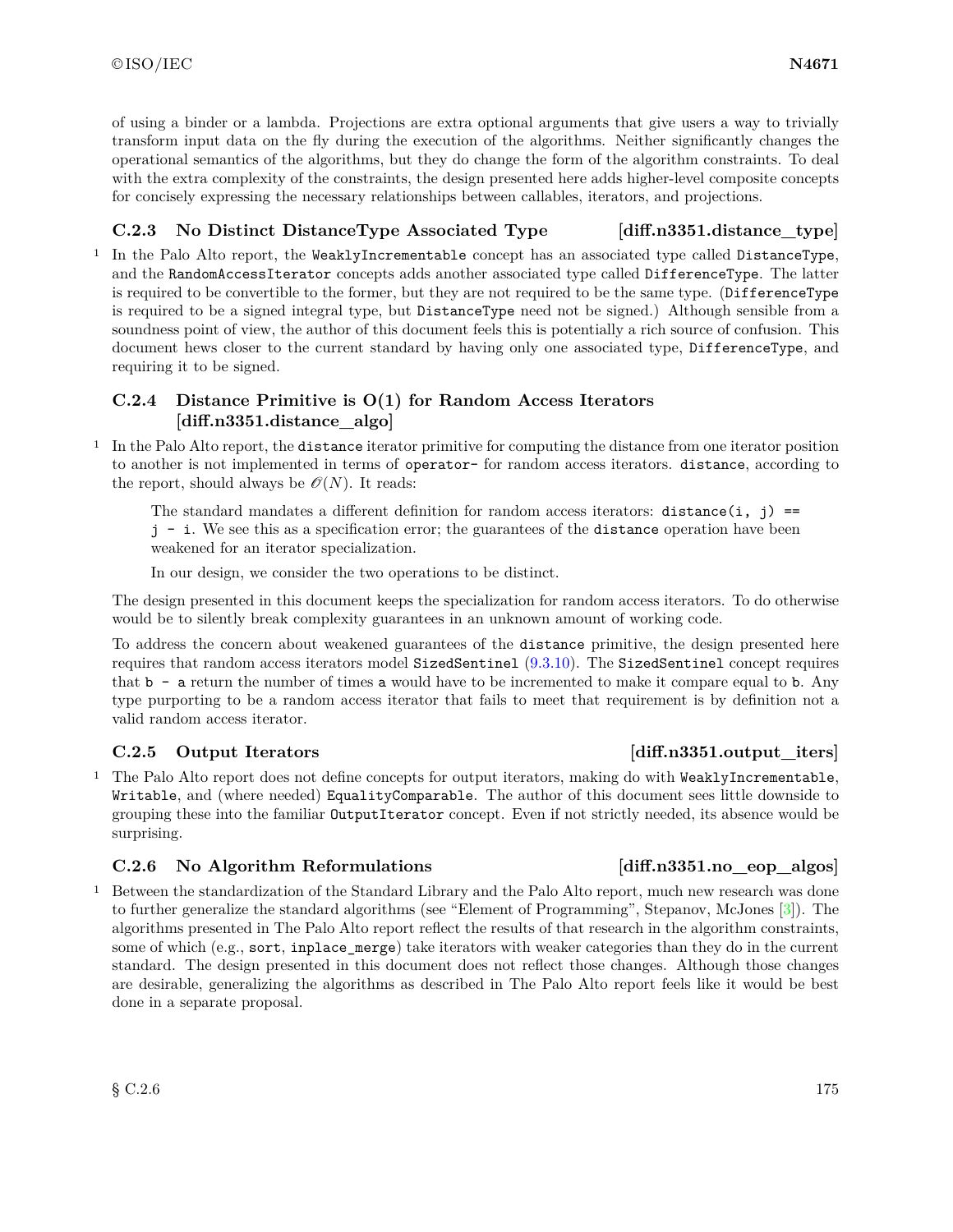of using a binder or a lambda. Projections are extra optional arguments that give users a way to trivially transform input data on the fly during the execution of the algorithms. Neither significantly changes the operational semantics of the algorithms, but they do change the form of the algorithm constraints. To deal with the extra complexity of the constraints, the design presented here adds higher-level composite concepts for concisely expressing the necessary relationships between callables, iterators, and projections.

### C.2.3 No Distinct DistanceType Associated Type [diff.n3351.distance_type]

1 In the Palo Alto report, the `WeaklyIncrementable` concept has an associated type called `DistanceType`, and the `RandomAccessIterator` concepts adds another associated type called `DifferenceType`. The latter is required to be convertible to the former, but they are not required to be the same type. (`DifferenceType` is required to be a signed integral type, but `DistanceType` need not be signed.) Although sensible from a soundness point of view, the author of this document feels this is potentially a rich source of confusion. This document hews closer to the current standard by having only one associated type, `DifferenceType`, and requiring it to be signed.

### C.2.4 Distance Primitive is O(1) for Random Access Iterators [diff.n3351.distance_algo]

1 In the Palo Alto report, the `distance` iterator primitive for computing the distance from one iterator position to another is not implemented in terms of `operator-` for random access iterators. `distance`, according to the report, should always be $\mathcal{O}(N)$. It reads:

> The standard mandates a different definition for random access iterators: `distance(i, j) == j - i`. We see this as a specification error; the guarantees of the `distance` operation have been weakened for an iterator specialization.
>
> In our design, we consider the two operations to be distinct.

The design presented in this document keeps the specialization for random access iterators. To do otherwise would be to silently break complexity guarantees in an unknown amount of working code.

To address the concern about weakened guarantees of the `distance` primitive, the design presented here requires that random access iterators model `SizedSentinel` (9.3.10). The `SizedSentinel` concept requires that `b - a` return the number of times `a` would have to be incremented to make it compare equal to `b`. Any type purporting to be a random access iterator that fails to meet that requirement is by definition not a valid random access iterator.

### C.2.5 Output Iterators [diff.n3351.output_iters]

1 The Palo Alto report does not define concepts for output iterators, making do with `WeaklyIncrementable`, `Writable`, and (where needed) `EqualityComparable`. The author of this document sees little downside to grouping these into the familiar `OutputIterator` concept. Even if not strictly needed, its absence would be surprising.

### C.2.6 No Algorithm Reformulations [diff.n3351.no_eop_algos]

1 Between the standardization of the Standard Library and the Palo Alto report, much new research was done to further generalize the standard algorithms (see "Element of Programming", Stepanov, McJones [3]). The algorithms presented in The Palo Alto report reflect the results of that research in the algorithm constraints, some of which (e.g., `sort`, `inplace_merge`) take iterators with weaker categories than they do in the current standard. The design presented in this document does not reflect those changes. Although those changes are desirable, generalizing the algorithms as described in The Palo Alto report feels like it would be best done in a separate proposal.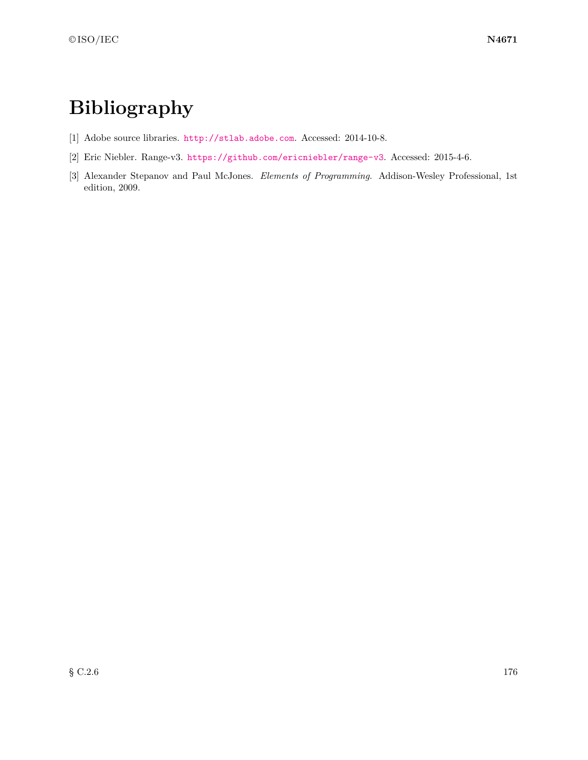# Bibliography

[1] Adobe source libraries. http://stlab.adobe.com. Accessed: 2014-10-8.

[2] Eric Niebler. Range-v3. https://github.com/ericniebler/range-v3. Accessed: 2015-4-6.

[3] Alexander Stepanov and Paul McJones. *Elements of Programming*. Addison-Wesley Professional, 1st edition, 2009.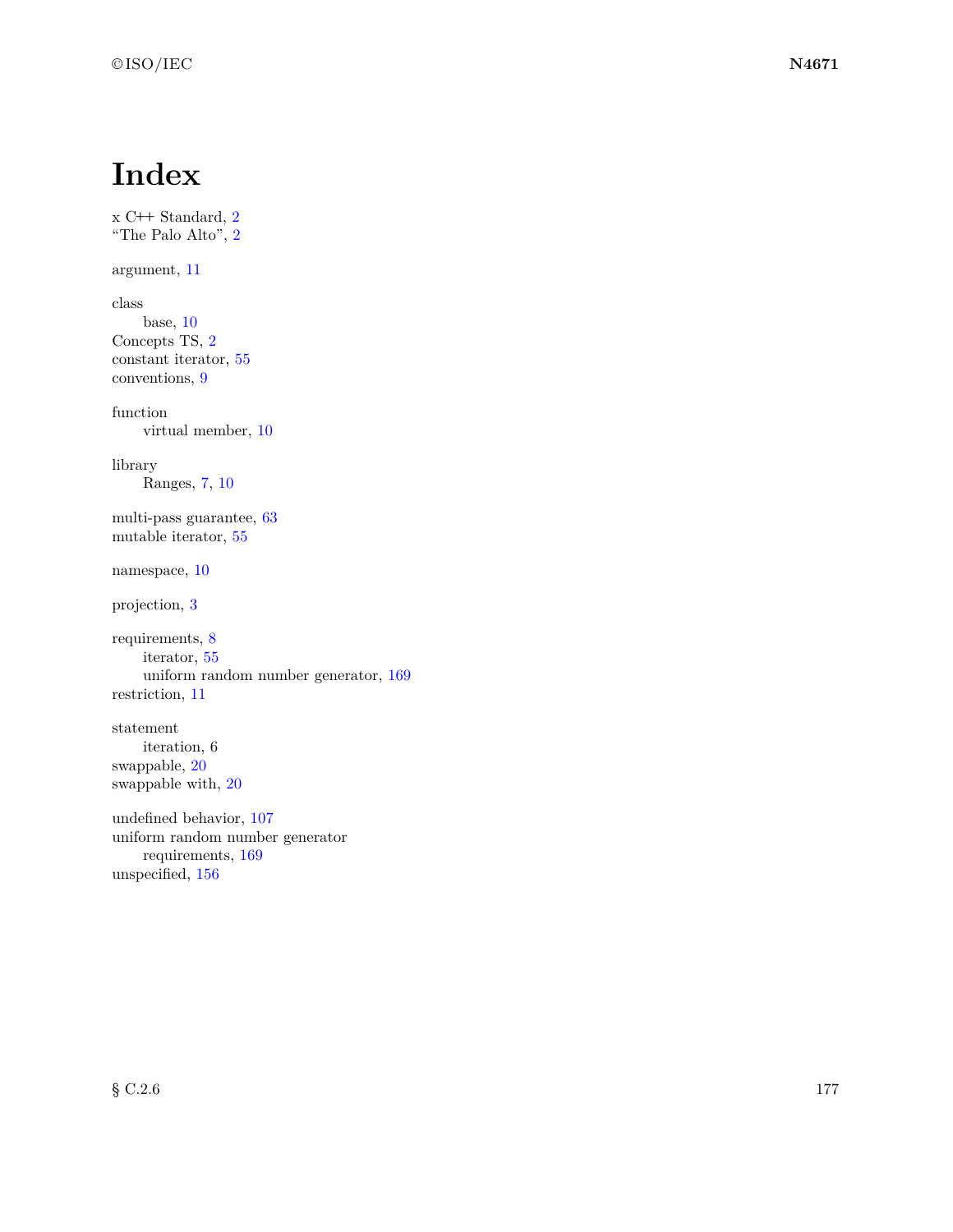# Index

x C++ Standard, 2
"The Palo Alto", 2

argument, 11

class
  base, 10
Concepts TS, 2
constant iterator, 55
conventions, 9

function
  virtual member, 10

library
  Ranges, 7, 10

multi-pass guarantee, 63
mutable iterator, 55

namespace, 10

projection, 3

requirements, 8
  iterator, 55
  uniform random number generator, 169
restriction, 11

statement
  iteration, 6
swappable, 20
swappable with, 20

undefined behavior, 107
uniform random number generator
  requirements, 169
unspecified, 156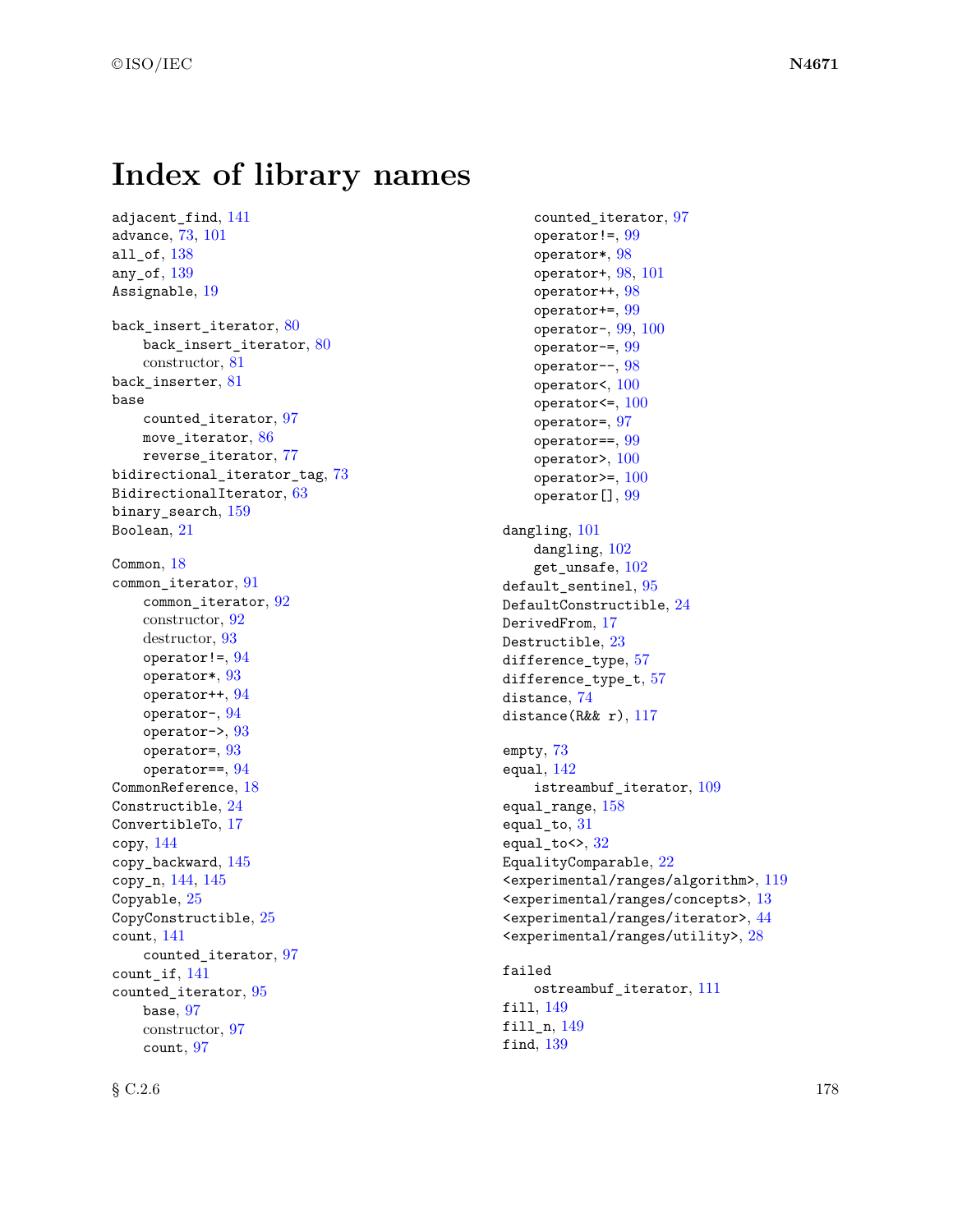# Index of library names

adjacent_find, 141
advance, 73, 101
all_of, 138
any_of, 139
Assignable, 19

back_insert_iterator, 80
- back_insert_iterator, 80
- constructor, 81

back_inserter, 81
base
- counted_iterator, 97
- move_iterator, 86
- reverse_iterator, 77

bidirectional_iterator_tag, 73
BidirectionalIterator, 63
binary_search, 159
Boolean, 21

Common, 18
common_iterator, 91
- common_iterator, 92
- constructor, 92
- destructor, 93
- operator!=, 94
- operator*, 93
- operator++, 94
- operator-, 94
- operator->, 93
- operator=, 93
- operator==, 94

CommonReference, 18
Constructible, 24
ConvertibleTo, 17
copy, 144
copy_backward, 145
copy_n, 144, 145
Copyable, 25
CopyConstructible, 25
count, 141
- counted_iterator, 97

count_if, 141
counted_iterator, 95
- base, 97
- constructor, 97
- count, 97
- counted_iterator, 97
- operator!=, 99
- operator*, 98
- operator+, 98, 101
- operator++, 98
- operator+=, 99
- operator-, 99, 100
- operator-=, 99
- operator--, 98
- operator<, 100
- operator<=, 100
- operator=, 97
- operator==, 99
- operator>, 100
- operator>=, 100
- operator[], 99

dangling, 101
- dangling, 102
- get_unsafe, 102

default_sentinel, 95
DefaultConstructible, 24
DerivedFrom, 17
Destructible, 23
difference_type, 57
difference_type_t, 57
distance, 74
distance(R&& r), 117

empty, 73
equal, 142
- istreambuf_iterator, 109

equal_range, 158
equal_to, 31
equal_to<>, 32
EqualityComparable, 22
<experimental/ranges/algorithm>, 119
<experimental/ranges/concepts>, 13
<experimental/ranges/iterator>, 44
<experimental/ranges/utility>, 28

failed
- ostreambuf_iterator, 111

fill, 149
fill_n, 149
find, 139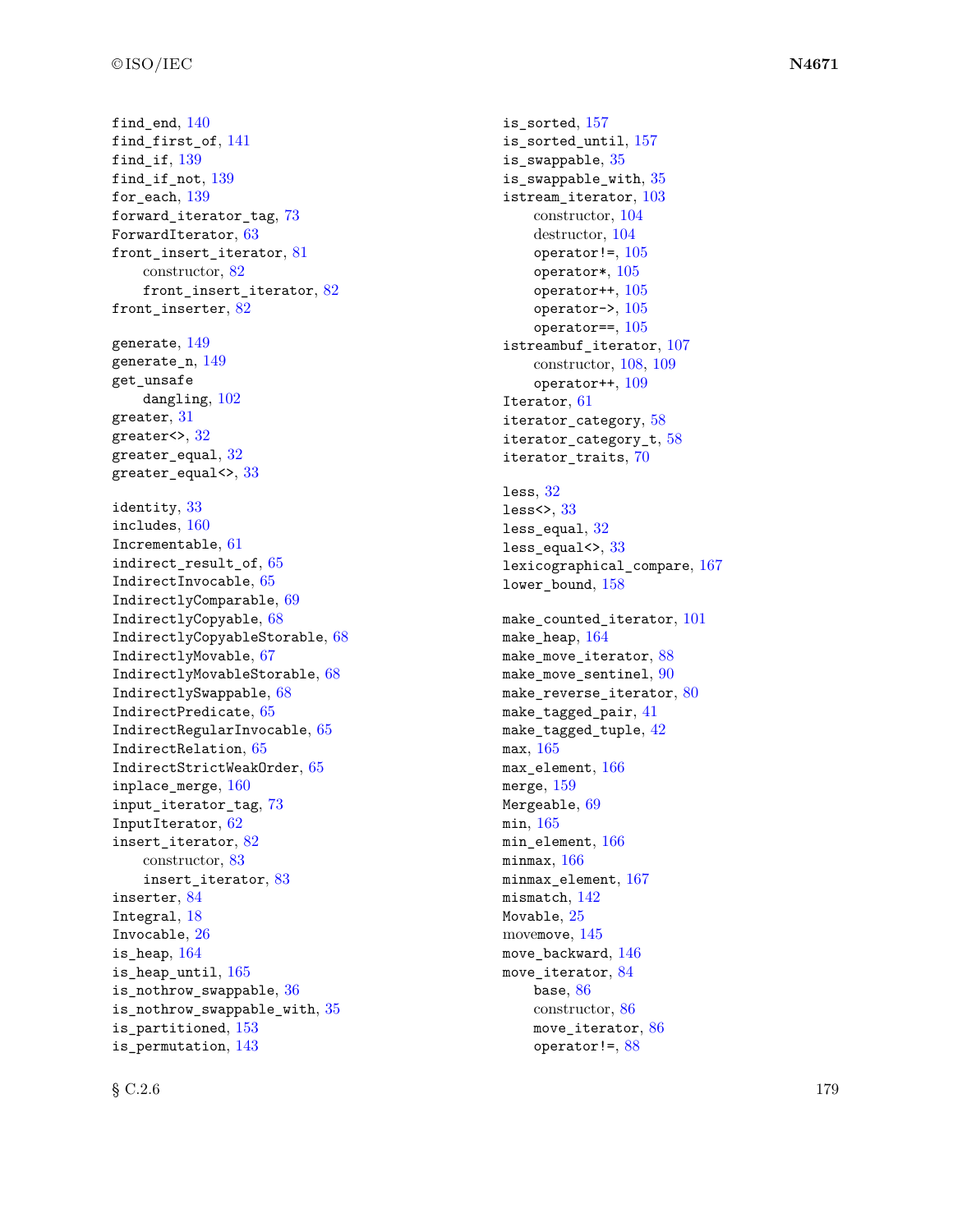find_end, 140
find_first_of, 141
find_if, 139
find_if_not, 139
for_each, 139
forward_iterator_tag, 73
ForwardIterator, 63
front_insert_iterator, 81
    constructor, 82
    front_insert_iterator, 82
front_inserter, 82

generate, 149
generate_n, 149
get_unsafe
    dangling, 102
greater, 31
greater<>, 32
greater_equal, 32
greater_equal<>, 33

identity, 33
includes, 160
Incrementable, 61
indirect_result_of, 65
IndirectInvocable, 65
IndirectlyComparable, 69
IndirectlyCopyable, 68
IndirectlyCopyableStorable, 68
IndirectlyMovable, 67
IndirectlyMovableStorable, 68
IndirectlySwappable, 68
IndirectPredicate, 65
IndirectRegularInvocable, 65
IndirectRelation, 65
IndirectStrictWeakOrder, 65
inplace_merge, 160
input_iterator_tag, 73
InputIterator, 62
insert_iterator, 82
    constructor, 83
    insert_iterator, 83
inserter, 84
Integral, 18
Invocable, 26
is_heap, 164
is_heap_until, 165
is_nothrow_swappable, 36
is_nothrow_swappable_with, 35
is_partitioned, 153
is_permutation, 143
is_sorted, 157
is_sorted_until, 157
is_swappable, 35
is_swappable_with, 35
istream_iterator, 103
    constructor, 104
    destructor, 104
    operator!=, 105
    operator*, 105
    operator++, 105
    operator->, 105
    operator==, 105
istreambuf_iterator, 107
    constructor, 108, 109
    operator++, 109
Iterator, 61
iterator_category, 58
iterator_category_t, 58
iterator_traits, 70

less, 32
less<>, 33
less_equal, 32
less_equal<>, 33
lexicographical_compare, 167
lower_bound, 158

make_counted_iterator, 101
make_heap, 164
make_move_iterator, 88
make_move_sentinel, 90
make_reverse_iterator, 80
make_tagged_pair, 41
make_tagged_tuple, 42
max, 165
max_element, 166
merge, 159
Mergeable, 69
min, 165
min_element, 166
minmax, 166
minmax_element, 167
mismatch, 142
Movable, 25
movemove, 145
move_backward, 146
move_iterator, 84
    base, 86
    constructor, 86
    move_iterator, 86
    operator!=, 88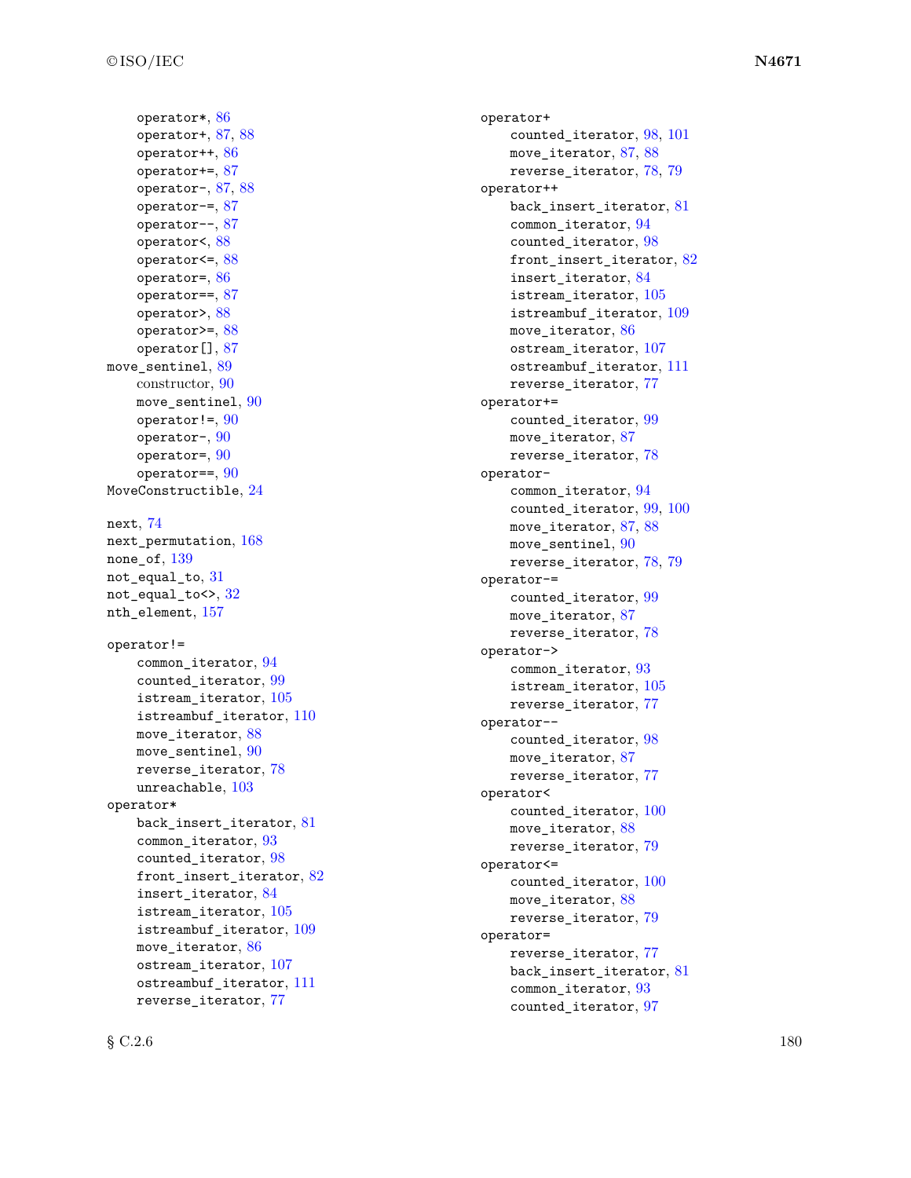operator*, 86
operator+, 87, 88
operator++, 86
operator+=, 87
operator-, 87, 88
operator-=, 87
operator--, 87
operator<, 88
operator<=, 88
operator=, 86
operator==, 87
operator>, 88
operator>=, 88
operator[], 87

move_sentinel, 89
- constructor, 90
- move_sentinel, 90
- operator!=, 90
- operator-, 90
- operator=, 90
- operator==, 90

MoveConstructible, 24

next, 74
next_permutation, 168
none_of, 139
not_equal_to, 31
not_equal_to<>, 32
nth_element, 157

operator!=
- common_iterator, 94
- counted_iterator, 99
- istream_iterator, 105
- istreambuf_iterator, 110
- move_iterator, 88
- move_sentinel, 90
- reverse_iterator, 78
- unreachable, 103

operator*
- back_insert_iterator, 81
- common_iterator, 93
- counted_iterator, 98
- front_insert_iterator, 82
- insert_iterator, 84
- istream_iterator, 105
- istreambuf_iterator, 109
- move_iterator, 86
- ostream_iterator, 107
- ostreambuf_iterator, 111
- reverse_iterator, 77

operator+
- counted_iterator, 98, 101
- move_iterator, 87, 88
- reverse_iterator, 78, 79

operator++
- back_insert_iterator, 81
- common_iterator, 94
- counted_iterator, 98
- front_insert_iterator, 82
- insert_iterator, 84
- istream_iterator, 105
- istreambuf_iterator, 109
- move_iterator, 86
- ostream_iterator, 107
- ostreambuf_iterator, 111
- reverse_iterator, 77

operator+=
- counted_iterator, 99
- move_iterator, 87
- reverse_iterator, 78

operator-
- common_iterator, 94
- counted_iterator, 99, 100
- move_iterator, 87, 88
- move_sentinel, 90
- reverse_iterator, 78, 79

operator-=
- counted_iterator, 99
- move_iterator, 87
- reverse_iterator, 78

operator->
- common_iterator, 93
- istream_iterator, 105
- reverse_iterator, 77

operator--
- counted_iterator, 98
- move_iterator, 87
- reverse_iterator, 77

operator<
- counted_iterator, 100
- move_iterator, 88
- reverse_iterator, 79

operator<=
- counted_iterator, 100
- move_iterator, 88
- reverse_iterator, 79

operator=
- reverse_iterator, 77
- back_insert_iterator, 81
- common_iterator, 93
- counted_iterator, 97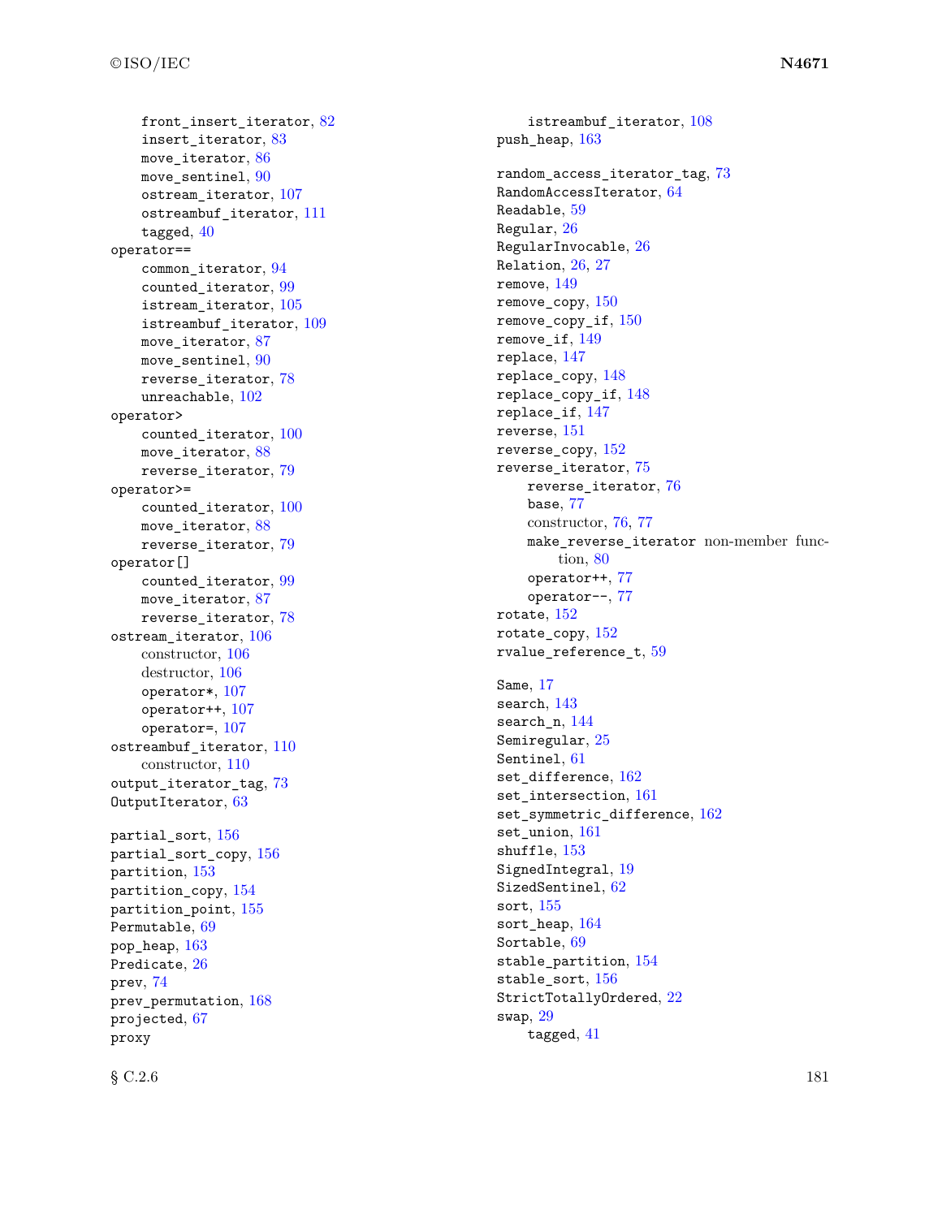front_insert_iterator, 82
insert_iterator, 83
move_iterator, 86
move_sentinel, 90
ostream_iterator, 107
ostreambuf_iterator, 111
tagged, 40

operator==
- common_iterator, 94
- counted_iterator, 99
- istream_iterator, 105
- istreambuf_iterator, 109
- move_iterator, 87
- move_sentinel, 90
- reverse_iterator, 78
- unreachable, 102

operator>
- counted_iterator, 100
- move_iterator, 88
- reverse_iterator, 79

operator>=
- counted_iterator, 100
- move_iterator, 88
- reverse_iterator, 79

operator[]
- counted_iterator, 99
- move_iterator, 87
- reverse_iterator, 78

ostream_iterator, 106
- constructor, 106
- destructor, 106
- operator*, 107
- operator++, 107
- operator=, 107

ostreambuf_iterator, 110
- constructor, 110

output_iterator_tag, 73
OutputIterator, 63

partial_sort, 156
partial_sort_copy, 156
partition, 153
partition_copy, 154
partition_point, 155
Permutable, 69
pop_heap, 163
Predicate, 26
prev, 74
prev_permutation, 168
projected, 67
proxy
- istreambuf_iterator, 108

push_heap, 163

random_access_iterator_tag, 73
RandomAccessIterator, 64
Readable, 59
Regular, 26
RegularInvocable, 26
Relation, 26, 27
remove, 149
remove_copy, 150
remove_copy_if, 150
remove_if, 149
replace, 147
replace_copy, 148
replace_copy_if, 148
replace_if, 147
reverse, 151
reverse_copy, 152
reverse_iterator, 75
- reverse_iterator, 76
- base, 77
- constructor, 76, 77
- make_reverse_iterator non-member function, 80
- operator++, 77
- operator--, 77

rotate, 152
rotate_copy, 152
rvalue_reference_t, 59

Same, 17
search, 143
search_n, 144
Semiregular, 25
Sentinel, 61
set_difference, 162
set_intersection, 161
set_symmetric_difference, 162
set_union, 161
shuffle, 153
SignedIntegral, 19
SizedSentinel, 62
sort, 155
sort_heap, 164
Sortable, 69
stable_partition, 154
stable_sort, 156
StrictTotallyOrdered, 22
swap, 29
- tagged, 41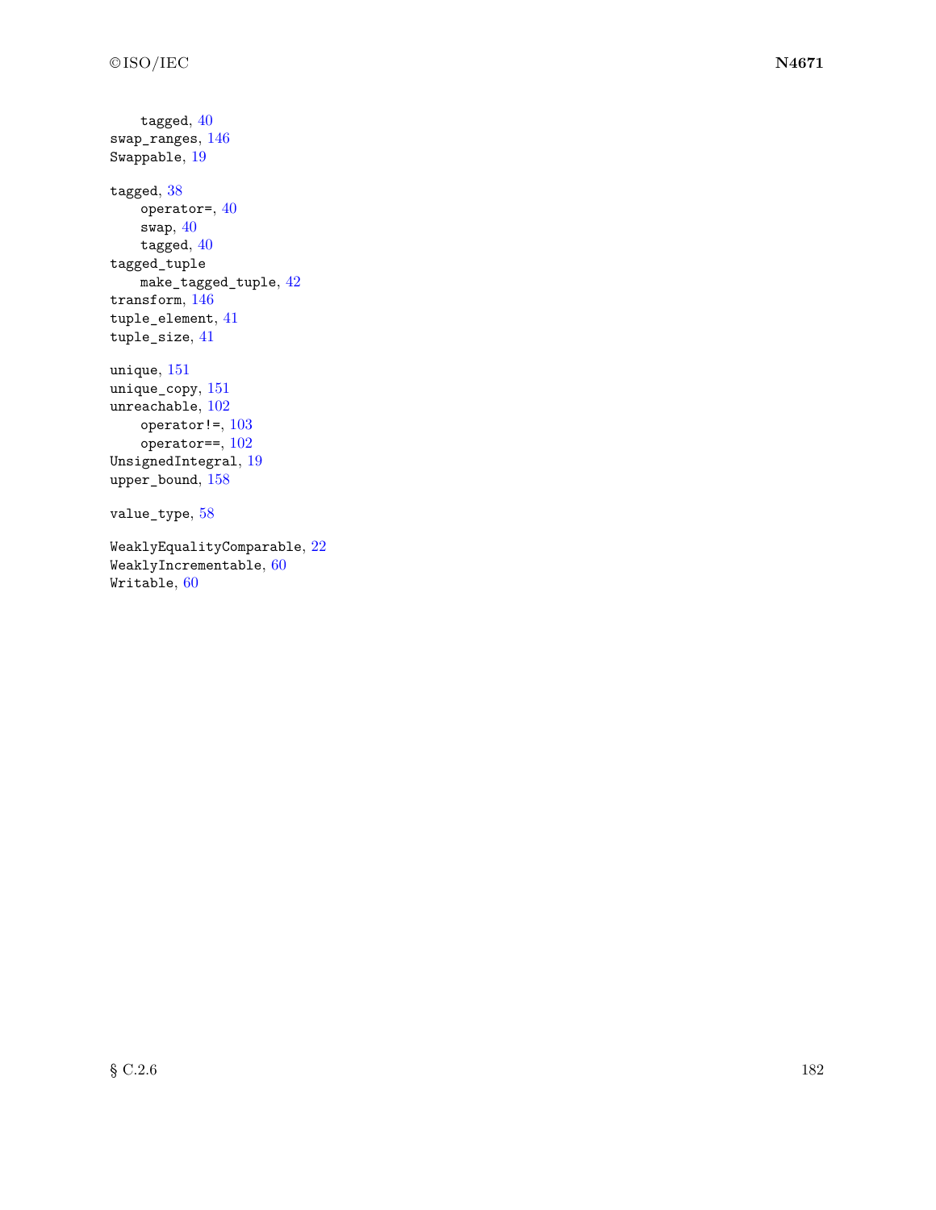tagged, 40
swap_ranges, 146
Swappable, 19

tagged, 38
    operator=, 40
    swap, 40
    tagged, 40
tagged_tuple
    make_tagged_tuple, 42
transform, 146
tuple_element, 41
tuple_size, 41

unique, 151
unique_copy, 151
unreachable, 102
    operator!=, 103
    operator==, 102
UnsignedIntegral, 19
upper_bound, 158

value_type, 58

WeaklyEqualityComparable, 22
WeaklyIncrementable, 60
Writable, 60